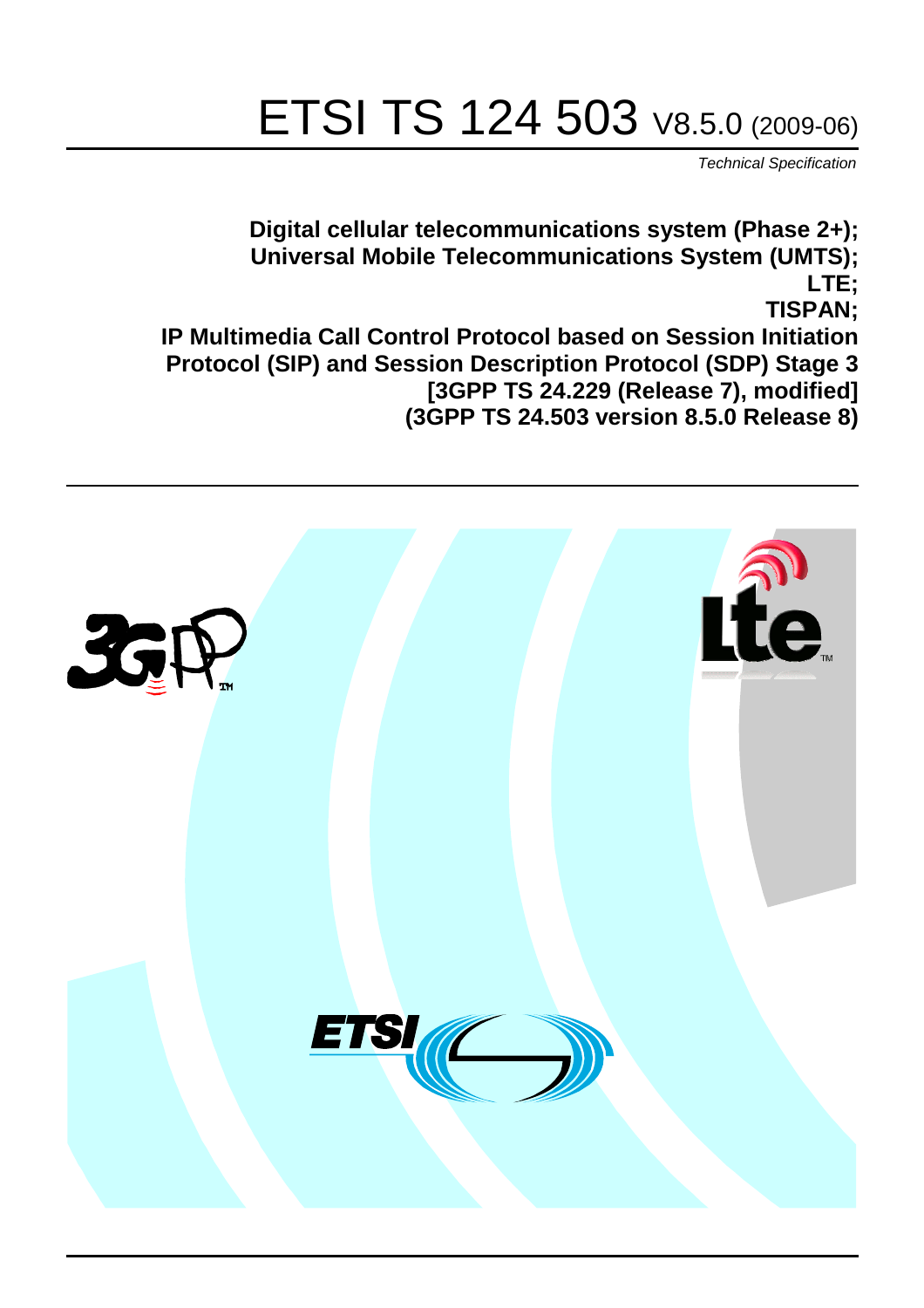# ETSI TS 124 503 V8.5.0 (2009-06)

*Technical Specification*

**Digital cellular telecommunications system (Phase 2+);
Universal Mobile Telecommunications System (UMTS);
LTE;
TISPAN;
IP Multimedia Call Control Protocol based on Session Initiation Protocol (SIP) and Session Description Protocol (SDP) Stage 3
[3GPP TS 24.229 (Release 7), modified]
(3GPP TS 24.503 version 8.5.0 Release 8)**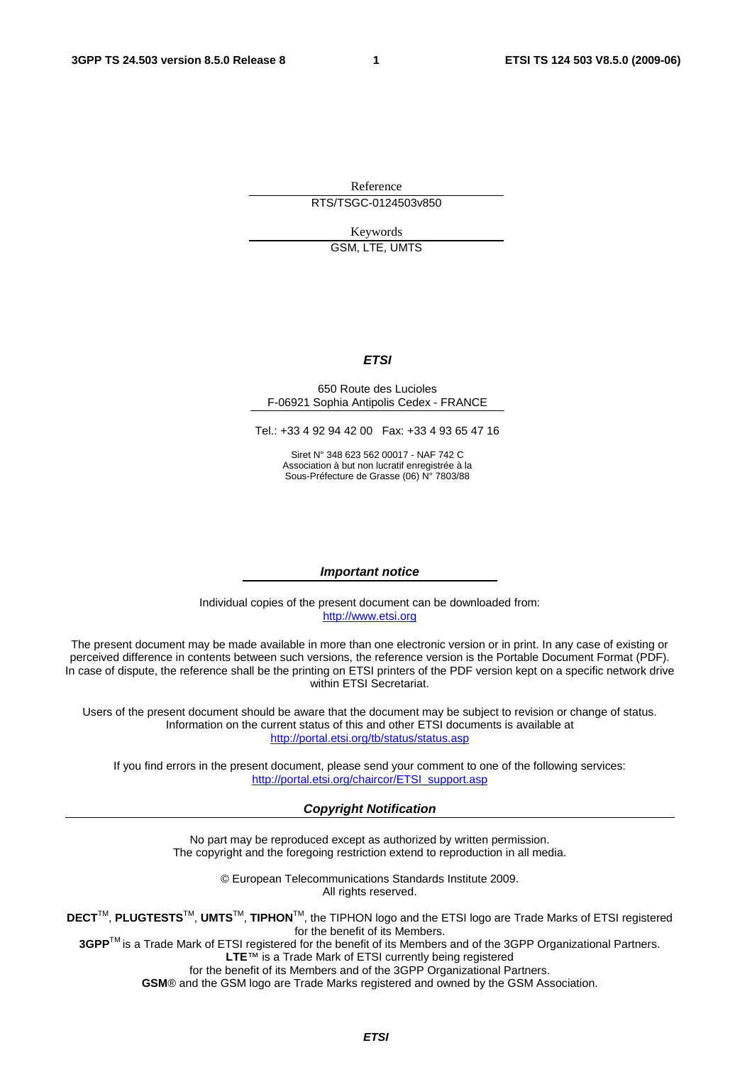Reference

RTS/TSGC-0124503v850

Keywords

GSM, LTE, UMTS

***ETSI***

650 Route des Lucioles
F-06921 Sophia Antipolis Cedex - FRANCE

Tel.: +33 4 92 94 42 00 Fax: +33 4 93 65 47 16

Siret N° 348 623 562 00017 - NAF 742 C
Association à but non lucratif enregistrée à la
Sous-Préfecture de Grasse (06) N° 7803/88

***Important notice***

Individual copies of the present document can be downloaded from:
http://www.etsi.org

The present document may be made available in more than one electronic version or in print. In any case of existing or perceived difference in contents between such versions, the reference version is the Portable Document Format (PDF). In case of dispute, the reference shall be the printing on ETSI printers of the PDF version kept on a specific network drive within ETSI Secretariat.

Users of the present document should be aware that the document may be subject to revision or change of status. Information on the current status of this and other ETSI documents is available at
http://portal.etsi.org/tb/status/status.asp

If you find errors in the present document, please send your comment to one of the following services:
http://portal.etsi.org/chaircor/ETSI_support.asp

***Copyright Notification***

No part may be reproduced except as authorized by written permission.
The copyright and the foregoing restriction extend to reproduction in all media.

© European Telecommunications Standards Institute 2009.
All rights reserved.

**DECT**™, **PLUGTESTS**™, **UMTS**™, **TIPHON**™, the TIPHON logo and the ETSI logo are Trade Marks of ETSI registered for the benefit of its Members.
**3GPP**™ is a Trade Mark of ETSI registered for the benefit of its Members and of the 3GPP Organizational Partners.
**LTE**™ is a Trade Mark of ETSI currently being registered
for the benefit of its Members and of the 3GPP Organizational Partners.
**GSM**® and the GSM logo are Trade Marks registered and owned by the GSM Association.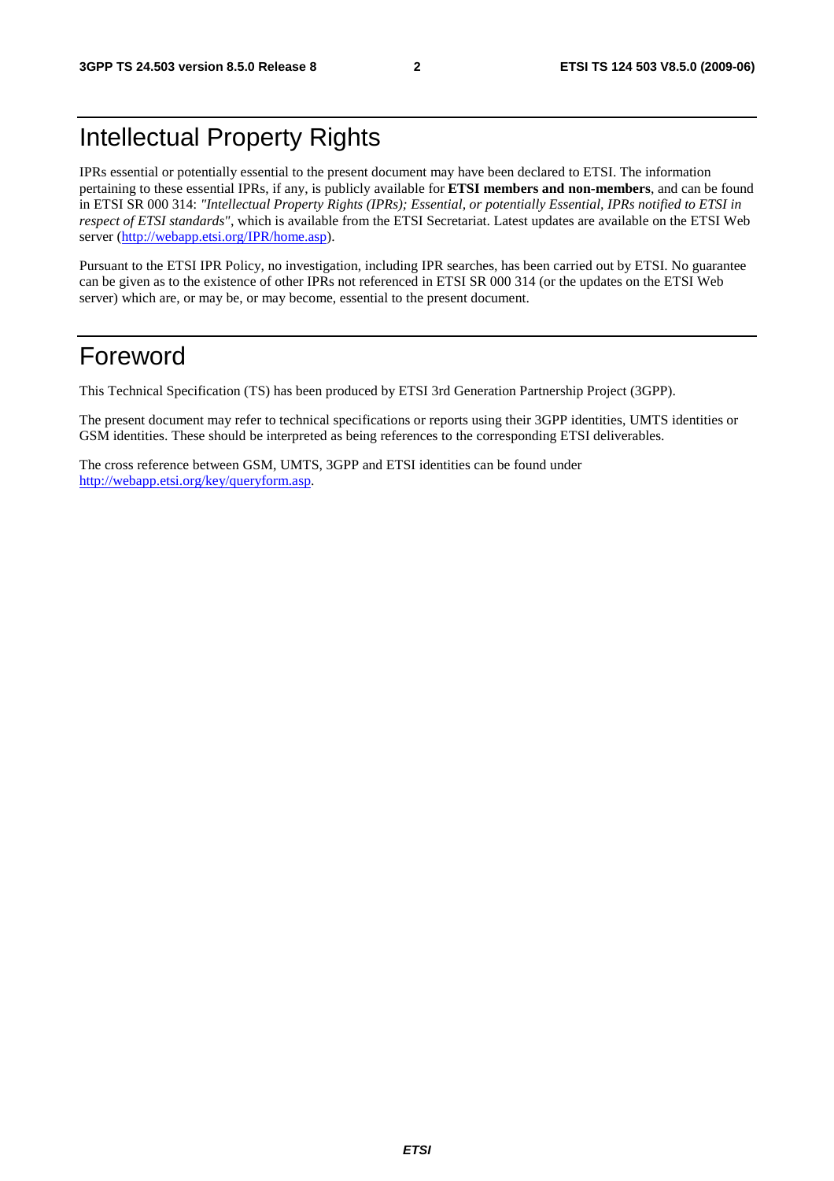# Intellectual Property Rights

IPRs essential or potentially essential to the present document may have been declared to ETSI. The information pertaining to these essential IPRs, if any, is publicly available for **ETSI members and non-members**, and can be found in ETSI SR 000 314: *"Intellectual Property Rights (IPRs); Essential, or potentially Essential, IPRs notified to ETSI in respect of ETSI standards"*, which is available from the ETSI Secretariat. Latest updates are available on the ETSI Web server (http://webapp.etsi.org/IPR/home.asp).

Pursuant to the ETSI IPR Policy, no investigation, including IPR searches, has been carried out by ETSI. No guarantee can be given as to the existence of other IPRs not referenced in ETSI SR 000 314 (or the updates on the ETSI Web server) which are, or may be, or may become, essential to the present document.

# Foreword

This Technical Specification (TS) has been produced by ETSI 3rd Generation Partnership Project (3GPP).

The present document may refer to technical specifications or reports using their 3GPP identities, UMTS identities or GSM identities. These should be interpreted as being references to the corresponding ETSI deliverables.

The cross reference between GSM, UMTS, 3GPP and ETSI identities can be found under http://webapp.etsi.org/key/queryform.asp.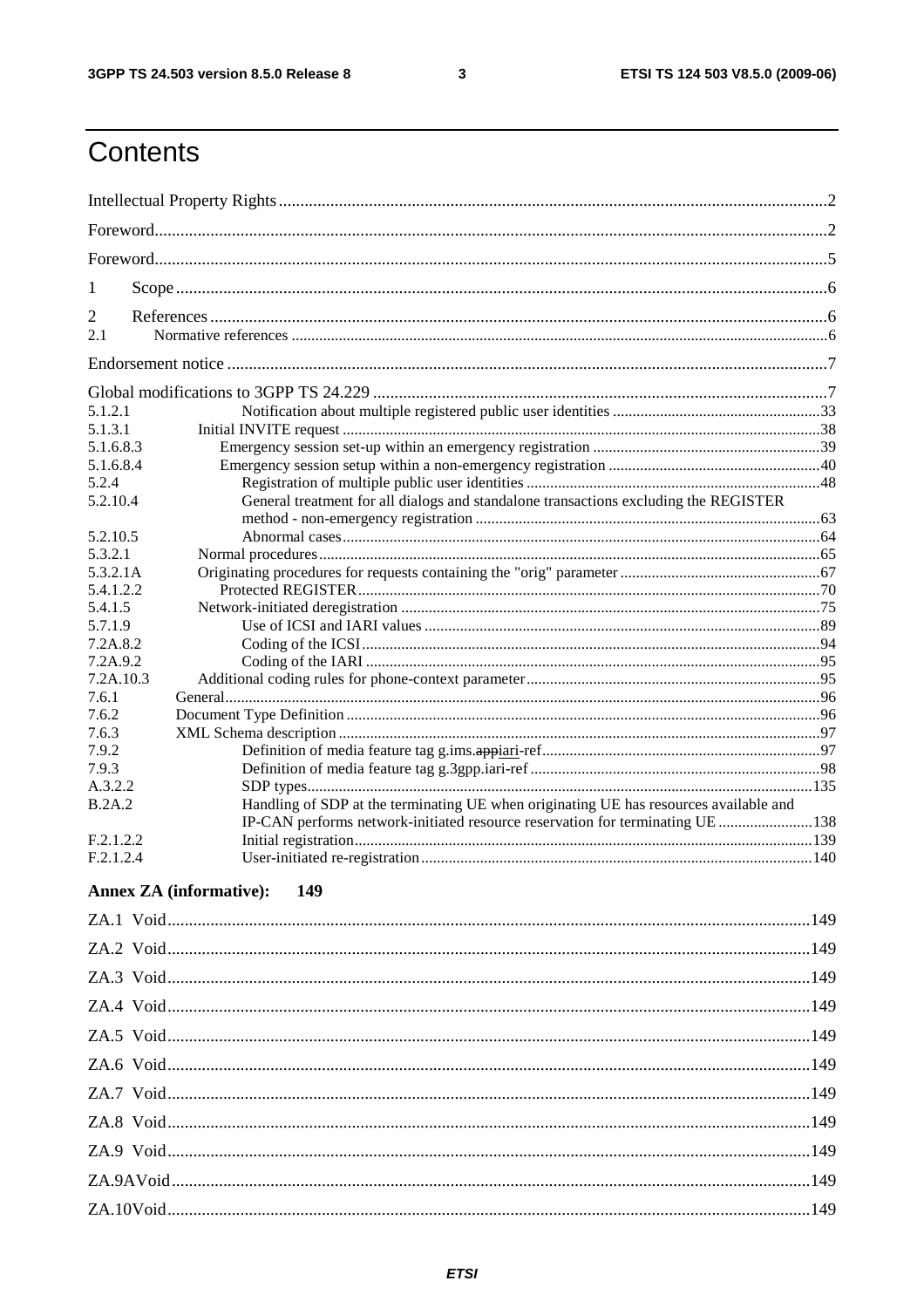# Contents

Intellectual Property Rights ..........2

Foreword ..........2

Foreword ..........5

1 Scope ..........6

2 References ..........6

2.1 Normative references ..........6

Endorsement notice ..........7

Global modifications to 3GPP TS 24.229 ..........7

5.1.2.1 Notification about multiple registered public user identities ..........33

5.1.3.1 Initial INVITE request ..........38

5.1.6.8.3 Emergency session set-up within an emergency registration ..........39

5.1.6.8.4 Emergency session setup within a non-emergency registration ..........40

5.2.4 Registration of multiple public user identities ..........48

5.2.10.4 General treatment for all dialogs and standalone transactions excluding the REGISTER method - non-emergency registration ..........63

5.2.10.5 Abnormal cases ..........64

5.3.2.1 Normal procedures ..........65

5.3.2.1A Originating procedures for requests containing the "orig" parameter ..........67

5.4.1.2.2 Protected REGISTER ..........70

5.4.1.5 Network-initiated deregistration ..........75

5.7.1.9 Use of ICSI and IARI values ..........89

7.2A.8.2 Coding of the ICSI ..........94

7.2A.9.2 Coding of the IARI ..........95

7.2A.10.3 Additional coding rules for phone-context parameter ..........95

7.6.1 General ..........96

7.6.2 Document Type Definition ..........96

7.6.3 XML Schema description ..........97

7.9.2 Definition of media feature tag g.ims.~~app~~iari-ref ..........97

7.9.3 Definition of media feature tag g.3gpp.iari-ref ..........98

A.3.2.2 SDP types ..........135

B.2A.2 Handling of SDP at the terminating UE when originating UE has resources available and IP-CAN performs network-initiated resource reservation for terminating UE ..........138

F.2.1.2.2 Initial registration ..........139

F.2.1.2.4 User-initiated re-registration ..........140

**Annex ZA (informative): 149**

ZA.1 Void ..........149

ZA.2 Void ..........149

ZA.3 Void ..........149

ZA.4 Void ..........149

ZA.5 Void ..........149

ZA.6 Void ..........149

ZA.7 Void ..........149

ZA.8 Void ..........149

ZA.9 Void ..........149

ZA.9AVoid ..........149

ZA.10Void ..........149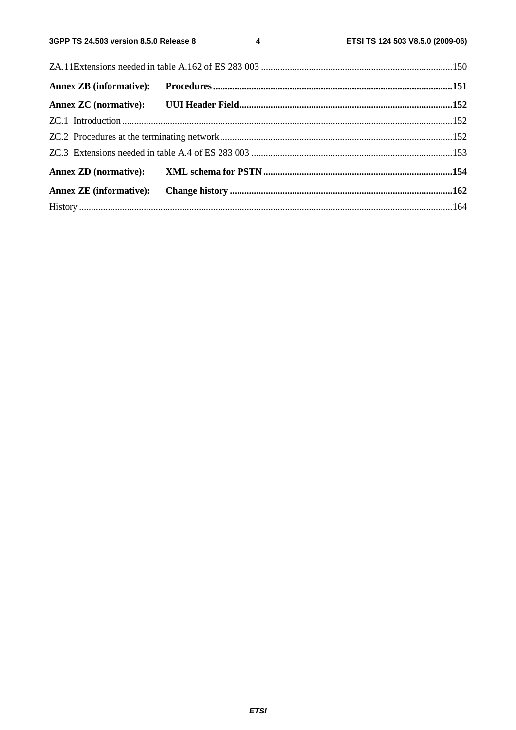ZA.11Extensions needed in table A.162 of ES 283 003 ................................................................................150

**Annex ZB (informative): Procedures ...................................................................................................151**

**Annex ZC (normative): UUI Header Field........................................................................................152**

ZC.1 Introduction ..........................................................................................................................................152

ZC.2 Procedures at the terminating network.................................................................................................152

ZC.3 Extensions needed in table A.4 of ES 283 003 ....................................................................................153

**Annex ZD (normative): XML schema for PSTN ..............................................................................154**

**Annex ZE (informative): Change history ............................................................................................162**

History ............................................................................................................................................................164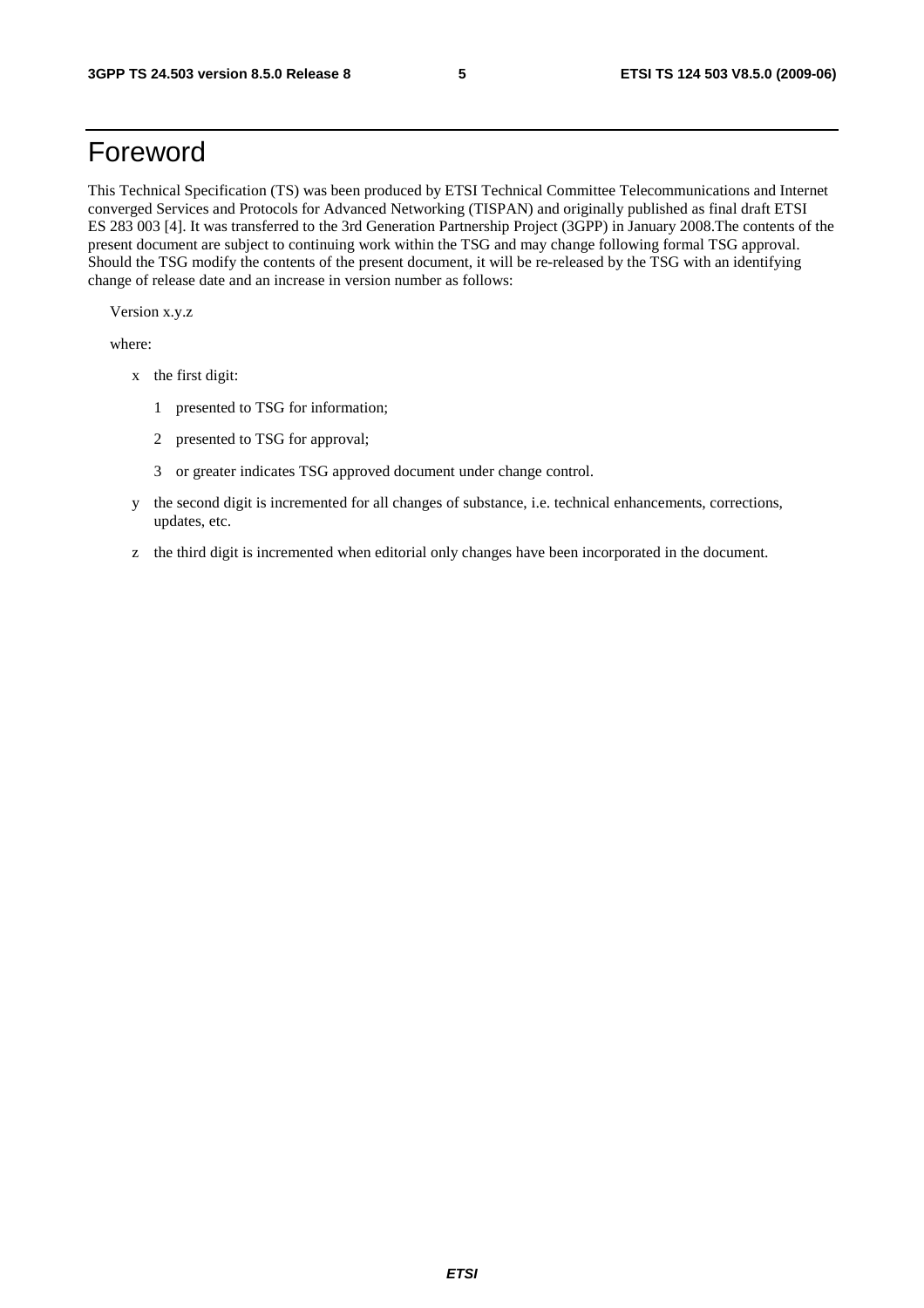# Foreword

This Technical Specification (TS) was been produced by ETSI Technical Committee Telecommunications and Internet converged Services and Protocols for Advanced Networking (TISPAN) and originally published as final draft ETSI ES 283 003 [4]. It was transferred to the 3rd Generation Partnership Project (3GPP) in January 2008.The contents of the present document are subject to continuing work within the TSG and may change following formal TSG approval. Should the TSG modify the contents of the present document, it will be re-released by the TSG with an identifying change of release date and an increase in version number as follows:

Version x.y.z

where:

- x the first digit:
  - 1 presented to TSG for information;
  - 2 presented to TSG for approval;
  - 3 or greater indicates TSG approved document under change control.
- y the second digit is incremented for all changes of substance, i.e. technical enhancements, corrections, updates, etc.
- z the third digit is incremented when editorial only changes have been incorporated in the document.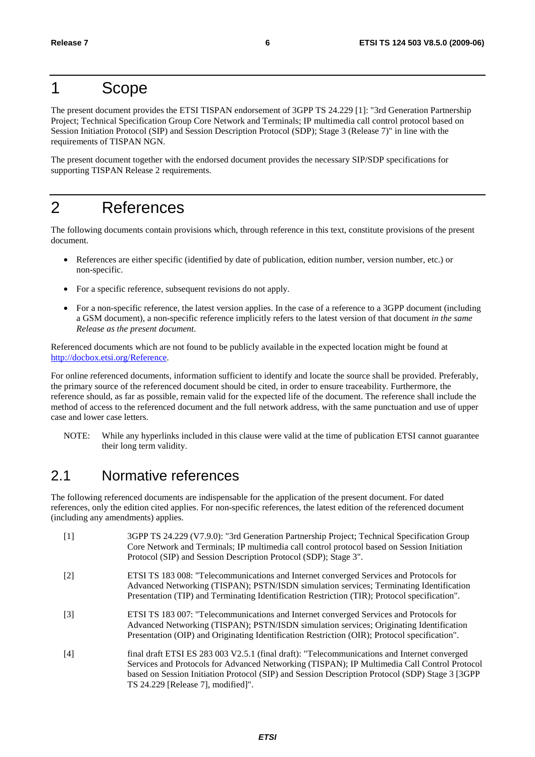# 1 Scope

The present document provides the ETSI TISPAN endorsement of 3GPP TS 24.229 [1]: "3rd Generation Partnership Project; Technical Specification Group Core Network and Terminals; IP multimedia call control protocol based on Session Initiation Protocol (SIP) and Session Description Protocol (SDP); Stage 3 (Release 7)" in line with the requirements of TISPAN NGN.

The present document together with the endorsed document provides the necessary SIP/SDP specifications for supporting TISPAN Release 2 requirements.

# 2 References

The following documents contain provisions which, through reference in this text, constitute provisions of the present document.

- References are either specific (identified by date of publication, edition number, version number, etc.) or non-specific.
- For a specific reference, subsequent revisions do not apply.
- For a non-specific reference, the latest version applies. In the case of a reference to a 3GPP document (including a GSM document), a non-specific reference implicitly refers to the latest version of that document *in the same Release as the present document*.

Referenced documents which are not found to be publicly available in the expected location might be found at http://docbox.etsi.org/Reference.

For online referenced documents, information sufficient to identify and locate the source shall be provided. Preferably, the primary source of the referenced document should be cited, in order to ensure traceability. Furthermore, the reference should, as far as possible, remain valid for the expected life of the document. The reference shall include the method of access to the referenced document and the full network address, with the same punctuation and use of upper case and lower case letters.

NOTE: While any hyperlinks included in this clause were valid at the time of publication ETSI cannot guarantee their long term validity.

## 2.1 Normative references

The following referenced documents are indispensable for the application of the present document. For dated references, only the edition cited applies. For non-specific references, the latest edition of the referenced document (including any amendments) applies.

[1] 3GPP TS 24.229 (V7.9.0): "3rd Generation Partnership Project; Technical Specification Group Core Network and Terminals; IP multimedia call control protocol based on Session Initiation Protocol (SIP) and Session Description Protocol (SDP); Stage 3".

[2] ETSI TS 183 008: "Telecommunications and Internet converged Services and Protocols for Advanced Networking (TISPAN); PSTN/ISDN simulation services; Terminating Identification Presentation (TIP) and Terminating Identification Restriction (TIR); Protocol specification".

[3] ETSI TS 183 007: "Telecommunications and Internet converged Services and Protocols for Advanced Networking (TISPAN); PSTN/ISDN simulation services; Originating Identification Presentation (OIP) and Originating Identification Restriction (OIR); Protocol specification".

[4] final draft ETSI ES 283 003 V2.5.1 (final draft): "Telecommunications and Internet converged Services and Protocols for Advanced Networking (TISPAN); IP Multimedia Call Control Protocol based on Session Initiation Protocol (SIP) and Session Description Protocol (SDP) Stage 3 [3GPP TS 24.229 [Release 7], modified]".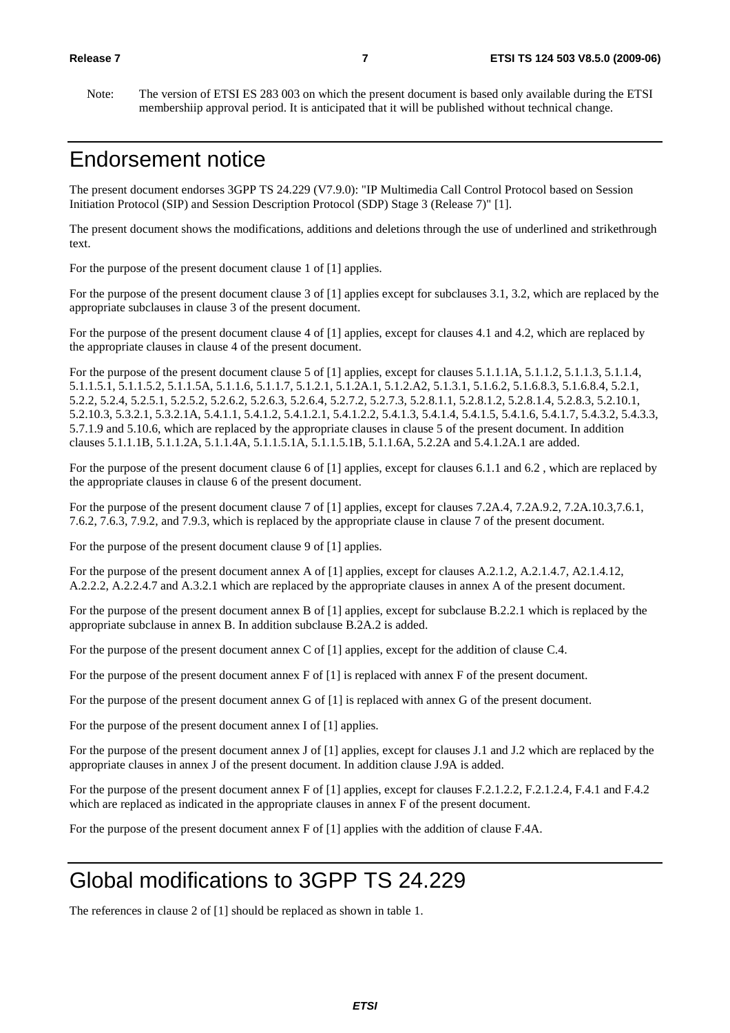Note: The version of ETSI ES 283 003 on which the present document is based only available during the ETSI membershiip approval period. It is anticipated that it will be published without technical change.

# Endorsement notice

The present document endorses 3GPP TS 24.229 (V7.9.0): "IP Multimedia Call Control Protocol based on Session Initiation Protocol (SIP) and Session Description Protocol (SDP) Stage 3 (Release 7)" [1].

The present document shows the modifications, additions and deletions through the use of underlined and strikethrough text.

For the purpose of the present document clause 1 of [1] applies.

For the purpose of the present document clause 3 of [1] applies except for subclauses 3.1, 3.2, which are replaced by the appropriate subclauses in clause 3 of the present document.

For the purpose of the present document clause 4 of [1] applies, except for clauses 4.1 and 4.2, which are replaced by the appropriate clauses in clause 4 of the present document.

For the purpose of the present document clause 5 of [1] applies, except for clauses 5.1.1.1A, 5.1.1.2, 5.1.1.3, 5.1.1.4, 5.1.1.5.1, 5.1.1.5.2, 5.1.1.5A, 5.1.1.6, 5.1.1.7, 5.1.2.1, 5.1.2A.1, 5.1.2.A2, 5.1.3.1, 5.1.6.2, 5.1.6.8.3, 5.1.6.8.4, 5.2.1, 5.2.2, 5.2.4, 5.2.5.1, 5.2.5.2, 5.2.6.2, 5.2.6.3, 5.2.6.4, 5.2.7.2, 5.2.7.3, 5.2.8.1.1, 5.2.8.1.2, 5.2.8.1.4, 5.2.8.3, 5.2.10.1, 5.2.10.3, 5.3.2.1, 5.3.2.1A, 5.4.1.1, 5.4.1.2, 5.4.1.2.1, 5.4.1.2.2, 5.4.1.3, 5.4.1.4, 5.4.1.5, 5.4.1.6, 5.4.1.7, 5.4.3.2, 5.4.3.3, 5.7.1.9 and 5.10.6, which are replaced by the appropriate clauses in clause 5 of the present document. In addition clauses 5.1.1.1B, 5.1.1.2A, 5.1.1.4A, 5.1.1.5.1A, 5.1.1.5.1B, 5.1.1.6A, 5.2.2A and 5.4.1.2A.1 are added.

For the purpose of the present document clause 6 of [1] applies, except for clauses 6.1.1 and 6.2 , which are replaced by the appropriate clauses in clause 6 of the present document.

For the purpose of the present document clause 7 of [1] applies, except for clauses 7.2A.4, 7.2A.9.2, 7.2A.10.3,7.6.1, 7.6.2, 7.6.3, 7.9.2, and 7.9.3, which is replaced by the appropriate clause in clause 7 of the present document.

For the purpose of the present document clause 9 of [1] applies.

For the purpose of the present document annex A of [1] applies, except for clauses A.2.1.2, A.2.1.4.7, A2.1.4.12, A.2.2.2, A.2.2.4.7 and A.3.2.1 which are replaced by the appropriate clauses in annex A of the present document.

For the purpose of the present document annex B of [1] applies, except for subclause B.2.2.1 which is replaced by the appropriate subclause in annex B. In addition subclause B.2A.2 is added.

For the purpose of the present document annex C of [1] applies, except for the addition of clause C.4.

For the purpose of the present document annex F of [1] is replaced with annex F of the present document.

For the purpose of the present document annex G of [1] is replaced with annex G of the present document.

For the purpose of the present document annex I of [1] applies.

For the purpose of the present document annex J of [1] applies, except for clauses J.1 and J.2 which are replaced by the appropriate clauses in annex J of the present document. In addition clause J.9A is added.

For the purpose of the present document annex F of [1] applies, except for clauses F.2.1.2.2, F.2.1.2.4, F.4.1 and F.4.2 which are replaced as indicated in the appropriate clauses in annex F of the present document.

For the purpose of the present document annex F of [1] applies with the addition of clause F.4A.

# Global modifications to 3GPP TS 24.229

The references in clause 2 of [1] should be replaced as shown in table 1.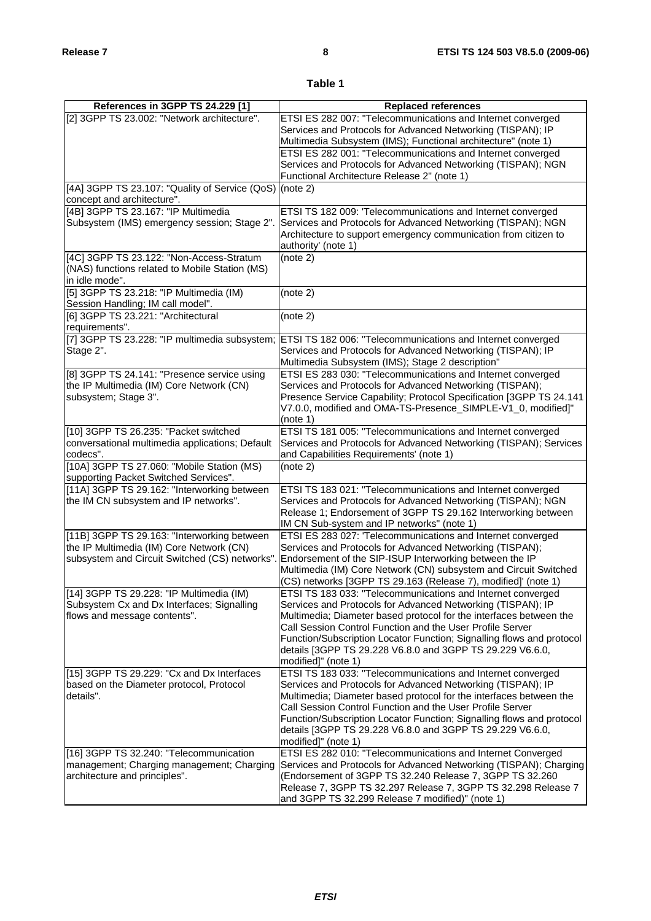**Table 1**

| References in 3GPP TS 24.229 [1] | Replaced references |
|---|---|
| [2] 3GPP TS 23.002: "Network architecture". | ETSI ES 282 007: "Telecommunications and Internet converged Services and Protocols for Advanced Networking (TISPAN); IP Multimedia Subsystem (IMS); Functional architecture" (note 1)<br>ETSI ES 282 001: "Telecommunications and Internet converged Services and Protocols for Advanced Networking (TISPAN); NGN Functional Architecture Release 2" (note 1) |
| [4A] 3GPP TS 23.107: "Quality of Service (QoS) concept and architecture". | (note 2) |
| [4B] 3GPP TS 23.167: "IP Multimedia Subsystem (IMS) emergency session; Stage 2". | ETSI TS 182 009: 'Telecommunications and Internet converged Services and Protocols for Advanced Networking (TISPAN); NGN Architecture to support emergency communication from citizen to authority' (note 1) |
| [4C] 3GPP TS 23.122: "Non-Access-Stratum (NAS) functions related to Mobile Station (MS) in idle mode". | (note 2) |
| [5] 3GPP TS 23.218: "IP Multimedia (IM) Session Handling; IM call model". | (note 2) |
| [6] 3GPP TS 23.221: "Architectural requirements". | (note 2) |
| [7] 3GPP TS 23.228: "IP multimedia subsystem; Stage 2". | ETSI TS 182 006: "Telecommunications and Internet converged Services and Protocols for Advanced Networking (TISPAN); IP Multimedia Subsystem (IMS); Stage 2 description" |
| [8] 3GPP TS 24.141: "Presence service using the IP Multimedia (IM) Core Network (CN) subsystem; Stage 3". | ETSI ES 283 030: "Telecommunications and Internet converged Services and Protocols for Advanced Networking (TISPAN); Presence Service Capability; Protocol Specification [3GPP TS 24.141 V7.0.0, modified and OMA-TS-Presence_SIMPLE-V1_0, modified]" (note 1) |
| [10] 3GPP TS 26.235: "Packet switched conversational multimedia applications; Default codecs". | ETSI TS 181 005: "Telecommunications and Internet converged Services and Protocols for Advanced Networking (TISPAN); Services and Capabilities Requirements' (note 1) |
| [10A] 3GPP TS 27.060: "Mobile Station (MS) supporting Packet Switched Services". | (note 2) |
| [11A] 3GPP TS 29.162: "Interworking between the IM CN subsystem and IP networks". | ETSI TS 183 021: "Telecommunications and Internet converged Services and Protocols for Advanced Networking (TISPAN); NGN Release 1; Endorsement of 3GPP TS 29.162 Interworking between IM CN Sub-system and IP networks" (note 1) |
| [11B] 3GPP TS 29.163: "Interworking between the IP Multimedia (IM) Core Network (CN) subsystem and Circuit Switched (CS) networks". | ETSI ES 283 027: 'Telecommunications and Internet converged Services and Protocols for Advanced Networking (TISPAN); Endorsement of the SIP-ISUP Interworking between the IP Multimedia (IM) Core Network (CN) subsystem and Circuit Switched (CS) networks [3GPP TS 29.163 (Release 7), modified]' (note 1) |
| [14] 3GPP TS 29.228: "IP Multimedia (IM) Subsystem Cx and Dx Interfaces; Signalling flows and message contents". | ETSI TS 183 033: "Telecommunications and Internet converged Services and Protocols for Advanced Networking (TISPAN); IP Multimedia; Diameter based protocol for the interfaces between the Call Session Control Function and the User Profile Server Function/Subscription Locator Function; Signalling flows and protocol details [3GPP TS 29.228 V6.8.0 and 3GPP TS 29.229 V6.6.0, modified]" (note 1) |
| [15] 3GPP TS 29.229: "Cx and Dx Interfaces based on the Diameter protocol, Protocol details". | ETSI TS 183 033: "Telecommunications and Internet converged Services and Protocols for Advanced Networking (TISPAN); IP Multimedia; Diameter based protocol for the interfaces between the Call Session Control Function and the User Profile Server Function/Subscription Locator Function; Signalling flows and protocol details [3GPP TS 29.228 V6.8.0 and 3GPP TS 29.229 V6.6.0, modified]" (note 1) |
| [16] 3GPP TS 32.240: "Telecommunication management; Charging management; Charging architecture and principles". | ETSI ES 282 010: "Telecommunications and Internet Converged Services and Protocols for Advanced Networking (TISPAN); Charging (Endorsement of 3GPP TS 32.240 Release 7, 3GPP TS 32.260 Release 7, 3GPP TS 32.297 Release 7, 3GPP TS 32.298 Release 7 and 3GPP TS 32.299 Release 7 modified)" (note 1) |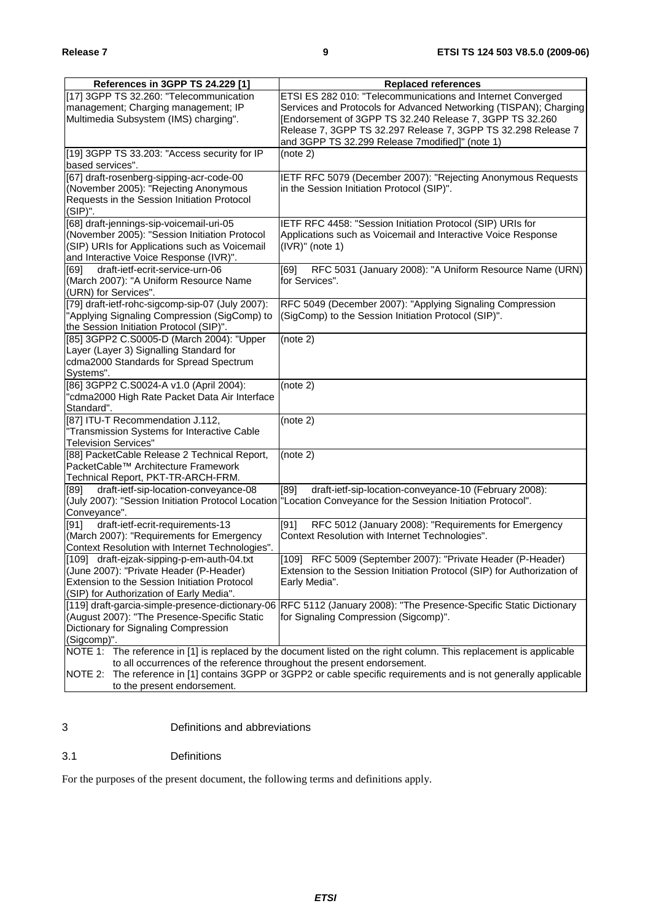| References in 3GPP TS 24.229 [1] | Replaced references |
| --- | --- |
| [17] 3GPP TS 32.260: "Telecommunication management; Charging management; IP Multimedia Subsystem (IMS) charging". | ETSI ES 282 010: "Telecommunications and Internet Converged Services and Protocols for Advanced Networking (TISPAN); Charging [Endorsement of 3GPP TS 32.240 Release 7, 3GPP TS 32.260 Release 7, 3GPP TS 32.297 Release 7, 3GPP TS 32.298 Release 7 and 3GPP TS 32.299 Release 7modified]" (note 1) |
| [19] 3GPP TS 33.203: "Access security for IP based services". | (note 2) |
| [67] draft-rosenberg-sipping-acr-code-00 (November 2005): "Rejecting Anonymous Requests in the Session Initiation Protocol (SIP)". | IETF RFC 5079 (December 2007): "Rejecting Anonymous Requests in the Session Initiation Protocol (SIP)". |
| [68] draft-jennings-sip-voicemail-uri-05 (November 2005): "Session Initiation Protocol (SIP) URIs for Applications such as Voicemail and Interactive Voice Response (IVR)". | IETF RFC 4458: "Session Initiation Protocol (SIP) URIs for Applications such as Voicemail and Interactive Voice Response (IVR)" (note 1) |
| [69] draft-ietf-ecrit-service-urn-06 (March 2007): "A Uniform Resource Name (URN) for Services". | [69] RFC 5031 (January 2008): "A Uniform Resource Name (URN) for Services". |
| [79] draft-ietf-rohc-sigcomp-sip-07 (July 2007): "Applying Signaling Compression (SigComp) to the Session Initiation Protocol (SIP)". | RFC 5049 (December 2007): "Applying Signaling Compression (SigComp) to the Session Initiation Protocol (SIP)". |
| [85] 3GPP2 C.S0005-D (March 2004): "Upper Layer (Layer 3) Signalling Standard for cdma2000 Standards for Spread Spectrum Systems". | (note 2) |
| [86] 3GPP2 C.S0024-A v1.0 (April 2004): "cdma2000 High Rate Packet Data Air Interface Standard". | (note 2) |
| [87] ITU-T Recommendation J.112, "Transmission Systems for Interactive Cable Television Services" | (note 2) |
| [88] PacketCable Release 2 Technical Report, PacketCable™ Architecture Framework Technical Report, PKT-TR-ARCH-FRM. | (note 2) |
| [89] draft-ietf-sip-location-conveyance-08 (July 2007): "Session Initiation Protocol Location Conveyance". | [89] draft-ietf-sip-location-conveyance-10 (February 2008): "Location Conveyance for the Session Initiation Protocol". |
| [91] draft-ietf-ecrit-requirements-13 (March 2007): "Requirements for Emergency Context Resolution with Internet Technologies". | [91] RFC 5012 (January 2008): "Requirements for Emergency Context Resolution with Internet Technologies". |
| [109] draft-ejzak-sipping-p-em-auth-04.txt (June 2007): "Private Header (P-Header) Extension to the Session Initiation Protocol (SIP) for Authorization of Early Media". | [109] RFC 5009 (September 2007): "Private Header (P-Header) Extension to the Session Initiation Protocol (SIP) for Authorization of Early Media". |
| [119] draft-garcia-simple-presence-dictionary-06 (August 2007): "The Presence-Specific Static Dictionary for Signaling Compression (Sigcomp)". | RFC 5112 (January 2008): "The Presence-Specific Static Dictionary for Signaling Compression (Sigcomp)". |
| NOTE 1: The reference in [1] is replaced by the document listed on the right column. This replacement is applicable to all occurrences of the reference throughout the present endorsement. NOTE 2: The reference in [1] contains 3GPP or 3GPP2 or cable specific requirements and is not generally applicable to the present endorsement. | |

# 3 Definitions and abbreviations

## 3.1 Definitions

For the purposes of the present document, the following terms and definitions apply.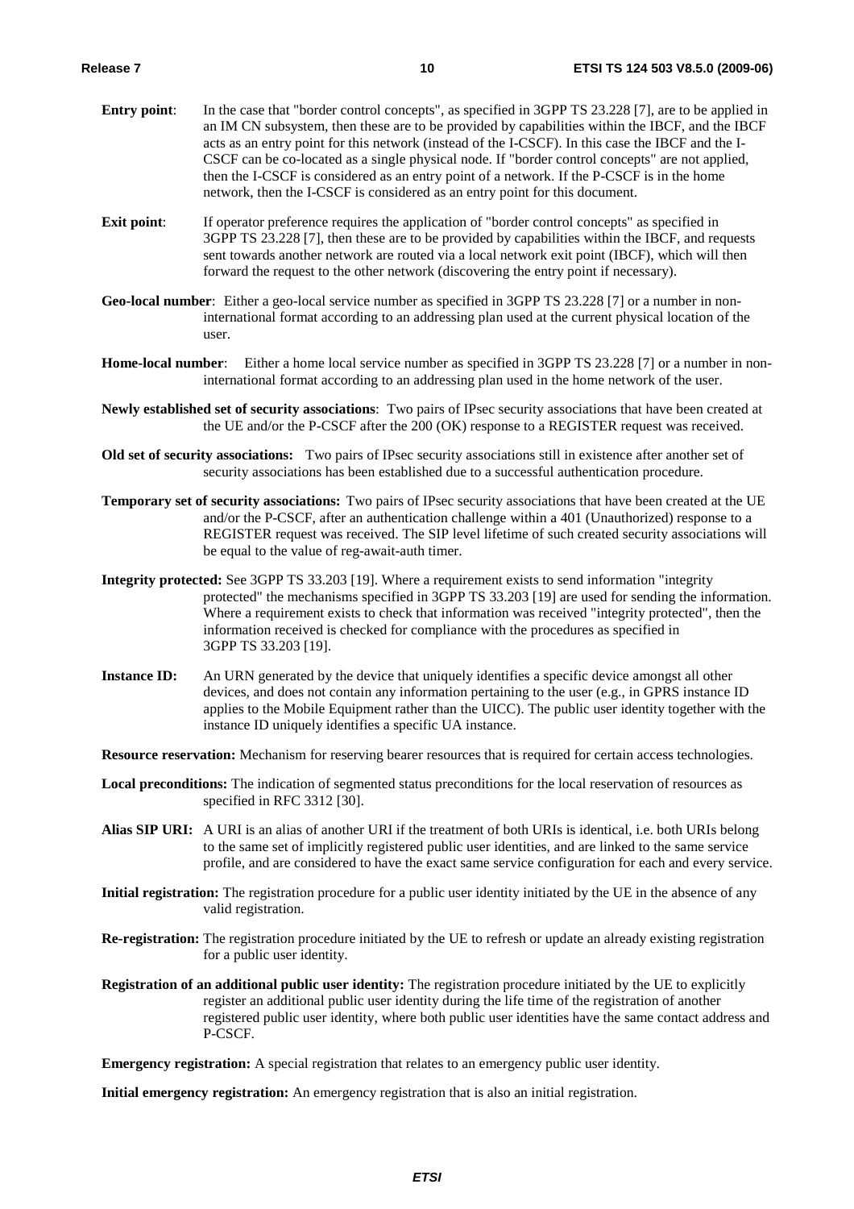**Entry point**: In the case that "border control concepts", as specified in 3GPP TS 23.228 [7], are to be applied in an IM CN subsystem, then these are to be provided by capabilities within the IBCF, and the IBCF acts as an entry point for this network (instead of the I-CSCF). In this case the IBCF and the I-CSCF can be co-located as a single physical node. If "border control concepts" are not applied, then the I-CSCF is considered as an entry point of a network. If the P-CSCF is in the home network, then the I-CSCF is considered as an entry point for this document.

**Exit point**: If operator preference requires the application of "border control concepts" as specified in 3GPP TS 23.228 [7], then these are to be provided by capabilities within the IBCF, and requests sent towards another network are routed via a local network exit point (IBCF), which will then forward the request to the other network (discovering the entry point if necessary).

**Geo-local number**: Either a geo-local service number as specified in 3GPP TS 23.228 [7] or a number in non-international format according to an addressing plan used at the current physical location of the user.

**Home-local number**: Either a home local service number as specified in 3GPP TS 23.228 [7] or a number in non-international format according to an addressing plan used in the home network of the user.

**Newly established set of security associations**: Two pairs of IPsec security associations that have been created at the UE and/or the P-CSCF after the 200 (OK) response to a REGISTER request was received.

**Old set of security associations:** Two pairs of IPsec security associations still in existence after another set of security associations has been established due to a successful authentication procedure.

**Temporary set of security associations:** Two pairs of IPsec security associations that have been created at the UE and/or the P-CSCF, after an authentication challenge within a 401 (Unauthorized) response to a REGISTER request was received. The SIP level lifetime of such created security associations will be equal to the value of reg-await-auth timer.

**Integrity protected:** See 3GPP TS 33.203 [19]. Where a requirement exists to send information "integrity protected" the mechanisms specified in 3GPP TS 33.203 [19] are used for sending the information. Where a requirement exists to check that information was received "integrity protected", then the information received is checked for compliance with the procedures as specified in 3GPP TS 33.203 [19].

**Instance ID:** An URN generated by the device that uniquely identifies a specific device amongst all other devices, and does not contain any information pertaining to the user (e.g., in GPRS instance ID applies to the Mobile Equipment rather than the UICC). The public user identity together with the instance ID uniquely identifies a specific UA instance.

**Resource reservation:** Mechanism for reserving bearer resources that is required for certain access technologies.

**Local preconditions:** The indication of segmented status preconditions for the local reservation of resources as specified in RFC 3312 [30].

**Alias SIP URI:** A URI is an alias of another URI if the treatment of both URIs is identical, i.e. both URIs belong to the same set of implicitly registered public user identities, and are linked to the same service profile, and are considered to have the exact same service configuration for each and every service.

**Initial registration:** The registration procedure for a public user identity initiated by the UE in the absence of any valid registration.

**Re-registration:** The registration procedure initiated by the UE to refresh or update an already existing registration for a public user identity.

**Registration of an additional public user identity:** The registration procedure initiated by the UE to explicitly register an additional public user identity during the life time of the registration of another registered public user identity, where both public user identities have the same contact address and P-CSCF.

**Emergency registration:** A special registration that relates to an emergency public user identity.

**Initial emergency registration:** An emergency registration that is also an initial registration.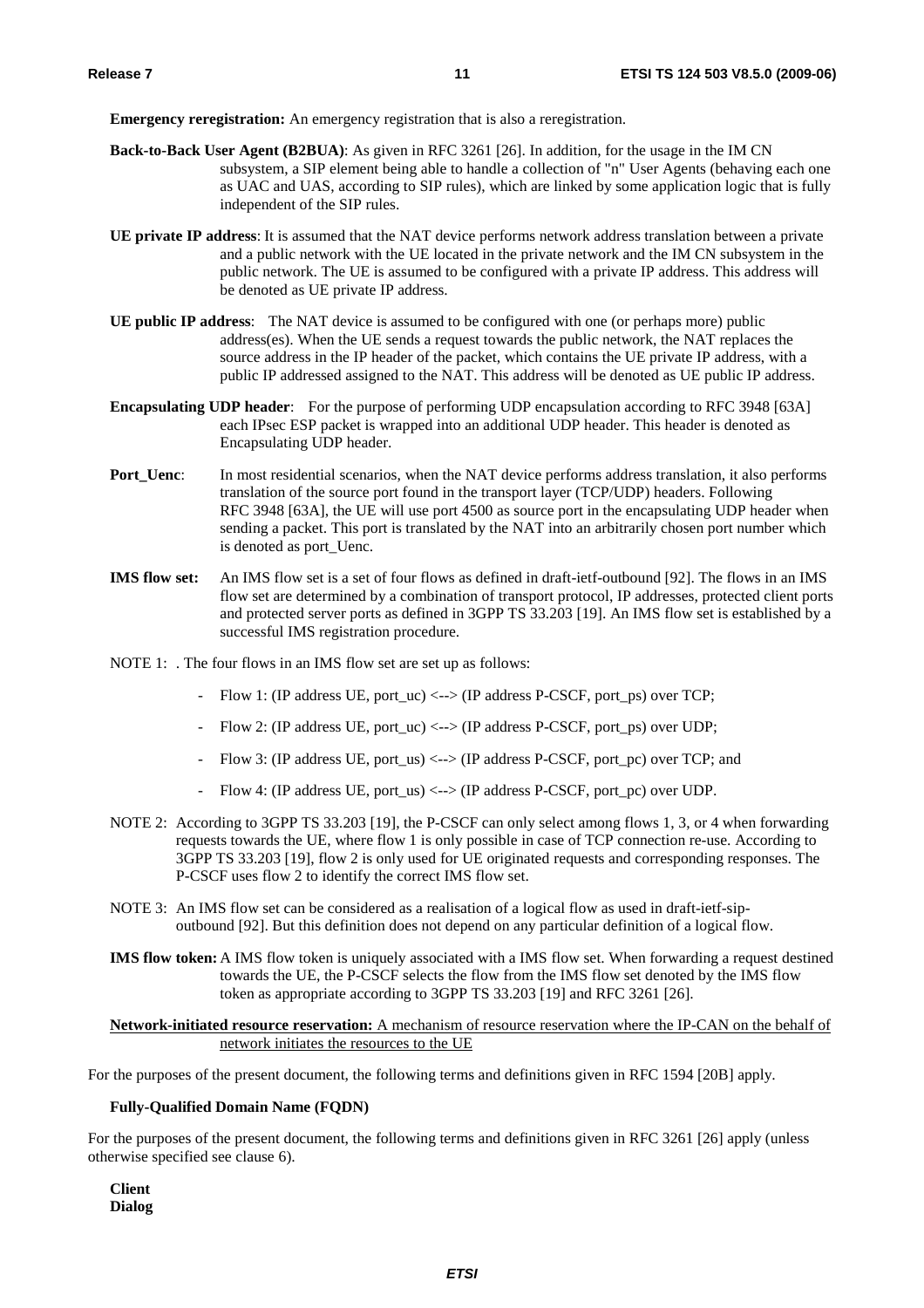**Emergency reregistration:** An emergency registration that is also a reregistration.

**Back-to-Back User Agent (B2BUA)**: As given in RFC 3261 [26]. In addition, for the usage in the IM CN subsystem, a SIP element being able to handle a collection of "n" User Agents (behaving each one as UAC and UAS, according to SIP rules), which are linked by some application logic that is fully independent of the SIP rules.

**UE private IP address**: It is assumed that the NAT device performs network address translation between a private and a public network with the UE located in the private network and the IM CN subsystem in the public network. The UE is assumed to be configured with a private IP address. This address will be denoted as UE private IP address.

**UE public IP address**: The NAT device is assumed to be configured with one (or perhaps more) public address(es). When the UE sends a request towards the public network, the NAT replaces the source address in the IP header of the packet, which contains the UE private IP address, with a public IP addressed assigned to the NAT. This address will be denoted as UE public IP address.

**Encapsulating UDP header**: For the purpose of performing UDP encapsulation according to RFC 3948 [63A] each IPsec ESP packet is wrapped into an additional UDP header. This header is denoted as Encapsulating UDP header.

**Port_Uenc**: In most residential scenarios, when the NAT device performs address translation, it also performs translation of the source port found in the transport layer (TCP/UDP) headers. Following RFC 3948 [63A], the UE will use port 4500 as source port in the encapsulating UDP header when sending a packet. This port is translated by the NAT into an arbitrarily chosen port number which is denoted as port_Uenc.

**IMS flow set:** An IMS flow set is a set of four flows as defined in draft-ietf-outbound [92]. The flows in an IMS flow set are determined by a combination of transport protocol, IP addresses, protected client ports and protected server ports as defined in 3GPP TS 33.203 [19]. An IMS flow set is established by a successful IMS registration procedure.

NOTE 1: . The four flows in an IMS flow set are are set up as follows:

- Flow 1: (IP address UE, port_uc) <--> (IP address P-CSCF, port_ps) over TCP;
- Flow 2: (IP address UE, port_uc) <--> (IP address P-CSCF, port_ps) over UDP;
- Flow 3: (IP address UE, port_us) <--> (IP address P-CSCF, port_pc) over TCP; and
- Flow 4: (IP address UE, port_us) <--> (IP address P-CSCF, port_pc) over UDP.

NOTE 2: According to 3GPP TS 33.203 [19], the P-CSCF can only select among flows 1, 3, or 4 when forwarding requests towards the UE, where flow 1 is only possible in case of TCP connection re-use. According to 3GPP TS 33.203 [19], flow 2 is only used for UE originated requests and corresponding responses. The P-CSCF uses flow 2 to identify the correct IMS flow set.

NOTE 3: An IMS flow set can be considered as a realisation of a logical flow as used in draft-ietf-sip-outbound [92]. But this definition does not depend on any particular definition of a logical flow.

**IMS flow token:** A IMS flow token is uniquely associated with a IMS flow set. When forwarding a request destined towards the UE, the P-CSCF selects the flow from the IMS flow set denoted by the IMS flow token as appropriate according to 3GPP TS 33.203 [19] and RFC 3261 [26].

<u>**Network-initiated resource reservation:** A mechanism of resource reservation where the IP-CAN on the behalf of network initiates the resources to the UE</u>

For the purposes of the present document, the following terms and definitions given in RFC 1594 [20B] apply.

**Fully-Qualified Domain Name (FQDN)**

For the purposes of the present document, the following terms and definitions given in RFC 3261 [26] apply (unless otherwise specified see clause 6).

**Client**
**Dialog**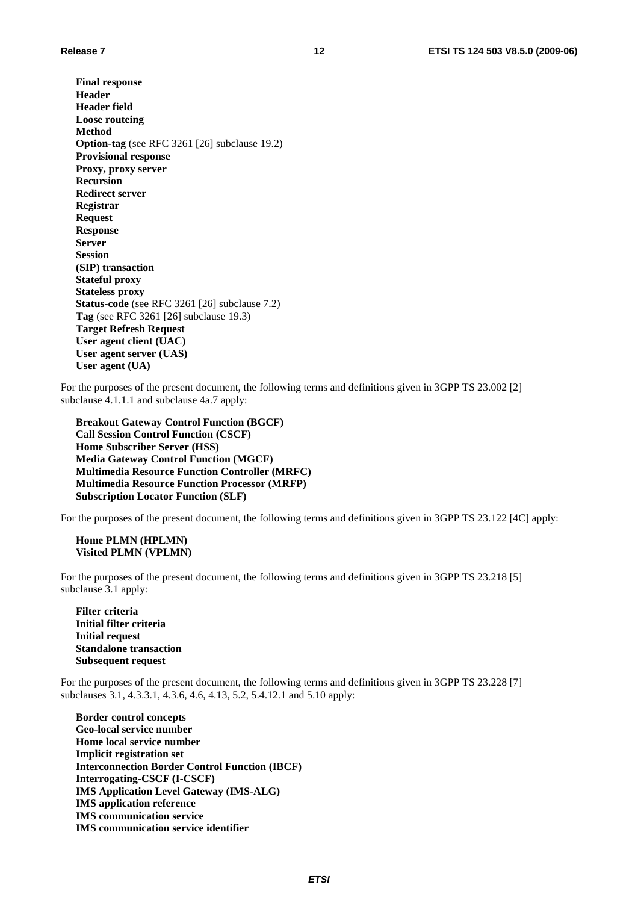**Final response**
**Header**
**Header field**
**Loose routeing**
**Method**
**Option-tag** (see RFC 3261 [26] subclause 19.2)
**Provisional response**
**Proxy, proxy server**
**Recursion**
**Redirect server**
**Registrar**
**Request**
**Response**
**Server**
**Session**
**(SIP) transaction**
**Stateful proxy**
**Stateless proxy**
**Status-code** (see RFC 3261 [26] subclause 7.2)
**Tag** (see RFC 3261 [26] subclause 19.3)
**Target Refresh Request**
**User agent client (UAC)**
**User agent server (UAS)**
**User agent (UA)**

For the purposes of the present document, the following terms and definitions given in 3GPP TS 23.002 [2] subclause 4.1.1.1 and subclause 4a.7 apply:

**Breakout Gateway Control Function (BGCF)**
**Call Session Control Function (CSCF)**
**Home Subscriber Server (HSS)**
**Media Gateway Control Function (MGCF)**
**Multimedia Resource Function Controller (MRFC)**
**Multimedia Resource Function Processor (MRFP)**
**Subscription Locator Function (SLF)**

For the purposes of the present document, the following terms and definitions given in 3GPP TS 23.122 [4C] apply:

**Home PLMN (HPLMN)**
**Visited PLMN (VPLMN)**

For the purposes of the present document, the following terms and definitions given in 3GPP TS 23.218 [5] subclause 3.1 apply:

**Filter criteria**
**Initial filter criteria**
**Initial request**
**Standalone transaction**
**Subsequent request**

For the purposes of the present document, the following terms and definitions given in 3GPP TS 23.228 [7] subclauses 3.1, 4.3.3.1, 4.3.6, 4.6, 4.13, 5.2, 5.4.12.1 and 5.10 apply:

**Border control concepts**
**Geo-local service number**
**Home local service number**
**Implicit registration set**
**Interconnection Border Control Function (IBCF)**
**Interrogating-CSCF (I-CSCF)**
**IMS Application Level Gateway (IMS-ALG)**
**IMS application reference**
**IMS communication service**
**IMS communication service identifier**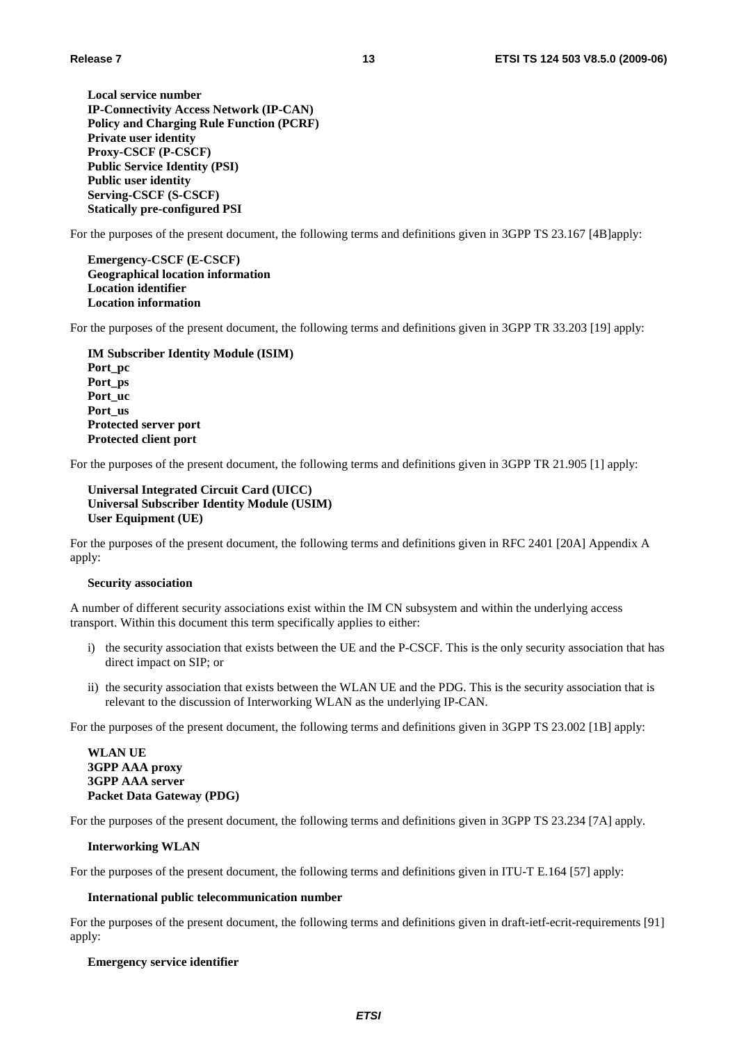**Local service number**
**IP-Connectivity Access Network (IP-CAN)**
**Policy and Charging Rule Function (PCRF)**
**Private user identity**
**Proxy-CSCF (P-CSCF)**
**Public Service Identity (PSI)**
**Public user identity**
**Serving-CSCF (S-CSCF)**
**Statically pre-configured PSI**

For the purposes of the present document, the following terms and definitions given in 3GPP TS 23.167 [4B]apply:

**Emergency-CSCF (E-CSCF)**
**Geographical location information**
**Location identifier**
**Location information**

For the purposes of the present document, the following terms and definitions given in 3GPP TR 33.203 [19] apply:

**IM Subscriber Identity Module (ISIM)**
**Port_pc**
**Port_ps**
**Port_uc**
**Port_us**
**Protected server port**
**Protected client port**

For the purposes of the present document, the following terms and definitions given in 3GPP TR 21.905 [1] apply:

**Universal Integrated Circuit Card (UICC)**
**Universal Subscriber Identity Module (USIM)**
**User Equipment (UE)**

For the purposes of the present document, the following terms and definitions given in RFC 2401 [20A] Appendix A apply:

**Security association**

A number of different security associations exist within the IM CN subsystem and within the underlying access transport. Within this document this term specifically applies to either:

i) the security association that exists between the UE and the P-CSCF. This is the only security association that has direct impact on SIP; or

ii) the security association that exists between the WLAN UE and the PDG. This is the security association that is relevant to the discussion of Interworking WLAN as the underlying IP-CAN.

For the purposes of the present document, the following terms and definitions given in 3GPP TS 23.002 [1B] apply:

**WLAN UE**
**3GPP AAA proxy**
**3GPP AAA server**
**Packet Data Gateway (PDG)**

For the purposes of the present document, the following terms and definitions given in 3GPP TS 23.234 [7A] apply.

**Interworking WLAN**

For the purposes of the present document, the following terms and definitions given in ITU-T E.164 [57] apply:

**International public telecommunication number**

For the purposes of the present document, the following terms and definitions given in draft-ietf-ecrit-requirements [91] apply:

**Emergency service identifier**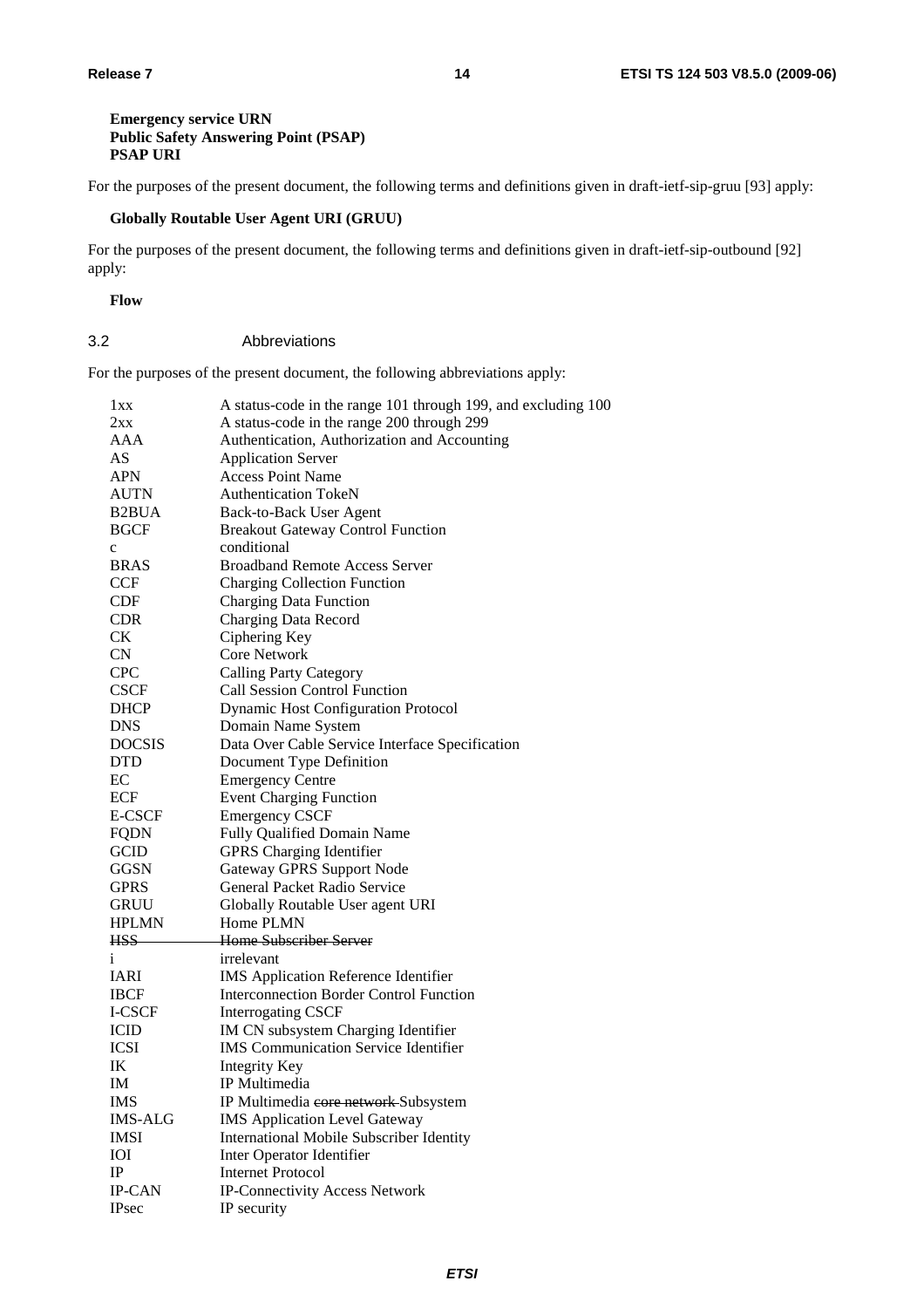**Emergency service URN**
**Public Safety Answering Point (PSAP)**
**PSAP URI**

For the purposes of the present document, the following terms and definitions given in draft-ietf-sip-gruu [93] apply:

**Globally Routable User Agent URI (GRUU)**

For the purposes of the present document, the following terms and definitions given in draft-ietf-sip-outbound [92] apply:

**Flow**

## 3.2 Abbreviations

For the purposes of the present document, the following abbreviations apply:

| | |
|---|---|
| 1xx | A status-code in the range 101 through 199, and excluding 100 |
| 2xx | A status-code in the range 200 through 299 |
| AAA | Authentication, Authorization and Accounting |
| AS | Application Server |
| APN | Access Point Name |
| AUTN | Authentication TokeN |
| B2BUA | Back-to-Back User Agent |
| BGCF | Breakout Gateway Control Function |
| c | conditional |
| BRAS | Broadband Remote Access Server |
| CCF | Charging Collection Function |
| CDF | Charging Data Function |
| CDR | Charging Data Record |
| CK | Ciphering Key |
| CN | Core Network |
| CPC | Calling Party Category |
| CSCF | Call Session Control Function |
| DHCP | Dynamic Host Configuration Protocol |
| DNS | Domain Name System |
| DOCSIS | Data Over Cable Service Interface Specification |
| DTD | Document Type Definition |
| EC | Emergency Centre |
| ECF | Event Charging Function |
| E-CSCF | Emergency CSCF |
| FQDN | Fully Qualified Domain Name |
| GCID | GPRS Charging Identifier |
| GGSN | Gateway GPRS Support Node |
| GPRS | General Packet Radio Service |
| GRUU | Globally Routable User agent URI |
| HPLMN | Home PLMN |
| ~~HSS~~ | ~~Home Subscriber Server~~ |
| i | irrelevant |
| IARI | IMS Application Reference Identifier |
| IBCF | Interconnection Border Control Function |
| I-CSCF | Interrogating CSCF |
| ICID | IM CN subsystem Charging Identifier |
| ICSI | IMS Communication Service Identifier |
| IK | Integrity Key |
| IM | IP Multimedia |
| IMS | IP Multimedia ~~core network~~ Subsystem |
| IMS-ALG | IMS Application Level Gateway |
| IMSI | International Mobile Subscriber Identity |
| IOI | Inter Operator Identifier |
| IP | Internet Protocol |
| IP-CAN | IP-Connectivity Access Network |
| IPsec | IP security |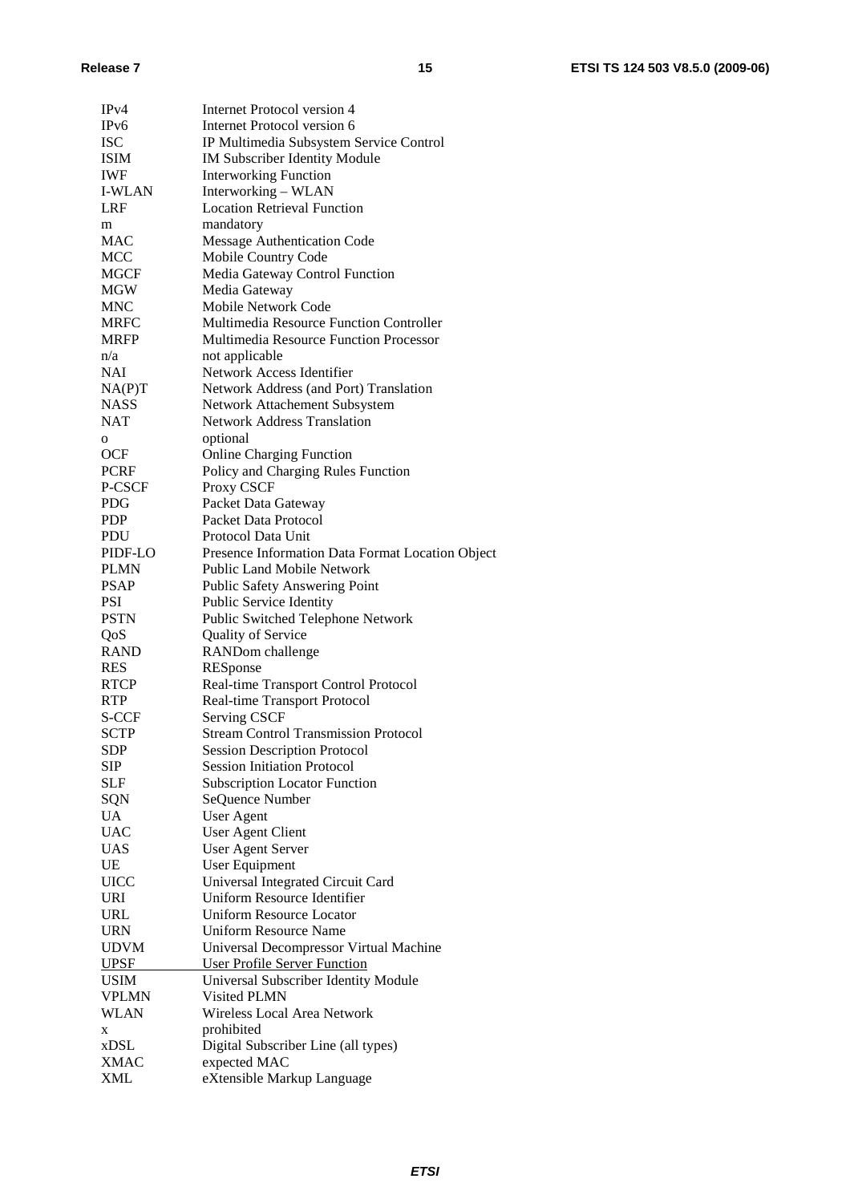| | |
|---|---|
| IPv4 | Internet Protocol version 4 |
| IPv6 | Internet Protocol version 6 |
| ISC | IP Multimedia Subsystem Service Control |
| ISIM | IM Subscriber Identity Module |
| IWF | Interworking Function |
| I-WLAN | Interworking – WLAN |
| LRF | Location Retrieval Function |
| m | mandatory |
| MAC | Message Authentication Code |
| MCC | Mobile Country Code |
| MGCF | Media Gateway Control Function |
| MGW | Media Gateway |
| MNC | Mobile Network Code |
| MRFC | Multimedia Resource Function Controller |
| MRFP | Multimedia Resource Function Processor |
| n/a | not applicable |
| NAI | Network Access Identifier |
| NA(P)T | Network Address (and Port) Translation |
| NASS | Network Attachement Subsystem |
| NAT | Network Address Translation |
| o | optional |
| OCF | Online Charging Function |
| PCRF | Policy and Charging Rules Function |
| P-CSCF | Proxy CSCF |
| PDG | Packet Data Gateway |
| PDP | Packet Data Protocol |
| PDU | Protocol Data Unit |
| PIDF-LO | Presence Information Data Format Location Object |
| PLMN | Public Land Mobile Network |
| PSAP | Public Safety Answering Point |
| PSI | Public Service Identity |
| PSTN | Public Switched Telephone Network |
| QoS | Quality of Service |
| RAND | RANDom challenge |
| RES | RESponse |
| RTCP | Real-time Transport Control Protocol |
| RTP | Real-time Transport Protocol |
| S-CCF | Serving CSCF |
| SCTP | Stream Control Transmission Protocol |
| SDP | Session Description Protocol |
| SIP | Session Initiation Protocol |
| SLF | Subscription Locator Function |
| SQN | SeQuence Number |
| UA | User Agent |
| UAC | User Agent Client |
| UAS | User Agent Server |
| UE | User Equipment |
| UICC | Universal Integrated Circuit Card |
| URI | Uniform Resource Identifier |
| URL | Uniform Resource Locator |
| URN | Uniform Resource Name |
| UDVM | Universal Decompressor Virtual Machine |
| UPSF | User Profile Server Function |
| USIM | Universal Subscriber Identity Module |
| VPLMN | Visited PLMN |
| WLAN | Wireless Local Area Network |
| x | prohibited |
| xDSL | Digital Subscriber Line (all types) |
| XMAC | expected MAC |
| XML | eXtensible Markup Language |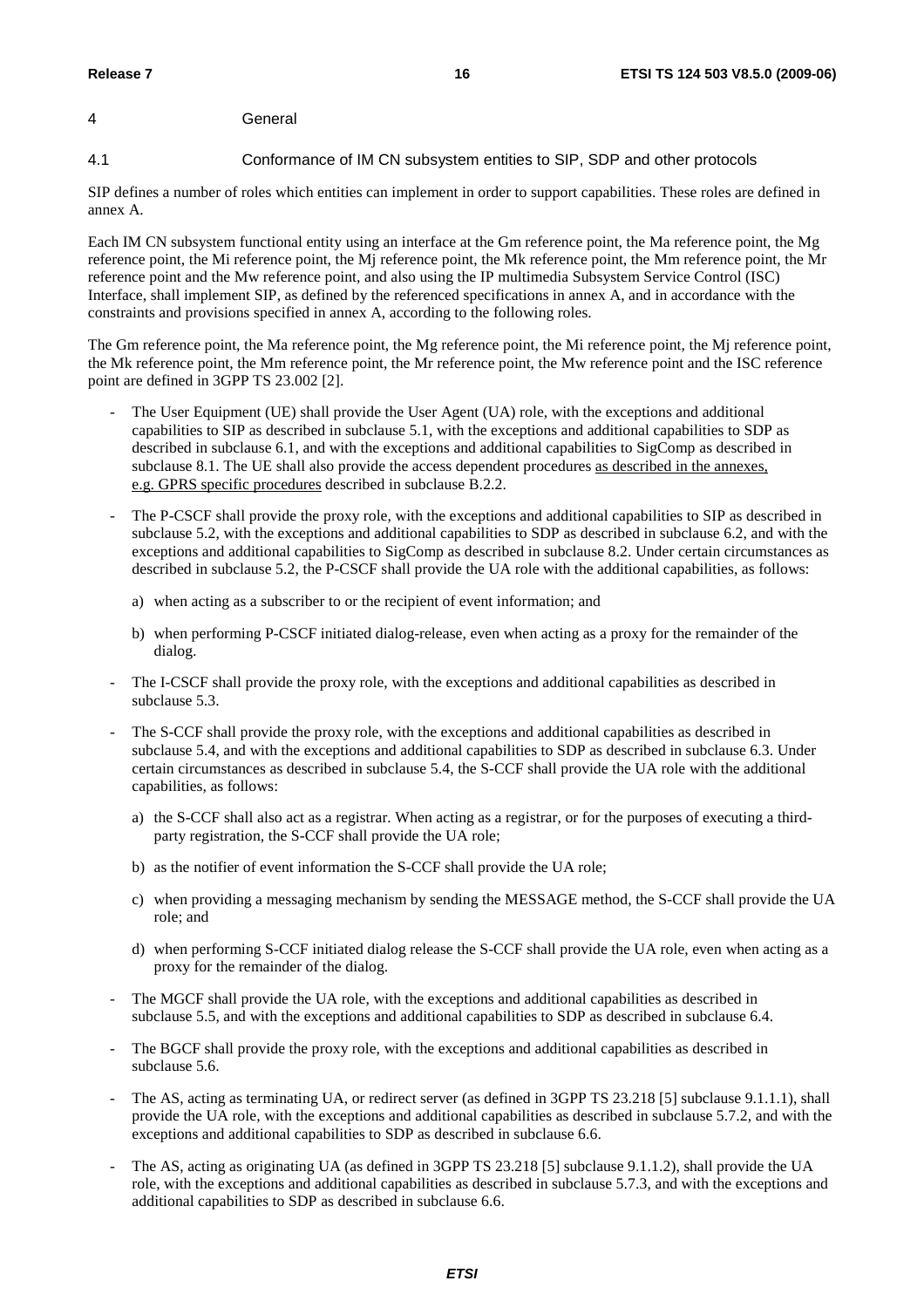# 4 General

## 4.1 Conformance of IM CN subsystem entities to SIP, SDP and other protocols

SIP defines a number of roles which entities can implement in order to support capabilities. These roles are defined in annex A.

Each IM CN subsystem functional entity using an interface at the Gm reference point, the Ma reference point, the Mg reference point, the Mi reference point, the Mj reference point, the Mk reference point, the Mm reference point, the Mr reference point and the Mw reference point, and also using the IP multimedia Subsystem Service Control (ISC) Interface, shall implement SIP, as defined by the referenced specifications in annex A, and in accordance with the constraints and provisions specified in annex A, according to the following roles.

The Gm reference point, the Ma reference point, the Mg reference point, the Mi reference point, the Mj reference point, the Mk reference point, the Mm reference point, the Mr reference point, the Mw reference point and the ISC reference point are defined in 3GPP TS 23.002 [2].

- The User Equipment (UE) shall provide the User Agent (UA) role, with the exceptions and additional capabilities to SIP as described in subclause 5.1, with the exceptions and additional capabilities to SDP as described in subclause 6.1, and with the exceptions and additional capabilities to SigComp as described in subclause 8.1. The UE shall also provide the access dependent procedures as described in the annexes, e.g. GPRS specific procedures described in subclause B.2.2.
- The P-CSCF shall provide the proxy role, with the exceptions and additional capabilities to SIP as described in subclause 5.2, with the exceptions and additional capabilities to SDP as described in subclause 6.2, and with the exceptions and additional capabilities to SigComp as described in subclause 8.2. Under certain circumstances as described in subclause 5.2, the P-CSCF shall provide the UA role with the additional capabilities, as follows:
  - a) when acting as a subscriber to or the recipient of event information; and
  - b) when performing P-CSCF initiated dialog-release, even when acting as a proxy for the remainder of the dialog.
- The I-CSCF shall provide the proxy role, with the exceptions and additional capabilities as described in subclause 5.3.
- The S-CCF shall provide the proxy role, with the exceptions and additional capabilities as described in subclause 5.4, and with the exceptions and additional capabilities to SDP as described in subclause 6.3. Under certain circumstances as described in subclause 5.4, the S-CCF shall provide the UA role with the additional capabilities, as follows:
  - a) the S-CCF shall also act as a registrar. When acting as a registrar, or for the purposes of executing a third-party registration, the S-CCF shall provide the UA role;
  - b) as the notifier of event information the S-CCF shall provide the UA role;
  - c) when providing a messaging mechanism by sending the MESSAGE method, the S-CCF shall provide the UA role; and
  - d) when performing S-CCF initiated dialog release the S-CCF shall provide the UA role, even when acting as a proxy for the remainder of the dialog.
- The MGCF shall provide the UA role, with the exceptions and additional capabilities as described in subclause 5.5, and with the exceptions and additional capabilities to SDP as described in subclause 6.4.
- The BGCF shall provide the proxy role, with the exceptions and additional capabilities as described in subclause 5.6.
- The AS, acting as terminating UA, or redirect server (as defined in 3GPP TS 23.218 [5] subclause 9.1.1.1), shall provide the UA role, with the exceptions and additional capabilities as described in subclause 5.7.2, and with the exceptions and additional capabilities to SDP as described in subclause 6.6.
- The AS, acting as originating UA (as defined in 3GPP TS 23.218 [5] subclause 9.1.1.2), shall provide the UA role, with the exceptions and additional capabilities as described in subclause 5.7.3, and with the exceptions and additional capabilities to SDP as described in subclause 6.6.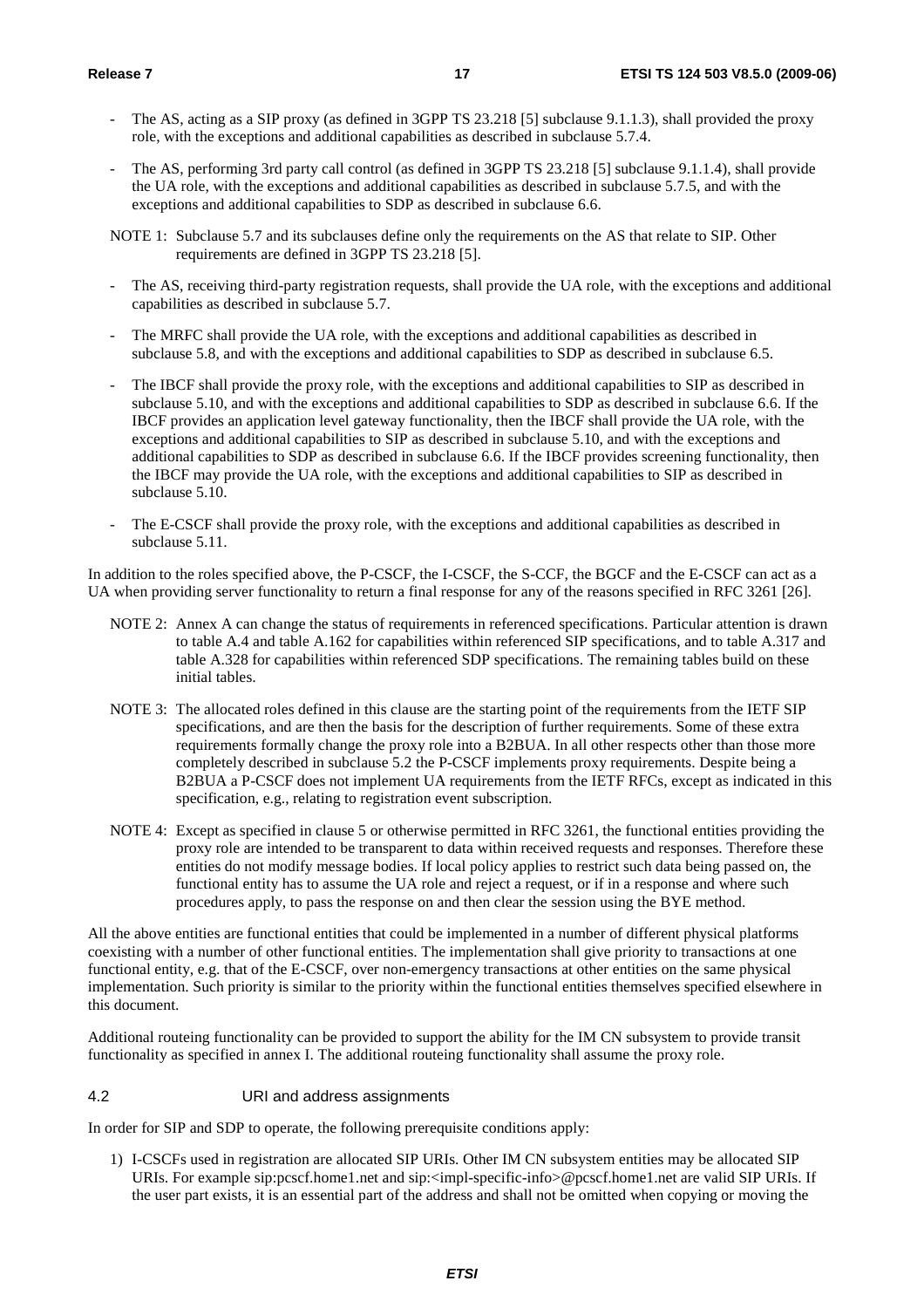- The AS, acting as a SIP proxy (as defined in 3GPP TS 23.218 [5] subclause 9.1.1.3), shall provided the proxy role, with the exceptions and additional capabilities as described in subclause 5.7.4.
- The AS, performing 3rd party call control (as defined in 3GPP TS 23.218 [5] subclause 9.1.1.4), shall provide the UA role, with the exceptions and additional capabilities as described in subclause 5.7.5, and with the exceptions and additional capabilities to SDP as described in subclause 6.6.

NOTE 1: Subclause 5.7 and its subclauses define only the requirements on the AS that relate to SIP. Other requirements are defined in 3GPP TS 23.218 [5].

- The AS, receiving third-party registration requests, shall provide the UA role, with the exceptions and additional capabilities as described in subclause 5.7.
- The MRFC shall provide the UA role, with the exceptions and additional capabilities as described in subclause 5.8, and with the exceptions and additional capabilities to SDP as described in subclause 6.5.
- The IBCF shall provide the proxy role, with the exceptions and additional capabilities to SIP as described in subclause 5.10, and with the exceptions and additional capabilities to SDP as described in subclause 6.6. If the IBCF provides an application level gateway functionality, then the IBCF shall provide the UA role, with the exceptions and additional capabilities to SIP as described in subclause 5.10, and with the exceptions and additional capabilities to SDP as described in subclause 6.6. If the IBCF provides screening functionality, then the IBCF may provide the UA role, with the exceptions and additional capabilities to SIP as described in subclause 5.10.
- The E-CSCF shall provide the proxy role, with the exceptions and additional capabilities as described in subclause 5.11.

In addition to the roles specified above, the P-CSCF, the I-CSCF, the S-CCF, the BGCF and the E-CSCF can act as a UA when providing server functionality to return a final response for any of the reasons specified in RFC 3261 [26].

NOTE 2: Annex A can change the status of requirements in referenced specifications. Particular attention is drawn to table A.4 and table A.162 for capabilities within referenced SIP specifications, and to table A.317 and table A.328 for capabilities within referenced SDP specifications. The remaining tables build on these initial tables.

NOTE 3: The allocated roles defined in this clause are the starting point of the requirements from the IETF SIP specifications, and are then the basis for the description of further requirements. Some of these extra requirements formally change the proxy role into a B2BUA. In all other respects other than those more completely described in subclause 5.2 the P-CSCF implements proxy requirements. Despite being a B2BUA a P-CSCF does not implement UA requirements from the IETF RFCs, except as indicated in this specification, e.g., relating to registration event subscription.

NOTE 4: Except as specified in clause 5 or otherwise permitted in RFC 3261, the functional entities providing the proxy role are intended to be transparent to data within received requests and responses. Therefore these entities do not modify message bodies. If local policy applies to restrict such data being passed on, the functional entity has to assume the UA role and reject a request, or if in a response and where such procedures apply, to pass the response on and then clear the session using the BYE method.

All the above entities are functional entities that could be implemented in a number of different physical platforms coexisting with a number of other functional entities. The implementation shall give priority to transactions at one functional entity, e.g. that of the E-CSCF, over non-emergency transactions at other entities on the same physical implementation. Such priority is similar to the priority within the functional entities themselves specified elsewhere in this document.

Additional routeing functionality can be provided to support the ability for the IM CN subsystem to provide transit functionality as specified in annex I. The additional routeing functionality shall assume the proxy role.

## 4.2 URI and address assignments

In order for SIP and SDP to operate, the following prerequisite conditions apply:

1) I-CSCFs used in registration are allocated SIP URIs. Other IM CN subsystem entities may be allocated SIP URIs. For example sip:pcscf.home1.net and sip:<impl-specific-info>@pcscf.home1.net are valid SIP URIs. If the user part exists, it is an essential part of the address and shall not be omitted when copying or moving the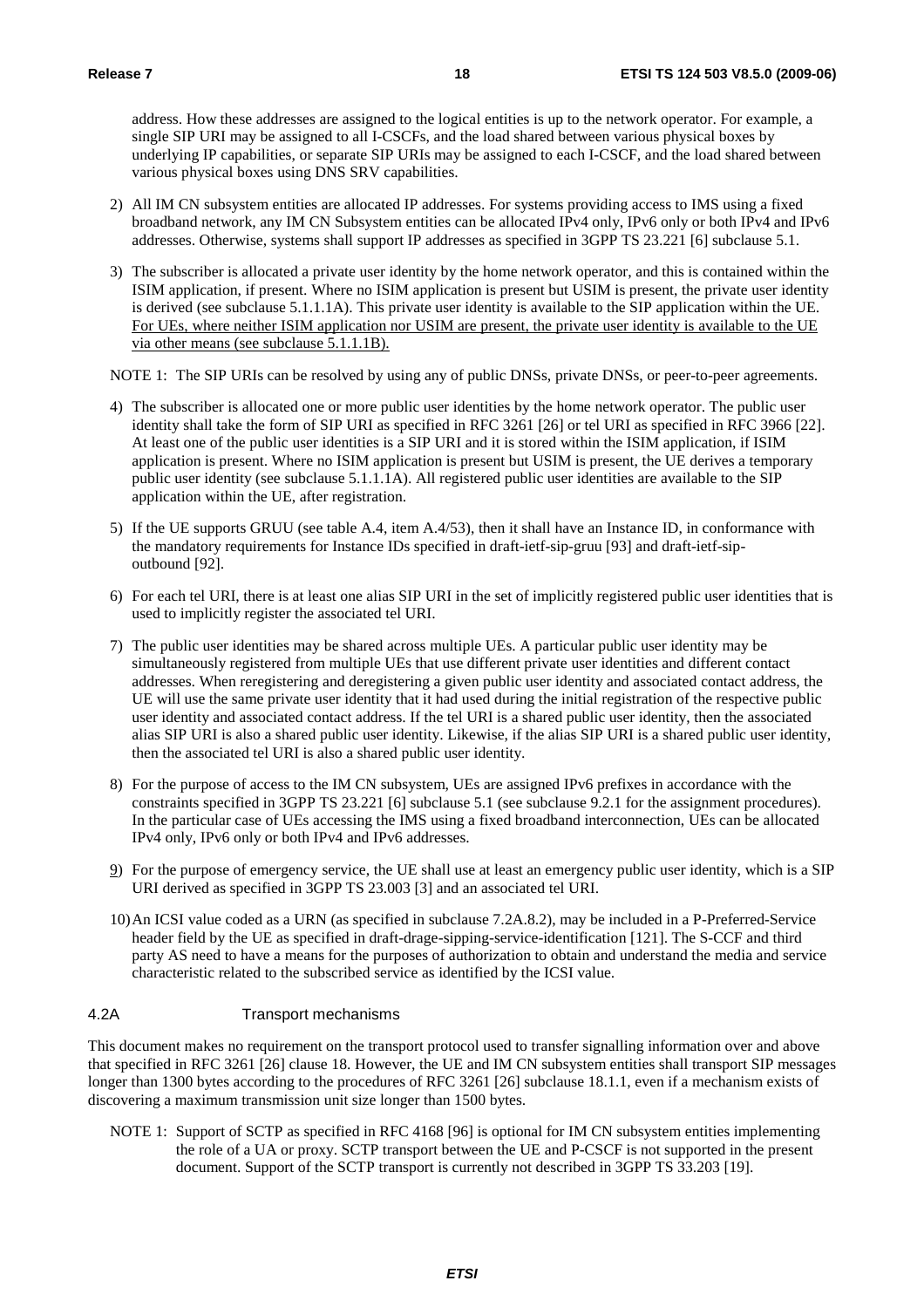address. How these addresses are assigned to the logical entities is up to the network operator. For example, a single SIP URI may be assigned to all I-CSCFs, and the load shared between various physical boxes by underlying IP capabilities, or separate SIP URIs may be assigned to each I-CSCF, and the load shared between various physical boxes using DNS SRV capabilities.

2) All IM CN subsystem entities are allocated IP addresses. For systems providing access to IMS using a fixed broadband network, any IM CN Subsystem entities can be allocated IPv4 only, IPv6 only or both IPv4 and IPv6 addresses. Otherwise, systems shall support IP addresses as specified in 3GPP TS 23.221 [6] subclause 5.1.

3) The subscriber is allocated a private user identity by the home network operator, and this is contained within the ISIM application, if present. Where no ISIM application is present but USIM is present, the private user identity is derived (see subclause 5.1.1.1A). This private user identity is available to the SIP application within the UE. For UEs, where neither ISIM application nor USIM are present, the private user identity is available to the UE via other means (see subclause 5.1.1.1B).

NOTE 1: The SIP URIs can be resolved by using any of public DNSs, private DNSs, or peer-to-peer agreements.

4) The subscriber is allocated one or more public user identities by the home network operator. The public user identity shall take the form of SIP URI as specified in RFC 3261 [26] or tel URI as specified in RFC 3966 [22]. At least one of the public user identities is a SIP URI and it is stored within the ISIM application, if ISIM application is present. Where no ISIM application is present but USIM is present, the UE derives a temporary public user identity (see subclause 5.1.1.1A). All registered public user identities are available to the SIP application within the UE, after registration.

5) If the UE supports GRUU (see table A.4, item A.4/53), then it shall have an Instance ID, in conformance with the mandatory requirements for Instance IDs specified in draft-ietf-sip-gruu [93] and draft-ietf-sip-outbound [92].

6) For each tel URI, there is at least one alias SIP URI in the set of implicitly registered public user identities that is used to implicitly register the associated tel URI.

7) The public user identities may be shared across multiple UEs. A particular public user identity may be simultaneously registered from multiple UEs that use different private user identities and different contact addresses. When reregistering and deregistering a given public user identity and associated contact address, the UE will use the same private user identity that it had used during the initial registration of the respective public user identity and associated contact address. If the tel URI is a shared public user identity, then the associated alias SIP URI is also a shared public user identity. Likewise, if the alias SIP URI is a shared public user identity, then the associated tel URI is also a shared public user identity.

8) For the purpose of access to the IM CN subsystem, UEs are assigned IPv6 prefixes in accordance with the constraints specified in 3GPP TS 23.221 [6] subclause 5.1 (see subclause 9.2.1 for the assignment procedures). In the particular case of UEs accessing the IMS using a fixed broadband interconnection, UEs can be allocated IPv4 only, IPv6 only or both IPv4 and IPv6 addresses.

9) For the purpose of emergency service, the UE shall use at least an emergency public user identity, which is a SIP URI derived as specified in 3GPP TS 23.003 [3] and an associated tel URI.

10) An ICSI value coded as a URN (as specified in subclause 7.2A.8.2), may be included in a P-Preferred-Service header field by the UE as specified in draft-drage-sipping-service-identification [121]. The S-CCF and third party AS need to have a means for the purposes of authorization to obtain and understand the media and service characteristic related to the subscribed service as identified by the ICSI value.

## 4.2A Transport mechanisms

This document makes no requirement on the transport protocol used to transfer signalling information over and above that specified in RFC 3261 [26] clause 18. However, the UE and IM CN subsystem entities shall transport SIP messages longer than 1300 bytes according to the procedures of RFC 3261 [26] subclause 18.1.1, even if a mechanism exists of discovering a maximum transmission unit size longer than 1500 bytes.

NOTE 1: Support of SCTP as specified in RFC 4168 [96] is optional for IM CN subsystem entities implementing the role of a UA or proxy. SCTP transport between the UE and P-CSCF is not supported in the present document. Support of the SCTP transport is currently not described in 3GPP TS 33.203 [19].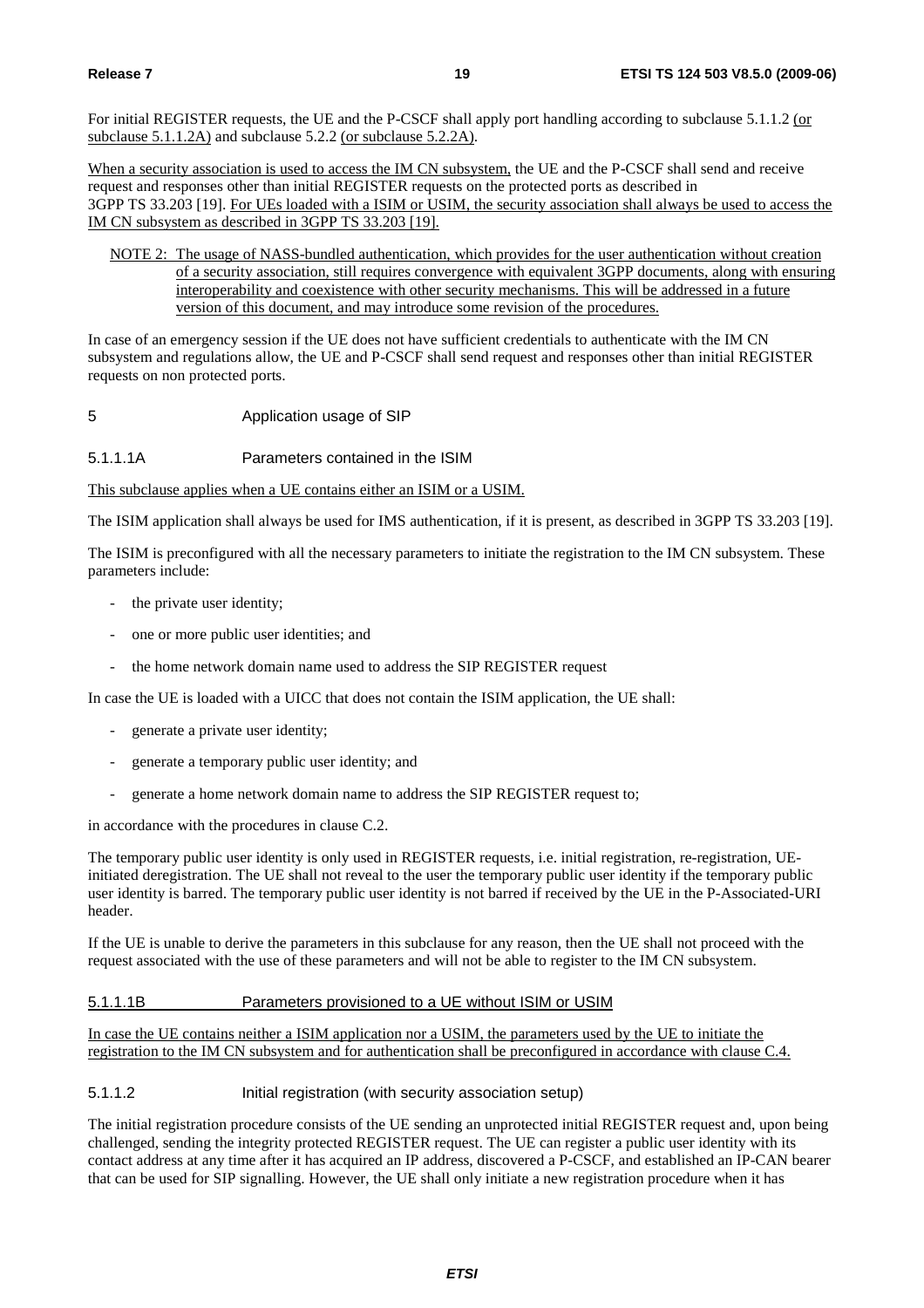For initial REGISTER requests, the UE and the P-CSCF shall apply port handling according to subclause 5.1.1.2 (or subclause 5.1.1.2A) and subclause 5.2.2 (or subclause 5.2.2A).

When a security association is used to access the IM CN subsystem, the UE and the P-CSCF shall send and receive request and responses other than initial REGISTER requests on the protected ports as described in 3GPP TS 33.203 [19]. For UEs loaded with a ISIM or USIM, the security association shall always be used to access the IM CN subsystem as described in 3GPP TS 33.203 [19].

NOTE 2: The usage of NASS-bundled authentication, which provides for the user authentication without creation of a security association, still requires convergence with equivalent 3GPP documents, along with ensuring interoperability and coexistence with other security mechanisms. This will be addressed in a future version of this document, and may introduce some revision of the procedures.

In case of an emergency session if the UE does not have sufficient credentials to authenticate with the IM CN subsystem and regulations allow, the UE and P-CSCF shall send request and responses other than initial REGISTER requests on non protected ports.

# 5 Application usage of SIP

#### 5.1.1.1A Parameters contained in the ISIM

This subclause applies when a UE contains either an ISIM or a USIM.

The ISIM application shall always be used for IMS authentication, if it is present, as described in 3GPP TS 33.203 [19].

The ISIM is preconfigured with all the necessary parameters to initiate the registration to the IM CN subsystem. These parameters include:

- the private user identity;
- one or more public user identities; and
- the home network domain name used to address the SIP REGISTER request

In case the UE is loaded with a UICC that does not contain the ISIM application, the UE shall:

- generate a private user identity;
- generate a temporary public user identity; and
- generate a home network domain name to address the SIP REGISTER request to;

in accordance with the procedures in clause C.2.

The temporary public user identity is only used in REGISTER requests, i.e. initial registration, re-registration, UE-initiated deregistration. The UE shall not reveal to the user the temporary public user identity if the temporary public user identity is barred. The temporary public user identity is not barred if received by the UE in the P-Associated-URI header.

If the UE is unable to derive the parameters in this subclause for any reason, then the UE shall not proceed with the request associated with the use of these parameters and will not be able to register to the IM CN subsystem.

#### 5.1.1.1B Parameters provisioned to a UE without ISIM or USIM

In case the UE contains neither a ISIM application nor a USIM, the parameters used by the UE to initiate the registration to the IM CN subsystem and for authentication shall be preconfigured in accordance with clause C.4.

#### 5.1.1.2 Initial registration (with security association setup)

The initial registration procedure consists of the UE sending an unprotected initial REGISTER request and, upon being challenged, sending the integrity protected REGISTER request. The UE can register a public user identity with its contact address at any time after it has acquired an IP address, discovered a P-CSCF, and established an IP-CAN bearer that can be used for SIP signalling. However, the UE shall only initiate a new registration procedure when it has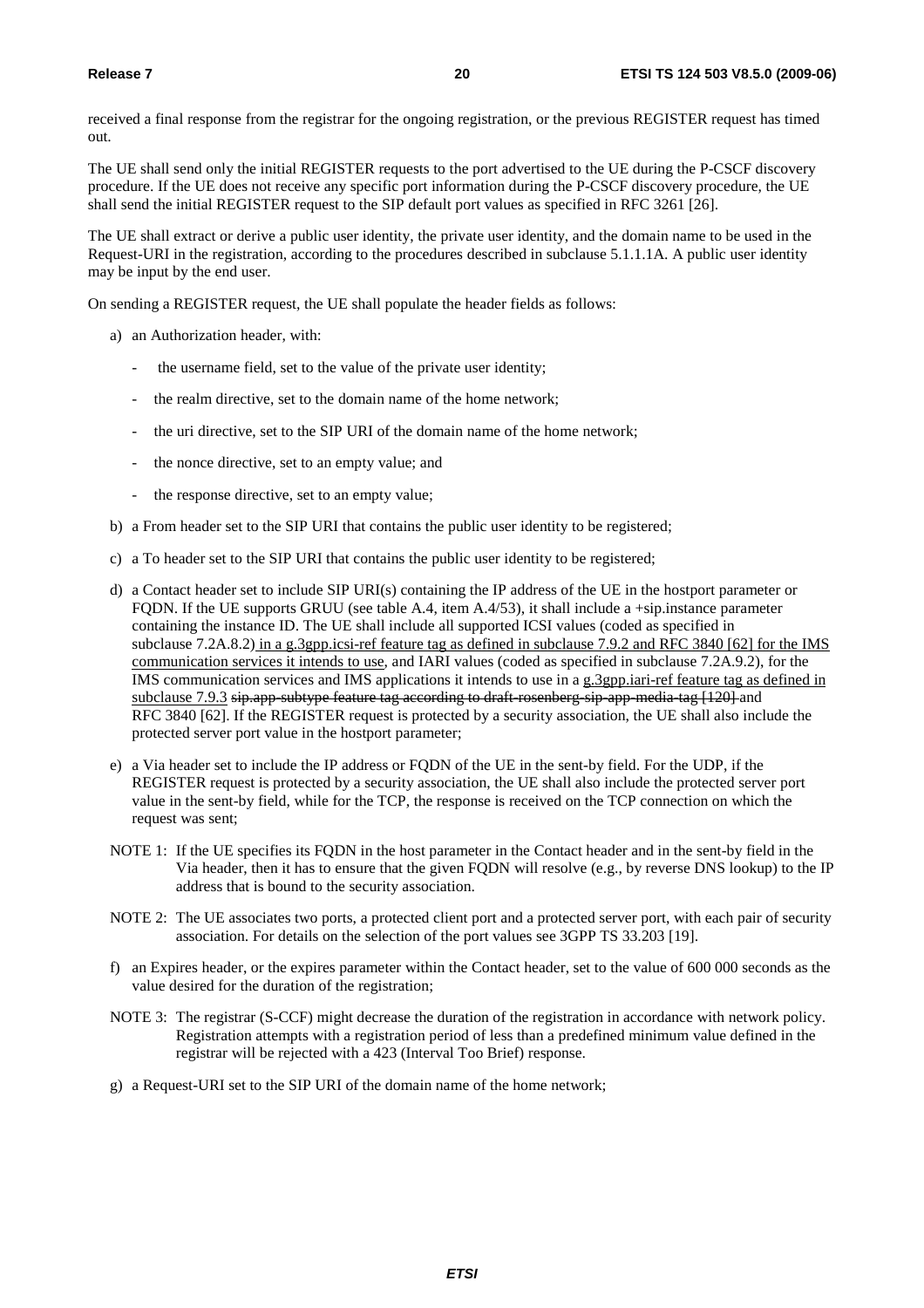received a final response from the registrar for the ongoing registration, or the previous REGISTER request has timed out.

The UE shall send only the initial REGISTER requests to the port advertised to the UE during the P-CSCF discovery procedure. If the UE does not receive any specific port information during the P-CSCF discovery procedure, the UE shall send the initial REGISTER request to the SIP default port values as specified in RFC 3261 [26].

The UE shall extract or derive a public user identity, the private user identity, and the domain name to be used in the Request-URI in the registration, according to the procedures described in subclause 5.1.1.1A. A public user identity may be input by the end user.

On sending a REGISTER request, the UE shall populate the header fields as follows:

a) an Authorization header, with:

  - the username field, set to the value of the private user identity;

  - the realm directive, set to the domain name of the home network;

  - the uri directive, set to the SIP URI of the domain name of the home network;

  - the nonce directive, set to an empty value; and

  - the response directive, set to an empty value;

b) a From header set to the SIP URI that contains the public user identity to be registered;

c) a To header set to the SIP URI that contains the public user identity to be registered;

d) a Contact header set to include SIP URI(s) containing the IP address of the UE in the hostport parameter or FQDN. If the UE supports GRUU (see table A.4, item A.4/53), it shall include a +sip.instance parameter containing the instance ID. The UE shall include all supported ICSI values (coded as specified in subclause 7.2A.8.2) in a g.3gpp.icsi-ref feature tag as defined in subclause 7.9.2 and RFC 3840 [62] for the IMS communication services it intends to use, and IARI values (coded as specified in subclause 7.2A.9.2), for the IMS communication services and IMS applications it intends to use in a g.3gpp.iari-ref feature tag as defined in subclause 7.9.3 ~~sip.app-subtype feature tag according to draft-rosenberg-sip-app-media-tag [120]~~ and RFC 3840 [62]. If the REGISTER request is protected by a security association, the UE shall also include the protected server port value in the hostport parameter;

e) a Via header set to include the IP address or FQDN of the UE in the sent-by field. For the UDP, if the REGISTER request is protected by a security association, the UE shall also include the protected server port value in the sent-by field, while for the TCP, the response is received on the TCP connection on which the request was sent;

NOTE 1: If the UE specifies its FQDN in the host parameter in the Contact header and in the sent-by field in the Via header, then it has to ensure that the given FQDN will resolve (e.g., by reverse DNS lookup) to the IP address that is bound to the security association.

NOTE 2: The UE associates two ports, a protected client port and a protected server port, with each pair of security association. For details on the selection of the port values see 3GPP TS 33.203 [19].

f) an Expires header, or the expires parameter within the Contact header, set to the value of 600 000 seconds as the value desired for the duration of the registration;

NOTE 3: The registrar (S-CCF) might decrease the duration of the registration in accordance with network policy. Registration attempts with a registration period of less than a predefined minimum value defined in the registrar will be rejected with a 423 (Interval Too Brief) response.

g) a Request-URI set to the SIP URI of the domain name of the home network;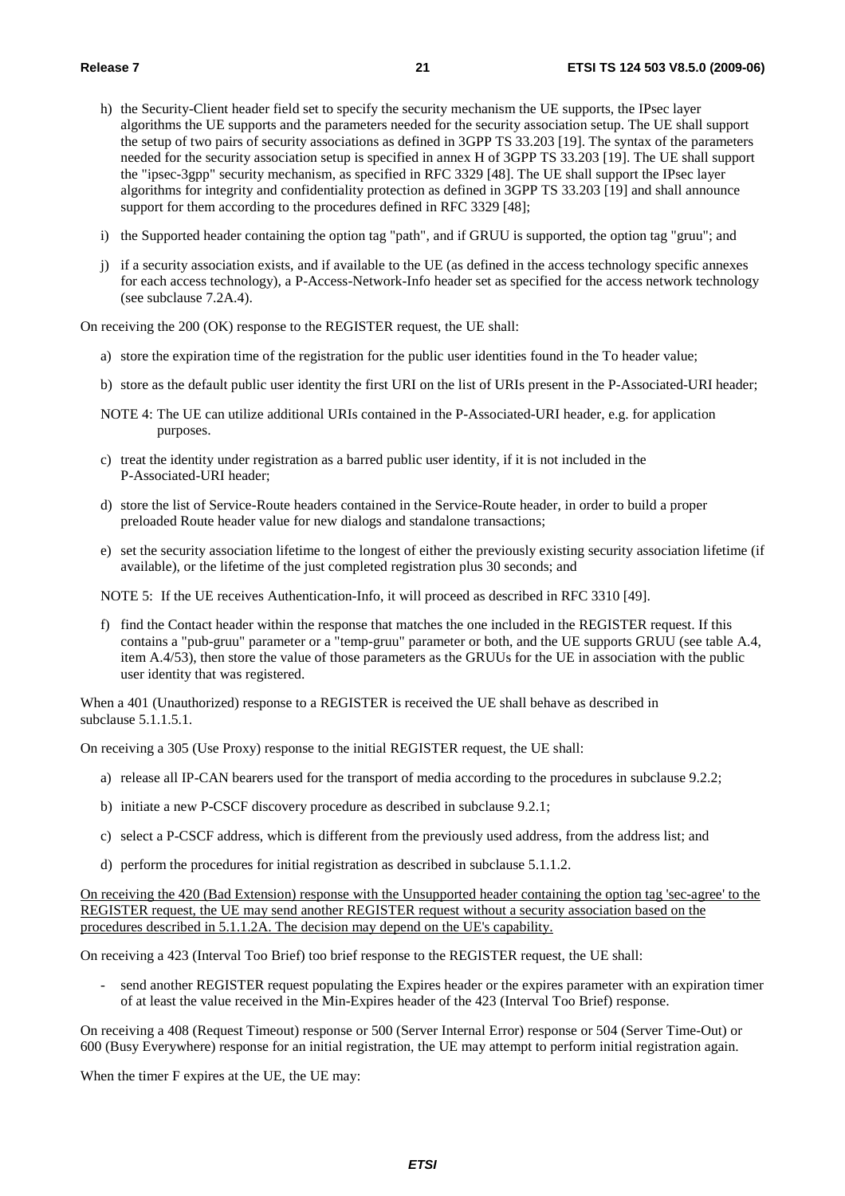h) the Security-Client header field set to specify the security mechanism the UE supports, the IPsec layer algorithms the UE supports and the parameters needed for the security association setup. The UE shall support the setup of two pairs of security associations as defined in 3GPP TS 33.203 [19]. The syntax of the parameters needed for the security association setup is specified in annex H of 3GPP TS 33.203 [19]. The UE shall support the "ipsec-3gpp" security mechanism, as specified in RFC 3329 [48]. The UE shall support the IPsec layer algorithms for integrity and confidentiality protection as defined in 3GPP TS 33.203 [19] and shall announce support for them according to the procedures defined in RFC 3329 [48];

i) the Supported header containing the option tag "path", and if GRUU is supported, the option tag "gruu"; and

j) if a security association exists, and if available to the UE (as defined in the access technology specific annexes for each access technology), a P-Access-Network-Info header set as specified for the access network technology (see subclause 7.2A.4).

On receiving the 200 (OK) response to the REGISTER request, the UE shall:

a) store the expiration time of the registration for the public user identities found in the To header value;

b) store as the default public user identity the first URI on the list of URIs present in the P-Associated-URI header;

NOTE 4: The UE can utilize additional URIs contained in the P-Associated-URI header, e.g. for application purposes.

c) treat the identity under registration as a barred public user identity, if it is not included in the P-Associated-URI header;

d) store the list of Service-Route headers contained in the Service-Route header, in order to build a proper preloaded Route header value for new dialogs and standalone transactions;

e) set the security association lifetime to the longest of either the previously existing security association lifetime (if available), or the lifetime of the just completed registration plus 30 seconds; and

NOTE 5: If the UE receives Authentication-Info, it will proceed as described in RFC 3310 [49].

f) find the Contact header within the response that matches the one included in the REGISTER request. If this contains a "pub-gruu" parameter or a "temp-gruu" parameter or both, and the UE supports GRUU (see table A.4, item A.4/53), then store the value of those parameters as the GRUUs for the UE in association with the public user identity that was registered.

When a 401 (Unauthorized) response to a REGISTER is received the UE shall behave as described in subclause 5.1.1.5.1.

On receiving a 305 (Use Proxy) response to the initial REGISTER request, the UE shall:

a) release all IP-CAN bearers used for the transport of media according to the procedures in subclause 9.2.2;

b) initiate a new P-CSCF discovery procedure as described in subclause 9.2.1;

c) select a P-CSCF address, which is different from the previously used address, from the address list; and

d) perform the procedures for initial registration as described in subclause 5.1.1.2.

On receiving the 420 (Bad Extension) response with the Unsupported header containing the option tag 'sec-agree' to the REGISTER request, the UE may send another REGISTER request without a security association based on the procedures described in 5.1.1.2A. The decision may depend on the UE's capability.

On receiving a 423 (Interval Too Brief) too brief response to the REGISTER request, the UE shall:

- send another REGISTER request populating the Expires header or the expires parameter with an expiration timer of at least the value received in the Min-Expires header of the 423 (Interval Too Brief) response.

On receiving a 408 (Request Timeout) response or 500 (Server Internal Error) response or 504 (Server Time-Out) or 600 (Busy Everywhere) response for an initial registration, the UE may attempt to perform initial registration again.

When the timer F expires at the UE, the UE may: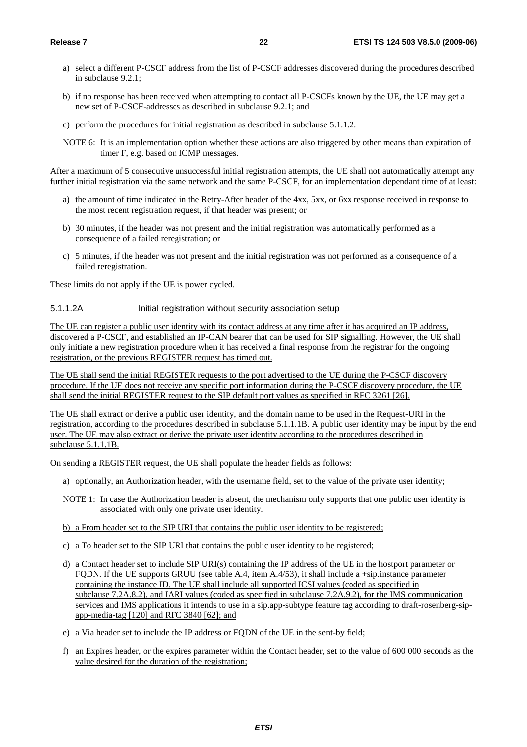a) select a different P-CSCF address from the list of P-CSCF addresses discovered during the procedures described in subclause 9.2.1;

b) if no response has been received when attempting to contact all P-CSCFs known by the UE, the UE may get a new set of P-CSCF-addresses as described in subclause 9.2.1; and

c) perform the procedures for initial registration as described in subclause 5.1.1.2.

NOTE 6: It is an implementation option whether these actions are also triggered by other means than expiration of timer F, e.g. based on ICMP messages.

After a maximum of 5 consecutive unsuccessful initial registration attempts, the UE shall not automatically attempt any further initial registration via the same network and the same P-CSCF, for an implementation dependant time of at least:

a) the amount of time indicated in the Retry-After header of the 4xx, 5xx, or 6xx response received in response to the most recent registration request, if that header was present; or

b) 30 minutes, if the header was not present and the initial registration was automatically performed as a consequence of a failed reregistration; or

c) 5 minutes, if the header was not present and the initial registration was not performed as a consequence of a failed reregistration.

These limits do not apply if the UE is power cycled.

#### 5.1.1.2A Initial registration without security association setup

The UE can register a public user identity with its contact address at any time after it has acquired an IP address, discovered a P-CSCF, and established an IP-CAN bearer that can be used for SIP signalling. However, the UE shall only initiate a new registration procedure when it has received a final response from the registrar for the ongoing registration, or the previous REGISTER request has timed out.

The UE shall send the initial REGISTER requests to the port advertised to the UE during the P-CSCF discovery procedure. If the UE does not receive any specific port information during the P-CSCF discovery procedure, the UE shall send the initial REGISTER request to the SIP default port values as specified in RFC 3261 [26].

The UE shall extract or derive a public user identity, and the domain name to be used in the Request-URI in the registration, according to the procedures described in subclause 5.1.1.1B. A public user identity may be input by the end user. The UE may also extract or derive the private user identity according to the procedures described in subclause 5.1.1.1B.

On sending a REGISTER request, the UE shall populate the header fields as follows:

a) optionally, an Authorization header, with the username field, set to the value of the private user identity;

NOTE 1: In case the Authorization header is absent, the mechanism only supports that one public user identity is associated with only one private user identity.

b) a From header set to the SIP URI that contains the public user identity to be registered;

c) a To header set to the SIP URI that contains the public user identity to be registered;

d) a Contact header set to include SIP URI(s) containing the IP address of the UE in the hostport parameter or FQDN. If the UE supports GRUU (see table A.4, item A.4/53), it shall include a +sip.instance parameter containing the instance ID. The UE shall include all supported ICSI values (coded as specified in subclause 7.2A.8.2), and IARI values (coded as specified in subclause 7.2A.9.2), for the IMS communication services and IMS applications it intends to use in a sip.app-subtype feature tag according to draft-rosenberg-sip-app-media-tag [120] and RFC 3840 [62]; and

e) a Via header set to include the IP address or FQDN of the UE in the sent-by field;

f) an Expires header, or the expires parameter within the Contact header, set to the value of 600 000 seconds as the value desired for the duration of the registration;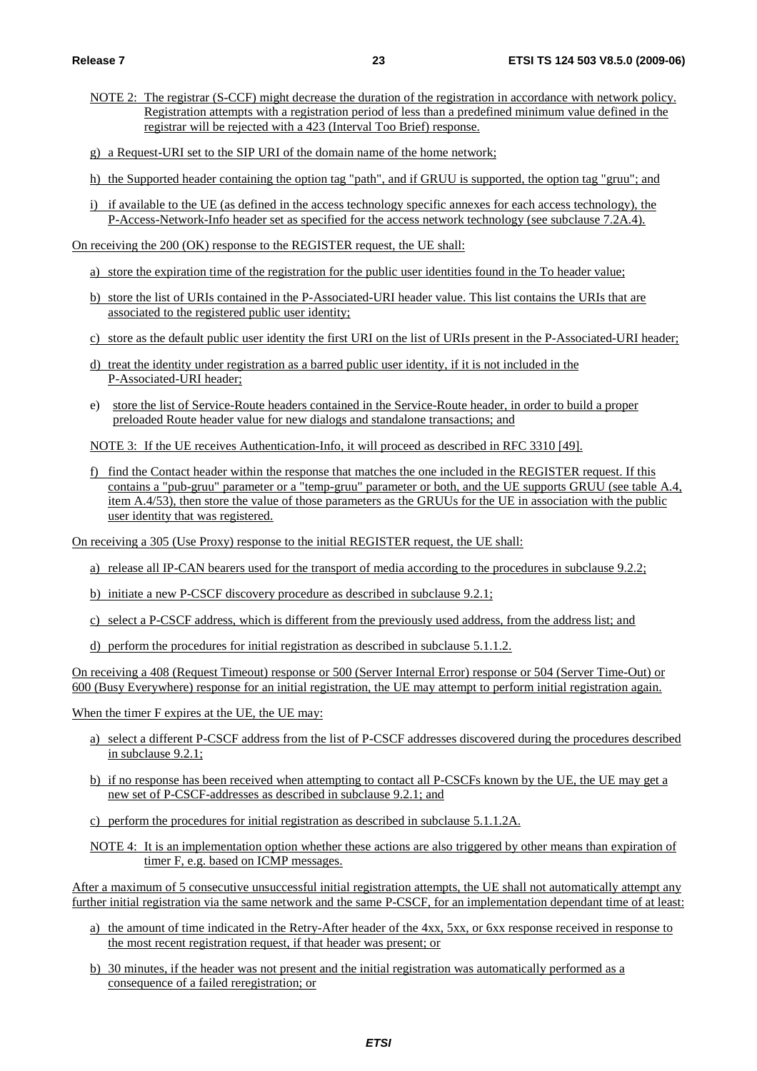NOTE 2: The registrar (S-CCF) might decrease the duration of the registration in accordance with network policy. Registration attempts with a registration period of less than a predefined minimum value defined in the registrar will be rejected with a 423 (Interval Too Brief) response.

g) a Request-URI set to the SIP URI of the domain name of the home network;

h) the Supported header containing the option tag "path", and if GRUU is supported, the option tag "gruu"; and

i) if available to the UE (as defined in the access technology specific annexes for each access technology), the P-Access-Network-Info header set as specified for the access network technology (see subclause 7.2A.4).

On receiving the 200 (OK) response to the REGISTER request, the UE shall:

a) store the expiration time of the registration for the public user identities found in the To header value;

b) store the list of URIs contained in the P-Associated-URI header value. This list contains the URIs that are associated to the registered public user identity;

c) store as the default public user identity the first URI on the list of URIs present in the P-Associated-URI header;

d) treat the identity under registration as a barred public user identity, if it is not included in the P-Associated-URI header;

e) store the list of Service-Route headers contained in the Service-Route header, in order to build a proper preloaded Route header value for new dialogs and standalone transactions; and

NOTE 3: If the UE receives Authentication-Info, it will proceed as described in RFC 3310 [49].

f) find the Contact header within the response that matches the one included in the REGISTER request. If this contains a "pub-gruu" parameter or a "temp-gruu" parameter or both, and the UE supports GRUU (see table A.4, item A.4/53), then store the value of those parameters as the GRUUs for the UE in association with the public user identity that was registered.

On receiving a 305 (Use Proxy) response to the initial REGISTER request, the UE shall:

a) release all IP-CAN bearers used for the transport of media according to the procedures in subclause 9.2.2;

b) initiate a new P-CSCF discovery procedure as described in subclause 9.2.1;

c) select a P-CSCF address, which is different from the previously used address, from the address list; and

d) perform the procedures for initial registration as described in subclause 5.1.1.2.

On receiving a 408 (Request Timeout) response or 500 (Server Internal Error) response or 504 (Server Time-Out) or 600 (Busy Everywhere) response for an initial registration, the UE may attempt to perform initial registration again.

When the timer F expires at the UE, the UE may:

a) select a different P-CSCF address from the list of P-CSCF addresses discovered during the procedures described in subclause 9.2.1;

b) if no response has been received when attempting to contact all P-CSCFs known by the UE, the UE may get a new set of P-CSCF-addresses as described in subclause 9.2.1; and

c) perform the procedures for initial registration as described in subclause 5.1.1.2A.

NOTE 4: It is an implementation option whether these actions are also triggered by other means than expiration of timer F, e.g. based on ICMP messages.

After a maximum of 5 consecutive unsuccessful initial registration attempts, the UE shall not automatically attempt any further initial registration via the same network and the same P-CSCF, for an implementation dependant time of at least:

a) the amount of time indicated in the Retry-After header of the 4xx, 5xx, or 6xx response received in response to the most recent registration request, if that header was present; or

b) 30 minutes, if the header was not present and the initial registration was automatically performed as a consequence of a failed reregistration; or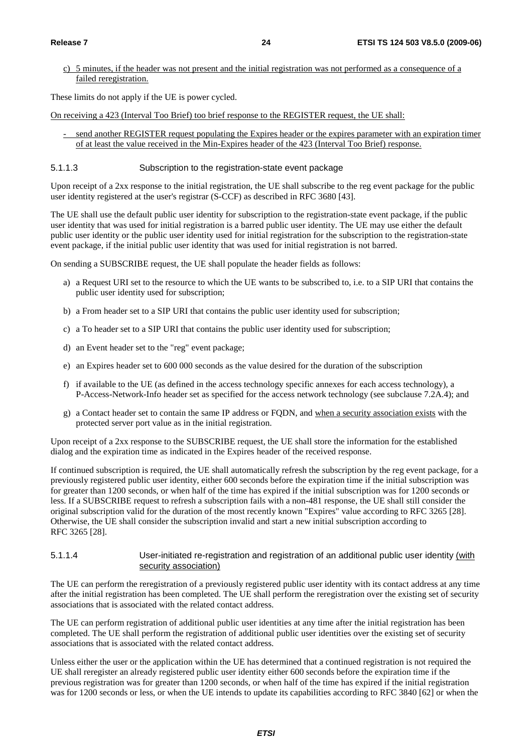c) 5 minutes, if the header was not present and the initial registration was not performed as a consequence of a failed reregistration.

These limits do not apply if the UE is power cycled.

On receiving a 423 (Interval Too Brief) too brief response to the REGISTER request, the UE shall:

- send another REGISTER request populating the Expires header or the expires parameter with an expiration timer of at least the value received in the Min-Expires header of the 423 (Interval Too Brief) response.

#### 5.1.1.3 Subscription to the registration-state event package

Upon receipt of a 2xx response to the initial registration, the UE shall subscribe to the reg event package for the public user identity registered at the user's registrar (S-CCF) as described in RFC 3680 [43].

The UE shall use the default public user identity for subscription to the registration-state event package, if the public user identity that was used for initial registration is a barred public user identity. The UE may use either the default public user identity or the public user identity used for initial registration for the subscription to the registration-state event package, if the initial public user identity that was used for initial registration is not barred.

On sending a SUBSCRIBE request, the UE shall populate the header fields as follows:

a) a Request URI set to the resource to which the UE wants to be subscribed to, i.e. to a SIP URI that contains the public user identity used for subscription;

b) a From header set to a SIP URI that contains the public user identity used for subscription;

c) a To header set to a SIP URI that contains the public user identity used for subscription;

d) an Event header set to the "reg" event package;

e) an Expires header set to 600 000 seconds as the value desired for the duration of the subscription

f) if available to the UE (as defined in the access technology specific annexes for each access technology), a P-Access-Network-Info header set as specified for the access network technology (see subclause 7.2A.4); and

g) a Contact header set to contain the same IP address or FQDN, and when a security association exists with the protected server port value as in the initial registration.

Upon receipt of a 2xx response to the SUBSCRIBE request, the UE shall store the information for the established dialog and the expiration time as indicated in the Expires header of the received response.

If continued subscription is required, the UE shall automatically refresh the subscription by the reg event package, for a previously registered public user identity, either 600 seconds before the expiration time if the initial subscription was for greater than 1200 seconds, or when half of the time has expired if the initial subscription was for 1200 seconds or less. If a SUBSCRIBE request to refresh a subscription fails with a non-481 response, the UE shall still consider the original subscription valid for the duration of the most recently known "Expires" value according to RFC 3265 [28]. Otherwise, the UE shall consider the subscription invalid and start a new initial subscription according to RFC 3265 [28].

#### 5.1.1.4 User-initiated re-registration and registration of an additional public user identity (with security association)

The UE can perform the reregistration of a previously registered public user identity with its contact address at any time after the initial registration has been completed. The UE shall perform the reregistration over the existing set of security associations that is associated with the related contact address.

The UE can perform registration of additional public user identities at any time after the initial registration has been completed. The UE shall perform the registration of additional public user identities over the existing set of security associations that is associated with the related contact address.

Unless either the user or the application within the UE has determined that a continued registration is not required the UE shall reregister an already registered public user identity either 600 seconds before the expiration time if the previous registration was for greater than 1200 seconds, or when half of the time has expired if the initial registration was for 1200 seconds or less, or when the UE intends to update its capabilities according to RFC 3840 [62] or when the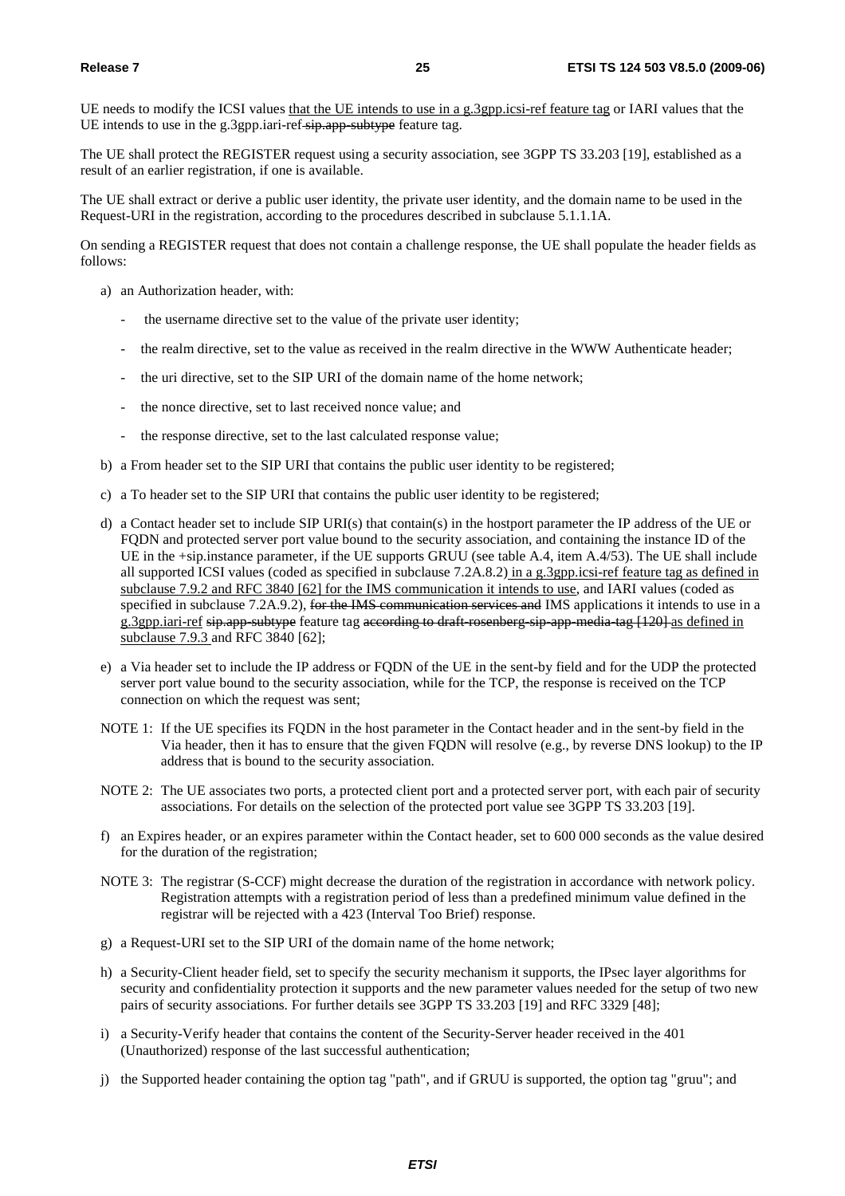UE needs to modify the ICSI values that the UE intends to use in a g.3gpp.icsi-ref feature tag or IARI values that the UE intends to use in the g.3gpp.iari-ref ~~sip.app-subtype~~ feature tag.

The UE shall protect the REGISTER request using a security association, see 3GPP TS 33.203 [19], established as a result of an earlier registration, if one is available.

The UE shall extract or derive a public user identity, the private user identity, and the domain name to be used in the Request-URI in the registration, according to the procedures described in subclause 5.1.1.1A.

On sending a REGISTER request that does not contain a challenge response, the UE shall populate the header fields as follows:

a) an Authorization header, with:
   - the username directive set to the value of the private user identity;
   - the realm directive, set to the value as received in the realm directive in the WWW Authenticate header;
   - the uri directive, set to the SIP URI of the domain name of the home network;
   - the nonce directive, set to last received nonce value; and
   - the response directive, set to the last calculated response value;

b) a From header set to the SIP URI that contains the public user identity to be registered;

c) a To header set to the SIP URI that contains the public user identity to be registered;

d) a Contact header set to include SIP URI(s) that contain(s) in the hostport parameter the IP address of the UE or FQDN and protected server port value bound to the security association, and containing the instance ID of the UE in the +sip.instance parameter, if the UE supports GRUU (see table A.4, item A.4/53). The UE shall include all supported ICSI values (coded as specified in subclause 7.2A.8.2) in a g.3gpp.icsi-ref feature tag as defined in subclause 7.9.2 and RFC 3840 [62] for the IMS communication it intends to use, and IARI values (coded as specified in subclause 7.2A.9.2), ~~for the IMS communication services and~~ IMS applications it intends to use in a g.3gpp.iari-ref ~~sip.app-subtype~~ feature tag ~~according to draft-rosenberg-sip-app-media-tag [120]~~ as defined in subclause 7.9.3 and RFC 3840 [62];

e) a Via header set to include the IP address or FQDN of the UE in the sent-by field and for the UDP the protected server port value bound to the security association, while for the TCP, the response is received on the TCP connection on which the request was sent;

NOTE 1: If the UE specifies its FQDN in the host parameter in the Contact header and in the sent-by field in the Via header, then it has to ensure that the given FQDN will resolve (e.g., by reverse DNS lookup) to the IP address that is bound to the security association.

NOTE 2: The UE associates two ports, a protected client port and a protected server port, with each pair of security associations. For details on the selection of the protected port value see 3GPP TS 33.203 [19].

f) an Expires header, or an expires parameter within the Contact header, set to 600 000 seconds as the value desired for the duration of the registration;

NOTE 3: The registrar (S-CCF) might decrease the duration of the registration in accordance with network policy. Registration attempts with a registration period of less than a predefined minimum value defined in the registrar will be rejected with a 423 (Interval Too Brief) response.

g) a Request-URI set to the SIP URI of the domain name of the home network;

h) a Security-Client header field, set to specify the security mechanism it supports, the IPsec layer algorithms for security and confidentiality protection it supports and the new parameter values needed for the setup of two new pairs of security associations. For further details see 3GPP TS 33.203 [19] and RFC 3329 [48];

i) a Security-Verify header that contains the content of the Security-Server header received in the 401 (Unauthorized) response of the last successful authentication;

j) the Supported header containing the option tag "path", and if GRUU is supported, the option tag "gruu"; and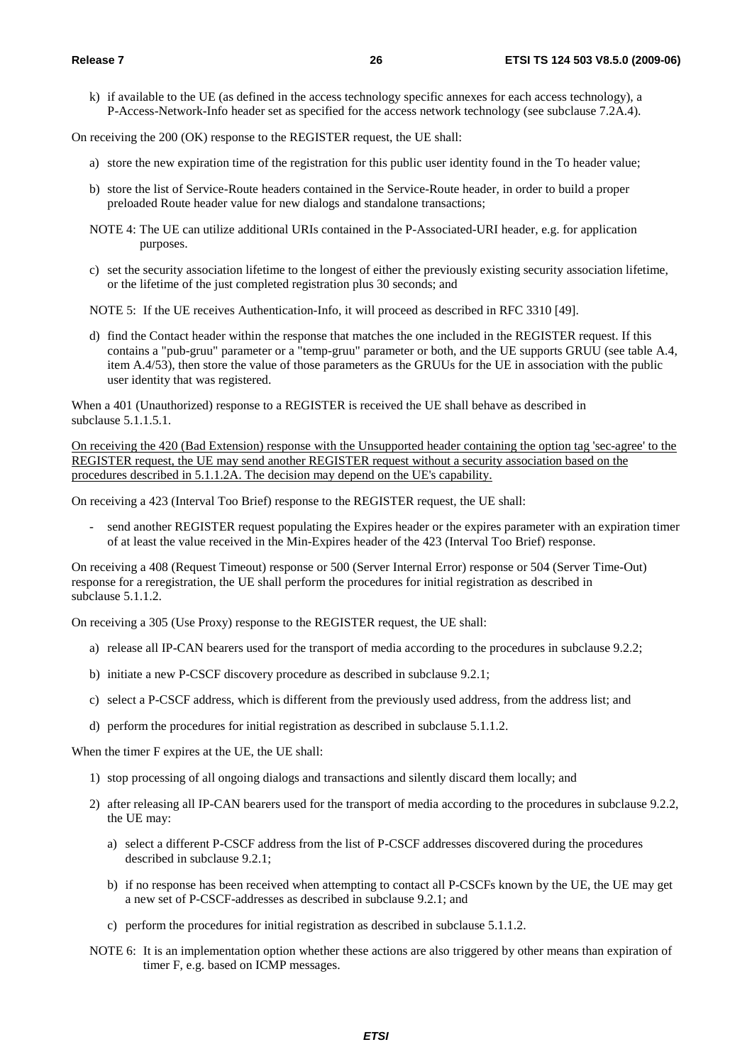k) if available to the UE (as defined in the access technology specific annexes for each access technology), a P-Access-Network-Info header set as specified for the access network technology (see subclause 7.2A.4).

On receiving the 200 (OK) response to the REGISTER request, the UE shall:

a) store the new expiration time of the registration for this public user identity found in the To header value;

b) store the list of Service-Route headers contained in the Service-Route header, in order to build a proper preloaded Route header value for new dialogs and standalone transactions;

NOTE 4: The UE can utilize additional URIs contained in the P-Associated-URI header, e.g. for application purposes.

c) set the security association lifetime to the longest of either the previously existing security association lifetime, or the lifetime of the just completed registration plus 30 seconds; and

NOTE 5: If the UE receives Authentication-Info, it will proceed as described in RFC 3310 [49].

d) find the Contact header within the response that matches the one included in the REGISTER request. If this contains a "pub-gruu" parameter or a "temp-gruu" parameter or both, and the UE supports GRUU (see table A.4, item A.4/53), then store the value of those parameters as the GRUUs for the UE in association with the public user identity that was registered.

When a 401 (Unauthorized) response to a REGISTER is received the UE shall behave as described in subclause 5.1.1.5.1.

On receiving the 420 (Bad Extension) response with the Unsupported header containing the option tag 'sec-agree' to the REGISTER request, the UE may send another REGISTER request without a security association based on the procedures described in 5.1.1.2A. The decision may depend on the UE's capability.

On receiving a 423 (Interval Too Brief) response to the REGISTER request, the UE shall:

- send another REGISTER request populating the Expires header or the expires parameter with an expiration timer of at least the value received in the Min-Expires header of the 423 (Interval Too Brief) response.

On receiving a 408 (Request Timeout) response or 500 (Server Internal Error) response or 504 (Server Time-Out) response for a reregistration, the UE shall perform the procedures for initial registration as described in subclause 5.1.1.2.

On receiving a 305 (Use Proxy) response to the REGISTER request, the UE shall:

a) release all IP-CAN bearers used for the transport of media according to the procedures in subclause 9.2.2;

b) initiate a new P-CSCF discovery procedure as described in subclause 9.2.1;

c) select a P-CSCF address, which is different from the previously used address, from the address list; and

d) perform the procedures for initial registration as described in subclause 5.1.1.2.

When the timer F expires at the UE, the UE shall:

1) stop processing of all ongoing dialogs and transactions and silently discard them locally; and

2) after releasing all IP-CAN bearers used for the transport of media according to the procedures in subclause 9.2.2, the UE may:

   a) select a different P-CSCF address from the list of P-CSCF addresses discovered during the procedures described in subclause 9.2.1;

   b) if no response has been received when attempting to contact all P-CSCFs known by the UE, the UE may get a new set of P-CSCF-addresses as described in subclause 9.2.1; and

   c) perform the procedures for initial registration as described in subclause 5.1.1.2.

NOTE 6: It is an implementation option whether these actions are also triggered by other means than expiration of timer F, e.g. based on ICMP messages.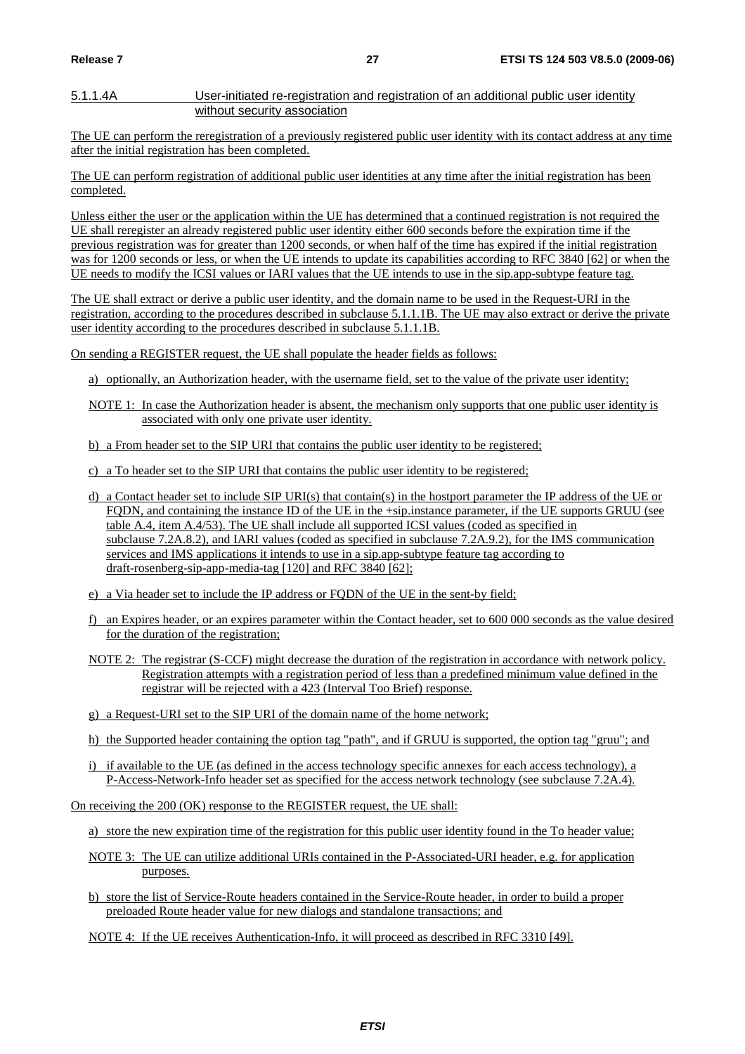#### 5.1.1.4A User-initiated re-registration and registration of an additional public user identity without security association

The UE can perform the reregistration of a previously registered public user identity with its contact address at any time after the initial registration has been completed.

The UE can perform registration of additional public user identities at any time after the initial registration has been completed.

Unless either the user or the application within the UE has determined that a continued registration is not required the UE shall reregister an already registered public user identity either 600 seconds before the expiration time if the previous registration was for greater than 1200 seconds, or when half of the time has expired if the initial registration was for 1200 seconds or less, or when the UE intends to update its capabilities according to RFC 3840 [62] or when the UE needs to modify the ICSI values or IARI values that the UE intends to use in the sip.app-subtype feature tag.

The UE shall extract or derive a public user identity, and the domain name to be used in the Request-URI in the registration, according to the procedures described in subclause 5.1.1.1B. The UE may also extract or derive the private user identity according to the procedures described in subclause 5.1.1.1B.

On sending a REGISTER request, the UE shall populate the header fields as follows:

a) optionally, an Authorization header, with the username field, set to the value of the private user identity;

NOTE 1: In case the Authorization header is absent, the mechanism only supports that one public user identity is associated with only one private user identity.

b) a From header set to the SIP URI that contains the public user identity to be registered;

c) a To header set to the SIP URI that contains the public user identity to be registered;

d) a Contact header set to include SIP URI(s) that contain(s) in the hostport parameter the IP address of the UE or FQDN, and containing the instance ID of the UE in the +sip.instance parameter, if the UE supports GRUU (see table A.4, item A.4/53). The UE shall include all supported ICSI values (coded as specified in subclause 7.2A.8.2), and IARI values (coded as specified in subclause 7.2A.9.2), for the IMS communication services and IMS applications it intends to use in a sip.app-subtype feature tag according to draft-rosenberg-sip-app-media-tag [120] and RFC 3840 [62];

e) a Via header set to include the IP address or FQDN of the UE in the sent-by field;

f) an Expires header, or an expires parameter within the Contact header, set to 600 000 seconds as the value desired for the duration of the registration;

NOTE 2: The registrar (S-CCF) might decrease the duration of the registration in accordance with network policy. Registration attempts with a registration period of less than a predefined minimum value defined in the registrar will be rejected with a 423 (Interval Too Brief) response.

g) a Request-URI set to the SIP URI of the domain name of the home network;

h) the Supported header containing the option tag "path", and if GRUU is supported, the option tag "gruu"; and

i) if available to the UE (as defined in the access technology specific annexes for each access technology), a P-Access-Network-Info header set as specified for the access network technology (see subclause 7.2A.4).

On receiving the 200 (OK) response to the REGISTER request, the UE shall:

a) store the new expiration time of the registration for this public user identity found in the To header value;

NOTE 3: The UE can utilize additional URIs contained in the P-Associated-URI header, e.g. for application purposes.

b) store the list of Service-Route headers contained in the Service-Route header, in order to build a proper preloaded Route header value for new dialogs and standalone transactions; and

NOTE 4: If the UE receives Authentication-Info, it will proceed as described in RFC 3310 [49].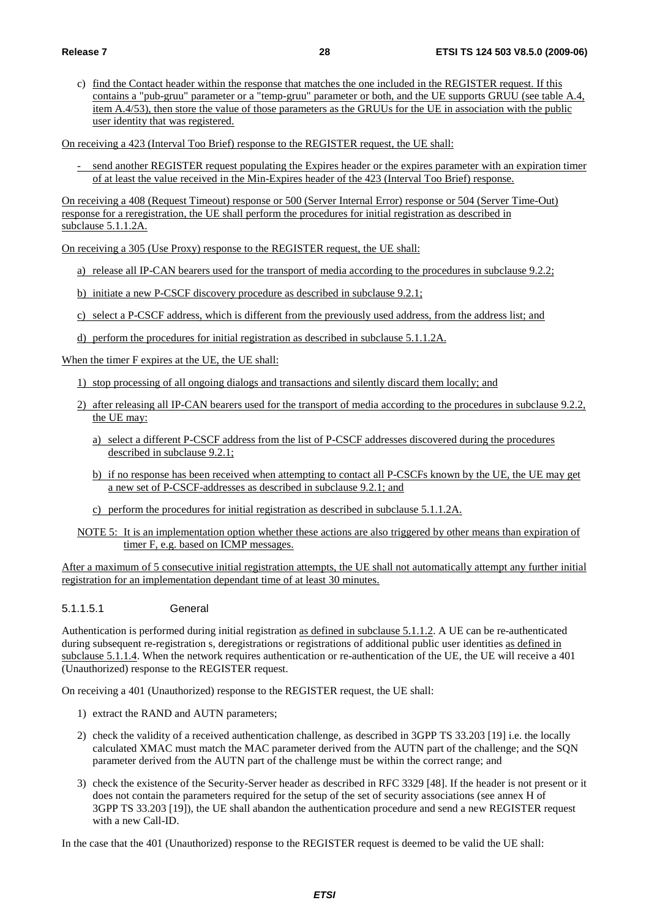c) find the Contact header within the response that matches the one included in the REGISTER request. If this contains a "pub-gruu" parameter or a "temp-gruu" parameter or both, and the UE supports GRUU (see table A.4, item A.4/53), then store the value of those parameters as the GRUUs for the UE in association with the public user identity that was registered.

On receiving a 423 (Interval Too Brief) response to the REGISTER request, the UE shall:

- send another REGISTER request populating the Expires header or the expires parameter with an expiration timer of at least the value received in the Min-Expires header of the 423 (Interval Too Brief) response.

On receiving a 408 (Request Timeout) response or 500 (Server Internal Error) response or 504 (Server Time-Out) response for a reregistration, the UE shall perform the procedures for initial registration as described in subclause 5.1.1.2A.

On receiving a 305 (Use Proxy) response to the REGISTER request, the UE shall:

a) release all IP-CAN bearers used for the transport of media according to the procedures in subclause 9.2.2;

b) initiate a new P-CSCF discovery procedure as described in subclause 9.2.1;

c) select a P-CSCF address, which is different from the previously used address, from the address list; and

d) perform the procedures for initial registration as described in subclause 5.1.1.2A.

When the timer F expires at the UE, the UE shall:

1) stop processing of all ongoing dialogs and transactions and silently discard them locally; and

2) after releasing all IP-CAN bearers used for the transport of media according to the procedures in subclause 9.2.2, the UE may:

   a) select a different P-CSCF address from the list of P-CSCF addresses discovered during the procedures described in subclause 9.2.1;

   b) if no response has been received when attempting to contact all P-CSCFs known by the UE, the UE may get a new set of P-CSCF-addresses as described in subclause 9.2.1; and

   c) perform the procedures for initial registration as described in subclause 5.1.1.2A.

NOTE 5: It is an implementation option whether these actions are also triggered by other means than expiration of timer F, e.g. based on ICMP messages.

After a maximum of 5 consecutive initial registration attempts, the UE shall not automatically attempt any further initial registration for an implementation dependant time of at least 30 minutes.

#### 5.1.1.5.1 General

Authentication is performed during initial registration as defined in subclause 5.1.1.2. A UE can be re-authenticated during subsequent re-registration s, deregistrations or registrations of additional public user identities as defined in subclause 5.1.1.4. When the network requires authentication or re-authentication of the UE, the UE will receive a 401 (Unauthorized) response to the REGISTER request.

On receiving a 401 (Unauthorized) response to the REGISTER request, the UE shall:

1) extract the RAND and AUTN parameters;

2) check the validity of a received authentication challenge, as described in 3GPP TS 33.203 [19] i.e. the locally calculated XMAC must match the MAC parameter derived from the AUTN part of the challenge; and the SQN parameter derived from the AUTN part of the challenge must be within the correct range; and

3) check the existence of the Security-Server header as described in RFC 3329 [48]. If the header is not present or it does not contain the parameters required for the setup of the set of security associations (see annex H of 3GPP TS 33.203 [19]), the UE shall abandon the authentication procedure and send a new REGISTER request with a new Call-ID.

In the case that the 401 (Unauthorized) response to the REGISTER request is deemed to be valid the UE shall: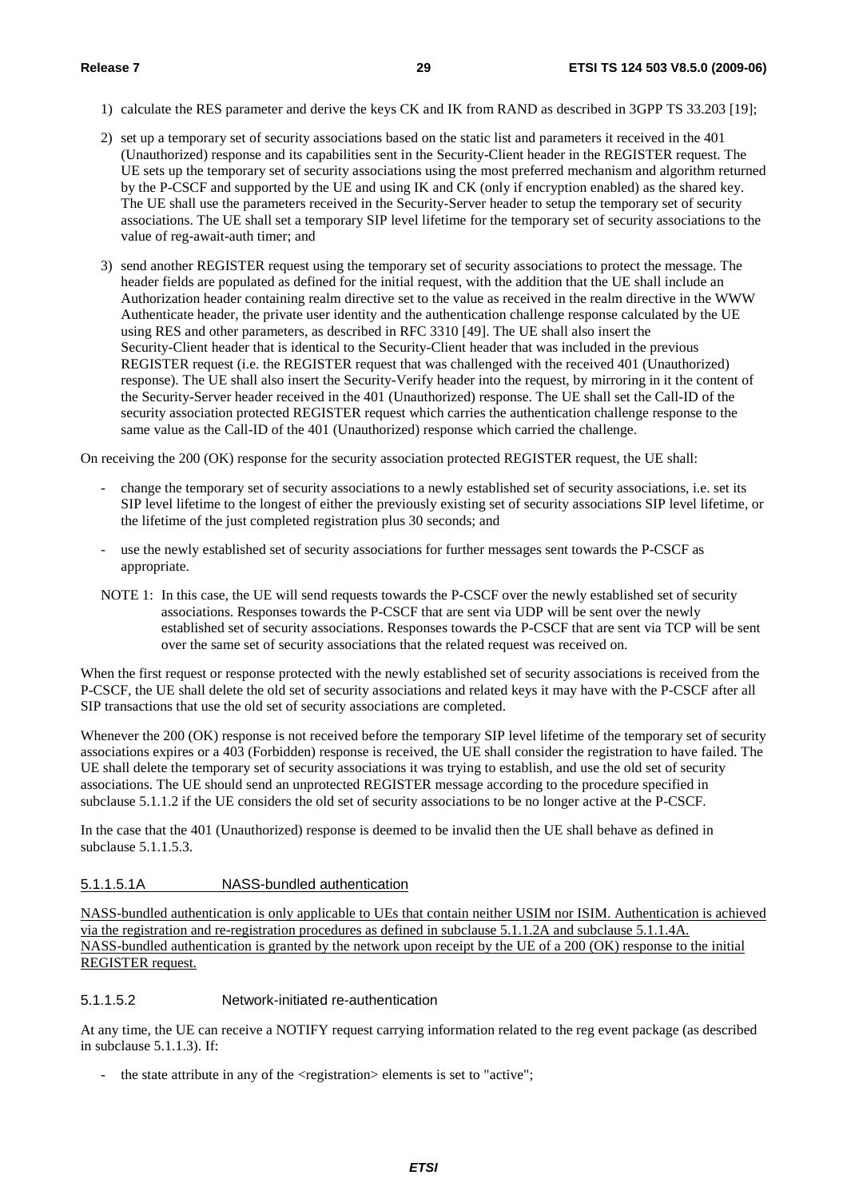1) calculate the RES parameter and derive the keys CK and IK from RAND as described in 3GPP TS 33.203 [19];

2) set up a temporary set of security associations based on the static list and parameters it received in the 401 (Unauthorized) response and its capabilities sent in the Security-Client header in the REGISTER request. The UE sets up the temporary set of security associations using the most preferred mechanism and algorithm returned by the P-CSCF and supported by the UE and using IK and CK (only if encryption enabled) as the shared key. The UE shall use the parameters received in the Security-Server header to setup the temporary set of security associations. The UE shall set a temporary SIP level lifetime for the temporary set of security associations to the value of reg-await-auth timer; and

3) send another REGISTER request using the temporary set of security associations to protect the message. The header fields are populated as defined for the initial request, with the addition that the UE shall include an Authorization header containing realm directive set to the value as received in the realm directive in the WWW Authenticate header, the private user identity and the authentication challenge response calculated by the UE using RES and other parameters, as described in RFC 3310 [49]. The UE shall also insert the Security-Client header that is identical to the Security-Client header that was included in the previous REGISTER request (i.e. the REGISTER request that was challenged with the received 401 (Unauthorized) response). The UE shall also insert the Security-Verify header into the request, by mirroring in it the content of the Security-Server header received in the 401 (Unauthorized) response. The UE shall set the Call-ID of the security association protected REGISTER request which carries the authentication challenge response to the same value as the Call-ID of the 401 (Unauthorized) response which carried the challenge.

On receiving the 200 (OK) response for the security association protected REGISTER request, the UE shall:

- change the temporary set of security associations to a newly established set of security associations, i.e. set its SIP level lifetime to the longest of either the previously existing set of security associations SIP level lifetime, or the lifetime of the just completed registration plus 30 seconds; and

- use the newly established set of security associations for further messages sent towards the P-CSCF as appropriate.

NOTE 1: In this case, the UE will send requests towards the P-CSCF over the newly established set of security associations. Responses towards the P-CSCF that are sent via UDP will be sent over the newly established set of security associations. Responses towards the P-CSCF that are sent via TCP will be sent over the same set of security associations that the related request was received on.

When the first request or response protected with the newly established set of security associations is received from the P-CSCF, the UE shall delete the old set of security associations and related keys it may have with the P-CSCF after all SIP transactions that use the old set of security associations are completed.

Whenever the 200 (OK) response is not received before the temporary SIP level lifetime of the temporary set of security associations expires or a 403 (Forbidden) response is received, the UE shall consider the registration to have failed. The UE shall delete the temporary set of security associations it was trying to establish, and use the old set of security associations. The UE should send an unprotected REGISTER message according to the procedure specified in subclause 5.1.1.2 if the UE considers the old set of security associations to be no longer active at the P-CSCF.

In the case that the 401 (Unauthorized) response is deemed to be invalid then the UE shall behave as defined in subclause 5.1.1.5.3.

#### 5.1.1.5.1A NASS-bundled authentication

NASS-bundled authentication is only applicable to UEs that contain neither USIM nor ISIM. Authentication is achieved via the registration and re-registration procedures as defined in subclause 5.1.1.2A and subclause 5.1.1.4A. NASS-bundled authentication is granted by the network upon receipt by the UE of a 200 (OK) response to the initial REGISTER request.

#### 5.1.1.5.2 Network-initiated re-authentication

At any time, the UE can receive a NOTIFY request carrying information related to the reg event package (as described in subclause 5.1.1.3). If:

- the state attribute in any of the <registration> elements is set to "active";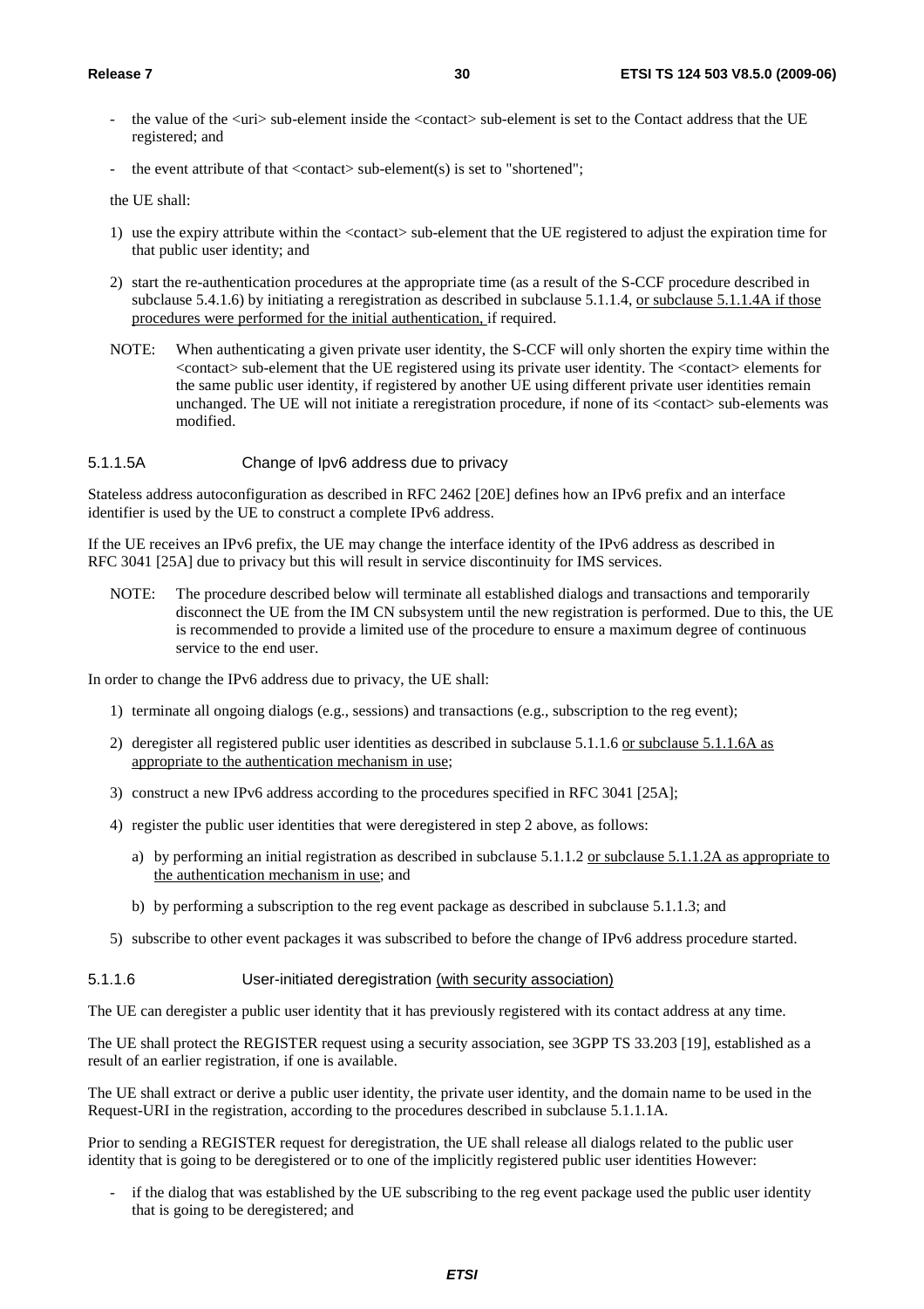- the value of the <uri> sub-element inside the <contact> sub-element is set to the Contact address that the UE registered; and

- the event attribute of that <contact> sub-element(s) is set to "shortened";

the UE shall:

1) use the expiry attribute within the <contact> sub-element that the UE registered to adjust the expiration time for that public user identity; and

2) start the re-authentication procedures at the appropriate time (as a result of the S-CCF procedure described in subclause 5.4.1.6) by initiating a reregistration as described in subclause 5.1.1.4, or subclause 5.1.1.4A if those procedures were performed for the initial authentication, if required.

NOTE: When authenticating a given private user identity, the S-CCF will only shorten the expiry time within the <contact> sub-element that the UE registered using its private user identity. The <contact> elements for the same public user identity, if registered by another UE using different private user identities remain unchanged. The UE will not initiate a reregistration procedure, if none of its <contact> sub-elements was modified.

#### 5.1.1.5A Change of Ipv6 address due to privacy

Stateless address autoconfiguration as described in RFC 2462 [20E] defines how an IPv6 prefix and an interface identifier is used by the UE to construct a complete IPv6 address.

If the UE receives an IPv6 prefix, the UE may change the interface identity of the IPv6 address as described in RFC 3041 [25A] due to privacy but this will result in service discontinuity for IMS services.

NOTE: The procedure described below will terminate all established dialogs and transactions and temporarily disconnect the UE from the IM CN subsystem until the new registration is performed. Due to this, the UE is recommended to provide a limited use of the procedure to ensure a maximum degree of continuous service to the end user.

In order to change the IPv6 address due to privacy, the UE shall:

1) terminate all ongoing dialogs (e.g., sessions) and transactions (e.g., subscription to the reg event);

2) deregister all registered public user identities as described in subclause 5.1.1.6 or subclause 5.1.1.6A as appropriate to the authentication mechanism in use;

3) construct a new IPv6 address according to the procedures specified in RFC 3041 [25A];

4) register the public user identities that were deregistered in step 2 above, as follows:

   a) by performing an initial registration as described in subclause 5.1.1.2 or subclause 5.1.1.2A as appropriate to the authentication mechanism in use; and

   b) by performing a subscription to the reg event package as described in subclause 5.1.1.3; and

5) subscribe to other event packages it was subscribed to before the change of IPv6 address procedure started.

#### 5.1.1.6 User-initiated deregistration (with security association)

The UE can deregister a public user identity that it has previously registered with its contact address at any time.

The UE shall protect the REGISTER request using a security association, see 3GPP TS 33.203 [19], established as a result of an earlier registration, if one is available.

The UE shall extract or derive a public user identity, the private user identity, and the domain name to be used in the Request-URI in the registration, according to the procedures described in subclause 5.1.1.1A.

Prior to sending a REGISTER request for deregistration, the UE shall release all dialogs related to the public user identity that is going to be deregistered or to one of the implicitly registered public user identities However:

- if the dialog that was established by the UE subscribing to the reg event package used the public user identity that is going to be deregistered; and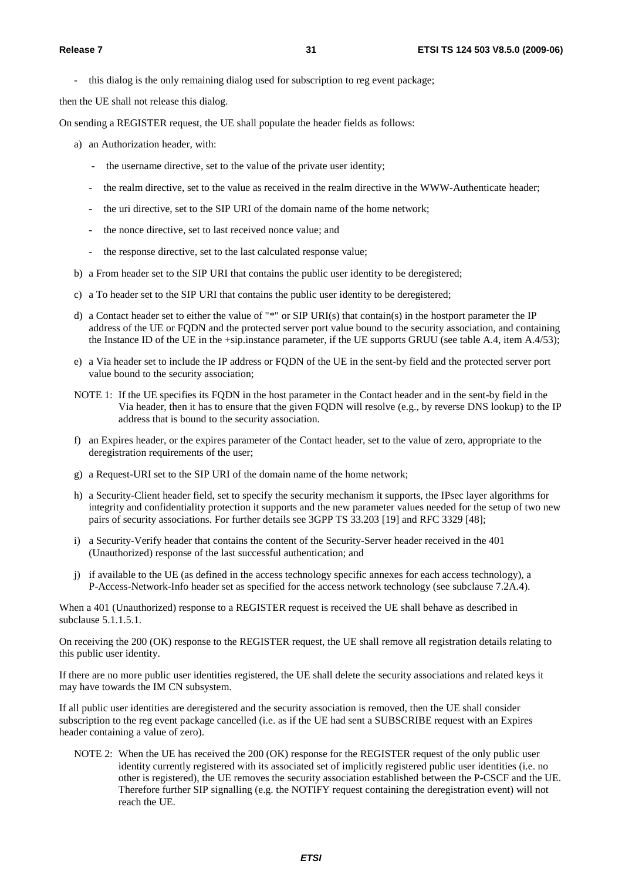- this dialog is the only remaining dialog used for subscription to reg event package;

then the UE shall not release this dialog.

On sending a REGISTER request, the UE shall populate the header fields as follows:

a) an Authorization header, with:

   - the username directive, set to the value of the private user identity;

   - the realm directive, set to the value as received in the realm directive in the WWW-Authenticate header;

   - the uri directive, set to the SIP URI of the domain name of the home network;

   - the nonce directive, set to last received nonce value; and

   - the response directive, set to the last calculated response value;

b) a From header set to the SIP URI that contains the public user identity to be deregistered;

c) a To header set to the SIP URI that contains the public user identity to be deregistered;

d) a Contact header set to either the value of "*" or SIP URI(s) that contain(s) in the hostport parameter the IP address of the UE or FQDN and the protected server port value bound to the security association, and containing the Instance ID of the UE in the +sip.instance parameter, if the UE supports GRUU (see table A.4, item A.4/53);

e) a Via header set to include the IP address or FQDN of the UE in the sent-by field and the protected server port value bound to the security association;

NOTE 1: If the UE specifies its FQDN in the host parameter in the Contact header and in the sent-by field in the Via header, then it has to ensure that the given FQDN will resolve (e.g., by reverse DNS lookup) to the IP address that is bound to the security association.

f) an Expires header, or the expires parameter of the Contact header, set to the value of zero, appropriate to the deregistration requirements of the user;

g) a Request-URI set to the SIP URI of the domain name of the home network;

h) a Security-Client header field, set to specify the security mechanism it supports, the IPsec layer algorithms for integrity and confidentiality protection it supports and the new parameter values needed for the setup of two new pairs of security associations. For further details see 3GPP TS 33.203 [19] and RFC 3329 [48];

i) a Security-Verify header that contains the content of the Security-Server header received in the 401 (Unauthorized) response of the last successful authentication; and

j) if available to the UE (as defined in the access technology specific annexes for each access technology), a P-Access-Network-Info header set as specified for the access network technology (see subclause 7.2A.4).

When a 401 (Unauthorized) response to a REGISTER request is received the UE shall behave as described in subclause 5.1.1.5.1.

On receiving the 200 (OK) response to the REGISTER request, the UE shall remove all registration details relating to this public user identity.

If there are no more public user identities registered, the UE shall delete the security associations and related keys it may have towards the IM CN subsystem.

If all public user identities are deregistered and the security association is removed, then the UE shall consider subscription to the reg event package cancelled (i.e. as if the UE had sent a SUBSCRIBE request with an Expires header containing a value of zero).

NOTE 2: When the UE has received the 200 (OK) response for the REGISTER request of the only public user identity currently registered with its associated set of implicitly registered public user identities (i.e. no other is registered), the UE removes the security association established between the P-CSCF and the UE. Therefore further SIP signalling (e.g. the NOTIFY request containing the deregistration event) will not reach the UE.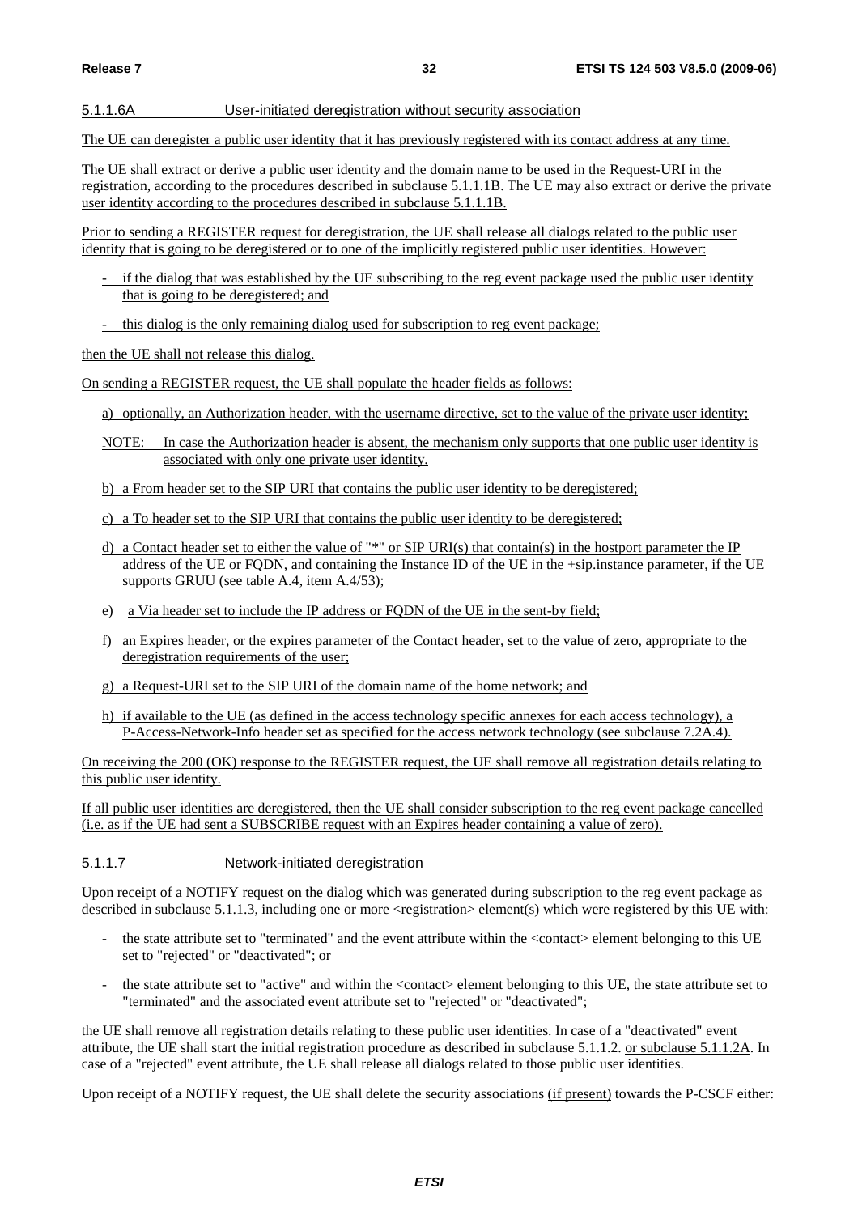#### 5.1.1.6A User-initiated deregistration without security association

The UE can deregister a public user identity that it has previously registered with its contact address at any time.

The UE shall extract or derive a public user identity and the domain name to be used in the Request-URI in the registration, according to the procedures described in subclause 5.1.1.1B. The UE may also extract or derive the private user identity according to the procedures described in subclause 5.1.1.1B.

Prior to sending a REGISTER request for deregistration, the UE shall release all dialogs related to the public user identity that is going to be deregistered or to one of the implicitly registered public user identities. However:

- if the dialog that was established by the UE subscribing to the reg event package used the public user identity that is going to be deregistered; and
- this dialog is the only remaining dialog used for subscription to reg event package;

then the UE shall not release this dialog.

On sending a REGISTER request, the UE shall populate the header fields as follows:

a) optionally, an Authorization header, with the username directive, set to the value of the private user identity;

NOTE: In case the Authorization header is absent, the mechanism only supports that one public user identity is associated with only one private user identity.

b) a From header set to the SIP URI that contains the public user identity to be deregistered;

c) a To header set to the SIP URI that contains the public user identity to be deregistered;

d) a Contact header set to either the value of "*" or SIP URI(s) that contain(s) in the hostport parameter the IP address of the UE or FQDN, and containing the Instance ID of the UE in the +sip.instance parameter, if the UE supports GRUU (see table A.4, item A.4/53);

e) a Via header set to include the IP address or FQDN of the UE in the sent-by field;

f) an Expires header, or the expires parameter of the Contact header, set to the value of zero, appropriate to the deregistration requirements of the user;

g) a Request-URI set to the SIP URI of the domain name of the home network; and

h) if available to the UE (as defined in the access technology specific annexes for each access technology), a P-Access-Network-Info header set as specified for the access network technology (see subclause 7.2A.4).

On receiving the 200 (OK) response to the REGISTER request, the UE shall remove all registration details relating to this public user identity.

If all public user identities are deregistered, then the UE shall consider subscription to the reg event package cancelled (i.e. as if the UE had sent a SUBSCRIBE request with an Expires header containing a value of zero).

#### 5.1.1.7 Network-initiated deregistration

Upon receipt of a NOTIFY request on the dialog which was generated during subscription to the reg event package as described in subclause 5.1.1.3, including one or more <registration> element(s) which were registered by this UE with:

- the state attribute set to "terminated" and the event attribute within the <contact> element belonging to this UE set to "rejected" or "deactivated"; or
- the state attribute set to "active" and within the <contact> element belonging to this UE, the state attribute set to "terminated" and the associated event attribute set to "rejected" or "deactivated";

the UE shall remove all registration details relating to these public user identities. In case of a "deactivated" event attribute, the UE shall start the initial registration procedure as described in subclause 5.1.1.2. or subclause 5.1.1.2A. In case of a "rejected" event attribute, the UE shall release all dialogs related to those public user identities.

Upon receipt of a NOTIFY request, the UE shall delete the security associations (if present) towards the P-CSCF either: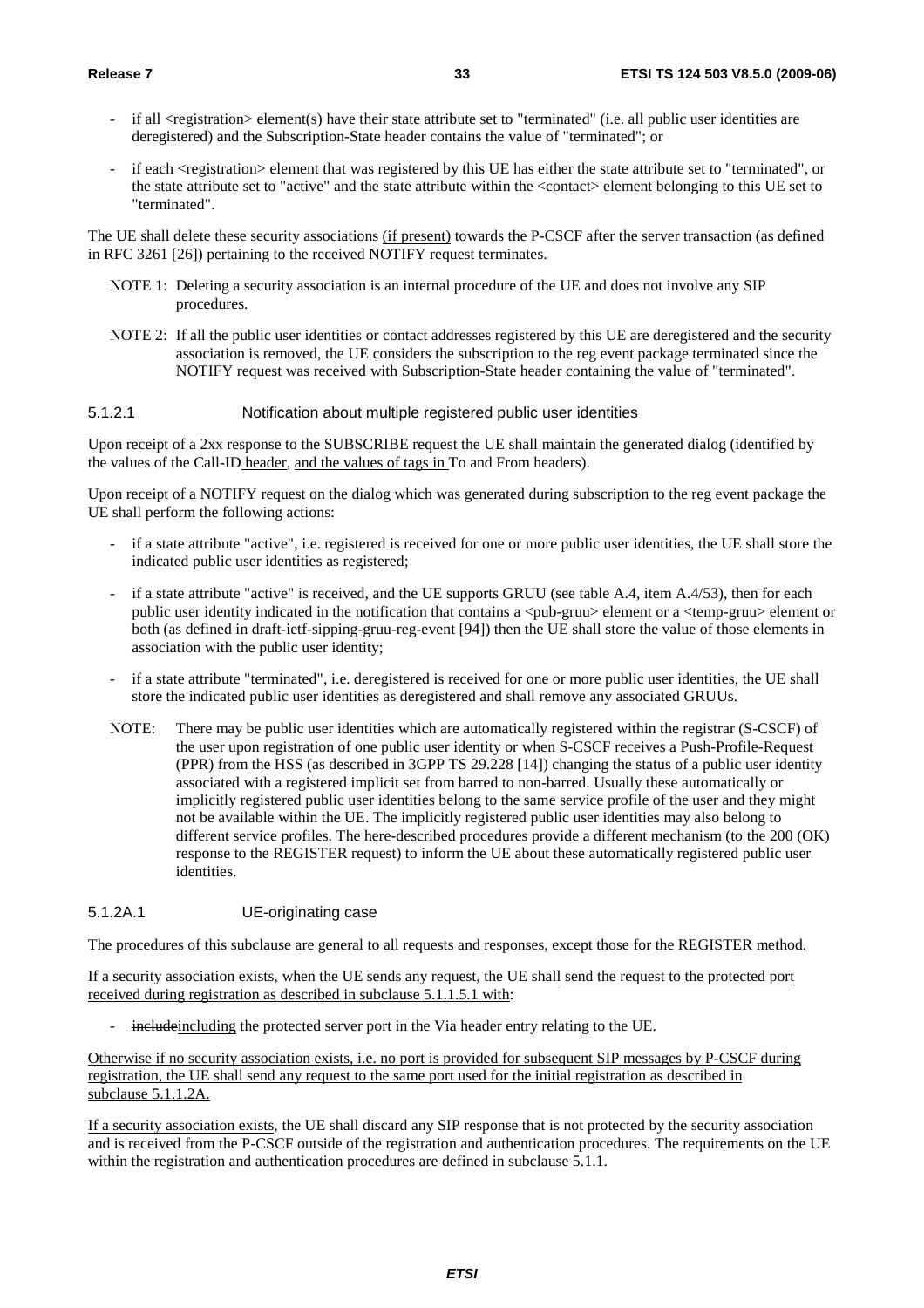- if all <registration> element(s) have their state attribute set to "terminated" (i.e. all public user identities are deregistered) and the Subscription-State header contains the value of "terminated"; or
- if each <registration> element that was registered by this UE has either the state attribute set to "terminated", or the state attribute set to "active" and the state attribute within the <contact> element belonging to this UE set to "terminated".

The UE shall delete these security associations (if present) towards the P-CSCF after the server transaction (as defined in RFC 3261 [26]) pertaining to the received NOTIFY request terminates.

NOTE 1: Deleting a security association is an internal procedure of the UE and does not involve any SIP procedures.

NOTE 2: If all the public user identities or contact addresses registered by this UE are deregistered and the security association is removed, the UE considers the subscription to the reg event package terminated since the NOTIFY request was received with Subscription-State header containing the value of "terminated".

#### 5.1.2.1 Notification about multiple registered public user identities

Upon receipt of a 2xx response to the SUBSCRIBE request the UE shall maintain the generated dialog (identified by the values of the Call-ID header, and the values of tags in To and From headers).

Upon receipt of a NOTIFY request on the dialog which was generated during subscription to the reg event package the UE shall perform the following actions:

- if a state attribute "active", i.e. registered is received for one or more public user identities, the UE shall store the indicated public user identities as registered;
- if a state attribute "active" is received, and the UE supports GRUU (see table A.4, item A.4/53), then for each public user identity indicated in the notification that contains a <pub-gruu> element or a <temp-gruu> element or both (as defined in draft-ietf-sipping-gruu-reg-event [94]) then the UE shall store the value of those elements in association with the public user identity;
- if a state attribute "terminated", i.e. deregistered is received for one or more public user identities, the UE shall store the indicated public user identities as deregistered and shall remove any associated GRUUs.

NOTE: There may be public user identities which are automatically registered within the registrar (S-CSCF) of the user upon registration of one public user identity or when S-CSCF receives a Push-Profile-Request (PPR) from the HSS (as described in 3GPP TS 29.228 [14]) changing the status of a public user identity associated with a registered implicit set from barred to non-barred. Usually these automatically or implicitly registered public user identities belong to the same service profile of the user and they might not be available within the UE. The implicitly registered public user identities may also belong to different service profiles. The here-described procedures provide a different mechanism (to the 200 (OK) response to the REGISTER request) to inform the UE about these automatically registered public user identities.

#### 5.1.2A.1 UE-originating case

The procedures of this subclause are general to all requests and responses, except those for the REGISTER method.

If a security association exists, when the UE sends any request, the UE shall send the request to the protected port received during registration as described in subclause 5.1.1.5.1 with:

- ~~include~~including the protected server port in the Via header entry relating to the UE.

Otherwise if no security association exists, i.e. no port is provided for subsequent SIP messages by P-CSCF during registration, the UE shall send any request to the same port used for the initial registration as described in subclause 5.1.1.2A.

If a security association exists, the UE shall discard any SIP response that is not protected by the security association and is received from the P-CSCF outside of the registration and authentication procedures. The requirements on the UE within the registration and authentication procedures are defined in subclause 5.1.1.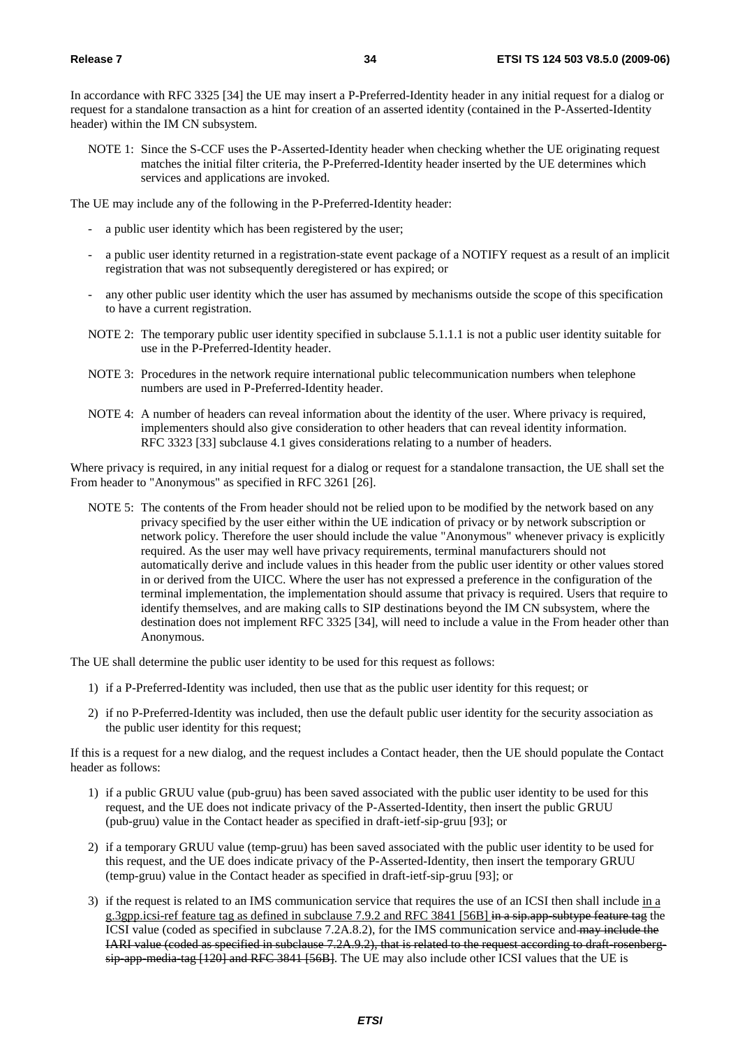In accordance with RFC 3325 [34] the UE may insert a P-Preferred-Identity header in any initial request for a dialog or request for a standalone transaction as a hint for creation of an asserted identity (contained in the P-Asserted-Identity header) within the IM CN subsystem.

NOTE 1: Since the S-CCF uses the P-Asserted-Identity header when checking whether the UE originating request matches the initial filter criteria, the P-Preferred-Identity header inserted by the UE determines which services and applications are invoked.

The UE may include any of the following in the P-Preferred-Identity header:

- a public user identity which has been registered by the user;
- a public user identity returned in a registration-state event package of a NOTIFY request as a result of an implicit registration that was not subsequently deregistered or has expired; or
- any other public user identity which the user has assumed by mechanisms outside the scope of this specification to have a current registration.

NOTE 2: The temporary public user identity specified in subclause 5.1.1.1 is not a public user identity suitable for use in the P-Preferred-Identity header.

NOTE 3: Procedures in the network require international public telecommunication numbers when telephone numbers are used in P-Preferred-Identity header.

NOTE 4: A number of headers can reveal information about the identity of the user. Where privacy is required, implementers should also give consideration to other headers that can reveal identity information. RFC 3323 [33] subclause 4.1 gives considerations relating to a number of headers.

Where privacy is required, in any initial request for a dialog or request for a standalone transaction, the UE shall set the From header to "Anonymous" as specified in RFC 3261 [26].

NOTE 5: The contents of the From header should not be relied upon to be modified by the network based on any privacy specified by the user either within the UE indication of privacy or by network subscription or network policy. Therefore the user should include the value "Anonymous" whenever privacy is explicitly required. As the user may well have privacy requirements, terminal manufacturers should not automatically derive and include values in this header from the public user identity or other values stored in or derived from the UICC. Where the user has not expressed a preference in the configuration of the terminal implementation, the implementation should assume that privacy is required. Users that require to identify themselves, and are making calls to SIP destinations beyond the IM CN subsystem, where the destination does not implement RFC 3325 [34], will need to include a value in the From header other than Anonymous.

The UE shall determine the public user identity to be used for this request as follows:

1) if a P-Preferred-Identity was included, then use that as the public user identity for this request; or
2) if no P-Preferred-Identity was included, then use the default public user identity for the security association as the public user identity for this request;

If this is a request for a new dialog, and the request includes a Contact header, then the UE should populate the Contact header as follows:

1) if a public GRUU value (pub-gruu) has been saved associated with the public user identity to be used for this request, and the UE does not indicate privacy of the P-Asserted-Identity, then insert the public GRUU (pub-gruu) value in the Contact header as specified in draft-ietf-sip-gruu [93]; or
2) if a temporary GRUU value (temp-gruu) has been saved associated with the public user identity to be used for this request, and the UE does indicate privacy of the P-Asserted-Identity, then insert the temporary GRUU (temp-gruu) value in the Contact header as specified in draft-ietf-sip-gruu [93]; or
3) if the request is related to an IMS communication service that requires the use of an ICSI then shall include in a g.3gpp.icsi-ref feature tag as defined in subclause 7.9.2 and RFC 3841 [56B] ~~in a sip.app-subtype feature tag~~ the ICSI value (coded as specified in subclause 7.2A.8.2), for the IMS communication service and ~~may include the IARI value (coded as specified in subclause 7.2A.9.2), that is related to the request according to draft-rosenberg-sip-app-media-tag [120] and RFC 3841 [56B]~~. The UE may also include other ICSI values that the UE is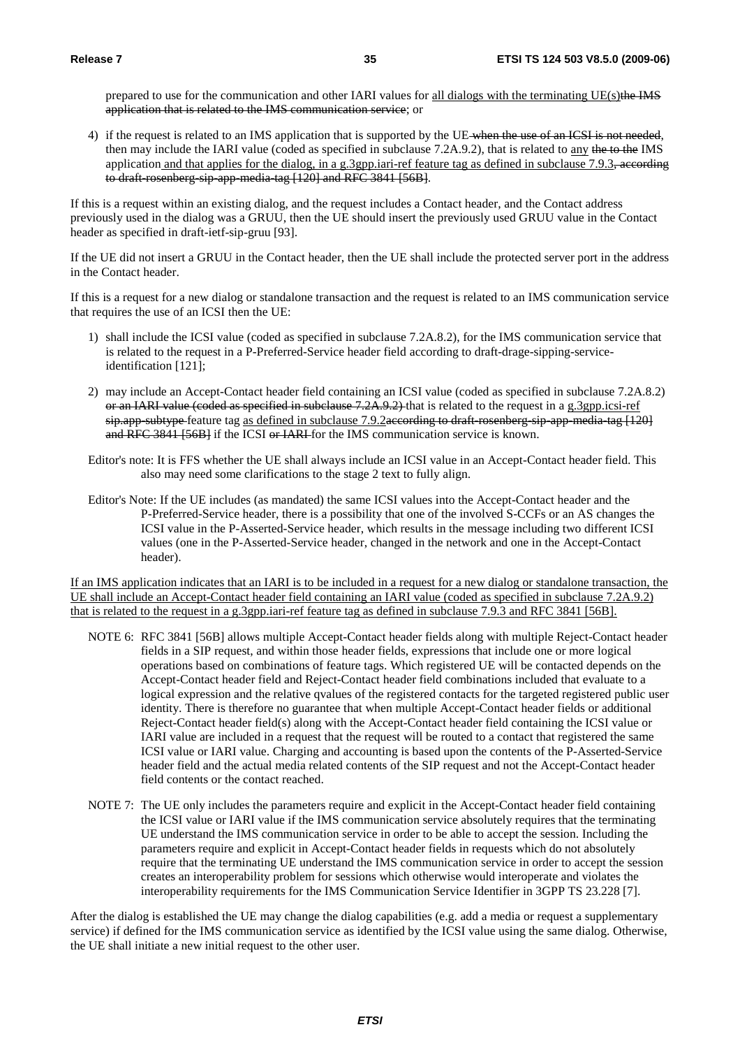prepared to use for the communication and other IARI values for all dialogs with the terminating UE(s)the IMS application that is related to the IMS communication service; or

4) if the request is related to an IMS application that is supported by the UE when the use of an ICSI is not needed, then may include the IARI value (coded as specified in subclause 7.2A.9.2), that is related to any the to the IMS application and that applies for the dialog, in a g.3gpp.iari-ref feature tag as defined in subclause 7.9.3, according to draft-rosenberg-sip-app-media-tag [120] and RFC 3841 [56B].

If this is a request within an existing dialog, and the request includes a Contact header, and the Contact address previously used in the dialog was a GRUU, then the UE should insert the previously used GRUU value in the Contact header as specified in draft-ietf-sip-gruu [93].

If the UE did not insert a GRUU in the Contact header, then the UE shall include the protected server port in the address in the Contact header.

If this is a request for a new dialog or standalone transaction and the request is related to an IMS communication service that requires the use of an ICSI then the UE:

1) shall include the ICSI value (coded as specified in subclause 7.2A.8.2), for the IMS communication service that is related to the request in a P-Preferred-Service header field according to draft-drage-sipping-service-identification [121];

2) may include an Accept-Contact header field containing an ICSI value (coded as specified in subclause 7.2A.8.2) or an IARI value (coded as specified in subclause 7.2A.9.2) that is related to the request in a g.3gpp.icsi-ref sip.app-subtype feature tag as defined in subclause 7.9.2according to draft-rosenberg-sip-app-media-tag [120] and RFC 3841 [56B] if the ICSI or IARI for the IMS communication service is known.

Editor's note: It is FFS whether the UE shall always include an ICSI value in an Accept-Contact header field. This also may need some clarifications to the stage 2 text to fully align.

Editor's Note: If the UE includes (as mandated) the same ICSI values into the Accept-Contact header and the P-Preferred-Service header, there is a possibility that one of the involved S-CCFs or an AS changes the ICSI value in the P-Asserted-Service header, which results in the message including two different ICSI values (one in the P-Asserted-Service header, changed in the network and one in the Accept-Contact header).

If an IMS application indicates that an IARI is to be included in a request for a new dialog or standalone transaction, the UE shall include an Accept-Contact header field containing an IARI value (coded as specified in subclause 7.2A.9.2) that is related to the request in a g.3gpp.iari-ref feature tag as defined in subclause 7.9.3 and RFC 3841 [56B].

NOTE 6: RFC 3841 [56B] allows multiple Accept-Contact header fields along with multiple Reject-Contact header fields in a SIP request, and within those header fields, expressions that include one or more logical operations based on combinations of feature tags. Which registered UE will be contacted depends on the Accept-Contact header field and Reject-Contact header field combinations included that evaluate to a logical expression and the relative qvalues of the registered contacts for the targeted registered public user identity. There is therefore no guarantee that when multiple Accept-Contact header fields or additional Reject-Contact header field(s) along with the Accept-Contact header field containing the ICSI value or IARI value are included in a request that the request will be routed to a contact that registered the same ICSI value or IARI value. Charging and accounting is based upon the contents of the P-Asserted-Service header field and the actual media related contents of the SIP request and not the Accept-Contact header field contents or the contact reached.

NOTE 7: The UE only includes the parameters require and explicit in the Accept-Contact header field containing the ICSI value or IARI value if the IMS communication service absolutely requires that the terminating UE understand the IMS communication service in order to be able to accept the session. Including the parameters require and explicit in Accept-Contact header fields in requests which do not absolutely require that the terminating UE understand the IMS communication service in order to accept the session creates an interoperability problem for sessions which otherwise would interoperate and violates the interoperability requirements for the IMS Communication Service Identifier in 3GPP TS 23.228 [7].

After the dialog is established the UE may change the dialog capabilities (e.g. add a media or request a supplementary service) if defined for the IMS communication service as identified by the ICSI value using the same dialog. Otherwise, the UE shall initiate a new initial request to the other user.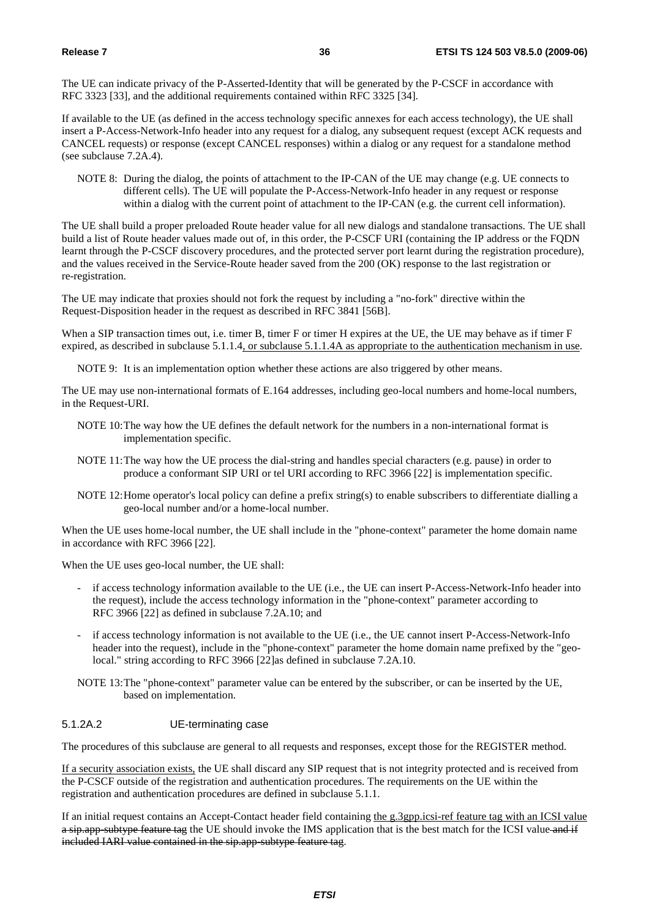The UE can indicate privacy of the P-Asserted-Identity that will be generated by the P-CSCF in accordance with RFC 3323 [33], and the additional requirements contained within RFC 3325 [34].

If available to the UE (as defined in the access technology specific annexes for each access technology), the UE shall insert a P-Access-Network-Info header into any request for a dialog, any subsequent request (except ACK requests and CANCEL requests) or response (except CANCEL responses) within a dialog or any request for a standalone method (see subclause 7.2A.4).

NOTE 8: During the dialog, the points of attachment to the IP-CAN of the UE may change (e.g. UE connects to different cells). The UE will populate the P-Access-Network-Info header in any request or response within a dialog with the current point of attachment to the IP-CAN (e.g. the current cell information).

The UE shall build a proper preloaded Route header value for all new dialogs and standalone transactions. The UE shall build a list of Route header values made out of, in this order, the P-CSCF URI (containing the IP address or the FQDN learnt through the P-CSCF discovery procedures, and the protected server port learnt during the registration procedure), and the values received in the Service-Route header saved from the 200 (OK) response to the last registration or re-registration.

The UE may indicate that proxies should not fork the request by including a "no-fork" directive within the Request-Disposition header in the request as described in RFC 3841 [56B].

When a SIP transaction times out, i.e. timer B, timer F or timer H expires at the UE, the UE may behave as if timer F expired, as described in subclause 5.1.1.4, or subclause 5.1.1.4A as appropriate to the authentication mechanism in use.

NOTE 9: It is an implementation option whether these actions are also triggered by other means.

The UE may use non-international formats of E.164 addresses, including geo-local numbers and home-local numbers, in the Request-URI.

NOTE 10: The way how the UE defines the default network for the numbers in a non-international format is implementation specific.

NOTE 11: The way how the UE process the dial-string and handles special characters (e.g. pause) in order to produce a conformant SIP URI or tel URI according to RFC 3966 [22] is implementation specific.

NOTE 12: Home operator's local policy can define a prefix string(s) to enable subscribers to differentiate dialling a geo-local number and/or a home-local number.

When the UE uses home-local number, the UE shall include in the "phone-context" parameter the home domain name in accordance with RFC 3966 [22].

When the UE uses geo-local number, the UE shall:

- if access technology information available to the UE (i.e., the UE can insert P-Access-Network-Info header into the request), include the access technology information in the "phone-context" parameter according to RFC 3966 [22] as defined in subclause 7.2A.10; and
- if access technology information is not available to the UE (i.e., the UE cannot insert P-Access-Network-Info header into the request), include in the "phone-context" parameter the home domain name prefixed by the "geo-local." string according to RFC 3966 [22]as defined in subclause 7.2A.10.

NOTE 13: The "phone-context" parameter value can be entered by the subscriber, or can be inserted by the UE, based on implementation.

#### 5.1.2A.2 UE-terminating case

The procedures of this subclause are general to all requests and responses, except those for the REGISTER method.

If a security association exists, the UE shall discard any SIP request that is not integrity protected and is received from the P-CSCF outside of the registration and authentication procedures. The requirements on the UE within the registration and authentication procedures are defined in subclause 5.1.1.

If an initial request contains an Accept-Contact header field containing the g.3gpp.icsi-ref feature tag with an ICSI value ~~a sip.app-subtype feature tag~~ the UE should invoke the IMS application that is the best match for the ICSI value ~~and if included IARI value contained in the sip.app-subtype feature tag~~.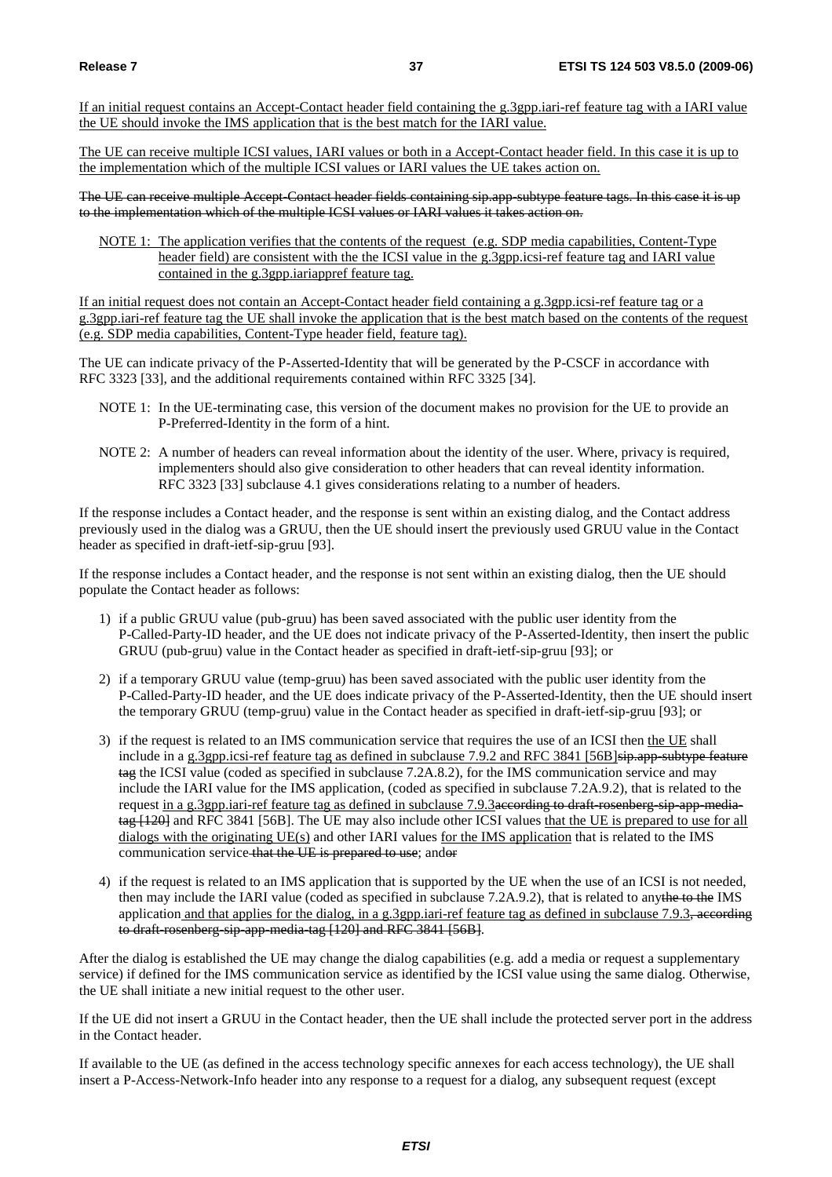If an initial request contains an Accept-Contact header field containing the g.3gpp.iari-ref feature tag with a IARI value the UE should invoke the IMS application that is the best match for the IARI value.

The UE can receive multiple ICSI values, IARI values or both in a Accept-Contact header field. In this case it is up to the implementation which of the multiple ICSI values or IARI values the UE takes action on.

~~The UE can receive multiple Accept-Contact header fields containing sip.app-subtype feature tags. In this case it is up to the implementation which of the multiple ICSI values or IARI values it takes action on.~~

NOTE 1: The application verifies that the contents of the request (e.g. SDP media capabilities, Content-Type header field) are consistent with the the ICSI value in the g.3gpp.icsi-ref feature tag and IARI value contained in the g.3gpp.iariappref feature tag.

If an initial request does not contain an Accept-Contact header field containing a g.3gpp.icsi-ref feature tag or a g.3gpp.iari-ref feature tag the UE shall invoke the application that is the best match based on the contents of the request (e.g. SDP media capabilities, Content-Type header field, feature tag).

The UE can indicate privacy of the P-Asserted-Identity that will be generated by the P-CSCF in accordance with RFC 3323 [33], and the additional requirements contained within RFC 3325 [34].

NOTE 1: In the UE-terminating case, this version of the document makes no provision for the UE to provide an P-Preferred-Identity in the form of a hint.

NOTE 2: A number of headers can reveal information about the identity of the user. Where, privacy is required, implementers should also give consideration to other headers that can reveal identity information. RFC 3323 [33] subclause 4.1 gives considerations relating to a number of headers.

If the response includes a Contact header, and the response is sent within an existing dialog, and the Contact address previously used in the dialog was a GRUU, then the UE should insert the previously used GRUU value in the Contact header as specified in draft-ietf-sip-gruu [93].

If the response includes a Contact header, and the response is not sent within an existing dialog, then the UE should populate the Contact header as follows:

1) if a public GRUU value (pub-gruu) has been saved associated with the public user identity from the P-Called-Party-ID header, and the UE does not indicate privacy of the P-Asserted-Identity, then insert the public GRUU (pub-gruu) value in the Contact header as specified in draft-ietf-sip-gruu [93]; or

2) if a temporary GRUU value (temp-gruu) has been saved associated with the public user identity from the P-Called-Party-ID header, and the UE does indicate privacy of the P-Asserted-Identity, then the UE should insert the temporary GRUU (temp-gruu) value in the Contact header as specified in draft-ietf-sip-gruu [93]; or

3) if the request is related to an IMS communication service that requires the use of an ICSI then the UE shall include in a g.3gpp.icsi-ref feature tag as defined in subclause 7.9.2 and RFC 3841 [56B]~~sip.app-subtype feature tag~~ the ICSI value (coded as specified in subclause 7.2A.8.2), for the IMS communication service and may include the IARI value for the IMS application, (coded as specified in subclause 7.2A.9.2), that is related to the request in a g.3gpp.iari-ref feature tag as defined in subclause 7.9.3~~according to draft-rosenberg-sip-app-media-tag [120]~~ and RFC 3841 [56B]. The UE may also include other ICSI values that the UE is prepared to use for all dialogs with the originating UE(s) and other IARI values for the IMS application that is related to the IMS communication service~~ that the UE is prepared to use~~; and~~or~~

4) if the request is related to an IMS application that is supported by the UE when the use of an ICSI is not needed, then may include the IARI value (coded as specified in subclause 7.2A.9.2), that is related to any~~the to the~~ IMS application and that applies for the dialog, in a g.3gpp.iari-ref feature tag as defined in subclause 7.9.3~~, according to draft-rosenberg-sip-app-media-tag [120] and RFC 3841 [56B]~~.

After the dialog is established the UE may change the dialog capabilities (e.g. add a media or request a supplementary service) if defined for the IMS communication service as identified by the ICSI value using the same dialog. Otherwise, the UE shall initiate a new initial request to the other user.

If the UE did not insert a GRUU in the Contact header, then the UE shall include the protected server port in the address in the Contact header.

If available to the UE (as defined in the access technology specific annexes for each access technology), the UE shall insert a P-Access-Network-Info header into any response to a request for a dialog, any subsequent request (except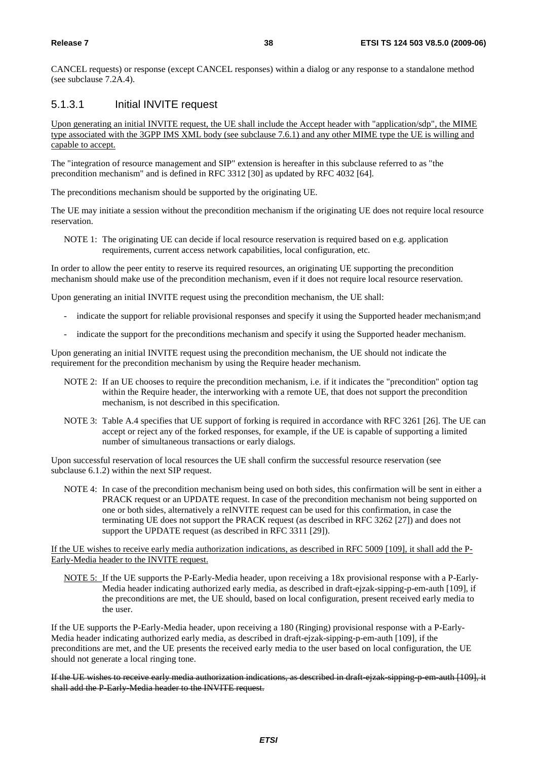CANCEL requests) or response (except CANCEL responses) within a dialog or any response to a standalone method (see subclause 7.2A.4).

#### 5.1.3.1 Initial INVITE request

Upon generating an initial INVITE request, the UE shall include the Accept header with "application/sdp", the MIME type associated with the 3GPP IMS XML body (see subclause 7.6.1) and any other MIME type the UE is willing and capable to accept.

The "integration of resource management and SIP" extension is hereafter in this subclause referred to as "the precondition mechanism" and is defined in RFC 3312 [30] as updated by RFC 4032 [64].

The preconditions mechanism should be supported by the originating UE.

The UE may initiate a session without the precondition mechanism if the originating UE does not require local resource reservation.

NOTE 1: The originating UE can decide if local resource reservation is required based on e.g. application requirements, current access network capabilities, local configuration, etc.

In order to allow the peer entity to reserve its required resources, an originating UE supporting the precondition mechanism should make use of the precondition mechanism, even if it does not require local resource reservation.

Upon generating an initial INVITE request using the precondition mechanism, the UE shall:

- indicate the support for reliable provisional responses and specify it using the Supported header mechanism;and
- indicate the support for the preconditions mechanism and specify it using the Supported header mechanism.

Upon generating an initial INVITE request using the precondition mechanism, the UE should not indicate the requirement for the precondition mechanism by using the Require header mechanism.

NOTE 2: If an UE chooses to require the precondition mechanism, i.e. if it indicates the "precondition" option tag within the Require header, the interworking with a remote UE, that does not support the precondition mechanism, is not described in this specification.

NOTE 3: Table A.4 specifies that UE support of forking is required in accordance with RFC 3261 [26]. The UE can accept or reject any of the forked responses, for example, if the UE is capable of supporting a limited number of simultaneous transactions or early dialogs.

Upon successful reservation of local resources the UE shall confirm the successful resource reservation (see subclause 6.1.2) within the next SIP request.

NOTE 4: In case of the precondition mechanism being used on both sides, this confirmation will be sent in either a PRACK request or an UPDATE request. In case of the precondition mechanism not being supported on one or both sides, alternatively a reINVITE request can be used for this confirmation, in case the terminating UE does not support the PRACK request (as described in RFC 3262 [27]) and does not support the UPDATE request (as described in RFC 3311 [29]).

If the UE wishes to receive early media authorization indications, as described in RFC 5009 [109], it shall add the P-Early-Media header to the INVITE request.

NOTE 5: If the UE supports the P-Early-Media header, upon receiving a 18x provisional response with a P-Early-Media header indicating authorized early media, as described in draft-ejzak-sipping-p-em-auth [109], if the preconditions are met, the UE should, based on local configuration, present received early media to the user.

If the UE supports the P-Early-Media header, upon receiving a 180 (Ringing) provisional response with a P-Early-Media header indicating authorized early media, as described in draft-ejzak-sipping-p-em-auth [109], if the preconditions are met, and the UE presents the received early media to the user based on local configuration, the UE should not generate a local ringing tone.

~~If the UE wishes to receive early media authorization indications, as described in draft-ejzak-sipping-p-em-auth [109], it shall add the P-Early-Media header to the INVITE request.~~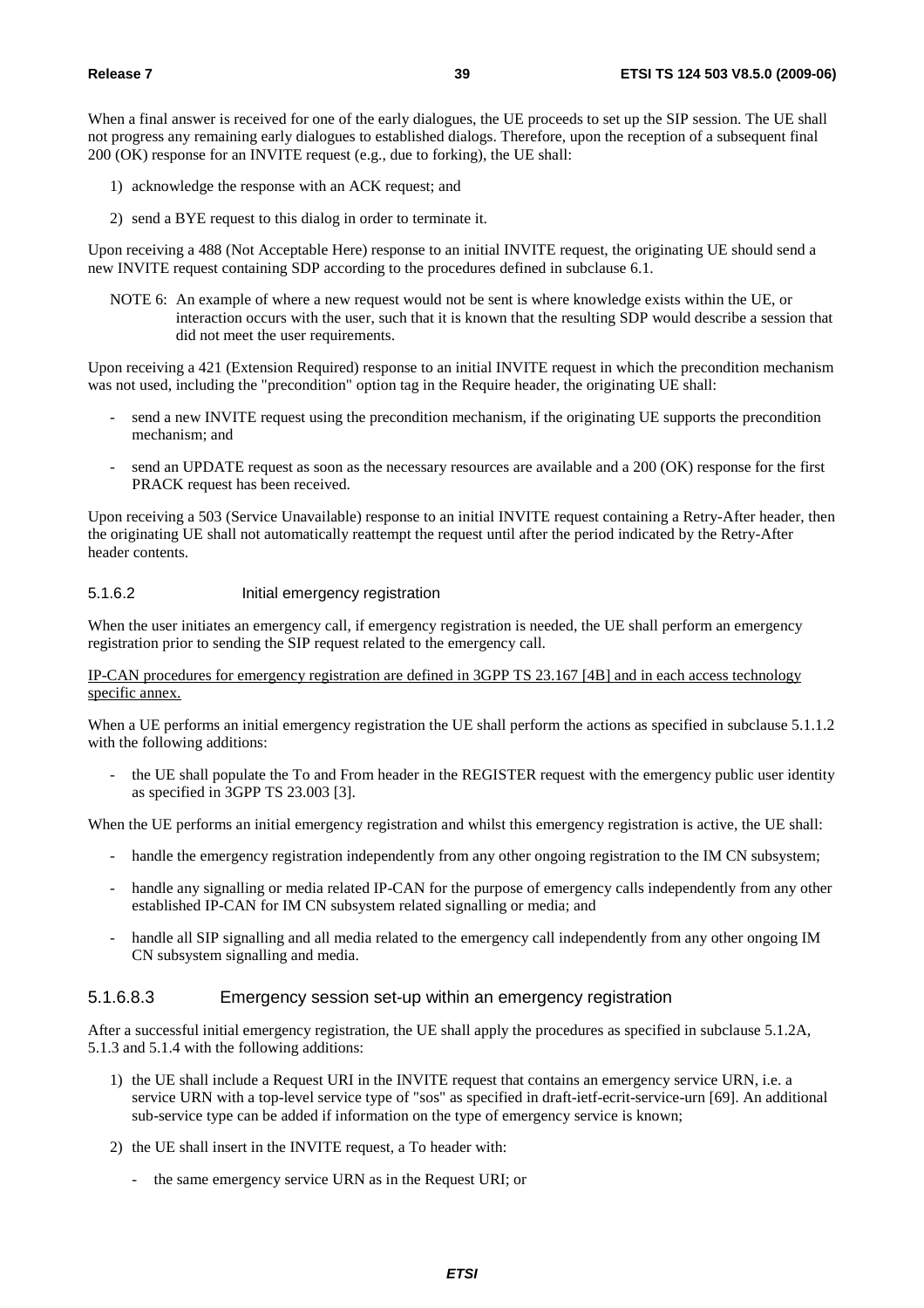When a final answer is received for one of the early dialogues, the UE proceeds to set up the SIP session. The UE shall not progress any remaining early dialogues to established dialogs. Therefore, upon the reception of a subsequent final 200 (OK) response for an INVITE request (e.g., due to forking), the UE shall:

1) acknowledge the response with an ACK request; and

2) send a BYE request to this dialog in order to terminate it.

Upon receiving a 488 (Not Acceptable Here) response to an initial INVITE request, the originating UE should send a new INVITE request containing SDP according to the procedures defined in subclause 6.1.

NOTE 6: An example of where a new request would not be sent is where knowledge exists within the UE, or interaction occurs with the user, such that it is known that the resulting SDP would describe a session that did not meet the user requirements.

Upon receiving a 421 (Extension Required) response to an initial INVITE request in which the precondition mechanism was not used, including the "precondition" option tag in the Require header, the originating UE shall:

- send a new INVITE request using the precondition mechanism, if the originating UE supports the precondition mechanism; and
- send an UPDATE request as soon as the necessary resources are available and a 200 (OK) response for the first PRACK request has been received.

Upon receiving a 503 (Service Unavailable) response to an initial INVITE request containing a Retry-After header, then the originating UE shall not automatically reattempt the request until after the period indicated by the Retry-After header contents.

#### 5.1.6.2 Initial emergency registration

When the user initiates an emergency call, if emergency registration is needed, the UE shall perform an emergency registration prior to sending the SIP request related to the emergency call.

IP-CAN procedures for emergency registration are defined in 3GPP TS 23.167 [4B] and in each access technology specific annex.

When a UE performs an initial emergency registration the UE shall perform the actions as specified in subclause 5.1.1.2 with the following additions:

- the UE shall populate the To and From header in the REGISTER request with the emergency public user identity as specified in 3GPP TS 23.003 [3].

When the UE performs an initial emergency registration and whilst this emergency registration is active, the UE shall:

- handle the emergency registration independently from any other ongoing registration to the IM CN subsystem;
- handle any signalling or media related IP-CAN for the purpose of emergency calls independently from any other established IP-CAN for IM CN subsystem related signalling or media; and
- handle all SIP signalling and all media related to the emergency call independently from any other ongoing IM CN subsystem signalling and media.

#### 5.1.6.8.3 Emergency session set-up within an emergency registration

After a successful initial emergency registration, the UE shall apply the procedures as specified in subclause 5.1.2A, 5.1.3 and 5.1.4 with the following additions:

1) the UE shall include a Request URI in the INVITE request that contains an emergency service URN, i.e. a service URN with a top-level service type of "sos" as specified in draft-ietf-ecrit-service-urn [69]. An additional sub-service type can be added if information on the type of emergency service is known;

2) the UE shall insert in the INVITE request, a To header with:

   - the same emergency service URN as in the Request URI; or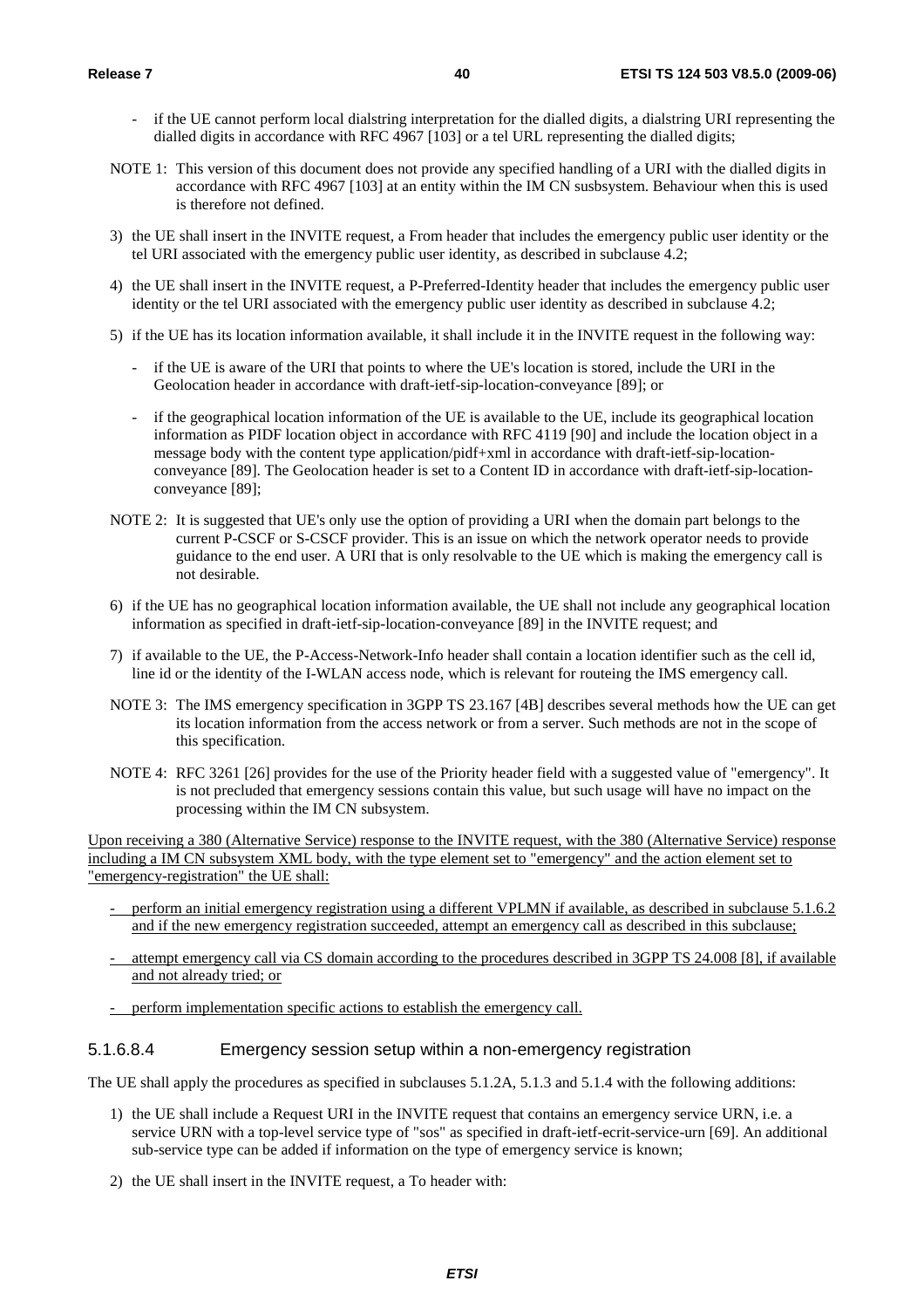- if the UE cannot perform local dialstring interpretation for the dialled digits, a dialstring URI representing the dialled digits in accordance with RFC 4967 [103] or a tel URL representing the dialled digits;

NOTE 1: This version of this document does not provide any specified handling of a URI with the dialled digits in accordance with RFC 4967 [103] at an entity within the IM CN susbsystem. Behaviour when this is used is therefore not defined.

3) the UE shall insert in the INVITE request, a From header that includes the emergency public user identity or the tel URI associated with the emergency public user identity, as described in subclause 4.2;

4) the UE shall insert in the INVITE request, a P-Preferred-Identity header that includes the emergency public user identity or the tel URI associated with the emergency public user identity as described in subclause 4.2;

5) if the UE has its location information available, it shall include it in the INVITE request in the following way:

   - if the UE is aware of the URI that points to where the UE's location is stored, include the URI in the Geolocation header in accordance with draft-ietf-sip-location-conveyance [89]; or

   - if the geographical location information of the UE is available to the UE, include its geographical location information as PIDF location object in accordance with RFC 4119 [90] and include the location object in a message body with the content type application/pidf+xml in accordance with draft-ietf-sip-location-conveyance [89]. The Geolocation header is set to a Content ID in accordance with draft-ietf-sip-location-conveyance [89];

NOTE 2: It is suggested that UE's only use the option of providing a URI when the domain part belongs to the current P-CSCF or S-CSCF provider. This is an issue on which the network operator needs to provide guidance to the end user. A URI that is only resolvable to the UE which is making the emergency call is not desirable.

6) if the UE has no geographical location information available, the UE shall not include any geographical location information as specified in draft-ietf-sip-location-conveyance [89] in the INVITE request; and

7) if available to the UE, the P-Access-Network-Info header shall contain a location identifier such as the cell id, line id or the identity of the I-WLAN access node, which is relevant for routeing the IMS emergency call.

NOTE 3: The IMS emergency specification in 3GPP TS 23.167 [4B] describes several methods how the UE can get its location information from the access network or from a server. Such methods are not in the scope of this specification.

NOTE 4: RFC 3261 [26] provides for the use of the Priority header field with a suggested value of "emergency". It is not precluded that emergency sessions contain this value, but such usage will have no impact on the processing within the IM CN subsystem.

Upon receiving a 380 (Alternative Service) response to the INVITE request, with the 380 (Alternative Service) response including a IM CN subsystem XML body, with the type element set to "emergency" and the action element set to "emergency-registration" the UE shall:

- perform an initial emergency registration using a different VPLMN if available, as described in subclause 5.1.6.2 and if the new emergency registration succeeded, attempt an emergency call as described in this subclause;

- attempt emergency call via CS domain according to the procedures described in 3GPP TS 24.008 [8], if available and not already tried; or

- perform implementation specific actions to establish the emergency call.

#### 5.1.6.8.4 Emergency session setup within a non-emergency registration

The UE shall apply the procedures as specified in subclauses 5.1.2A, 5.1.3 and 5.1.4 with the following additions:

1) the UE shall include a Request URI in the INVITE request that contains an emergency service URN, i.e. a service URN with a top-level service type of "sos" as specified in draft-ietf-ecrit-service-urn [69]. An additional sub-service type can be added if information on the type of emergency service is known;

2) the UE shall insert in the INVITE request, a To header with: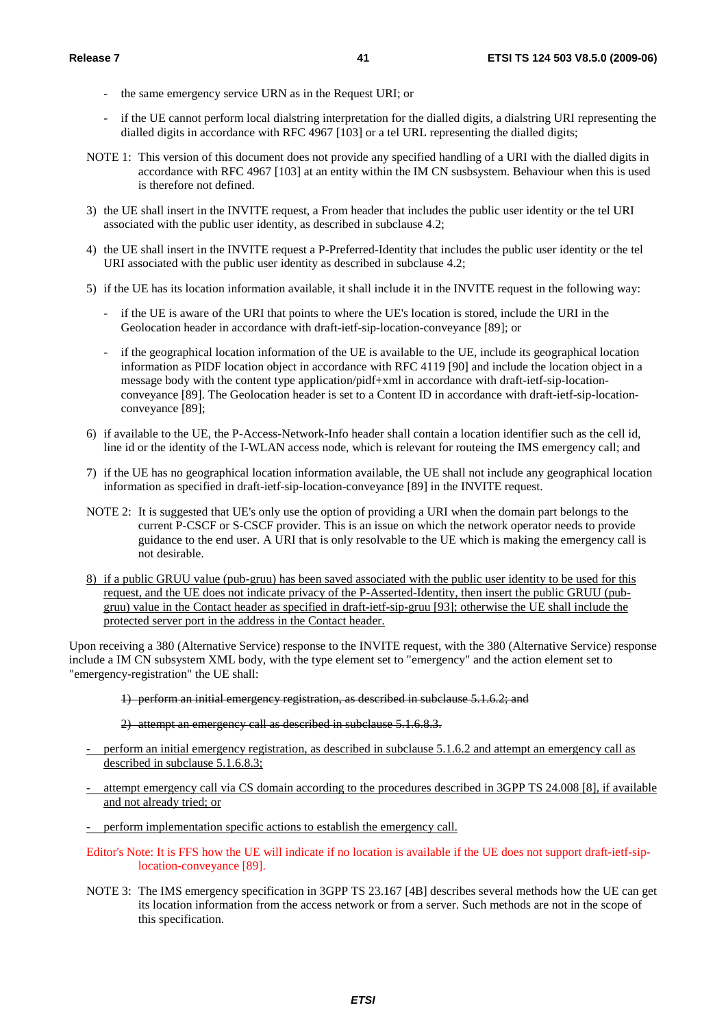- the same emergency service URN as in the Request URI; or

- if the UE cannot perform local dialstring interpretation for the dialled digits, a dialstring URI representing the dialled digits in accordance with RFC 4967 [103] or a tel URL representing the dialled digits;

NOTE 1: This version of this document does not provide any specified handling of a URI with the dialled digits in accordance with RFC 4967 [103] at an entity within the IM CN susbsystem. Behaviour when this is used is therefore not defined.

3) the UE shall insert in the INVITE request, a From header that includes the public user identity or the tel URI associated with the public user identity, as described in subclause 4.2;

4) the UE shall insert in the INVITE request a P-Preferred-Identity that includes the public user identity or the tel URI associated with the public user identity as described in subclause 4.2;

5) if the UE has its location information available, it shall include it in the INVITE request in the following way:

   - if the UE is aware of the URI that points to where the UE's location is stored, include the URI in the Geolocation header in accordance with draft-ietf-sip-location-conveyance [89]; or

   - if the geographical location information of the UE is available to the UE, include its geographical location information as PIDF location object in accordance with RFC 4119 [90] and include the location object in a message body with the content type application/pidf+xml in accordance with draft-ietf-sip-location-conveyance [89]. The Geolocation header is set to a Content ID in accordance with draft-ietf-sip-location-conveyance [89];

6) if available to the UE, the P-Access-Network-Info header shall contain a location identifier such as the cell id, line id or the identity of the I-WLAN access node, which is relevant for routeing the IMS emergency call; and

7) if the UE has no geographical location information available, the UE shall not include any geographical location information as specified in draft-ietf-sip-location-conveyance [89] in the INVITE request.

NOTE 2: It is suggested that UE's only use the option of providing a URI when the domain part belongs to the current P-CSCF or S-CSCF provider. This is an issue on which the network operator needs to provide guidance to the end user. A URI that is only resolvable to the UE which is making the emergency call is not desirable.

8) if a public GRUU value (pub-gruu) has been saved associated with the public user identity to be used for this request, and the UE does not indicate privacy of the P-Asserted-Identity, then insert the public GRUU (pub-gruu) value in the Contact header as specified in draft-ietf-sip-gruu [93]; otherwise the UE shall include the protected server port in the address in the Contact header.

Upon receiving a 380 (Alternative Service) response to the INVITE request, with the 380 (Alternative Service) response include a IM CN subsystem XML body, with the type element set to "emergency" and the action element set to "emergency-registration" the UE shall:

~~1) perform an initial emergency registration, as described in subclause 5.1.6.2; and~~

~~2) attempt an emergency call as described in subclause 5.1.6.8.3.~~

- perform an initial emergency registration, as described in subclause 5.1.6.2 and attempt an emergency call as described in subclause 5.1.6.8.3;

- attempt emergency call via CS domain according to the procedures described in 3GPP TS 24.008 [8], if available and not already tried; or

- perform implementation specific actions to establish the emergency call.

Editor's Note: It is FFS how the UE will indicate if no location is available if the UE does not support draft-ietf-sip-location-conveyance [89].

NOTE 3: The IMS emergency specification in 3GPP TS 23.167 [4B] describes several methods how the UE can get its location information from the access network or from a server. Such methods are not in the scope of this specification.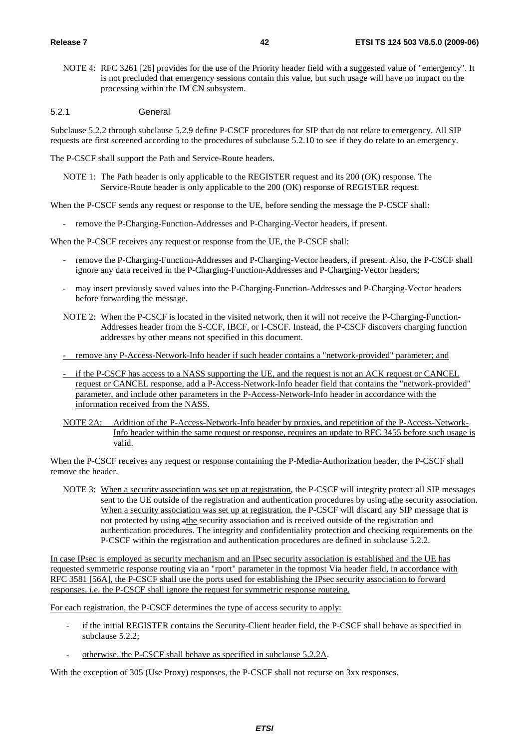NOTE 4: RFC 3261 [26] provides for the use of the Priority header field with a suggested value of "emergency". It is not precluded that emergency sessions contain this value, but such usage will have no impact on the processing within the IM CN subsystem.

### 5.2.1 General

Subclause 5.2.2 through subclause 5.2.9 define P-CSCF procedures for SIP that do not relate to emergency. All SIP requests are first screened according to the procedures of subclause 5.2.10 to see if they do relate to an emergency.

The P-CSCF shall support the Path and Service-Route headers.

NOTE 1: The Path header is only applicable to the REGISTER request and its 200 (OK) response. The Service-Route header is only applicable to the 200 (OK) response of REGISTER request.

When the P-CSCF sends any request or response to the UE, before sending the message the P-CSCF shall:

- remove the P-Charging-Function-Addresses and P-Charging-Vector headers, if present.

When the P-CSCF receives any request or response from the UE, the P-CSCF shall:

- remove the P-Charging-Function-Addresses and P-Charging-Vector headers, if present. Also, the P-CSCF shall ignore any data received in the P-Charging-Function-Addresses and P-Charging-Vector headers;
- may insert previously saved values into the P-Charging-Function-Addresses and P-Charging-Vector headers before forwarding the message.

NOTE 2: When the P-CSCF is located in the visited network, then it will not receive the P-Charging-Function-Addresses header from the S-CCF, IBCF, or I-CSCF. Instead, the P-CSCF discovers charging function addresses by other means not specified in this document.

- remove any P-Access-Network-Info header if such header contains a "network-provided" parameter; and
- if the P-CSCF has access to a NASS supporting the UE, and the request is not an ACK request or CANCEL request or CANCEL response, add a P-Access-Network-Info header field that contains the "network-provided" parameter, and include other parameters in the P-Access-Network-Info header in accordance with the information received from the NASS.

NOTE 2A: Addition of the P-Access-Network-Info header by proxies, and repetition of the P-Access-Network-Info header within the same request or response, requires an update to RFC 3455 before such usage is valid.

When the P-CSCF receives any request or response containing the P-Media-Authorization header, the P-CSCF shall remove the header.

NOTE 3: When a security association was set up at registration, the P-CSCF will integrity protect all SIP messages sent to the UE outside of the registration and authentication procedures by using athe security association. When a security association was set up at registration, the P-CSCF will discard any SIP message that is not protected by using athe security association and is received outside of the registration and authentication procedures. The integrity and confidentiality protection and checking requirements on the P-CSCF within the registration and authentication procedures are defined in subclause 5.2.2.

In case IPsec is employed as security mechanism and an IPsec security association is established and the UE has requested symmetric response routing via an "rport" parameter in the topmost Via header field, in accordance with RFC 3581 [56A], the P-CSCF shall use the ports used for establishing the IPsec security association to forward responses, i.e. the P-CSCF shall ignore the request for symmetric response routeing.

For each registration, the P-CSCF determines the type of access security to apply:

- if the initial REGISTER contains the Security-Client header field, the P-CSCF shall behave as specified in subclause 5.2.2;
- otherwise, the P-CSCF shall behave as specified in subclause 5.2.2A.

With the exception of 305 (Use Proxy) responses, the P-CSCF shall not recurse on 3xx responses.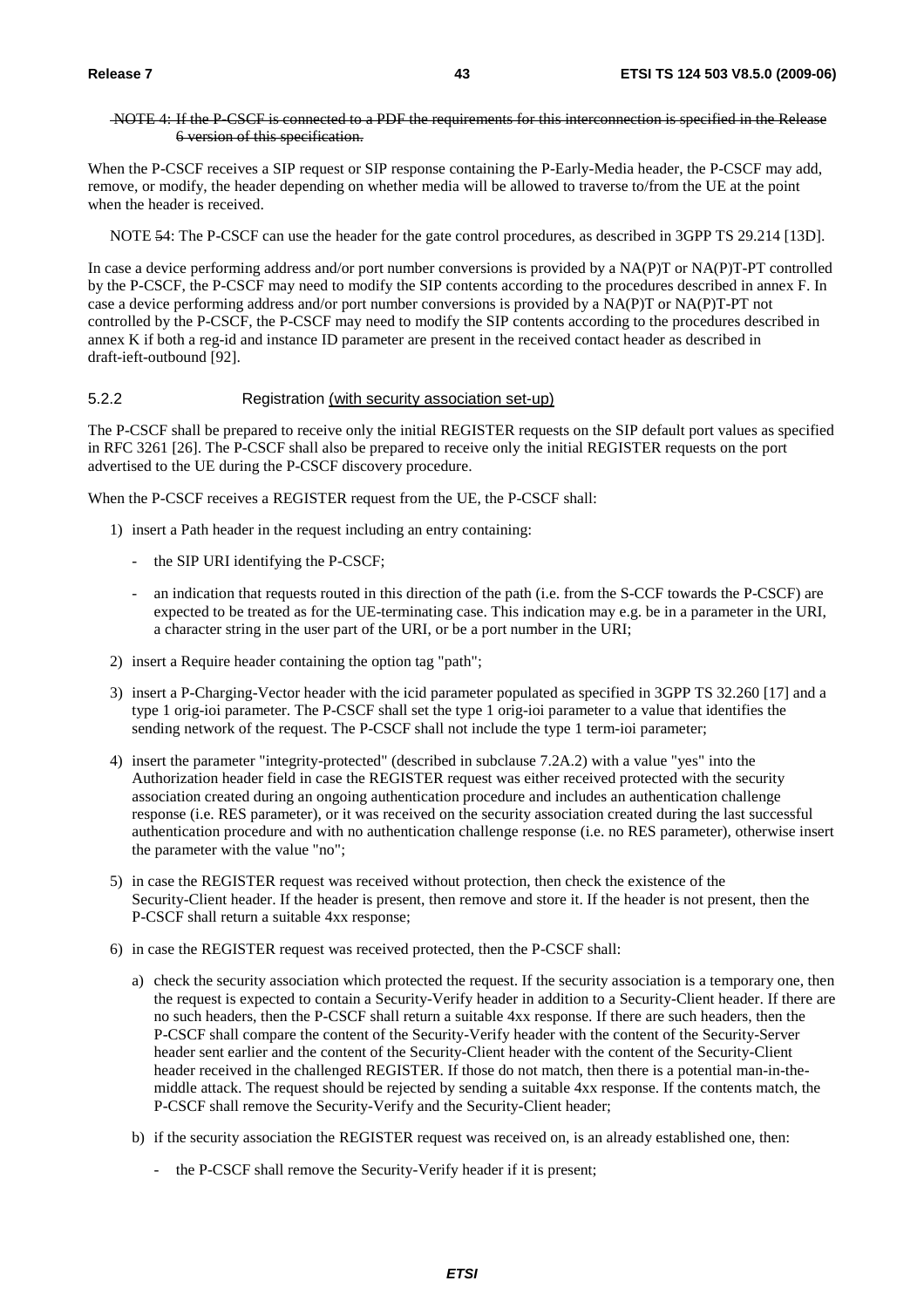NOTE 4: If the P-CSCF is connected to a PDF the requirements for this interconnection is specified in the Release 6 version of this specification.

When the P-CSCF receives a SIP request or SIP response containing the P-Early-Media header, the P-CSCF may add, remove, or modify, the header depending on whether media will be allowed to traverse to/from the UE at the point when the header is received.

NOTE 54: The P-CSCF can use the header for the gate control procedures, as described in 3GPP TS 29.214 [13D].

In case a device performing address and/or port number conversions is provided by a NA(P)T or NA(P)T-PT controlled by the P-CSCF, the P-CSCF may need to modify the SIP contents according to the procedures described in annex F. In case a device performing address and/or port number conversions is provided by a NA(P)T or NA(P)T-PT not controlled by the P-CSCF, the P-CSCF may need to modify the SIP contents according to the procedures described in annex K if both a reg-id and instance ID parameter are present in the received contact header as described in draft-ieft-outbound [92].

### 5.2.2 Registration (with security association set-up)

The P-CSCF shall be prepared to receive only the initial REGISTER requests on the SIP default port values as specified in RFC 3261 [26]. The P-CSCF shall also be prepared to receive only the initial REGISTER requests on the port advertised to the UE during the P-CSCF discovery procedure.

When the P-CSCF receives a REGISTER request from the UE, the P-CSCF shall:

1) insert a Path header in the request including an entry containing:
   - the SIP URI identifying the P-CSCF;
   - an indication that requests routed in this direction of the path (i.e. from the S-CCF towards the P-CSCF) are expected to be treated as for the UE-terminating case. This indication may e.g. be in a parameter in the URI, a character string in the user part of the URI, or be a port number in the URI;
2) insert a Require header containing the option tag "path";
3) insert a P-Charging-Vector header with the icid parameter populated as specified in 3GPP TS 32.260 [17] and a type 1 orig-ioi parameter. The P-CSCF shall set the type 1 orig-ioi parameter to a value that identifies the sending network of the request. The P-CSCF shall not include the type 1 term-ioi parameter;
4) insert the parameter "integrity-protected" (described in subclause 7.2A.2) with a value "yes" into the Authorization header field in case the REGISTER request was either received protected with the security association created during an ongoing authentication procedure and includes an authentication challenge response (i.e. RES parameter), or it was received on the security association created during the last successful authentication procedure and with no authentication challenge response (i.e. no RES parameter), otherwise insert the parameter with the value "no";
5) in case the REGISTER request was received without protection, then check the existence of the Security-Client header. If the header is present, then remove and store it. If the header is not present, then the P-CSCF shall return a suitable 4xx response;
6) in case the REGISTER request was received protected, then the P-CSCF shall:
   a) check the security association which protected the request. If the security association is a temporary one, then the request is expected to contain a Security-Verify header in addition to a Security-Client header. If there are no such headers, then the P-CSCF shall return a suitable 4xx response. If there are such headers, then the P-CSCF shall compare the content of the Security-Verify header with the content of the Security-Server header sent earlier and the content of the Security-Client header with the content of the Security-Client header received in the challenged REGISTER. If those do not match, then there is a potential man-in-the-middle attack. The request should be rejected by sending a suitable 4xx response. If the contents match, the P-CSCF shall remove the Security-Verify and the Security-Client header;
   b) if the security association the REGISTER request was received on, is an already established one, then:
      - the P-CSCF shall remove the Security-Verify header if it is present;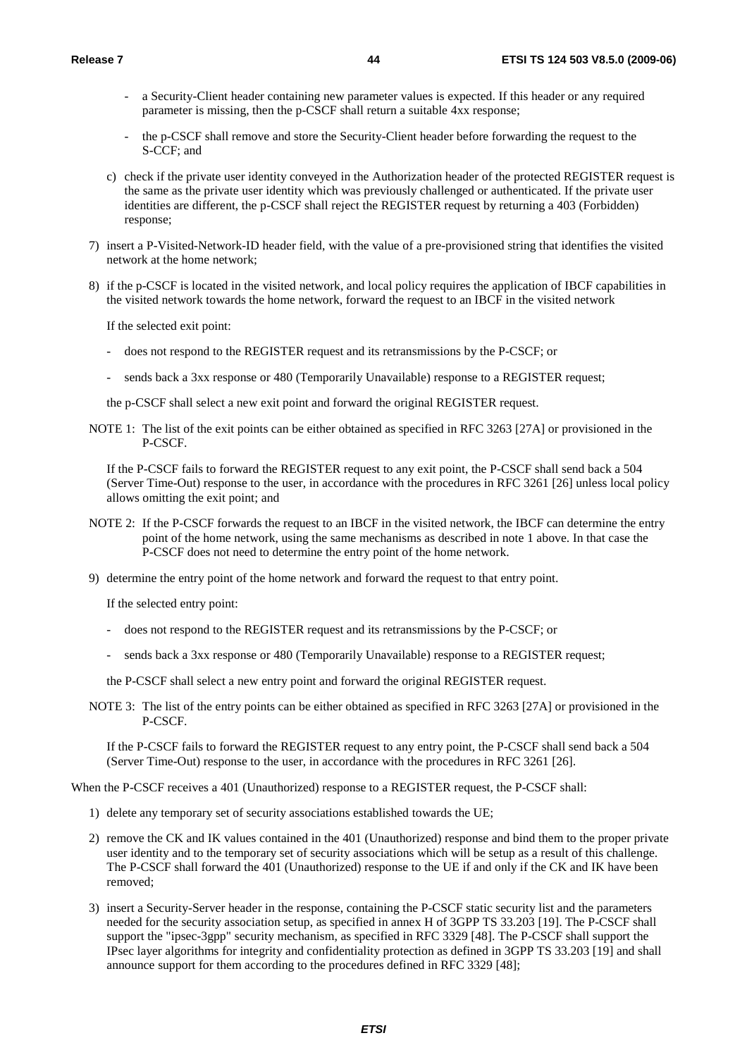- a Security-Client header containing new parameter values is expected. If this header or any required parameter is missing, then the p-CSCF shall return a suitable 4xx response;

- the p-CSCF shall remove and store the Security-Client header before forwarding the request to the S-CCF; and

c) check if the private user identity conveyed in the Authorization header of the protected REGISTER request is the same as the private user identity which was previously challenged or authenticated. If the private user identities are different, the p-CSCF shall reject the REGISTER request by returning a 403 (Forbidden) response;

7) insert a P-Visited-Network-ID header field, with the value of a pre-provisioned string that identifies the visited network at the home network;

8) if the p-CSCF is located in the visited network, and local policy requires the application of IBCF capabilities in the visited network towards the home network, forward the request to an IBCF in the visited network

   If the selected exit point:

   - does not respond to the REGISTER request and its retransmissions by the P-CSCF; or

   - sends back a 3xx response or 480 (Temporarily Unavailable) response to a REGISTER request;

   the p-CSCF shall select a new exit point and forward the original REGISTER request.

NOTE 1: The list of the exit points can be either obtained as specified in RFC 3263 [27A] or provisioned in the P-CSCF.

   If the P-CSCF fails to forward the REGISTER request to any exit point, the P-CSCF shall send back a 504 (Server Time-Out) response to the user, in accordance with the procedures in RFC 3261 [26] unless local policy allows omitting the exit point; and

NOTE 2: If the P-CSCF forwards the request to an IBCF in the visited network, the IBCF can determine the entry point of the home network, using the same mechanisms as described in note 1 above. In that case the P-CSCF does not need to determine the entry point of the home network.

9) determine the entry point of the home network and forward the request to that entry point.

   If the selected entry point:

   - does not respond to the REGISTER request and its retransmissions by the P-CSCF; or

   - sends back a 3xx response or 480 (Temporarily Unavailable) response to a REGISTER request;

   the P-CSCF shall select a new entry point and forward the original REGISTER request.

NOTE 3: The list of the entry points can be either obtained as specified in RFC 3263 [27A] or provisioned in the P-CSCF.

   If the P-CSCF fails to forward the REGISTER request to any entry point, the P-CSCF shall send back a 504 (Server Time-Out) response to the user, in accordance with the procedures in RFC 3261 [26].

When the P-CSCF receives a 401 (Unauthorized) response to a REGISTER request, the P-CSCF shall:

1) delete any temporary set of security associations established towards the UE;

2) remove the CK and IK values contained in the 401 (Unauthorized) response and bind them to the proper private user identity and to the temporary set of security associations which will be setup as a result of this challenge. The P-CSCF shall forward the 401 (Unauthorized) response to the UE if and only if the CK and IK have been removed;

3) insert a Security-Server header in the response, containing the P-CSCF static security list and the parameters needed for the security association setup, as specified in annex H of 3GPP TS 33.203 [19]. The P-CSCF shall support the "ipsec-3gpp" security mechanism, as specified in RFC 3329 [48]. The P-CSCF shall support the IPsec layer algorithms for integrity and confidentiality protection as defined in 3GPP TS 33.203 [19] and shall announce support for them according to the procedures defined in RFC 3329 [48];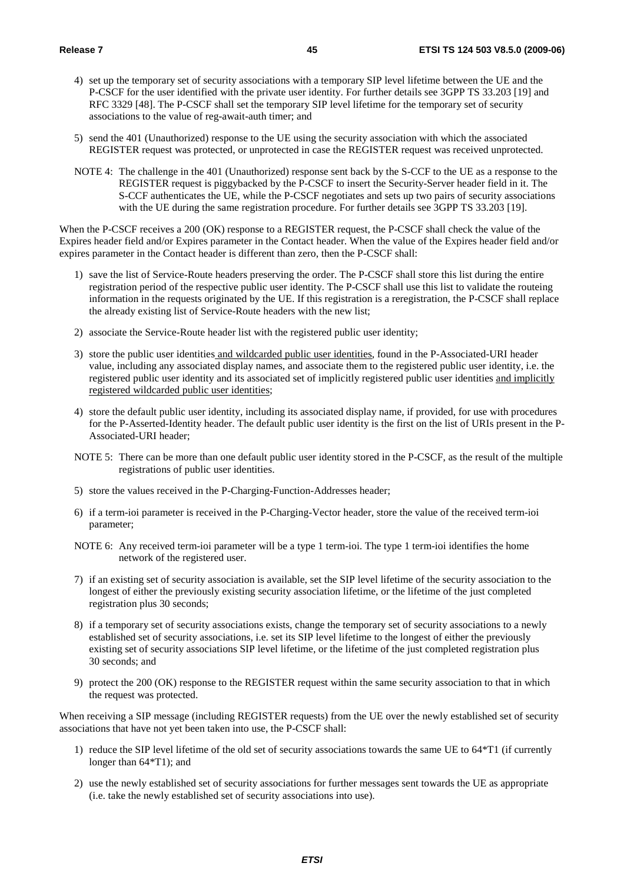4) set up the temporary set of security associations with a temporary SIP level lifetime between the UE and the P-CSCF for the user identified with the private user identity. For further details see 3GPP TS 33.203 [19] and RFC 3329 [48]. The P-CSCF shall set the temporary SIP level lifetime for the temporary set of security associations to the value of reg-await-auth timer; and

5) send the 401 (Unauthorized) response to the UE using the security association with which the associated REGISTER request was protected, or unprotected in case the REGISTER request was received unprotected.

NOTE 4: The challenge in the 401 (Unauthorized) response sent back by the S-CCF to the UE as a response to the REGISTER request is piggybacked by the P-CSCF to insert the Security-Server header field in it. The S-CCF authenticates the UE, while the P-CSCF negotiates and sets up two pairs of security associations with the UE during the same registration procedure. For further details see 3GPP TS 33.203 [19].

When the P-CSCF receives a 200 (OK) response to a REGISTER request, the P-CSCF shall check the value of the Expires header field and/or Expires parameter in the Contact header. When the value of the Expires header field and/or expires parameter in the Contact header is different than zero, then the P-CSCF shall:

1) save the list of Service-Route headers preserving the order. The P-CSCF shall store this list during the entire registration period of the respective public user identity. The P-CSCF shall use this list to validate the routeing information in the requests originated by the UE. If this registration is a reregistration, the P-CSCF shall replace the already existing list of Service-Route headers with the new list;

2) associate the Service-Route header list with the registered public user identity;

3) store the public user identities and wildcarded public user identities, found in the P-Associated-URI header value, including any associated display names, and associate them to the registered public user identity, i.e. the registered public user identity and its associated set of implicitly registered public user identities and implicitly registered wildcarded public user identities;

4) store the default public user identity, including its associated display name, if provided, for use with procedures for the P-Asserted-Identity header. The default public user identity is the first on the list of URIs present in the P-Associated-URI header;

NOTE 5: There can be more than one default public user identity stored in the P-CSCF, as the result of the multiple registrations of public user identities.

5) store the values received in the P-Charging-Function-Addresses header;

6) if a term-ioi parameter is received in the P-Charging-Vector header, store the value of the received term-ioi parameter;

NOTE 6: Any received term-ioi parameter will be a type 1 term-ioi. The type 1 term-ioi identifies the home network of the registered user.

7) if an existing set of security association is available, set the SIP level lifetime of the security association to the longest of either the previously existing security association lifetime, or the lifetime of the just completed registration plus 30 seconds;

8) if a temporary set of security associations exists, change the temporary set of security associations to a newly established set of security associations, i.e. set its SIP level lifetime to the longest of either the previously existing set of security associations SIP level lifetime, or the lifetime of the just completed registration plus 30 seconds; and

9) protect the 200 (OK) response to the REGISTER request within the same security association to that in which the request was protected.

When receiving a SIP message (including REGISTER requests) from the UE over the newly established set of security associations that have not yet been taken into use, the P-CSCF shall:

1) reduce the SIP level lifetime of the old set of security associations towards the same UE to 64*T1 (if currently longer than 64*T1); and

2) use the newly established set of security associations for further messages sent towards the UE as appropriate (i.e. take the newly established set of security associations into use).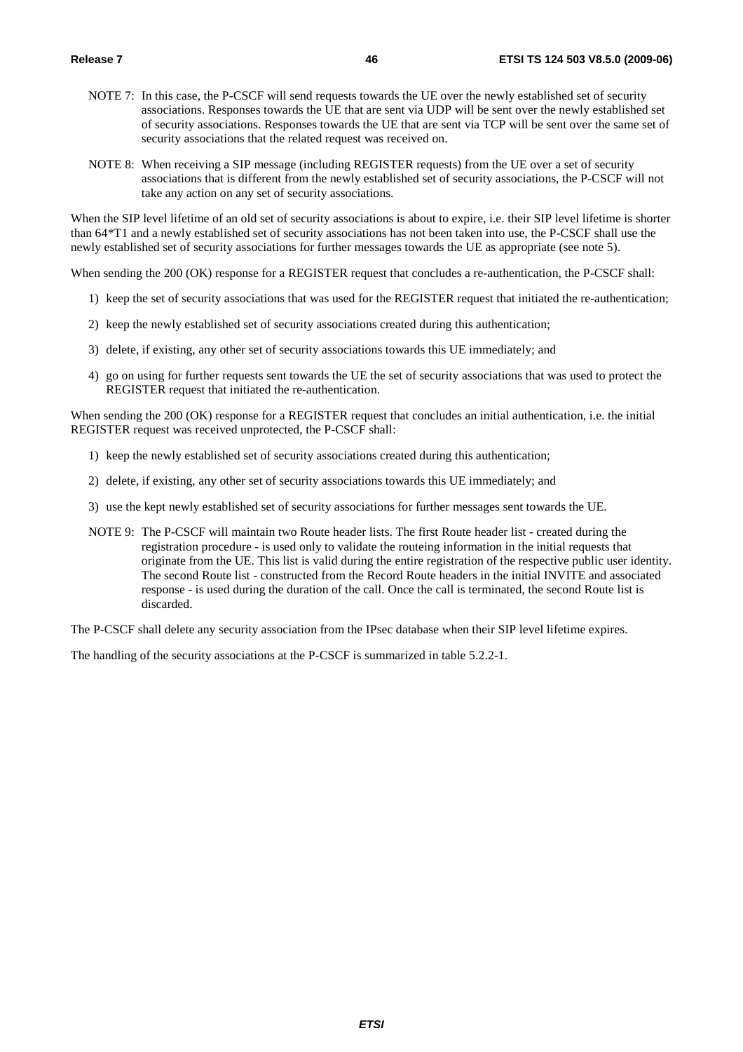NOTE 7: In this case, the P-CSCF will send requests towards the UE over the newly established set of security associations. Responses towards the UE that are sent via UDP will be sent over the newly established set of security associations. Responses towards the UE that are sent via TCP will be sent over the same set of security associations that the related request was received on.

NOTE 8: When receiving a SIP message (including REGISTER requests) from the UE over a set of security associations that is different from the newly established set of security associations, the P-CSCF will not take any action on any set of security associations.

When the SIP level lifetime of an old set of security associations is about to expire, i.e. their SIP level lifetime is shorter than 64*T1 and a newly established set of security associations has not been taken into use, the P-CSCF shall use the newly established set of security associations for further messages towards the UE as appropriate (see note 5).

When sending the 200 (OK) response for a REGISTER request that concludes a re-authentication, the P-CSCF shall:

1) keep the set of security associations that was used for the REGISTER request that initiated the re-authentication;

2) keep the newly established set of security associations created during this authentication;

3) delete, if existing, any other set of security associations towards this UE immediately; and

4) go on using for further requests sent towards the UE the set of security associations that was used to protect the REGISTER request that initiated the re-authentication.

When sending the 200 (OK) response for a REGISTER request that concludes an initial authentication, i.e. the initial REGISTER request was received unprotected, the P-CSCF shall:

1) keep the newly established set of security associations created during this authentication;

2) delete, if existing, any other set of security associations towards this UE immediately; and

3) use the kept newly established set of security associations for further messages sent towards the UE.

NOTE 9: The P-CSCF will maintain two Route header lists. The first Route header list - created during the registration procedure - is used only to validate the routeing information in the initial requests that originate from the UE. This list is valid during the entire registration of the respective public user identity. The second Route list - constructed from the Record Route headers in the initial INVITE and associated response - is used during the duration of the call. Once the call is terminated, the second Route list is discarded.

The P-CSCF shall delete any security association from the IPsec database when their SIP level lifetime expires.

The handling of the security associations at the P-CSCF is summarized in table 5.2.2-1.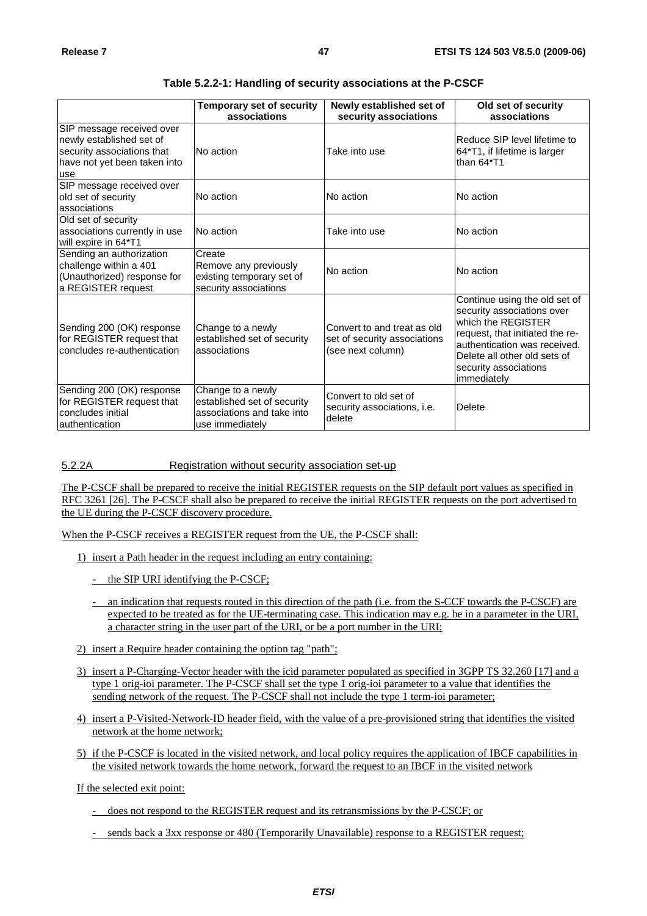**Table 5.2.2-1: Handling of security associations at the P-CSCF**

| | Temporary set of security associations | Newly established set of security associations | Old set of security associations |
|---|---|---|---|
| SIP message received over newly established set of security associations that have not yet been taken into use | No action | Take into use | Reduce SIP level lifetime to 64*T1, if lifetime is larger than 64*T1 |
| SIP message received over old set of security associations | No action | No action | No action |
| Old set of security associations currently in use will expire in 64*T1 | No action | Take into use | No action |
| Sending an authorization challenge within a 401 (Unauthorized) response for a REGISTER request | Create<br>Remove any previously existing temporary set of security associations | No action | No action |
| Sending 200 (OK) response for REGISTER request that concludes re-authentication | Change to a newly established set of security associations | Convert to and treat as old set of security associations (see next column) | Continue using the old set of security associations over which the REGISTER request, that initiated the re-authentication was received. Delete all other old sets of security associations immediately |
| Sending 200 (OK) response for REGISTER request that concludes initial authentication | Change to a newly established set of security associations and take into use immediately | Convert to old set of security associations, i.e. delete | Delete |

### 5.2.2A Registration without security association set-up

The P-CSCF shall be prepared to receive the initial REGISTER requests on the SIP default port values as specified in RFC 3261 [26]. The P-CSCF shall also be prepared to receive the initial REGISTER requests on the port advertised to the UE during the P-CSCF discovery procedure.

When the P-CSCF receives a REGISTER request from the UE, the P-CSCF shall:

1) insert a Path header in the request including an entry containing:
   - the SIP URI identifying the P-CSCF;
   - an indication that requests routed in this direction of the path (i.e. from the S-CCF towards the P-CSCF) are expected to be treated as for the UE-terminating case. This indication may e.g. be in a parameter in the URI, a character string in the user part of the URI, or be a port number in the URI;
2) insert a Require header containing the option tag "path";
3) insert a P-Charging-Vector header with the icid parameter populated as specified in 3GPP TS 32.260 [17] and a type 1 orig-ioi parameter. The P-CSCF shall set the type 1 orig-ioi parameter to a value that identifies the sending network of the request. The P-CSCF shall not include the type 1 term-ioi parameter;
4) insert a P-Visited-Network-ID header field, with the value of a pre-provisioned string that identifies the visited network at the home network;
5) if the P-CSCF is located in the visited network, and local policy requires the application of IBCF capabilities in the visited network towards the home network, forward the request to an IBCF in the visited network

If the selected exit point:

- does not respond to the REGISTER request and its retransmissions by the P-CSCF; or
- sends back a 3xx response or 480 (Temporarily Unavailable) response to a REGISTER request;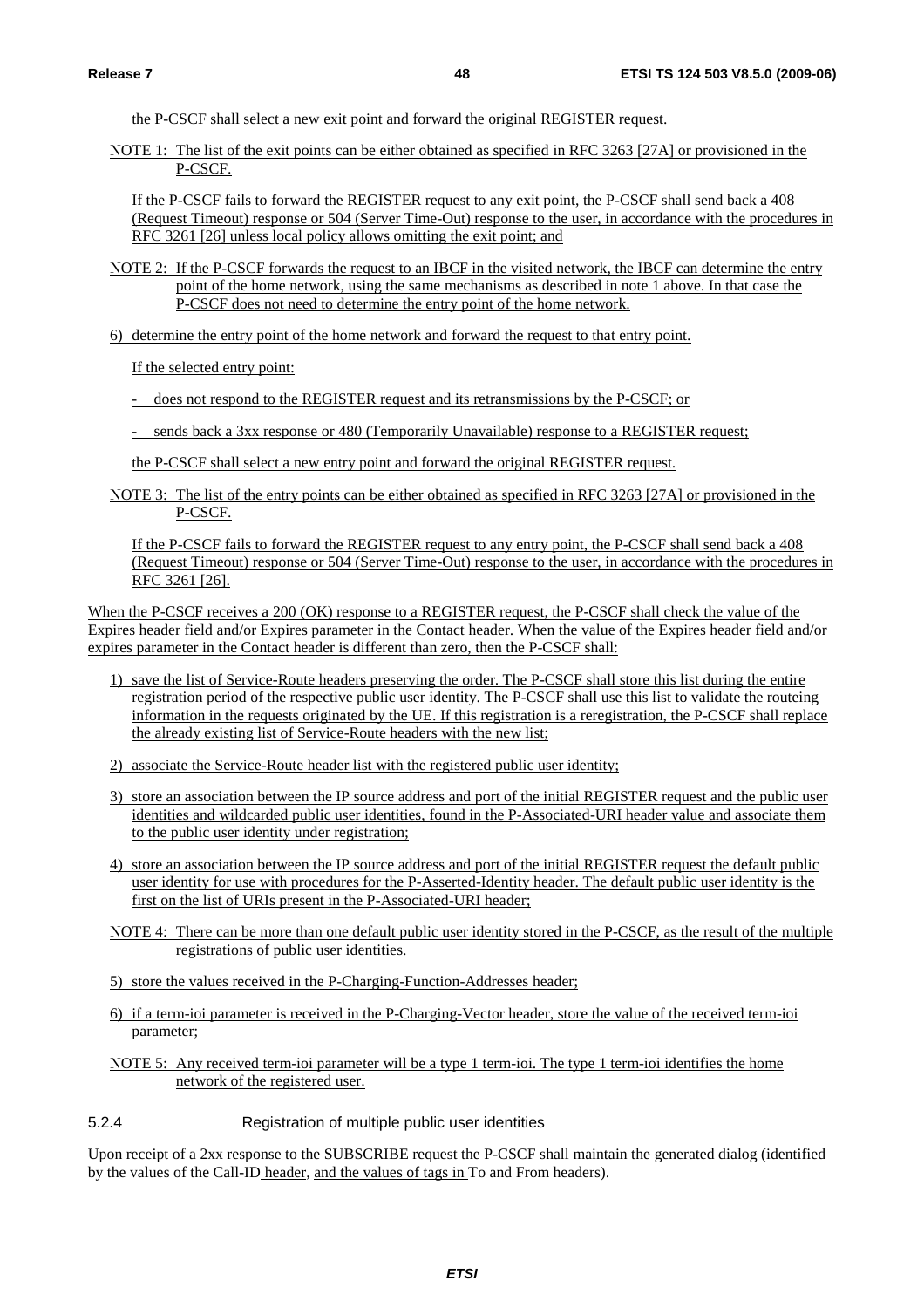the P-CSCF shall select a new exit point and forward the original REGISTER request.

NOTE 1: The list of the exit points can be either obtained as specified in RFC 3263 [27A] or provisioned in the P-CSCF.

If the P-CSCF fails to forward the REGISTER request to any exit point, the P-CSCF shall send back a 408 (Request Timeout) response or 504 (Server Time-Out) response to the user, in accordance with the procedures in RFC 3261 [26] unless local policy allows omitting the exit point; and

NOTE 2: If the P-CSCF forwards the request to an IBCF in the visited network, the IBCF can determine the entry point of the home network, using the same mechanisms as described in note 1 above. In that case the P-CSCF does not need to determine the entry point of the home network.

6) determine the entry point of the home network and forward the request to that entry point.

If the selected entry point:

- does not respond to the REGISTER request and its retransmissions by the P-CSCF; or

- sends back a 3xx response or 480 (Temporarily Unavailable) response to a REGISTER request;

the P-CSCF shall select a new entry point and forward the original REGISTER request.

NOTE 3: The list of the entry points can be either obtained as specified in RFC 3263 [27A] or provisioned in the P-CSCF.

If the P-CSCF fails to forward the REGISTER request to any entry point, the P-CSCF shall send back a 408 (Request Timeout) response or 504 (Server Time-Out) response to the user, in accordance with the procedures in RFC 3261 [26].

When the P-CSCF receives a 200 (OK) response to a REGISTER request, the P-CSCF shall check the value of the Expires header field and/or Expires parameter in the Contact header. When the value of the Expires header field and/or expires parameter in the Contact header is different than zero, then the P-CSCF shall:

1) save the list of Service-Route headers preserving the order. The P-CSCF shall store this list during the entire registration period of the respective public user identity. The P-CSCF shall use this list to validate the routeing information in the requests originated by the UE. If this registration is a reregistration, the P-CSCF shall replace the already existing list of Service-Route headers with the new list;

2) associate the Service-Route header list with the registered public user identity;

3) store an association between the IP source address and port of the initial REGISTER request and the public user identities and wildcarded public user identities, found in the P-Associated-URI header value and associate them to the public user identity under registration;

4) store an association between the IP source address and port of the initial REGISTER request the default public user identity for use with procedures for the P-Asserted-Identity header. The default public user identity is the first on the list of URIs present in the P-Associated-URI header;

NOTE 4: There can be more than one default public user identity stored in the P-CSCF, as the result of the multiple registrations of public user identities.

5) store the values received in the P-Charging-Function-Addresses header;

6) if a term-ioi parameter is received in the P-Charging-Vector header, store the value of the received term-ioi parameter;

NOTE 5: Any received term-ioi parameter will be a type 1 term-ioi. The type 1 term-ioi identifies the home network of the registered user.

### 5.2.4 Registration of multiple public user identities

Upon receipt of a 2xx response to the SUBSCRIBE request the P-CSCF shall maintain the generated dialog (identified by the values of the Call-ID header, and the values of tags in To and From headers).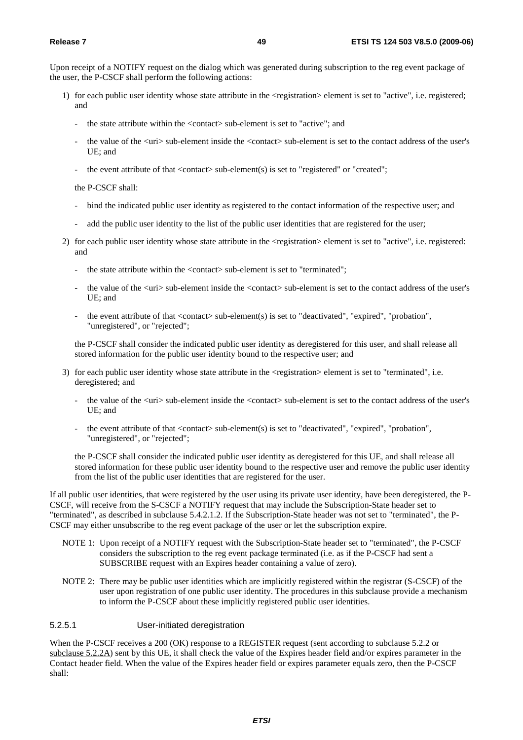Upon receipt of a NOTIFY request on the dialog which was generated during subscription to the reg event package of the user, the P-CSCF shall perform the following actions:

1) for each public user identity whose state attribute in the <registration> element is set to "active", i.e. registered; and

   - the state attribute within the <contact> sub-element is set to "active"; and

   - the value of the <uri> sub-element inside the <contact> sub-element is set to the contact address of the user's UE; and

   - the event attribute of that <contact> sub-element(s) is set to "registered" or "created";

   the P-CSCF shall:

   - bind the indicated public user identity as registered to the contact information of the respective user; and

   - add the public user identity to the list of the public user identities that are registered for the user;

2) for each public user identity whose state attribute in the <registration> element is set to "active", i.e. registered: and

   - the state attribute within the <contact> sub-element is set to "terminated";

   - the value of the <uri> sub-element inside the <contact> sub-element is set to the contact address of the user's UE; and

   - the event attribute of that <contact> sub-element(s) is set to "deactivated", "expired", "probation", "unregistered", or "rejected";

   the P-CSCF shall consider the indicated public user identity as deregistered for this user, and shall release all stored information for the public user identity bound to the respective user; and

3) for each public user identity whose state attribute in the <registration> element is set to "terminated", i.e. deregistered; and

   - the value of the <uri> sub-element inside the <contact> sub-element is set to the contact address of the user's UE; and

   - the event attribute of that <contact> sub-element(s) is set to "deactivated", "expired", "probation", "unregistered", or "rejected";

   the P-CSCF shall consider the indicated public user identity as deregistered for this UE, and shall release all stored information for these public user identity bound to the respective user and remove the public user identity from the list of the public user identities that are registered for the user.

If all public user identities, that were registered by the user using its private user identity, have been deregistered, the P-CSCF, will receive from the S-CSCF a NOTIFY request that may include the Subscription-State header set to "terminated", as described in subclause 5.4.2.1.2. If the Subscription-State header was not set to "terminated", the P-CSCF may either unsubscribe to the reg event package of the user or let the subscription expire.

NOTE 1: Upon receipt of a NOTIFY request with the Subscription-State header set to "terminated", the P-CSCF considers the subscription to the reg event package terminated (i.e. as if the P-CSCF had sent a SUBSCRIBE request with an Expires header containing a value of zero).

NOTE 2: There may be public user identities which are implicitly registered within the registrar (S-CSCF) of the user upon registration of one public user identity. The procedures in this subclause provide a mechanism to inform the P-CSCF about these implicitly registered public user identities.

#### 5.2.5.1 User-initiated deregistration

When the P-CSCF receives a 200 (OK) response to a REGISTER request (sent according to subclause 5.2.2 or subclause 5.2.2A) sent by this UE, it shall check the value of the Expires header field and/or expires parameter in the Contact header field. When the value of the Expires header field or expires parameter equals zero, then the P-CSCF shall: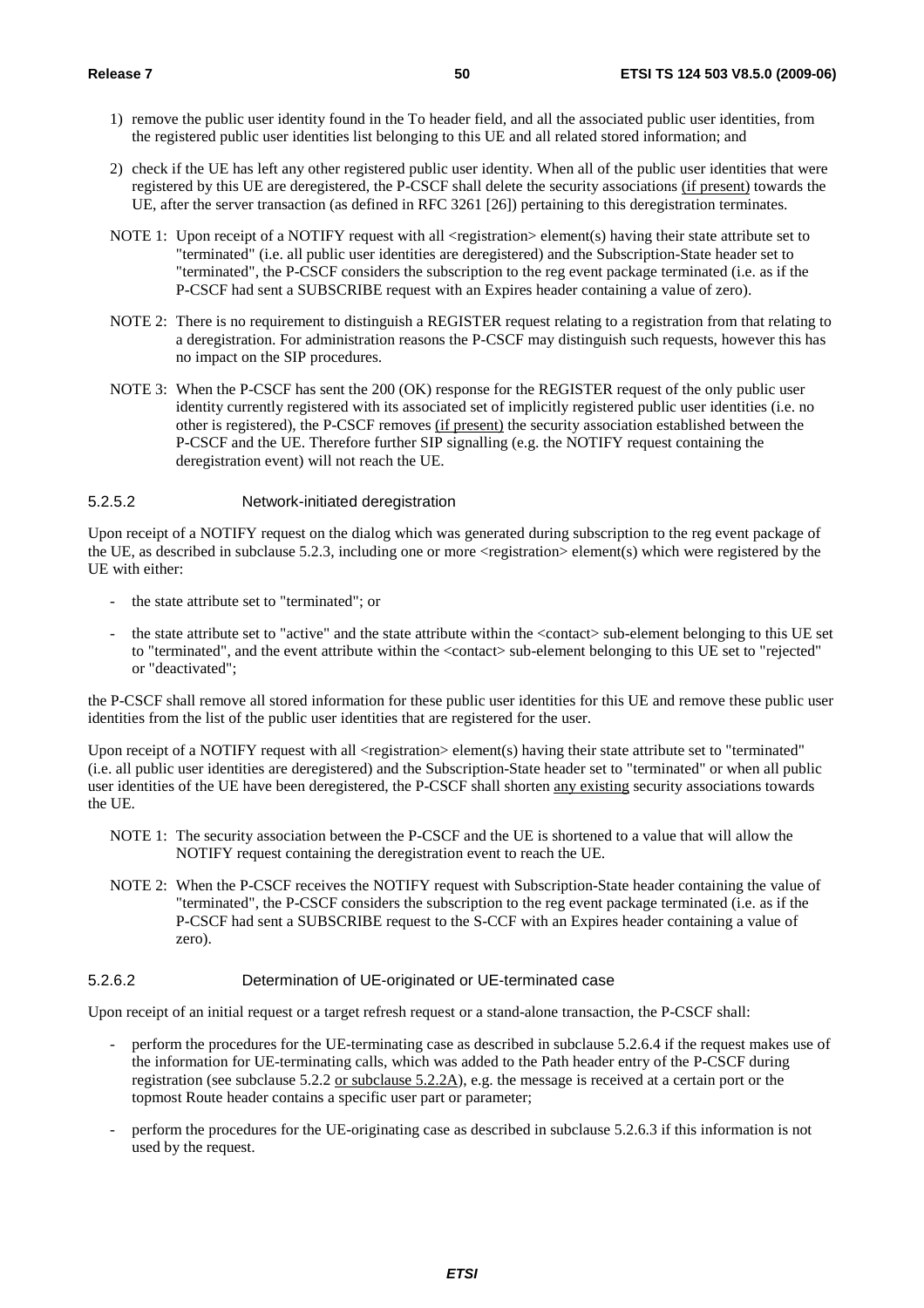1) remove the public user identity found in the To header field, and all the associated public user identities, from the registered public user identities list belonging to this UE and all related stored information; and

2) check if the UE has left any other registered public user identity. When all of the public user identities that were registered by this UE are deregistered, the P-CSCF shall delete the security associations (if present) towards the UE, after the server transaction (as defined in RFC 3261 [26]) pertaining to this deregistration terminates.

NOTE 1: Upon receipt of a NOTIFY request with all <registration> element(s) having their state attribute set to "terminated" (i.e. all public user identities are deregistered) and the Subscription-State header set to "terminated", the P-CSCF considers the subscription to the reg event package terminated (i.e. as if the P-CSCF had sent a SUBSCRIBE request with an Expires header containing a value of zero).

NOTE 2: There is no requirement to distinguish a REGISTER request relating to a registration from that relating to a deregistration. For administration reasons the P-CSCF may distinguish such requests, however this has no impact on the SIP procedures.

NOTE 3: When the P-CSCF has sent the 200 (OK) response for the REGISTER request of the only public user identity currently registered with its associated set of implicitly registered public user identities (i.e. no other is registered), the P-CSCF removes (if present) the security association established between the P-CSCF and the UE. Therefore further SIP signalling (e.g. the NOTIFY request containing the deregistration event) will not reach the UE.

#### 5.2.5.2 Network-initiated deregistration

Upon receipt of a NOTIFY request on the dialog which was generated during subscription to the reg event package of the UE, as described in subclause 5.2.3, including one or more <registration> element(s) which were registered by the UE with either:

- the state attribute set to "terminated"; or
- the state attribute set to "active" and the state attribute within the <contact> sub-element belonging to this UE set to "terminated", and the event attribute within the <contact> sub-element belonging to this UE set to "rejected" or "deactivated";

the P-CSCF shall remove all stored information for these public user identities for this UE and remove these public user identities from the list of the public user identities that are registered for the user.

Upon receipt of a NOTIFY request with all <registration> element(s) having their state attribute set to "terminated" (i.e. all public user identities are deregistered) and the Subscription-State header set to "terminated" or when all public user identities of the UE have been deregistered, the P-CSCF shall shorten any existing security associations towards the UE.

NOTE 1: The security association between the P-CSCF and the UE is shortened to a value that will allow the NOTIFY request containing the deregistration event to reach the UE.

NOTE 2: When the P-CSCF receives the NOTIFY request with Subscription-State header containing the value of "terminated", the P-CSCF considers the subscription to the reg event package terminated (i.e. as if the P-CSCF had sent a SUBSCRIBE request to the S-CCF with an Expires header containing a value of zero).

#### 5.2.6.2 Determination of UE-originated or UE-terminated case

Upon receipt of an initial request or a target refresh request or a stand-alone transaction, the P-CSCF shall:

- perform the procedures for the UE-terminating case as described in subclause 5.2.6.4 if the request makes use of the information for UE-terminating calls, which was added to the Path header entry of the P-CSCF during registration (see subclause 5.2.2 or subclause 5.2.2A), e.g. the message is received at a certain port or the topmost Route header contains a specific user part or parameter;
- perform the procedures for the UE-originating case as described in subclause 5.2.6.3 if this information is not used by the request.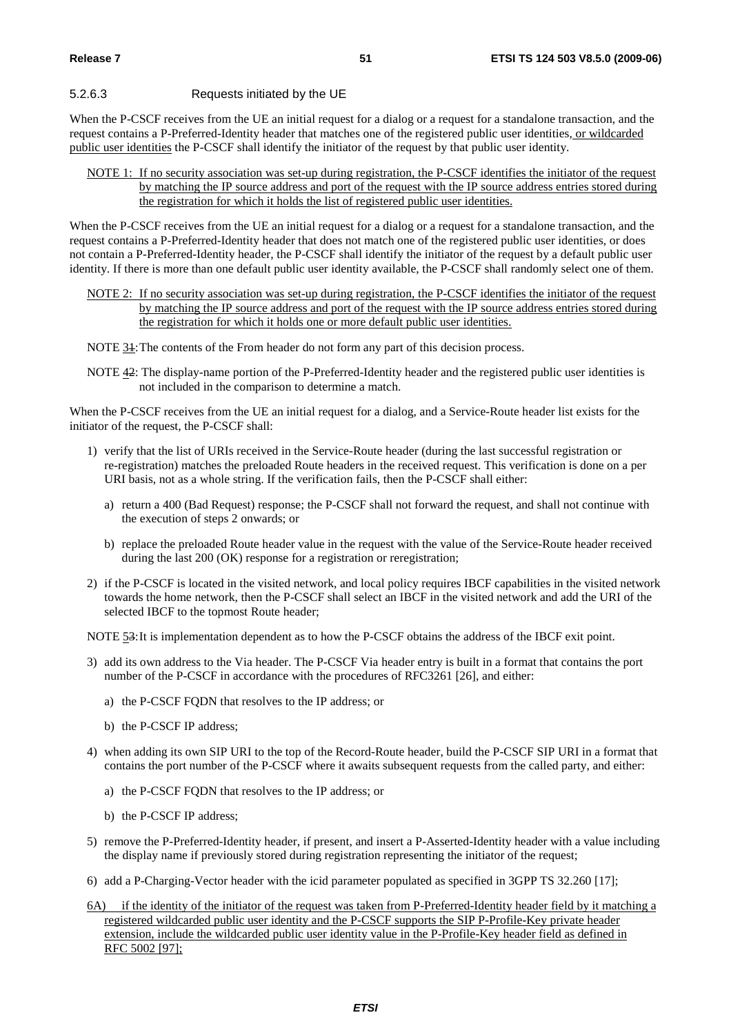#### 5.2.6.3 Requests initiated by the UE

When the P-CSCF receives from the UE an initial request for a dialog or a request for a standalone transaction, and the request contains a P-Preferred-Identity header that matches one of the registered public user identities, or wildcarded public user identities the P-CSCF shall identify the initiator of the request by that public user identity.

NOTE 1: If no security association was set-up during registration, the P-CSCF identifies the initiator of the request by matching the IP source address and port of the request with the IP source address entries stored during the registration for which it holds the list of registered public user identities.

When the P-CSCF receives from the UE an initial request for a dialog or a request for a standalone transaction, and the request contains a P-Preferred-Identity header that does not match one of the registered public user identities, or does not contain a P-Preferred-Identity header, the P-CSCF shall identify the initiator of the request by a default public user identity. If there is more than one default public user identity available, the P-CSCF shall randomly select one of them.

NOTE 2: If no security association was set-up during registration, the P-CSCF identifies the initiator of the request by matching the IP source address and port of the request with the IP source address entries stored during the registration for which it holds one or more default public user identities.

NOTE 31: The contents of the From header do not form any part of this decision process.

NOTE 42: The display-name portion of the P-Preferred-Identity header and the registered public user identities is not included in the comparison to determine a match.

When the P-CSCF receives from the UE an initial request for a dialog, and a Service-Route header list exists for the initiator of the request, the P-CSCF shall:

1) verify that the list of URIs received in the Service-Route header (during the last successful registration or re-registration) matches the preloaded Route headers in the received request. This verification is done on a per URI basis, not as a whole string. If the verification fails, then the P-CSCF shall either:
   - a) return a 400 (Bad Request) response; the P-CSCF shall not forward the request, and shall not continue with the execution of steps 2 onwards; or
   - b) replace the preloaded Route header value in the request with the value of the Service-Route header received during the last 200 (OK) response for a registration or reregistration;
2) if the P-CSCF is located in the visited network, and local policy requires IBCF capabilities in the visited network towards the home network, then the P-CSCF shall select an IBCF in the visited network and add the URI of the selected IBCF to the topmost Route header;

NOTE 53: It is implementation dependent as to how the P-CSCF obtains the address of the IBCF exit point.

3) add its own address to the Via header. The P-CSCF Via header entry is built in a format that contains the port number of the P-CSCF in accordance with the procedures of RFC3261 [26], and either:
   - a) the P-CSCF FQDN that resolves to the IP address; or
   - b) the P-CSCF IP address;
4) when adding its own SIP URI to the top of the Record-Route header, build the P-CSCF SIP URI in a format that contains the port number of the P-CSCF where it awaits subsequent requests from the called party, and either:
   - a) the P-CSCF FQDN that resolves to the IP address; or
   - b) the P-CSCF IP address;
5) remove the P-Preferred-Identity header, if present, and insert a P-Asserted-Identity header with a value including the display name if previously stored during registration representing the initiator of the request;
6) add a P-Charging-Vector header with the icid parameter populated as specified in 3GPP TS 32.260 [17];

6A) if the identity of the initiator of the request was taken from P-Preferred-Identity header field by it matching a registered wildcarded public user identity and the P-CSCF supports the SIP P-Profile-Key private header extension, include the wildcarded public user identity value in the P-Profile-Key header field as defined in RFC 5002 [97];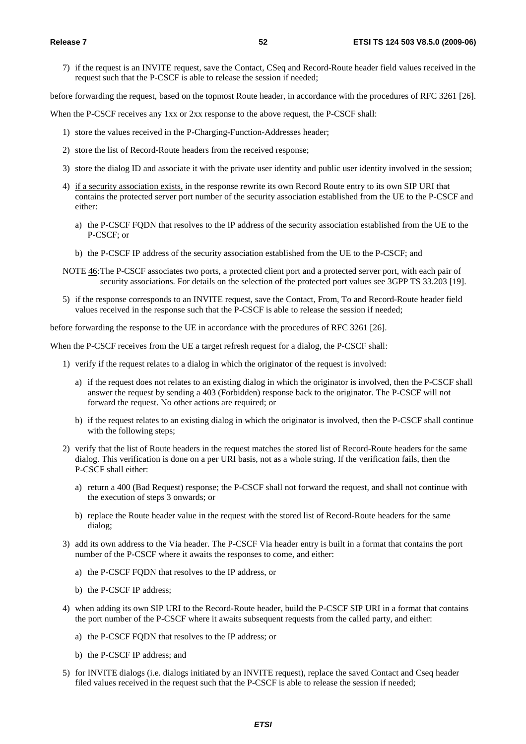7) if the request is an INVITE request, save the Contact, CSeq and Record-Route header field values received in the request such that the P-CSCF is able to release the session if needed;

before forwarding the request, based on the topmost Route header, in accordance with the procedures of RFC 3261 [26].

When the P-CSCF receives any 1xx or 2xx response to the above request, the P-CSCF shall:

1) store the values received in the P-Charging-Function-Addresses header;

2) store the list of Record-Route headers from the received response;

3) store the dialog ID and associate it with the private user identity and public user identity involved in the session;

4) if a security association exists, in the response rewrite its own Record Route entry to its own SIP URI that contains the protected server port number of the security association established from the UE to the P-CSCF and either:

   a) the P-CSCF FQDN that resolves to the IP address of the security association established from the UE to the P-CSCF; or

   b) the P-CSCF IP address of the security association established from the UE to the P-CSCF; and

NOTE 46: The P-CSCF associates two ports, a protected client port and a protected server port, with each pair of security associations. For details on the selection of the protected port values see 3GPP TS 33.203 [19].

5) if the response corresponds to an INVITE request, save the Contact, From, To and Record-Route header field values received in the response such that the P-CSCF is able to release the session if needed;

before forwarding the response to the UE in accordance with the procedures of RFC 3261 [26].

When the P-CSCF receives from the UE a target refresh request for a dialog, the P-CSCF shall:

1) verify if the request relates to a dialog in which the originator of the request is involved:

   a) if the request does not relates to an existing dialog in which the originator is involved, then the P-CSCF shall answer the request by sending a 403 (Forbidden) response back to the originator. The P-CSCF will not forward the request. No other actions are required; or

   b) if the request relates to an existing dialog in which the originator is involved, then the P-CSCF shall continue with the following steps;

2) verify that the list of Route headers in the request matches the stored list of Record-Route headers for the same dialog. This verification is done on a per URI basis, not as a whole string. If the verification fails, then the P-CSCF shall either:

   a) return a 400 (Bad Request) response; the P-CSCF shall not forward the request, and shall not continue with the execution of steps 3 onwards; or

   b) replace the Route header value in the request with the stored list of Record-Route headers for the same dialog;

3) add its own address to the Via header. The P-CSCF Via header entry is built in a format that contains the port number of the P-CSCF where it awaits the responses to come, and either:

   a) the P-CSCF FQDN that resolves to the IP address, or

   b) the P-CSCF IP address;

4) when adding its own SIP URI to the Record-Route header, build the P-CSCF SIP URI in a format that contains the port number of the P-CSCF where it awaits subsequent requests from the called party, and either:

   a) the P-CSCF FQDN that resolves to the IP address; or

   b) the P-CSCF IP address; and

5) for INVITE dialogs (i.e. dialogs initiated by an INVITE request), replace the saved Contact and Cseq header filed values received in the request such that the P-CSCF is able to release the session if needed;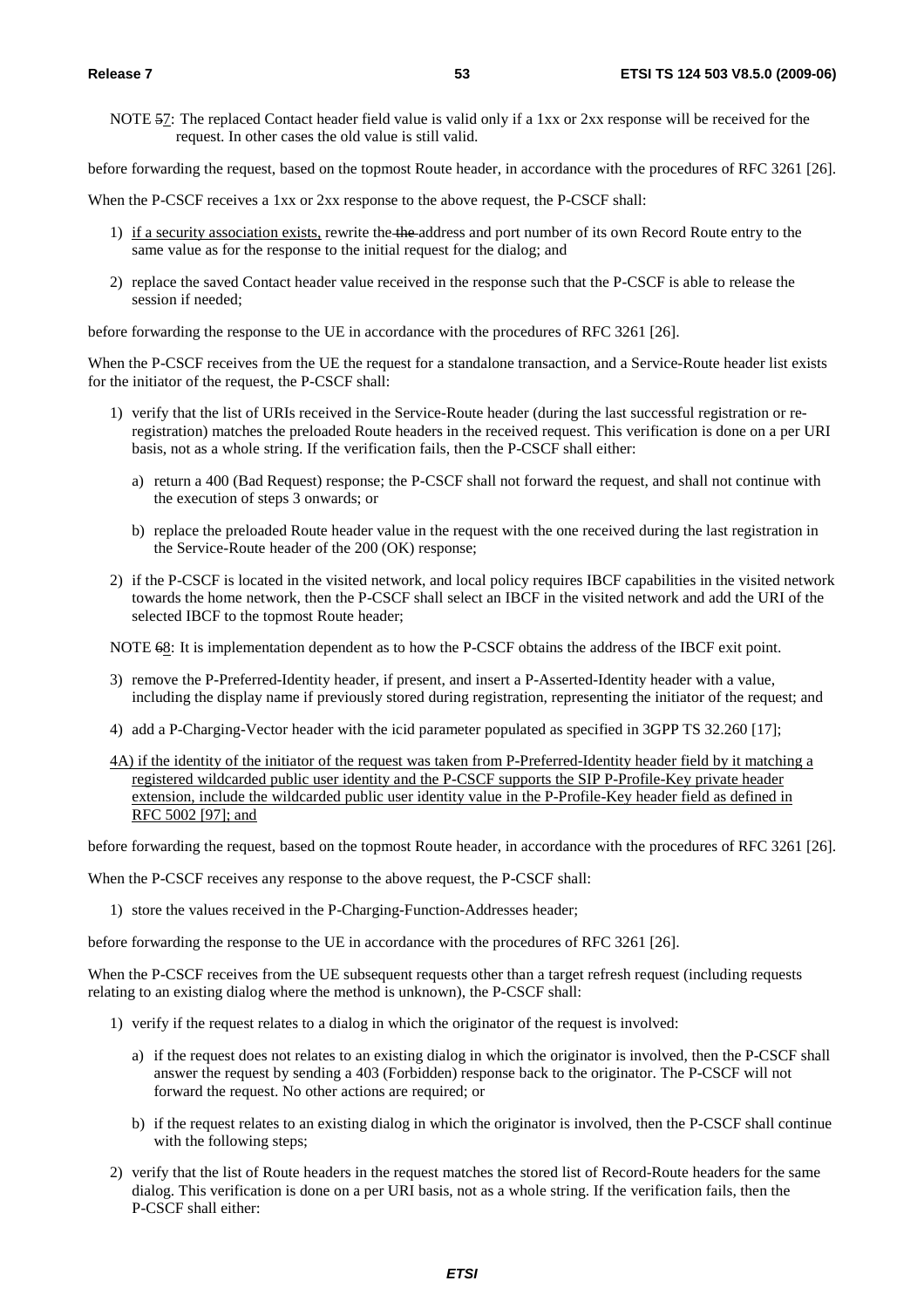NOTE 57: The replaced Contact header field value is valid only if a 1xx or 2xx response will be received for the request. In other cases the old value is still valid.

before forwarding the request, based on the topmost Route header, in accordance with the procedures of RFC 3261 [26].

When the P-CSCF receives a 1xx or 2xx response to the above request, the P-CSCF shall:

1) if a security association exists, rewrite the the address and port number of its own Record Route entry to the same value as for the response to the initial request for the dialog; and

2) replace the saved Contact header value received in the response such that the P-CSCF is able to release the session if needed;

before forwarding the response to the UE in accordance with the procedures of RFC 3261 [26].

When the P-CSCF receives from the UE the request for a standalone transaction, and a Service-Route header list exists for the initiator of the request, the P-CSCF shall:

1) verify that the list of URIs received in the Service-Route header (during the last successful registration or re-registration) matches the preloaded Route headers in the received request. This verification is done on a per URI basis, not as a whole string. If the verification fails, then the P-CSCF shall either:

   a) return a 400 (Bad Request) response; the P-CSCF shall not forward the request, and shall not continue with the execution of steps 3 onwards; or

   b) replace the preloaded Route header value in the request with the one received during the last registration in the Service-Route header of the 200 (OK) response;

2) if the P-CSCF is located in the visited network, and local policy requires IBCF capabilities in the visited network towards the home network, then the P-CSCF shall select an IBCF in the visited network and add the URI of the selected IBCF to the topmost Route header;

NOTE 68: It is implementation dependent as to how the P-CSCF obtains the address of the IBCF exit point.

3) remove the P-Preferred-Identity header, if present, and insert a P-Asserted-Identity header with a value, including the display name if previously stored during registration, representing the initiator of the request; and

4) add a P-Charging-Vector header with the icid parameter populated as specified in 3GPP TS 32.260 [17];

4A) if the identity of the initiator of the request was taken from P-Preferred-Identity header field by it matching a registered wildcarded public user identity and the P-CSCF supports the SIP P-Profile-Key private header extension, include the wildcarded public user identity value in the P-Profile-Key header field as defined in RFC 5002 [97]; and

before forwarding the request, based on the topmost Route header, in accordance with the procedures of RFC 3261 [26].

When the P-CSCF receives any response to the above request, the P-CSCF shall:

1) store the values received in the P-Charging-Function-Addresses header;

before forwarding the response to the UE in accordance with the procedures of RFC 3261 [26].

When the P-CSCF receives from the UE subsequent requests other than a target refresh request (including requests relating to an existing dialog where the method is unknown), the P-CSCF shall:

1) verify if the request relates to a dialog in which the originator of the request is involved:

   a) if the request does not relates to an existing dialog in which the originator is involved, then the P-CSCF shall answer the request by sending a 403 (Forbidden) response back to the originator. The P-CSCF will not forward the request. No other actions are required; or

   b) if the request relates to an existing dialog in which the originator is involved, then the P-CSCF shall continue with the following steps;

2) verify that the list of Route headers in the request matches the stored list of Record-Route headers for the same dialog. This verification is done on a per URI basis, not as a whole string. If the verification fails, then the P-CSCF shall either: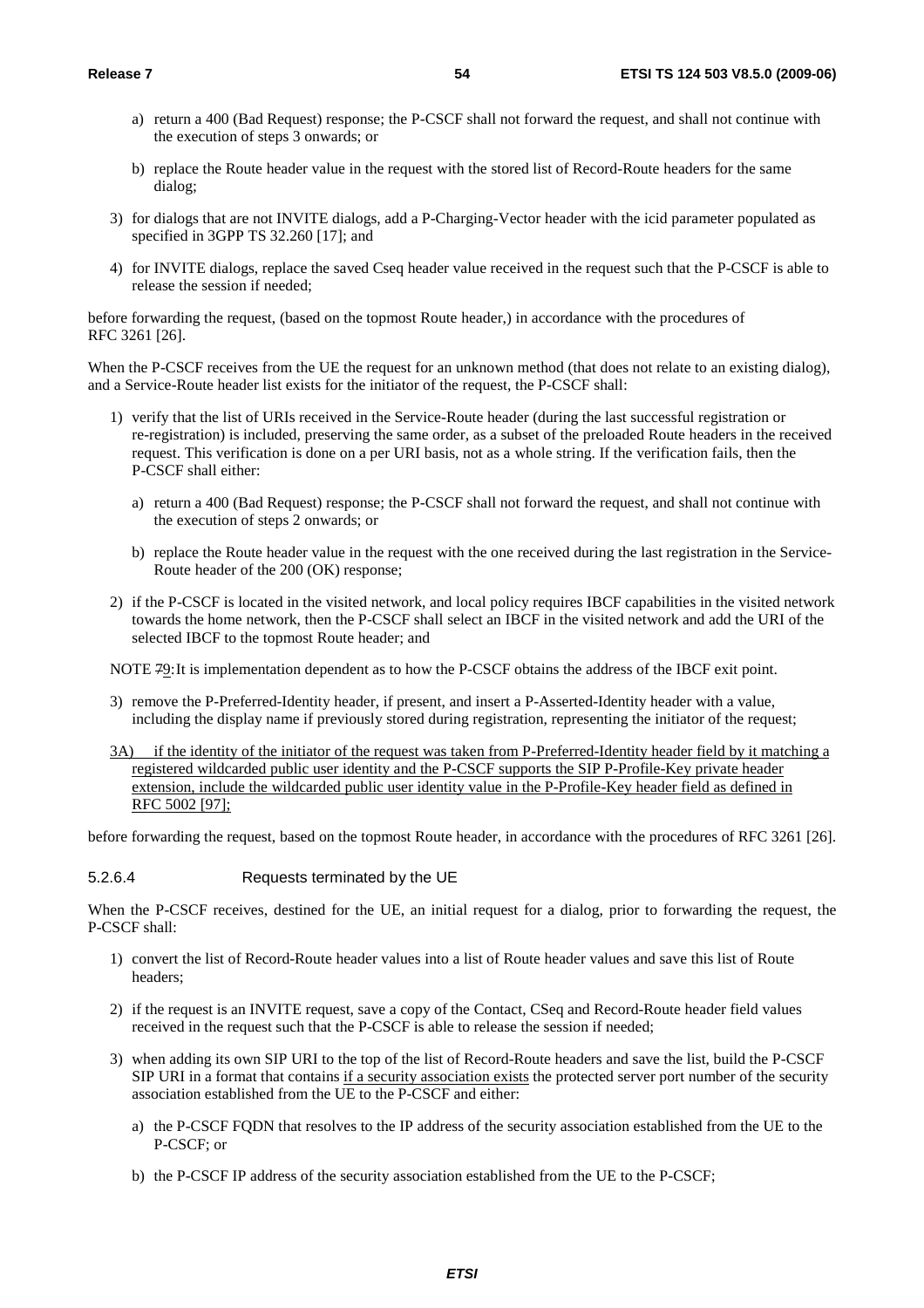a) return a 400 (Bad Request) response; the P-CSCF shall not forward the request, and shall not continue with the execution of steps 3 onwards; or

b) replace the Route header value in the request with the stored list of Record-Route headers for the same dialog;

3) for dialogs that are not INVITE dialogs, add a P-Charging-Vector header with the icid parameter populated as specified in 3GPP TS 32.260 [17]; and

4) for INVITE dialogs, replace the saved Cseq header value received in the request such that the P-CSCF is able to release the session if needed;

before forwarding the request, (based on the topmost Route header,) in accordance with the procedures of RFC 3261 [26].

When the P-CSCF receives from the UE the request for an unknown method (that does not relate to an existing dialog), and a Service-Route header list exists for the initiator of the request, the P-CSCF shall:

1) verify that the list of URIs received in the Service-Route header (during the last successful registration or re-registration) is included, preserving the same order, as a subset of the preloaded Route headers in the received request. This verification is done on a per URI basis, not as a whole string. If the verification fails, then the P-CSCF shall either:

   a) return a 400 (Bad Request) response; the P-CSCF shall not forward the request, and shall not continue with the execution of steps 2 onwards; or

   b) replace the Route header value in the request with the one received during the last registration in the Service-Route header of the 200 (OK) response;

2) if the P-CSCF is located in the visited network, and local policy requires IBCF capabilities in the visited network towards the home network, then the P-CSCF shall select an IBCF in the visited network and add the URI of the selected IBCF to the topmost Route header; and

NOTE 79: It is implementation dependent as to how the P-CSCF obtains the address of the IBCF exit point.

3) remove the P-Preferred-Identity header, if present, and insert a P-Asserted-Identity header with a value, including the display name if previously stored during registration, representing the initiator of the request;

3A) if the identity of the initiator of the request was taken from P-Preferred-Identity header field by it matching a registered wildcarded public user identity and the P-CSCF supports the SIP P-Profile-Key private header extension, include the wildcarded public user identity value in the P-Profile-Key header field as defined in RFC 5002 [97];

before forwarding the request, based on the topmost Route header, in accordance with the procedures of RFC 3261 [26].

#### 5.2.6.4 Requests terminated by the UE

When the P-CSCF receives, destined for the UE, an initial request for a dialog, prior to forwarding the request, the P-CSCF shall:

1) convert the list of Record-Route header values into a list of Route header values and save this list of Route headers;

2) if the request is an INVITE request, save a copy of the Contact, CSeq and Record-Route header field values received in the request such that the P-CSCF is able to release the session if needed;

3) when adding its own SIP URI to the top of the list of Record-Route headers and save the list, build the P-CSCF SIP URI in a format that contains if a security association exists the protected server port number of the security association established from the UE to the P-CSCF and either:

   a) the P-CSCF FQDN that resolves to the IP address of the security association established from the UE to the P-CSCF; or

   b) the P-CSCF IP address of the security association established from the UE to the P-CSCF;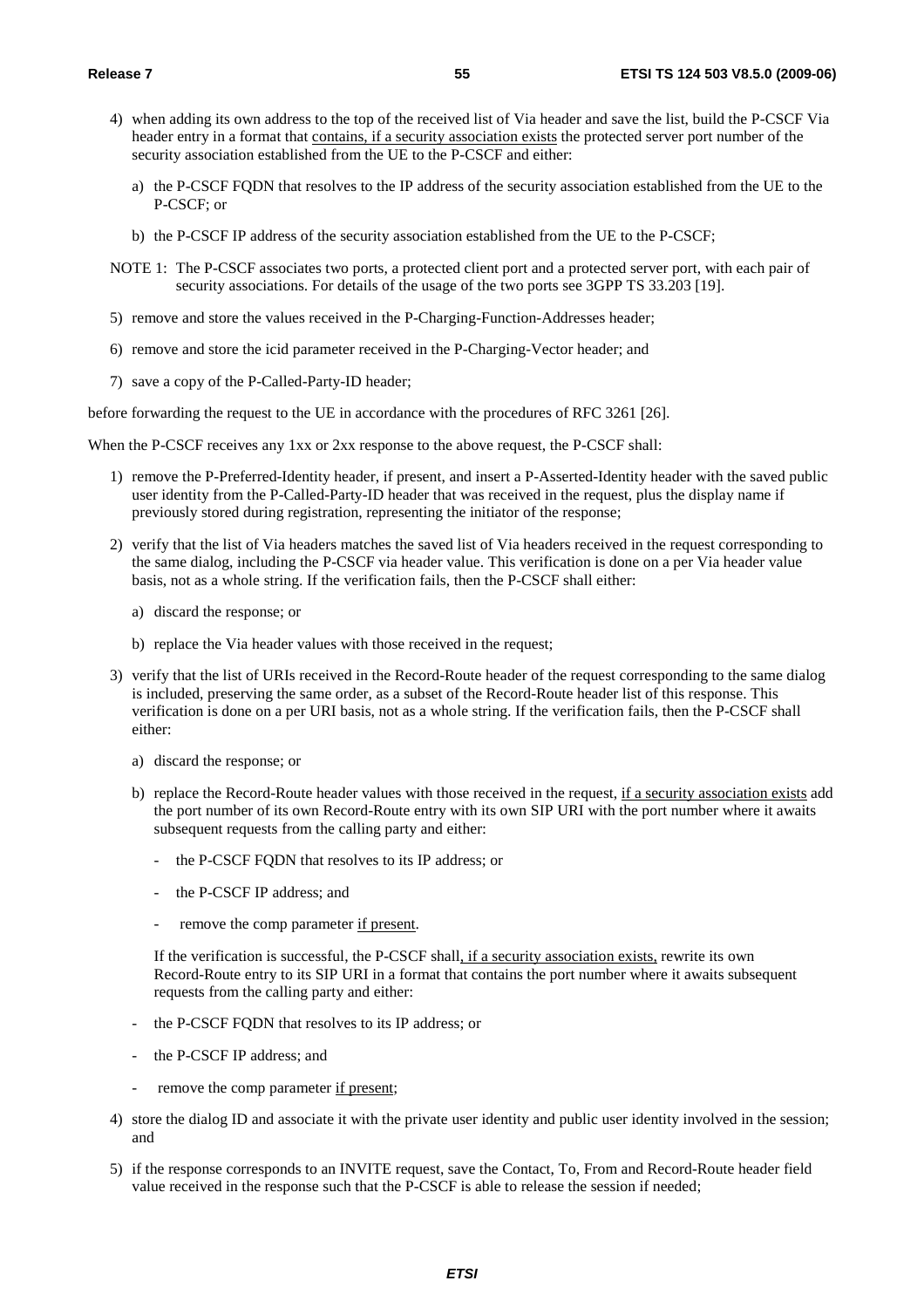4) when adding its own address to the top of the received list of Via header and save the list, build the P-CSCF Via header entry in a format that contains, if a security association exists the protected server port number of the security association established from the UE to the P-CSCF and either:

   a) the P-CSCF FQDN that resolves to the IP address of the security association established from the UE to the P-CSCF; or

   b) the P-CSCF IP address of the security association established from the UE to the P-CSCF;

NOTE 1: The P-CSCF associates two ports, a protected client port and a protected server port, with each pair of security associations. For details of the usage of the two ports see 3GPP TS 33.203 [19].

5) remove and store the values received in the P-Charging-Function-Addresses header;

6) remove and store the icid parameter received in the P-Charging-Vector header; and

7) save a copy of the P-Called-Party-ID header;

before forwarding the request to the UE in accordance with the procedures of RFC 3261 [26].

When the P-CSCF receives any 1xx or 2xx response to the above request, the P-CSCF shall:

1) remove the P-Preferred-Identity header, if present, and insert a P-Asserted-Identity header with the saved public user identity from the P-Called-Party-ID header that was received in the request, plus the display name if previously stored during registration, representing the initiator of the response;

2) verify that the list of Via headers matches the saved list of Via headers received in the request corresponding to the same dialog, including the P-CSCF via header value. This verification is done on a per Via header value basis, not as a whole string. If the verification fails, then the P-CSCF shall either:

   a) discard the response; or

   b) replace the Via header values with those received in the request;

3) verify that the list of URIs received in the Record-Route header of the request corresponding to the same dialog is included, preserving the same order, as a subset of the Record-Route header list of this response. This verification is done on a per URI basis, not as a whole string. If the verification fails, then the P-CSCF shall either:

   a) discard the response; or

   b) replace the Record-Route header values with those received in the request, if a security association exists add the port number of its own Record-Route entry with its own SIP URI with the port number where it awaits subsequent requests from the calling party and either:

      - the P-CSCF FQDN that resolves to its IP address; or

      - the P-CSCF IP address; and

      - remove the comp parameter if present.

   If the verification is successful, the P-CSCF shall, if a security association exists, rewrite its own Record-Route entry to its SIP URI in a format that contains the port number where it awaits subsequent requests from the calling party and either:

   - the P-CSCF FQDN that resolves to its IP address; or

   - the P-CSCF IP address; and

   - remove the comp parameter if present;

4) store the dialog ID and associate it with the private user identity and public user identity involved in the session; and

5) if the response corresponds to an INVITE request, save the Contact, To, From and Record-Route header field value received in the response such that the P-CSCF is able to release the session if needed;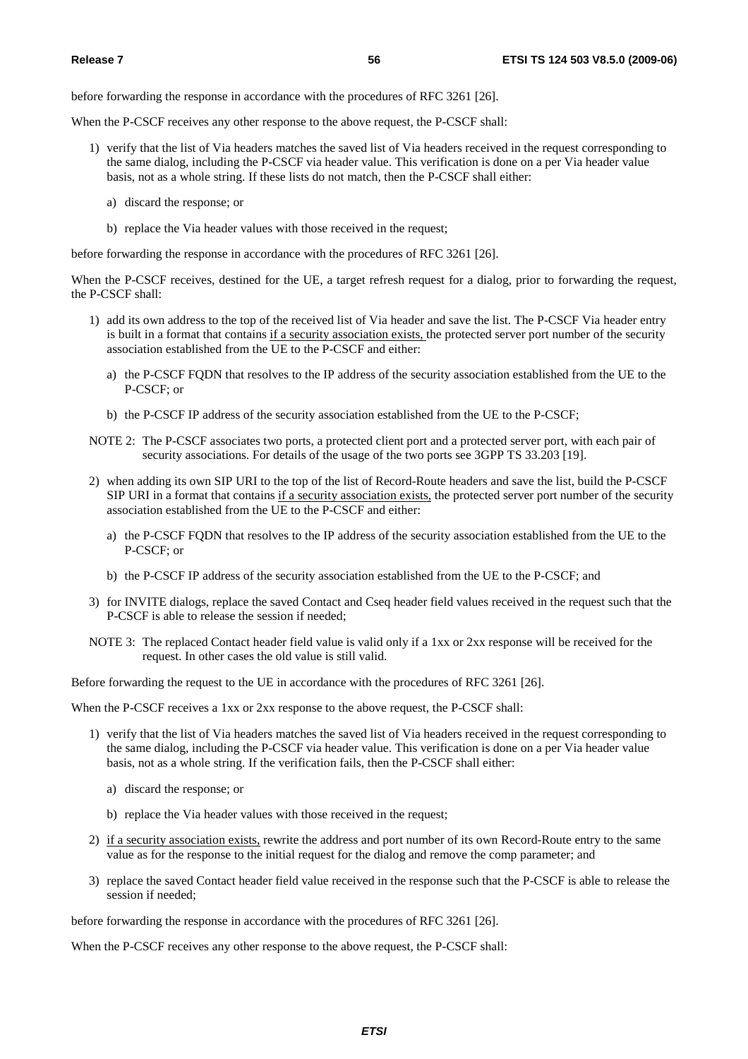before forwarding the response in accordance with the procedures of RFC 3261 [26].

When the P-CSCF receives any other response to the above request, the P-CSCF shall:

1) verify that the list of Via headers matches the saved list of Via headers received in the request corresponding to the same dialog, including the P-CSCF via header value. This verification is done on a per Via header value basis, not as a whole string. If these lists do not match, then the P-CSCF shall either:

   a) discard the response; or

   b) replace the Via header values with those received in the request;

before forwarding the response in accordance with the procedures of RFC 3261 [26].

When the P-CSCF receives, destined for the UE, a target refresh request for a dialog, prior to forwarding the request, the P-CSCF shall:

1) add its own address to the top of the received list of Via header and save the list. The P-CSCF Via header entry is built in a format that contains if a security association exists, the protected server port number of the security association established from the UE to the P-CSCF and either:

   a) the P-CSCF FQDN that resolves to the IP address of the security association established from the UE to the P-CSCF; or

   b) the P-CSCF IP address of the security association established from the UE to the P-CSCF;

NOTE 2: The P-CSCF associates two ports, a protected client port and a protected server port, with each pair of security associations. For details of the usage of the two ports see 3GPP TS 33.203 [19].

2) when adding its own SIP URI to the top of the list of Record-Route headers and save the list, build the P-CSCF SIP URI in a format that contains if a security association exists, the protected server port number of the security association established from the UE to the P-CSCF and either:

   a) the P-CSCF FQDN that resolves to the IP address of the security association established from the UE to the P-CSCF; or

   b) the P-CSCF IP address of the security association established from the UE to the P-CSCF; and

3) for INVITE dialogs, replace the saved Contact and Cseq header field values received in the request such that the P-CSCF is able to release the session if needed;

NOTE 3: The replaced Contact header field value is valid only if a 1xx or 2xx response will be received for the request. In other cases the old value is still valid.

Before forwarding the request to the UE in accordance with the procedures of RFC 3261 [26].

When the P-CSCF receives a 1xx or 2xx response to the above request, the P-CSCF shall:

1) verify that the list of Via headers matches the saved list of Via headers received in the request corresponding to the same dialog, including the P-CSCF via header value. This verification is done on a per Via header value basis, not as a whole string. If the verification fails, then the P-CSCF shall either:

   a) discard the response; or

   b) replace the Via header values with those received in the request;

2) if a security association exists, rewrite the address and port number of its own Record-Route entry to the same value as for the response to the initial request for the dialog and remove the comp parameter; and

3) replace the saved Contact header field value received in the response such that the P-CSCF is able to release the session if needed;

before forwarding the response in accordance with the procedures of RFC 3261 [26].

When the P-CSCF receives any other response to the above request, the P-CSCF shall: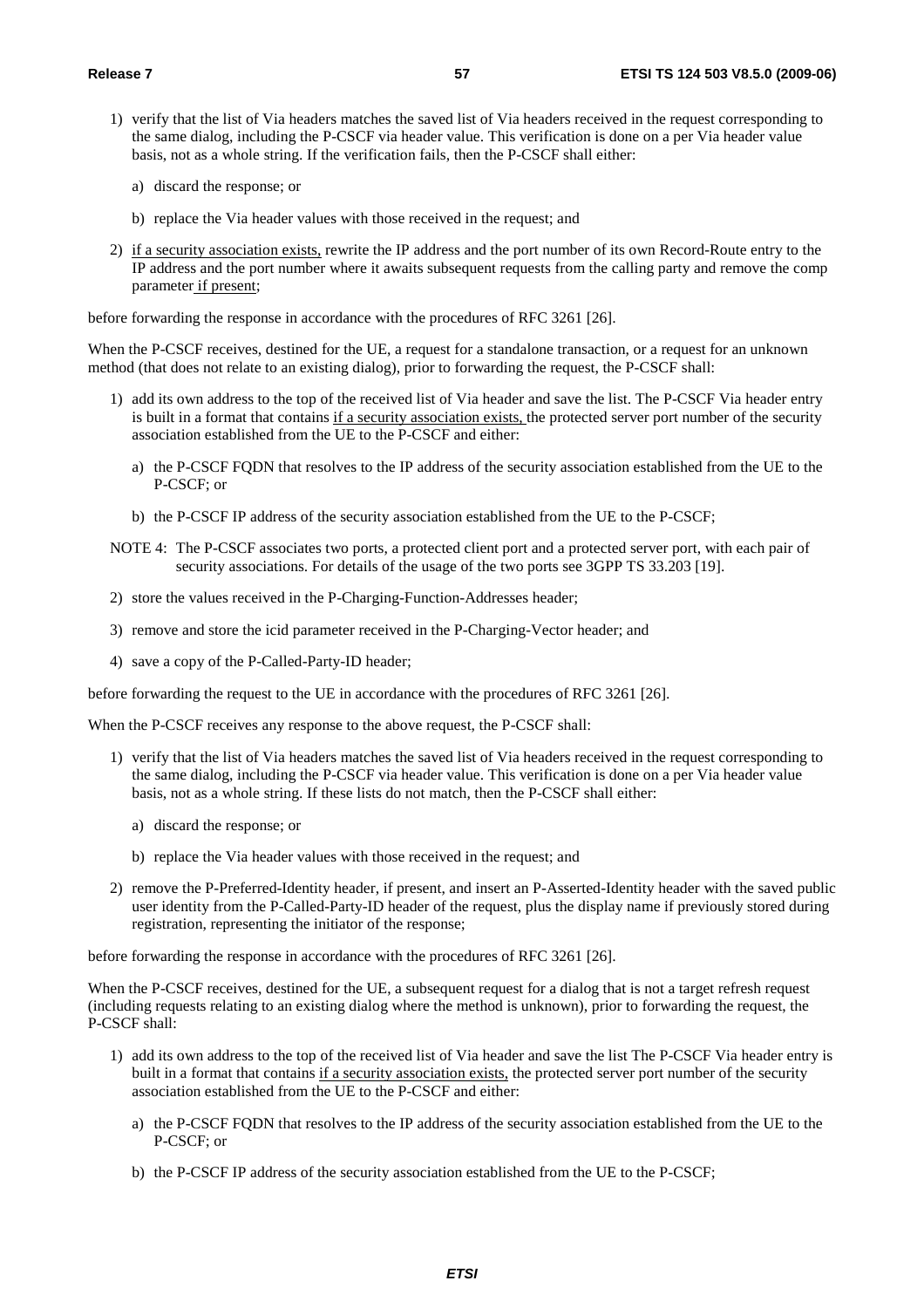1) verify that the list of Via headers matches the saved list of Via headers received in the request corresponding to the same dialog, including the P-CSCF via header value. This verification is done on a per Via header value basis, not as a whole string. If the verification fails, then the P-CSCF shall either:

   a) discard the response; or

   b) replace the Via header values with those received in the request; and

2) if a security association exists, rewrite the IP address and the port number of its own Record-Route entry to the IP address and the port number where it awaits subsequent requests from the calling party and remove the comp parameter if present;

before forwarding the response in accordance with the procedures of RFC 3261 [26].

When the P-CSCF receives, destined for the UE, a request for a standalone transaction, or a request for an unknown method (that does not relate to an existing dialog), prior to forwarding the request, the P-CSCF shall:

1) add its own address to the top of the received list of Via header and save the list. The P-CSCF Via header entry is built in a format that contains if a security association exists, the protected server port number of the security association established from the UE to the P-CSCF and either:

   a) the P-CSCF FQDN that resolves to the IP address of the security association established from the UE to the P-CSCF; or

   b) the P-CSCF IP address of the security association established from the UE to the P-CSCF;

NOTE 4: The P-CSCF associates two ports, a protected client port and a protected server port, with each pair of security associations. For details of the usage of the two ports see 3GPP TS 33.203 [19].

2) store the values received in the P-Charging-Function-Addresses header;

3) remove and store the icid parameter received in the P-Charging-Vector header; and

4) save a copy of the P-Called-Party-ID header;

before forwarding the request to the UE in accordance with the procedures of RFC 3261 [26].

When the P-CSCF receives any response to the above request, the P-CSCF shall:

1) verify that the list of Via headers matches the saved list of Via headers received in the request corresponding to the same dialog, including the P-CSCF via header value. This verification is done on a per Via header value basis, not as a whole string. If these lists do not match, then the P-CSCF shall either:

   a) discard the response; or

   b) replace the Via header values with those received in the request; and

2) remove the P-Preferred-Identity header, if present, and insert an P-Asserted-Identity header with the saved public user identity from the P-Called-Party-ID header of the request, plus the display name if previously stored during registration, representing the initiator of the response;

before forwarding the response in accordance with the procedures of RFC 3261 [26].

When the P-CSCF receives, destined for the UE, a subsequent request for a dialog that is not a target refresh request (including requests relating to an existing dialog where the method is unknown), prior to forwarding the request, the P-CSCF shall:

1) add its own address to the top of the received list of Via header and save the list The P-CSCF Via header entry is built in a format that contains if a security association exists, the protected server port number of the security association established from the UE to the P-CSCF and either:

   a) the P-CSCF FQDN that resolves to the IP address of the security association established from the UE to the P-CSCF; or

   b) the P-CSCF IP address of the security association established from the UE to the P-CSCF;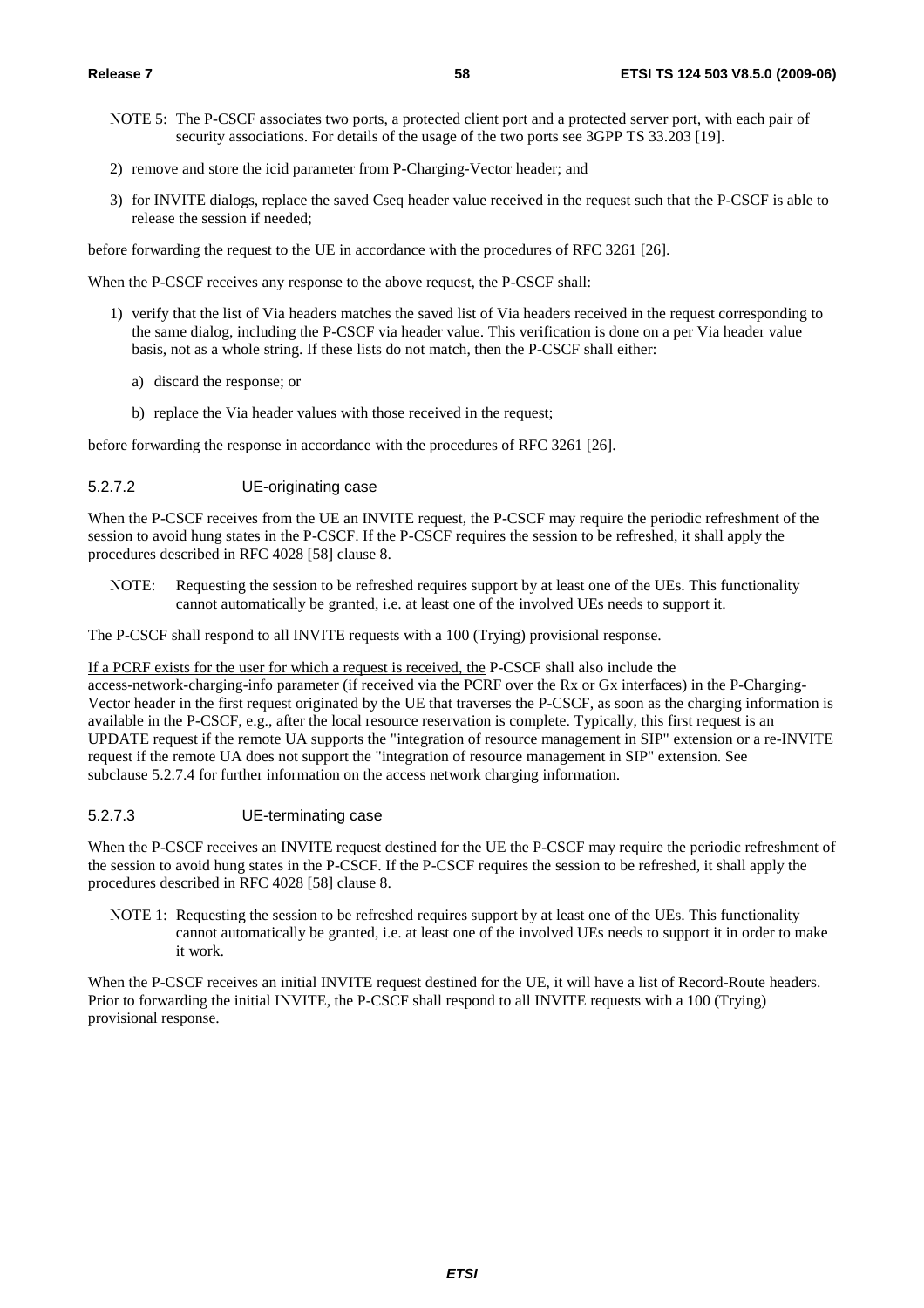NOTE 5: The P-CSCF associates two ports, a protected client port and a protected server port, with each pair of security associations. For details of the usage of the two ports see 3GPP TS 33.203 [19].

2) remove and store the icid parameter from P-Charging-Vector header; and

3) for INVITE dialogs, replace the saved Cseq header value received in the request such that the P-CSCF is able to release the session if needed;

before forwarding the request to the UE in accordance with the procedures of RFC 3261 [26].

When the P-CSCF receives any response to the above request, the P-CSCF shall:

1) verify that the list of Via headers matches the saved list of Via headers received in the request corresponding to the same dialog, including the P-CSCF via header value. This verification is done on a per Via header value basis, not as a whole string. If these lists do not match, then the P-CSCF shall either:

   a) discard the response; or

   b) replace the Via header values with those received in the request;

before forwarding the response in accordance with the procedures of RFC 3261 [26].

#### 5.2.7.2 UE-originating case

When the P-CSCF receives from the UE an INVITE request, the P-CSCF may require the periodic refreshment of the session to avoid hung states in the P-CSCF. If the P-CSCF requires the session to be refreshed, it shall apply the procedures described in RFC 4028 [58] clause 8.

NOTE: Requesting the session to be refreshed requires support by at least one of the UEs. This functionality cannot automatically be granted, i.e. at least one of the involved UEs needs to support it.

The P-CSCF shall respond to all INVITE requests with a 100 (Trying) provisional response.

If a PCRF exists for the user for which a request is received, the P-CSCF shall also include the access-network-charging-info parameter (if received via the PCRF over the Rx or Gx interfaces) in the P-Charging-Vector header in the first request originated by the UE that traverses the P-CSCF, as soon as the charging information is available in the P-CSCF, e.g., after the local resource reservation is complete. Typically, this first request is an UPDATE request if the remote UA supports the "integration of resource management in SIP" extension or a re-INVITE request if the remote UA does not support the "integration of resource management in SIP" extension. See subclause 5.2.7.4 for further information on the access network charging information.

#### 5.2.7.3 UE-terminating case

When the P-CSCF receives an INVITE request destined for the UE the P-CSCF may require the periodic refreshment of the session to avoid hung states in the P-CSCF. If the P-CSCF requires the session to be refreshed, it shall apply the procedures described in RFC 4028 [58] clause 8.

NOTE 1: Requesting the session to be refreshed requires support by at least one of the UEs. This functionality cannot automatically be granted, i.e. at least one of the involved UEs needs to support it in order to make it work.

When the P-CSCF receives an initial INVITE request destined for the UE, it will have a list of Record-Route headers. Prior to forwarding the initial INVITE, the P-CSCF shall respond to all INVITE requests with a 100 (Trying) provisional response.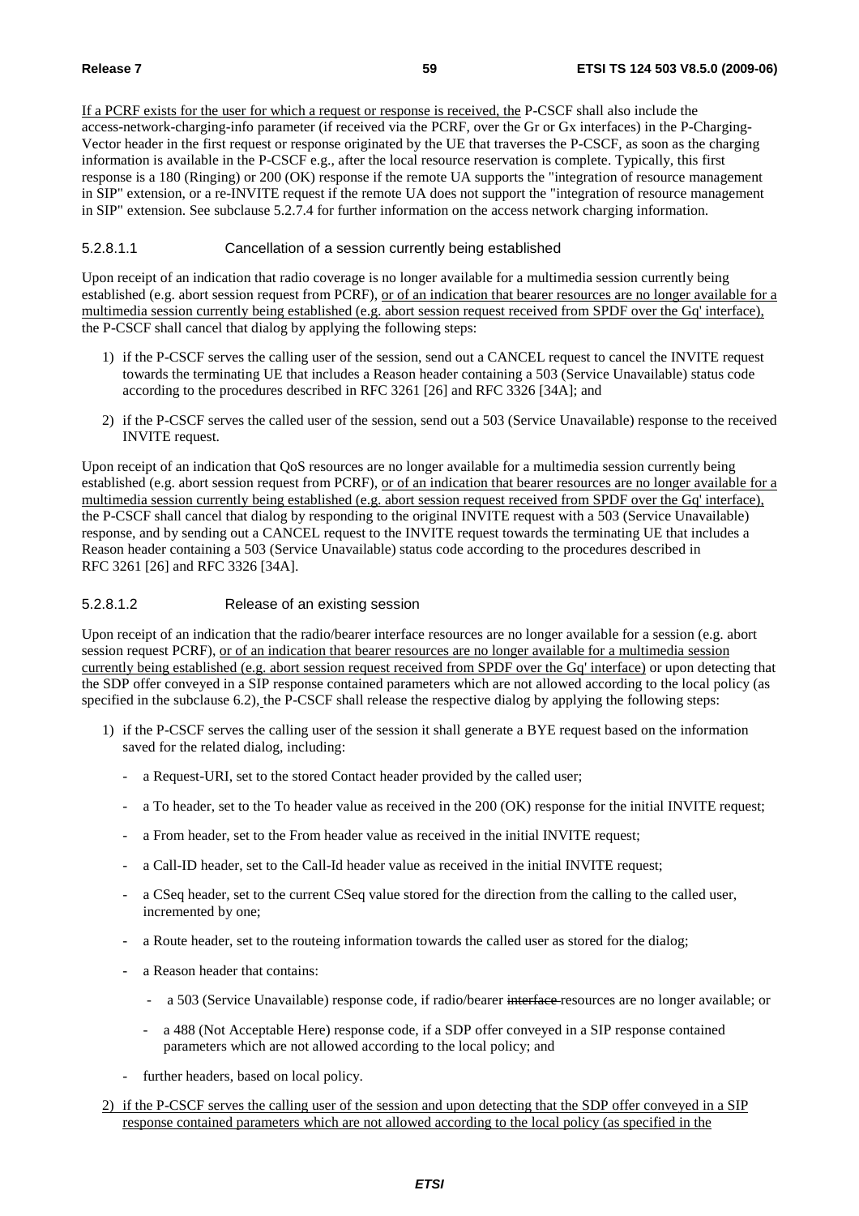If a PCRF exists for the user for which a request or response is received, the P-CSCF shall also include the access-network-charging-info parameter (if received via the PCRF, over the Gr or Gx interfaces) in the P-Charging-Vector header in the first request or response originated by the UE that traverses the P-CSCF, as soon as the charging information is available in the P-CSCF e.g., after the local resource reservation is complete. Typically, this first response is a 180 (Ringing) or 200 (OK) response if the remote UA supports the "integration of resource management in SIP" extension, or a re-INVITE request if the remote UA does not support the "integration of resource management in SIP" extension. See subclause 5.2.7.4 for further information on the access network charging information.

#### 5.2.8.1.1 Cancellation of a session currently being established

Upon receipt of an indication that radio coverage is no longer available for a multimedia session currently being established (e.g. abort session request from PCRF), or of an indication that bearer resources are no longer available for a multimedia session currently being established (e.g. abort session request received from SPDF over the Gq' interface), the P-CSCF shall cancel that dialog by applying the following steps:

1) if the P-CSCF serves the calling user of the session, send out a CANCEL request to cancel the INVITE request towards the terminating UE that includes a Reason header containing a 503 (Service Unavailable) status code according to the procedures described in RFC 3261 [26] and RFC 3326 [34A]; and

2) if the P-CSCF serves the called user of the session, send out a 503 (Service Unavailable) response to the received INVITE request.

Upon receipt of an indication that QoS resources are no longer available for a multimedia session currently being established (e.g. abort session request from PCRF), or of an indication that bearer resources are no longer available for a multimedia session currently being established (e.g. abort session request received from SPDF over the Gq' interface), the P-CSCF shall cancel that dialog by responding to the original INVITE request with a 503 (Service Unavailable) response, and by sending out a CANCEL request to the INVITE request towards the terminating UE that includes a Reason header containing a 503 (Service Unavailable) status code according to the procedures described in RFC 3261 [26] and RFC 3326 [34A].

#### 5.2.8.1.2 Release of an existing session

Upon receipt of an indication that the radio/bearer interface resources are no longer available for a session (e.g. abort session request PCRF), or of an indication that bearer resources are no longer available for a multimedia session currently being established (e.g. abort session request received from SPDF over the Gq' interface) or upon detecting that the SDP offer conveyed in a SIP response contained parameters which are not allowed according to the local policy (as specified in the subclause 6.2), the P-CSCF shall release the respective dialog by applying the following steps:

1) if the P-CSCF serves the calling user of the session it shall generate a BYE request based on the information saved for the related dialog, including:
   - a Request-URI, set to the stored Contact header provided by the called user;
   - a To header, set to the To header value as received in the 200 (OK) response for the initial INVITE request;
   - a From header, set to the From header value as received in the initial INVITE request;
   - a Call-ID header, set to the Call-Id header value as received in the initial INVITE request;
   - a CSeq header, set to the current CSeq value stored for the direction from the calling to the called user, incremented by one;
   - a Route header, set to the routeing information towards the called user as stored for the dialog;
   - a Reason header that contains:
     - a 503 (Service Unavailable) response code, if radio/bearer ~~interface~~ resources are no longer available; or
     - a 488 (Not Acceptable Here) response code, if a SDP offer conveyed in a SIP response contained parameters which are not allowed according to the local policy; and
   - further headers, based on local policy.

2) if the P-CSCF serves the calling user of the session and upon detecting that the SDP offer conveyed in a SIP response contained parameters which are not allowed according to the local policy (as specified in the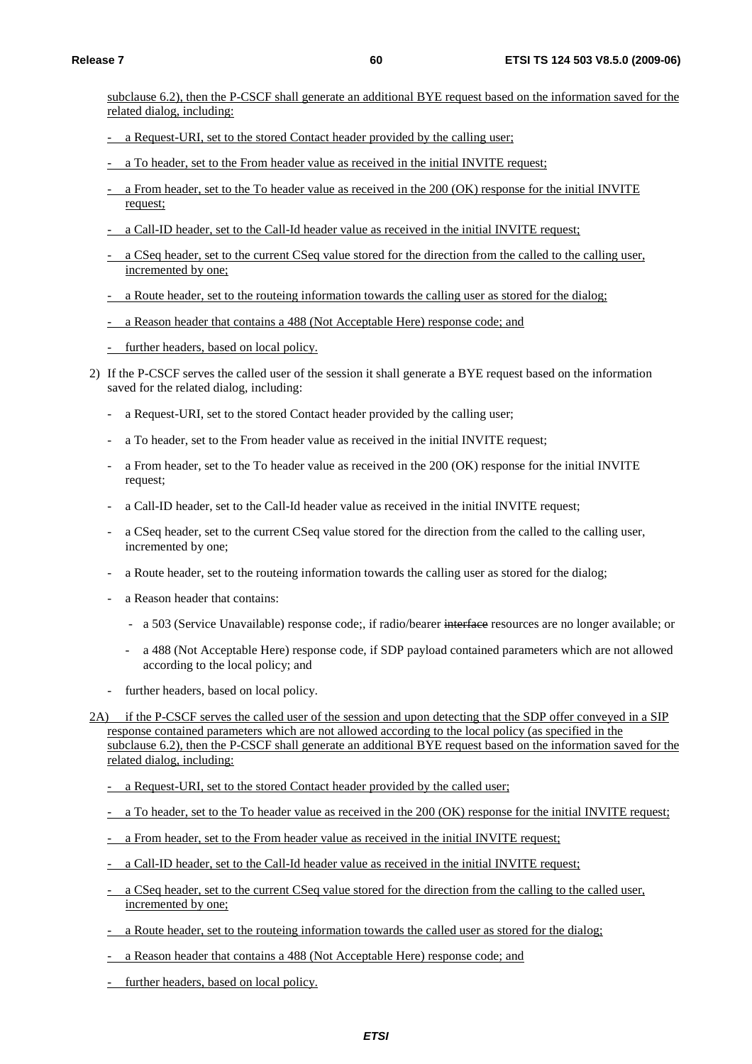subclause 6.2), then the P-CSCF shall generate an additional BYE request based on the information saved for the related dialog, including:

- a Request-URI, set to the stored Contact header provided by the calling user;
- a To header, set to the From header value as received in the initial INVITE request;
- a From header, set to the To header value as received in the 200 (OK) response for the initial INVITE request;
- a Call-ID header, set to the Call-Id header value as received in the initial INVITE request;
- a CSeq header, set to the current CSeq value stored for the direction from the called to the calling user, incremented by one;
- a Route header, set to the routeing information towards the calling user as stored for the dialog;
- a Reason header that contains a 488 (Not Acceptable Here) response code; and
- further headers, based on local policy.

2) If the P-CSCF serves the called user of the session it shall generate a BYE request based on the information saved for the related dialog, including:

- a Request-URI, set to the stored Contact header provided by the calling user;
- a To header, set to the From header value as received in the initial INVITE request;
- a From header, set to the To header value as received in the 200 (OK) response for the initial INVITE request;
- a Call-ID header, set to the Call-Id header value as received in the initial INVITE request;
- a CSeq header, set to the current CSeq value stored for the direction from the called to the calling user, incremented by one;
- a Route header, set to the routeing information towards the calling user as stored for the dialog;
- a Reason header that contains:
  - a 503 (Service Unavailable) response code;, if radio/bearer ~~interface~~ resources are no longer available; or
  - a 488 (Not Acceptable Here) response code, if SDP payload contained parameters which are not allowed according to the local policy; and
- further headers, based on local policy.

2A) if the P-CSCF serves the called user of the session and upon detecting that the SDP offer conveyed in a SIP response contained parameters which are not allowed according to the local policy (as specified in the subclause 6.2), then the P-CSCF shall generate an additional BYE request based on the information saved for the related dialog, including:

- a Request-URI, set to the stored Contact header provided by the called user;
- a To header, set to the To header value as received in the 200 (OK) response for the initial INVITE request;
- a From header, set to the From header value as received in the initial INVITE request;
- a Call-ID header, set to the Call-Id header value as received in the initial INVITE request;
- a CSeq header, set to the current CSeq value stored for the direction from the calling to the called user, incremented by one;
- a Route header, set to the routeing information towards the called user as stored for the dialog;
- a Reason header that contains a 488 (Not Acceptable Here) response code; and
- further headers, based on local policy.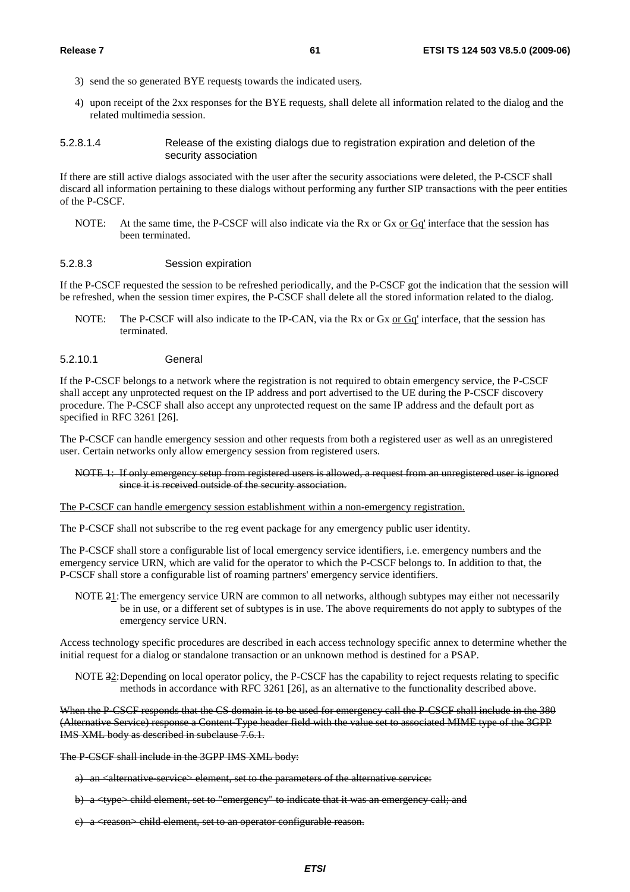3) send the so generated BYE requests towards the indicated users.

4) upon receipt of the 2xx responses for the BYE requests, shall delete all information related to the dialog and the related multimedia session.

#### 5.2.8.1.4 Release of the existing dialogs due to registration expiration and deletion of the security association

If there are still active dialogs associated with the user after the security associations were deleted, the P-CSCF shall discard all information pertaining to these dialogs without performing any further SIP transactions with the peer entities of the P-CSCF.

NOTE: At the same time, the P-CSCF will also indicate via the Rx or Gx or Gq' interface that the session has been terminated.

#### 5.2.8.3 Session expiration

If the P-CSCF requested the session to be refreshed periodically, and the P-CSCF got the indication that the session will be refreshed, when the session timer expires, the P-CSCF shall delete all the stored information related to the dialog.

NOTE: The P-CSCF will also indicate to the IP-CAN, via the Rx or Gx or Gq' interface, that the session has terminated.

#### 5.2.10.1 General

If the P-CSCF belongs to a network where the registration is not required to obtain emergency service, the P-CSCF shall accept any unprotected request on the IP address and port advertised to the UE during the P-CSCF discovery procedure. The P-CSCF shall also accept any unprotected request on the same IP address and the default port as specified in RFC 3261 [26].

The P-CSCF can handle emergency session and other requests from both a registered user as well as an unregistered user. Certain networks only allow emergency session from registered users.

~~NOTE 1: If only emergency setup from registered users is allowed, a request from an unregistered user is ignored since it is received outside of the security association.~~

The P-CSCF can handle emergency session establishment within a non-emergency registration.

The P-CSCF shall not subscribe to the reg event package for any emergency public user identity.

The P-CSCF shall store a configurable list of local emergency service identifiers, i.e. emergency numbers and the emergency service URN, which are valid for the operator to which the P-CSCF belongs to. In addition to that, the P-CSCF shall store a configurable list of roaming partners' emergency service identifiers.

NOTE ~~2~~1: The emergency service URN are common to all networks, although subtypes may either not necessarily be in use, or a different set of subtypes is in use. The above requirements do not apply to subtypes of the emergency service URN.

Access technology specific procedures are described in each access technology specific annex to determine whether the initial request for a dialog or standalone transaction or an unknown method is destined for a PSAP.

NOTE ~~3~~2: Depending on local operator policy, the P-CSCF has the capability to reject requests relating to specific methods in accordance with RFC 3261 [26], as an alternative to the functionality described above.

~~When the P-CSCF responds that the CS domain is to be used for emergency call the P-CSCF shall include in the 380 (Alternative Service) response a Content-Type header field with the value set to associated MIME type of the 3GPP IMS XML body as described in subclause 7.6.1.~~

~~The P-CSCF shall include in the 3GPP IMS XML body:~~

~~a) an <alternative-service> element, set to the parameters of the alternative service:~~

~~b) a <type> child element, set to "emergency" to indicate that it was an emergency call; and~~

~~c) a <reason> child element, set to an operator configurable reason.~~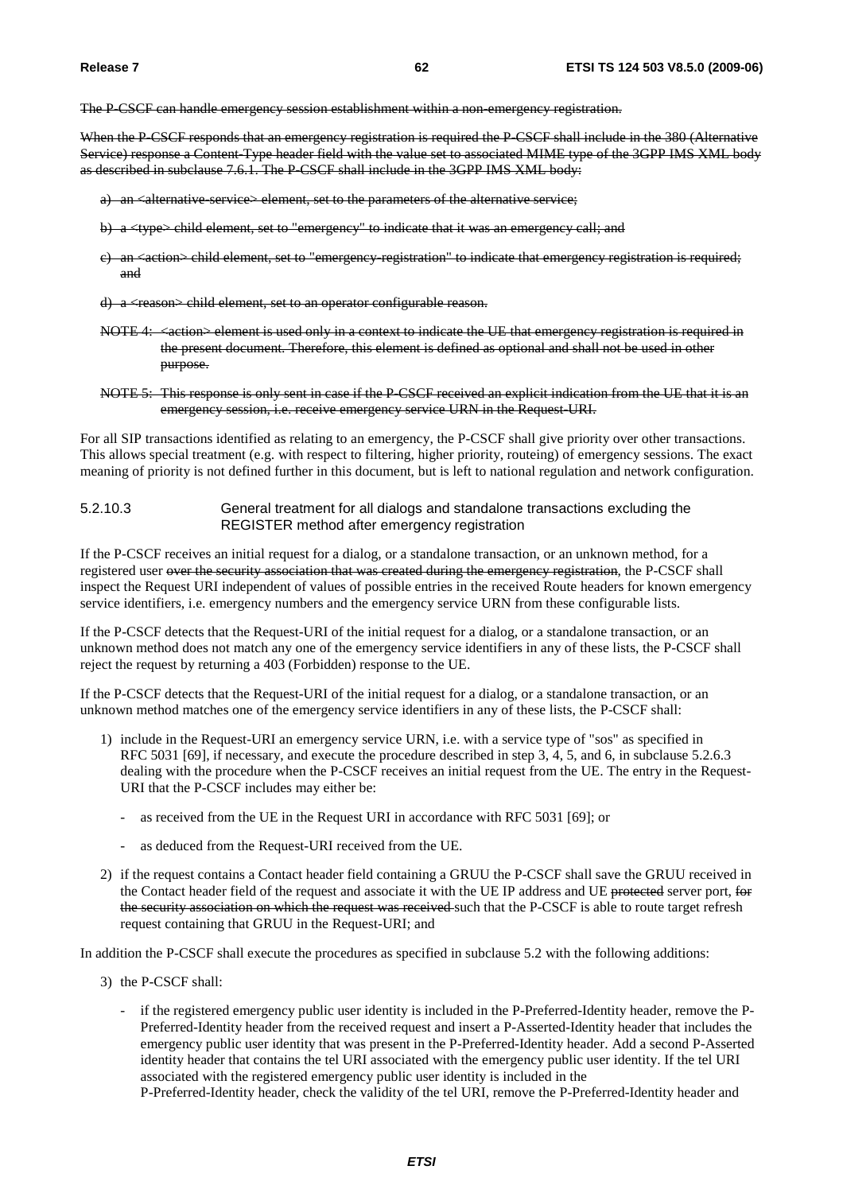~~The P-CSCF can handle emergency session establishment within a non-emergency registration.~~

~~When the P-CSCF responds that an emergency registration is required the P-CSCF shall include in the 380 (Alternative Service) response a Content-Type header field with the value set to associated MIME type of the 3GPP IMS XML body as described in subclause 7.6.1. The P-CSCF shall include in the 3GPP IMS XML body:~~

- ~~a) an <alternative-service> element, set to the parameters of the alternative service;~~
- ~~b) a <type> child element, set to "emergency" to indicate that it was an emergency call; and~~
- ~~c) an <action> child element, set to "emergency-registration" to indicate that emergency registration is required; and~~
- ~~d) a <reason> child element, set to an operator configurable reason.~~

~~NOTE 4: <action> element is used only in a context to indicate the UE that emergency registration is required in the present document. Therefore, this element is defined as optional and shall not be used in other purpose.~~

~~NOTE 5: This response is only sent in case if the P-CSCF received an explicit indication from the UE that it is an emergency session, i.e. receive emergency service URN in the Request-URI.~~

For all SIP transactions identified as relating to an emergency, the P-CSCF shall give priority over other transactions. This allows special treatment (e.g. with respect to filtering, higher priority, routeing) of emergency sessions. The exact meaning of priority is not defined further in this document, but is left to national regulation and network configuration.

#### 5.2.10.3 General treatment for all dialogs and standalone transactions excluding the REGISTER method after emergency registration

If the P-CSCF receives an initial request for a dialog, or a standalone transaction, or an unknown method, for a registered user ~~over the security association that was created during the emergency registration~~, the P-CSCF shall inspect the Request URI independent of values of possible entries in the received Route headers for known emergency service identifiers, i.e. emergency numbers and the emergency service URN from these configurable lists.

If the P-CSCF detects that the Request-URI of the initial request for a dialog, or a standalone transaction, or an unknown method does not match any one of the emergency service identifiers in any of these lists, the P-CSCF shall reject the request by returning a 403 (Forbidden) response to the UE.

If the P-CSCF detects that the Request-URI of the initial request for a dialog, or a standalone transaction, or an unknown method matches one of the emergency service identifiers in any of these lists, the P-CSCF shall:

1) include in the Request-URI an emergency service URN, i.e. with a service type of "sos" as specified in RFC 5031 [69], if necessary, and execute the procedure described in step 3, 4, 5, and 6, in subclause 5.2.6.3 dealing with the procedure when the P-CSCF receives an initial request from the UE. The entry in the Request-URI that the P-CSCF includes may either be:
   - as received from the UE in the Request URI in accordance with RFC 5031 [69]; or
   - as deduced from the Request-URI received from the UE.
2) if the request contains a Contact header field containing a GRUU the P-CSCF shall save the GRUU received in the Contact header field of the request and associate it with the UE IP address and UE ~~protected~~ server port, ~~for the security association on which the request was received~~ such that the P-CSCF is able to route target refresh request containing that GRUU in the Request-URI; and

In addition the P-CSCF shall execute the procedures as specified in subclause 5.2 with the following additions:

3) the P-CSCF shall:
   - if the registered emergency public user identity is included in the P-Preferred-Identity header, remove the P-Preferred-Identity header from the received request and insert a P-Asserted-Identity header that includes the emergency public user identity that was present in the P-Preferred-Identity header. Add a second P-Asserted identity header that contains the tel URI associated with the emergency public user identity. If the tel URI associated with the registered emergency public user identity is included in the P-Preferred-Identity header, check the validity of the tel URI, remove the P-Preferred-Identity header and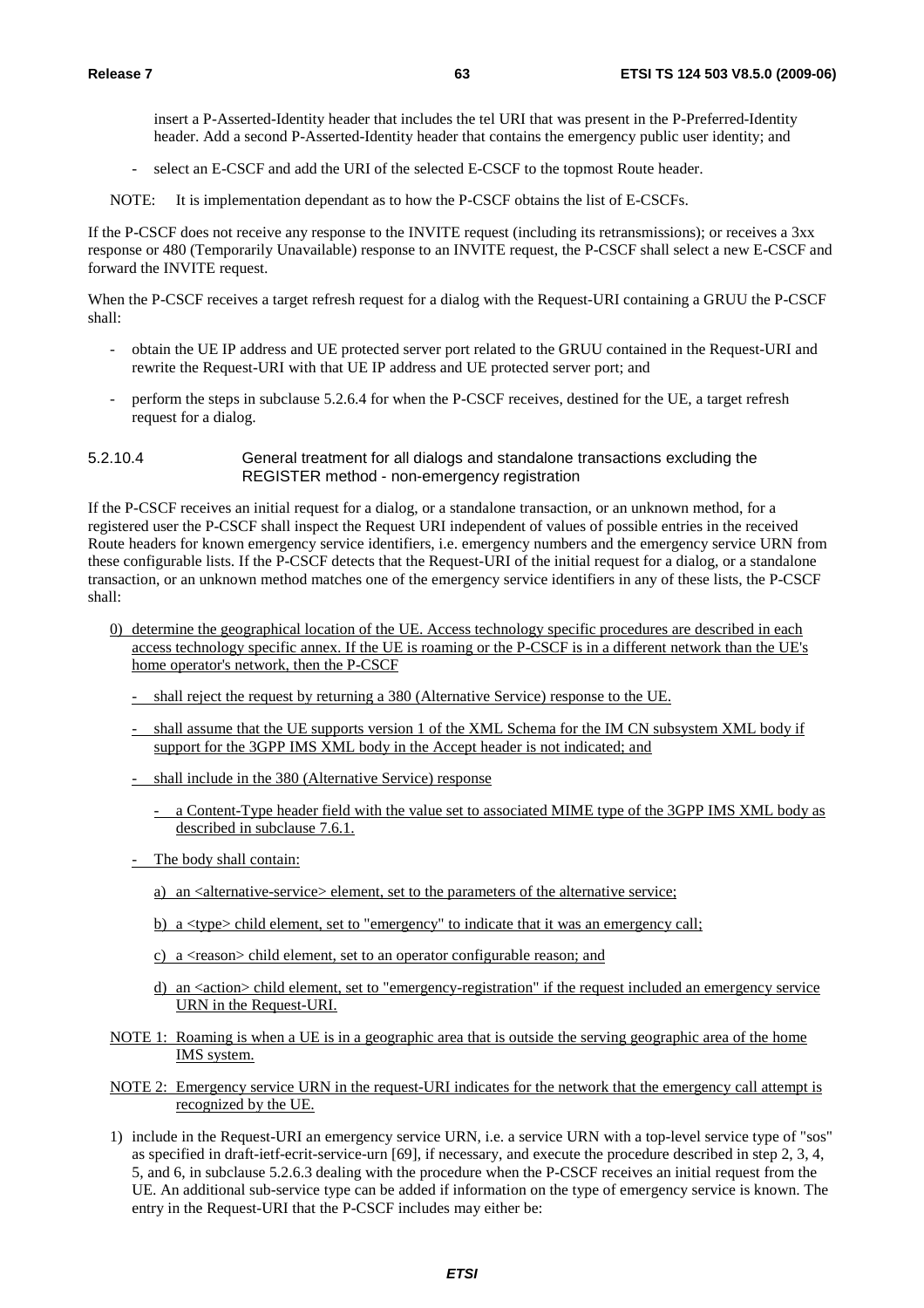insert a P-Asserted-Identity header that includes the tel URI that was present in the P-Preferred-Identity header. Add a second P-Asserted-Identity header that contains the emergency public user identity; and

- select an E-CSCF and add the URI of the selected E-CSCF to the topmost Route header.

NOTE: It is implementation dependant as to how the P-CSCF obtains the list of E-CSCFs.

If the P-CSCF does not receive any response to the INVITE request (including its retransmissions); or receives a 3xx response or 480 (Temporarily Unavailable) response to an INVITE request, the P-CSCF shall select a new E-CSCF and forward the INVITE request.

When the P-CSCF receives a target refresh request for a dialog with the Request-URI containing a GRUU the P-CSCF shall:

- obtain the UE IP address and UE protected server port related to the GRUU contained in the Request-URI and rewrite the Request-URI with that UE IP address and UE protected server port; and
- perform the steps in subclause 5.2.6.4 for when the P-CSCF receives, destined for the UE, a target refresh request for a dialog.

#### 5.2.10.4 General treatment for all dialogs and standalone transactions excluding the REGISTER method - non-emergency registration

If the P-CSCF receives an initial request for a dialog, or a standalone transaction, or an unknown method, for a registered user the P-CSCF shall inspect the Request URI independent of values of possible entries in the received Route headers for known emergency service identifiers, i.e. emergency numbers and the emergency service URN from these configurable lists. If the P-CSCF detects that the Request-URI of the initial request for a dialog, or a standalone transaction, or an unknown method matches one of the emergency service identifiers in any of these lists, the P-CSCF shall:

0) determine the geographical location of the UE. Access technology specific procedures are described in each access technology specific annex. If the UE is roaming or the P-CSCF is in a different network than the UE's home operator's network, then the P-CSCF
   - shall reject the request by returning a 380 (Alternative Service) response to the UE.
   - shall assume that the UE supports version 1 of the XML Schema for the IM CN subsystem XML body if support for the 3GPP IMS XML body in the Accept header is not indicated; and
   - shall include in the 380 (Alternative Service) response
     - a Content-Type header field with the value set to associated MIME type of the 3GPP IMS XML body as described in subclause 7.6.1.
   - The body shall contain:
     a) an <alternative-service> element, set to the parameters of the alternative service;
     b) a <type> child element, set to "emergency" to indicate that it was an emergency call;
     c) a <reason> child element, set to an operator configurable reason; and
     d) an <action> child element, set to "emergency-registration" if the request included an emergency service URN in the Request-URI.

NOTE 1: Roaming is when a UE is in a geographic area that is outside the serving geographic area of the home IMS system.

NOTE 2: Emergency service URN in the request-URI indicates for the network that the emergency call attempt is recognized by the UE.

1) include in the Request-URI an emergency service URN, i.e. a service URN with a top-level service type of "sos" as specified in draft-ietf-ecrit-service-urn [69], if necessary, and execute the procedure described in step 2, 3, 4, 5, and 6, in subclause 5.2.6.3 dealing with the procedure when the P-CSCF receives an initial request from the UE. An additional sub-service type can be added if information on the type of emergency service is known. The entry in the Request-URI that the P-CSCF includes may either be: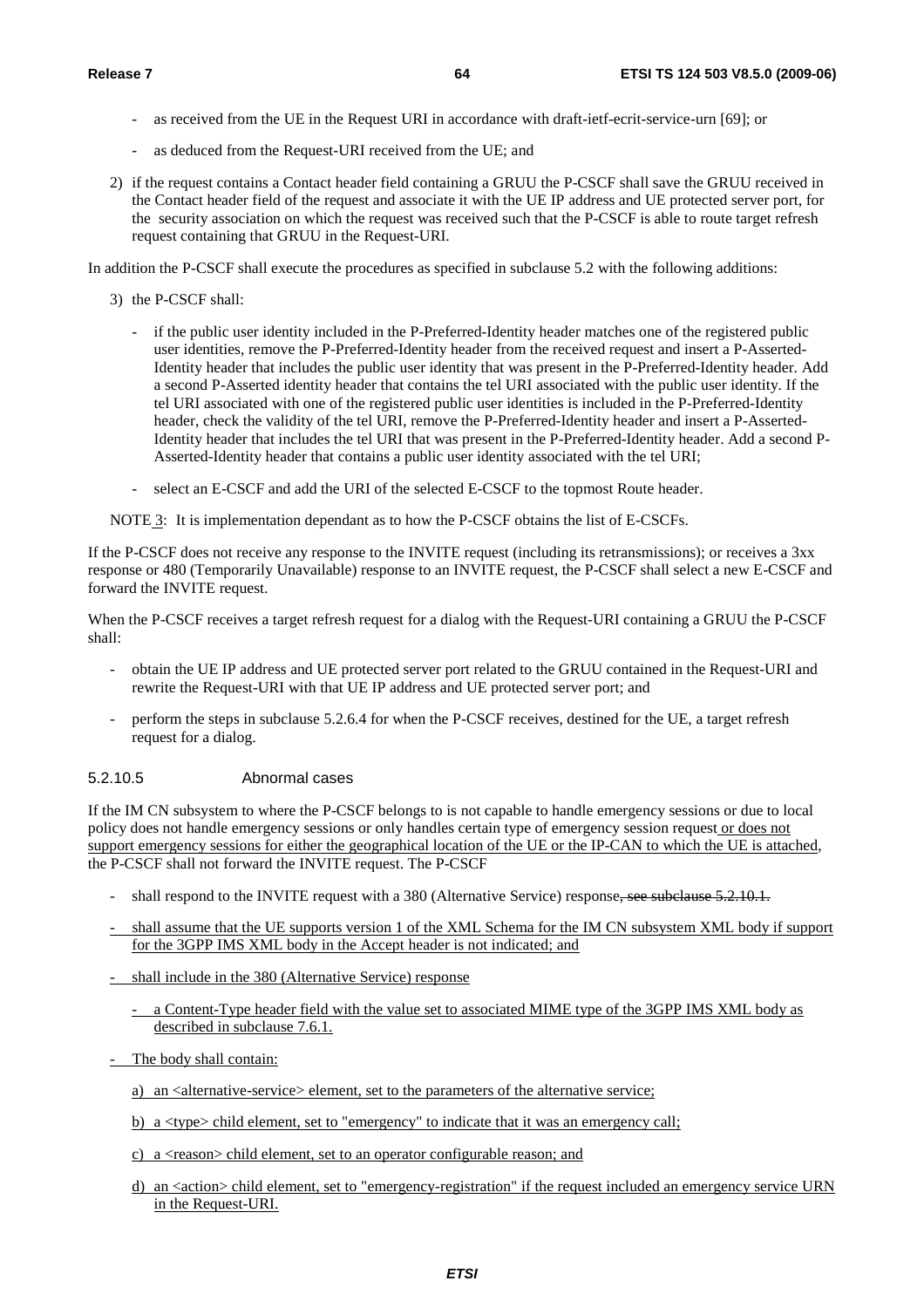- as received from the UE in the Request URI in accordance with draft-ietf-ecrit-service-urn [69]; or

- as deduced from the Request-URI received from the UE; and

2) if the request contains a Contact header field containing a GRUU the P-CSCF shall save the GRUU received in the Contact header field of the request and associate it with the UE IP address and UE protected server port, for the security association on which the request was received such that the P-CSCF is able to route target refresh request containing that GRUU in the Request-URI.

In addition the P-CSCF shall execute the procedures as specified in subclause 5.2 with the following additions:

3) the P-CSCF shall:

   - if the public user identity included in the P-Preferred-Identity header matches one of the registered public user identities, remove the P-Preferred-Identity header from the received request and insert a P-Asserted-Identity header that includes the public user identity that was present in the P-Preferred-Identity header. Add a second P-Asserted identity header that contains the tel URI associated with the public user identity. If the tel URI associated with one of the registered public user identities is included in the P-Preferred-Identity header, check the validity of the tel URI, remove the P-Preferred-Identity header and insert a P-Asserted-Identity header that includes the tel URI that was present in the P-Preferred-Identity header. Add a second P-Asserted-Identity header that contains a public user identity associated with the tel URI;

   - select an E-CSCF and add the URI of the selected E-CSCF to the topmost Route header.

NOTE 3: It is implementation dependant as to how the P-CSCF obtains the list of E-CSCFs.

If the P-CSCF does not receive any response to the INVITE request (including its retransmissions); or receives a 3xx response or 480 (Temporarily Unavailable) response to an INVITE request, the P-CSCF shall select a new E-CSCF and forward the INVITE request.

When the P-CSCF receives a target refresh request for a dialog with the Request-URI containing a GRUU the P-CSCF shall:

- obtain the UE IP address and UE protected server port related to the GRUU contained in the Request-URI and rewrite the Request-URI with that UE IP address and UE protected server port; and

- perform the steps in subclause 5.2.6.4 for when the P-CSCF receives, destined for the UE, a target refresh request for a dialog.

#### 5.2.10.5 Abnormal cases

If the IM CN subsystem to where the P-CSCF belongs to is not capable to handle emergency sessions or due to local policy does not handle emergency sessions or only handles certain type of emergency session request or does not support emergency sessions for either the geographical location of the UE or the IP-CAN to which the UE is attached, the P-CSCF shall not forward the INVITE request. The P-CSCF

- shall respond to the INVITE request with a 380 (Alternative Service) response~~, see subclause 5.2.10.1.~~

- shall assume that the UE supports version 1 of the XML Schema for the IM CN subsystem XML body if support for the 3GPP IMS XML body in the Accept header is not indicated; and

- shall include in the 380 (Alternative Service) response

  - a Content-Type header field with the value set to associated MIME type of the 3GPP IMS XML body as described in subclause 7.6.1.

- The body shall contain:

  a) an <alternative-service> element, set to the parameters of the alternative service;

  b) a <type> child element, set to "emergency" to indicate that it was an emergency call;

  c) a <reason> child element, set to an operator configurable reason; and

  d) an <action> child element, set to "emergency-registration" if the request included an emergency service URN in the Request-URI.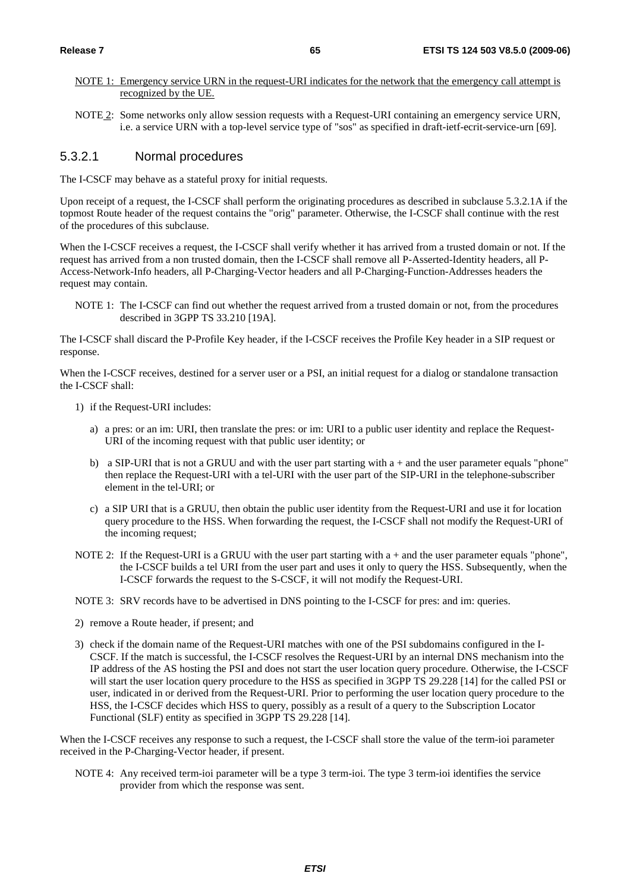NOTE 1: Emergency service URN in the request-URI indicates for the network that the emergency call attempt is recognized by the UE.

NOTE 2: Some networks only allow session requests with a Request-URI containing an emergency service URN, i.e. a service URN with a top-level service type of "sos" as specified in draft-ietf-ecrit-service-urn [69].

### 5.3.2.1 Normal procedures

The I-CSCF may behave as a stateful proxy for initial requests.

Upon receipt of a request, the I-CSCF shall perform the originating procedures as described in subclause 5.3.2.1A if the topmost Route header of the request contains the "orig" parameter. Otherwise, the I-CSCF shall continue with the rest of the procedures of this subclause.

When the I-CSCF receives a request, the I-CSCF shall verify whether it has arrived from a trusted domain or not. If the request has arrived from a non trusted domain, then the I-CSCF shall remove all P-Asserted-Identity headers, all P-Access-Network-Info headers, all P-Charging-Vector headers and all P-Charging-Function-Addresses headers the request may contain.

NOTE 1: The I-CSCF can find out whether the request arrived from a trusted domain or not, from the procedures described in 3GPP TS 33.210 [19A].

The I-CSCF shall discard the P-Profile Key header, if the I-CSCF receives the Profile Key header in a SIP request or response.

When the I-CSCF receives, destined for a server user or a PSI, an initial request for a dialog or standalone transaction the I-CSCF shall:

1) if the Request-URI includes:

   a) a pres: or an im: URI, then translate the pres: or im: URI to a public user identity and replace the Request-URI of the incoming request with that public user identity; or

   b) a SIP-URI that is not a GRUU and with the user part starting with a + and the user parameter equals "phone" then replace the Request-URI with a tel-URI with the user part of the SIP-URI in the telephone-subscriber element in the tel-URI; or

   c) a SIP URI that is a GRUU, then obtain the public user identity from the Request-URI and use it for location query procedure to the HSS. When forwarding the request, the I-CSCF shall not modify the Request-URI of the incoming request;

NOTE 2: If the Request-URI is a GRUU with the user part starting with a + and the user parameter equals "phone", the I-CSCF builds a tel URI from the user part and uses it only to query the HSS. Subsequently, when the I-CSCF forwards the request to the S-CSCF, it will not modify the Request-URI.

NOTE 3: SRV records have to be advertised in DNS pointing to the I-CSCF for pres: and im: queries.

2) remove a Route header, if present; and

3) check if the domain name of the Request-URI matches with one of the PSI subdomains configured in the I-CSCF. If the match is successful, the I-CSCF resolves the Request-URI by an internal DNS mechanism into the IP address of the AS hosting the PSI and does not start the user location query procedure. Otherwise, the I-CSCF will start the user location query procedure to the HSS as specified in 3GPP TS 29.228 [14] for the called PSI or user, indicated in or derived from the Request-URI. Prior to performing the user location query procedure to the HSS, the I-CSCF decides which HSS to query, possibly as a result of a query to the Subscription Locator Functional (SLF) entity as specified in 3GPP TS 29.228 [14].

When the I-CSCF receives any response to such a request, the I-CSCF shall store the value of the term-ioi parameter received in the P-Charging-Vector header, if present.

NOTE 4: Any received term-ioi parameter will be a type 3 term-ioi. The type 3 term-ioi identifies the service provider from which the response was sent.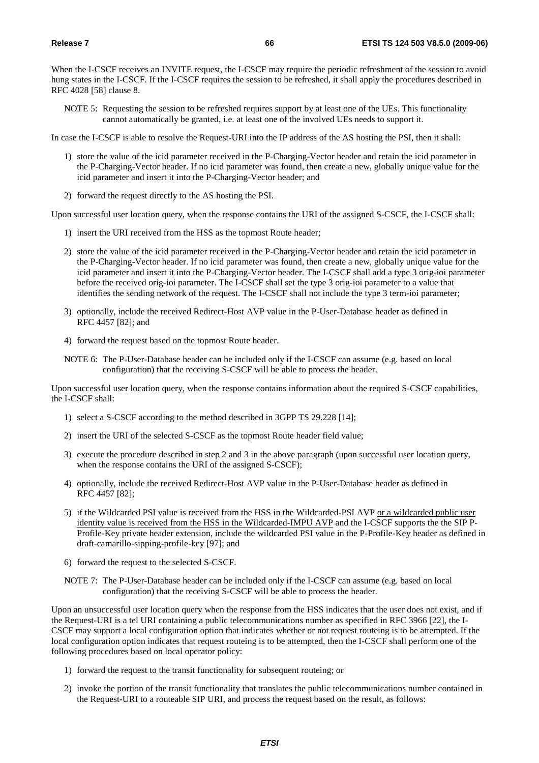When the I-CSCF receives an INVITE request, the I-CSCF may require the periodic refreshment of the session to avoid hung states in the I-CSCF. If the I-CSCF requires the session to be refreshed, it shall apply the procedures described in RFC 4028 [58] clause 8.

NOTE 5: Requesting the session to be refreshed requires support by at least one of the UEs. This functionality cannot automatically be granted, i.e. at least one of the involved UEs needs to support it.

In case the I-CSCF is able to resolve the Request-URI into the IP address of the AS hosting the PSI, then it shall:

1) store the value of the icid parameter received in the P-Charging-Vector header and retain the icid parameter in the P-Charging-Vector header. If no icid parameter was found, then create a new, globally unique value for the icid parameter and insert it into the P-Charging-Vector header; and
2) forward the request directly to the AS hosting the PSI.

Upon successful user location query, when the response contains the URI of the assigned S-CSCF, the I-CSCF shall:

1) insert the URI received from the HSS as the topmost Route header;
2) store the value of the icid parameter received in the P-Charging-Vector header and retain the icid parameter in the P-Charging-Vector header. If no icid parameter was found, then create a new, globally unique value for the icid parameter and insert it into the P-Charging-Vector header. The I-CSCF shall add a type 3 orig-ioi parameter before the received orig-ioi parameter. The I-CSCF shall set the type 3 orig-ioi parameter to a value that identifies the sending network of the request. The I-CSCF shall not include the type 3 term-ioi parameter;
3) optionally, include the received Redirect-Host AVP value in the P-User-Database header as defined in RFC 4457 [82]; and
4) forward the request based on the topmost Route header.

NOTE 6: The P-User-Database header can be included only if the I-CSCF can assume (e.g. based on local configuration) that the receiving S-CSCF will be able to process the header.

Upon successful user location query, when the response contains information about the required S-CSCF capabilities, the I-CSCF shall:

1) select a S-CSCF according to the method described in 3GPP TS 29.228 [14];
2) insert the URI of the selected S-CSCF as the topmost Route header field value;
3) execute the procedure described in step 2 and 3 in the above paragraph (upon successful user location query, when the response contains the URI of the assigned S-CSCF);
4) optionally, include the received Redirect-Host AVP value in the P-User-Database header as defined in RFC 4457 [82];
5) if the Wildcarded PSI value is received from the HSS in the Wildcarded-PSI AVP or a wildcarded public user identity value is received from the HSS in the Wildcarded-IMPU AVP and the I-CSCF supports the the SIP P-Profile-Key private header extension, include the wildcarded PSI value in the P-Profile-Key header as defined in draft-camarillo-sipping-profile-key [97]; and
6) forward the request to the selected S-CSCF.

NOTE 7: The P-User-Database header can be included only if the I-CSCF can assume (e.g. based on local configuration) that the receiving S-CSCF will be able to process the header.

Upon an unsuccessful user location query when the response from the HSS indicates that the user does not exist, and if the Request-URI is a tel URI containing a public telecommunications number as specified in RFC 3966 [22], the I-CSCF may support a local configuration option that indicates whether or not request routeing is to be attempted. If the local configuration option indicates that request routeing is to be attempted, then the I-CSCF shall perform one of the following procedures based on local operator policy:

1) forward the request to the transit functionality for subsequent routeing; or
2) invoke the portion of the transit functionality that translates the public telecommunications number contained in the Request-URI to a routeable SIP URI, and process the request based on the result, as follows: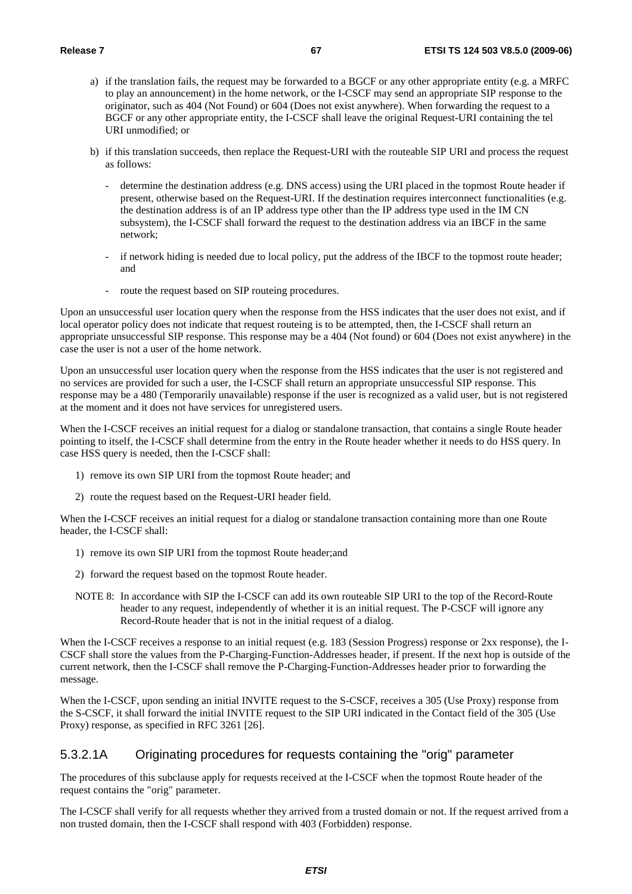a) if the translation fails, the request may be forwarded to a BGCF or any other appropriate entity (e.g. a MRFC to play an announcement) in the home network, or the I-CSCF may send an appropriate SIP response to the originator, such as 404 (Not Found) or 604 (Does not exist anywhere). When forwarding the request to a BGCF or any other appropriate entity, the I-CSCF shall leave the original Request-URI containing the tel URI unmodified; or

b) if this translation succeeds, then replace the Request-URI with the routeable SIP URI and process the request as follows:

   - determine the destination address (e.g. DNS access) using the URI placed in the topmost Route header if present, otherwise based on the Request-URI. If the destination requires interconnect functionalities (e.g. the destination address is of an IP address type other than the IP address type used in the IM CN subsystem), the I-CSCF shall forward the request to the destination address via an IBCF in the same network;

   - if network hiding is needed due to local policy, put the address of the IBCF to the topmost route header; and

   - route the request based on SIP routeing procedures.

Upon an unsuccessful user location query when the response from the HSS indicates that the user does not exist, and if local operator policy does not indicate that request routeing is to be attempted, then, the I-CSCF shall return an appropriate unsuccessful SIP response. This response may be a 404 (Not found) or 604 (Does not exist anywhere) in the case the user is not a user of the home network.

Upon an unsuccessful user location query when the response from the HSS indicates that the user is not registered and no services are provided for such a user, the I-CSCF shall return an appropriate unsuccessful SIP response. This response may be a 480 (Temporarily unavailable) response if the user is recognized as a valid user, but is not registered at the moment and it does not have services for unregistered users.

When the I-CSCF receives an initial request for a dialog or standalone transaction, that contains a single Route header pointing to itself, the I-CSCF shall determine from the entry in the Route header whether it needs to do HSS query. In case HSS query is needed, then the I-CSCF shall:

1) remove its own SIP URI from the topmost Route header; and

2) route the request based on the Request-URI header field.

When the I-CSCF receives an initial request for a dialog or standalone transaction containing more than one Route header, the I-CSCF shall:

1) remove its own SIP URI from the topmost Route header;and

2) forward the request based on the topmost Route header.

NOTE 8: In accordance with SIP the I-CSCF can add its own routeable SIP URI to the top of the Record-Route header to any request, independently of whether it is an initial request. The P-CSCF will ignore any Record-Route header that is not in the initial request of a dialog.

When the I-CSCF receives a response to an initial request (e.g. 183 (Session Progress) response or 2xx response), the I-CSCF shall store the values from the P-Charging-Function-Addresses header, if present. If the next hop is outside of the current network, then the I-CSCF shall remove the P-Charging-Function-Addresses header prior to forwarding the message.

When the I-CSCF, upon sending an initial INVITE request to the S-CSCF, receives a 305 (Use Proxy) response from the S-CSCF, it shall forward the initial INVITE request to the SIP URI indicated in the Contact field of the 305 (Use Proxy) response, as specified in RFC 3261 [26].

### 5.3.2.1A Originating procedures for requests containing the "orig" parameter

The procedures of this subclause apply for requests received at the I-CSCF when the topmost Route header of the request contains the "orig" parameter.

The I-CSCF shall verify for all requests whether they arrived from a trusted domain or not. If the request arrived from a non trusted domain, then the I-CSCF shall respond with 403 (Forbidden) response.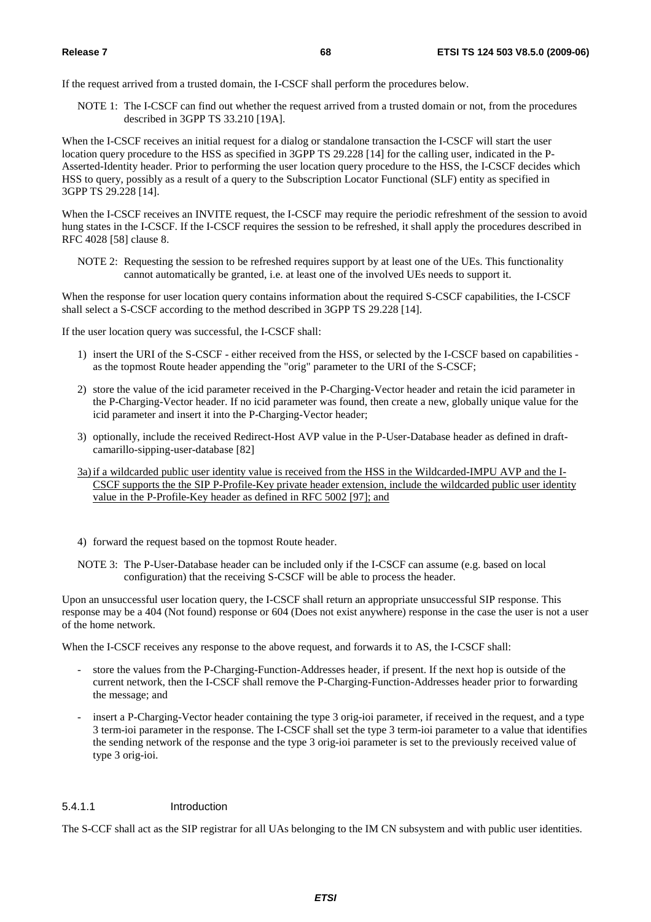If the request arrived from a trusted domain, the I-CSCF shall perform the procedures below.

NOTE 1: The I-CSCF can find out whether the request arrived from a trusted domain or not, from the procedures described in 3GPP TS 33.210 [19A].

When the I-CSCF receives an initial request for a dialog or standalone transaction the I-CSCF will start the user location query procedure to the HSS as specified in 3GPP TS 29.228 [14] for the calling user, indicated in the P-Asserted-Identity header. Prior to performing the user location query procedure to the HSS, the I-CSCF decides which HSS to query, possibly as a result of a query to the Subscription Locator Functional (SLF) entity as specified in 3GPP TS 29.228 [14].

When the I-CSCF receives an INVITE request, the I-CSCF may require the periodic refreshment of the session to avoid hung states in the I-CSCF. If the I-CSCF requires the session to be refreshed, it shall apply the procedures described in RFC 4028 [58] clause 8.

NOTE 2: Requesting the session to be refreshed requires support by at least one of the UEs. This functionality cannot automatically be granted, i.e. at least one of the involved UEs needs to support it.

When the response for user location query contains information about the required S-CSCF capabilities, the I-CSCF shall select a S-CSCF according to the method described in 3GPP TS 29.228 [14].

If the user location query was successful, the I-CSCF shall:

1) insert the URI of the S-CSCF - either received from the HSS, or selected by the I-CSCF based on capabilities - as the topmost Route header appending the "orig" parameter to the URI of the S-CSCF;

2) store the value of the icid parameter received in the P-Charging-Vector header and retain the icid parameter in the P-Charging-Vector header. If no icid parameter was found, then create a new, globally unique value for the icid parameter and insert it into the P-Charging-Vector header;

3) optionally, include the received Redirect-Host AVP value in the P-User-Database header as defined in draft-camarillo-sipping-user-database [82]

3a) if a wildcarded public user identity value is received from the HSS in the Wildcarded-IMPU AVP and the I-CSCF supports the the SIP P-Profile-Key private header extension, include the wildcarded public user identity value in the P-Profile-Key header as defined in RFC 5002 [97]; and

4) forward the request based on the topmost Route header.

NOTE 3: The P-User-Database header can be included only if the I-CSCF can assume (e.g. based on local configuration) that the receiving S-CSCF will be able to process the header.

Upon an unsuccessful user location query, the I-CSCF shall return an appropriate unsuccessful SIP response. This response may be a 404 (Not found) response or 604 (Does not exist anywhere) response in the case the user is not a user of the home network.

When the I-CSCF receives any response to the above request, and forwards it to AS, the I-CSCF shall:

- store the values from the P-Charging-Function-Addresses header, if present. If the next hop is outside of the current network, then the I-CSCF shall remove the P-Charging-Function-Addresses header prior to forwarding the message; and

- insert a P-Charging-Vector header containing the type 3 orig-ioi parameter, if received in the request, and a type 3 term-ioi parameter in the response. The I-CSCF shall set the type 3 term-ioi parameter to a value that identifies the sending network of the response and the type 3 orig-ioi parameter is set to the previously received value of type 3 orig-ioi.

#### 5.4.1.1 Introduction

The S-CCF shall act as the SIP registrar for all UAs belonging to the IM CN subsystem and with public user identities.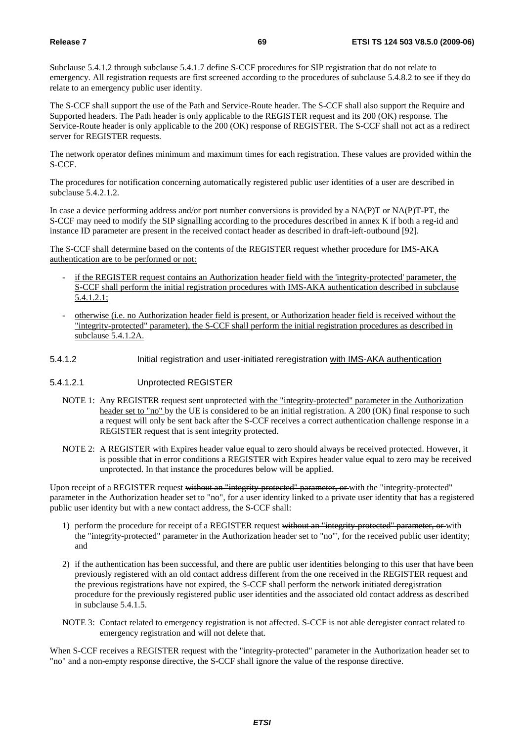Subclause 5.4.1.2 through subclause 5.4.1.7 define S-CCF procedures for SIP registration that do not relate to emergency. All registration requests are first screened according to the procedures of subclause 5.4.8.2 to see if they do relate to an emergency public user identity.

The S-CCF shall support the use of the Path and Service-Route header. The S-CCF shall also support the Require and Supported headers. The Path header is only applicable to the REGISTER request and its 200 (OK) response. The Service-Route header is only applicable to the 200 (OK) response of REGISTER. The S-CCF shall not act as a redirect server for REGISTER requests.

The network operator defines minimum and maximum times for each registration. These values are provided within the S-CCF.

The procedures for notification concerning automatically registered public user identities of a user are described in subclause 5.4.2.1.2.

In case a device performing address and/or port number conversions is provided by a NA(P)T or NA(P)T-PT, the S-CCF may need to modify the SIP signalling according to the procedures described in annex K if both a reg-id and instance ID parameter are present in the received contact header as described in draft-ieft-outbound [92].

The S-CCF shall determine based on the contents of the REGISTER request whether procedure for IMS-AKA authentication are to be performed or not:

- if the REGISTER request contains an Authorization header field with the 'integrity-protected' parameter, the S-CCF shall perform the initial registration procedures with IMS-AKA authentication described in subclause 5.4.1.2.1;
- otherwise (i.e. no Authorization header field is present, or Authorization header field is received without the "integrity-protected" parameter), the S-CCF shall perform the initial registration procedures as described in subclause 5.4.1.2A.

### 5.4.1.2 Initial registration and user-initiated reregistration with IMS-AKA authentication

#### 5.4.1.2.1 Unprotected REGISTER

NOTE 1: Any REGISTER request sent unprotected with the "integrity-protected" parameter in the Authorization header set to "no" by the UE is considered to be an initial registration. A 200 (OK) final response to such a request will only be sent back after the S-CCF receives a correct authentication challenge response in a REGISTER request that is sent integrity protected.

NOTE 2: A REGISTER with Expires header value equal to zero should always be received protected. However, it is possible that in error conditions a REGISTER with Expires header value equal to zero may be received unprotected. In that instance the procedures below will be applied.

Upon receipt of a REGISTER request ~~without an "integrity-protected" parameter, or~~ with the "integrity-protected" parameter in the Authorization header set to "no", for a user identity linked to a private user identity that has a registered public user identity but with a new contact address, the S-CCF shall:

1) perform the procedure for receipt of a REGISTER request ~~without an "integrity-protected" parameter, or~~ with the "integrity-protected" parameter in the Authorization header set to "no"', for the received public user identity; and

2) if the authentication has been successful, and there are public user identities belonging to this user that have been previously registered with an old contact address different from the one received in the REGISTER request and the previous registrations have not expired, the S-CCF shall perform the network initiated deregistration procedure for the previously registered public user identities and the associated old contact address as described in subclause 5.4.1.5.

NOTE 3: Contact related to emergency registration is not affected. S-CCF is not able deregister contact related to emergency registration and will not delete that.

When S-CCF receives a REGISTER request with the "integrity-protected" parameter in the Authorization header set to "no" and a non-empty response directive, the S-CCF shall ignore the value of the response directive.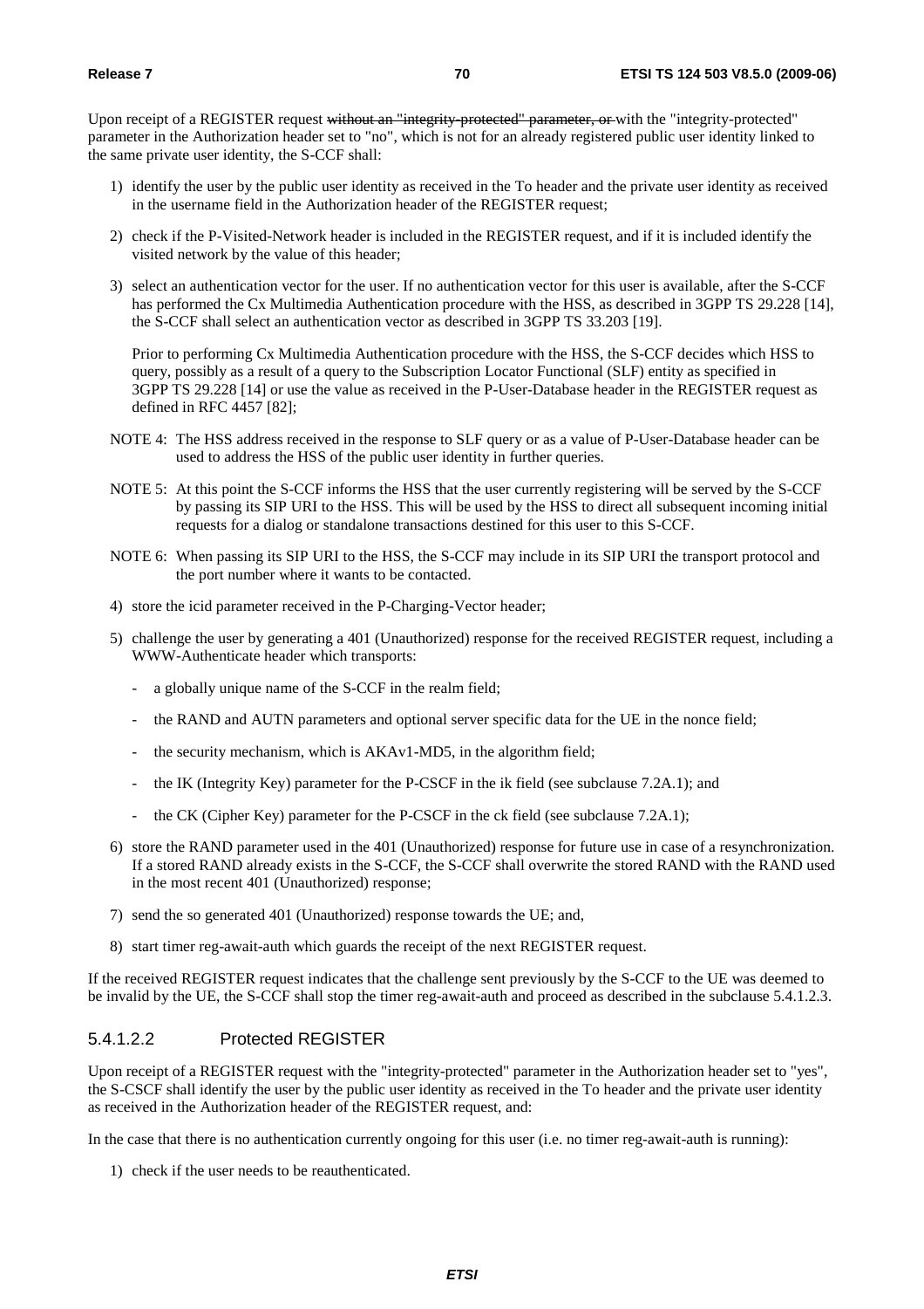Upon receipt of a REGISTER request ~~without an "integrity-protected" parameter, or~~ with the "integrity-protected" parameter in the Authorization header set to "no", which is not for an already registered public user identity linked to the same private user identity, the S-CCF shall:

1) identify the user by the public user identity as received in the To header and the private user identity as received in the username field in the Authorization header of the REGISTER request;

2) check if the P-Visited-Network header is included in the REGISTER request, and if it is included identify the visited network by the value of this header;

3) select an authentication vector for the user. If no authentication vector for this user is available, after the S-CCF has performed the Cx Multimedia Authentication procedure with the HSS, as described in 3GPP TS 29.228 [14], the S-CCF shall select an authentication vector as described in 3GPP TS 33.203 [19].

   Prior to performing Cx Multimedia Authentication procedure with the HSS, the S-CCF decides which HSS to query, possibly as a result of a query to the Subscription Locator Functional (SLF) entity as specified in 3GPP TS 29.228 [14] or use the value as received in the P-User-Database header in the REGISTER request as defined in RFC 4457 [82];

NOTE 4: The HSS address received in the response to SLF query or as a value of P-User-Database header can be used to address the HSS of the public user identity in further queries.

NOTE 5: At this point the S-CCF informs the HSS that the user currently registering will be served by the S-CCF by passing its SIP URI to the HSS. This will be used by the HSS to direct all subsequent incoming initial requests for a dialog or standalone transactions destined for this user to this S-CCF.

NOTE 6: When passing its SIP URI to the HSS, the S-CCF may include in its SIP URI the transport protocol and the port number where it wants to be contacted.

4) store the icid parameter received in the P-Charging-Vector header;

5) challenge the user by generating a 401 (Unauthorized) response for the received REGISTER request, including a WWW-Authenticate header which transports:

   - a globally unique name of the S-CCF in the realm field;
   - the RAND and AUTN parameters and optional server specific data for the UE in the nonce field;
   - the security mechanism, which is AKAv1-MD5, in the algorithm field;
   - the IK (Integrity Key) parameter for the P-CSCF in the ik field (see subclause 7.2A.1); and
   - the CK (Cipher Key) parameter for the P-CSCF in the ck field (see subclause 7.2A.1);

6) store the RAND parameter used in the 401 (Unauthorized) response for future use in case of a resynchronization. If a stored RAND already exists in the S-CCF, the S-CCF shall overwrite the stored RAND with the RAND used in the most recent 401 (Unauthorized) response;

7) send the so generated 401 (Unauthorized) response towards the UE; and,

8) start timer reg-await-auth which guards the receipt of the next REGISTER request.

If the received REGISTER request indicates that the challenge sent previously by the S-CCF to the UE was deemed to be invalid by the UE, the S-CCF shall stop the timer reg-await-auth and proceed as described in the subclause 5.4.1.2.3.

#### 5.4.1.2.2 Protected REGISTER

Upon receipt of a REGISTER request with the "integrity-protected" parameter in the Authorization header set to "yes", the S-CSCF shall identify the user by the public user identity as received in the To header and the private user identity as received in the Authorization header of the REGISTER request, and:

In the case that there is no authentication currently ongoing for this user (i.e. no timer reg-await-auth is running):

1) check if the user needs to be reauthenticated.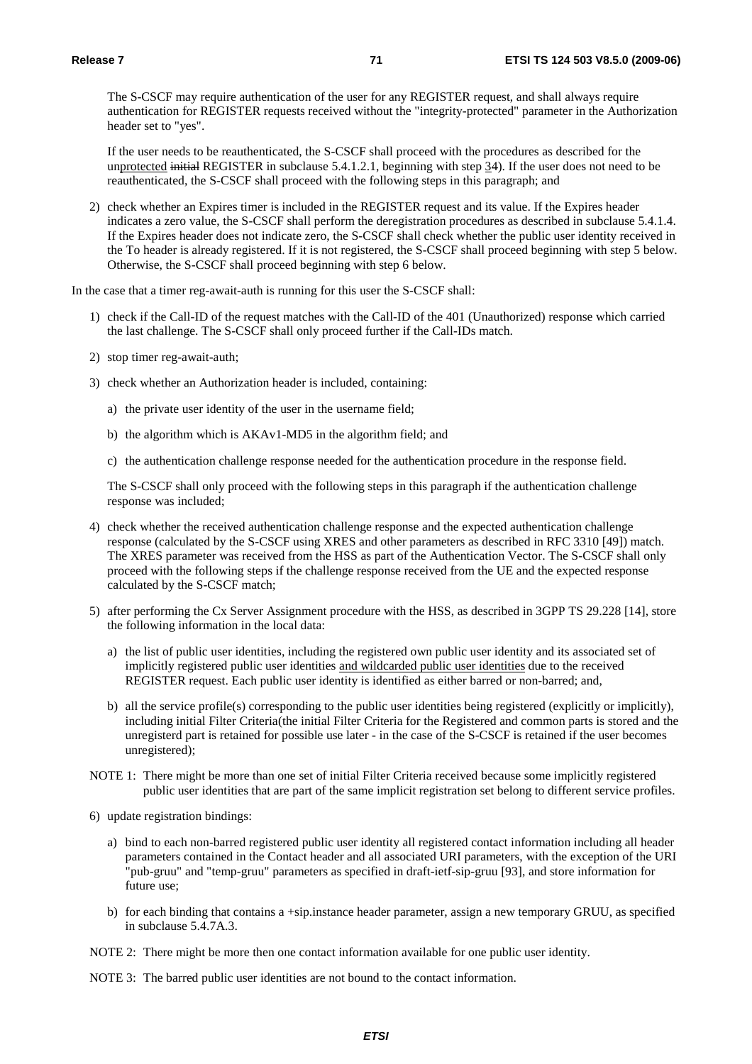The S-CSCF may require authentication of the user for any REGISTER request, and shall always require authentication for REGISTER requests received without the "integrity-protected" parameter in the Authorization header set to "yes".

If the user needs to be reauthenticated, the S-CSCF shall proceed with the procedures as described for the unprotected ~~initial~~ REGISTER in subclause 5.4.1.2.1, beginning with step ~~3~~4). If the user does not need to be reauthenticated, the S-CSCF shall proceed with the following steps in this paragraph; and

2) check whether an Expires timer is included in the REGISTER request and its value. If the Expires header indicates a zero value, the S-CSCF shall perform the deregistration procedures as described in subclause 5.4.1.4. If the Expires header does not indicate zero, the S-CSCF shall check whether the public user identity received in the To header is already registered. If it is not registered, the S-CSCF shall proceed beginning with step 5 below. Otherwise, the S-CSCF shall proceed beginning with step 6 below.

In the case that a timer reg-await-auth is running for this user the S-CSCF shall:

1) check if the Call-ID of the request matches with the Call-ID of the 401 (Unauthorized) response which carried the last challenge. The S-CSCF shall only proceed further if the Call-IDs match.

2) stop timer reg-await-auth;

3) check whether an Authorization header is included, containing:

   a) the private user identity of the user in the username field;

   b) the algorithm which is AKAv1-MD5 in the algorithm field; and

   c) the authentication challenge response needed for the authentication procedure in the response field.

   The S-CSCF shall only proceed with the following steps in this paragraph if the authentication challenge response was included;

4) check whether the received authentication challenge response and the expected authentication challenge response (calculated by the S-CSCF using XRES and other parameters as described in RFC 3310 [49]) match. The XRES parameter was received from the HSS as part of the Authentication Vector. The S-CSCF shall only proceed with the following steps if the challenge response received from the UE and the expected response calculated by the S-CSCF match;

5) after performing the Cx Server Assignment procedure with the HSS, as described in 3GPP TS 29.228 [14], store the following information in the local data:

   a) the list of public user identities, including the registered own public user identity and its associated set of implicitly registered public user identities and wildcarded public user identities due to the received REGISTER request. Each public user identity is identified as either barred or non-barred; and,

   b) all the service profile(s) corresponding to the public user identities being registered (explicitly or implicitly), including initial Filter Criteria(the initial Filter Criteria for the Registered and common parts is stored and the unregisterd part is retained for possible use later - in the case of the S-CSCF is retained if the user becomes unregistered);

NOTE 1: There might be more than one set of initial Filter Criteria received because some implicitly registered public user identities that are part of the same implicit registration set belong to different service profiles.

6) update registration bindings:

   a) bind to each non-barred registered public user identity all registered contact information including all header parameters contained in the Contact header and all associated URI parameters, with the exception of the URI "pub-gruu" and "temp-gruu" parameters as specified in draft-ietf-sip-gruu [93], and store information for future use;

   b) for each binding that contains a +sip.instance header parameter, assign a new temporary GRUU, as specified in subclause 5.4.7A.3.

NOTE 2: There might be more then one contact information available for one public user identity.

NOTE 3: The barred public user identities are not bound to the contact information.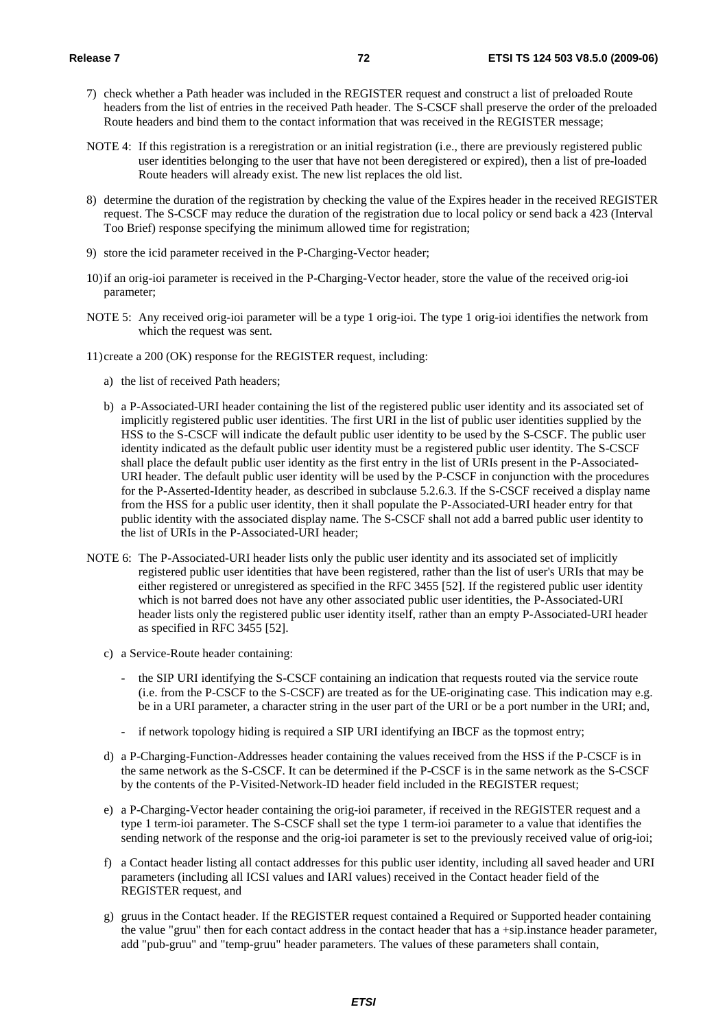7) check whether a Path header was included in the REGISTER request and construct a list of preloaded Route headers from the list of entries in the received Path header. The S-CSCF shall preserve the order of the preloaded Route headers and bind them to the contact information that was received in the REGISTER message;

NOTE 4: If this registration is a reregistration or an initial registration (i.e., there are previously registered public user identities belonging to the user that have not been deregistered or expired), then a list of pre-loaded Route headers will already exist. The new list replaces the old list.

8) determine the duration of the registration by checking the value of the Expires header in the received REGISTER request. The S-CSCF may reduce the duration of the registration due to local policy or send back a 423 (Interval Too Brief) response specifying the minimum allowed time for registration;

9) store the icid parameter received in the P-Charging-Vector header;

10) if an orig-ioi parameter is received in the P-Charging-Vector header, store the value of the received orig-ioi parameter;

NOTE 5: Any received orig-ioi parameter will be a type 1 orig-ioi. The type 1 orig-ioi identifies the network from which the request was sent.

11) create a 200 (OK) response for the REGISTER request, including:

   a) the list of received Path headers;

   b) a P-Associated-URI header containing the list of the registered public user identity and its associated set of implicitly registered public user identities. The first URI in the list of public user identities supplied by the HSS to the S-CSCF will indicate the default public user identity to be used by the S-CSCF. The public user identity indicated as the default public user identity must be a registered public user identity. The S-CSCF shall place the default public user identity as the first entry in the list of URIs present in the P-Associated-URI header. The default public user identity will be used by the P-CSCF in conjunction with the procedures for the P-Asserted-Identity header, as described in subclause 5.2.6.3. If the S-CSCF received a display name from the HSS for a public user identity, then it shall populate the P-Associated-URI header entry for that public identity with the associated display name. The S-CSCF shall not add a barred public user identity to the list of URIs in the P-Associated-URI header;

NOTE 6: The P-Associated-URI header lists only the public user identity and its associated set of implicitly registered public user identities that have been registered, rather than the list of user's URIs that may be either registered or unregistered as specified in the RFC 3455 [52]. If the registered public user identity which is not barred does not have any other associated public user identities, the P-Associated-URI header lists only the registered public user identity itself, rather than an empty P-Associated-URI header as specified in RFC 3455 [52].

   c) a Service-Route header containing:

      - the SIP URI identifying the S-CSCF containing an indication that requests routed via the service route (i.e. from the P-CSCF to the S-CSCF) are treated as for the UE-originating case. This indication may e.g. be in a URI parameter, a character string in the user part of the URI or be a port number in the URI; and,

      - if network topology hiding is required a SIP URI identifying an IBCF as the topmost entry;

   d) a P-Charging-Function-Addresses header containing the values received from the HSS if the P-CSCF is in the same network as the S-CSCF. It can be determined if the P-CSCF is in the same network as the S-CSCF by the contents of the P-Visited-Network-ID header field included in the REGISTER request;

   e) a P-Charging-Vector header containing the orig-ioi parameter, if received in the REGISTER request and a type 1 term-ioi parameter. The S-CSCF shall set the type 1 term-ioi parameter to a value that identifies the sending network of the response and the orig-ioi parameter is set to the previously received value of orig-ioi;

   f) a Contact header listing all contact addresses for this public user identity, including all saved header and URI parameters (including all ICSI values and IARI values) received in the Contact header field of the REGISTER request, and

   g) gruus in the Contact header. If the REGISTER request contained a Required or Supported header containing the value "gruu" then for each contact address in the contact header that has a +sip.instance header parameter, add "pub-gruu" and "temp-gruu" header parameters. The values of these parameters shall contain,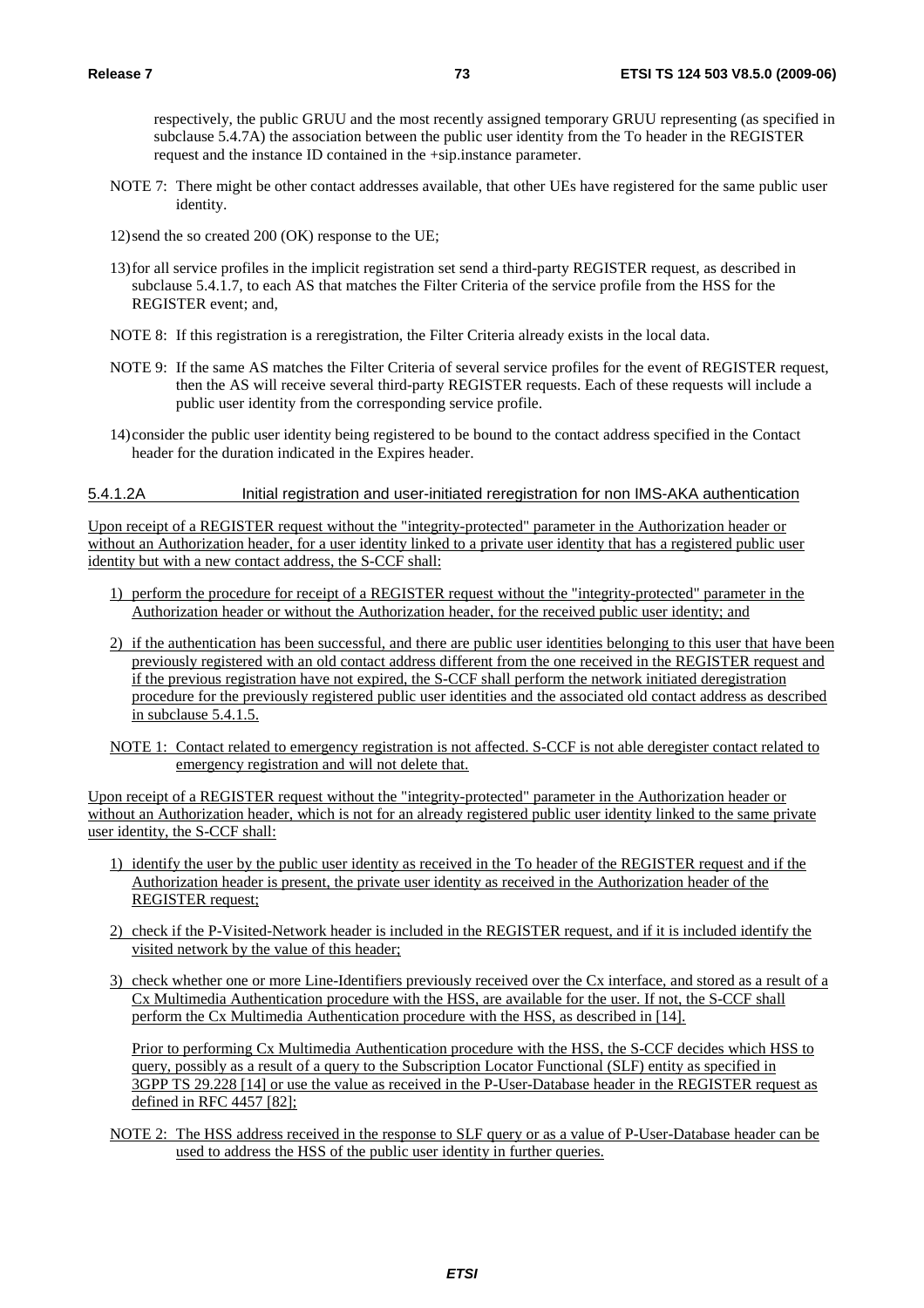respectively, the public GRUU and the most recently assigned temporary GRUU representing (as specified in subclause 5.4.7A) the association between the public user identity from the To header in the REGISTER request and the instance ID contained in the +sip.instance parameter.

NOTE 7: There might be other contact addresses available, that other UEs have registered for the same public user identity.

12) send the so created 200 (OK) response to the UE;

13) for all service profiles in the implicit registration set send a third-party REGISTER request, as described in subclause 5.4.1.7, to each AS that matches the Filter Criteria of the service profile from the HSS for the REGISTER event; and,

NOTE 8: If this registration is a reregistration, the Filter Criteria already exists in the local data.

NOTE 9: If the same AS matches the Filter Criteria of several service profiles for the event of REGISTER request, then the AS will receive several third-party REGISTER requests. Each of these requests will include a public user identity from the corresponding service profile.

14) consider the public user identity being registered to be bound to the contact address specified in the Contact header for the duration indicated in the Expires header.

#### 5.4.1.2A Initial registration and user-initiated reregistration for non IMS-AKA authentication

Upon receipt of a REGISTER request without the "integrity-protected" parameter in the Authorization header or without an Authorization header, for a user identity linked to a private user identity that has a registered public user identity but with a new contact address, the S-CCF shall:

1) perform the procedure for receipt of a REGISTER request without the "integrity-protected" parameter in the Authorization header or without the Authorization header, for the received public user identity; and

2) if the authentication has been successful, and there are public user identities belonging to this user that have been previously registered with an old contact address different from the one received in the REGISTER request and if the previous registration have not expired, the S-CCF shall perform the network initiated deregistration procedure for the previously registered public user identities and the associated old contact address as described in subclause 5.4.1.5.

NOTE 1: Contact related to emergency registration is not affected. S-CCF is not able deregister contact related to emergency registration and will not delete that.

Upon receipt of a REGISTER request without the "integrity-protected" parameter in the Authorization header or without an Authorization header, which is not for an already registered public user identity linked to the same private user identity, the S-CCF shall:

1) identify the user by the public user identity as received in the To header of the REGISTER request and if the Authorization header is present, the private user identity as received in the Authorization header of the REGISTER request;

2) check if the P-Visited-Network header is included in the REGISTER request, and if it is included identify the visited network by the value of this header;

3) check whether one or more Line-Identifiers previously received over the Cx interface, and stored as a result of a Cx Multimedia Authentication procedure with the HSS, are available for the user. If not, the S-CCF shall perform the Cx Multimedia Authentication procedure with the HSS, as described in [14].

   Prior to performing Cx Multimedia Authentication procedure with the HSS, the S-CCF decides which HSS to query, possibly as a result of a query to the Subscription Locator Functional (SLF) entity as specified in 3GPP TS 29.228 [14] or use the value as received in the P-User-Database header in the REGISTER request as defined in RFC 4457 [82];

NOTE 2: The HSS address received in the response to SLF query or as a value of P-User-Database header can be used to address the HSS of the public user identity in further queries.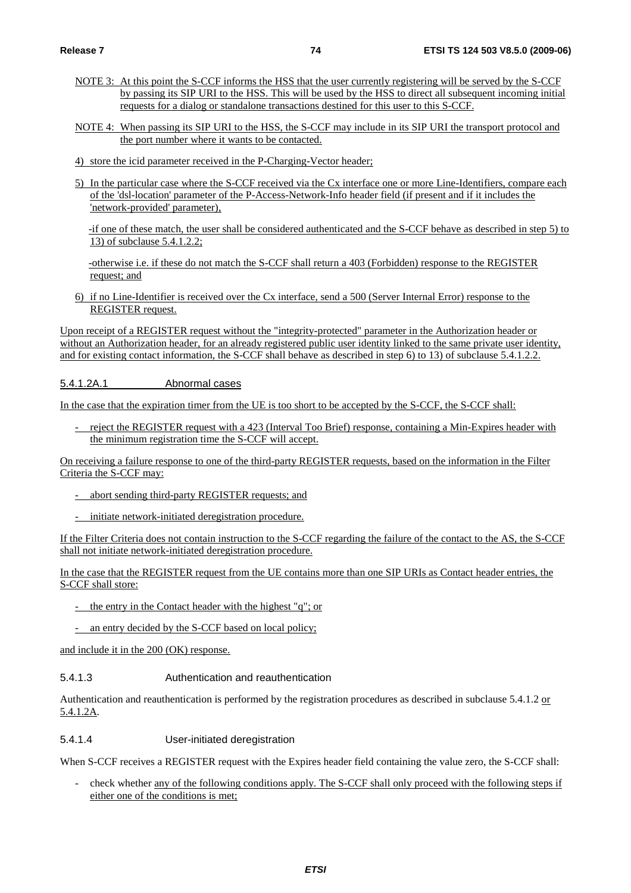NOTE 3: At this point the S-CCF informs the HSS that the user currently registering will be served by the S-CCF by passing its SIP URI to the HSS. This will be used by the HSS to direct all subsequent incoming initial requests for a dialog or standalone transactions destined for this user to this S-CCF.

NOTE 4: When passing its SIP URI to the HSS, the S-CCF may include in its SIP URI the transport protocol and the port number where it wants to be contacted.

4) store the icid parameter received in the P-Charging-Vector header;

5) In the particular case where the S-CCF received via the Cx interface one or more Line-Identifiers, compare each of the 'dsl-location' parameter of the P-Access-Network-Info header field (if present and if it includes the 'network-provided' parameter),

   -if one of these match, the user shall be considered authenticated and the S-CCF behave as described in step 5) to 13) of subclause 5.4.1.2.2;

   -otherwise i.e. if these do not match the S-CCF shall return a 403 (Forbidden) response to the REGISTER request; and

6) if no Line-Identifier is received over the Cx interface, send a 500 (Server Internal Error) response to the REGISTER request.

Upon receipt of a REGISTER request without the "integrity-protected" parameter in the Authorization header or without an Authorization header, for an already registered public user identity linked to the same private user identity, and for existing contact information, the S-CCF shall behave as described in step 6) to 13) of subclause 5.4.1.2.2.

#### 5.4.1.2A.1 Abnormal cases

In the case that the expiration timer from the UE is too short to be accepted by the S-CCF, the S-CCF shall:

- reject the REGISTER request with a 423 (Interval Too Brief) response, containing a Min-Expires header with the minimum registration time the S-CCF will accept.

On receiving a failure response to one of the third-party REGISTER requests, based on the information in the Filter Criteria the S-CCF may:

- abort sending third-party REGISTER requests; and
- initiate network-initiated deregistration procedure.

If the Filter Criteria does not contain instruction to the S-CCF regarding the failure of the contact to the AS, the S-CCF shall not initiate network-initiated deregistration procedure.

In the case that the REGISTER request from the UE contains more than one SIP URIs as Contact header entries, the S-CCF shall store:

- the entry in the Contact header with the highest "q"; or
- an entry decided by the S-CCF based on local policy;

and include it in the 200 (OK) response.

### 5.4.1.3 Authentication and reauthentication

Authentication and reauthentication is performed by the registration procedures as described in subclause 5.4.1.2 or 5.4.1.2A.

### 5.4.1.4 User-initiated deregistration

When S-CCF receives a REGISTER request with the Expires header field containing the value zero, the S-CCF shall:

- check whether any of the following conditions apply. The S-CCF shall only proceed with the following steps if either one of the conditions is met;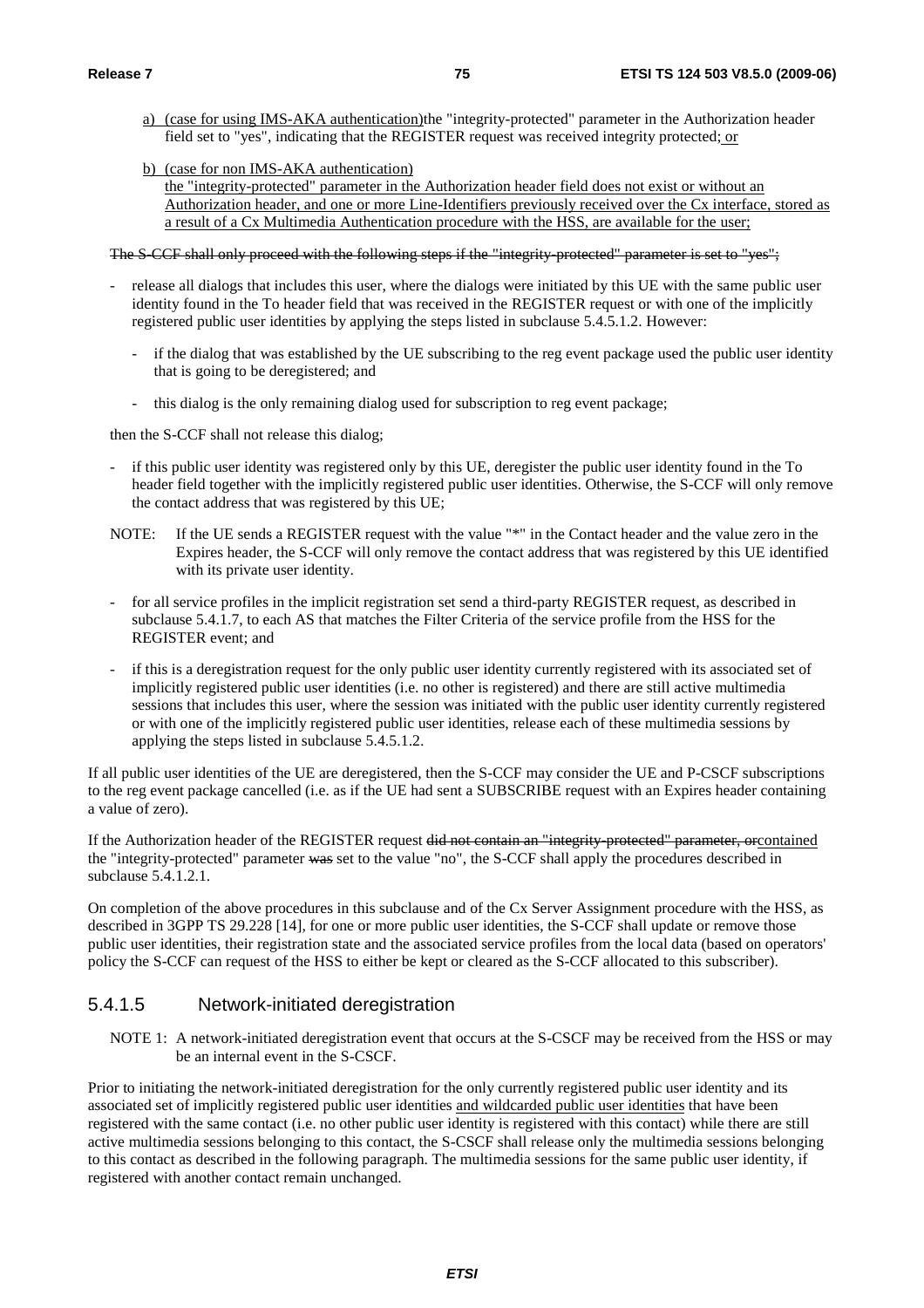a) (case for using IMS-AKA authentication)the "integrity-protected" parameter in the Authorization header field set to "yes", indicating that the REGISTER request was received integrity protected; or

b) (case for non IMS-AKA authentication)
the "integrity-protected" parameter in the Authorization header field does not exist or without an Authorization header, and one or more Line-Identifiers previously received over the Cx interface, stored as a result of a Cx Multimedia Authentication procedure with the HSS, are available for the user;

~~The S-CCF shall only proceed with the following steps if the "integrity-protected" parameter is set to "yes";~~

- release all dialogs that includes this user, where the dialogs were initiated by this UE with the same public user identity found in the To header field that was received in the REGISTER request or with one of the implicitly registered public user identities by applying the steps listed in subclause 5.4.5.1.2. However:
  - if the dialog that was established by the UE subscribing to the reg event package used the public user identity that is going to be deregistered; and
  - this dialog is the only remaining dialog used for subscription to reg event package;

then the S-CCF shall not release this dialog;

- if this public user identity was registered only by this UE, deregister the public user identity found in the To header field together with the implicitly registered public user identities. Otherwise, the S-CCF will only remove the contact address that was registered by this UE;

NOTE: If the UE sends a REGISTER request with the value "*" in the Contact header and the value zero in the Expires header, the S-CCF will only remove the contact address that was registered by this UE identified with its private user identity.

- for all service profiles in the implicit registration set send a third-party REGISTER request, as described in subclause 5.4.1.7, to each AS that matches the Filter Criteria of the service profile from the HSS for the REGISTER event; and
- if this is a deregistration request for the only public user identity currently registered with its associated set of implicitly registered public user identities (i.e. no other is registered) and there are still active multimedia sessions that includes this user, where the session was initiated with the public user identity currently registered or with one of the implicitly registered public user identities, release each of these multimedia sessions by applying the steps listed in subclause 5.4.5.1.2.

If all public user identities of the UE are deregistered, then the S-CCF may consider the UE and P-CSCF subscriptions to the reg event package cancelled (i.e. as if the UE had sent a SUBSCRIBE request with an Expires header containing a value of zero).

If the Authorization header of the REGISTER request ~~did not contain an "integrity-protected" parameter, or~~contained the "integrity-protected" parameter ~~was~~ set to the value "no", the S-CCF shall apply the procedures described in subclause 5.4.1.2.1.

On completion of the above procedures in this subclause and of the Cx Server Assignment procedure with the HSS, as described in 3GPP TS 29.228 [14], for one or more public user identities, the S-CCF shall update or remove those public user identities, their registration state and the associated service profiles from the local data (based on operators' policy the S-CCF can request of the HSS to either be kept or cleared as the S-CCF allocated to this subscriber).

### 5.4.1.5 Network-initiated deregistration

NOTE 1: A network-initiated deregistration event that occurs at the S-CSCF may be received from the HSS or may be an internal event in the S-CSCF.

Prior to initiating the network-initiated deregistration for the only currently registered public user identity and its associated set of implicitly registered public user identities and wildcarded public user identities that have been registered with the same contact (i.e. no other public user identity is registered with this contact) while there are still active multimedia sessions belonging to this contact, the S-CSCF shall release only the multimedia sessions belonging to this contact as described in the following paragraph. The multimedia sessions for the same public user identity, if registered with another contact remain unchanged.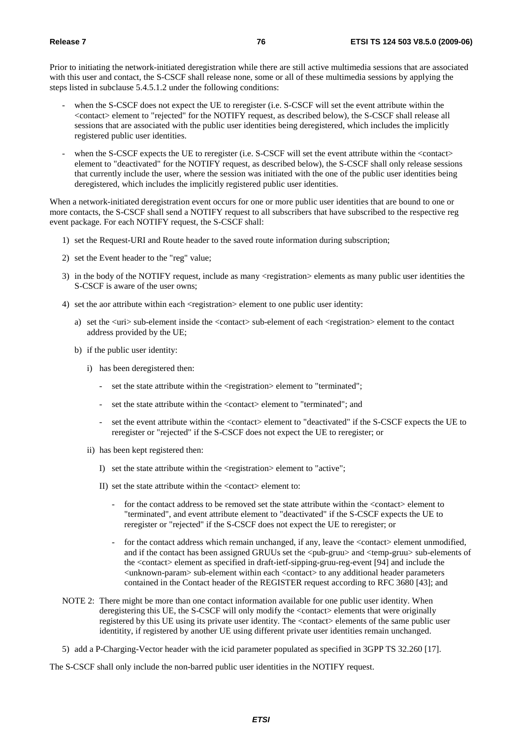Prior to initiating the network-initiated deregistration while there are still active multimedia sessions that are associated with this user and contact, the S-CSCF shall release none, some or all of these multimedia sessions by applying the steps listed in subclause 5.4.5.1.2 under the following conditions:

- when the S-CSCF does not expect the UE to reregister (i.e. S-CSCF will set the event attribute within the <contact> element to "rejected" for the NOTIFY request, as described below), the S-CSCF shall release all sessions that are associated with the public user identities being deregistered, which includes the implicitly registered public user identities.
- when the S-CSCF expects the UE to reregister (i.e. S-CSCF will set the event attribute within the <contact> element to "deactivated" for the NOTIFY request, as described below), the S-CSCF shall only release sessions that currently include the user, where the session was initiated with the one of the public user identities being deregistered, which includes the implicitly registered public user identities.

When a network-initiated deregistration event occurs for one or more public user identities that are bound to one or more contacts, the S-CSCF shall send a NOTIFY request to all subscribers that have subscribed to the respective reg event package. For each NOTIFY request, the S-CSCF shall:

1) set the Request-URI and Route header to the saved route information during subscription;

2) set the Event header to the "reg" value;

3) in the body of the NOTIFY request, include as many <registration> elements as many public user identities the S-CSCF is aware of the user owns;

4) set the aor attribute within each <registration> element to one public user identity:

   a) set the <uri> sub-element inside the <contact> sub-element of each <registration> element to the contact address provided by the UE;

   b) if the public user identity:

      i) has been deregistered then:

         - set the state attribute within the <registration> element to "terminated";
         - set the state attribute within the <contact> element to "terminated"; and
         - set the event attribute within the <contact> element to "deactivated" if the S-CSCF expects the UE to reregister or "rejected" if the S-CSCF does not expect the UE to reregister; or

      ii) has been kept registered then:

         I) set the state attribute within the <registration> element to "active";

         II) set the state attribute within the <contact> element to:

            - for the contact address to be removed set the state attribute within the <contact> element to "terminated", and event attribute element to "deactivated" if the S-CSCF expects the UE to reregister or "rejected" if the S-CSCF does not expect the UE to reregister; or
            - for the contact address which remain unchanged, if any, leave the <contact> element unmodified, and if the contact has been assigned GRUUs set the <pub-gruu> and <temp-gruu> sub-elements of the <contact> element as specified in draft-ietf-sipping-gruu-reg-event [94] and include the <unknown-param> sub-element within each <contact> to any additional header parameters contained in the Contact header of the REGISTER request according to RFC 3680 [43]; and

NOTE 2: There might be more than one contact information available for one public user identity. When deregistering this UE, the S-CSCF will only modify the <contact> elements that were originally registered by this UE using its private user identity. The <contact> elements of the same public user identitity, if registered by another UE using different private user identities remain unchanged.

5) add a P-Charging-Vector header with the icid parameter populated as specified in 3GPP TS 32.260 [17].

The S-CSCF shall only include the non-barred public user identities in the NOTIFY request.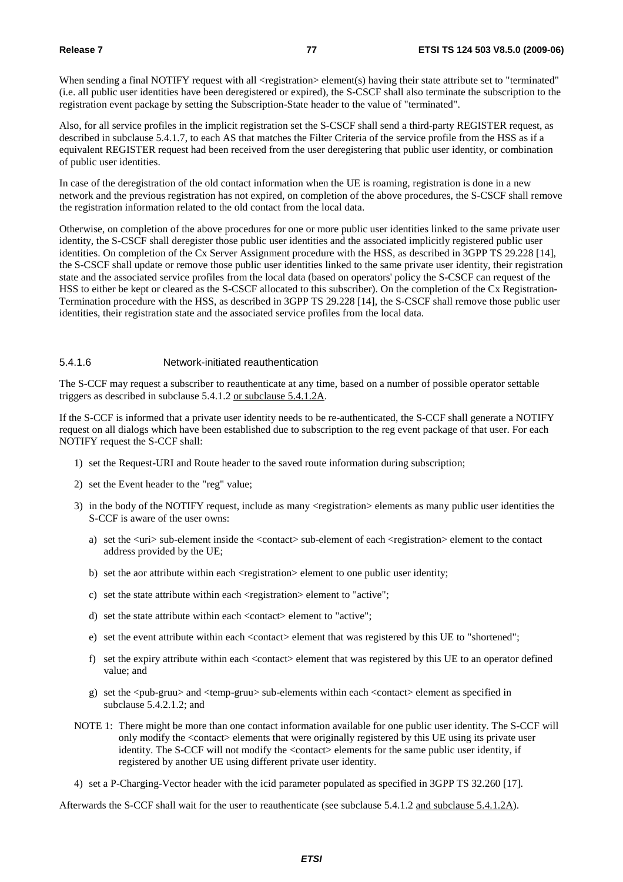When sending a final NOTIFY request with all <registration> element(s) having their state attribute set to "terminated" (i.e. all public user identities have been deregistered or expired), the S-CSCF shall also terminate the subscription to the registration event package by setting the Subscription-State header to the value of "terminated".

Also, for all service profiles in the implicit registration set the S-CSCF shall send a third-party REGISTER request, as described in subclause 5.4.1.7, to each AS that matches the Filter Criteria of the service profile from the HSS as if a equivalent REGISTER request had been received from the user deregistering that public user identity, or combination of public user identities.

In case of the deregistration of the old contact information when the UE is roaming, registration is done in a new network and the previous registration has not expired, on completion of the above procedures, the S-CSCF shall remove the registration information related to the old contact from the local data.

Otherwise, on completion of the above procedures for one or more public user identities linked to the same private user identity, the S-CSCF shall deregister those public user identities and the associated implicitly registered public user identities. On completion of the Cx Server Assignment procedure with the HSS, as described in 3GPP TS 29.228 [14], the S-CSCF shall update or remove those public user identities linked to the same private user identity, their registration state and the associated service profiles from the local data (based on operators' policy the S-CSCF can request of the HSS to either be kept or cleared as the S-CSCF allocated to this subscriber). On the completion of the Cx Registration-Termination procedure with the HSS, as described in 3GPP TS 29.228 [14], the S-CSCF shall remove those public user identities, their registration state and the associated service profiles from the local data.

#### 5.4.1.6 Network-initiated reauthentication

The S-CCF may request a subscriber to reauthenticate at any time, based on a number of possible operator settable triggers as described in subclause 5.4.1.2 or subclause 5.4.1.2A.

If the S-CCF is informed that a private user identity needs to be re-authenticated, the S-CCF shall generate a NOTIFY request on all dialogs which have been established due to subscription to the reg event package of that user. For each NOTIFY request the S-CCF shall:

1) set the Request-URI and Route header to the saved route information during subscription;
2) set the Event header to the "reg" value;
3) in the body of the NOTIFY request, include as many <registration> elements as many public user identities the S-CCF is aware of the user owns:
   a) set the <uri> sub-element inside the <contact> sub-element of each <registration> element to the contact address provided by the UE;
   b) set the aor attribute within each <registration> element to one public user identity;
   c) set the state attribute within each <registration> element to "active";
   d) set the state attribute within each <contact> element to "active";
   e) set the event attribute within each <contact> element that was registered by this UE to "shortened";
   f) set the expiry attribute within each <contact> element that was registered by this UE to an operator defined value; and
   g) set the <pub-gruu> and <temp-gruu> sub-elements within each <contact> element as specified in subclause 5.4.2.1.2; and

NOTE 1: There might be more than one contact information available for one public user identity. The S-CCF will only modify the <contact> elements that were originally registered by this UE using its private user identity. The S-CCF will not modify the <contact> elements for the same public user identity, if registered by another UE using different private user identity.

4) set a P-Charging-Vector header with the icid parameter populated as specified in 3GPP TS 32.260 [17].

Afterwards the S-CCF shall wait for the user to reauthenticate (see subclause 5.4.1.2 and subclause 5.4.1.2A).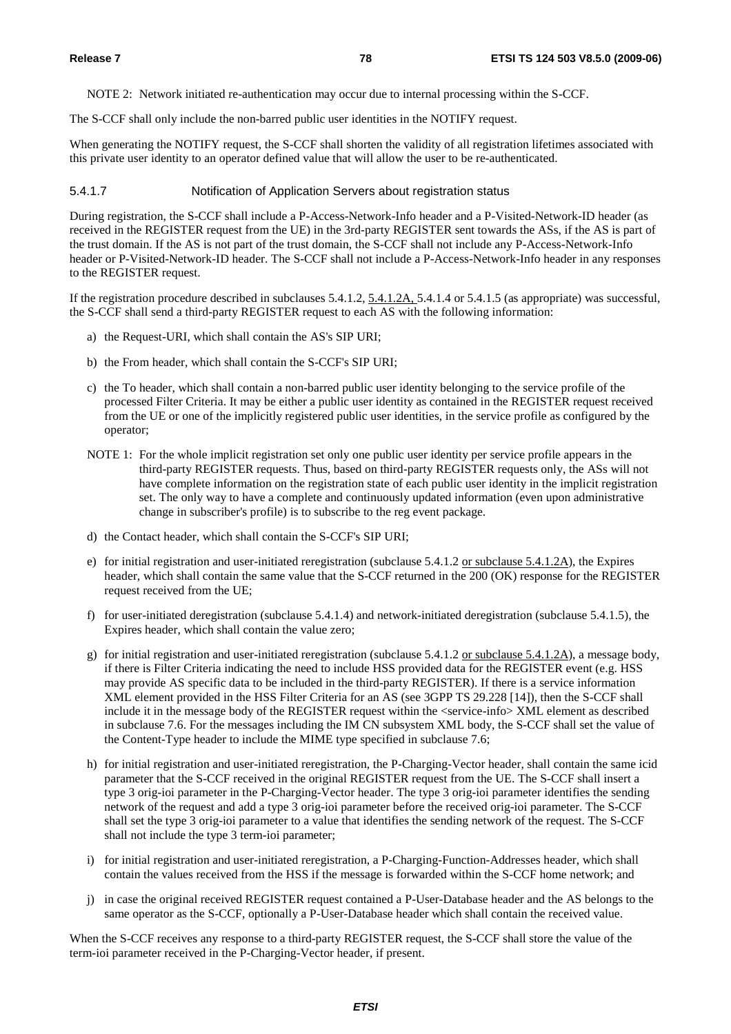NOTE 2: Network initiated re-authentication may occur due to internal processing within the S-CCF.

The S-CCF shall only include the non-barred public user identities in the NOTIFY request.

When generating the NOTIFY request, the S-CCF shall shorten the validity of all registration lifetimes associated with this private user identity to an operator defined value that will allow the user to be re-authenticated.

#### 5.4.1.7 Notification of Application Servers about registration status

During registration, the S-CCF shall include a P-Access-Network-Info header and a P-Visited-Network-ID header (as received in the REGISTER request from the UE) in the 3rd-party REGISTER sent towards the ASs, if the AS is part of the trust domain. If the AS is not part of the trust domain, the S-CCF shall not include any P-Access-Network-Info header or P-Visited-Network-ID header. The S-CCF shall not include a P-Access-Network-Info header in any responses to the REGISTER request.

If the registration procedure described in subclauses 5.4.1.2, 5.4.1.2A, 5.4.1.4 or 5.4.1.5 (as appropriate) was successful, the S-CCF shall send a third-party REGISTER request to each AS with the following information:

a) the Request-URI, which shall contain the AS's SIP URI;

b) the From header, which shall contain the S-CCF's SIP URI;

c) the To header, which shall contain a non-barred public user identity belonging to the service profile of the processed Filter Criteria. It may be either a public user identity as contained in the REGISTER request received from the UE or one of the implicitly registered public user identities, in the service profile as configured by the operator;

NOTE 1: For the whole implicit registration set only one public user identity per service profile appears in the third-party REGISTER requests. Thus, based on third-party REGISTER requests only, the ASs will not have complete information on the registration state of each public user identity in the implicit registration set. The only way to have a complete and continuously updated information (even upon administrative change in subscriber's profile) is to subscribe to the reg event package.

d) the Contact header, which shall contain the S-CCF's SIP URI;

e) for initial registration and user-initiated reregistration (subclause 5.4.1.2 or subclause 5.4.1.2A), the Expires header, which shall contain the same value that the S-CCF returned in the 200 (OK) response for the REGISTER request received from the UE;

f) for user-initiated deregistration (subclause 5.4.1.4) and network-initiated deregistration (subclause 5.4.1.5), the Expires header, which shall contain the value zero;

g) for initial registration and user-initiated reregistration (subclause 5.4.1.2 or subclause 5.4.1.2A), a message body, if there is Filter Criteria indicating the need to include HSS provided data for the REGISTER event (e.g. HSS may provide AS specific data to be included in the third-party REGISTER). If there is a service information XML element provided in the HSS Filter Criteria for an AS (see 3GPP TS 29.228 [14]), then the S-CCF shall include it in the message body of the REGISTER request within the <service-info> XML element as described in subclause 7.6. For the messages including the IM CN subsystem XML body, the S-CCF shall set the value of the Content-Type header to include the MIME type specified in subclause 7.6;

h) for initial registration and user-initiated reregistration, the P-Charging-Vector header, shall contain the same icid parameter that the S-CCF received in the original REGISTER request from the UE. The S-CCF shall insert a type 3 orig-ioi parameter in the P-Charging-Vector header. The type 3 orig-ioi parameter identifies the sending network of the request and add a type 3 orig-ioi parameter before the received orig-ioi parameter. The S-CCF shall set the type 3 orig-ioi parameter to a value that identifies the sending network of the request. The S-CCF shall not include the type 3 term-ioi parameter;

i) for initial registration and user-initiated reregistration, a P-Charging-Function-Addresses header, which shall contain the values received from the HSS if the message is forwarded within the S-CCF home network; and

j) in case the original received REGISTER request contained a P-User-Database header and the AS belongs to the same operator as the S-CCF, optionally a P-User-Database header which shall contain the received value.

When the S-CCF receives any response to a third-party REGISTER request, the S-CCF shall store the value of the term-ioi parameter received in the P-Charging-Vector header, if present.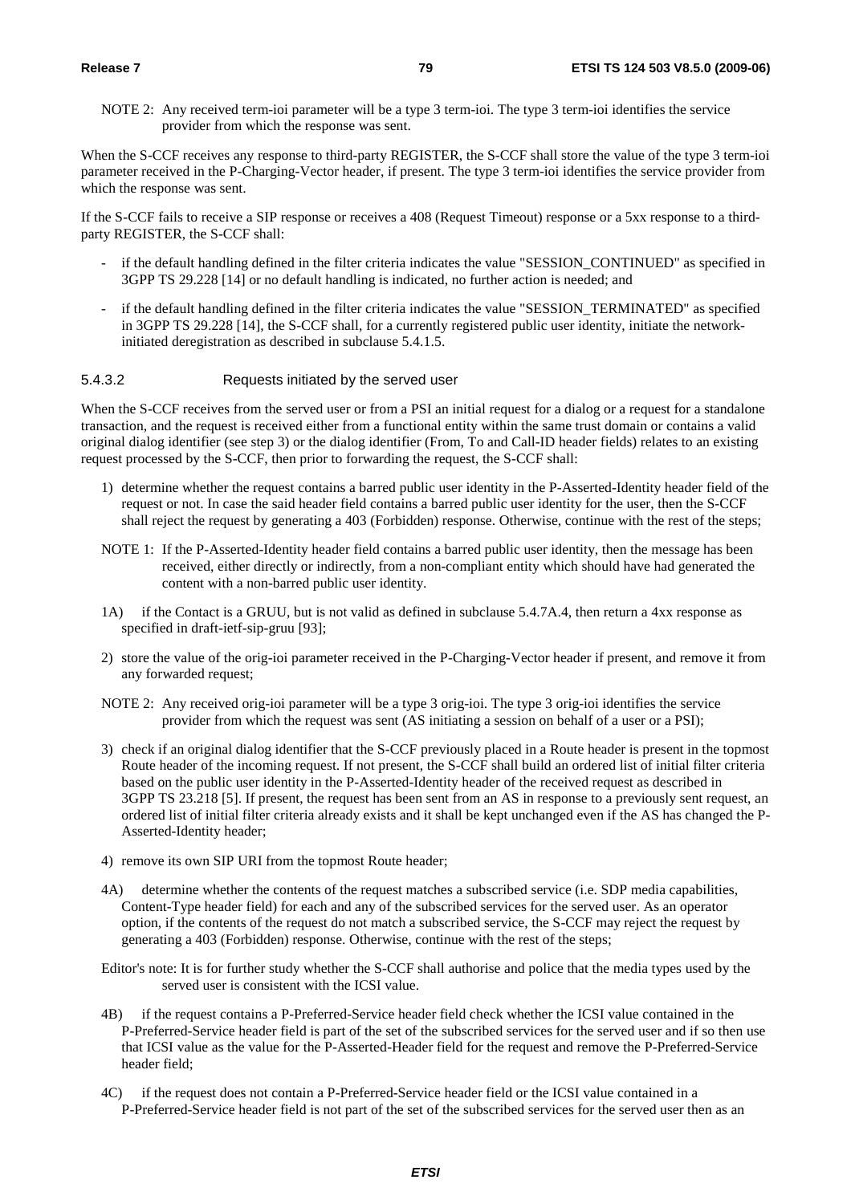NOTE 2: Any received term-ioi parameter will be a type 3 term-ioi. The type 3 term-ioi identifies the service provider from which the response was sent.

When the S-CCF receives any response to third-party REGISTER, the S-CCF shall store the value of the type 3 term-ioi parameter received in the P-Charging-Vector header, if present. The type 3 term-ioi identifies the service provider from which the response was sent.

If the S-CCF fails to receive a SIP response or receives a 408 (Request Timeout) response or a 5xx response to a third-party REGISTER, the S-CCF shall:

- if the default handling defined in the filter criteria indicates the value "SESSION_CONTINUED" as specified in 3GPP TS 29.228 [14] or no default handling is indicated, no further action is needed; and
- if the default handling defined in the filter criteria indicates the value "SESSION_TERMINATED" as specified in 3GPP TS 29.228 [14], the S-CCF shall, for a currently registered public user identity, initiate the network-initiated deregistration as described in subclause 5.4.1.5.

#### 5.4.3.2 Requests initiated by the served user

When the S-CCF receives from the served user or from a PSI an initial request for a dialog or a request for a standalone transaction, and the request is received either from a functional entity within the same trust domain or contains a valid original dialog identifier (see step 3) or the dialog identifier (From, To and Call-ID header fields) relates to an existing request processed by the S-CCF, then prior to forwarding the request, the S-CCF shall:

1) determine whether the request contains a barred public user identity in the P-Asserted-Identity header field of the request or not. In case the said header field contains a barred public user identity for the user, then the S-CCF shall reject the request by generating a 403 (Forbidden) response. Otherwise, continue with the rest of the steps;

NOTE 1: If the P-Asserted-Identity header field contains a barred public user identity, then the message has been received, either directly or indirectly, from a non-compliant entity which should have had generated the content with a non-barred public user identity.

1A) if the Contact is a GRUU, but is not valid as defined in subclause 5.4.7A.4, then return a 4xx response as specified in draft-ietf-sip-gruu [93];

2) store the value of the orig-ioi parameter received in the P-Charging-Vector header if present, and remove it from any forwarded request;

NOTE 2: Any received orig-ioi parameter will be a type 3 orig-ioi. The type 3 orig-ioi identifies the service provider from which the request was sent (AS initiating a session on behalf of a user or a PSI);

3) check if an original dialog identifier that the S-CCF previously placed in a Route header is present in the topmost Route header of the incoming request. If not present, the S-CCF shall build an ordered list of initial filter criteria based on the public user identity in the P-Asserted-Identity header of the received request as described in 3GPP TS 23.218 [5]. If present, the request has been sent from an AS in response to a previously sent request, an ordered list of initial filter criteria already exists and it shall be kept unchanged even if the AS has changed the P-Asserted-Identity header;

4) remove its own SIP URI from the topmost Route header;

4A) determine whether the contents of the request matches a subscribed service (i.e. SDP media capabilities, Content-Type header field) for each and any of the subscribed services for the served user. As an operator option, if the contents of the request do not match a subscribed service, the S-CCF may reject the request by generating a 403 (Forbidden) response. Otherwise, continue with the rest of the steps;

Editor's note: It is for further study whether the S-CCF shall authorise and police that the media types used by the served user is consistent with the ICSI value.

4B) if the request contains a P-Preferred-Service header field check whether the ICSI value contained in the P-Preferred-Service header field is part of the set of the subscribed services for the served user and if so then use that ICSI value as the value for the P-Asserted-Header field for the request and remove the P-Preferred-Service header field;

4C) if the request does not contain a P-Preferred-Service header field or the ICSI value contained in a P-Preferred-Service header field is not part of the set of the subscribed services for the served user then as an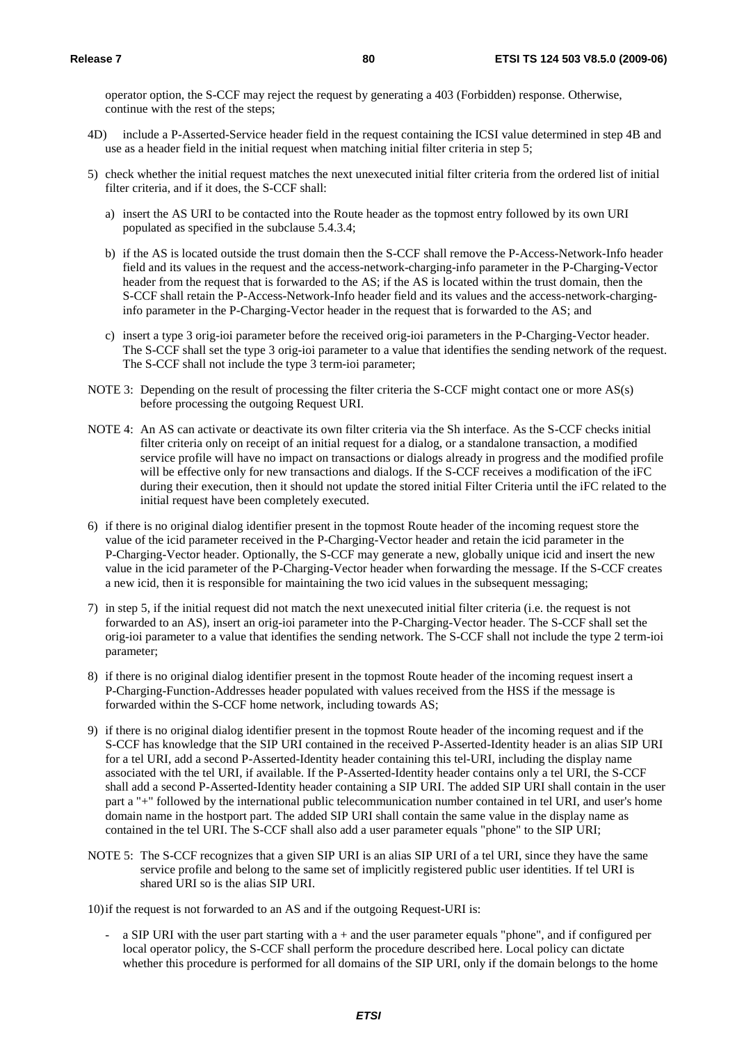operator option, the S-CCF may reject the request by generating a 403 (Forbidden) response. Otherwise, continue with the rest of the steps;

4D) include a P-Asserted-Service header field in the request containing the ICSI value determined in step 4B and use as a header field in the initial request when matching initial filter criteria in step 5;

5) check whether the initial request matches the next unexecuted initial filter criteria from the ordered list of initial filter criteria, and if it does, the S-CCF shall:

   a) insert the AS URI to be contacted into the Route header as the topmost entry followed by its own URI populated as specified in the subclause 5.4.3.4;

   b) if the AS is located outside the trust domain then the S-CCF shall remove the P-Access-Network-Info header field and its values in the request and the access-network-charging-info parameter in the P-Charging-Vector header from the request that is forwarded to the AS; if the AS is located within the trust domain, then the S-CCF shall retain the P-Access-Network-Info header field and its values and the access-network-charging-info parameter in the P-Charging-Vector header in the request that is forwarded to the AS; and

   c) insert a type 3 orig-ioi parameter before the received orig-ioi parameters in the P-Charging-Vector header. The S-CCF shall set the type 3 orig-ioi parameter to a value that identifies the sending network of the request. The S-CCF shall not include the type 3 term-ioi parameter;

NOTE 3: Depending on the result of processing the filter criteria the S-CCF might contact one or more AS(s) before processing the outgoing Request URI.

NOTE 4: An AS can activate or deactivate its own filter criteria via the Sh interface. As the S-CCF checks initial filter criteria only on receipt of an initial request for a dialog, or a standalone transaction, a modified service profile will have no impact on transactions or dialogs already in progress and the modified profile will be effective only for new transactions and dialogs. If the S-CCF receives a modification of the iFC during their execution, then it should not update the stored initial Filter Criteria until the iFC related to the initial request have been completely executed.

6) if there is no original dialog identifier present in the topmost Route header of the incoming request store the value of the icid parameter received in the P-Charging-Vector header and retain the icid parameter in the P-Charging-Vector header. Optionally, the S-CCF may generate a new, globally unique icid and insert the new value in the icid parameter of the P-Charging-Vector header when forwarding the message. If the S-CCF creates a new icid, then it is responsible for maintaining the two icid values in the subsequent messaging;

7) in step 5, if the initial request did not match the next unexecuted initial filter criteria (i.e. the request is not forwarded to an AS), insert an orig-ioi parameter into the P-Charging-Vector header. The S-CCF shall set the orig-ioi parameter to a value that identifies the sending network. The S-CCF shall not include the type 2 term-ioi parameter;

8) if there is no original dialog identifier present in the topmost Route header of the incoming request insert a P-Charging-Function-Addresses header populated with values received from the HSS if the message is forwarded within the S-CCF home network, including towards AS;

9) if there is no original dialog identifier present in the topmost Route header of the incoming request and if the S-CCF has knowledge that the SIP URI contained in the received P-Asserted-Identity header is an alias SIP URI for a tel URI, add a second P-Asserted-Identity header containing this tel-URI, including the display name associated with the tel URI, if available. If the P-Asserted-Identity header contains only a tel URI, the S-CCF shall add a second P-Asserted-Identity header containing a SIP URI. The added SIP URI shall contain in the user part a "+" followed by the international public telecommunication number contained in tel URI, and user's home domain name in the hostport part. The added SIP URI shall contain the same value in the display name as contained in the tel URI. The S-CCF shall also add a user parameter equals "phone" to the SIP URI;

NOTE 5: The S-CCF recognizes that a given SIP URI is an alias SIP URI of a tel URI, since they have the same service profile and belong to the same set of implicitly registered public user identities. If tel URI is shared URI so is the alias SIP URI.

10) if the request is not forwarded to an AS and if the outgoing Request-URI is:

   - a SIP URI with the user part starting with a + and the user parameter equals "phone", and if configured per local operator policy, the S-CCF shall perform the procedure described here. Local policy can dictate whether this procedure is performed for all domains of the SIP URI, only if the domain belongs to the home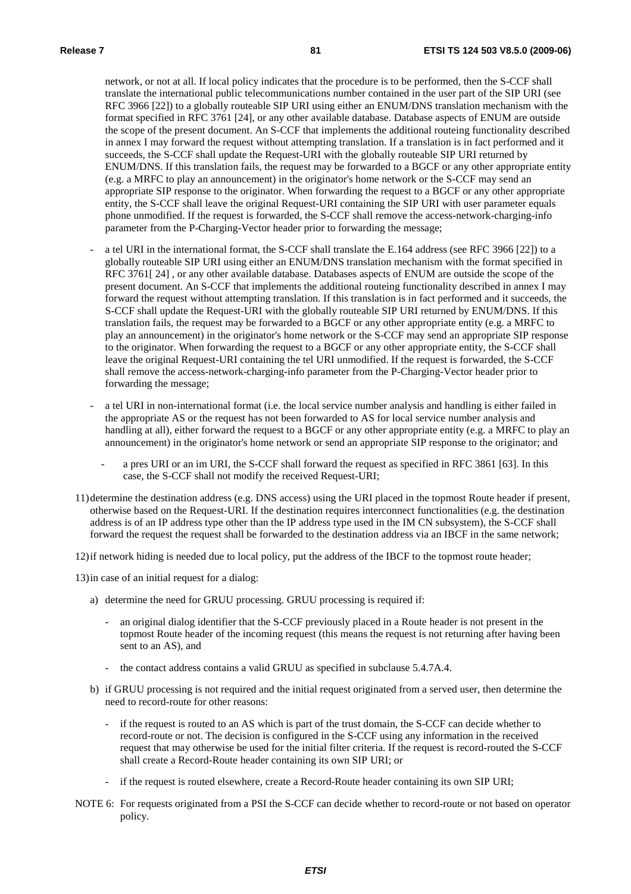network, or not at all. If local policy indicates that the procedure is to be performed, then the S-CCF shall translate the international public telecommunications number contained in the user part of the SIP URI (see RFC 3966 [22]) to a globally routeable SIP URI using either an ENUM/DNS translation mechanism with the format specified in RFC 3761 [24], or any other available database. Database aspects of ENUM are outside the scope of the present document. An S-CCF that implements the additional routeing functionality described in annex I may forward the request without attempting translation. If a translation is in fact performed and it succeeds, the S-CCF shall update the Request-URI with the globally routeable SIP URI returned by ENUM/DNS. If this translation fails, the request may be forwarded to a BGCF or any other appropriate entity (e.g. a MRFC to play an announcement) in the originator's home network or the S-CCF may send an appropriate SIP response to the originator. When forwarding the request to a BGCF or any other appropriate entity, the S-CCF shall leave the original Request-URI containing the SIP URI with user parameter equals phone unmodified. If the request is forwarded, the S-CCF shall remove the access-network-charging-info parameter from the P-Charging-Vector header prior to forwarding the message;

- a tel URI in the international format, the S-CCF shall translate the E.164 address (see RFC 3966 [22]) to a globally routeable SIP URI using either an ENUM/DNS translation mechanism with the format specified in RFC 3761[ 24] , or any other available database. Databases aspects of ENUM are outside the scope of the present document. An S-CCF that implements the additional routeing functionality described in annex I may forward the request without attempting translation. If this translation is in fact performed and it succeeds, the S-CCF shall update the Request-URI with the globally routeable SIP URI returned by ENUM/DNS. If this translation fails, the request may be forwarded to a BGCF or any other appropriate entity (e.g. a MRFC to play an announcement) in the originator's home network or the S-CCF may send an appropriate SIP response to the originator. When forwarding the request to a BGCF or any other appropriate entity, the S-CCF shall leave the original Request-URI containing the tel URI unmodified. If the request is forwarded, the S-CCF shall remove the access-network-charging-info parameter from the P-Charging-Vector header prior to forwarding the message;

- a tel URI in non-international format (i.e. the local service number analysis and handling is either failed in the appropriate AS or the request has not been forwarded to AS for local service number analysis and handling at all), either forward the request to a BGCF or any other appropriate entity (e.g. a MRFC to play an announcement) in the originator's home network or send an appropriate SIP response to the originator; and

  - a pres URI or an im URI, the S-CCF shall forward the request as specified in RFC 3861 [63]. In this case, the S-CCF shall not modify the received Request-URI;

11) determine the destination address (e.g. DNS access) using the URI placed in the topmost Route header if present, otherwise based on the Request-URI. If the destination requires interconnect functionalities (e.g. the destination address is of an IP address type other than the IP address type used in the IM CN subsystem), the S-CCF shall forward the request the request shall be forwarded to the destination address via an IBCF in the same network;

12) if network hiding is needed due to local policy, put the address of the IBCF to the topmost route header;

13) in case of an initial request for a dialog:

   a) determine the need for GRUU processing. GRUU processing is required if:

      - an original dialog identifier that the S-CCF previously placed in a Route header is not present in the topmost Route header of the incoming request (this means the request is not returning after having been sent to an AS), and

      - the contact address contains a valid GRUU as specified in subclause 5.4.7A.4.

   b) if GRUU processing is not required and the initial request originated from a served user, then determine the need to record-route for other reasons:

      - if the request is routed to an AS which is part of the trust domain, the S-CCF can decide whether to record-route or not. The decision is configured in the S-CCF using any information in the received request that may otherwise be used for the initial filter criteria. If the request is record-routed the S-CCF shall create a Record-Route header containing its own SIP URI; or

      - if the request is routed elsewhere, create a Record-Route header containing its own SIP URI;

NOTE 6: For requests originated from a PSI the S-CCF can decide whether to record-route or not based on operator policy.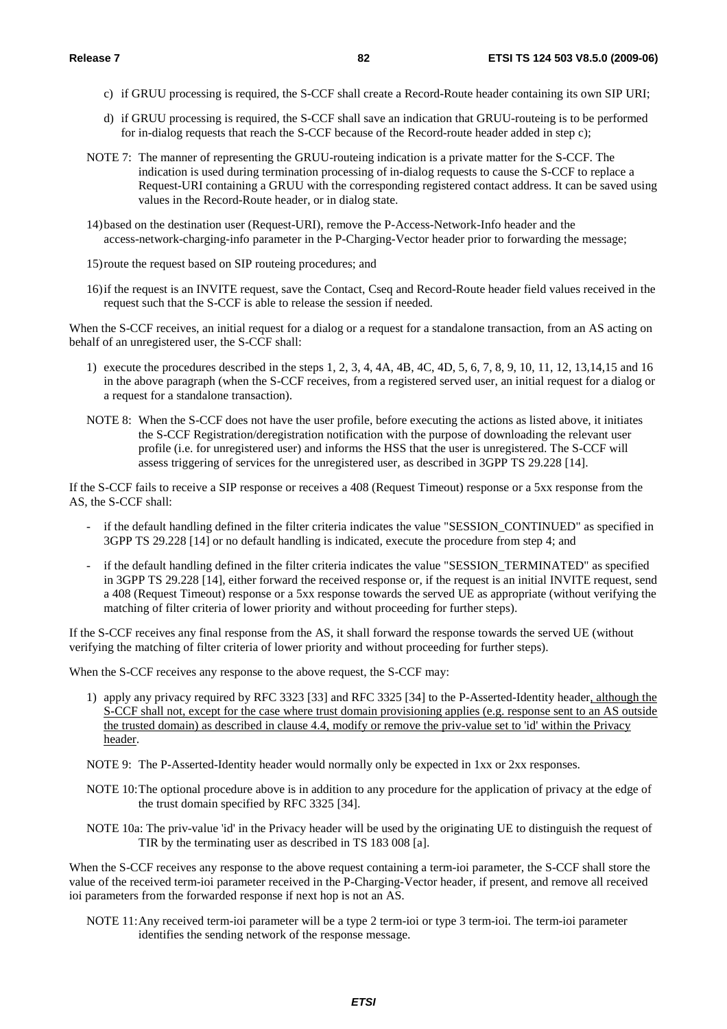c) if GRUU processing is required, the S-CCF shall create a Record-Route header containing its own SIP URI;

d) if GRUU processing is required, the S-CCF shall save an indication that GRUU-routeing is to be performed for in-dialog requests that reach the S-CCF because of the Record-route header added in step c);

NOTE 7: The manner of representing the GRUU-routeing indication is a private matter for the S-CCF. The indication is used during termination processing of in-dialog requests to cause the S-CCF to replace a Request-URI containing a GRUU with the corresponding registered contact address. It can be saved using values in the Record-Route header, or in dialog state.

14) based on the destination user (Request-URI), remove the P-Access-Network-Info header and the access-network-charging-info parameter in the P-Charging-Vector header prior to forwarding the message;

15) route the request based on SIP routeing procedures; and

16) if the request is an INVITE request, save the Contact, Cseq and Record-Route header field values received in the request such that the S-CCF is able to release the session if needed.

When the S-CCF receives, an initial request for a dialog or a request for a standalone transaction, from an AS acting on behalf of an unregistered user, the S-CCF shall:

1) execute the procedures described in the steps 1, 2, 3, 4, 4A, 4B, 4C, 4D, 5, 6, 7, 8, 9, 10, 11, 12, 13,14,15 and 16 in the above paragraph (when the S-CCF receives, from a registered served user, an initial request for a dialog or a request for a standalone transaction).

NOTE 8: When the S-CCF does not have the user profile, before executing the actions as listed above, it initiates the S-CCF Registration/deregistration notification with the purpose of downloading the relevant user profile (i.e. for unregistered user) and informs the HSS that the user is unregistered. The S-CCF will assess triggering of services for the unregistered user, as described in 3GPP TS 29.228 [14].

If the S-CCF fails to receive a SIP response or receives a 408 (Request Timeout) response or a 5xx response from the AS, the S-CCF shall:

- if the default handling defined in the filter criteria indicates the value "SESSION_CONTINUED" as specified in 3GPP TS 29.228 [14] or no default handling is indicated, execute the procedure from step 4; and
- if the default handling defined in the filter criteria indicates the value "SESSION_TERMINATED" as specified in 3GPP TS 29.228 [14], either forward the received response or, if the request is an initial INVITE request, send a 408 (Request Timeout) response or a 5xx response towards the served UE as appropriate (without verifying the matching of filter criteria of lower priority and without proceeding for further steps).

If the S-CCF receives any final response from the AS, it shall forward the response towards the served UE (without verifying the matching of filter criteria of lower priority and without proceeding for further steps).

When the S-CCF receives any response to the above request, the S-CCF may:

1) apply any privacy required by RFC 3323 [33] and RFC 3325 [34] to the P-Asserted-Identity header, although the S-CCF shall not, except for the case where trust domain provisioning applies (e.g. response sent to an AS outside the trusted domain) as described in clause 4.4, modify or remove the priv-value set to 'id' within the Privacy header.

NOTE 9: The P-Asserted-Identity header would normally only be expected in 1xx or 2xx responses.

NOTE 10: The optional procedure above is in addition to any procedure for the application of privacy at the edge of the trust domain specified by RFC 3325 [34].

NOTE 10a: The priv-value 'id' in the Privacy header will be used by the originating UE to distinguish the request of TIR by the terminating user as described in TS 183 008 [a].

When the S-CCF receives any response to the above request containing a term-ioi parameter, the S-CCF shall store the value of the received term-ioi parameter received in the P-Charging-Vector header, if present, and remove all received ioi parameters from the forwarded response if next hop is not an AS.

NOTE 11: Any received term-ioi parameter will be a type 2 term-ioi or type 3 term-ioi. The term-ioi parameter identifies the sending network of the response message.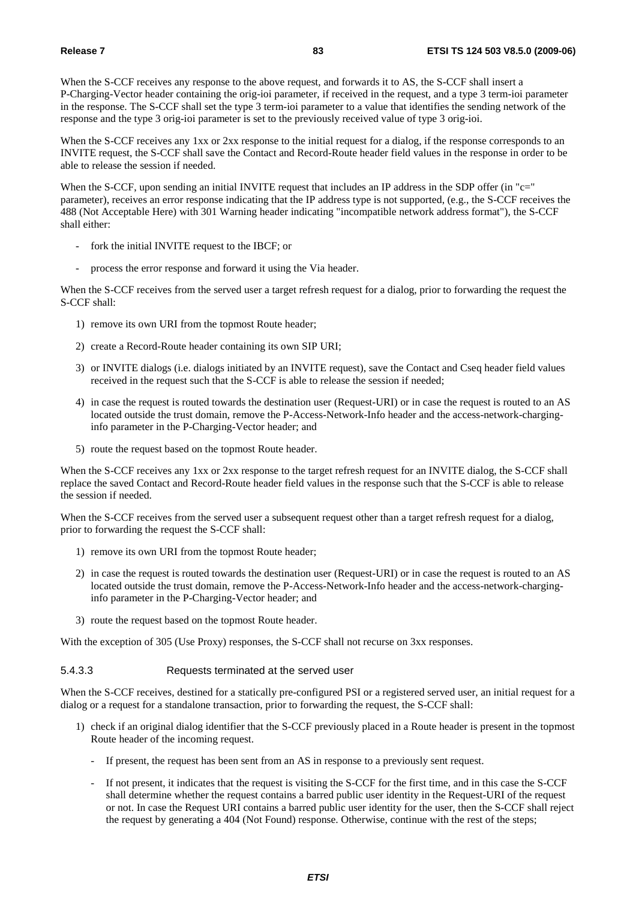When the S-CCF receives any response to the above request, and forwards it to AS, the S-CCF shall insert a P-Charging-Vector header containing the orig-ioi parameter, if received in the request, and a type 3 term-ioi parameter in the response. The S-CCF shall set the type 3 term-ioi parameter to a value that identifies the sending network of the response and the type 3 orig-ioi parameter is set to the previously received value of type 3 orig-ioi.

When the S-CCF receives any 1xx or 2xx response to the initial request for a dialog, if the response corresponds to an INVITE request, the S-CCF shall save the Contact and Record-Route header field values in the response in order to be able to release the session if needed.

When the S-CCF, upon sending an initial INVITE request that includes an IP address in the SDP offer (in "c=" parameter), receives an error response indicating that the IP address type is not supported, (e.g., the S-CCF receives the 488 (Not Acceptable Here) with 301 Warning header indicating "incompatible network address format"), the S-CCF shall either:

- fork the initial INVITE request to the IBCF; or
- process the error response and forward it using the Via header.

When the S-CCF receives from the served user a target refresh request for a dialog, prior to forwarding the request the S-CCF shall:

1) remove its own URI from the topmost Route header;
2) create a Record-Route header containing its own SIP URI;
3) or INVITE dialogs (i.e. dialogs initiated by an INVITE request), save the Contact and Cseq header field values received in the request such that the S-CCF is able to release the session if needed;
4) in case the request is routed towards the destination user (Request-URI) or in case the request is routed to an AS located outside the trust domain, remove the P-Access-Network-Info header and the access-network-charging-info parameter in the P-Charging-Vector header; and
5) route the request based on the topmost Route header.

When the S-CCF receives any 1xx or 2xx response to the target refresh request for an INVITE dialog, the S-CCF shall replace the saved Contact and Record-Route header field values in the response such that the S-CCF is able to release the session if needed.

When the S-CCF receives from the served user a subsequent request other than a target refresh request for a dialog, prior to forwarding the request the S-CCF shall:

1) remove its own URI from the topmost Route header;
2) in case the request is routed towards the destination user (Request-URI) or in case the request is routed to an AS located outside the trust domain, remove the P-Access-Network-Info header and the access-network-charging-info parameter in the P-Charging-Vector header; and
3) route the request based on the topmost Route header.

With the exception of 305 (Use Proxy) responses, the S-CCF shall not recurse on 3xx responses.

#### 5.4.3.3 Requests terminated at the served user

When the S-CCF receives, destined for a statically pre-configured PSI or a registered served user, an initial request for a dialog or a request for a standalone transaction, prior to forwarding the request, the S-CCF shall:

1) check if an original dialog identifier that the S-CCF previously placed in a Route header is present in the topmost Route header of the incoming request.
   - If present, the request has been sent from an AS in response to a previously sent request.
   - If not present, it indicates that the request is visiting the S-CCF for the first time, and in this case the S-CCF shall determine whether the request contains a barred public user identity in the Request-URI of the request or not. In case the Request URI contains a barred public user identity for the user, then the S-CCF shall reject the request by generating a 404 (Not Found) response. Otherwise, continue with the rest of the steps;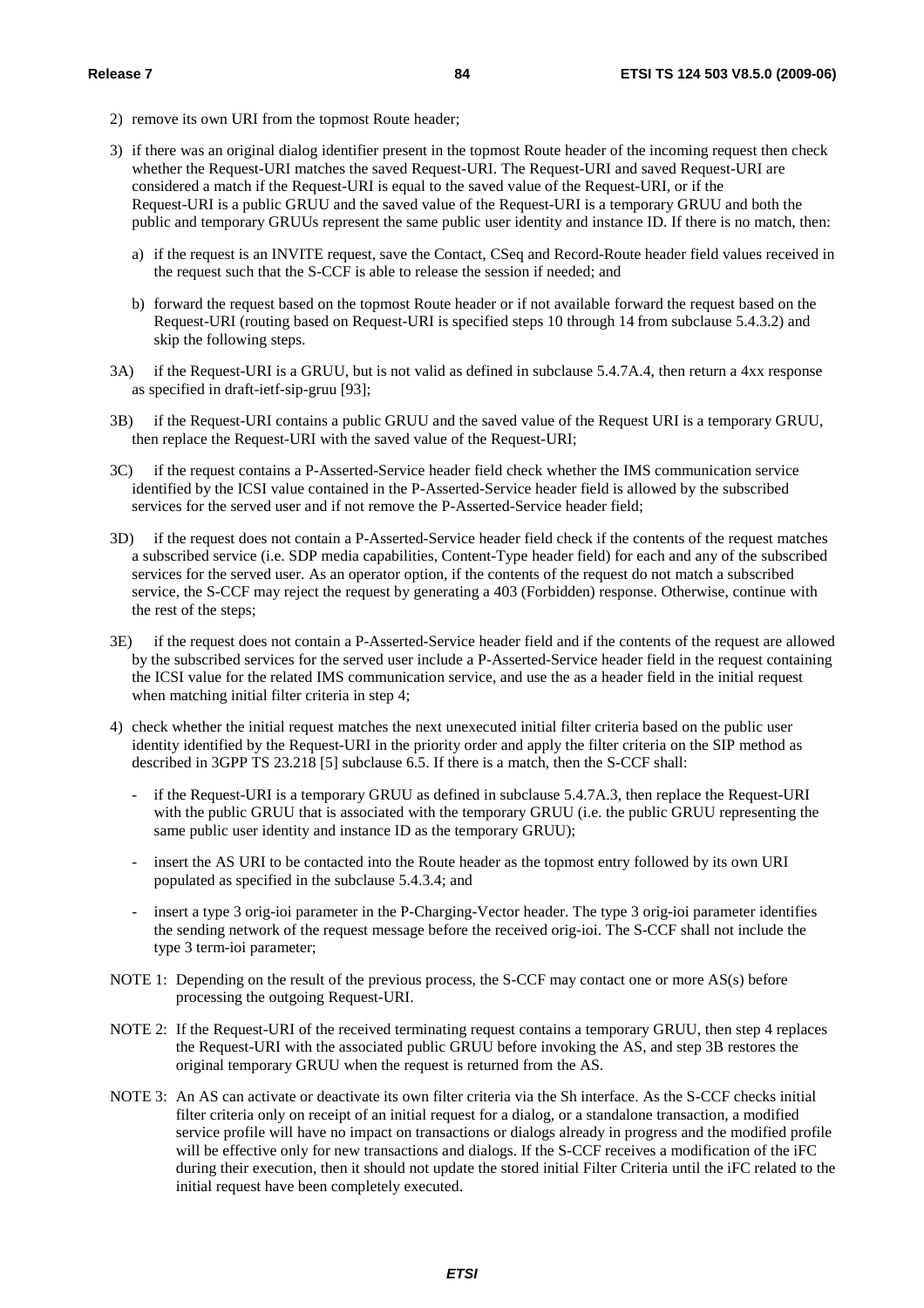2) remove its own URI from the topmost Route header;

3) if there was an original dialog identifier present in the topmost Route header of the incoming request then check whether the Request-URI matches the saved Request-URI. The Request-URI and saved Request-URI are considered a match if the Request-URI is equal to the saved value of the Request-URI, or if the Request-URI is a public GRUU and the saved value of the Request-URI is a temporary GRUU and both the public and temporary GRUUs represent the same public user identity and instance ID. If there is no match, then:

   a) if the request is an INVITE request, save the Contact, CSeq and Record-Route header field values received in the request such that the S-CCF is able to release the session if needed; and

   b) forward the request based on the topmost Route header or if not available forward the request based on the Request-URI (routing based on Request-URI is specified steps 10 through 14 from subclause 5.4.3.2) and skip the following steps.

3A) if the Request-URI is a GRUU, but is not valid as defined in subclause 5.4.7A.4, then return a 4xx response as specified in draft-ietf-sip-gruu [93];

3B) if the Request-URI contains a public GRUU and the saved value of the Request URI is a temporary GRUU, then replace the Request-URI with the saved value of the Request-URI;

3C) if the request contains a P-Asserted-Service header field check whether the IMS communication service identified by the ICSI value contained in the P-Asserted-Service header field is allowed by the subscribed services for the served user and if not remove the P-Asserted-Service header field;

3D) if the request does not contain a P-Asserted-Service header field check if the contents of the request matches a subscribed service (i.e. SDP media capabilities, Content-Type header field) for each and any of the subscribed services for the served user. As an operator option, if the contents of the request do not match a subscribed service, the S-CCF may reject the request by generating a 403 (Forbidden) response. Otherwise, continue with the rest of the steps;

3E) if the request does not contain a P-Asserted-Service header field and if the contents of the request are allowed by the subscribed services for the served user include a P-Asserted-Service header field in the request containing the ICSI value for the related IMS communication service, and use the as a header field in the initial request when matching initial filter criteria in step 4;

4) check whether the initial request matches the next unexecuted initial filter criteria based on the public user identity identified by the Request-URI in the priority order and apply the filter criteria on the SIP method as described in 3GPP TS 23.218 [5] subclause 6.5. If there is a match, then the S-CCF shall:

   - if the Request-URI is a temporary GRUU as defined in subclause 5.4.7A.3, then replace the Request-URI with the public GRUU that is associated with the temporary GRUU (i.e. the public GRUU representing the same public user identity and instance ID as the temporary GRUU);

   - insert the AS URI to be contacted into the Route header as the topmost entry followed by its own URI populated as specified in the subclause 5.4.3.4; and

   - insert a type 3 orig-ioi parameter in the P-Charging-Vector header. The type 3 orig-ioi parameter identifies the sending network of the request message before the received orig-ioi. The S-CCF shall not include the type 3 term-ioi parameter;

NOTE 1: Depending on the result of the previous process, the S-CCF may contact one or more AS(s) before processing the outgoing Request-URI.

NOTE 2: If the Request-URI of the received terminating request contains a temporary GRUU, then step 4 replaces the Request-URI with the associated public GRUU before invoking the AS, and step 3B restores the original temporary GRUU when the request is returned from the AS.

NOTE 3: An AS can activate or deactivate its own filter criteria via the Sh interface. As the S-CCF checks initial filter criteria only on receipt of an initial request for a dialog, or a standalone transaction, a modified service profile will have no impact on transactions or dialogs already in progress and the modified profile will be effective only for new transactions and dialogs. If the S-CCF receives a modification of the iFC during their execution, then it should not update the stored initial Filter Criteria until the iFC related to the initial request have been completely executed.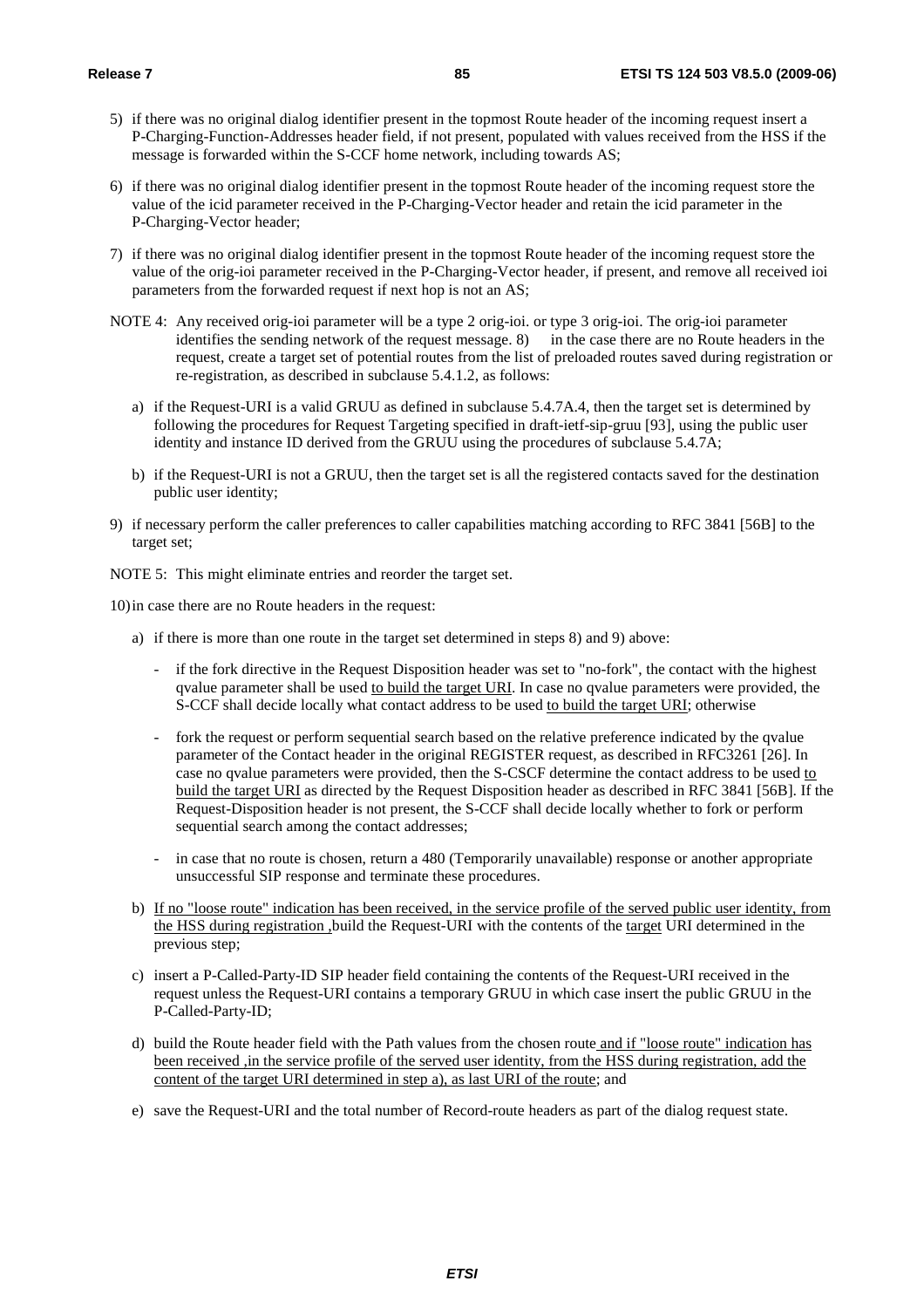5) if there was no original dialog identifier present in the topmost Route header of the incoming request insert a P-Charging-Function-Addresses header field, if not present, populated with values received from the HSS if the message is forwarded within the S-CCF home network, including towards AS;

6) if there was no original dialog identifier present in the topmost Route header of the incoming request store the value of the icid parameter received in the P-Charging-Vector header and retain the icid parameter in the P-Charging-Vector header;

7) if there was no original dialog identifier present in the topmost Route header of the incoming request store the value of the orig-ioi parameter received in the P-Charging-Vector header, if present, and remove all received ioi parameters from the forwarded request if next hop is not an AS;

NOTE 4: Any received orig-ioi parameter will be a type 2 orig-ioi. or type 3 orig-ioi. The orig-ioi parameter identifies the sending network of the request message. 8) in the case there are no Route headers in the request, create a target set of potential routes from the list of preloaded routes saved during registration or re-registration, as described in subclause 5.4.1.2, as follows:

   a) if the Request-URI is a valid GRUU as defined in subclause 5.4.7A.4, then the target set is determined by following the procedures for Request Targeting specified in draft-ietf-sip-gruu [93], using the public user identity and instance ID derived from the GRUU using the procedures of subclause 5.4.7A;

   b) if the Request-URI is not a GRUU, then the target set is all the registered contacts saved for the destination public user identity;

9) if necessary perform the caller preferences to caller capabilities matching according to RFC 3841 [56B] to the target set;

NOTE 5: This might eliminate entries and reorder the target set.

10) in case there are no Route headers in the request:

   a) if there is more than one route in the target set determined in steps 8) and 9) above:

      - if the fork directive in the Request Disposition header was set to "no-fork", the contact with the highest qvalue parameter shall be used to build the target URI. In case no qvalue parameters were provided, the S-CCF shall decide locally what contact address to be used to build the target URI; otherwise

      - fork the request or perform sequential search based on the relative preference indicated by the qvalue parameter of the Contact header in the original REGISTER request, as described in RFC3261 [26]. In case no qvalue parameters were provided, then the S-CSCF determine the contact address to be used to build the target URI as directed by the Request Disposition header as described in RFC 3841 [56B]. If the Request-Disposition header is not present, the S-CCF shall decide locally whether to fork or perform sequential search among the contact addresses;

      - in case that no route is chosen, return a 480 (Temporarily unavailable) response or another appropriate unsuccessful SIP response and terminate these procedures.

   b) If no "loose route" indication has been received, in the service profile of the served public user identity, from the HSS during registration ,build the Request-URI with the contents of the target URI determined in the previous step;

   c) insert a P-Called-Party-ID SIP header field containing the contents of the Request-URI received in the request unless the Request-URI contains a temporary GRUU in which case insert the public GRUU in the P-Called-Party-ID;

   d) build the Route header field with the Path values from the chosen route and if "loose route" indication has been received ,in the service profile of the served user identity, from the HSS during registration, add the content of the target URI determined in step a), as last URI of the route; and

   e) save the Request-URI and the total number of Record-route headers as part of the dialog request state.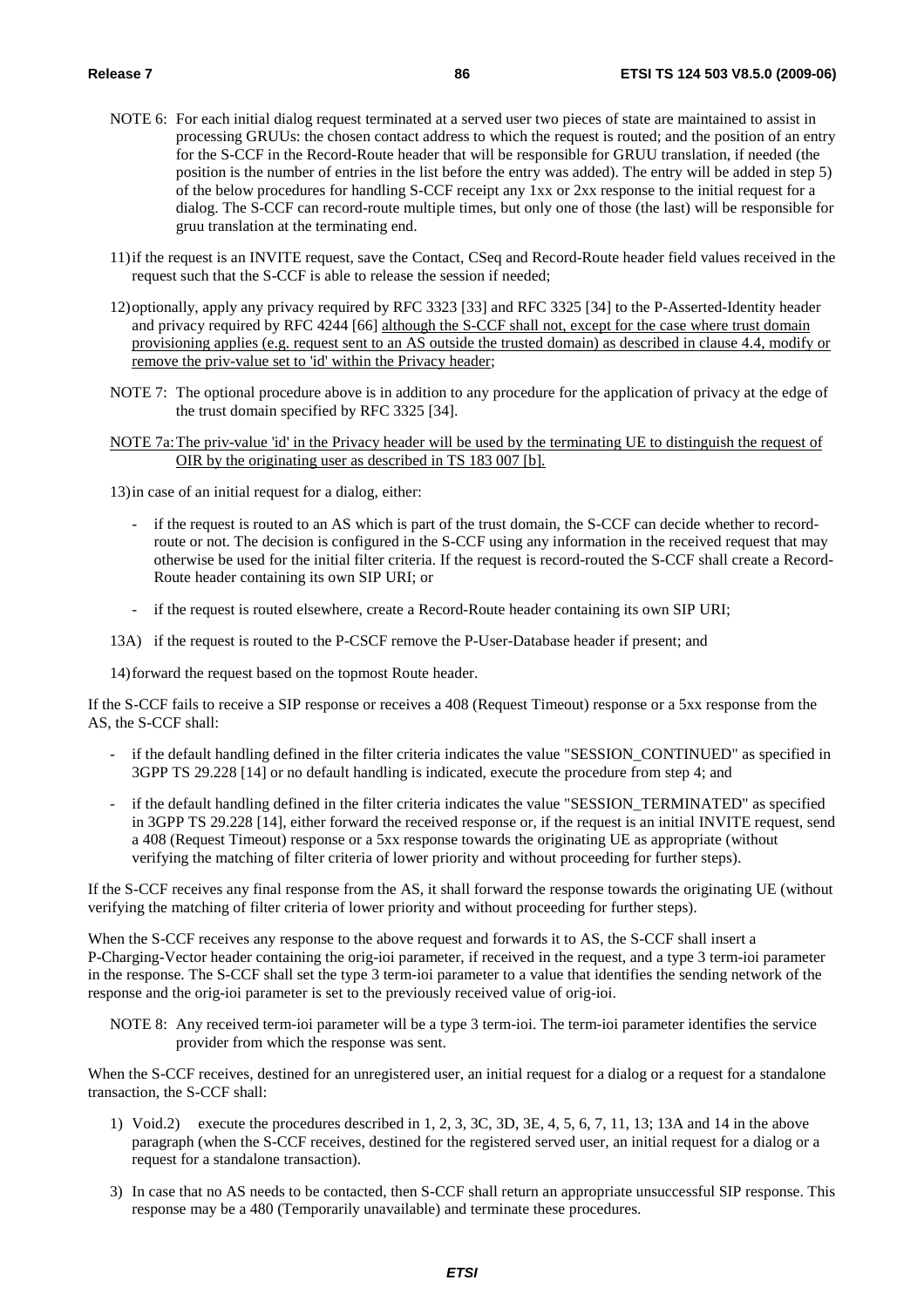NOTE 6: For each initial dialog request terminated at a served user two pieces of state are maintained to assist in processing GRUUs: the chosen contact address to which the request is routed; and the position of an entry for the S-CCF in the Record-Route header that will be responsible for GRUU translation, if needed (the position is the number of entries in the list before the entry was added). The entry will be added in step 5) of the below procedures for handling S-CCF receipt any 1xx or 2xx response to the initial request for a dialog. The S-CCF can record-route multiple times, but only one of those (the last) will be responsible for gruu translation at the terminating end.

11) if the request is an INVITE request, save the Contact, CSeq and Record-Route header field values received in the request such that the S-CCF is able to release the session if needed;

12) optionally, apply any privacy required by RFC 3323 [33] and RFC 3325 [34] to the P-Asserted-Identity header and privacy required by RFC 4244 [66] although the S-CCF shall not, except for the case where trust domain provisioning applies (e.g. request sent to an AS outside the trusted domain) as described in clause 4.4, modify or remove the priv-value set to 'id' within the Privacy header;

NOTE 7: The optional procedure above is in addition to any procedure for the application of privacy at the edge of the trust domain specified by RFC 3325 [34].

NOTE 7a: The priv-value 'id' in the Privacy header will be used by the terminating UE to distinguish the request of OIR by the originating user as described in TS 183 007 [b].

13) in case of an initial request for a dialog, either:

- if the request is routed to an AS which is part of the trust domain, the S-CCF can decide whether to record-route or not. The decision is configured in the S-CCF using any information in the received request that may otherwise be used for the initial filter criteria. If the request is record-routed the S-CCF shall create a Record-Route header containing its own SIP URI; or
- if the request is routed elsewhere, create a Record-Route header containing its own SIP URI;

13A) if the request is routed to the P-CSCF remove the P-User-Database header if present; and

14) forward the request based on the topmost Route header.

If the S-CCF fails to receive a SIP response or receives a 408 (Request Timeout) response or a 5xx response from the AS, the S-CCF shall:

- if the default handling defined in the filter criteria indicates the value "SESSION_CONTINUED" as specified in 3GPP TS 29.228 [14] or no default handling is indicated, execute the procedure from step 4; and
- if the default handling defined in the filter criteria indicates the value "SESSION_TERMINATED" as specified in 3GPP TS 29.228 [14], either forward the received response or, if the request is an initial INVITE request, send a 408 (Request Timeout) response or a 5xx response towards the originating UE as appropriate (without verifying the matching of filter criteria of lower priority and without proceeding for further steps).

If the S-CCF receives any final response from the AS, it shall forward the response towards the originating UE (without verifying the matching of filter criteria of lower priority and without proceeding for further steps).

When the S-CCF receives any response to the above request and forwards it to AS, the S-CCF shall insert a P-Charging-Vector header containing the orig-ioi parameter, if received in the request, and a type 3 term-ioi parameter in the response. The S-CCF shall set the type 3 term-ioi parameter to a value that identifies the sending network of the response and the orig-ioi parameter is set to the previously received value of orig-ioi.

NOTE 8: Any received term-ioi parameter will be a type 3 term-ioi. The term-ioi parameter identifies the service provider from which the response was sent.

When the S-CCF receives, destined for an unregistered user, an initial request for a dialog or a request for a standalone transaction, the S-CCF shall:

1) Void.2) execute the procedures described in 1, 2, 3, 3C, 3D, 3E, 4, 5, 6, 7, 11, 13; 13A and 14 in the above paragraph (when the S-CCF receives, destined for the registered served user, an initial request for a dialog or a request for a standalone transaction).

3) In case that no AS needs to be contacted, then S-CCF shall return an appropriate unsuccessful SIP response. This response may be a 480 (Temporarily unavailable) and terminate these procedures.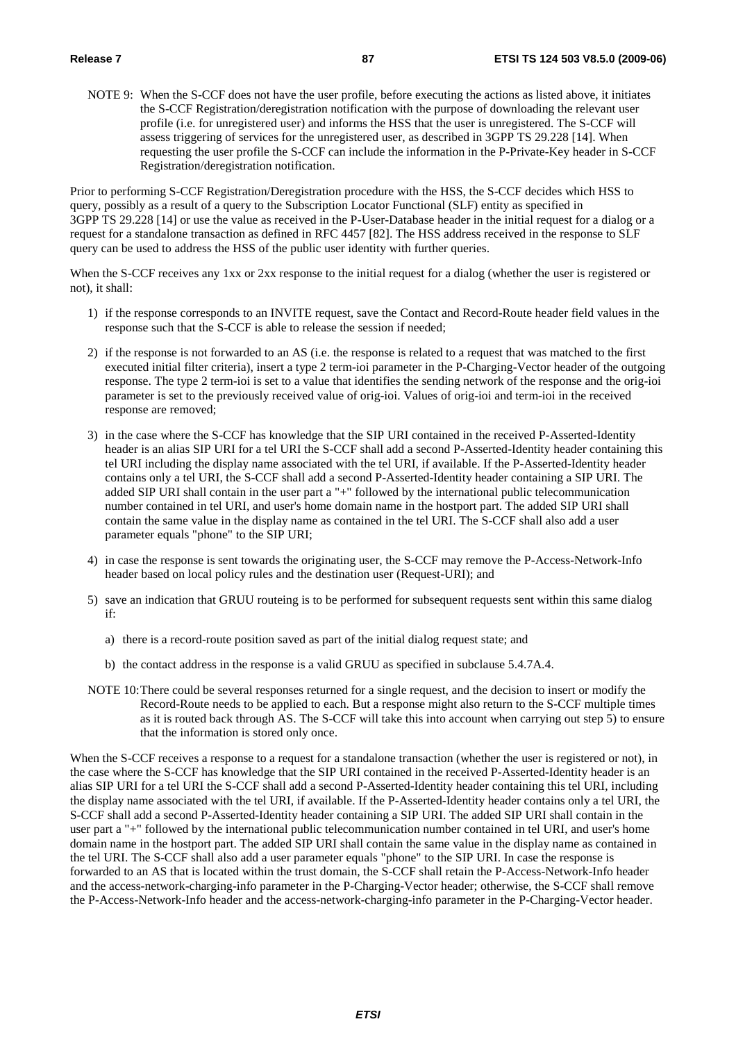NOTE 9: When the S-CCF does not have the user profile, before executing the actions as listed above, it initiates the S-CCF Registration/deregistration notification with the purpose of downloading the relevant user profile (i.e. for unregistered user) and informs the HSS that the user is unregistered. The S-CCF will assess triggering of services for the unregistered user, as described in 3GPP TS 29.228 [14]. When requesting the user profile the S-CCF can include the information in the P-Private-Key header in S-CCF Registration/deregistration notification.

Prior to performing S-CCF Registration/Deregistration procedure with the HSS, the S-CCF decides which HSS to query, possibly as a result of a query to the Subscription Locator Functional (SLF) entity as specified in 3GPP TS 29.228 [14] or use the value as received in the P-User-Database header in the initial request for a dialog or a request for a standalone transaction as defined in RFC 4457 [82]. The HSS address received in the response to SLF query can be used to address the HSS of the public user identity with further queries.

When the S-CCF receives any 1xx or 2xx response to the initial request for a dialog (whether the user is registered or not), it shall:

1) if the response corresponds to an INVITE request, save the Contact and Record-Route header field values in the response such that the S-CCF is able to release the session if needed;

2) if the response is not forwarded to an AS (i.e. the response is related to a request that was matched to the first executed initial filter criteria), insert a type 2 term-ioi parameter in the P-Charging-Vector header of the outgoing response. The type 2 term-ioi is set to a value that identifies the sending network of the response and the orig-ioi parameter is set to the previously received value of orig-ioi. Values of orig-ioi and term-ioi in the received response are removed;

3) in the case where the S-CCF has knowledge that the SIP URI contained in the received P-Asserted-Identity header is an alias SIP URI for a tel URI the S-CCF shall add a second P-Asserted-Identity header containing this tel URI including the display name associated with the tel URI, if available. If the P-Asserted-Identity header contains only a tel URI, the S-CCF shall add a second P-Asserted-Identity header containing a SIP URI. The added SIP URI shall contain in the user part a "+" followed by the international public telecommunication number contained in tel URI, and user's home domain name in the hostport part. The added SIP URI shall contain the same value in the display name as contained in the tel URI. The S-CCF shall also add a user parameter equals "phone" to the SIP URI;

4) in case the response is sent towards the originating user, the S-CCF may remove the P-Access-Network-Info header based on local policy rules and the destination user (Request-URI); and

5) save an indication that GRUU routeing is to be performed for subsequent requests sent within this same dialog if:

   a) there is a record-route position saved as part of the initial dialog request state; and

   b) the contact address in the response is a valid GRUU as specified in subclause 5.4.7A.4.

NOTE 10: There could be several responses returned for a single request, and the decision to insert or modify the Record-Route needs to be applied to each. But a response might also return to the S-CCF multiple times as it is routed back through AS. The S-CCF will take this into account when carrying out step 5) to ensure that the information is stored only once.

When the S-CCF receives a response to a request for a standalone transaction (whether the user is registered or not), in the case where the S-CCF has knowledge that the SIP URI contained in the received P-Asserted-Identity header is an alias SIP URI for a tel URI the S-CCF shall add a second P-Asserted-Identity header containing this tel URI, including the display name associated with the tel URI, if available. If the P-Asserted-Identity header contains only a tel URI, the S-CCF shall add a second P-Asserted-Identity header containing a SIP URI. The added SIP URI shall contain in the user part a "+" followed by the international public telecommunication number contained in tel URI, and user's home domain name in the hostport part. The added SIP URI shall contain the same value in the display name as contained in the tel URI. The S-CCF shall also add a user parameter equals "phone" to the SIP URI. In case the response is forwarded to an AS that is located within the trust domain, the S-CCF shall retain the P-Access-Network-Info header and the access-network-charging-info parameter in the P-Charging-Vector header; otherwise, the S-CCF shall remove the P-Access-Network-Info header and the access-network-charging-info parameter in the P-Charging-Vector header.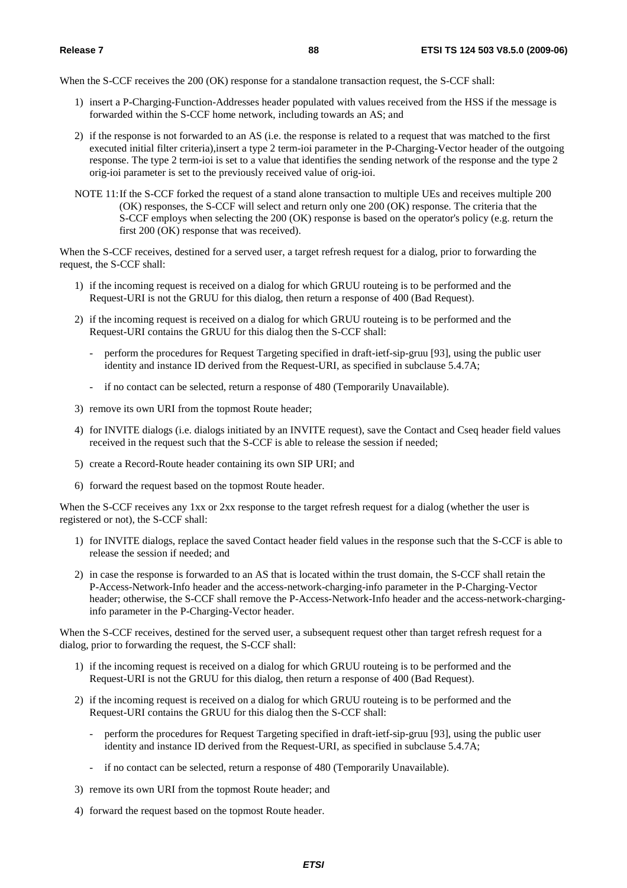When the S-CCF receives the 200 (OK) response for a standalone transaction request, the S-CCF shall:

1) insert a P-Charging-Function-Addresses header populated with values received from the HSS if the message is forwarded within the S-CCF home network, including towards an AS; and

2) if the response is not forwarded to an AS (i.e. the response is related to a request that was matched to the first executed initial filter criteria),insert a type 2 term-ioi parameter in the P-Charging-Vector header of the outgoing response. The type 2 term-ioi is set to a value that identifies the sending network of the response and the type 2 orig-ioi parameter is set to the previously received value of orig-ioi.

NOTE 11: If the S-CCF forked the request of a stand alone transaction to multiple UEs and receives multiple 200 (OK) responses, the S-CCF will select and return only one 200 (OK) response. The criteria that the S-CCF employs when selecting the 200 (OK) response is based on the operator's policy (e.g. return the first 200 (OK) response that was received).

When the S-CCF receives, destined for a served user, a target refresh request for a dialog, prior to forwarding the request, the S-CCF shall:

1) if the incoming request is received on a dialog for which GRUU routeing is to be performed and the Request-URI is not the GRUU for this dialog, then return a response of 400 (Bad Request).

2) if the incoming request is received on a dialog for which GRUU routeing is to be performed and the Request-URI contains the GRUU for this dialog then the S-CCF shall:
   - perform the procedures for Request Targeting specified in draft-ietf-sip-gruu [93], using the public user identity and instance ID derived from the Request-URI, as specified in subclause 5.4.7A;
   - if no contact can be selected, return a response of 480 (Temporarily Unavailable).

3) remove its own URI from the topmost Route header;

4) for INVITE dialogs (i.e. dialogs initiated by an INVITE request), save the Contact and Cseq header field values received in the request such that the S-CCF is able to release the session if needed;

5) create a Record-Route header containing its own SIP URI; and

6) forward the request based on the topmost Route header.

When the S-CCF receives any 1xx or 2xx response to the target refresh request for a dialog (whether the user is registered or not), the S-CCF shall:

1) for INVITE dialogs, replace the saved Contact header field values in the response such that the S-CCF is able to release the session if needed; and

2) in case the response is forwarded to an AS that is located within the trust domain, the S-CCF shall retain the P-Access-Network-Info header and the access-network-charging-info parameter in the P-Charging-Vector header; otherwise, the S-CCF shall remove the P-Access-Network-Info header and the access-network-charging-info parameter in the P-Charging-Vector header.

When the S-CCF receives, destined for the served user, a subsequent request other than target refresh request for a dialog, prior to forwarding the request, the S-CCF shall:

1) if the incoming request is received on a dialog for which GRUU routeing is to be performed and the Request-URI is not the GRUU for this dialog, then return a response of 400 (Bad Request).

2) if the incoming request is received on a dialog for which GRUU routeing is to be performed and the Request-URI contains the GRUU for this dialog then the S-CCF shall:
   - perform the procedures for Request Targeting specified in draft-ietf-sip-gruu [93], using the public user identity and instance ID derived from the Request-URI, as specified in subclause 5.4.7A;
   - if no contact can be selected, return a response of 480 (Temporarily Unavailable).

3) remove its own URI from the topmost Route header; and

4) forward the request based on the topmost Route header.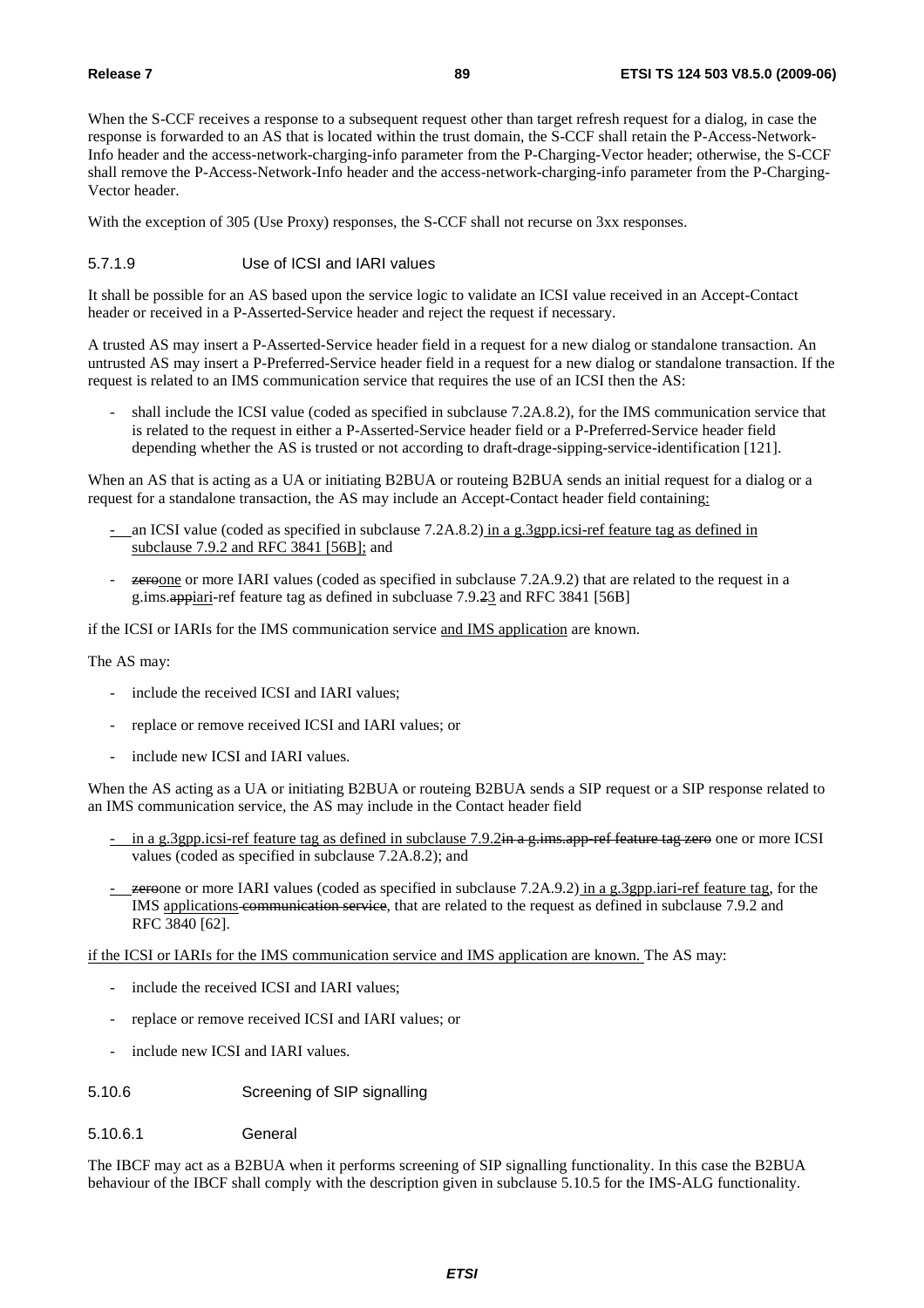When the S-CCF receives a response to a subsequent request other than target refresh request for a dialog, in case the response is forwarded to an AS that is located within the trust domain, the S-CCF shall retain the P-Access-Network-Info header and the access-network-charging-info parameter from the P-Charging-Vector header; otherwise, the S-CCF shall remove the P-Access-Network-Info header and the access-network-charging-info parameter from the P-Charging-Vector header.

With the exception of 305 (Use Proxy) responses, the S-CCF shall not recurse on 3xx responses.

#### 5.7.1.9 Use of ICSI and IARI values

It shall be possible for an AS based upon the service logic to validate an ICSI value received in an Accept-Contact header or received in a P-Asserted-Service header and reject the request if necessary.

A trusted AS may insert a P-Asserted-Service header field in a request for a new dialog or standalone transaction. An untrusted AS may insert a P-Preferred-Service header field in a request for a new dialog or standalone transaction. If the request is related to an IMS communication service that requires the use of an ICSI then the AS:

- shall include the ICSI value (coded as specified in subclause 7.2A.8.2), for the IMS communication service that is related to the request in either a P-Asserted-Service header field or a P-Preferred-Service header field depending whether the AS is trusted or not according to draft-drage-sipping-service-identification [121].

When an AS that is acting as a UA or initiating B2BUA or routeing B2BUA sends an initial request for a dialog or a request for a standalone transaction, the AS may include an Accept-Contact header field containing:

- an ICSI value (coded as specified in subclause 7.2A.8.2) in a g.3gpp.icsi-ref feature tag as defined in subclause 7.9.2 and RFC 3841 [56B]; and
- ~~zero~~one or more IARI values (coded as specified in subclause 7.2A.9.2) that are related to the request in a g.ims.~~app~~iari-ref feature tag as defined in subcluase 7.9.~~2~~3 and RFC 3841 [56B]

if the ICSI or IARIs for the IMS communication service and IMS application are known.

The AS may:

- include the received ICSI and IARI values;
- replace or remove received ICSI and IARI values; or
- include new ICSI and IARI values.

When the AS acting as a UA or initiating B2BUA or routeing B2BUA sends a SIP request or a SIP response related to an IMS communication service, the AS may include in the Contact header field

- in a g.3gpp.icsi-ref feature tag as defined in subclause 7.9.2~~in a g.ims.app-ref feature tag zero~~ one or more ICSI values (coded as specified in subclause 7.2A.8.2); and
- ~~zero~~one or more IARI values (coded as specified in subclause 7.2A.9.2) in a g.3gpp.iari-ref feature tag, for the IMS applications ~~communication service~~, that are related to the request as defined in subclause 7.9.2 and RFC 3840 [62].

if the ICSI or IARIs for the IMS communication service and IMS application are known. The AS may:

- include the received ICSI and IARI values;
- replace or remove received ICSI and IARI values; or
- include new ICSI and IARI values.

### 5.10.6 Screening of SIP signalling

#### 5.10.6.1 General

The IBCF may act as a B2BUA when it performs screening of SIP signalling functionality. In this case the B2BUA behaviour of the IBCF shall comply with the description given in subclause 5.10.5 for the IMS-ALG functionality.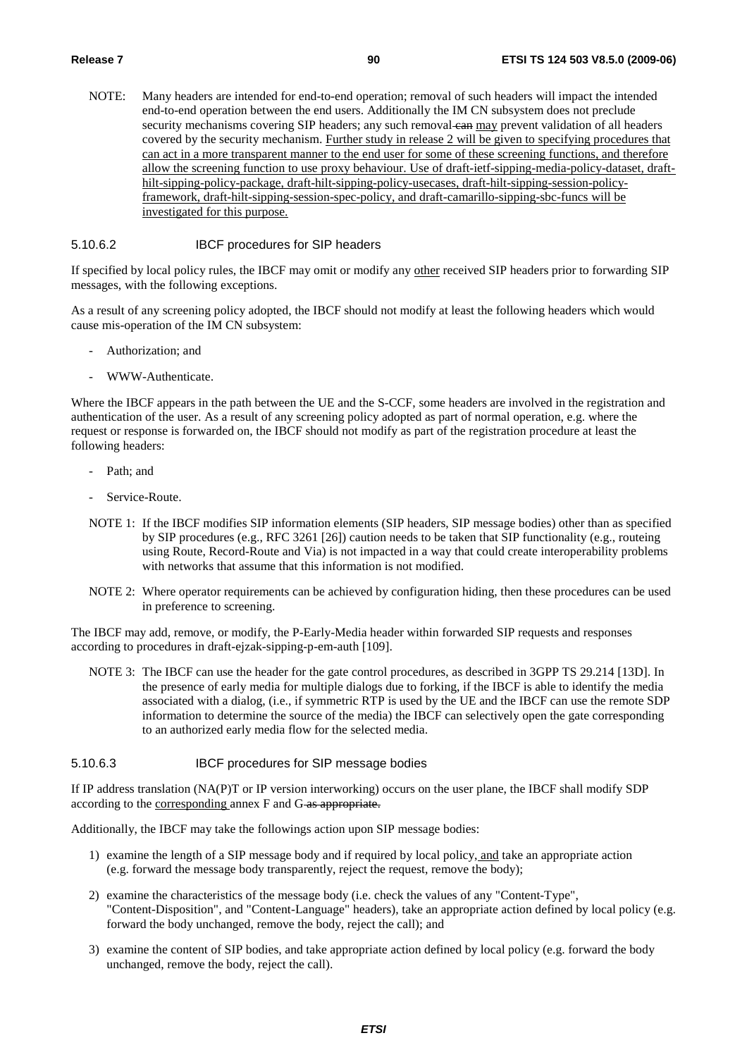NOTE: Many headers are intended for end-to-end operation; removal of such headers will impact the intended end-to-end operation between the end users. Additionally the IM CN subsystem does not preclude security mechanisms covering SIP headers; any such removal can may prevent validation of all headers covered by the security mechanism. Further study in release 2 will be given to specifying procedures that can act in a more transparent manner to the end user for some of these screening functions, and therefore allow the screening function to use proxy behaviour. Use of draft-ietf-sipping-media-policy-dataset, draft-hilt-sipping-policy-package, draft-hilt-sipping-policy-usecases, draft-hilt-sipping-session-policy-framework, draft-hilt-sipping-session-spec-policy, and draft-camarillo-sipping-sbc-funcs will be investigated for this purpose.

#### 5.10.6.2 IBCF procedures for SIP headers

If specified by local policy rules, the IBCF may omit or modify any other received SIP headers prior to forwarding SIP messages, with the following exceptions.

As a result of any screening policy adopted, the IBCF should not modify at least the following headers which would cause mis-operation of the IM CN subsystem:

- Authorization; and
- WWW-Authenticate.

Where the IBCF appears in the path between the UE and the S-CCF, some headers are involved in the registration and authentication of the user. As a result of any screening policy adopted as part of normal operation, e.g. where the request or response is forwarded on, the IBCF should not modify as part of the registration procedure at least the following headers:

- Path; and
- Service-Route.

NOTE 1: If the IBCF modifies SIP information elements (SIP headers, SIP message bodies) other than as specified by SIP procedures (e.g., RFC 3261 [26]) caution needs to be taken that SIP functionality (e.g., routeing using Route, Record-Route and Via) is not impacted in a way that could create interoperability problems with networks that assume that this information is not modified.

NOTE 2: Where operator requirements can be achieved by configuration hiding, then these procedures can be used in preference to screening.

The IBCF may add, remove, or modify, the P-Early-Media header within forwarded SIP requests and responses according to procedures in draft-ejzak-sipping-p-em-auth [109].

NOTE 3: The IBCF can use the header for the gate control procedures, as described in 3GPP TS 29.214 [13D]. In the presence of early media for multiple dialogs due to forking, if the IBCF is able to identify the media associated with a dialog, (i.e., if symmetric RTP is used by the UE and the IBCF can use the remote SDP information to determine the source of the media) the IBCF can selectively open the gate corresponding to an authorized early media flow for the selected media.

#### 5.10.6.3 IBCF procedures for SIP message bodies

If IP address translation (NA(P)T or IP version interworking) occurs on the user plane, the IBCF shall modify SDP according to the corresponding annex F and G as appropriate.

Additionally, the IBCF may take the followings action upon SIP message bodies:

1) examine the length of a SIP message body and if required by local policy, and take an appropriate action (e.g. forward the message body transparently, reject the request, remove the body);
2) examine the characteristics of the message body (i.e. check the values of any "Content-Type", "Content-Disposition", and "Content-Language" headers), take an appropriate action defined by local policy (e.g. forward the body unchanged, remove the body, reject the call); and
3) examine the content of SIP bodies, and take appropriate action defined by local policy (e.g. forward the body unchanged, remove the body, reject the call).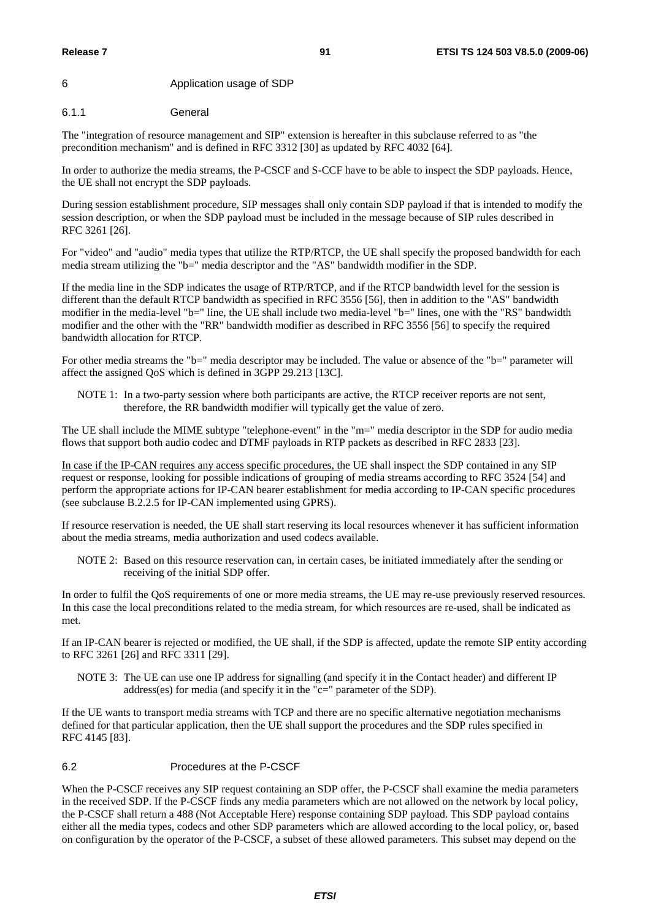# 6 Application usage of SDP

### 6.1.1 General

The "integration of resource management and SIP" extension is hereafter in this subclause referred to as "the precondition mechanism" and is defined in RFC 3312 [30] as updated by RFC 4032 [64].

In order to authorize the media streams, the P-CSCF and S-CCF have to be able to inspect the SDP payloads. Hence, the UE shall not encrypt the SDP payloads.

During session establishment procedure, SIP messages shall only contain SDP payload if that is intended to modify the session description, or when the SDP payload must be included in the message because of SIP rules described in RFC 3261 [26].

For "video" and "audio" media types that utilize the RTP/RTCP, the UE shall specify the proposed bandwidth for each media stream utilizing the "b=" media descriptor and the "AS" bandwidth modifier in the SDP.

If the media line in the SDP indicates the usage of RTP/RTCP, and if the RTCP bandwidth level for the session is different than the default RTCP bandwidth as specified in RFC 3556 [56], then in addition to the "AS" bandwidth modifier in the media-level "b=" line, the UE shall include two media-level "b=" lines, one with the "RS" bandwidth modifier and the other with the "RR" bandwidth modifier as described in RFC 3556 [56] to specify the required bandwidth allocation for RTCP.

For other media streams the "b=" media descriptor may be included. The value or absence of the "b=" parameter will affect the assigned QoS which is defined in 3GPP 29.213 [13C].

NOTE 1: In a two-party session where both participants are active, the RTCP receiver reports are not sent, therefore, the RR bandwidth modifier will typically get the value of zero.

The UE shall include the MIME subtype "telephone-event" in the "m=" media descriptor in the SDP for audio media flows that support both audio codec and DTMF payloads in RTP packets as described in RFC 2833 [23].

In case if the IP-CAN requires any access specific procedures, the UE shall inspect the SDP contained in any SIP request or response, looking for possible indications of grouping of media streams according to RFC 3524 [54] and perform the appropriate actions for IP-CAN bearer establishment for media according to IP-CAN specific procedures (see subclause B.2.2.5 for IP-CAN implemented using GPRS).

If resource reservation is needed, the UE shall start reserving its local resources whenever it has sufficient information about the media streams, media authorization and used codecs available.

NOTE 2: Based on this resource reservation can, in certain cases, be initiated immediately after the sending or receiving of the initial SDP offer.

In order to fulfil the QoS requirements of one or more media streams, the UE may re-use previously reserved resources. In this case the local preconditions related to the media stream, for which resources are re-used, shall be indicated as met.

If an IP-CAN bearer is rejected or modified, the UE shall, if the SDP is affected, update the remote SIP entity according to RFC 3261 [26] and RFC 3311 [29].

NOTE 3: The UE can use one IP address for signalling (and specify it in the Contact header) and different IP address(es) for media (and specify it in the "c=" parameter of the SDP).

If the UE wants to transport media streams with TCP and there are no specific alternative negotiation mechanisms defined for that particular application, then the UE shall support the procedures and the SDP rules specified in RFC 4145 [83].

## 6.2 Procedures at the P-CSCF

When the P-CSCF receives any SIP request containing an SDP offer, the P-CSCF shall examine the media parameters in the received SDP. If the P-CSCF finds any media parameters which are not allowed on the network by local policy, the P-CSCF shall return a 488 (Not Acceptable Here) response containing SDP payload. This SDP payload contains either all the media types, codecs and other SDP parameters which are allowed according to the local policy, or, based on configuration by the operator of the P-CSCF, a subset of these allowed parameters. This subset may depend on the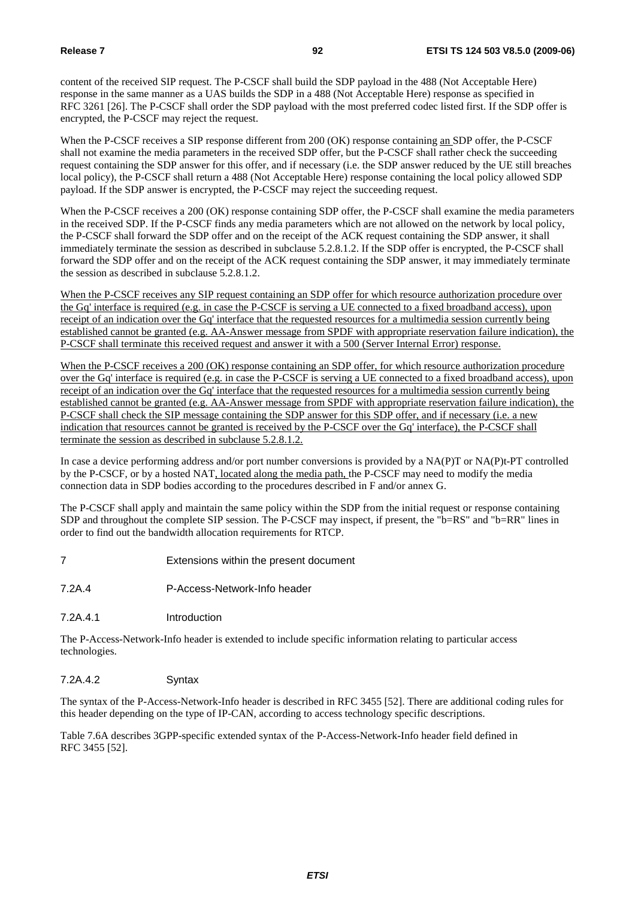content of the received SIP request. The P-CSCF shall build the SDP payload in the 488 (Not Acceptable Here) response in the same manner as a UAS builds the SDP in a 488 (Not Acceptable Here) response as specified in RFC 3261 [26]. The P-CSCF shall order the SDP payload with the most preferred codec listed first. If the SDP offer is encrypted, the P-CSCF may reject the request.

When the P-CSCF receives a SIP response different from 200 (OK) response containing an SDP offer, the P-CSCF shall not examine the media parameters in the received SDP offer, but the P-CSCF shall rather check the succeeding request containing the SDP answer for this offer, and if necessary (i.e. the SDP answer reduced by the UE still breaches local policy), the P-CSCF shall return a 488 (Not Acceptable Here) response containing the local policy allowed SDP payload. If the SDP answer is encrypted, the P-CSCF may reject the succeeding request.

When the P-CSCF receives a 200 (OK) response containing SDP offer, the P-CSCF shall examine the media parameters in the received SDP. If the P-CSCF finds any media parameters which are not allowed on the network by local policy, the P-CSCF shall forward the SDP offer and on the receipt of the ACK request containing the SDP answer, it shall immediately terminate the session as described in subclause 5.2.8.1.2. If the SDP offer is encrypted, the P-CSCF shall forward the SDP offer and on the receipt of the ACK request containing the SDP answer, it may immediately terminate the session as described in subclause 5.2.8.1.2.

When the P-CSCF receives any SIP request containing an SDP offer for which resource authorization procedure over the Gq' interface is required (e.g. in case the P-CSCF is serving a UE connected to a fixed broadband access), upon receipt of an indication over the Gq' interface that the requested resources for a multimedia session currently being established cannot be granted (e.g. AA-Answer message from SPDF with appropriate reservation failure indication), the P-CSCF shall terminate this received request and answer it with a 500 (Server Internal Error) response.

When the P-CSCF receives a 200 (OK) response containing an SDP offer, for which resource authorization procedure over the Gq' interface is required (e.g. in case the P-CSCF is serving a UE connected to a fixed broadband access), upon receipt of an indication over the Gq' interface that the requested resources for a multimedia session currently being established cannot be granted (e.g. AA-Answer message from SPDF with appropriate reservation failure indication), the P-CSCF shall check the SIP message containing the SDP answer for this SDP offer, and if necessary (i.e. a new indication that resources cannot be granted is received by the P-CSCF over the Gq' interface), the P-CSCF shall terminate the session as described in subclause 5.2.8.1.2.

In case a device performing address and/or port number conversions is provided by a NA(P)T or NA(P)t-PT controlled by the P-CSCF, or by a hosted NAT, located along the media path, the P-CSCF may need to modify the media connection data in SDP bodies according to the procedures described in F and/or annex G.

The P-CSCF shall apply and maintain the same policy within the SDP from the initial request or response containing SDP and throughout the complete SIP session. The P-CSCF may inspect, if present, the "b=RS" and "b=RR" lines in order to find out the bandwidth allocation requirements for RTCP.

# 7 Extensions within the present document

## 7.2A.4 P-Access-Network-Info header

### 7.2A.4.1 Introduction

The P-Access-Network-Info header is extended to include specific information relating to particular access technologies.

### 7.2A.4.2 Syntax

The syntax of the P-Access-Network-Info header is described in RFC 3455 [52]. There are additional coding rules for this header depending on the type of IP-CAN, according to access technology specific descriptions.

Table 7.6A describes 3GPP-specific extended syntax of the P-Access-Network-Info header field defined in RFC 3455 [52].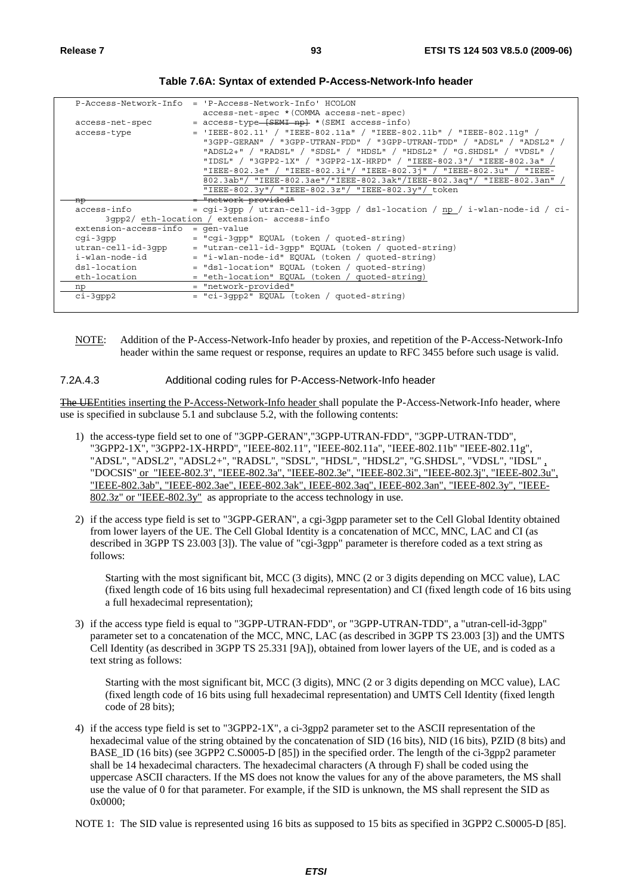**Table 7.6A: Syntax of extended P-Access-Network-Info header**

```
P-Access-Network-Info  = 'P-Access-Network-Info' HCOLON
                         access-net-spec *(COMMA access-net-spec)
access-net-spec        = access-type [SEMI np] *(SEMI access-info)
access-type            = 'IEEE-802.11' / "IEEE-802.11a" / "IEEE-802.11b" / "IEEE-802.11g" /
                         "3GPP-GERAN" / "3GPP-UTRAN-FDD" / "3GPP-UTRAN-TDD" / "ADSL" / "ADSL2" /
                         "ADSL2+" / "RADSL" / "SDSL" / "HDSL" / "HDSL2" / "G.SHDSL" / "VDSL" /
                         "IDSL" / "3GPP2-1X" / "3GPP2-1X-HRPD" / "IEEE-802.3"/ "IEEE-802.3a" /
                         "IEEE-802.3e" / "IEEE-802.3i"/ "IEEE-802.3j" / "IEEE-802.3u" / "IEEE-
                         802.3ab"/ "IEEE-802.3ae"/"IEEE-802.3ak"/IEEE-802.3aq"/ "IEEE-802.3an" /
                         "IEEE-802.3y"/ "IEEE-802.3z"/ "IEEE-802.3y"/ token
np                     = "network provided"
access-info            = cgi-3gpp / utran-cell-id-3gpp / dsl-location / np / i-wlan-node-id / ci-
      3gpp2/ eth-location / extension- access-info
extension-access-info  = gen-value
cgi-3gpp               = "cgi-3gpp" EQUAL (token / quoted-string)
utran-cell-id-3gpp     = "utran-cell-id-3gpp" EQUAL (token / quoted-string)
i-wlan-node-id         = "i-wlan-node-id" EQUAL (token / quoted-string)
dsl-location           = "dsl-location" EQUAL (token / quoted-string)
eth-location           = "eth-location" EQUAL (token / quoted-string)
np                     = "network-provided"
ci-3gpp2               = "ci-3gpp2" EQUAL (token / quoted-string)
```

NOTE: Addition of the P-Access-Network-Info header by proxies, and repetition of the P-Access-Network-Info header within the same request or response, requires an update to RFC 3455 before such usage is valid.

#### 7.2A.4.3 Additional coding rules for P-Access-Network-Info header

The UEEntities inserting the P-Access-Network-Info header shall populate the P-Access-Network-Info header, where use is specified in subclause 5.1 and subclause 5.2, with the following contents:

1) the access-type field set to one of "3GPP-GERAN","3GPP-UTRAN-FDD", "3GPP-UTRAN-TDD", "3GPP2-1X", "3GPP2-1X-HRPD", "IEEE-802.11", "IEEE-802.11a", "IEEE-802.11b" "IEEE-802.11g", "ADSL", "ADSL2", "ADSL2+", "RADSL", "SDSL", "HDSL", "HDSL2", "G.SHDSL", "VDSL", "IDSL" , "DOCSIS" or "IEEE-802.3", "IEEE-802.3a", "IEEE-802.3e", "IEEE-802.3i", "IEEE-802.3j", "IEEE-802.3u", "IEEE-802.3ab", "IEEE-802.3ae", IEEE-802.3ak", IEEE-802.3aq", IEEE-802.3an", "IEEE-802.3y", "IEEE-802.3z" or "IEEE-802.3y" as appropriate to the access technology in use.

2) if the access type field is set to "3GPP-GERAN", a cgi-3gpp parameter set to the Cell Global Identity obtained from lower layers of the UE. The Cell Global Identity is a concatenation of MCC, MNC, LAC and CI (as described in 3GPP TS 23.003 [3]). The value of "cgi-3gpp" parameter is therefore coded as a text string as follows:

   Starting with the most significant bit, MCC (3 digits), MNC (2 or 3 digits depending on MCC value), LAC (fixed length code of 16 bits using full hexadecimal representation) and CI (fixed length code of 16 bits using a full hexadecimal representation);

3) if the access type field is equal to "3GPP-UTRAN-FDD", or "3GPP-UTRAN-TDD", a "utran-cell-id-3gpp" parameter set to a concatenation of the MCC, MNC, LAC (as described in 3GPP TS 23.003 [3]) and the UMTS Cell Identity (as described in 3GPP TS 25.331 [9A]), obtained from lower layers of the UE, and is coded as a text string as follows:

   Starting with the most significant bit, MCC (3 digits), MNC (2 or 3 digits depending on MCC value), LAC (fixed length code of 16 bits using full hexadecimal representation) and UMTS Cell Identity (fixed length code of 28 bits);

4) if the access type field is set to "3GPP2-1X", a ci-3gpp2 parameter set to the ASCII representation of the hexadecimal value of the string obtained by the concatenation of SID (16 bits), NID (16 bits), PZID (8 bits) and BASE_ID (16 bits) (see 3GPP2 C.S0005-D [85]) in the specified order. The length of the ci-3gpp2 parameter shall be 14 hexadecimal characters. The hexadecimal characters (A through F) shall be coded using the uppercase ASCII characters. If the MS does not know the values for any of the above parameters, the MS shall use the value of 0 for that parameter. For example, if the SID is unknown, the MS shall represent the SID as 0x0000;

NOTE 1: The SID value is represented using 16 bits as supposed to 15 bits as specified in 3GPP2 C.S0005-D [85].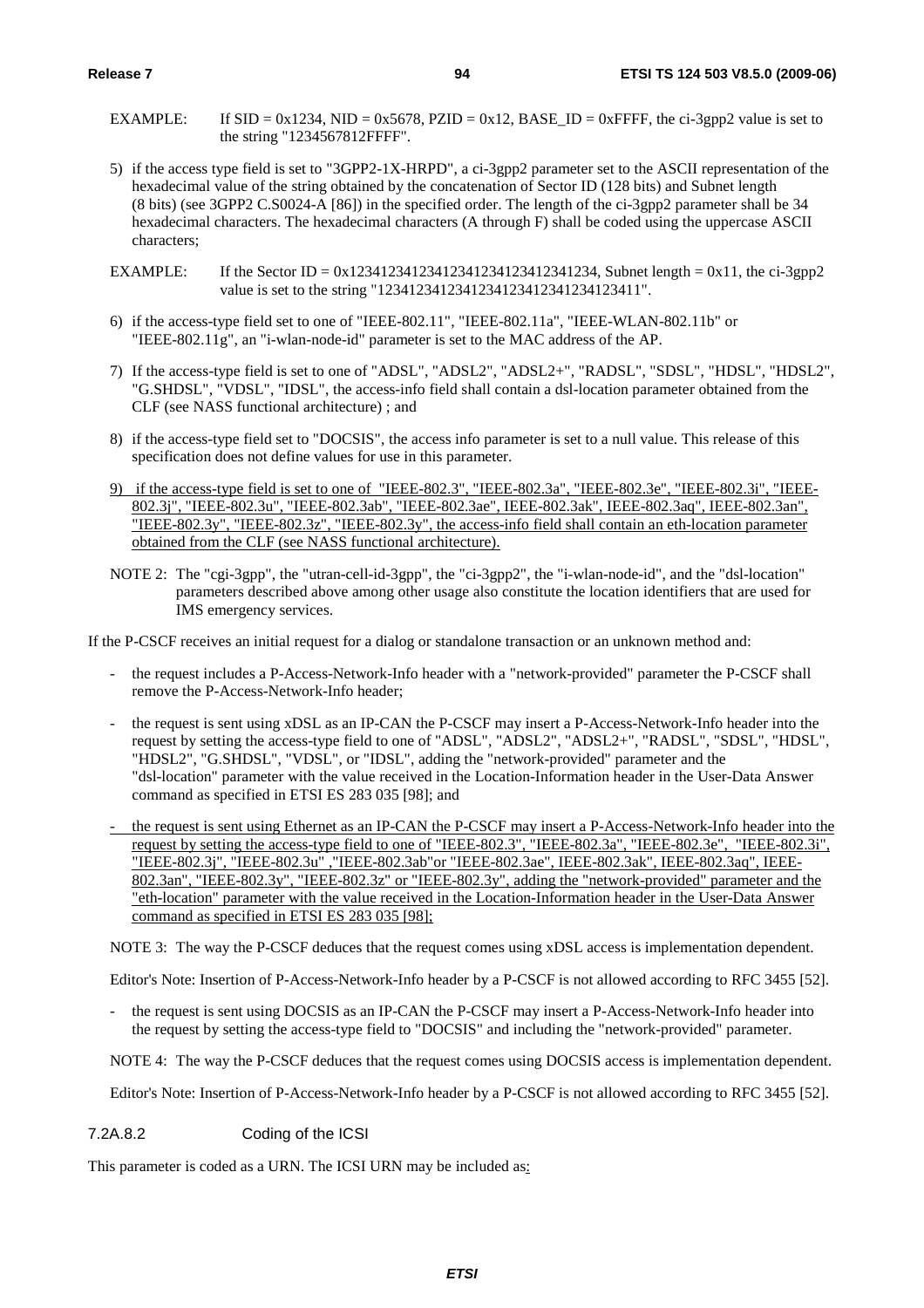EXAMPLE: If SID = 0x1234, NID = 0x5678, PZID = 0x12, BASE_ID = 0xFFFF, the ci-3gpp2 value is set to the string "1234567812FFFF".

5) if the access type field is set to "3GPP2-1X-HRPD", a ci-3gpp2 parameter set to the ASCII representation of the hexadecimal value of the string obtained by the concatenation of Sector ID (128 bits) and Subnet length (8 bits) (see 3GPP2 C.S0024-A [86]) in the specified order. The length of the ci-3gpp2 parameter shall be 34 hexadecimal characters. The hexadecimal characters (A through F) shall be coded using the uppercase ASCII characters;

EXAMPLE: If the Sector ID = 0x12341234123412341234123412341234, Subnet length = 0x11, the ci-3gpp2 value is set to the string "1234123412341234123412341234123411".

6) if the access-type field set to one of "IEEE-802.11", "IEEE-802.11a", "IEEE-WLAN-802.11b" or "IEEE-802.11g", an "i-wlan-node-id" parameter is set to the MAC address of the AP.

7) If the access-type field is set to one of "ADSL", "ADSL2", "ADSL2+", "RADSL", "SDSL", "HDSL", "HDSL2", "G.SHDSL", "VDSL", "IDSL", the access-info field shall contain a dsl-location parameter obtained from the CLF (see NASS functional architecture) ; and

8) if the access-type field set to "DOCSIS", the access info parameter is set to a null value. This release of this specification does not define values for use in this parameter.

9) if the access-type field is set to one of "IEEE-802.3", "IEEE-802.3a", "IEEE-802.3e", "IEEE-802.3i", "IEEE-802.3j", "IEEE-802.3u", "IEEE-802.3ab", "IEEE-802.3ae", IEEE-802.3ak", IEEE-802.3aq", IEEE-802.3an", "IEEE-802.3y", "IEEE-802.3z", "IEEE-802.3y", the access-info field shall contain an eth-location parameter obtained from the CLF (see NASS functional architecture).

NOTE 2: The "cgi-3gpp", the "utran-cell-id-3gpp", the "ci-3gpp2", the "i-wlan-node-id", and the "dsl-location" parameters described above among other usage also constitute the location identifiers that are used for IMS emergency services.

If the P-CSCF receives an initial request for a dialog or standalone transaction or an unknown method and:

- the request includes a P-Access-Network-Info header with a "network-provided" parameter the P-CSCF shall remove the P-Access-Network-Info header;
- the request is sent using xDSL as an IP-CAN the P-CSCF may insert a P-Access-Network-Info header into the request by setting the access-type field to one of "ADSL", "ADSL2", "ADSL2+", "RADSL", "SDSL", "HDSL", "HDSL2", "G.SHDSL", "VDSL", or "IDSL", adding the "network-provided" parameter and the "dsl-location" parameter with the value received in the Location-Information header in the User-Data Answer command as specified in ETSI ES 283 035 [98]; and
- the request is sent using Ethernet as an IP-CAN the P-CSCF may insert a P-Access-Network-Info header into the request by setting the access-type field to one of "IEEE-802.3", "IEEE-802.3a", "IEEE-802.3e", "IEEE-802.3i", "IEEE-802.3j", "IEEE-802.3u" ,"IEEE-802.3ab"or "IEEE-802.3ae", IEEE-802.3ak", IEEE-802.3aq", IEEE-802.3an", "IEEE-802.3y", "IEEE-802.3z" or "IEEE-802.3y", adding the "network-provided" parameter and the "eth-location" parameter with the value received in the Location-Information header in the User-Data Answer command as specified in ETSI ES 283 035 [98];

NOTE 3: The way the P-CSCF deduces that the request comes using xDSL access is implementation dependent.

Editor's Note: Insertion of P-Access-Network-Info header by a P-CSCF is not allowed according to RFC 3455 [52].

- the request is sent using DOCSIS as an IP-CAN the P-CSCF may insert a P-Access-Network-Info header into the request by setting the access-type field to "DOCSIS" and including the "network-provided" parameter.

NOTE 4: The way the P-CSCF deduces that the request comes using DOCSIS access is implementation dependent.

Editor's Note: Insertion of P-Access-Network-Info header by a P-CSCF is not allowed according to RFC 3455 [52].

#### 7.2A.8.2 Coding of the ICSI

This parameter is coded as a URN. The ICSI URN may be included as: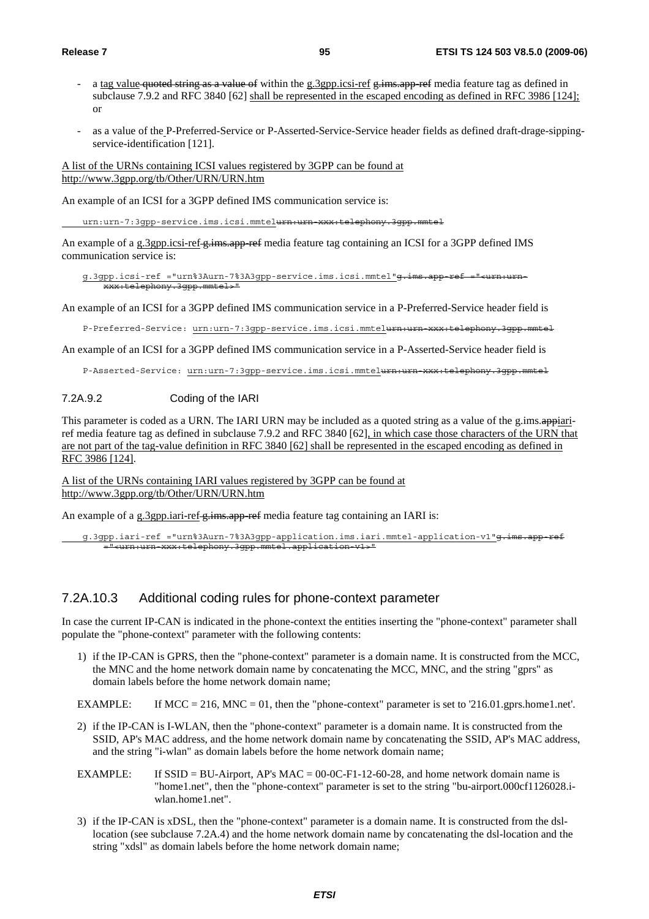- a tag value quoted string as a value of within the g.3gpp.icsi-ref g.ims.app-ref media feature tag as defined in subclause 7.9.2 and RFC 3840 [62] shall be represented in the escaped encoding as defined in RFC 3986 [124]; or

- as a value of the P-Preferred-Service or P-Asserted-Service-Service header fields as defined draft-drage-sipping-service-identification [121].

A list of the URNs containing ICSI values registered by 3GPP can be found at http://www.3gpp.org/tb/Other/URN/URN.htm

An example of an ICSI for a 3GPP defined IMS communication service is:

```
urn:urn-7:3gpp-service.ims.icsi.mmtelurn:urn-xxx:telephony.3gpp.mmtel
```

An example of a g.3gpp.icsi-ref g.ims.app-ref media feature tag containing an ICSI for a 3GPP defined IMS communication service is:

```
g.3gpp.icsi-ref ="urn%3Aurn-7%3A3gpp-service.ims.icsi.mmtel"g.ims.app-ref ="<urn:urn-xxx:telephony.3gpp.mmtel>"
```

An example of an ICSI for a 3GPP defined IMS communication service in a P-Preferred-Service header field is

```
P-Preferred-Service: urn:urn-7:3gpp-service.ims.icsi.mmtelurn:urn-xxx:telephony.3gpp.mmtel
```

An example of an ICSI for a 3GPP defined IMS communication service in a P-Asserted-Service header field is

```
P-Asserted-Service: urn:urn-7:3gpp-service.ims.icsi.mmtelurn:urn-xxx:telephony.3gpp.mmtel
```

#### 7.2A.9.2 Coding of the IARI

This parameter is coded as a URN. The IARI URN may be included as a quoted string as a value of the g.ims.appiari-ref media feature tag as defined in subclause 7.9.2 and RFC 3840 [62], in which case those characters of the URN that are not part of the tag-value definition in RFC 3840 [62] shall be represented in the escaped encoding as defined in RFC 3986 [124].

A list of the URNs containing IARI values registered by 3GPP can be found at http://www.3gpp.org/tb/Other/URN/URN.htm

An example of a g.3gpp.iari-ref g.ims.app-ref media feature tag containing an IARI is:

```
g.3gpp.iari-ref ="urn%3Aurn-7%3A3gpp-application.ims.iari.mmtel-application-v1"g.ims.app-ref ="<urn:urn-xxx:telephony.3gpp.mmtel.application-v1>"
```

### 7.2A.10.3 Additional coding rules for phone-context parameter

In case the current IP-CAN is indicated in the phone-context the entities inserting the "phone-context" parameter shall populate the "phone-context" parameter with the following contents:

1) if the IP-CAN is GPRS, then the "phone-context" parameter is a domain name. It is constructed from the MCC, the MNC and the home network domain name by concatenating the MCC, MNC, and the string "gprs" as domain labels before the home network domain name;

EXAMPLE: If MCC = 216, MNC = 01, then the "phone-context" parameter is set to '216.01.gprs.home1.net'.

2) if the IP-CAN is I-WLAN, then the "phone-context" parameter is a domain name. It is constructed from the SSID, AP's MAC address, and the home network domain name by concatenating the SSID, AP's MAC address, and the string "i-wlan" as domain labels before the home network domain name;

EXAMPLE: If SSID = BU-Airport, AP's MAC = 00-0C-F1-12-60-28, and home network domain name is "home1.net", then the "phone-context" parameter is set to the string "bu-airport.000cf1126028.i-wlan.home1.net".

3) if the IP-CAN is xDSL, then the "phone-context" parameter is a domain name. It is constructed from the dsl-location (see subclause 7.2A.4) and the home network domain name by concatenating the dsl-location and the string "xdsl" as domain labels before the home network domain name;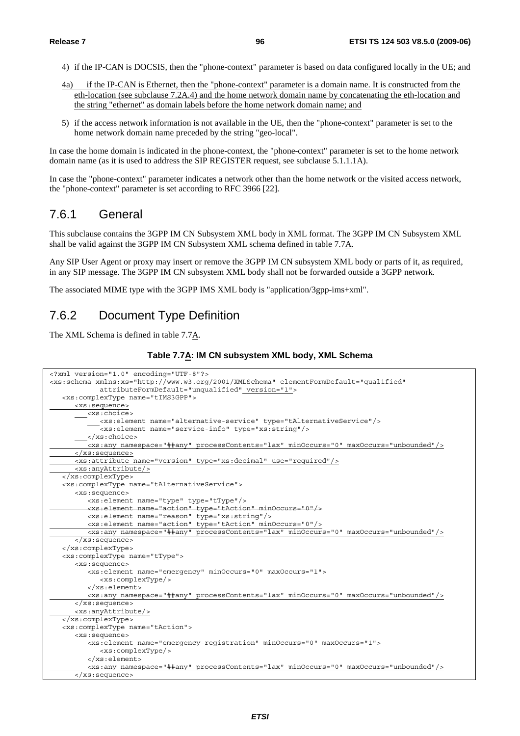4) if the IP-CAN is DOCSIS, then the "phone-context" parameter is based on data configured locally in the UE; and

4a) if the IP-CAN is Ethernet, then the "phone-context" parameter is a domain name. It is constructed from the eth-location (see subclause 7.2A.4) and the home network domain name by concatenating the eth-location and the string "ethernet" as domain labels before the home network domain name; and

5) if the access network information is not available in the UE, then the "phone-context" parameter is set to the home network domain name preceded by the string "geo-local".

In case the home domain is indicated in the phone-context, the "phone-context" parameter is set to the home network domain name (as it is used to address the SIP REGISTER request, see subclause 5.1.1.1A).

In case the "phone-context" parameter indicates a network other than the home network or the visited access network, the "phone-context" parameter is set according to RFC 3966 [22].

## 7.6.1 General

This subclause contains the 3GPP IM CN Subsystem XML body in XML format. The 3GPP IM CN Subsystem XML shall be valid against the 3GPP IM CN Subsystem XML schema defined in table 7.7A.

Any SIP User Agent or proxy may insert or remove the 3GPP IM CN subsystem XML body or parts of it, as required, in any SIP message. The 3GPP IM CN subsystem XML body shall not be forwarded outside a 3GPP network.

The associated MIME type with the 3GPP IMS XML body is "application/3gpp-ims+xml".

## 7.6.2 Document Type Definition

The XML Schema is defined in table 7.7A.

**Table 7.7A: IM CN subsystem XML body, XML Schema**

```
<?xml version="1.0" encoding="UTF-8"?>
<xs:schema xmlns:xs="http://www.w3.org/2001/XMLSchema" elementFormDefault="qualified"
          attributeFormDefault="unqualified" version="1">
   <xs:complexType name="tIMS3GPP">
      <xs:sequence>
         <xs:choice>
            <xs:element name="alternative-service" type="tAlternativeService"/>
            <xs:element name="service-info" type="xs:string"/>
         </xs:choice>
         <xs:any namespace="##any" processContents="lax" minOccurs="0" maxOccurs="unbounded"/>
      </xs:sequence>
      <xs:attribute name="version" type="xs:decimal" use="required"/>
      <xs:anyAttribute/>
   </xs:complexType>
   <xs:complexType name="tAlternativeService">
      <xs:sequence>
         <xs:element name="type" type="tType"/>
         <xs:element name="action" type="tAction" minOccurs="0"/>
         <xs:element name="reason" type="xs:string"/>
         <xs:element name="action" type="tAction" minOccurs="0"/>
         <xs:any namespace="##any" processContents="lax" minOccurs="0" maxOccurs="unbounded"/>
      </xs:sequence>
   </xs:complexType>
   <xs:complexType name="tType">
      <xs:sequence>
         <xs:element name="emergency" minOccurs="0" maxOccurs="1">
            <xs:complexType/>
         </xs:element>
         <xs:any namespace="##any" processContents="lax" minOccurs="0" maxOccurs="unbounded"/>
      </xs:sequence>
      <xs:anyAttribute/>
   </xs:complexType>
   <xs:complexType name="tAction">
      <xs:sequence>
         <xs:element name="emergency-registration" minOccurs="0" maxOccurs="1">
            <xs:complexType/>
         </xs:element>
         <xs:any namespace="##any" processContents="lax" minOccurs="0" maxOccurs="unbounded"/>
      </xs:sequence>
```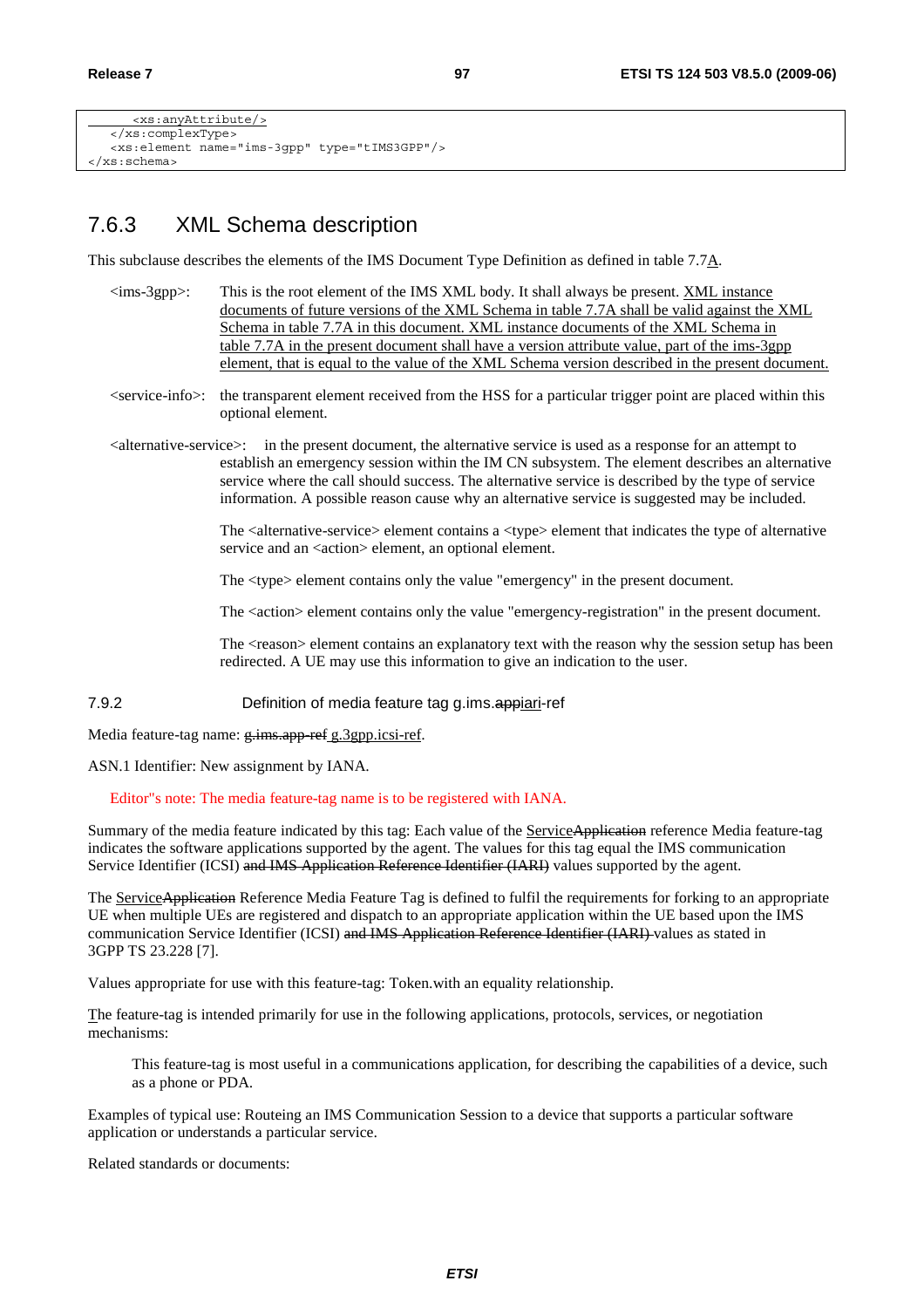```
      <xs:anyAttribute/>
   </xs:complexType>
   <xs:element name="ims-3gpp" type="tIMS3GPP"/>
</xs:schema>
```

## 7.6.3 XML Schema description

This subclause describes the elements of the IMS Document Type Definition as defined in table 7.7A.

<ims-3gpp>: This is the root element of the IMS XML body. It shall always be present. XML instance documents of future versions of the XML Schema in table 7.7A shall be valid against the XML Schema in table 7.7A in this document. XML instance documents of the XML Schema in table 7.7A in the present document shall have a version attribute value, part of the ims-3gpp element, that is equal to the value of the XML Schema version described in the present document.

<service-info>: the transparent element received from the HSS for a particular trigger point are placed within this optional element.

<alternative-service>: in the present document, the alternative service is used as a response for an attempt to establish an emergency session within the IM CN subsystem. The element describes an alternative service where the call should success. The alternative service is described by the type of service information. A possible reason cause why an alternative service is suggested may be included.

The <alternative-service> element contains a <type> element that indicates the type of alternative service and an <action> element, an optional element.

The <type> element contains only the value "emergency" in the present document.

The <action> element contains only the value "emergency-registration" in the present document.

The <reason> element contains an explanatory text with the reason why the session setup has been redirected. A UE may use this information to give an indication to the user.

### 7.9.2 Definition of media feature tag g.ims.~~app~~iari-ref

Media feature-tag name: ~~g.ims.app-ref~~ g.3gpp.icsi-ref.

ASN.1 Identifier: New assignment by IANA.

Editor"s note: The media feature-tag name is to be registered with IANA.

Summary of the media feature indicated by this tag: Each value of the Service~~Application~~ reference Media feature-tag indicates the software applications supported by the agent. The values for this tag equal the IMS communication Service Identifier (ICSI) ~~and IMS Application Reference Identifier (IARI)~~ values supported by the agent.

The Service~~Application~~ Reference Media Feature Tag is defined to fulfil the requirements for forking to an appropriate UE when multiple UEs are registered and dispatch to an appropriate application within the UE based upon the IMS communication Service Identifier (ICSI) ~~and IMS Application Reference Identifier (IARI)~~ values as stated in 3GPP TS 23.228 [7].

Values appropriate for use with this feature-tag: Token.with an equality relationship.

The feature-tag is intended primarily for use in the following applications, protocols, services, or negotiation mechanisms:

This feature-tag is most useful in a communications application, for describing the capabilities of a device, such as a phone or PDA.

Examples of typical use: Routeing an IMS Communication Session to a device that supports a particular software application or understands a particular service.

Related standards or documents: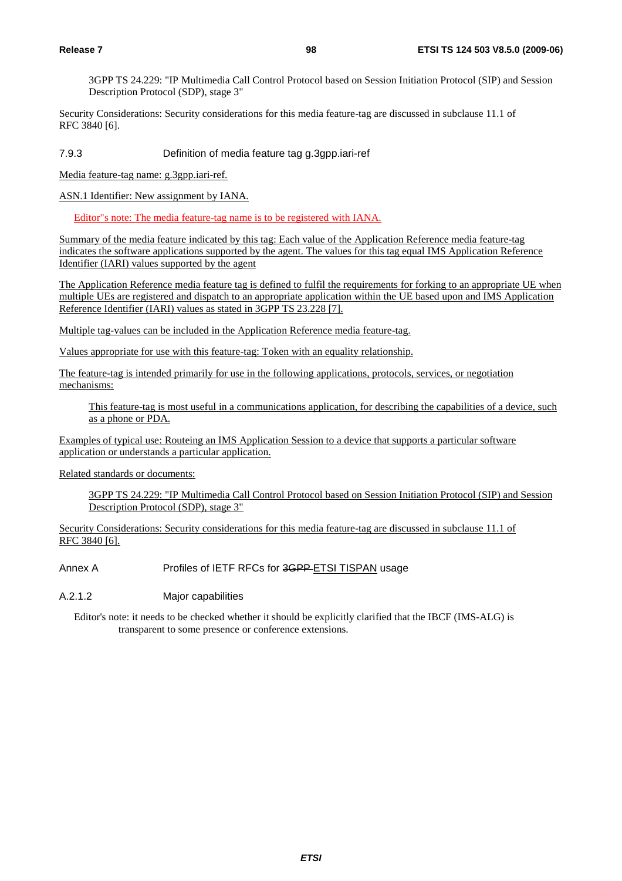3GPP TS 24.229: "IP Multimedia Call Control Protocol based on Session Initiation Protocol (SIP) and Session Description Protocol (SDP), stage 3"

Security Considerations: Security considerations for this media feature-tag are discussed in subclause 11.1 of RFC 3840 [6].

### 7.9.3 Definition of media feature tag g.3gpp.iari-ref

Media feature-tag name: g.3gpp.iari-ref.

ASN.1 Identifier: New assignment by IANA.

Editor"s note: The media feature-tag name is to be registered with IANA.

Summary of the media feature indicated by this tag: Each value of the Application Reference media feature-tag indicates the software applications supported by the agent. The values for this tag equal IMS Application Reference Identifier (IARI) values supported by the agent

The Application Reference media feature tag is defined to fulfil the requirements for forking to an appropriate UE when multiple UEs are registered and dispatch to an appropriate application within the UE based upon and IMS Application Reference Identifier (IARI) values as stated in 3GPP TS 23.228 [7].

Multiple tag-values can be included in the Application Reference media feature-tag.

Values appropriate for use with this feature-tag: Token with an equality relationship.

The feature-tag is intended primarily for use in the following applications, protocols, services, or negotiation mechanisms:

This feature-tag is most useful in a communications application, for describing the capabilities of a device, such as a phone or PDA.

Examples of typical use: Routeing an IMS Application Session to a device that supports a particular software application or understands a particular application.

Related standards or documents:

3GPP TS 24.229: "IP Multimedia Call Control Protocol based on Session Initiation Protocol (SIP) and Session Description Protocol (SDP), stage 3"

Security Considerations: Security considerations for this media feature-tag are discussed in subclause 11.1 of RFC 3840 [6].

# Annex A Profiles of IETF RFCs for ~~3GPP~~ ETSI TISPAN usage

### A.2.1.2 Major capabilities

Editor's note: it needs to be checked whether it should be explicitly clarified that the IBCF (IMS-ALG) is transparent to some presence or conference extensions.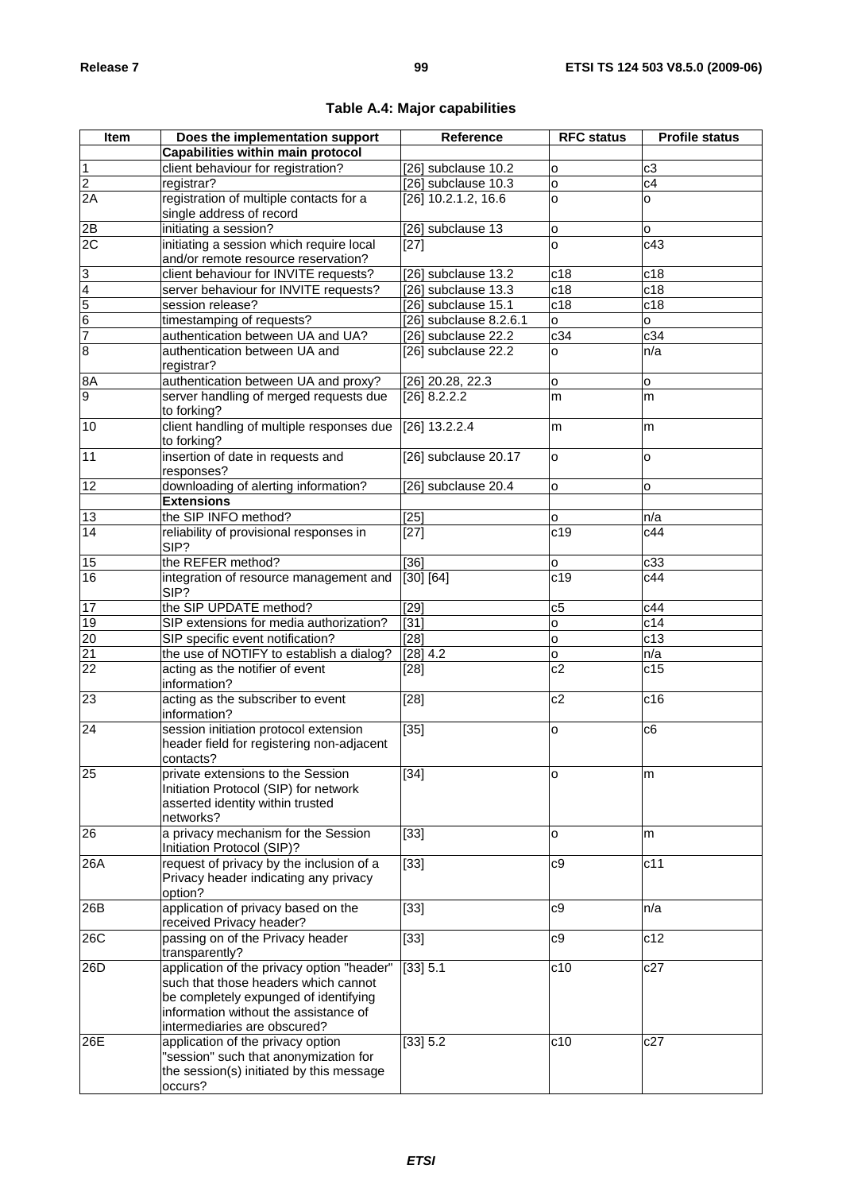**Table A.4: Major capabilities**

| Item | Does the implementation support | Reference | RFC status | Profile status |
|---|---|---|---|---|
| | **Capabilities within main protocol** | | | |
| 1 | client behaviour for registration? | [26] subclause 10.2 | o | c3 |
| 2 | registrar? | [26] subclause 10.3 | o | c4 |
| 2A | registration of multiple contacts for a single address of record | [26] 10.2.1.2, 16.6 | o | o |
| 2B | initiating a session? | [26] subclause 13 | o | o |
| 2C | initiating a session which require local and/or remote resource reservation? | [27] | o | c43 |
| 3 | client behaviour for INVITE requests? | [26] subclause 13.2 | c18 | c18 |
| 4 | server behaviour for INVITE requests? | [26] subclause 13.3 | c18 | c18 |
| 5 | session release? | [26] subclause 15.1 | c18 | c18 |
| 6 | timestamping of requests? | [26] subclause 8.2.6.1 | o | o |
| 7 | authentication between UA and UA? | [26] subclause 22.2 | c34 | c34 |
| 8 | authentication between UA and registrar? | [26] subclause 22.2 | o | n/a |
| 8A | authentication between UA and proxy? | [26] 20.28, 22.3 | o | o |
| 9 | server handling of merged requests due to forking? | [26] 8.2.2.2 | m | m |
| 10 | client handling of multiple responses due to forking? | [26] 13.2.2.4 | m | m |
| 11 | insertion of date in requests and responses? | [26] subclause 20.17 | o | o |
| 12 | downloading of alerting information? | [26] subclause 20.4 | o | o |
| | **Extensions** | | | |
| 13 | the SIP INFO method? | [25] | o | n/a |
| 14 | reliability of provisional responses in SIP? | [27] | c19 | c44 |
| 15 | the REFER method? | [36] | o | c33 |
| 16 | integration of resource management and SIP? | [30] [64] | c19 | c44 |
| 17 | the SIP UPDATE method? | [29] | c5 | c44 |
| 19 | SIP extensions for media authorization? | [31] | o | c14 |
| 20 | SIP specific event notification? | [28] | o | c13 |
| 21 | the use of NOTIFY to establish a dialog? | [28] 4.2 | o | n/a |
| 22 | acting as the notifier of event information? | [28] | c2 | c15 |
| 23 | acting as the subscriber to event information? | [28] | c2 | c16 |
| 24 | session initiation protocol extension header field for registering non-adjacent contacts? | [35] | o | c6 |
| 25 | private extensions to the Session Initiation Protocol (SIP) for network asserted identity within trusted networks? | [34] | o | m |
| 26 | a privacy mechanism for the Session Initiation Protocol (SIP)? | [33] | o | m |
| 26A | request of privacy by the inclusion of a Privacy header indicating any privacy option? | [33] | c9 | c11 |
| 26B | application of privacy based on the received Privacy header? | [33] | c9 | n/a |
| 26C | passing on of the Privacy header transparently? | [33] | c9 | c12 |
| 26D | application of the privacy option "header" such that those headers which cannot be completely expunged of identifying information without the assistance of intermediaries are obscured? | [33] 5.1 | c10 | c27 |
| 26E | application of the privacy option "session" such that anonymization for the session(s) initiated by this message occurs? | [33] 5.2 | c10 | c27 |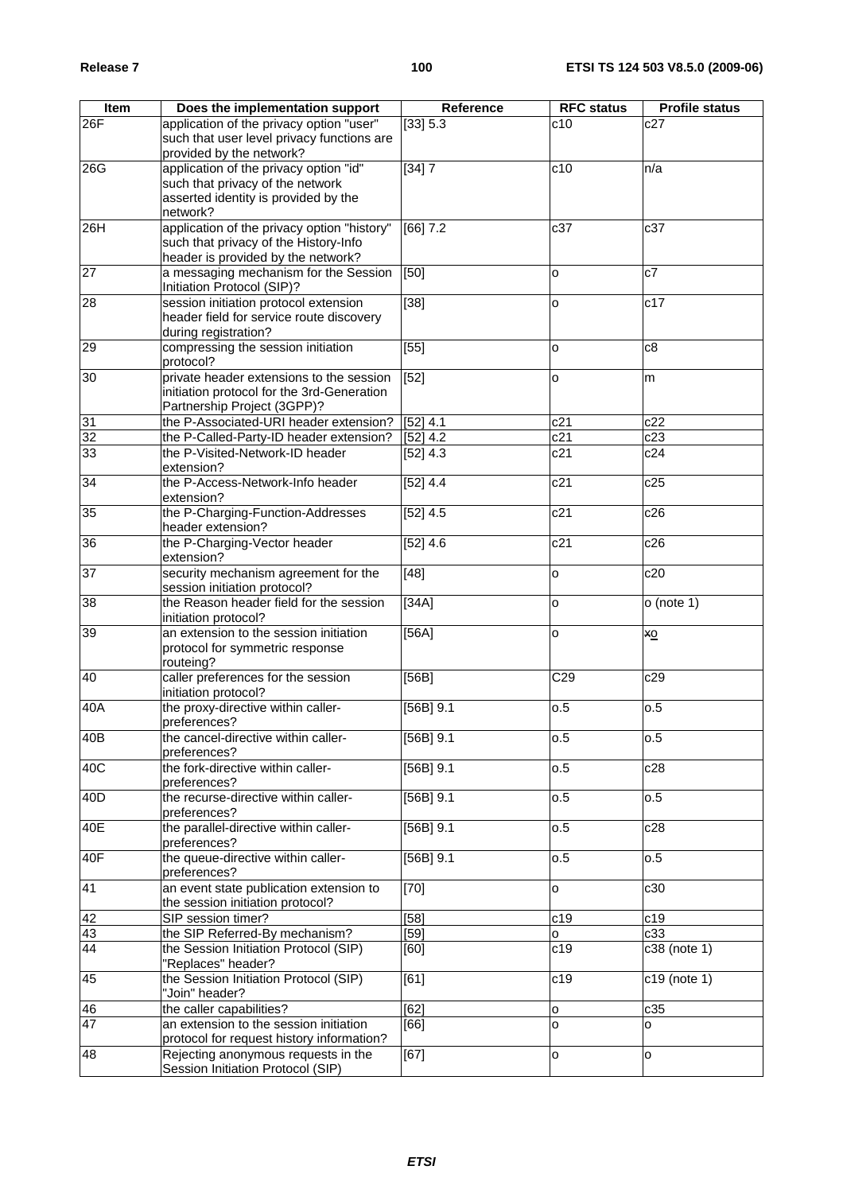| Item | Does the implementation support | Reference | RFC status | Profile status |
|---|---|---|---|---|
| 26F | application of the privacy option "user" such that user level privacy functions are provided by the network? | [33] 5.3 | c10 | c27 |
| 26G | application of the privacy option "id" such that privacy of the network asserted identity is provided by the network? | [34] 7 | c10 | n/a |
| 26H | application of the privacy option "history" such that privacy of the History-Info header is provided by the network? | [66] 7.2 | c37 | c37 |
| 27 | a messaging mechanism for the Session Initiation Protocol (SIP)? | [50] | o | c7 |
| 28 | session initiation protocol extension header field for service route discovery during registration? | [38] | o | c17 |
| 29 | compressing the session initiation protocol? | [55] | o | c8 |
| 30 | private header extensions to the session initiation protocol for the 3rd-Generation Partnership Project (3GPP)? | [52] | o | m |
| 31 | the P-Associated-URI header extension? | [52] 4.1 | c21 | c22 |
| 32 | the P-Called-Party-ID header extension? | [52] 4.2 | c21 | c23 |
| 33 | the P-Visited-Network-ID header extension? | [52] 4.3 | c21 | c24 |
| 34 | the P-Access-Network-Info header extension? | [52] 4.4 | c21 | c25 |
| 35 | the P-Charging-Function-Addresses header extension? | [52] 4.5 | c21 | c26 |
| 36 | the P-Charging-Vector header extension? | [52] 4.6 | c21 | c26 |
| 37 | security mechanism agreement for the session initiation protocol? | [48] | o | c20 |
| 38 | the Reason header field for the session initiation protocol? | [34A] | o | o (note 1) |
| 39 | an extension to the session initiation protocol for symmetric response routeing? | [56A] | o | ~~x~~o |
| 40 | caller preferences for the session initiation protocol? | [56B] | C29 | c29 |
| 40A | the proxy-directive within caller-preferences? | [56B] 9.1 | o.5 | o.5 |
| 40B | the cancel-directive within caller-preferences? | [56B] 9.1 | o.5 | o.5 |
| 40C | the fork-directive within caller-preferences? | [56B] 9.1 | o.5 | c28 |
| 40D | the recurse-directive within caller-preferences? | [56B] 9.1 | o.5 | o.5 |
| 40E | the parallel-directive within caller-preferences? | [56B] 9.1 | o.5 | c28 |
| 40F | the queue-directive within caller-preferences? | [56B] 9.1 | o.5 | o.5 |
| 41 | an event state publication extension to the session initiation protocol? | [70] | o | c30 |
| 42 | SIP session timer? | [58] | c19 | c19 |
| 43 | the SIP Referred-By mechanism? | [59] | o | c33 |
| 44 | the Session Initiation Protocol (SIP) "Replaces" header? | [60] | c19 | c38 (note 1) |
| 45 | the Session Initiation Protocol (SIP) "Join" header? | [61] | c19 | c19 (note 1) |
| 46 | the caller capabilities? | [62] | o | c35 |
| 47 | an extension to the session initiation protocol for request history information? | [66] | o | o |
| 48 | Rejecting anonymous requests in the Session Initiation Protocol (SIP) | [67] | o | o |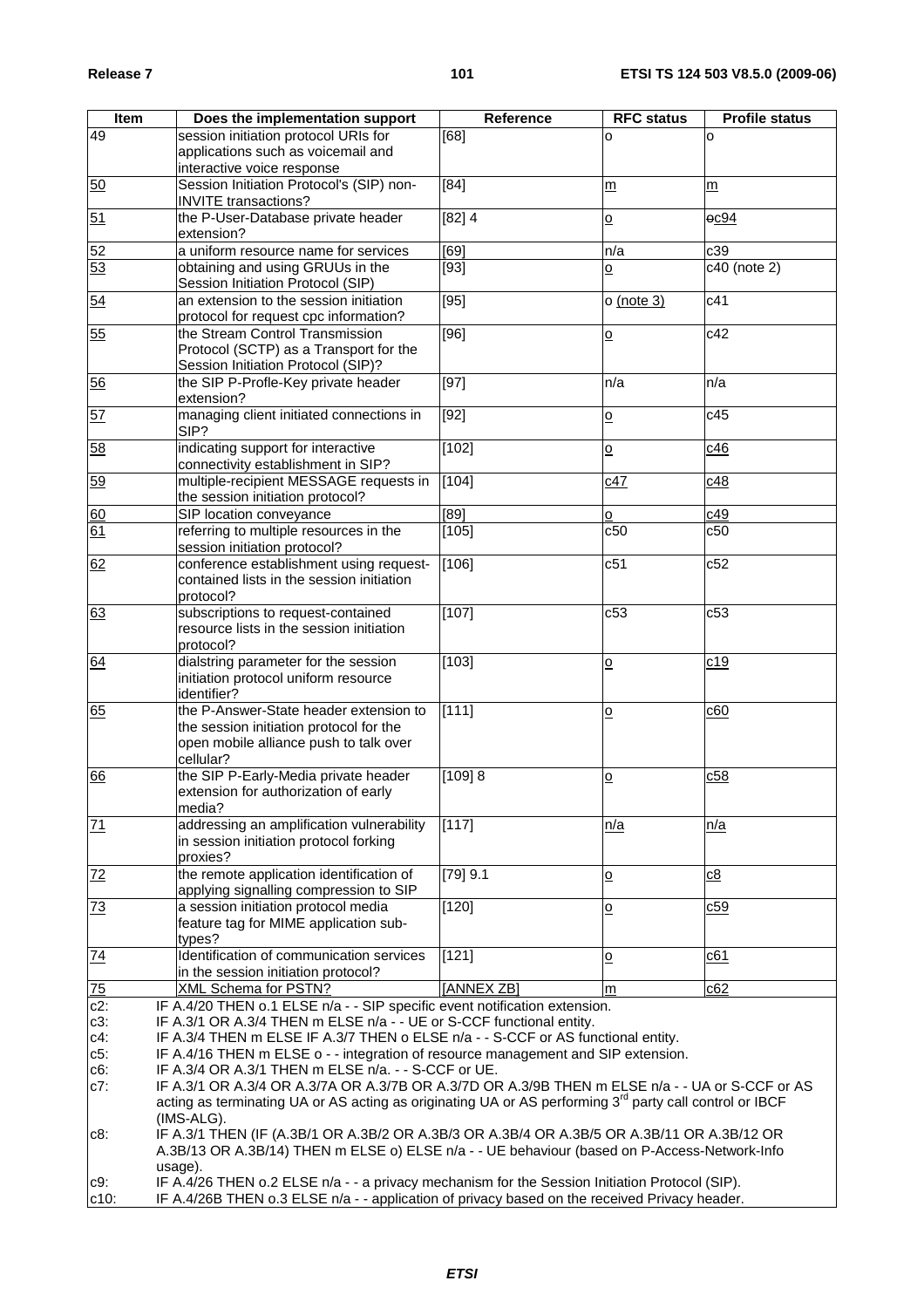| Item | Does the implementation support | Reference | RFC status | Profile status |
| --- | --- | --- | --- | --- |
| 49 | session initiation protocol URIs for applications such as voicemail and interactive voice response | [68] | o | o |
| 50 | Session Initiation Protocol's (SIP) non-INVITE transactions? | [84] | m | m |
| 51 | the P-User-Database private header extension? | [82] 4 | o | oc94 |
| 52 | a uniform resource name for services | [69] | n/a | c39 |
| 53 | obtaining and using GRUUs in the Session Initiation Protocol (SIP) | [93] | o | c40 (note 2) |
| 54 | an extension to the session initiation protocol for request cpc information? | [95] | o (note 3) | c41 |
| 55 | the Stream Control Transmission Protocol (SCTP) as a Transport for the Session Initiation Protocol (SIP)? | [96] | o | c42 |
| 56 | the SIP P-Profle-Key private header extension? | [97] | n/a | n/a |
| 57 | managing client initiated connections in SIP? | [92] | o | c45 |
| 58 | indicating support for interactive connectivity establishment in SIP? | [102] | o | c46 |
| 59 | multiple-recipient MESSAGE requests in the session initiation protocol? | [104] | c47 | c48 |
| 60 | SIP location conveyance | [89] | o | c49 |
| 61 | referring to multiple resources in the session initiation protocol? | [105] | c50 | c50 |
| 62 | conference establishment using request-contained lists in the session initiation protocol? | [106] | c51 | c52 |
| 63 | subscriptions to request-contained resource lists in the session initiation protocol? | [107] | c53 | c53 |
| 64 | dialstring parameter for the session initiation protocol uniform resource identifier? | [103] | o | c19 |
| 65 | the P-Answer-State header extension to the session initiation protocol for the open mobile alliance push to talk over cellular? | [111] | o | c60 |
| 66 | the SIP P-Early-Media private header extension for authorization of early media? | [109] 8 | o | c58 |
| 71 | addressing an amplification vulnerability in session initiation protocol forking proxies? | [117] | n/a | n/a |
| 72 | the remote application identification of applying signalling compression to SIP | [79] 9.1 | o | c8 |
| 73 | a session initiation protocol media feature tag for MIME application sub-types? | [120] | o | c59 |
| 74 | Identification of communication services in the session initiation protocol? | [121] | o | c61 |
| 75 | XML Schema for PSTN? | [ANNEX ZB] | m | c62 |

c2: IF A.4/20 THEN o.1 ELSE n/a - - SIP specific event notification extension.

c3: IF A.3/1 OR A.3/4 THEN m ELSE n/a - - UE or S-CCF functional entity.

c4: IF A.3/4 THEN m ELSE IF A.3/7 THEN o ELSE n/a - - S-CCF or AS functional entity.

c5: IF A.4/16 THEN m ELSE o - - integration of resource management and SIP extension.

c6: IF A.3/4 OR A.3/1 THEN m ELSE n/a. - - S-CCF or UE.

c7: IF A.3/1 OR A.3/4 OR A.3/7A OR A.3/7B OR A.3/7D OR A.3/9B THEN m ELSE n/a - - UA or S-CCF or AS acting as terminating UA or AS acting as originating UA or AS performing 3rd party call control or IBCF (IMS-ALG).

c8: IF A.3/1 THEN (IF (A.3B/1 OR A.3B/2 OR A.3B/3 OR A.3B/4 OR A.3B/5 OR A.3B/11 OR A.3B/12 OR A.3B/13 OR A.3B/14) THEN m ELSE o) ELSE n/a - - UE behaviour (based on P-Access-Network-Info usage).

c9: IF A.4/26 THEN o.2 ELSE n/a - - a privacy mechanism for the Session Initiation Protocol (SIP).

c10: IF A.4/26B THEN o.3 ELSE n/a - - application of privacy based on the received Privacy header.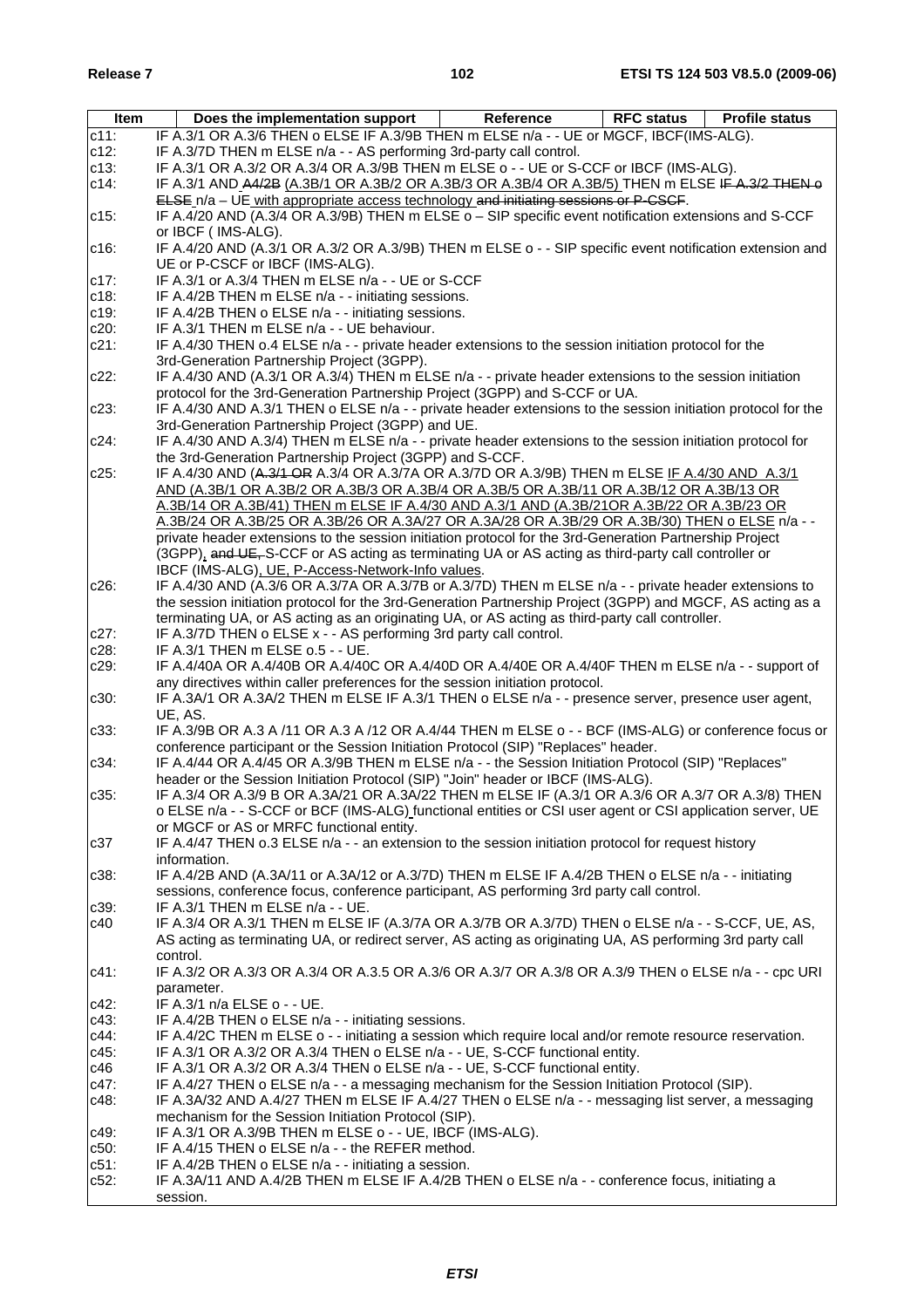| Item | Does the implementation support | Reference | RFC status | Profile status |
|---|---|---|---|---|
| c11: | IF A.3/1 OR A.3/6 THEN o ELSE IF A.3/9B THEN m ELSE n/a - - UE or MGCF, IBCF(IMS-ALG). | | | |
| c12: | IF A.3/7D THEN m ELSE n/a - - AS performing 3rd-party call control. | | | |
| c13: | IF A.3/1 OR A.3/2 OR A.3/4 OR A.3/9B THEN m ELSE o - - UE or S-CCF or IBCF (IMS-ALG). | | | |
| c14: | IF A.3/1 AND ~~A4/2B~~ (A.3B/1 OR A.3B/2 OR A.3B/3 OR A.3B/4 OR A.3B/5) THEN m ELSE ~~IF A.3/2 THEN o ELSE~~ n/a – UE with appropriate access technology ~~and initiating sessions or P-CSCF~~. | | | |
| c15: | IF A.4/20 AND (A.3/4 OR A.3/9B) THEN m ELSE o – SIP specific event notification extensions and S-CCF or IBCF ( IMS-ALG). | | | |
| c16: | IF A.4/20 AND (A.3/1 OR A.3/2 OR A.3/9B) THEN m ELSE o - - SIP specific event notification extension and UE or P-CSCF or IBCF (IMS-ALG). | | | |
| c17: | IF A.3/1 or A.3/4 THEN m ELSE n/a - - UE or S-CCF | | | |
| c18: | IF A.4/2B THEN m ELSE n/a - - initiating sessions. | | | |
| c19: | IF A.4/2B THEN o ELSE n/a - - initiating sessions. | | | |
| c20: | IF A.3/1 THEN m ELSE n/a - - UE behaviour. | | | |
| c21: | IF A.4/30 THEN o.4 ELSE n/a - - private header extensions to the session initiation protocol for the 3rd-Generation Partnership Project (3GPP). | | | |
| c22: | IF A.4/30 AND (A.3/1 OR A.3/4) THEN m ELSE n/a - - private header extensions to the session initiation protocol for the 3rd-Generation Partnership Project (3GPP) and S-CCF or UA. | | | |
| c23: | IF A.4/30 AND A.3/1 THEN o ELSE n/a - - private header extensions to the session initiation protocol for the 3rd-Generation Partnership Project (3GPP) and UE. | | | |
| c24: | IF A.4/30 AND A.3/4) THEN m ELSE n/a - - private header extensions to the session initiation protocol for the 3rd-Generation Partnership Project (3GPP) and S-CCF. | | | |
| c25: | IF A.4/30 AND (~~A.3/1 OR~~ A.3/4 OR A.3/7A OR A.3/7D OR A.3/9B) THEN m ELSE IF A.4/30 AND A.3/1 AND (A.3B/1 OR A.3B/2 OR A.3B/3 OR A.3B/4 OR A.3B/5 OR A.3B/11 OR A.3B/12 OR A.3B/13 OR A.3B/14 OR A.3B/41) THEN m ELSE IF A.4/30 AND A.3/1 AND (A.3B/21OR A.3B/22 OR A.3B/23 OR A.3B/24 OR A.3B/25 OR A.3B/26 OR A.3A/27 OR A.3A/28 OR A.3B/29 OR A.3B/30) THEN o ELSE n/a - - private header extensions to the session initiation protocol for the 3rd-Generation Partnership Project (3GPP), ~~and UE,~~ S-CCF or AS acting as terminating UA or AS acting as third-party call controller or IBCF (IMS-ALG), UE, P-Access-Network-Info values. | | | |
| c26: | IF A.4/30 AND (A.3/6 OR A.3/7A OR A.3/7B OR A.3/7D) THEN m ELSE n/a - - private header extensions to the session initiation protocol for the 3rd-Generation Partnership Project (3GPP) and MGCF, AS acting as a terminating UA, or AS acting as an originating UA, or AS acting as third-party call controller. | | | |
| c27: | IF A.3/7D THEN o ELSE x - - AS performing 3rd party call control. | | | |
| c28: | IF A.3/1 THEN m ELSE o.5 - - UE. | | | |
| c29: | IF A.4/40A OR A.4/40B OR A.4/40C OR A.4/40D OR A.4/40E OR A.4/40F THEN m ELSE n/a - - support of any directives within caller preferences for the session initiation protocol. | | | |
| c30: | IF A.3A/1 OR A.3A/2 THEN m ELSE IF A.3/1 THEN o ELSE n/a - - presence server, presence user agent, UE, AS. | | | |
| c33: | IF A.3/9B OR A.3 A /11 OR A.3 A /12 OR A.4/44 THEN m ELSE o - - BCF (IMS-ALG) or conference focus or conference participant or the Session Initiation Protocol (SIP) "Replaces" header. | | | |
| c34: | IF A.4/44 OR A.4/45 OR A.3/9B THEN m ELSE n/a - - the Session Initiation Protocol (SIP) "Replaces" header or the Session Initiation Protocol (SIP) "Join" header or IBCF (IMS-ALG). | | | |
| c35: | IF A.3/4 OR A.3/9 B OR A.3A/21 OR A.3A/22 THEN m ELSE IF (A.3/1 OR A.3/6 OR A.3/7 OR A.3/8) THEN o ELSE n/a - - S-CCF or BCF (IMS-ALG) functional entities or CSI user agent or CSI application server, UE or MGCF or AS or MRFC functional entity. | | | |
| c37 | IF A.4/47 THEN o.3 ELSE n/a - - an extension to the session initiation protocol for request history information. | | | |
| c38: | IF A.4/2B AND (A.3A/11 or A.3A/12 or A.3/7D) THEN m ELSE IF A.4/2B THEN o ELSE n/a - - initiating sessions, conference focus, conference participant, AS performing 3rd party call control. | | | |
| c39: | IF A.3/1 THEN m ELSE n/a - - UE. | | | |
| c40 | IF A.3/4 OR A.3/1 THEN m ELSE IF (A.3/7A OR A.3/7B OR A.3/7D) THEN o ELSE n/a - - S-CCF, UE, AS, AS acting as terminating UA, or redirect server, AS acting as originating UA, AS performing 3rd party call control. | | | |
| c41: | IF A.3/2 OR A.3/3 OR A.3/4 OR A.3.5 OR A.3/6 OR A.3/7 OR A.3/8 OR A.3/9 THEN o ELSE n/a - - cpc URI parameter. | | | |
| c42: | IF A.3/1 n/a ELSE o - - UE. | | | |
| c43: | IF A.4/2B THEN o ELSE n/a - - initiating sessions. | | | |
| c44: | IF A.4/2C THEN m ELSE o - - initiating a session which require local and/or remote resource reservation. | | | |
| c45: | IF A.3/1 OR A.3/2 OR A.3/4 THEN o ELSE n/a - - UE, S-CCF functional entity. | | | |
| c46 | IF A.3/1 OR A.3/2 OR A.3/4 THEN o ELSE n/a - - UE, S-CCF functional entity. | | | |
| c47: | IF A.4/27 THEN o ELSE n/a - - a messaging mechanism for the Session Initiation Protocol (SIP). | | | |
| c48: | IF A.3A/32 AND A.4/27 THEN m ELSE IF A.4/27 THEN o ELSE n/a - - messaging list server, a messaging mechanism for the Session Initiation Protocol (SIP). | | | |
| c49: | IF A.3/1 OR A.3/9B THEN m ELSE o - - UE, IBCF (IMS-ALG). | | | |
| c50: | IF A.4/15 THEN o ELSE n/a - - the REFER method. | | | |
| c51: | IF A.4/2B THEN o ELSE n/a - - initiating a session. | | | |
| c52: | IF A.3A/11 AND A.4/2B THEN m ELSE IF A.4/2B THEN o ELSE n/a - - conference focus, initiating a session. | | | |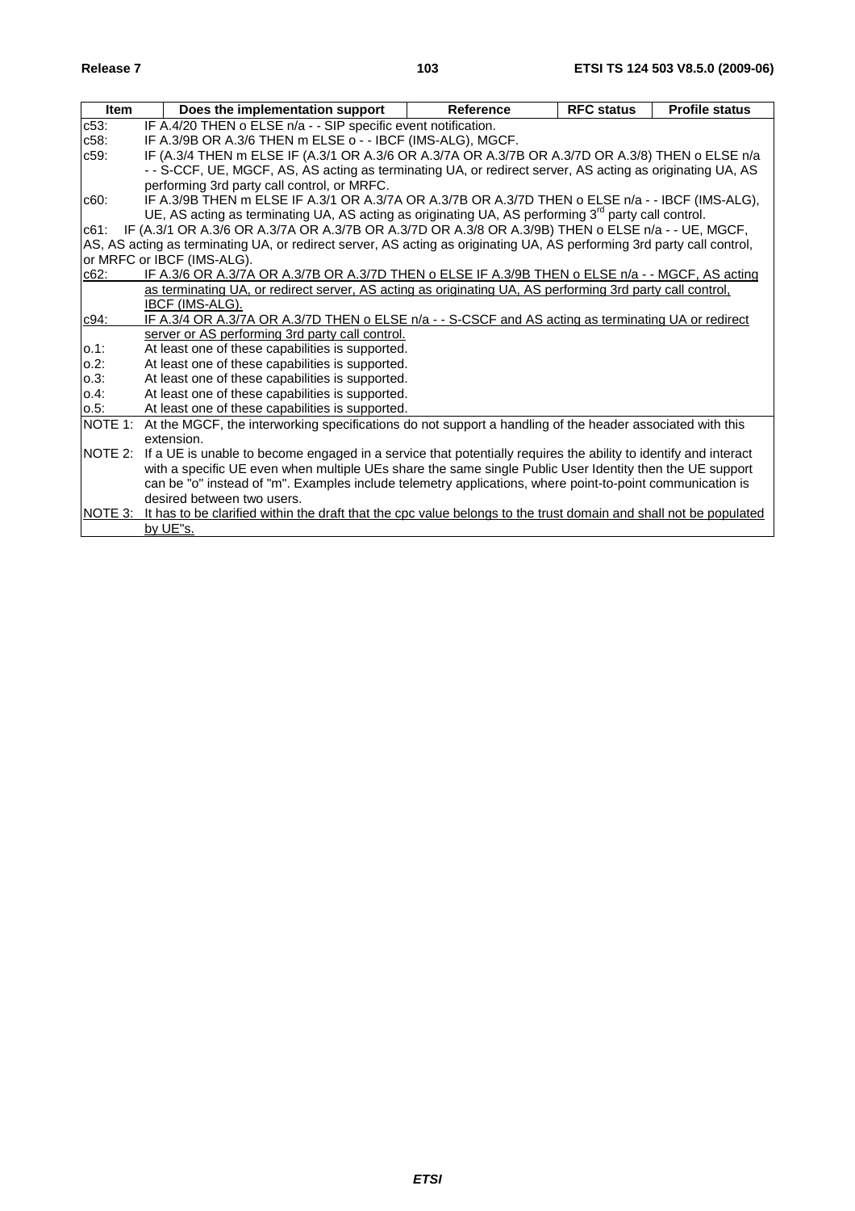| Item | Does the implementation support | Reference | RFC status | Profile status |
|---|---|---|---|---|
| c53: | IF A.4/20 THEN o ELSE n/a - - SIP specific event notification. | | | |
| c58: | IF A.3/9B OR A.3/6 THEN m ELSE o - - IBCF (IMS-ALG), MGCF. | | | |
| c59: | IF (A.3/4 THEN m ELSE IF (A.3/1 OR A.3/6 OR A.3/7A OR A.3/7B OR A.3/7D OR A.3/8) THEN o ELSE n/a - - S-CCF, UE, MGCF, AS, AS acting as terminating UA, or redirect server, AS acting as originating UA, AS performing 3rd party call control, or MRFC. | | | |
| c60: | IF A.3/9B THEN m ELSE IF A.3/1 OR A.3/7A OR A.3/7B OR A.3/7D THEN o ELSE n/a - - IBCF (IMS-ALG), UE, AS acting as terminating UA, AS acting as originating UA, AS performing 3rd party call control. | | | |
| c61: | IF (A.3/1 OR A.3/6 OR A.3/7A OR A.3/7B OR A.3/7D OR A.3/8 OR A.3/9B) THEN o ELSE n/a - - UE, MGCF, AS, AS acting as terminating UA, or redirect server, AS acting as originating UA, AS performing 3rd party call control, or MRFC or IBCF (IMS-ALG). | | | |
| c62: | IF A.3/6 OR A.3/7A OR A.3/7B OR A.3/7D THEN o ELSE IF A.3/9B THEN o ELSE n/a - - MGCF, AS acting as terminating UA, or redirect server, AS acting as originating UA, AS performing 3rd party call control, IBCF (IMS-ALG). | | | |
| c94: | IF A.3/4 OR A.3/7A OR A.3/7D THEN o ELSE n/a - - S-CSCF and AS acting as terminating UA or redirect server or AS performing 3rd party call control. | | | |
| o.1: | At least one of these capabilities is supported. | | | |
| o.2: | At least one of these capabilities is supported. | | | |
| o.3: | At least one of these capabilities is supported. | | | |
| o.4: | At least one of these capabilities is supported. | | | |
| o.5: | At least one of these capabilities is supported. | | | |
| NOTE 1: | At the MGCF, the interworking specifications do not support a handling of the header associated with this extension. | | | |
| NOTE 2: | If a UE is unable to become engaged in a service that potentially requires the ability to identify and interact with a specific UE even when multiple UEs share the same single Public User Identity then the UE support can be "o" instead of "m". Examples include telemetry applications, where point-to-point communication is desired between two users. | | | |
| NOTE 3: | It has to be clarified within the draft that the cpc value belongs to the trust domain and shall not be populated by UE"s. | | | |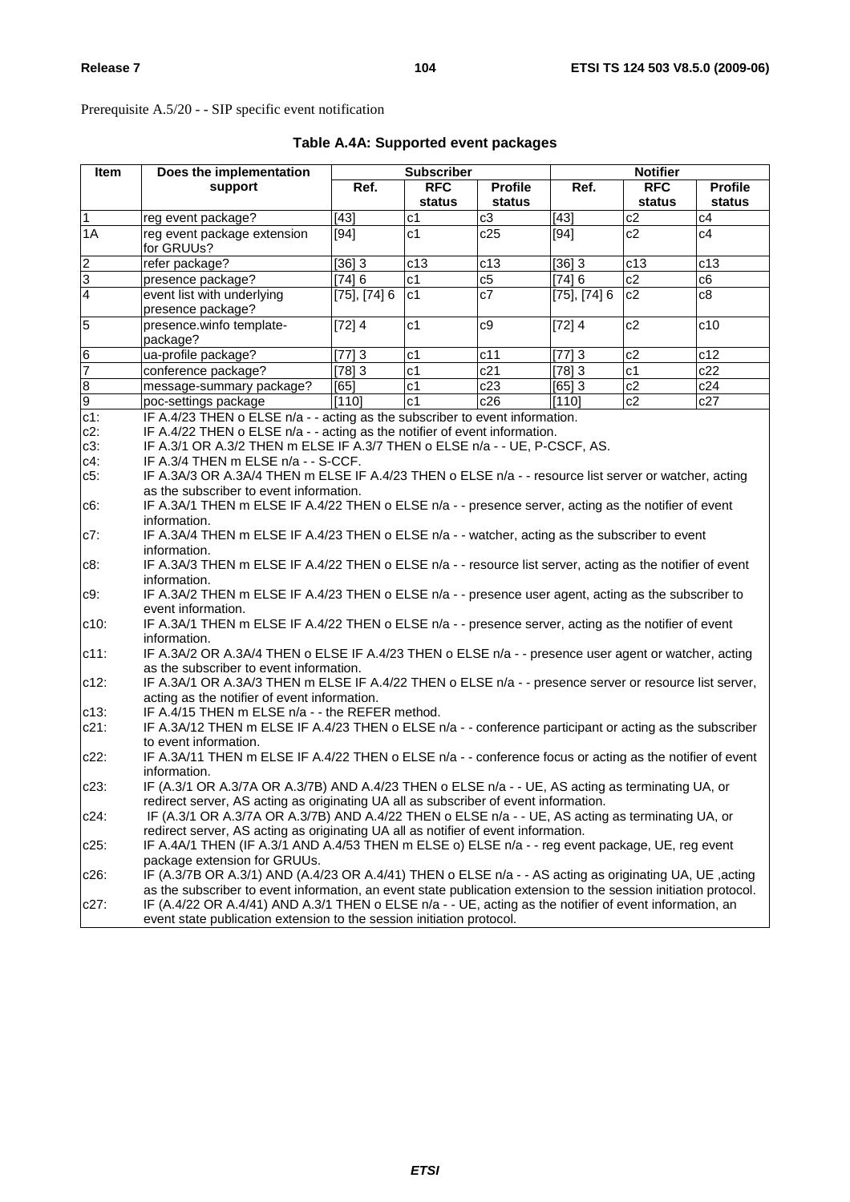Prerequisite A.5/20 - - SIP specific event notification

**Table A.4A: Supported event packages**

| Item | Does the implementation support | Subscriber | | | Notifier | | |
|---|---|---|---|---|---|---|---|
| | | Ref. | RFC status | Profile status | Ref. | RFC status | Profile status |
| 1 | reg event package? | [43] | c1 | c3 | [43] | c2 | c4 |
| 1A | reg event package extension for GRUUs? | [94] | c1 | c25 | [94] | c2 | c4 |
| 2 | refer package? | [36] 3 | c13 | c13 | [36] 3 | c13 | c13 |
| 3 | presence package? | [74] 6 | c1 | c5 | [74] 6 | c2 | c6 |
| 4 | event list with underlying presence package? | [75], [74] 6 | c1 | c7 | [75], [74] 6 | c2 | c8 |
| 5 | presence.winfo template-package? | [72] 4 | c1 | c9 | [72] 4 | c2 | c10 |
| 6 | ua-profile package? | [77] 3 | c1 | c11 | [77] 3 | c2 | c12 |
| 7 | conference package? | [78] 3 | c1 | c21 | [78] 3 | c1 | c22 |
| 8 | message-summary package? | [65] | c1 | c23 | [65] 3 | c2 | c24 |
| 9 | poc-settings package | [110] | c1 | c26 | [110] | c2 | c27 |

c1: IF A.4/23 THEN o ELSE n/a - - acting as the subscriber to event information.

c2: IF A.4/22 THEN o ELSE n/a - - acting as the notifier of event information.

c3: IF A.3/1 OR A.3/2 THEN m ELSE IF A.3/7 THEN o ELSE n/a - - UE, P-CSCF, AS.

c4: IF A.3/4 THEN m ELSE n/a - - S-CCF.

c5: IF A.3A/3 OR A.3A/4 THEN m ELSE IF A.4/23 THEN o ELSE n/a - - resource list server or watcher, acting as the subscriber to event information.

c6: IF A.3A/1 THEN m ELSE IF A.4/22 THEN o ELSE n/a - - presence server, acting as the notifier of event information.

c7: IF A.3A/4 THEN m ELSE IF A.4/23 THEN o ELSE n/a - - watcher, acting as the subscriber to event information.

c8: IF A.3A/3 THEN m ELSE IF A.4/22 THEN o ELSE n/a - - resource list server, acting as the notifier of event information.

c9: IF A.3A/2 THEN m ELSE IF A.4/23 THEN o ELSE n/a - - presence user agent, acting as the subscriber to event information.

c10: IF A.3A/1 THEN m ELSE IF A.4/22 THEN o ELSE n/a - - presence server, acting as the notifier of event information.

c11: IF A.3A/2 OR A.3A/4 THEN o ELSE IF A.4/23 THEN o ELSE n/a - - presence user agent or watcher, acting as the subscriber to event information.

c12: IF A.3A/1 OR A.3A/3 THEN m ELSE IF A.4/22 THEN o ELSE n/a - - presence server or resource list server, acting as the notifier of event information.

c13: IF A.4/15 THEN m ELSE n/a - - the REFER method.

c21: IF A.3A/12 THEN m ELSE IF A.4/23 THEN o ELSE n/a - - conference participant or acting as the subscriber to event information.

c22: IF A.3A/11 THEN m ELSE IF A.4/22 THEN o ELSE n/a - - conference focus or acting as the notifier of event information.

c23: IF (A.3/1 OR A.3/7A OR A.3/7B) AND A.4/23 THEN o ELSE n/a - - UE, AS acting as terminating UA, or redirect server, AS acting as originating UA all as subscriber of event information.

c24: IF (A.3/1 OR A.3/7A OR A.3/7B) AND A.4/22 THEN o ELSE n/a - - UE, AS acting as terminating UA, or redirect server, AS acting as originating UA all as notifier of event information.

c25: IF A.4A/1 THEN (IF A.3/1 AND A.4/53 THEN m ELSE o) ELSE n/a - - reg event package, UE, reg event package extension for GRUUs.

c26: IF (A.3/7B OR A.3/1) AND (A.4/23 OR A.4/41) THEN o ELSE n/a - - AS acting as originating UA, UE ,acting as the subscriber to event information, an event state publication extension to the session initiation protocol.

c27: IF (A.4/22 OR A.4/41) AND A.3/1 THEN o ELSE n/a - - UE, acting as the notifier of event information, an event state publication extension to the session initiation protocol.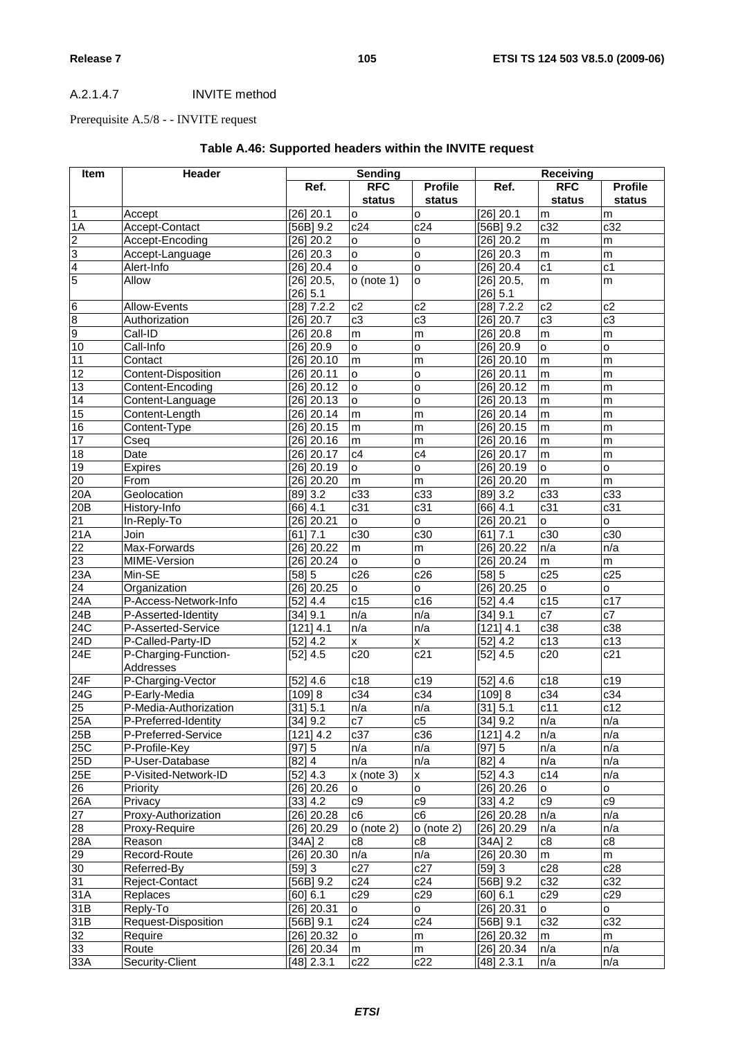A.2.1.4.7 INVITE method

Prerequisite A.5/8 - - INVITE request

**Table A.46: Supported headers within the INVITE request**

| Item | Header | Sending | | | Receiving | | |
|---|---|---|---|---|---|---|---|
| | | Ref. | RFC status | Profile status | Ref. | RFC status | Profile status |
| 1 | Accept | [26] 20.1 | o | o | [26] 20.1 | m | m |
| 1A | Accept-Contact | [56B] 9.2 | c24 | c24 | [56B] 9.2 | c32 | c32 |
| 2 | Accept-Encoding | [26] 20.2 | o | o | [26] 20.2 | m | m |
| 3 | Accept-Language | [26] 20.3 | o | o | [26] 20.3 | m | m |
| 4 | Alert-Info | [26] 20.4 | o | o | [26] 20.4 | c1 | c1 |
| 5 | Allow | [26] 20.5, [26] 5.1 | o (note 1) | o | [26] 20.5, [26] 5.1 | m | m |
| 6 | Allow-Events | [28] 7.2.2 | c2 | c2 | [28] 7.2.2 | c2 | c2 |
| 8 | Authorization | [26] 20.7 | c3 | c3 | [26] 20.7 | c3 | c3 |
| 9 | Call-ID | [26] 20.8 | m | m | [26] 20.8 | m | m |
| 10 | Call-Info | [26] 20.9 | o | o | [26] 20.9 | o | o |
| 11 | Contact | [26] 20.10 | m | m | [26] 20.10 | m | m |
| 12 | Content-Disposition | [26] 20.11 | o | o | [26] 20.11 | m | m |
| 13 | Content-Encoding | [26] 20.12 | o | o | [26] 20.12 | m | m |
| 14 | Content-Language | [26] 20.13 | o | o | [26] 20.13 | m | m |
| 15 | Content-Length | [26] 20.14 | m | m | [26] 20.14 | m | m |
| 16 | Content-Type | [26] 20.15 | m | m | [26] 20.15 | m | m |
| 17 | Cseq | [26] 20.16 | m | m | [26] 20.16 | m | m |
| 18 | Date | [26] 20.17 | c4 | c4 | [26] 20.17 | m | m |
| 19 | Expires | [26] 20.19 | o | o | [26] 20.19 | o | o |
| 20 | From | [26] 20.20 | m | m | [26] 20.20 | m | m |
| 20A | Geolocation | [89] 3.2 | c33 | c33 | [89] 3.2 | c33 | c33 |
| 20B | History-Info | [66] 4.1 | c31 | c31 | [66] 4.1 | c31 | c31 |
| 21 | In-Reply-To | [26] 20.21 | o | o | [26] 20.21 | o | o |
| 21A | Join | [61] 7.1 | c30 | c30 | [61] 7.1 | c30 | c30 |
| 22 | Max-Forwards | [26] 20.22 | m | m | [26] 20.22 | n/a | n/a |
| 23 | MIME-Version | [26] 20.24 | o | o | [26] 20.24 | m | m |
| 23A | Min-SE | [58] 5 | c26 | c26 | [58] 5 | c25 | c25 |
| 24 | Organization | [26] 20.25 | o | o | [26] 20.25 | o | o |
| 24A | P-Access-Network-Info | [52] 4.4 | c15 | c16 | [52] 4.4 | c15 | c17 |
| 24B | P-Asserted-Identity | [34] 9.1 | n/a | n/a | [34] 9.1 | c7 | c7 |
| 24C | P-Asserted-Service | [121] 4.1 | n/a | n/a | [121] 4.1 | c38 | c38 |
| 24D | P-Called-Party-ID | [52] 4.2 | x | x | [52] 4.2 | c13 | c13 |
| 24E | P-Charging-Function-Addresses | [52] 4.5 | c20 | c21 | [52] 4.5 | c20 | c21 |
| 24F | P-Charging-Vector | [52] 4.6 | c18 | c19 | [52] 4.6 | c18 | c19 |
| 24G | P-Early-Media | [109] 8 | c34 | c34 | [109] 8 | c34 | c34 |
| 25 | P-Media-Authorization | [31] 5.1 | n/a | n/a | [31] 5.1 | c11 | c12 |
| 25A | P-Preferred-Identity | [34] 9.2 | c7 | c5 | [34] 9.2 | n/a | n/a |
| 25B | P-Preferred-Service | [121] 4.2 | c37 | c36 | [121] 4.2 | n/a | n/a |
| 25C | P-Profile-Key | [97] 5 | n/a | n/a | [97] 5 | n/a | n/a |
| 25D | P-User-Database | [82] 4 | n/a | n/a | [82] 4 | n/a | n/a |
| 25E | P-Visited-Network-ID | [52] 4.3 | x (note 3) | x | [52] 4.3 | c14 | n/a |
| 26 | Priority | [26] 20.26 | o | o | [26] 20.26 | o | o |
| 26A | Privacy | [33] 4.2 | c9 | c9 | [33] 4.2 | c9 | c9 |
| 27 | Proxy-Authorization | [26] 20.28 | c6 | c6 | [26] 20.28 | n/a | n/a |
| 28 | Proxy-Require | [26] 20.29 | o (note 2) | o (note 2) | [26] 20.29 | n/a | n/a |
| 28A | Reason | [34A] 2 | c8 | c8 | [34A] 2 | c8 | c8 |
| 29 | Record-Route | [26] 20.30 | n/a | n/a | [26] 20.30 | m | m |
| 30 | Referred-By | [59] 3 | c27 | c27 | [59] 3 | c28 | c28 |
| 31 | Reject-Contact | [56B] 9.2 | c24 | c24 | [56B] 9.2 | c32 | c32 |
| 31A | Replaces | [60] 6.1 | c29 | c29 | [60] 6.1 | c29 | c29 |
| 31B | Reply-To | [26] 20.31 | o | o | [26] 20.31 | o | o |
| 31B | Request-Disposition | [56B] 9.1 | c24 | c24 | [56B] 9.1 | c32 | c32 |
| 32 | Require | [26] 20.32 | o | m | [26] 20.32 | m | m |
| 33 | Route | [26] 20.34 | m | m | [26] 20.34 | n/a | n/a |
| 33A | Security-Client | [48] 2.3.1 | c22 | c22 | [48] 2.3.1 | n/a | n/a |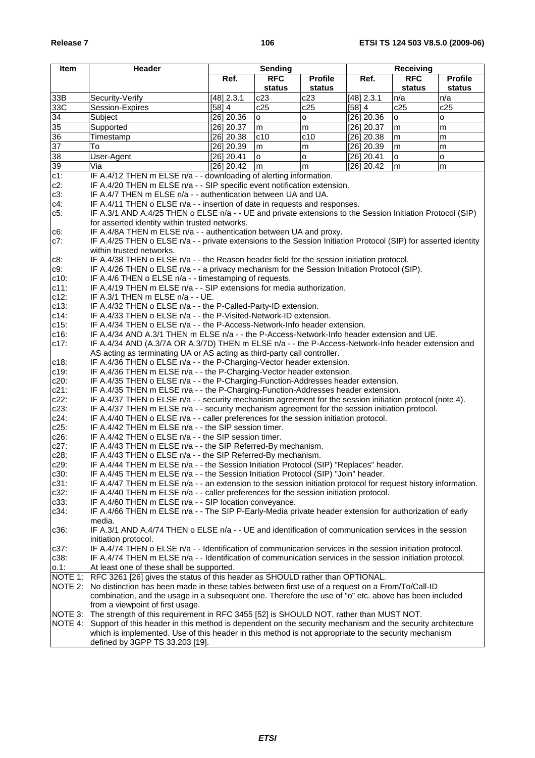| Item | Header | Sending | | | Receiving | | |
|---|---|---|---|---|---|---|---|
| | | Ref. | RFC status | Profile status | Ref. | RFC status | Profile status |
| 33B | Security-Verify | [48] 2.3.1 | c23 | c23 | [48] 2.3.1 | n/a | n/a |
| 33C | Session-Expires | [58] 4 | c25 | c25 | [58] 4 | c25 | c25 |
| 34 | Subject | [26] 20.36 | o | o | [26] 20.36 | o | o |
| 35 | Supported | [26] 20.37 | m | m | [26] 20.37 | m | m |
| 36 | Timestamp | [26] 20.38 | c10 | c10 | [26] 20.38 | m | m |
| 37 | To | [26] 20.39 | m | m | [26] 20.39 | m | m |
| 38 | User-Agent | [26] 20.41 | o | o | [26] 20.41 | o | o |
| 39 | Via | [26] 20.42 | m | m | [26] 20.42 | m | m |
| c1: | IF A.4/12 THEN m ELSE n/a - - downloading of alerting information. | | | | | | |
| c2: | IF A.4/20 THEN m ELSE n/a - - SIP specific event notification extension. | | | | | | |
| c3: | IF A.4/7 THEN m ELSE n/a - - authentication between UA and UA. | | | | | | |
| c4: | IF A.4/11 THEN o ELSE n/a - - insertion of date in requests and responses. | | | | | | |
| c5: | IF A.3/1 AND A.4/25 THEN o ELSE n/a - - UE and private extensions to the Session Initiation Protocol (SIP) for asserted identity within trusted networks. | | | | | | |
| c6: | IF A.4/8A THEN m ELSE n/a - - authentication between UA and proxy. | | | | | | |
| c7: | IF A.4/25 THEN o ELSE n/a - - private extensions to the Session Initiation Protocol (SIP) for asserted identity within trusted networks. | | | | | | |
| c8: | IF A.4/38 THEN o ELSE n/a - - the Reason header field for the session initiation protocol. | | | | | | |
| c9: | IF A.4/26 THEN o ELSE n/a - - a privacy mechanism for the Session Initiation Protocol (SIP). | | | | | | |
| c10: | IF A.4/6 THEN o ELSE n/a - - timestamping of requests. | | | | | | |
| c11: | IF A.4/19 THEN m ELSE n/a - - SIP extensions for media authorization. | | | | | | |
| c12: | IF A.3/1 THEN m ELSE n/a - - UE. | | | | | | |
| c13: | IF A.4/32 THEN o ELSE n/a - - the P-Called-Party-ID extension. | | | | | | |
| c14: | IF A.4/33 THEN o ELSE n/a - - the P-Visited-Network-ID extension. | | | | | | |
| c15: | IF A.4/34 THEN o ELSE n/a - - the P-Access-Network-Info header extension. | | | | | | |
| c16: | IF A.4/34 AND A.3/1 THEN m ELSE n/a - - the P-Access-Network-Info header extension and UE. | | | | | | |
| c17: | IF A.4/34 AND (A.3/7A OR A.3/7D) THEN m ELSE n/a - - the P-Access-Network-Info header extension and AS acting as terminating UA or AS acting as third-party call controller. | | | | | | |
| c18: | IF A.4/36 THEN o ELSE n/a - - the P-Charging-Vector header extension. | | | | | | |
| c19: | IF A.4/36 THEN m ELSE n/a - - the P-Charging-Vector header extension. | | | | | | |
| c20: | IF A.4/35 THEN o ELSE n/a - - the P-Charging-Function-Addresses header extension. | | | | | | |
| c21: | IF A.4/35 THEN m ELSE n/a - - the P-Charging-Function-Addresses header extension. | | | | | | |
| c22: | IF A.4/37 THEN o ELSE n/a - - security mechanism agreement for the session initiation protocol (note 4). | | | | | | |
| c23: | IF A.4/37 THEN m ELSE n/a - - security mechanism agreement for the session initiation protocol. | | | | | | |
| c24: | IF A.4/40 THEN o ELSE n/a - - caller preferences for the session initiation protocol. | | | | | | |
| c25: | IF A.4/42 THEN m ELSE n/a - - the SIP session timer. | | | | | | |
| c26: | IF A.4/42 THEN o ELSE n/a - - the SIP session timer. | | | | | | |
| c27: | IF A.4/43 THEN m ELSE n/a - - the SIP Referred-By mechanism. | | | | | | |
| c28: | IF A.4/43 THEN o ELSE n/a - - the SIP Referred-By mechanism. | | | | | | |
| c29: | IF A.4/44 THEN m ELSE n/a - - the Session Initiation Protocol (SIP) "Replaces" header. | | | | | | |
| c30: | IF A.4/45 THEN m ELSE n/a - - the Session Initiation Protocol (SIP) "Join" header. | | | | | | |
| c31: | IF A.4/47 THEN m ELSE n/a - - an extension to the session initiation protocol for request history information. | | | | | | |
| c32: | IF A.4/40 THEN m ELSE n/a - - caller preferences for the session initiation protocol. | | | | | | |
| c33: | IF A.4/60 THEN m ELSE n/a - - SIP location conveyance. | | | | | | |
| c34: | IF A.4/66 THEN m ELSE n/a - - The SIP P-Early-Media private header extension for authorization of early media. | | | | | | |
| c36: | IF A.3/1 AND A.4/74 THEN o ELSE n/a - - UE and identification of communication services in the session initiation protocol. | | | | | | |
| c37: | IF A.4/74 THEN o ELSE n/a - - Identification of communication services in the session initiation protocol. | | | | | | |
| c38: | IF A.4/74 THEN m ELSE n/a - - Identification of communication services in the session initiation protocol. | | | | | | |
| o.1: | At least one of these shall be supported. | | | | | | |
| NOTE 1: | RFC 3261 [26] gives the status of this header as SHOULD rather than OPTIONAL. | | | | | | |
| NOTE 2: | No distinction has been made in these tables between first use of a request on a From/To/Call-ID combination, and the usage in a subsequent one. Therefore the use of "o" etc. above has been included from a viewpoint of first usage. | | | | | | |
| NOTE 3: | The strength of this requirement in RFC 3455 [52] is SHOULD NOT, rather than MUST NOT. | | | | | | |
| NOTE 4: | Support of this header in this method is dependent on the security mechanism and the security architecture which is implemented. Use of this header in this method is not appropriate to the security mechanism defined by 3GPP TS 33.203 [19]. | | | | | | |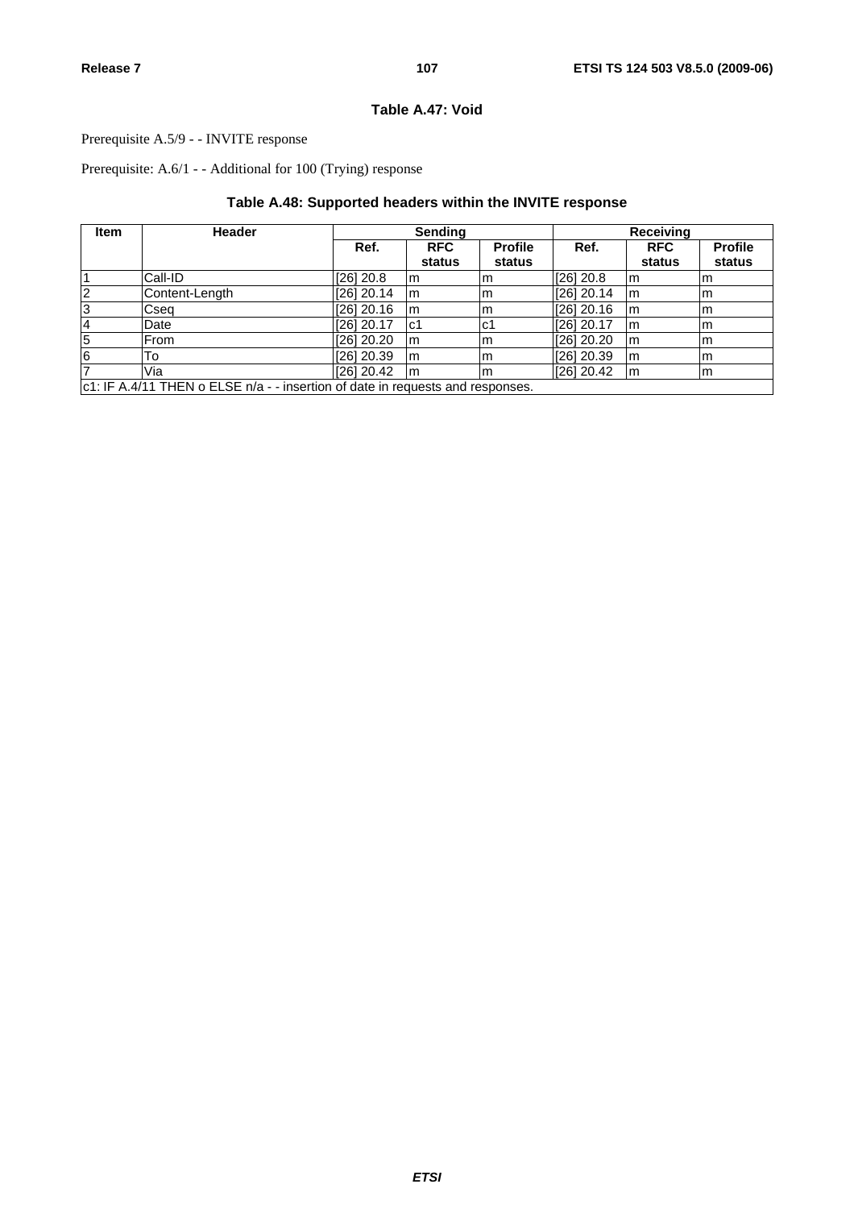### Table A.47: Void

Prerequisite A.5/9 - - INVITE response

Prerequisite: A.6/1 - - Additional for 100 (Trying) response

### Table A.48: Supported headers within the INVITE response

| Item | Header | Sending | | | Receiving | | |
|---|---|---|---|---|---|---|---|
| | | Ref. | RFC status | Profile status | Ref. | RFC status | Profile status |
| 1 | Call-ID | [26] 20.8 | m | m | [26] 20.8 | m | m |
| 2 | Content-Length | [26] 20.14 | m | m | [26] 20.14 | m | m |
| 3 | Cseq | [26] 20.16 | m | m | [26] 20.16 | m | m |
| 4 | Date | [26] 20.17 | c1 | c1 | [26] 20.17 | m | m |
| 5 | From | [26] 20.20 | m | m | [26] 20.20 | m | m |
| 6 | To | [26] 20.39 | m | m | [26] 20.39 | m | m |
| 7 | Via | [26] 20.42 | m | m | [26] 20.42 | m | m |
| c1: IF A.4/11 THEN o ELSE n/a - - insertion of date in requests and responses. | | | | | | | |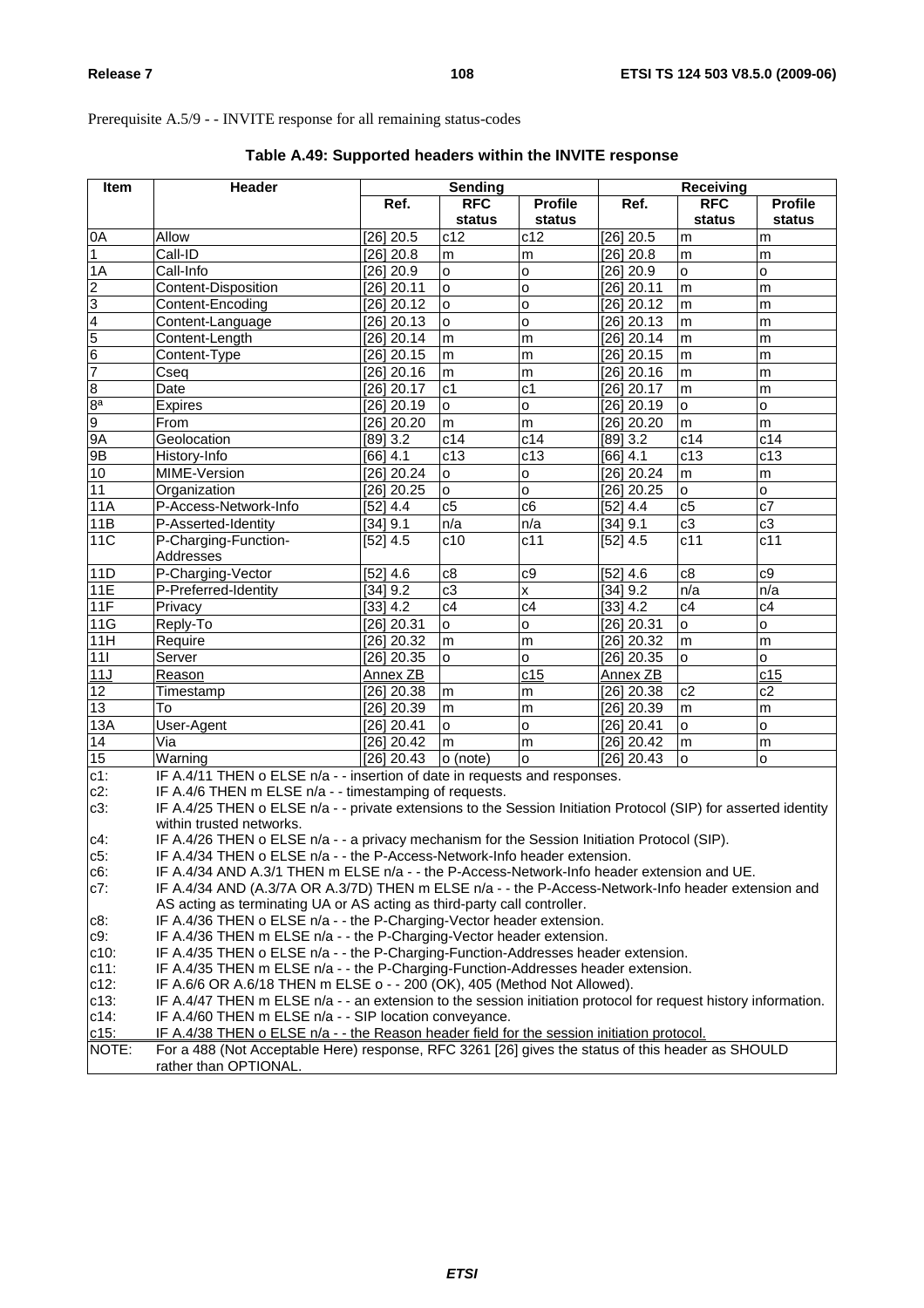Prerequisite A.5/9 - - INVITE response for all remaining status-codes

**Table A.49: Supported headers within the INVITE response**

| Item | Header | Sending | | | Receiving | | |
|---|---|---|---|---|---|---|---|
| | | Ref. | RFC status | Profile status | Ref. | RFC status | Profile status |
| 0A | Allow | [26] 20.5 | c12 | c12 | [26] 20.5 | m | m |
| 1 | Call-ID | [26] 20.8 | m | m | [26] 20.8 | m | m |
| 1A | Call-Info | [26] 20.9 | o | o | [26] 20.9 | o | o |
| 2 | Content-Disposition | [26] 20.11 | o | o | [26] 20.11 | m | m |
| 3 | Content-Encoding | [26] 20.12 | o | o | [26] 20.12 | m | m |
| 4 | Content-Language | [26] 20.13 | o | o | [26] 20.13 | m | m |
| 5 | Content-Length | [26] 20.14 | m | m | [26] 20.14 | m | m |
| 6 | Content-Type | [26] 20.15 | m | m | [26] 20.15 | m | m |
| 7 | Cseq | [26] 20.16 | m | m | [26] 20.16 | m | m |
| 8 | Date | [26] 20.17 | c1 | c1 | [26] 20.17 | m | m |
| 8ª | Expires | [26] 20.19 | o | o | [26] 20.19 | o | o |
| 9 | From | [26] 20.20 | m | m | [26] 20.20 | m | m |
| 9A | Geolocation | [89] 3.2 | c14 | c14 | [89] 3.2 | c14 | c14 |
| 9B | History-Info | [66] 4.1 | c13 | c13 | [66] 4.1 | c13 | c13 |
| 10 | MIME-Version | [26] 20.24 | o | o | [26] 20.24 | m | m |
| 11 | Organization | [26] 20.25 | o | o | [26] 20.25 | o | o |
| 11A | P-Access-Network-Info | [52] 4.4 | c5 | c6 | [52] 4.4 | c5 | c7 |
| 11B | P-Asserted-Identity | [34] 9.1 | n/a | n/a | [34] 9.1 | c3 | c3 |
| 11C | P-Charging-Function-Addresses | [52] 4.5 | c10 | c11 | [52] 4.5 | c11 | c11 |
| 11D | P-Charging-Vector | [52] 4.6 | c8 | c9 | [52] 4.6 | c8 | c9 |
| 11E | P-Preferred-Identity | [34] 9.2 | c3 | x | [34] 9.2 | n/a | n/a |
| 11F | Privacy | [33] 4.2 | c4 | c4 | [33] 4.2 | c4 | c4 |
| 11G | Reply-To | [26] 20.31 | o | o | [26] 20.31 | o | o |
| 11H | Require | [26] 20.32 | m | m | [26] 20.32 | m | m |
| 11I | Server | [26] 20.35 | o | o | [26] 20.35 | o | o |
| 11J | Reason | Annex ZB | | c15 | Annex ZB | | c15 |
| 12 | Timestamp | [26] 20.38 | m | m | [26] 20.38 | c2 | c2 |
| 13 | To | [26] 20.39 | m | m | [26] 20.39 | m | m |
| 13A | User-Agent | [26] 20.41 | o | o | [26] 20.41 | o | o |
| 14 | Via | [26] 20.42 | m | m | [26] 20.42 | m | m |
| 15 | Warning | [26] 20.43 | o (note) | o | [26] 20.43 | o | o |

c1: IF A.4/11 THEN o ELSE n/a - - insertion of date in requests and responses.
c2: IF A.4/6 THEN m ELSE n/a - - timestamping of requests.
c3: IF A.4/25 THEN o ELSE n/a - - private extensions to the Session Initiation Protocol (SIP) for asserted identity within trusted networks.
c4: IF A.4/26 THEN o ELSE n/a - - a privacy mechanism for the Session Initiation Protocol (SIP).
c5: IF A.4/34 THEN o ELSE n/a - - the P-Access-Network-Info header extension.
c6: IF A.4/34 AND A.3/1 THEN m ELSE n/a - - the P-Access-Network-Info header extension and UE.
c7: IF A.4/34 AND (A.3/7A OR A.3/7D) THEN m ELSE n/a - - the P-Access-Network-Info header extension and AS acting as terminating UA or AS acting as third-party call controller.
c8: IF A.4/36 THEN o ELSE n/a - - the P-Charging-Vector header extension.
c9: IF A.4/36 THEN m ELSE n/a - - the P-Charging-Vector header extension.
c10: IF A.4/35 THEN o ELSE n/a - - the P-Charging-Function-Addresses header extension.
c11: IF A.4/35 THEN m ELSE n/a - - the P-Charging-Function-Addresses header extension.
c12: IF A.6/6 OR A.6/18 THEN m ELSE o - - 200 (OK), 405 (Method Not Allowed).
c13: IF A.4/47 THEN m ELSE n/a - - an extension to the session initiation protocol for request history information.
c14: IF A.4/60 THEN m ELSE n/a - - SIP location conveyance.
c15: IF A.4/38 THEN o ELSE n/a - - the Reason header field for the session initiation protocol.
NOTE: For a 488 (Not Acceptable Here) response, RFC 3261 [26] gives the status of this header as SHOULD rather than OPTIONAL.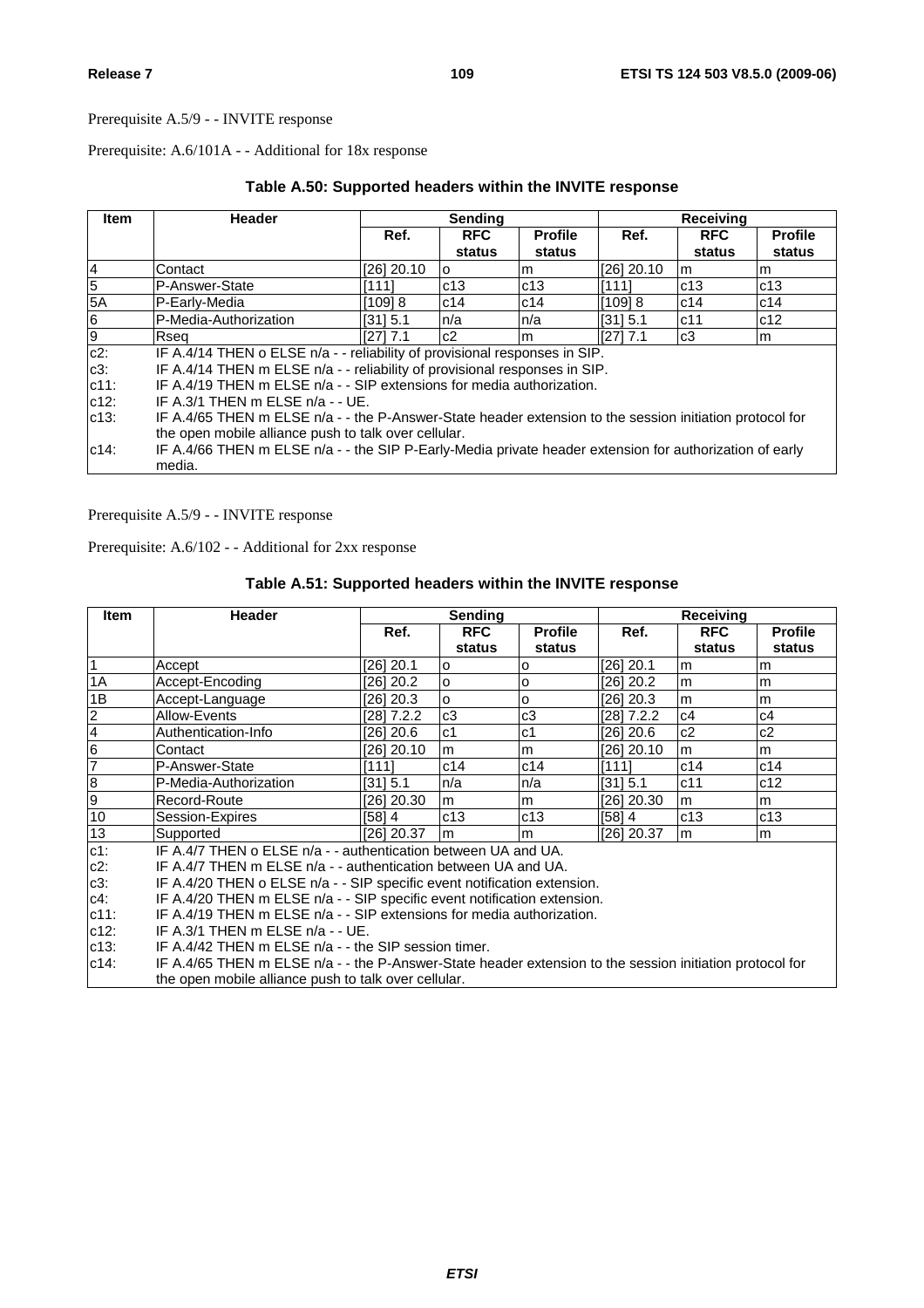Prerequisite A.5/9 - - INVITE response

Prerequisite: A.6/101A - - Additional for 18x response

**Table A.50: Supported headers within the INVITE response**

| Item | Header | Sending | | | Receiving | | |
|---|---|---|---|---|---|---|---|
| | | Ref. | RFC status | Profile status | Ref. | RFC status | Profile status |
| 4 | Contact | [26] 20.10 | o | m | [26] 20.10 | m | m |
| 5 | P-Answer-State | [111] | c13 | c13 | [111] | c13 | c13 |
| 5A | P-Early-Media | [109] 8 | c14 | c14 | [109] 8 | c14 | c14 |
| 6 | P-Media-Authorization | [31] 5.1 | n/a | n/a | [31] 5.1 | c11 | c12 |
| 9 | Rseq | [27] 7.1 | c2 | m | [27] 7.1 | c3 | m |
| c2: | IF A.4/14 THEN o ELSE n/a - - reliability of provisional responses in SIP. | | | | | | |
| c3: | IF A.4/14 THEN m ELSE n/a - - reliability of provisional responses in SIP. | | | | | | |
| c11: | IF A.4/19 THEN m ELSE n/a - - SIP extensions for media authorization. | | | | | | |
| c12: | IF A.3/1 THEN m ELSE n/a - - UE. | | | | | | |
| c13: | IF A.4/65 THEN m ELSE n/a - - the P-Answer-State header extension to the session initiation protocol for the open mobile alliance push to talk over cellular. | | | | | | |
| c14: | IF A.4/66 THEN m ELSE n/a - - the SIP P-Early-Media private header extension for authorization of early media. | | | | | | |

Prerequisite A.5/9 - - INVITE response

Prerequisite: A.6/102 - - Additional for 2xx response

**Table A.51: Supported headers within the INVITE response**

| Item | Header | Sending | | | Receiving | | |
|---|---|---|---|---|---|---|---|
| | | Ref. | RFC status | Profile status | Ref. | RFC status | Profile status |
| 1 | Accept | [26] 20.1 | o | o | [26] 20.1 | m | m |
| 1A | Accept-Encoding | [26] 20.2 | o | o | [26] 20.2 | m | m |
| 1B | Accept-Language | [26] 20.3 | o | o | [26] 20.3 | m | m |
| 2 | Allow-Events | [28] 7.2.2 | c3 | c3 | [28] 7.2.2 | c4 | c4 |
| 4 | Authentication-Info | [26] 20.6 | c1 | c1 | [26] 20.6 | c2 | c2 |
| 6 | Contact | [26] 20.10 | m | m | [26] 20.10 | m | m |
| 7 | P-Answer-State | [111] | c14 | c14 | [111] | c14 | c14 |
| 8 | P-Media-Authorization | [31] 5.1 | n/a | n/a | [31] 5.1 | c11 | c12 |
| 9 | Record-Route | [26] 20.30 | m | m | [26] 20.30 | m | m |
| 10 | Session-Expires | [58] 4 | c13 | c13 | [58] 4 | c13 | c13 |
| 13 | Supported | [26] 20.37 | m | m | [26] 20.37 | m | m |
| c1: | IF A.4/7 THEN o ELSE n/a - - authentication between UA and UA. | | | | | | |
| c2: | IF A.4/7 THEN m ELSE n/a - - authentication between UA and UA. | | | | | | |
| c3: | IF A.4/20 THEN o ELSE n/a - - SIP specific event notification extension. | | | | | | |
| c4: | IF A.4/20 THEN m ELSE n/a - - SIP specific event notification extension. | | | | | | |
| c11: | IF A.4/19 THEN m ELSE n/a - - SIP extensions for media authorization. | | | | | | |
| c12: | IF A.3/1 THEN m ELSE n/a - - UE. | | | | | | |
| c13: | IF A.4/42 THEN m ELSE n/a - - the SIP session timer. | | | | | | |
| c14: | IF A.4/65 THEN m ELSE n/a - - the P-Answer-State header extension to the session initiation protocol for the open mobile alliance push to talk over cellular. | | | | | | |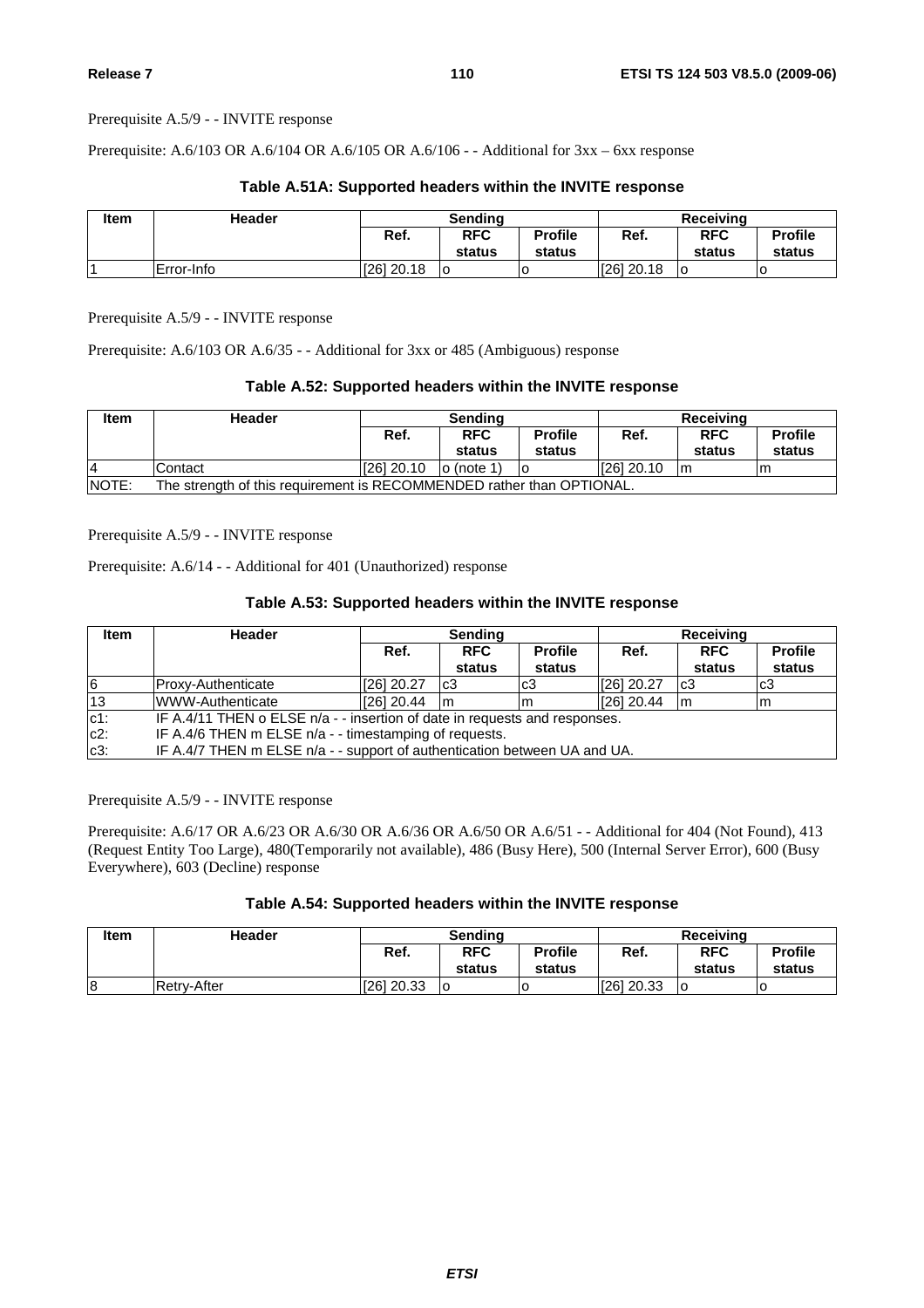Prerequisite A.5/9 - - INVITE response

Prerequisite: A.6/103 OR A.6/104 OR A.6/105 OR A.6/106 - - Additional for 3xx – 6xx response

**Table A.51A: Supported headers within the INVITE response**

| Item | Header | Sending | | | Receiving | | |
|---|---|---|---|---|---|---|---|
| | | Ref. | RFC status | Profile status | Ref. | RFC status | Profile status |
| 1 | Error-Info | [26] 20.18 | o | o | [26] 20.18 | o | o |

Prerequisite A.5/9 - - INVITE response

Prerequisite: A.6/103 OR A.6/35 - - Additional for 3xx or 485 (Ambiguous) response

**Table A.52: Supported headers within the INVITE response**

| Item | Header | Sending | | | Receiving | | |
|---|---|---|---|---|---|---|---|
| | | Ref. | RFC status | Profile status | Ref. | RFC status | Profile status |
| 4 | Contact | [26] 20.10 | o (note 1) | o | [26] 20.10 | m | m |
| NOTE: | The strength of this requirement is RECOMMENDED rather than OPTIONAL. | | | | | | |

Prerequisite A.5/9 - - INVITE response

Prerequisite: A.6/14 - - Additional for 401 (Unauthorized) response

**Table A.53: Supported headers within the INVITE response**

| Item | Header | Sending | | | Receiving | | |
|---|---|---|---|---|---|---|---|
| | | Ref. | RFC status | Profile status | Ref. | RFC status | Profile status |
| 6 | Proxy-Authenticate | [26] 20.27 | c3 | c3 | [26] 20.27 | c3 | c3 |
| 13 | WWW-Authenticate | [26] 20.44 | m | m | [26] 20.44 | m | m |
| c1: | IF A.4/11 THEN o ELSE n/a - - insertion of date in requests and responses. | | | | | | |
| c2: | IF A.4/6 THEN m ELSE n/a - - timestamping of requests. | | | | | | |
| c3: | IF A.4/7 THEN m ELSE n/a - - support of authentication between UA and UA. | | | | | | |

Prerequisite A.5/9 - - INVITE response

Prerequisite: A.6/17 OR A.6/23 OR A.6/30 OR A.6/36 OR A.6/50 OR A.6/51 - - Additional for 404 (Not Found), 413 (Request Entity Too Large), 480(Temporarily not available), 486 (Busy Here), 500 (Internal Server Error), 600 (Busy Everywhere), 603 (Decline) response

**Table A.54: Supported headers within the INVITE response**

| Item | Header | Sending | | | Receiving | | |
|---|---|---|---|---|---|---|---|
| | | Ref. | RFC status | Profile status | Ref. | RFC status | Profile status |
| 8 | Retry-After | [26] 20.33 | o | o | [26] 20.33 | o | o |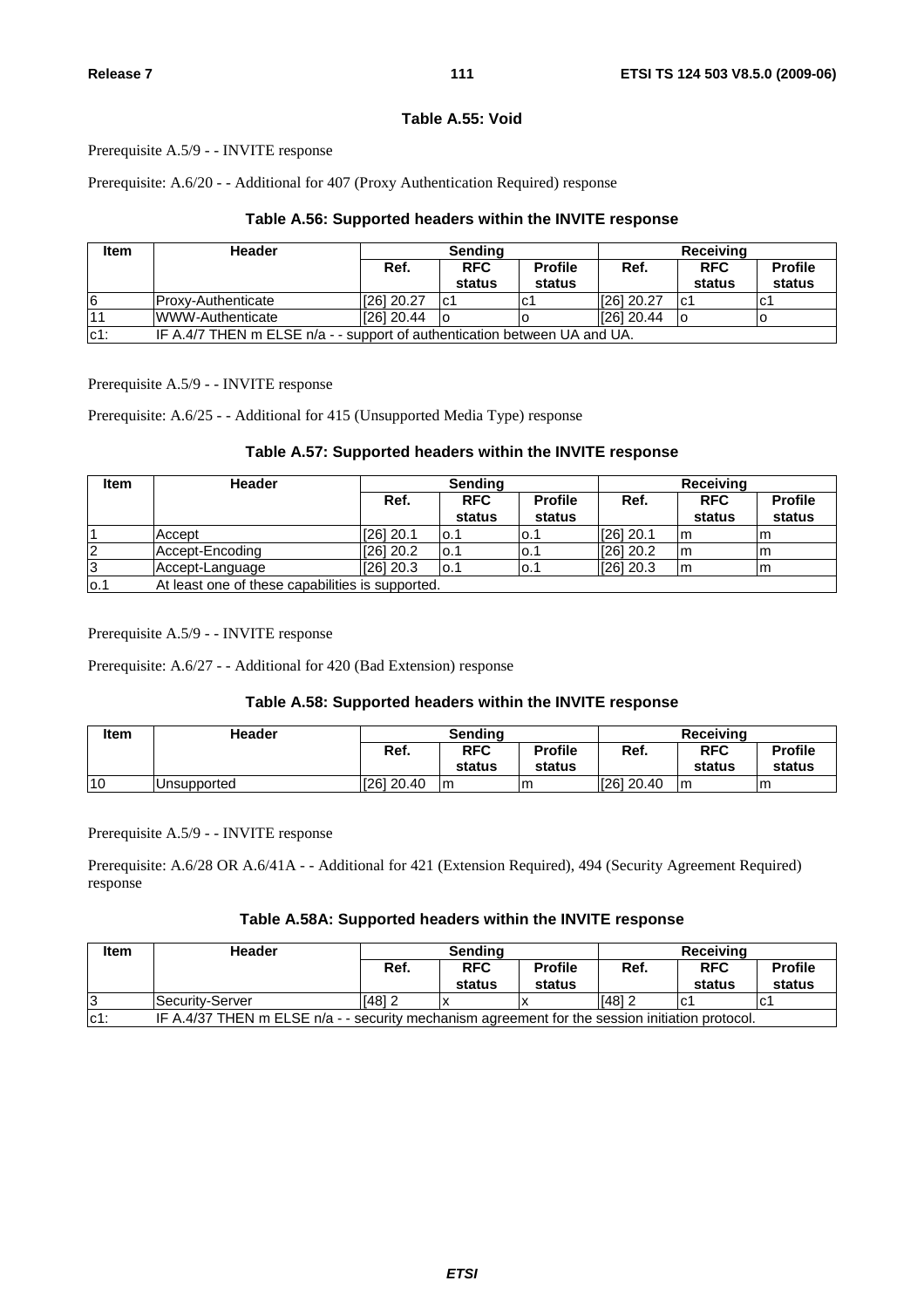#### Table A.55: Void

Prerequisite A.5/9 - - INVITE response

Prerequisite: A.6/20 - - Additional for 407 (Proxy Authentication Required) response

#### Table A.56: Supported headers within the INVITE response

| Item | Header | Sending | | | Receiving | | |
|---|---|---|---|---|---|---|---|
| | | Ref. | RFC status | Profile status | Ref. | RFC status | Profile status |
| 6 | Proxy-Authenticate | [26] 20.27 | c1 | c1 | [26] 20.27 | c1 | c1 |
| 11 | WWW-Authenticate | [26] 20.44 | o | o | [26] 20.44 | o | o |
| c1: | IF A.4/7 THEN m ELSE n/a - - support of authentication between UA and UA. | | | | | | |

Prerequisite A.5/9 - - INVITE response

Prerequisite: A.6/25 - - Additional for 415 (Unsupported Media Type) response

#### Table A.57: Supported headers within the INVITE response

| Item | Header | Sending | | | Receiving | | |
|---|---|---|---|---|---|---|---|
| | | Ref. | RFC status | Profile status | Ref. | RFC status | Profile status |
| 1 | Accept | [26] 20.1 | o.1 | o.1 | [26] 20.1 | m | m |
| 2 | Accept-Encoding | [26] 20.2 | o.1 | o.1 | [26] 20.2 | m | m |
| 3 | Accept-Language | [26] 20.3 | o.1 | o.1 | [26] 20.3 | m | m |
| o.1 | At least one of these capabilities is supported. | | | | | | |

Prerequisite A.5/9 - - INVITE response

Prerequisite: A.6/27 - - Additional for 420 (Bad Extension) response

#### Table A.58: Supported headers within the INVITE response

| Item | Header | Sending | | | Receiving | | |
|---|---|---|---|---|---|---|---|
| | | Ref. | RFC status | Profile status | Ref. | RFC status | Profile status |
| 10 | Unsupported | [26] 20.40 | m | m | [26] 20.40 | m | m |

Prerequisite A.5/9 - - INVITE response

Prerequisite: A.6/28 OR A.6/41A - - Additional for 421 (Extension Required), 494 (Security Agreement Required) response

#### Table A.58A: Supported headers within the INVITE response

| Item | Header | Sending | | | Receiving | | |
|---|---|---|---|---|---|---|---|
| | | Ref. | RFC status | Profile status | Ref. | RFC status | Profile status |
| 3 | Security-Server | [48] 2 | x | x | [48] 2 | c1 | c1 |
| c1: | IF A.4/37 THEN m ELSE n/a - - security mechanism agreement for the session initiation protocol. | | | | | | |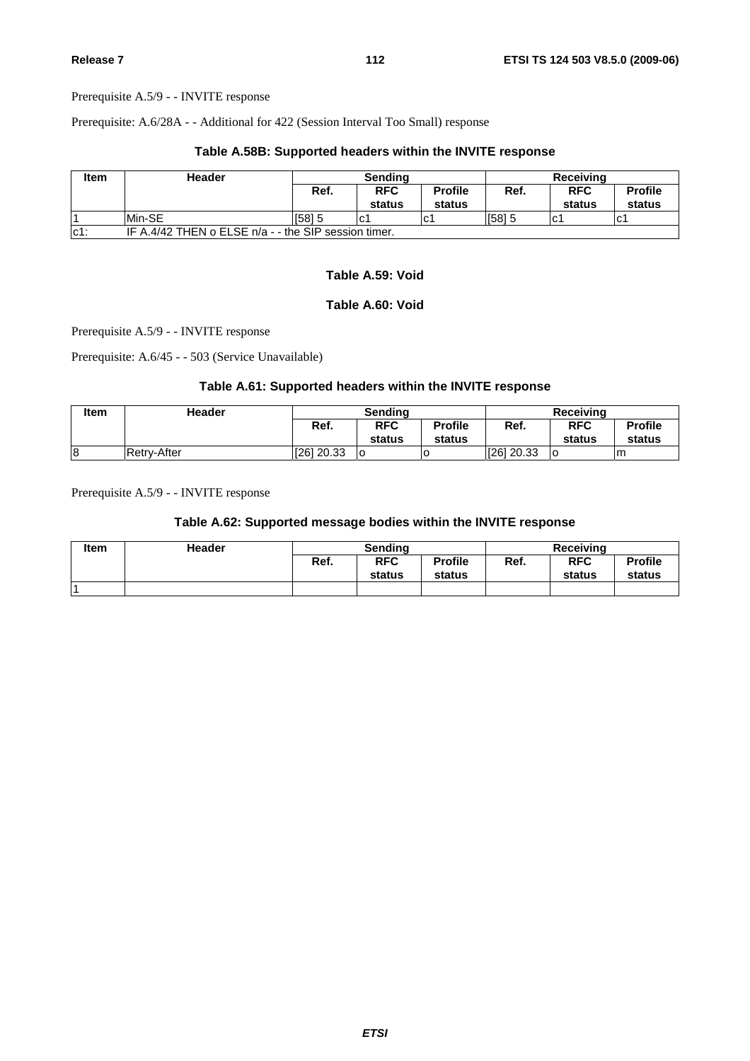Prerequisite A.5/9 - - INVITE response

Prerequisite: A.6/28A - - Additional for 422 (Session Interval Too Small) response

**Table A.58B: Supported headers within the INVITE response**

| Item | Header | Sending | | | Receiving | | |
|---|---|---|---|---|---|---|---|
| | | Ref. | RFC status | Profile status | Ref. | RFC status | Profile status |
| 1 | Min-SE | [58] 5 | c1 | c1 | [58] 5 | c1 | c1 |
| c1: | IF A.4/42 THEN o ELSE n/a - - the SIP session timer. | | | | | | |

**Table A.59: Void**

**Table A.60: Void**

Prerequisite A.5/9 - - INVITE response

Prerequisite: A.6/45 - - 503 (Service Unavailable)

**Table A.61: Supported headers within the INVITE response**

| Item | Header | Sending | | | Receiving | | |
|---|---|---|---|---|---|---|---|
| | | Ref. | RFC status | Profile status | Ref. | RFC status | Profile status |
| 8 | Retry-After | [26] 20.33 | o | o | [26] 20.33 | o | m |

Prerequisite A.5/9 - - INVITE response

**Table A.62: Supported message bodies within the INVITE response**

| Item | Header | Sending | | | Receiving | | |
|---|---|---|---|---|---|---|---|
| | | Ref. | RFC status | Profile status | Ref. | RFC status | Profile status |
| 1 | | | | | | | |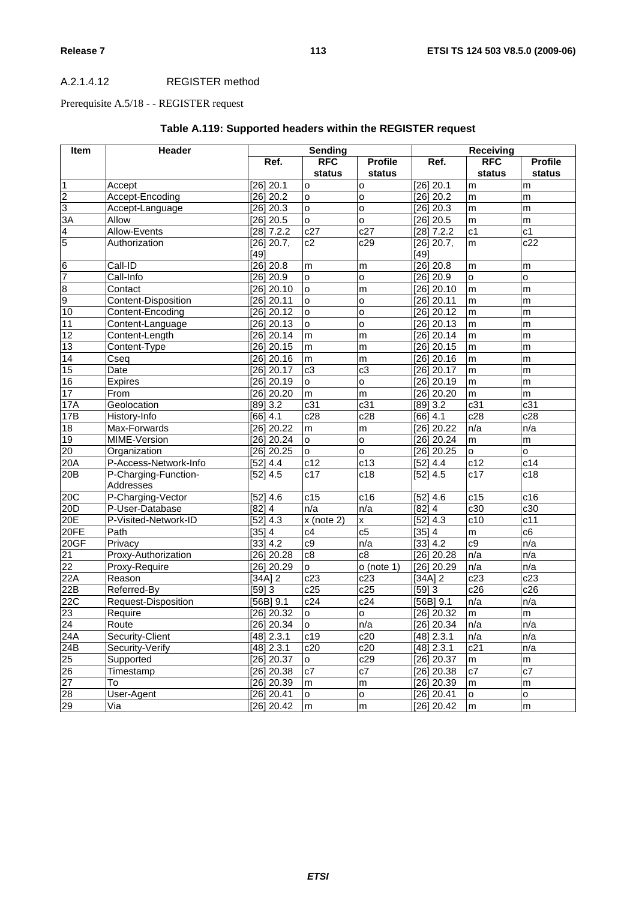#### A.2.1.4.12 REGISTER method

Prerequisite A.5/18 - - REGISTER request

**Table A.119: Supported headers within the REGISTER request**

| Item | Header | Sending | | | Receiving | | |
|---|---|---|---|---|---|---|---|
| | | Ref. | RFC status | Profile status | Ref. | RFC status | Profile status |
| 1 | Accept | [26] 20.1 | o | o | [26] 20.1 | m | m |
| 2 | Accept-Encoding | [26] 20.2 | o | o | [26] 20.2 | m | m |
| 3 | Accept-Language | [26] 20.3 | o | o | [26] 20.3 | m | m |
| 3A | Allow | [26] 20.5 | o | o | [26] 20.5 | m | m |
| 4 | Allow-Events | [28] 7.2.2 | c27 | c27 | [28] 7.2.2 | c1 | c1 |
| 5 | Authorization | [26] 20.7, [49] | c2 | c29 | [26] 20.7, [49] | m | c22 |
| 6 | Call-ID | [26] 20.8 | m | m | [26] 20.8 | m | m |
| 7 | Call-Info | [26] 20.9 | o | o | [26] 20.9 | o | o |
| 8 | Contact | [26] 20.10 | o | m | [26] 20.10 | m | m |
| 9 | Content-Disposition | [26] 20.11 | o | o | [26] 20.11 | m | m |
| 10 | Content-Encoding | [26] 20.12 | o | o | [26] 20.12 | m | m |
| 11 | Content-Language | [26] 20.13 | o | o | [26] 20.13 | m | m |
| 12 | Content-Length | [26] 20.14 | m | m | [26] 20.14 | m | m |
| 13 | Content-Type | [26] 20.15 | m | m | [26] 20.15 | m | m |
| 14 | Cseq | [26] 20.16 | m | m | [26] 20.16 | m | m |
| 15 | Date | [26] 20.17 | c3 | c3 | [26] 20.17 | m | m |
| 16 | Expires | [26] 20.19 | o | o | [26] 20.19 | m | m |
| 17 | From | [26] 20.20 | m | m | [26] 20.20 | m | m |
| 17A | Geolocation | [89] 3.2 | c31 | c31 | [89] 3.2 | c31 | c31 |
| 17B | History-Info | [66] 4.1 | c28 | c28 | [66] 4.1 | c28 | c28 |
| 18 | Max-Forwards | [26] 20.22 | m | m | [26] 20.22 | n/a | n/a |
| 19 | MIME-Version | [26] 20.24 | o | o | [26] 20.24 | m | m |
| 20 | Organization | [26] 20.25 | o | o | [26] 20.25 | o | o |
| 20A | P-Access-Network-Info | [52] 4.4 | c12 | c13 | [52] 4.4 | c12 | c14 |
| 20B | P-Charging-Function-Addresses | [52] 4.5 | c17 | c18 | [52] 4.5 | c17 | c18 |
| 20C | P-Charging-Vector | [52] 4.6 | c15 | c16 | [52] 4.6 | c15 | c16 |
| 20D | P-User-Database | [82] 4 | n/a | n/a | [82] 4 | c30 | c30 |
| 20E | P-Visited-Network-ID | [52] 4.3 | x (note 2) | x | [52] 4.3 | c10 | c11 |
| 20FE | Path | [35] 4 | c4 | c5 | [35] 4 | m | c6 |
| 20GF | Privacy | [33] 4.2 | c9 | n/a | [33] 4.2 | c9 | n/a |
| 21 | Proxy-Authorization | [26] 20.28 | c8 | c8 | [26] 20.28 | n/a | n/a |
| 22 | Proxy-Require | [26] 20.29 | o | o (note 1) | [26] 20.29 | n/a | n/a |
| 22A | Reason | [34A] 2 | c23 | c23 | [34A] 2 | c23 | c23 |
| 22B | Referred-By | [59] 3 | c25 | c25 | [59] 3 | c26 | c26 |
| 22C | Request-Disposition | [56B] 9.1 | c24 | c24 | [56B] 9.1 | n/a | n/a |
| 23 | Require | [26] 20.32 | o | o | [26] 20.32 | m | m |
| 24 | Route | [26] 20.34 | o | n/a | [26] 20.34 | n/a | n/a |
| 24A | Security-Client | [48] 2.3.1 | c19 | c20 | [48] 2.3.1 | n/a | n/a |
| 24B | Security-Verify | [48] 2.3.1 | c20 | c20 | [48] 2.3.1 | c21 | n/a |
| 25 | Supported | [26] 20.37 | o | c29 | [26] 20.37 | m | m |
| 26 | Timestamp | [26] 20.38 | c7 | c7 | [26] 20.38 | c7 | c7 |
| 27 | To | [26] 20.39 | m | m | [26] 20.39 | m | m |
| 28 | User-Agent | [26] 20.41 | o | o | [26] 20.41 | o | o |
| 29 | Via | [26] 20.42 | m | m | [26] 20.42 | m | m |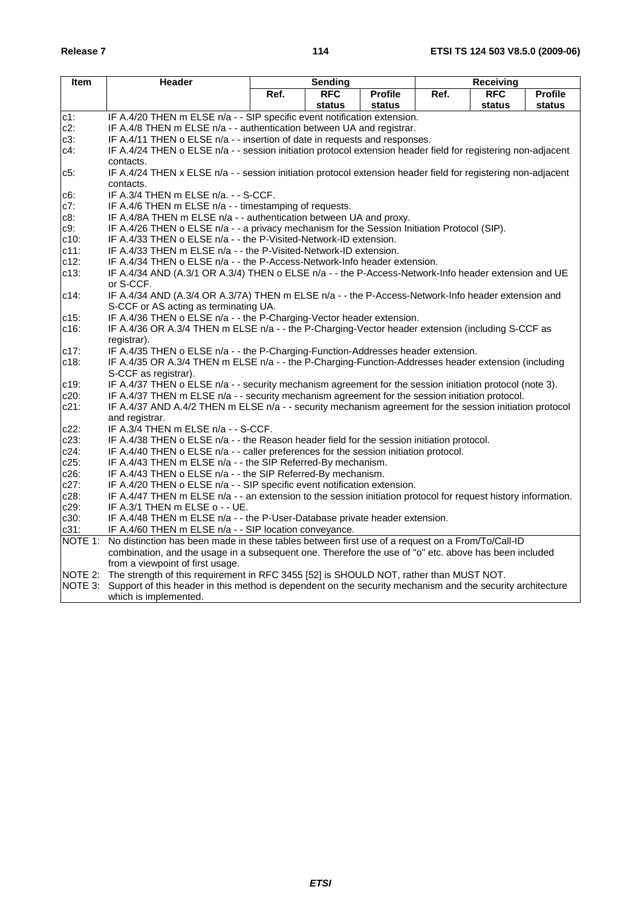| Item | Header | Sending | | | Receiving | | |
|---|---|---|---|---|---|---|---|
| | | Ref. | RFC status | Profile status | Ref. | RFC status | Profile status |
| c1: | IF A.4/20 THEN m ELSE n/a - - SIP specific event notification extension. | | | | | | |
| c2: | IF A.4/8 THEN m ELSE n/a - - authentication between UA and registrar. | | | | | | |
| c3: | IF A.4/11 THEN o ELSE n/a - - insertion of date in requests and responses. | | | | | | |
| c4: | IF A.4/24 THEN o ELSE n/a - - session initiation protocol extension header field for registering non-adjacent contacts. | | | | | | |
| c5: | IF A.4/24 THEN x ELSE n/a - - session initiation protocol extension header field for registering non-adjacent contacts. | | | | | | |
| c6: | IF A.3/4 THEN m ELSE n/a. - - S-CCF. | | | | | | |
| c7: | IF A.4/6 THEN m ELSE n/a - - timestamping of requests. | | | | | | |
| c8: | IF A.4/8A THEN m ELSE n/a - - authentication between UA and proxy. | | | | | | |
| c9: | IF A.4/26 THEN o ELSE n/a - - a privacy mechanism for the Session Initiation Protocol (SIP). | | | | | | |
| c10: | IF A.4/33 THEN o ELSE n/a - - the P-Visited-Network-ID extension. | | | | | | |
| c11: | IF A.4/33 THEN m ELSE n/a - - the P-Visited-Network-ID extension. | | | | | | |
| c12: | IF A.4/34 THEN o ELSE n/a - - the P-Access-Network-Info header extension. | | | | | | |
| c13: | IF A.4/34 AND (A.3/1 OR A.3/4) THEN o ELSE n/a - - the P-Access-Network-Info header extension and UE or S-CCF. | | | | | | |
| c14: | IF A.4/34 AND (A.3/4 OR A.3/7A) THEN m ELSE n/a - - the P-Access-Network-Info header extension and S-CCF or AS acting as terminating UA. | | | | | | |
| c15: | IF A.4/36 THEN o ELSE n/a - - the P-Charging-Vector header extension. | | | | | | |
| c16: | IF A.4/36 OR A.3/4 THEN m ELSE n/a - - the P-Charging-Vector header extension (including S-CCF as registrar). | | | | | | |
| c17: | IF A.4/35 THEN o ELSE n/a - - the P-Charging-Function-Addresses header extension. | | | | | | |
| c18: | IF A.4/35 OR A.3/4 THEN m ELSE n/a - - the P-Charging-Function-Addresses header extension (including S-CCF as registrar). | | | | | | |
| c19: | IF A.4/37 THEN o ELSE n/a - - security mechanism agreement for the session initiation protocol (note 3). | | | | | | |
| c20: | IF A.4/37 THEN m ELSE n/a - - security mechanism agreement for the session initiation protocol. | | | | | | |
| c21: | IF A.4/37 AND A.4/2 THEN m ELSE n/a - - security mechanism agreement for the session initiation protocol and registrar. | | | | | | |
| c22: | IF A.3/4 THEN m ELSE n/a - - S-CCF. | | | | | | |
| c23: | IF A.4/38 THEN o ELSE n/a - - the Reason header field for the session initiation protocol. | | | | | | |
| c24: | IF A.4/40 THEN o ELSE n/a - - caller preferences for the session initiation protocol. | | | | | | |
| c25: | IF A.4/43 THEN m ELSE n/a - - the SIP Referred-By mechanism. | | | | | | |
| c26: | IF A.4/43 THEN o ELSE n/a - - the SIP Referred-By mechanism. | | | | | | |
| c27: | IF A.4/20 THEN o ELSE n/a - - SIP specific event notification extension. | | | | | | |
| c28: | IF A.4/47 THEN m ELSE n/a - - an extension to the session initiation protocol for request history information. | | | | | | |
| c29: | IF A.3/1 THEN m ELSE o - - UE. | | | | | | |
| c30: | IF A.4/48 THEN m ELSE n/a - - the P-User-Database private header extension. | | | | | | |
| c31: | IF A.4/60 THEN m ELSE n/a - - SIP location conveyance. | | | | | | |
| NOTE 1: | No distinction has been made in these tables between first use of a request on a From/To/Call-ID combination, and the usage in a subsequent one. Therefore the use of "o" etc. above has been included from a viewpoint of first usage. | | | | | | |
| NOTE 2: | The strength of this requirement in RFC 3455 [52] is SHOULD NOT, rather than MUST NOT. | | | | | | |
| NOTE 3: | Support of this header in this method is dependent on the security mechanism and the security architecture which is implemented. | | | | | | |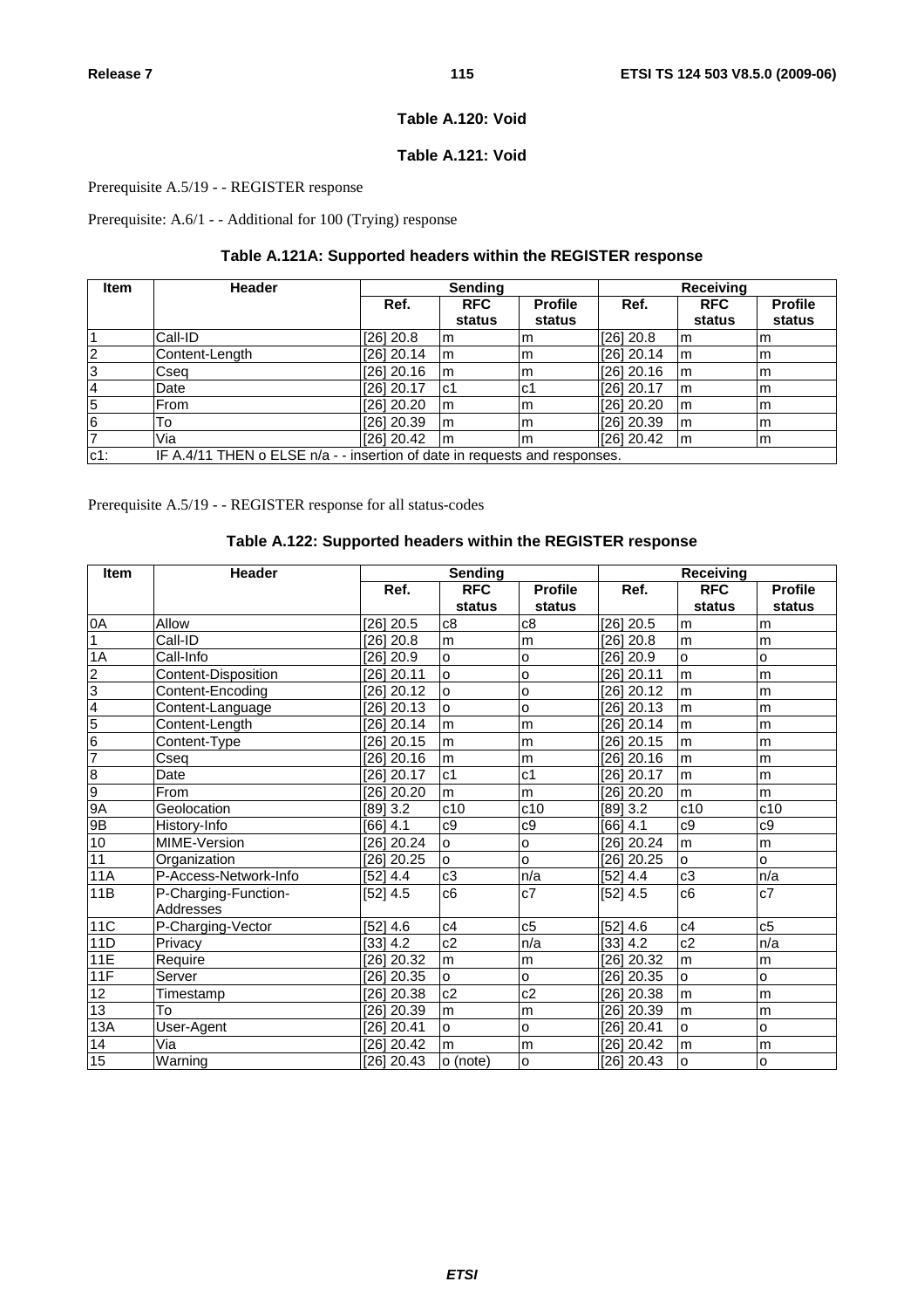**Table A.120: Void**

**Table A.121: Void**

Prerequisite A.5/19 - - REGISTER response

Prerequisite: A.6/1 - - Additional for 100 (Trying) response

**Table A.121A: Supported headers within the REGISTER response**

| Item | Header | Sending | | | Receiving | | |
|---|---|---|---|---|---|---|---|
| | | Ref. | RFC status | Profile status | Ref. | RFC status | Profile status |
| 1 | Call-ID | [26] 20.8 | m | m | [26] 20.8 | m | m |
| 2 | Content-Length | [26] 20.14 | m | m | [26] 20.14 | m | m |
| 3 | Cseq | [26] 20.16 | m | m | [26] 20.16 | m | m |
| 4 | Date | [26] 20.17 | c1 | c1 | [26] 20.17 | m | m |
| 5 | From | [26] 20.20 | m | m | [26] 20.20 | m | m |
| 6 | To | [26] 20.39 | m | m | [26] 20.39 | m | m |
| 7 | Via | [26] 20.42 | m | m | [26] 20.42 | m | m |
| c1: | IF A.4/11 THEN o ELSE n/a - - insertion of date in requests and responses. | | | | | | |

Prerequisite A.5/19 - - REGISTER response for all status-codes

**Table A.122: Supported headers within the REGISTER response**

| Item | Header | Sending | | | Receiving | | |
|---|---|---|---|---|---|---|---|
| | | Ref. | RFC status | Profile status | Ref. | RFC status | Profile status |
| 0A | Allow | [26] 20.5 | c8 | c8 | [26] 20.5 | m | m |
| 1 | Call-ID | [26] 20.8 | m | m | [26] 20.8 | m | m |
| 1A | Call-Info | [26] 20.9 | o | o | [26] 20.9 | o | o |
| 2 | Content-Disposition | [26] 20.11 | o | o | [26] 20.11 | m | m |
| 3 | Content-Encoding | [26] 20.12 | o | o | [26] 20.12 | m | m |
| 4 | Content-Language | [26] 20.13 | o | o | [26] 20.13 | m | m |
| 5 | Content-Length | [26] 20.14 | m | m | [26] 20.14 | m | m |
| 6 | Content-Type | [26] 20.15 | m | m | [26] 20.15 | m | m |
| 7 | Cseq | [26] 20.16 | m | m | [26] 20.16 | m | m |
| 8 | Date | [26] 20.17 | c1 | c1 | [26] 20.17 | m | m |
| 9 | From | [26] 20.20 | m | m | [26] 20.20 | m | m |
| 9A | Geolocation | [89] 3.2 | c10 | c10 | [89] 3.2 | c10 | c10 |
| 9B | History-Info | [66] 4.1 | c9 | c9 | [66] 4.1 | c9 | c9 |
| 10 | MIME-Version | [26] 20.24 | o | o | [26] 20.24 | m | m |
| 11 | Organization | [26] 20.25 | o | o | [26] 20.25 | o | o |
| 11A | P-Access-Network-Info | [52] 4.4 | c3 | n/a | [52] 4.4 | c3 | n/a |
| 11B | P-Charging-Function-Addresses | [52] 4.5 | c6 | c7 | [52] 4.5 | c6 | c7 |
| 11C | P-Charging-Vector | [52] 4.6 | c4 | c5 | [52] 4.6 | c4 | c5 |
| 11D | Privacy | [33] 4.2 | c2 | n/a | [33] 4.2 | c2 | n/a |
| 11E | Require | [26] 20.32 | m | m | [26] 20.32 | m | m |
| 11F | Server | [26] 20.35 | o | o | [26] 20.35 | o | o |
| 12 | Timestamp | [26] 20.38 | c2 | c2 | [26] 20.38 | m | m |
| 13 | To | [26] 20.39 | m | m | [26] 20.39 | m | m |
| 13A | User-Agent | [26] 20.41 | o | o | [26] 20.41 | o | o |
| 14 | Via | [26] 20.42 | m | m | [26] 20.42 | m | m |
| 15 | Warning | [26] 20.43 | o (note) | o | [26] 20.43 | o | o |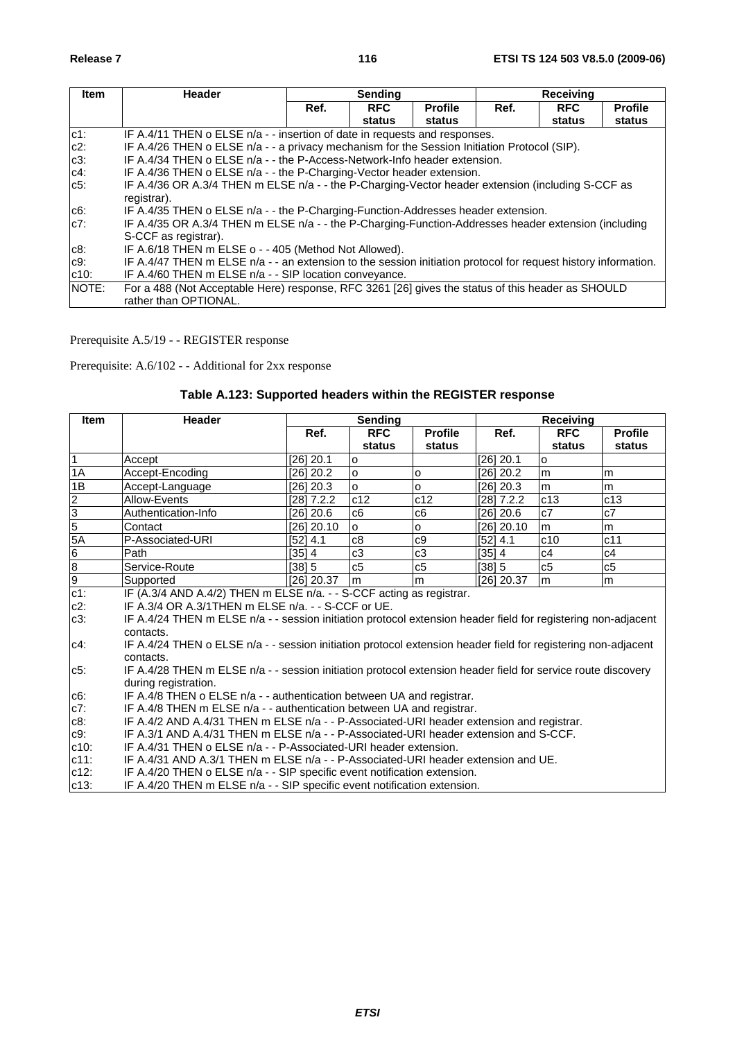| Item | Header | Sending | | | Receiving | | |
|---|---|---|---|---|---|---|---|
| | | Ref. | RFC status | Profile status | Ref. | RFC status | Profile status |
| c1: | IF A.4/11 THEN o ELSE n/a - - insertion of date in requests and responses. | | | | | | |
| c2: | IF A.4/26 THEN o ELSE n/a - - a privacy mechanism for the Session Initiation Protocol (SIP). | | | | | | |
| c3: | IF A.4/34 THEN o ELSE n/a - - the P-Access-Network-Info header extension. | | | | | | |
| c4: | IF A.4/36 THEN o ELSE n/a - - the P-Charging-Vector header extension. | | | | | | |
| c5: | IF A.4/36 OR A.3/4 THEN m ELSE n/a - - the P-Charging-Vector header extension (including S-CCF as registrar). | | | | | | |
| c6: | IF A.4/35 THEN o ELSE n/a - - the P-Charging-Function-Addresses header extension. | | | | | | |
| c7: | IF A.4/35 OR A.3/4 THEN m ELSE n/a - - the P-Charging-Function-Addresses header extension (including S-CCF as registrar). | | | | | | |
| c8: | IF A.6/18 THEN m ELSE o - - 405 (Method Not Allowed). | | | | | | |
| c9: | IF A.4/47 THEN m ELSE n/a - - an extension to the session initiation protocol for request history information. | | | | | | |
| c10: | IF A.4/60 THEN m ELSE n/a - - SIP location conveyance. | | | | | | |
| NOTE: | For a 488 (Not Acceptable Here) response, RFC 3261 [26] gives the status of this header as SHOULD rather than OPTIONAL. | | | | | | |

Prerequisite A.5/19 - - REGISTER response

Prerequisite: A.6/102 - - Additional for 2xx response

**Table A.123: Supported headers within the REGISTER response**

| Item | Header | Sending | | | Receiving | | |
|---|---|---|---|---|---|---|---|
| | | Ref. | RFC status | Profile status | Ref. | RFC status | Profile status |
| 1 | Accept | [26] 20.1 | o | | [26] 20.1 | o | |
| 1A | Accept-Encoding | [26] 20.2 | o | o | [26] 20.2 | m | m |
| 1B | Accept-Language | [26] 20.3 | o | o | [26] 20.3 | m | m |
| 2 | Allow-Events | [28] 7.2.2 | c12 | c12 | [28] 7.2.2 | c13 | c13 |
| 3 | Authentication-Info | [26] 20.6 | c6 | c6 | [26] 20.6 | c7 | c7 |
| 5 | Contact | [26] 20.10 | o | o | [26] 20.10 | m | m |
| 5A | P-Associated-URI | [52] 4.1 | c8 | c9 | [52] 4.1 | c10 | c11 |
| 6 | Path | [35] 4 | c3 | c3 | [35] 4 | c4 | c4 |
| 8 | Service-Route | [38] 5 | c5 | c5 | [38] 5 | c5 | c5 |
| 9 | Supported | [26] 20.37 | m | m | [26] 20.37 | m | m |
| c1: | IF (A.3/4 AND A.4/2) THEN m ELSE n/a. - - S-CCF acting as registrar. | | | | | | |
| c2: | IF A.3/4 OR A.3/1THEN m ELSE n/a. - - S-CCF or UE. | | | | | | |
| c3: | IF A.4/24 THEN m ELSE n/a - - session initiation protocol extension header field for registering non-adjacent contacts. | | | | | | |
| c4: | IF A.4/24 THEN o ELSE n/a - - session initiation protocol extension header field for registering non-adjacent contacts. | | | | | | |
| c5: | IF A.4/28 THEN m ELSE n/a - - session initiation protocol extension header field for service route discovery during registration. | | | | | | |
| c6: | IF A.4/8 THEN o ELSE n/a - - authentication between UA and registrar. | | | | | | |
| c7: | IF A.4/8 THEN m ELSE n/a - - authentication between UA and registrar. | | | | | | |
| c8: | IF A.4/2 AND A.4/31 THEN m ELSE n/a - - P-Associated-URI header extension and registrar. | | | | | | |
| c9: | IF A.3/1 AND A.4/31 THEN m ELSE n/a - - P-Associated-URI header extension and S-CCF. | | | | | | |
| c10: | IF A.4/31 THEN o ELSE n/a - - P-Associated-URI header extension. | | | | | | |
| c11: | IF A.4/31 AND A.3/1 THEN m ELSE n/a - - P-Associated-URI header extension and UE. | | | | | | |
| c12: | IF A.4/20 THEN o ELSE n/a - - SIP specific event notification extension. | | | | | | |
| c13: | IF A.4/20 THEN m ELSE n/a - - SIP specific event notification extension. | | | | | | |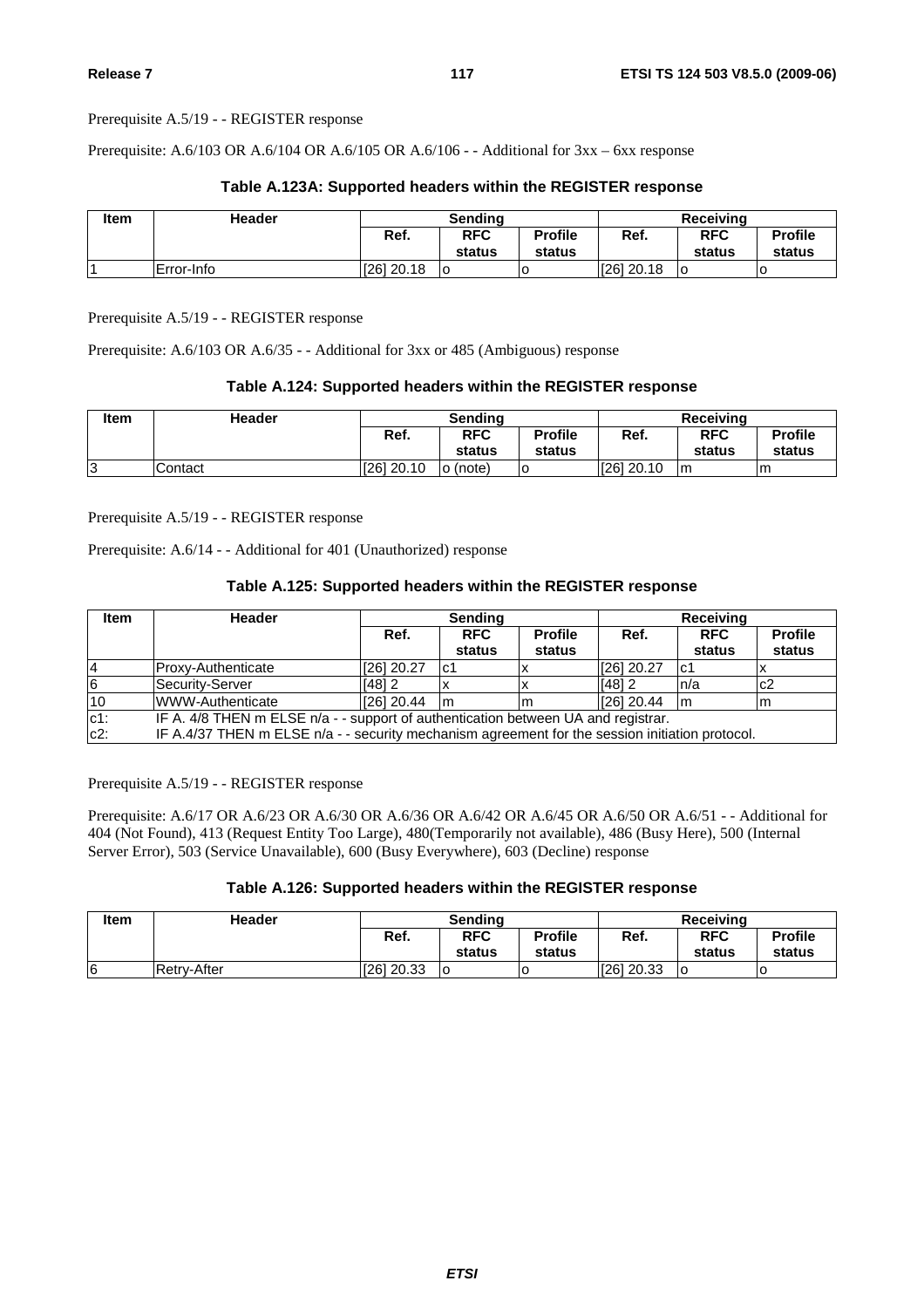Prerequisite A.5/19 - - REGISTER response

Prerequisite: A.6/103 OR A.6/104 OR A.6/105 OR A.6/106 - - Additional for 3xx – 6xx response

**Table A.123A: Supported headers within the REGISTER response**

| Item | Header | Sending | | | Receiving | | |
|---|---|---|---|---|---|---|---|
| | | Ref. | RFC status | Profile status | Ref. | RFC status | Profile status |
| 1 | Error-Info | [26] 20.18 | o | o | [26] 20.18 | o | o |

Prerequisite A.5/19 - - REGISTER response

Prerequisite: A.6/103 OR A.6/35 - - Additional for 3xx or 485 (Ambiguous) response

**Table A.124: Supported headers within the REGISTER response**

| Item | Header | Sending | | | Receiving | | |
|---|---|---|---|---|---|---|---|
| | | Ref. | RFC status | Profile status | Ref. | RFC status | Profile status |
| 3 | Contact | [26] 20.10 | o (note) | o | [26] 20.10 | m | m |

Prerequisite A.5/19 - - REGISTER response

Prerequisite: A.6/14 - - Additional for 401 (Unauthorized) response

**Table A.125: Supported headers within the REGISTER response**

| Item | Header | Sending | | | Receiving | | |
|---|---|---|---|---|---|---|---|
| | | Ref. | RFC status | Profile status | Ref. | RFC status | Profile status |
| 4 | Proxy-Authenticate | [26] 20.27 | c1 | x | [26] 20.27 | c1 | x |
| 6 | Security-Server | [48] 2 | x | x | [48] 2 | n/a | c2 |
| 10 | WWW-Authenticate | [26] 20.44 | m | m | [26] 20.44 | m | m |
| c1: | IF A. 4/8 THEN m ELSE n/a - - support of authentication between UA and registrar. | | | | | | |
| c2: | IF A.4/37 THEN m ELSE n/a - - security mechanism agreement for the session initiation protocol. | | | | | | |

Prerequisite A.5/19 - - REGISTER response

Prerequisite: A.6/17 OR A.6/23 OR A.6/30 OR A.6/36 OR A.6/42 OR A.6/45 OR A.6/50 OR A.6/51 - - Additional for 404 (Not Found), 413 (Request Entity Too Large), 480(Temporarily not available), 486 (Busy Here), 500 (Internal Server Error), 503 (Service Unavailable), 600 (Busy Everywhere), 603 (Decline) response

**Table A.126: Supported headers within the REGISTER response**

| Item | Header | Sending | | | Receiving | | |
|---|---|---|---|---|---|---|---|
| | | Ref. | RFC status | Profile status | Ref. | RFC status | Profile status |
| 6 | Retry-After | [26] 20.33 | o | o | [26] 20.33 | o | o |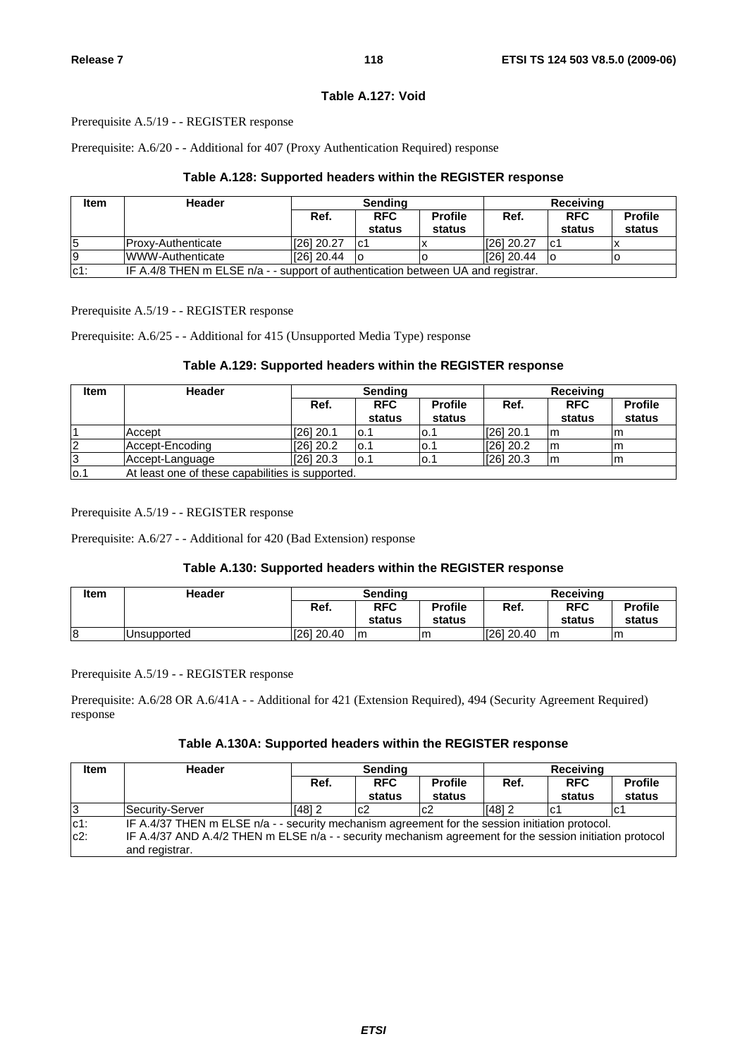### Table A.127: Void

Prerequisite A.5/19 - - REGISTER response

Prerequisite: A.6/20 - - Additional for 407 (Proxy Authentication Required) response

### Table A.128: Supported headers within the REGISTER response

| Item | Header | Sending | | | Receiving | | |
|---|---|---|---|---|---|---|---|
| | | Ref. | RFC status | Profile status | Ref. | RFC status | Profile status |
| 5 | Proxy-Authenticate | [26] 20.27 | c1 | x | [26] 20.27 | c1 | x |
| 9 | WWW-Authenticate | [26] 20.44 | o | o | [26] 20.44 | o | o |
| c1: | IF A.4/8 THEN m ELSE n/a - - support of authentication between UA and registrar. | | | | | | |

Prerequisite A.5/19 - - REGISTER response

Prerequisite: A.6/25 - - Additional for 415 (Unsupported Media Type) response

### Table A.129: Supported headers within the REGISTER response

| Item | Header | Sending | | | Receiving | | |
|---|---|---|---|---|---|---|---|
| | | Ref. | RFC status | Profile status | Ref. | RFC status | Profile status |
| 1 | Accept | [26] 20.1 | o.1 | o.1 | [26] 20.1 | m | m |
| 2 | Accept-Encoding | [26] 20.2 | o.1 | o.1 | [26] 20.2 | m | m |
| 3 | Accept-Language | [26] 20.3 | o.1 | o.1 | [26] 20.3 | m | m |
| o.1 | At least one of these capabilities is supported. | | | | | | |

Prerequisite A.5/19 - - REGISTER response

Prerequisite: A.6/27 - - Additional for 420 (Bad Extension) response

### Table A.130: Supported headers within the REGISTER response

| Item | Header | Sending | | | Receiving | | |
|---|---|---|---|---|---|---|---|
| | | Ref. | RFC status | Profile status | Ref. | RFC status | Profile status |
| 8 | Unsupported | [26] 20.40 | m | m | [26] 20.40 | m | m |

Prerequisite A.5/19 - - REGISTER response

Prerequisite: A.6/28 OR A.6/41A - - Additional for 421 (Extension Required), 494 (Security Agreement Required) response

### Table A.130A: Supported headers within the REGISTER response

| Item | Header | Sending | | | Receiving | | |
|---|---|---|---|---|---|---|---|
| | | Ref. | RFC status | Profile status | Ref. | RFC status | Profile status |
| 3 | Security-Server | [48] 2 | c2 | c2 | [48] 2 | c1 | c1 |
| c1: | IF A.4/37 THEN m ELSE n/a - - security mechanism agreement for the session initiation protocol. | | | | | | |
| c2: | IF A.4/37 AND A.4/2 THEN m ELSE n/a - - security mechanism agreement for the session initiation protocol and registrar. | | | | | | |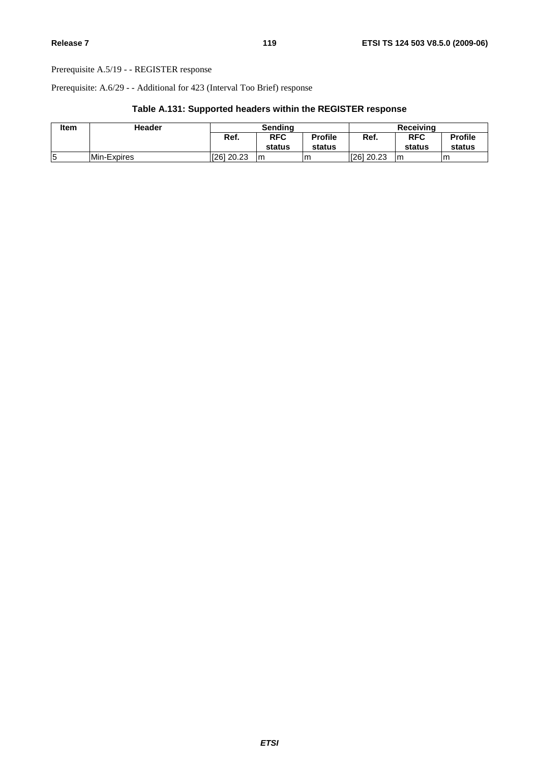Prerequisite A.5/19 - - REGISTER response

Prerequisite: A.6/29 - - Additional for 423 (Interval Too Brief) response

### Table A.131: Supported headers within the REGISTER response

| Item | Header | Sending | | | Receiving | | |
|---|---|---|---|---|---|---|---|
| | | Ref. | RFC status | Profile status | Ref. | RFC status | Profile status |
| 5 | Min-Expires | [26] 20.23 | m | m | [26] 20.23 | m | m |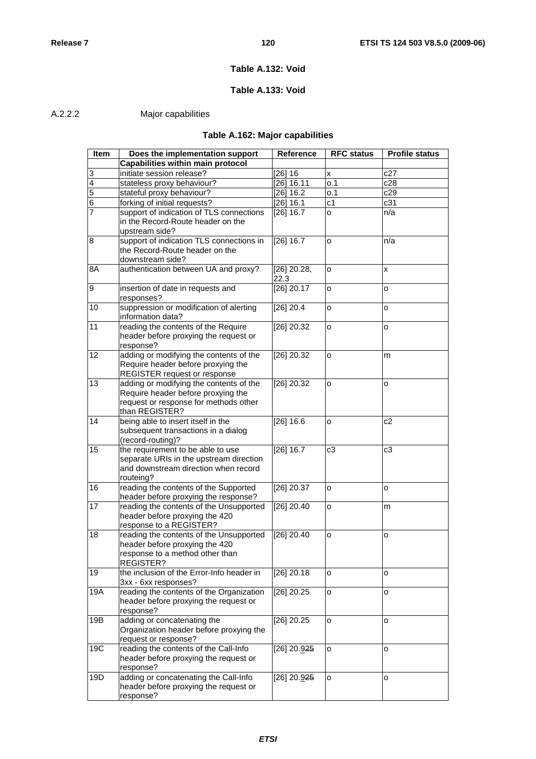**Table A.132: Void**

**Table A.133: Void**

A.2.2.2 Major capabilities

**Table A.162: Major capabilities**

| Item | Does the implementation support | Reference | RFC status | Profile status |
|---|---|---|---|---|
| | **Capabilities within main protocol** | | | |
| 3 | initiate session release? | [26] 16 | x | c27 |
| 4 | stateless proxy behaviour? | [26] 16.11 | o.1 | c28 |
| 5 | stateful proxy behaviour? | [26] 16.2 | o.1 | c29 |
| 6 | forking of initial requests? | [26] 16.1 | c1 | c31 |
| 7 | support of indication of TLS connections in the Record-Route header on the upstream side? | [26] 16.7 | o | n/a |
| 8 | support of indication TLS connections in the Record-Route header on the downstream side? | [26] 16.7 | o | n/a |
| 8A | authentication between UA and proxy? | [26] 20.28, 22.3 | o | x |
| 9 | insertion of date in requests and responses? | [26] 20.17 | o | o |
| 10 | suppression or modification of alerting information data? | [26] 20.4 | o | o |
| 11 | reading the contents of the Require header before proxying the request or response? | [26] 20.32 | o | o |
| 12 | adding or modifying the contents of the Require header before proxying the REGISTER request or response | [26] 20.32 | o | m |
| 13 | adding or modifying the contents of the Require header before proxying the request or response for methods other than REGISTER? | [26] 20.32 | o | o |
| 14 | being able to insert itself in the subsequent transactions in a dialog (record-routing)? | [26] 16.6 | o | c2 |
| 15 | the requirement to be able to use separate URIs in the upstream direction and downstream direction when record routeing? | [26] 16.7 | c3 | c3 |
| 16 | reading the contents of the Supported header before proxying the response? | [26] 20.37 | o | o |
| 17 | reading the contents of the Unsupported header before proxying the 420 response to a REGISTER? | [26] 20.40 | o | m |
| 18 | reading the contents of the Unsupported header before proxying the 420 response to a method other than REGISTER? | [26] 20.40 | o | o |
| 19 | the inclusion of the Error-Info header in 3xx - 6xx responses? | [26] 20.18 | o | o |
| 19A | reading the contents of the Organization header before proxying the request or response? | [26] 20.25 | o | o |
| 19B | adding or concatenating the Organization header before proxying the request or response? | [26] 20.25 | o | o |
| 19C | reading the contents of the Call-Info header before proxying the request or response? | [26] 20.9~~25~~ | o | o |
| 19D | adding or concatenating the Call-Info header before proxying the request or response? | [26] 20.9~~25~~ | o | o |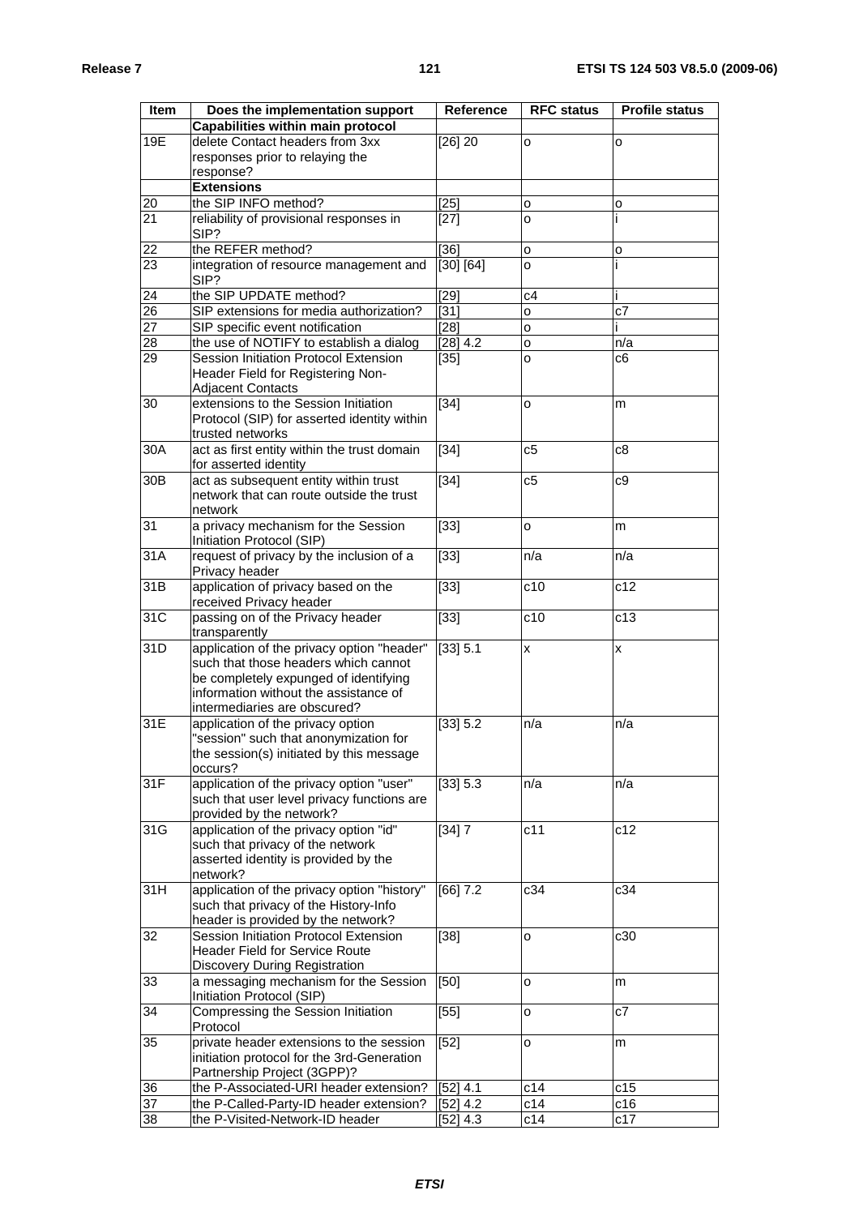| Item | Does the implementation support | Reference | RFC status | Profile status |
| --- | --- | --- | --- | --- |
|  | **Capabilities within main protocol** |  |  |  |
| 19E | delete Contact headers from 3xx responses prior to relaying the response? | [26] 20 | o | o |
|  | **Extensions** |  |  |  |
| 20 | the SIP INFO method? | [25] | o | o |
| 21 | reliability of provisional responses in SIP? | [27] | o | i |
| 22 | the REFER method? | [36] | o | o |
| 23 | integration of resource management and SIP? | [30] [64] | o | i |
| 24 | the SIP UPDATE method? | [29] | c4 | i |
| 26 | SIP extensions for media authorization? | [31] | o | c7 |
| 27 | SIP specific event notification | [28] | o | i |
| 28 | the use of NOTIFY to establish a dialog | [28] 4.2 | o | n/a |
| 29 | Session Initiation Protocol Extension Header Field for Registering Non-Adjacent Contacts | [35] | o | c6 |
| 30 | extensions to the Session Initiation Protocol (SIP) for asserted identity within trusted networks | [34] | o | m |
| 30A | act as first entity within the trust domain for asserted identity | [34] | c5 | c8 |
| 30B | act as subsequent entity within trust network that can route outside the trust network | [34] | c5 | c9 |
| 31 | a privacy mechanism for the Session Initiation Protocol (SIP) | [33] | o | m |
| 31A | request of privacy by the inclusion of a Privacy header | [33] | n/a | n/a |
| 31B | application of privacy based on the received Privacy header | [33] | c10 | c12 |
| 31C | passing on of the Privacy header transparently | [33] | c10 | c13 |
| 31D | application of the privacy option "header" such that those headers which cannot be completely expunged of identifying information without the assistance of intermediaries are obscured? | [33] 5.1 | x | x |
| 31E | application of the privacy option "session" such that anonymization for the session(s) initiated by this message occurs? | [33] 5.2 | n/a | n/a |
| 31F | application of the privacy option "user" such that user level privacy functions are provided by the network? | [33] 5.3 | n/a | n/a |
| 31G | application of the privacy option "id" such that privacy of the network asserted identity is provided by the network? | [34] 7 | c11 | c12 |
| 31H | application of the privacy option "history" such that privacy of the History-Info header is provided by the network? | [66] 7.2 | c34 | c34 |
| 32 | Session Initiation Protocol Extension Header Field for Service Route Discovery During Registration | [38] | o | c30 |
| 33 | a messaging mechanism for the Session Initiation Protocol (SIP) | [50] | o | m |
| 34 | Compressing the Session Initiation Protocol | [55] | o | c7 |
| 35 | private header extensions to the session initiation protocol for the 3rd-Generation Partnership Project (3GPP)? | [52] | o | m |
| 36 | the P-Associated-URI header extension? | [52] 4.1 | c14 | c15 |
| 37 | the P-Called-Party-ID header extension? | [52] 4.2 | c14 | c16 |
| 38 | the P-Visited-Network-ID header | [52] 4.3 | c14 | c17 |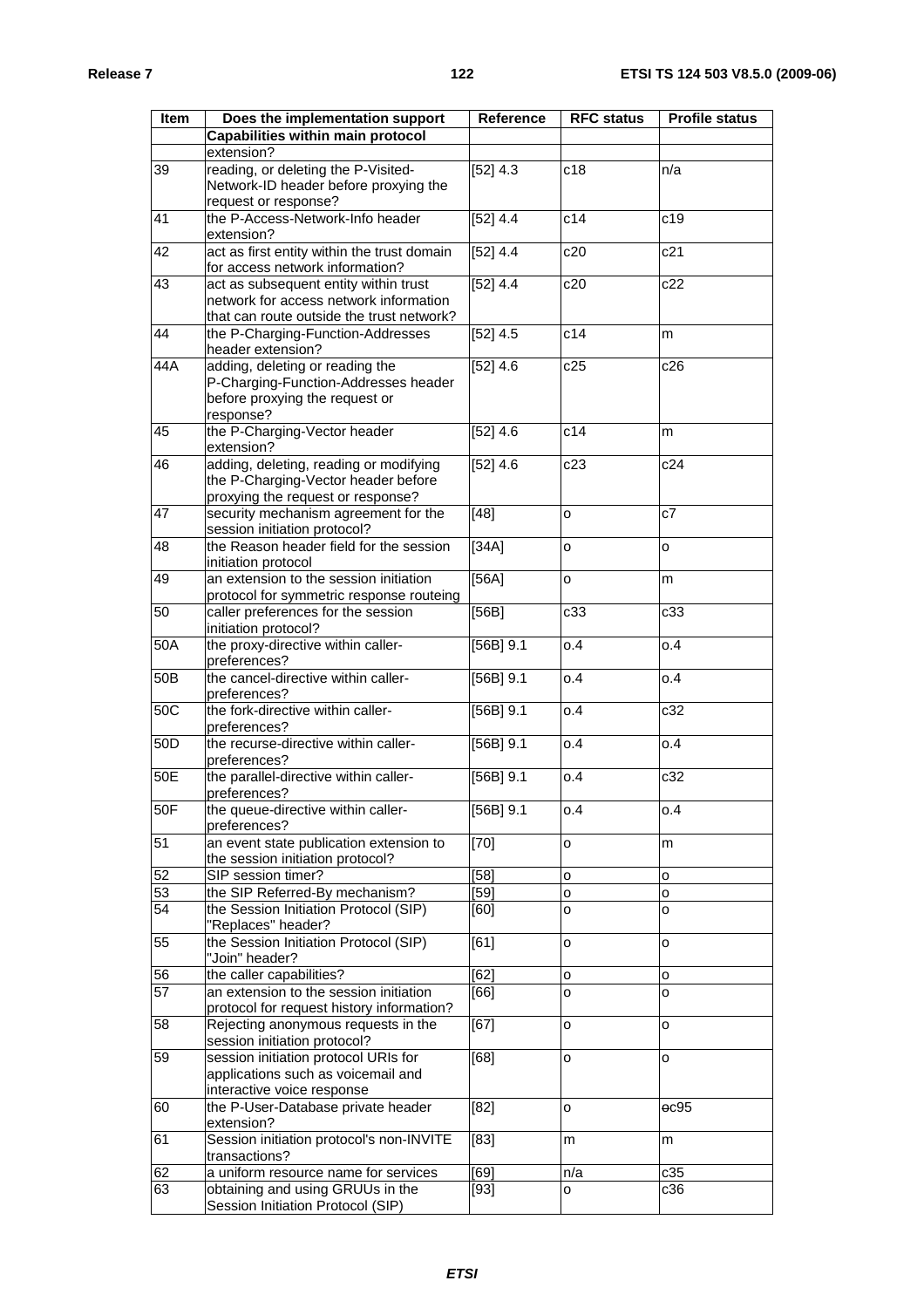| Item | Does the implementation support | Reference | RFC status | Profile status |
|---|---|---|---|---|
| | **Capabilities within main protocol** | | | |
| | extension? | | | |
| 39 | reading, or deleting the P-Visited-Network-ID header before proxying the request or response? | [52] 4.3 | c18 | n/a |
| 41 | the P-Access-Network-Info header extension? | [52] 4.4 | c14 | c19 |
| 42 | act as first entity within the trust domain for access network information? | [52] 4.4 | c20 | c21 |
| 43 | act as subsequent entity within trust network for access network information that can route outside the trust network? | [52] 4.4 | c20 | c22 |
| 44 | the P-Charging-Function-Addresses header extension? | [52] 4.5 | c14 | m |
| 44A | adding, deleting or reading the P-Charging-Function-Addresses header before proxying the request or response? | [52] 4.6 | c25 | c26 |
| 45 | the P-Charging-Vector header extension? | [52] 4.6 | c14 | m |
| 46 | adding, deleting, reading or modifying the P-Charging-Vector header before proxying the request or response? | [52] 4.6 | c23 | c24 |
| 47 | security mechanism agreement for the session initiation protocol? | [48] | o | c7 |
| 48 | the Reason header field for the session initiation protocol | [34A] | o | o |
| 49 | an extension to the session initiation protocol for symmetric response routeing | [56A] | o | m |
| 50 | caller preferences for the session initiation protocol? | [56B] | c33 | c33 |
| 50A | the proxy-directive within caller-preferences? | [56B] 9.1 | o.4 | o.4 |
| 50B | the cancel-directive within caller-preferences? | [56B] 9.1 | o.4 | o.4 |
| 50C | the fork-directive within caller-preferences? | [56B] 9.1 | o.4 | c32 |
| 50D | the recurse-directive within caller-preferences? | [56B] 9.1 | o.4 | o.4 |
| 50E | the parallel-directive within caller-preferences? | [56B] 9.1 | o.4 | c32 |
| 50F | the queue-directive within caller-preferences? | [56B] 9.1 | o.4 | o.4 |
| 51 | an event state publication extension to the session initiation protocol? | [70] | o | m |
| 52 | SIP session timer? | [58] | o | o |
| 53 | the SIP Referred-By mechanism? | [59] | o | o |
| 54 | the Session Initiation Protocol (SIP) "Replaces" header? | [60] | o | o |
| 55 | the Session Initiation Protocol (SIP) "Join" header? | [61] | o | o |
| 56 | the caller capabilities? | [62] | o | o |
| 57 | an extension to the session initiation protocol for request history information? | [66] | o | o |
| 58 | Rejecting anonymous requests in the session initiation protocol? | [67] | o | o |
| 59 | session initiation protocol URIs for applications such as voicemail and interactive voice response | [68] | o | o |
| 60 | the P-User-Database private header extension? | [82] | o | ~~o~~c95 |
| 61 | Session initiation protocol's non-INVITE transactions? | [83] | m | m |
| 62 | a uniform resource name for services | [69] | n/a | c35 |
| 63 | obtaining and using GRUUs in the Session Initiation Protocol (SIP) | [93] | o | c36 |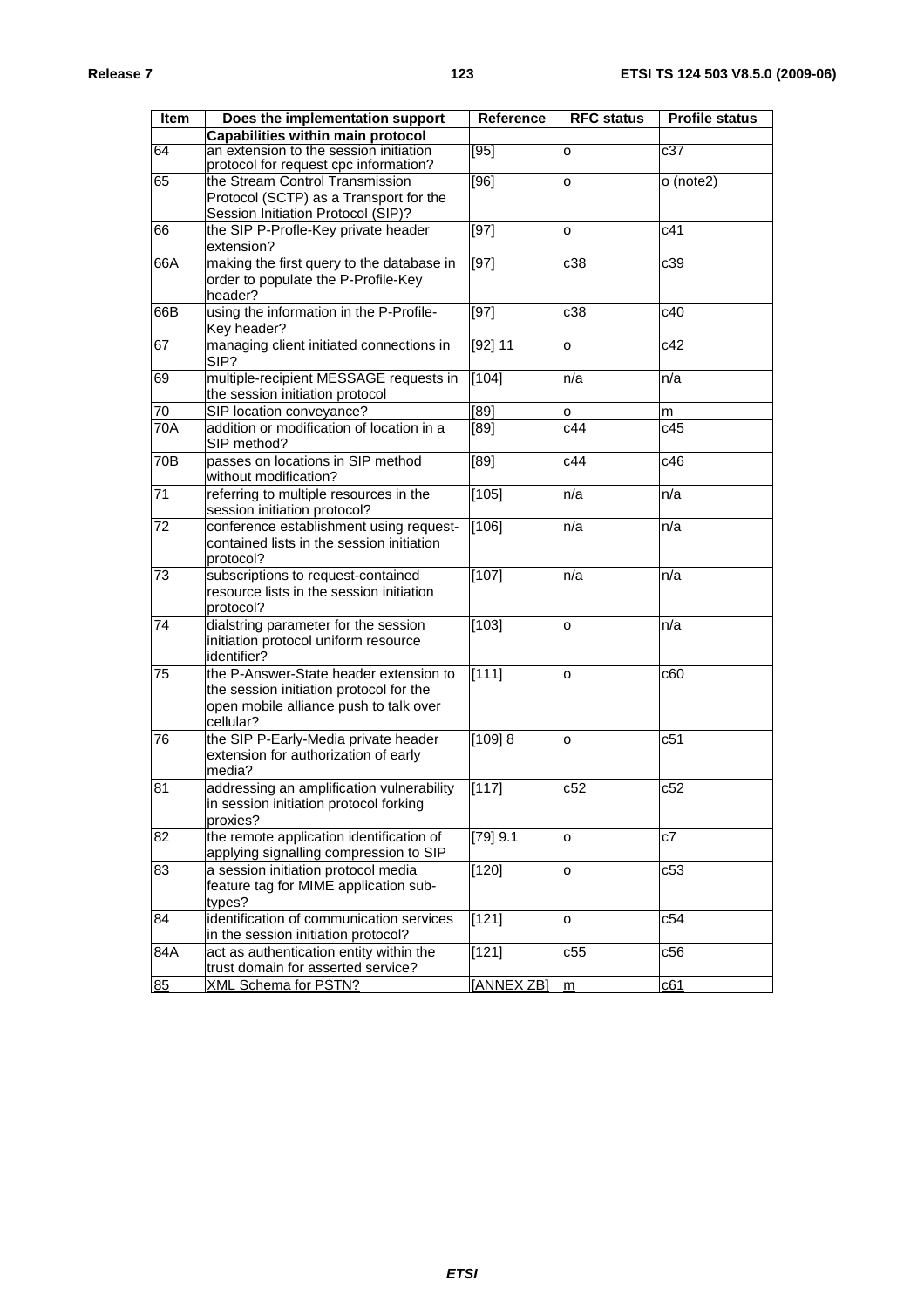| Item | Does the implementation support | Reference | RFC status | Profile status |
|---|---|---|---|---|
| | **Capabilities within main protocol** | | | |
| 64 | an extension to the session initiation protocol for request cpc information? | [95] | o | c37 |
| 65 | the Stream Control Transmission Protocol (SCTP) as a Transport for the Session Initiation Protocol (SIP)? | [96] | o | o (note2) |
| 66 | the SIP P-Profle-Key private header extension? | [97] | o | c41 |
| 66A | making the first query to the database in order to populate the P-Profile-Key header? | [97] | c38 | c39 |
| 66B | using the information in the P-Profile-Key header? | [97] | c38 | c40 |
| 67 | managing client initiated connections in SIP? | [92] 11 | o | c42 |
| 69 | multiple-recipient MESSAGE requests in the session initiation protocol | [104] | n/a | n/a |
| 70 | SIP location conveyance? | [89] | o | m |
| 70A | addition or modification of location in a SIP method? | [89] | c44 | c45 |
| 70B | passes on locations in SIP method without modification? | [89] | c44 | c46 |
| 71 | referring to multiple resources in the session initiation protocol? | [105] | n/a | n/a |
| 72 | conference establishment using request-contained lists in the session initiation protocol? | [106] | n/a | n/a |
| 73 | subscriptions to request-contained resource lists in the session initiation protocol? | [107] | n/a | n/a |
| 74 | dialstring parameter for the session initiation protocol uniform resource identifier? | [103] | o | n/a |
| 75 | the P-Answer-State header extension to the session initiation protocol for the open mobile alliance push to talk over cellular? | [111] | o | c60 |
| 76 | the SIP P-Early-Media private header extension for authorization of early media? | [109] 8 | o | c51 |
| 81 | addressing an amplification vulnerability in session initiation protocol forking proxies? | [117] | c52 | c52 |
| 82 | the remote application identification of applying signalling compression to SIP | [79] 9.1 | o | c7 |
| 83 | a session initiation protocol media feature tag for MIME application sub-types? | [120] | o | c53 |
| 84 | identification of communication services in the session initiation protocol? | [121] | o | c54 |
| 84A | act as authentication entity within the trust domain for asserted service? | [121] | c55 | c56 |
| 85 | XML Schema for PSTN? | [ANNEX ZB] | m | c61 |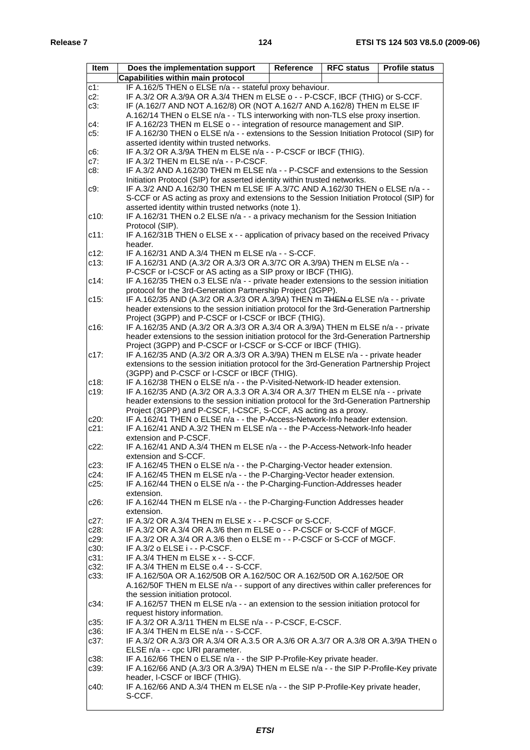| Item | Does the implementation support | Reference | RFC status | Profile status |
|---|---|---|---|---|
| | **Capabilities within main protocol** | | | |

c1: IF A.162/5 THEN o ELSE n/a - - stateful proxy behaviour.

c2: IF A.3/2 OR A.3/9A OR A.3/4 THEN m ELSE o - - P-CSCF, IBCF (THIG) or S-CCF.

c3: IF (A.162/7 AND NOT A.162/8) OR (NOT A.162/7 AND A.162/8) THEN m ELSE IF A.162/14 THEN o ELSE n/a - - TLS interworking with non-TLS else proxy insertion.

c4: IF A.162/23 THEN m ELSE o - - integration of resource management and SIP.

c5: IF A.162/30 THEN o ELSE n/a - - extensions to the Session Initiation Protocol (SIP) for asserted identity within trusted networks.

c6: IF A.3/2 OR A.3/9A THEN m ELSE n/a - - P-CSCF or IBCF (THIG).

c7: IF A.3/2 THEN m ELSE n/a - - P-CSCF.

c8: IF A.3/2 AND A.162/30 THEN m ELSE n/a - - P-CSCF and extensions to the Session Initiation Protocol (SIP) for asserted identity within trusted networks.

c9: IF A.3/2 AND A.162/30 THEN m ELSE IF A.3/7C AND A.162/30 THEN o ELSE n/a - - S-CCF or AS acting as proxy and extensions to the Session Initiation Protocol (SIP) for asserted identity within trusted networks (note 1).

c10: IF A.162/31 THEN o.2 ELSE n/a - - a privacy mechanism for the Session Initiation Protocol (SIP).

c11: IF A.162/31B THEN o ELSE x - - application of privacy based on the received Privacy header.

c12: IF A.162/31 AND A.3/4 THEN m ELSE n/a - - S-CCF.

c13: IF A.162/31 AND (A.3/2 OR A.3/3 OR A.3/7C OR A.3/9A) THEN m ELSE n/a - - P-CSCF or I-CSCF or AS acting as a SIP proxy or IBCF (THIG).

c14: IF A.162/35 THEN o.3 ELSE n/a - - private header extensions to the session initiation protocol for the 3rd-Generation Partnership Project (3GPP).

c15: IF A.162/35 AND (A.3/2 OR A.3/3 OR A.3/9A) THEN m ~~THEN o~~ ELSE n/a - - private header extensions to the session initiation protocol for the 3rd-Generation Partnership Project (3GPP) and P-CSCF or I-CSCF or IBCF (THIG).

c16: IF A.162/35 AND (A.3/2 OR A.3/3 OR A.3/4 OR A.3/9A) THEN m ELSE n/a - - private header extensions to the session initiation protocol for the 3rd-Generation Partnership Project (3GPP) and P-CSCF or I-CSCF or S-CCF or IBCF (THIG).

c17: IF A.162/35 AND (A.3/2 OR A.3/3 OR A.3/9A) THEN m ELSE n/a - - private header extensions to the session initiation protocol for the 3rd-Generation Partnership Project (3GPP) and P-CSCF or I-CSCF or IBCF (THIG).

c18: IF A.162/38 THEN o ELSE n/a - - the P-Visited-Network-ID header extension.

c19: IF A.162/35 AND (A.3/2 OR A.3.3 OR A.3/4 OR A.3/7 THEN m ELSE n/a - - private header extensions to the session initiation protocol for the 3rd-Generation Partnership Project (3GPP) and P-CSCF, I-CSCF, S-CCF, AS acting as a proxy.

c20: IF A.162/41 THEN o ELSE n/a - - the P-Access-Network-Info header extension.

c21: IF A.162/41 AND A.3/2 THEN m ELSE n/a - - the P-Access-Network-Info header extension and P-CSCF.

c22: IF A.162/41 AND A.3/4 THEN m ELSE n/a - - the P-Access-Network-Info header extension and S-CCF.

c23: IF A.162/45 THEN o ELSE n/a - - the P-Charging-Vector header extension.

c24: IF A.162/45 THEN m ELSE n/a - - the P-Charging-Vector header extension.

c25: IF A.162/44 THEN o ELSE n/a - - the P-Charging-Function-Addresses header extension.

c26: IF A.162/44 THEN m ELSE n/a - - the P-Charging-Function Addresses header extension.

c27: IF A.3/2 OR A.3/4 THEN m ELSE x - - P-CSCF or S-CCF.

c28: IF A.3/2 OR A.3/4 OR A.3/6 then m ELSE o - - P-CSCF or S-CCF of MGCF.

c29: IF A.3/2 OR A.3/4 OR A.3/6 then o ELSE m - - P-CSCF or S-CCF of MGCF.

c30: IF A.3/2 o ELSE i - - P-CSCF.

c31: IF A.3/4 THEN m ELSE x - - S-CCF.

c32: IF A.3/4 THEN m ELSE o.4 - - S-CCF.

c33: IF A.162/50A OR A.162/50B OR A.162/50C OR A.162/50D OR A.162/50E OR A.162/50F THEN m ELSE n/a - - support of any directives within caller preferences for the session initiation protocol.

c34: IF A.162/57 THEN m ELSE n/a - - an extension to the session initiation protocol for request history information.

c35: IF A.3/2 OR A.3/11 THEN m ELSE n/a - - P-CSCF, E-CSCF.

c36: IF A.3/4 THEN m ELSE n/a - - S-CCF.

c37: IF A.3/2 OR A.3/3 OR A.3/4 OR A.3.5 OR A.3/6 OR A.3/7 OR A.3/8 OR A.3/9A THEN o ELSE n/a - - cpc URI parameter.

c38: IF A.162/66 THEN o ELSE n/a - - the SIP P-Profile-Key private header.

c39: IF A.162/66 AND (A.3/3 OR A.3/9A) THEN m ELSE n/a - - the SIP P-Profile-Key private header, I-CSCF or IBCF (THIG).

c40: IF A.162/66 AND A.3/4 THEN m ELSE n/a - - the SIP P-Profile-Key private header, S-CCF.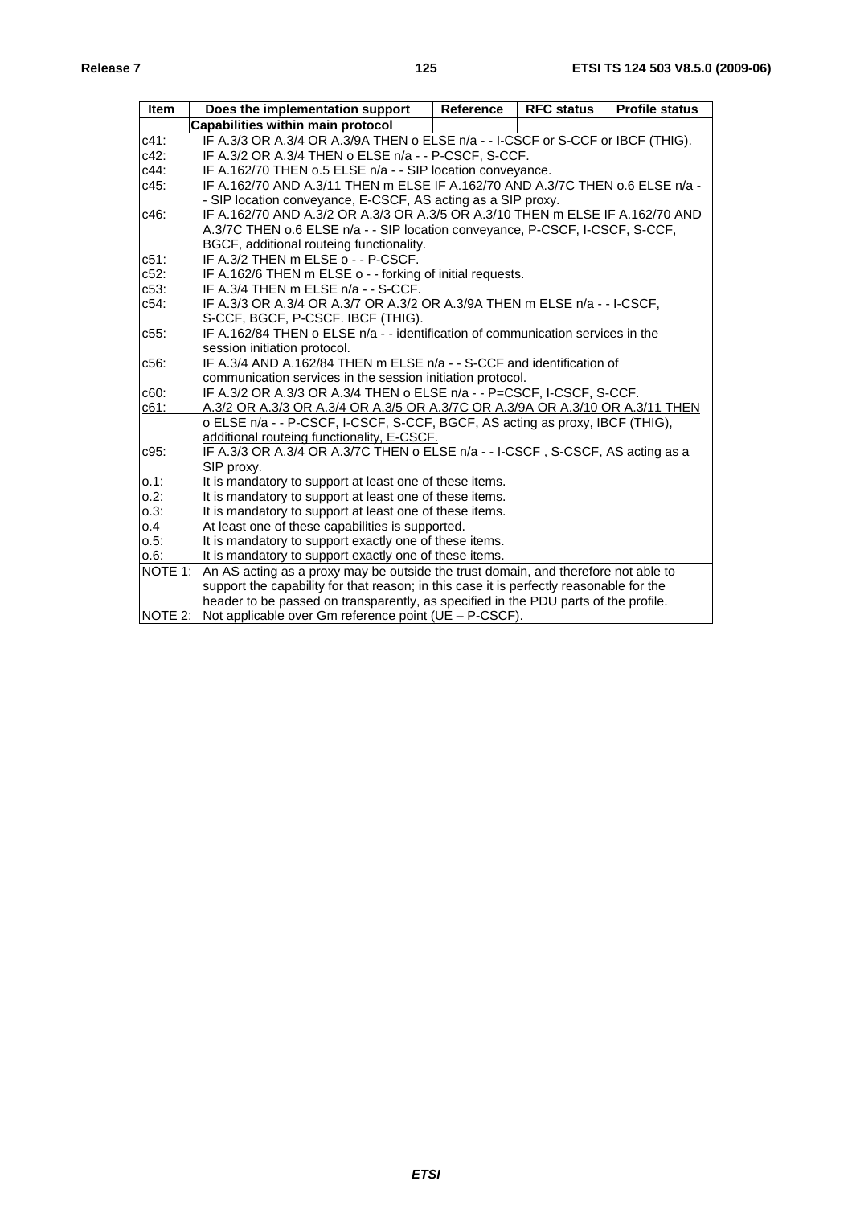| Item | Does the implementation support | Reference | RFC status | Profile status |
|---|---|---|---|---|
| | **Capabilities within main protocol** | | | |
| c41: | IF A.3/3 OR A.3/4 OR A.3/9A THEN o ELSE n/a - - I-CSCF or S-CCF or IBCF (THIG). | | | |
| c42: | IF A.3/2 OR A.3/4 THEN o ELSE n/a - - P-CSCF, S-CCF. | | | |
| c44: | IF A.162/70 THEN o.5 ELSE n/a - - SIP location conveyance. | | | |
| c45: | IF A.162/70 AND A.3/11 THEN m ELSE IF A.162/70 AND A.3/7C THEN o.6 ELSE n/a - - SIP location conveyance, E-CSCF, AS acting as a SIP proxy. | | | |
| c46: | IF A.162/70 AND A.3/2 OR A.3/3 OR A.3/5 OR A.3/10 THEN m ELSE IF A.162/70 AND A.3/7C THEN o.6 ELSE n/a - - SIP location conveyance, P-CSCF, I-CSCF, S-CCF, BGCF, additional routeing functionality. | | | |
| c51: | IF A.3/2 THEN m ELSE o - - P-CSCF. | | | |
| c52: | IF A.162/6 THEN m ELSE o - - forking of initial requests. | | | |
| c53: | IF A.3/4 THEN m ELSE n/a - - S-CCF. | | | |
| c54: | IF A.3/3 OR A.3/4 OR A.3/7 OR A.3/2 OR A.3/9A THEN m ELSE n/a - - I-CSCF, S-CCF, BGCF, P-CSCF. IBCF (THIG). | | | |
| c55: | IF A.162/84 THEN o ELSE n/a - - identification of communication services in the session initiation protocol. | | | |
| c56: | IF A.3/4 AND A.162/84 THEN m ELSE n/a - - S-CCF and identification of communication services in the session initiation protocol. | | | |
| c60: | IF A.3/2 OR A.3/3 OR A.3/4 THEN o ELSE n/a - - P=CSCF, I-CSCF, S-CCF. | | | |
| <u>c61:</u> | <u>A.3/2 OR A.3/3 OR A.3/4 OR A.3/5 OR A.3/7C OR A.3/9A OR A.3/10 OR A.3/11 THEN o ELSE n/a - - P-CSCF, I-CSCF, S-CCF, BGCF, AS acting as proxy, IBCF (THIG), additional routeing functionality, E-CSCF.</u> | | | |
| c95: | IF A.3/3 OR A.3/4 OR A.3/7C THEN o ELSE n/a - - I-CSCF , S-CSCF, AS acting as a SIP proxy. | | | |
| o.1: | It is mandatory to support at least one of these items. | | | |
| o.2: | It is mandatory to support at least one of these items. | | | |
| o.3: | It is mandatory to support at least one of these items. | | | |
| o.4 | At least one of these capabilities is supported. | | | |
| o.5: | It is mandatory to support exactly one of these items. | | | |
| o.6: | It is mandatory to support exactly one of these items. | | | |
| NOTE 1: | An AS acting as a proxy may be outside the trust domain, and therefore not able to support the capability for that reason; in this case it is perfectly reasonable for the header to be passed on transparently, as specified in the PDU parts of the profile. | | | |
| NOTE 2: | Not applicable over Gm reference point (UE – P-CSCF). | | | |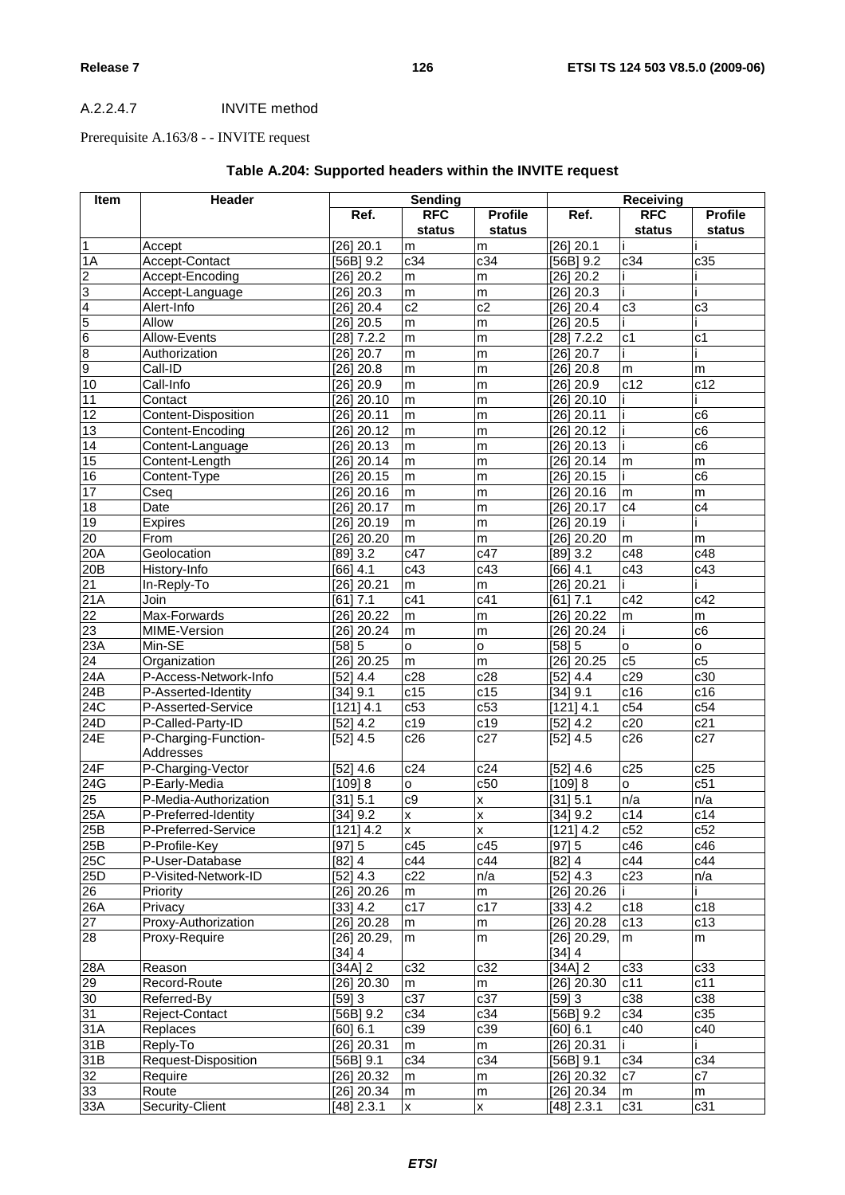A.2.2.4.7 INVITE method

Prerequisite A.163/8 - - INVITE request

**Table A.204: Supported headers within the INVITE request**

| Item | Header | Sending | | | Receiving | | |
|---|---|---|---|---|---|---|---|
| | | Ref. | RFC status | Profile status | Ref. | RFC status | Profile status |
| 1 | Accept | [26] 20.1 | m | m | [26] 20.1 | i | i |
| 1A | Accept-Contact | [56B] 9.2 | c34 | c34 | [56B] 9.2 | c34 | c35 |
| 2 | Accept-Encoding | [26] 20.2 | m | m | [26] 20.2 | i | i |
| 3 | Accept-Language | [26] 20.3 | m | m | [26] 20.3 | i | i |
| 4 | Alert-Info | [26] 20.4 | c2 | c2 | [26] 20.4 | c3 | c3 |
| 5 | Allow | [26] 20.5 | m | m | [26] 20.5 | i | i |
| 6 | Allow-Events | [28] 7.2.2 | m | m | [28] 7.2.2 | c1 | c1 |
| 8 | Authorization | [26] 20.7 | m | m | [26] 20.7 | i | i |
| 9 | Call-ID | [26] 20.8 | m | m | [26] 20.8 | m | m |
| 10 | Call-Info | [26] 20.9 | m | m | [26] 20.9 | c12 | c12 |
| 11 | Contact | [26] 20.10 | m | m | [26] 20.10 | i | i |
| 12 | Content-Disposition | [26] 20.11 | m | m | [26] 20.11 | i | c6 |
| 13 | Content-Encoding | [26] 20.12 | m | m | [26] 20.12 | i | c6 |
| 14 | Content-Language | [26] 20.13 | m | m | [26] 20.13 | i | c6 |
| 15 | Content-Length | [26] 20.14 | m | m | [26] 20.14 | m | m |
| 16 | Content-Type | [26] 20.15 | m | m | [26] 20.15 | i | c6 |
| 17 | Cseq | [26] 20.16 | m | m | [26] 20.16 | m | m |
| 18 | Date | [26] 20.17 | m | m | [26] 20.17 | c4 | c4 |
| 19 | Expires | [26] 20.19 | m | m | [26] 20.19 | i | i |
| 20 | From | [26] 20.20 | m | m | [26] 20.20 | m | m |
| 20A | Geolocation | [89] 3.2 | c47 | c47 | [89] 3.2 | c48 | c48 |
| 20B | History-Info | [66] 4.1 | c43 | c43 | [66] 4.1 | c43 | c43 |
| 21 | In-Reply-To | [26] 20.21 | m | m | [26] 20.21 | i | i |
| 21A | Join | [61] 7.1 | c41 | c41 | [61] 7.1 | c42 | c42 |
| 22 | Max-Forwards | [26] 20.22 | m | m | [26] 20.22 | m | m |
| 23 | MIME-Version | [26] 20.24 | m | m | [26] 20.24 | i | c6 |
| 23A | Min-SE | [58] 5 | o | o | [58] 5 | o | o |
| 24 | Organization | [26] 20.25 | m | m | [26] 20.25 | c5 | c5 |
| 24A | P-Access-Network-Info | [52] 4.4 | c28 | c28 | [52] 4.4 | c29 | c30 |
| 24B | P-Asserted-Identity | [34] 9.1 | c15 | c15 | [34] 9.1 | c16 | c16 |
| 24C | P-Asserted-Service | [121] 4.1 | c53 | c53 | [121] 4.1 | c54 | c54 |
| 24D | P-Called-Party-ID | [52] 4.2 | c19 | c19 | [52] 4.2 | c20 | c21 |
| 24E | P-Charging-Function-Addresses | [52] 4.5 | c26 | c27 | [52] 4.5 | c26 | c27 |
| 24F | P-Charging-Vector | [52] 4.6 | c24 | c24 | [52] 4.6 | c25 | c25 |
| 24G | P-Early-Media | [109] 8 | o | c50 | [109] 8 | o | c51 |
| 25 | P-Media-Authorization | [31] 5.1 | c9 | x | [31] 5.1 | n/a | n/a |
| 25A | P-Preferred-Identity | [34] 9.2 | x | x | [34] 9.2 | c14 | c14 |
| 25B | P-Preferred-Service | [121] 4.2 | x | x | [121] 4.2 | c52 | c52 |
| 25B | P-Profile-Key | [97] 5 | c45 | c45 | [97] 5 | c46 | c46 |
| 25C | P-User-Database | [82] 4 | c44 | c44 | [82] 4 | c44 | c44 |
| 25D | P-Visited-Network-ID | [52] 4.3 | c22 | n/a | [52] 4.3 | c23 | n/a |
| 26 | Priority | [26] 20.26 | m | m | [26] 20.26 | i | i |
| 26A | Privacy | [33] 4.2 | c17 | c17 | [33] 4.2 | c18 | c18 |
| 27 | Proxy-Authorization | [26] 20.28 | m | m | [26] 20.28 | c13 | c13 |
| 28 | Proxy-Require | [26] 20.29, [34] 4 | m | m | [26] 20.29, [34] 4 | m | m |
| 28A | Reason | [34A] 2 | c32 | c32 | [34A] 2 | c33 | c33 |
| 29 | Record-Route | [26] 20.30 | m | m | [26] 20.30 | c11 | c11 |
| 30 | Referred-By | [59] 3 | c37 | c37 | [59] 3 | c38 | c38 |
| 31 | Reject-Contact | [56B] 9.2 | c34 | c34 | [56B] 9.2 | c34 | c35 |
| 31A | Replaces | [60] 6.1 | c39 | c39 | [60] 6.1 | c40 | c40 |
| 31B | Reply-To | [26] 20.31 | m | m | [26] 20.31 | i | i |
| 31B | Request-Disposition | [56B] 9.1 | c34 | c34 | [56B] 9.1 | c34 | c34 |
| 32 | Require | [26] 20.32 | m | m | [26] 20.32 | c7 | c7 |
| 33 | Route | [26] 20.34 | m | m | [26] 20.34 | m | m |
| 33A | Security-Client | [48] 2.3.1 | x | x | [48] 2.3.1 | c31 | c31 |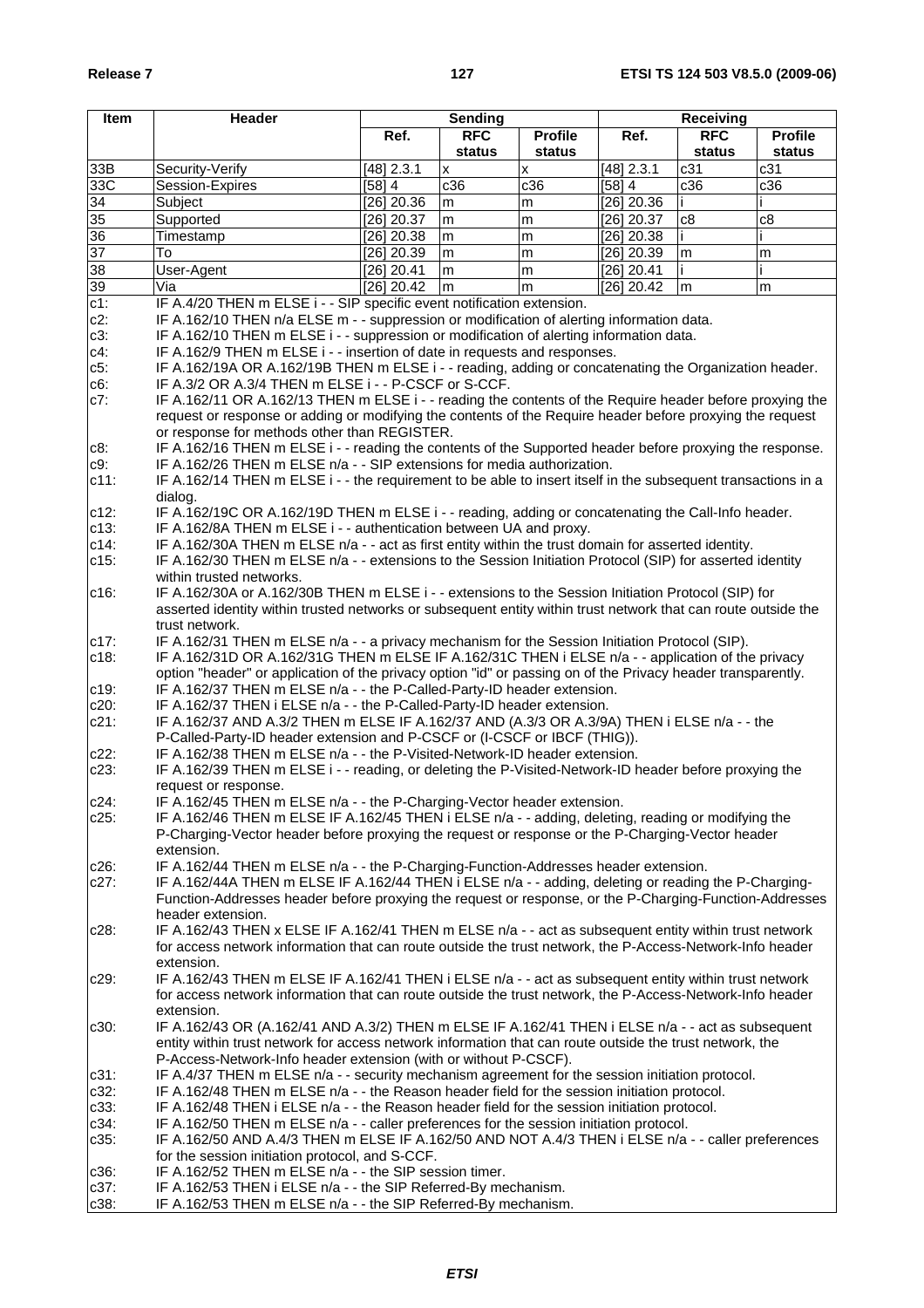| Item | Header | Sending | | | Receiving | | |
|---|---|---|---|---|---|---|---|
| | | Ref. | RFC status | Profile status | Ref. | RFC status | Profile status |
| 33B | Security-Verify | [48] 2.3.1 | x | x | [48] 2.3.1 | c31 | c31 |
| 33C | Session-Expires | [58] 4 | c36 | c36 | [58] 4 | c36 | c36 |
| 34 | Subject | [26] 20.36 | m | m | [26] 20.36 | i | i |
| 35 | Supported | [26] 20.37 | m | m | [26] 20.37 | c8 | c8 |
| 36 | Timestamp | [26] 20.38 | m | m | [26] 20.38 | i | i |
| 37 | To | [26] 20.39 | m | m | [26] 20.39 | m | m |
| 38 | User-Agent | [26] 20.41 | m | m | [26] 20.41 | i | i |
| 39 | Via | [26] 20.42 | m | m | [26] 20.42 | m | m |

c1: IF A.4/20 THEN m ELSE i - - SIP specific event notification extension.
c2: IF A.162/10 THEN n/a ELSE m - - suppression or modification of alerting information data.
c3: IF A.162/10 THEN m ELSE i - - suppression or modification of alerting information data.
c4: IF A.162/9 THEN m ELSE i - - insertion of date in requests and responses.
c5: IF A.162/19A OR A.162/19B THEN m ELSE i - - reading, adding or concatenating the Organization header.
c6: IF A.3/2 OR A.3/4 THEN m ELSE i - - P-CSCF or S-CCF.
c7: IF A.162/11 OR A.162/13 THEN m ELSE i - - reading the contents of the Require header before proxying the request or response or adding or modifying the contents of the Require header before proxying the request or response for methods other than REGISTER.
c8: IF A.162/16 THEN m ELSE i - - reading the contents of the Supported header before proxying the response.
c9: IF A.162/26 THEN m ELSE n/a - - SIP extensions for media authorization.
c11: IF A.162/14 THEN m ELSE i - - the requirement to be able to insert itself in the subsequent transactions in a dialog.
c12: IF A.162/19C OR A.162/19D THEN m ELSE i - - reading, adding or concatenating the Call-Info header.
c13: IF A.162/8A THEN m ELSE i - - authentication between UA and proxy.
c14: IF A.162/30A THEN m ELSE n/a - - act as first entity within the trust domain for asserted identity.
c15: IF A.162/30 THEN m ELSE n/a - - extensions to the Session Initiation Protocol (SIP) for asserted identity within trusted networks.
c16: IF A.162/30A or A.162/30B THEN m ELSE i - - extensions to the Session Initiation Protocol (SIP) for asserted identity within trusted networks or subsequent entity within trust network that can route outside the trust network.
c17: IF A.162/31 THEN m ELSE n/a - - a privacy mechanism for the Session Initiation Protocol (SIP).
c18: IF A.162/31D OR A.162/31G THEN m ELSE IF A.162/31C THEN i ELSE n/a - - application of the privacy option "header" or application of the privacy option "id" or passing on of the Privacy header transparently.
c19: IF A.162/37 THEN m ELSE n/a - - the P-Called-Party-ID header extension.
c20: IF A.162/37 THEN i ELSE n/a - - the P-Called-Party-ID header extension.
c21: IF A.162/37 AND A.3/2 THEN m ELSE IF A.162/37 AND (A.3/3 OR A.3/9A) THEN i ELSE n/a - - the P-Called-Party-ID header extension and P-CSCF or (I-CSCF or IBCF (THIG)).
c22: IF A.162/38 THEN m ELSE n/a - - the P-Visited-Network-ID header extension.
c23: IF A.162/39 THEN m ELSE i - - reading, or deleting the P-Visited-Network-ID header before proxying the request or response.
c24: IF A.162/45 THEN m ELSE n/a - - the P-Charging-Vector header extension.
c25: IF A.162/46 THEN m ELSE IF A.162/45 THEN i ELSE n/a - - adding, deleting, reading or modifying the P-Charging-Vector header before proxying the request or response or the P-Charging-Vector header extension.
c26: IF A.162/44 THEN m ELSE n/a - - the P-Charging-Function-Addresses header extension.
c27: IF A.162/44A THEN m ELSE IF A.162/44 THEN i ELSE n/a - - adding, deleting or reading the P-Charging-Function-Addresses header before proxying the request or response, or the P-Charging-Function-Addresses header extension.
c28: IF A.162/43 THEN x ELSE IF A.162/41 THEN m ELSE n/a - - act as subsequent entity within trust network for access network information that can route outside the trust network, the P-Access-Network-Info header extension.
c29: IF A.162/43 THEN m ELSE IF A.162/41 THEN i ELSE n/a - - act as subsequent entity within trust network for access network information that can route outside the trust network, the P-Access-Network-Info header extension.
c30: IF A.162/43 OR (A.162/41 AND A.3/2) THEN m ELSE IF A.162/41 THEN i ELSE n/a - - act as subsequent entity within trust network for access network information that can route outside the trust network, the P-Access-Network-Info header extension (with or without P-CSCF).
c31: IF A.4/37 THEN m ELSE n/a - - security mechanism agreement for the session initiation protocol.
c32: IF A.162/48 THEN m ELSE n/a - - the Reason header field for the session initiation protocol.
c33: IF A.162/48 THEN i ELSE n/a - - the Reason header field for the session initiation protocol.
c34: IF A.162/50 THEN m ELSE n/a - - caller preferences for the session initiation protocol.
c35: IF A.162/50 AND A.4/3 THEN m ELSE IF A.162/50 AND NOT A.4/3 THEN i ELSE n/a - - caller preferences for the session initiation protocol, and S-CCF.
c36: IF A.162/52 THEN m ELSE n/a - - the SIP session timer.
c37: IF A.162/53 THEN i ELSE n/a - - the SIP Referred-By mechanism.
c38: IF A.162/53 THEN m ELSE n/a - - the SIP Referred-By mechanism.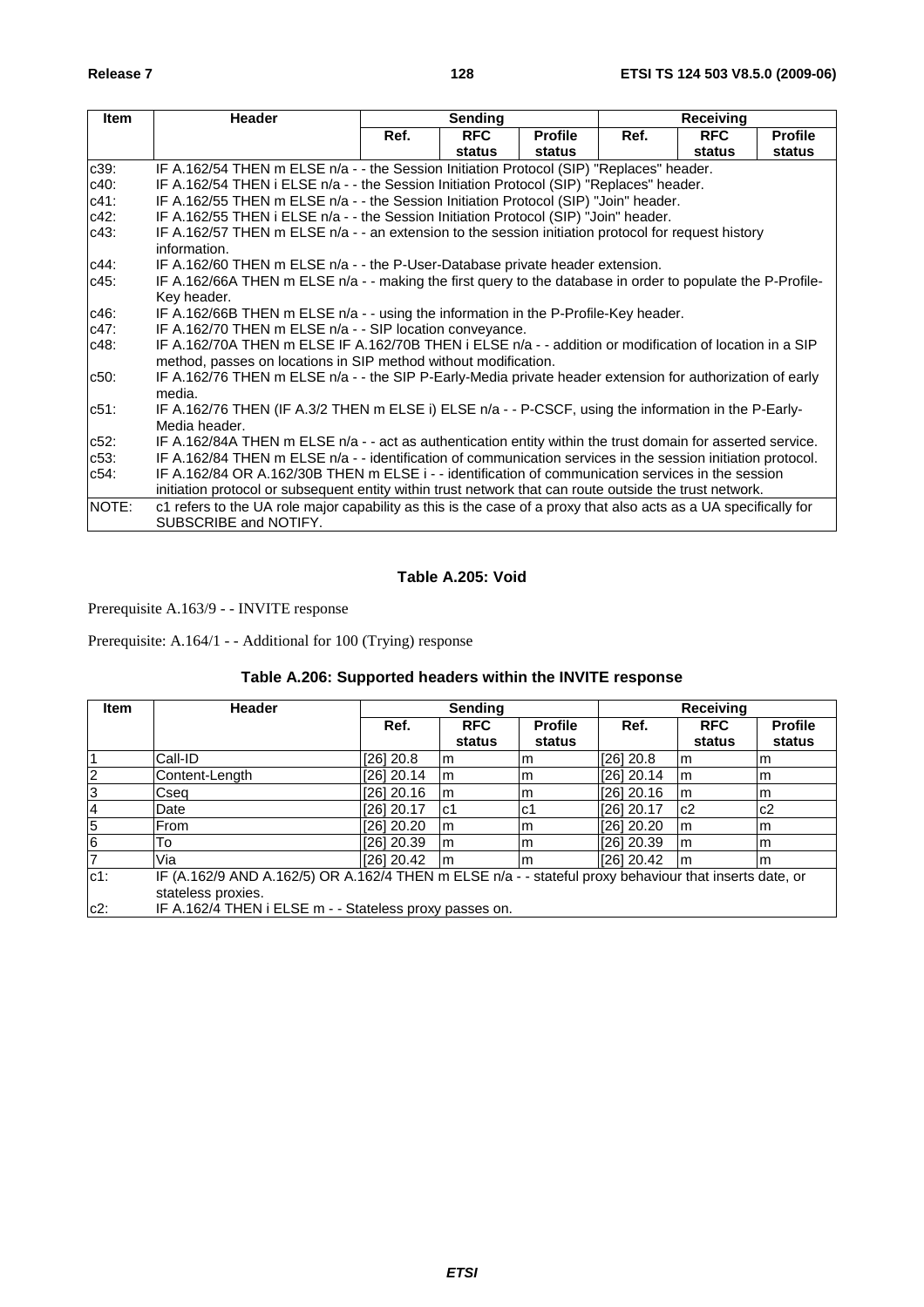| Item | Header | Sending | | | Receiving | | |
|---|---|---|---|---|---|---|---|
| | | Ref. | RFC status | Profile status | Ref. | RFC status | Profile status |
| c39: | IF A.162/54 THEN m ELSE n/a - - the Session Initiation Protocol (SIP) "Replaces" header. | | | | | | |
| c40: | IF A.162/54 THEN i ELSE n/a - - the Session Initiation Protocol (SIP) "Replaces" header. | | | | | | |
| c41: | IF A.162/55 THEN m ELSE n/a - - the Session Initiation Protocol (SIP) "Join" header. | | | | | | |
| c42: | IF A.162/55 THEN i ELSE n/a - - the Session Initiation Protocol (SIP) "Join" header. | | | | | | |
| c43: | IF A.162/57 THEN m ELSE n/a - - an extension to the session initiation protocol for request history information. | | | | | | |
| c44: | IF A.162/60 THEN m ELSE n/a - - the P-User-Database private header extension. | | | | | | |
| c45: | IF A.162/66A THEN m ELSE n/a - - making the first query to the database in order to populate the P-Profile-Key header. | | | | | | |
| c46: | IF A.162/66B THEN m ELSE n/a - - using the information in the P-Profile-Key header. | | | | | | |
| c47: | IF A.162/70 THEN m ELSE n/a - - SIP location conveyance. | | | | | | |
| c48: | IF A.162/70A THEN m ELSE IF A.162/70B THEN i ELSE n/a - - addition or modification of location in a SIP method, passes on locations in SIP method without modification. | | | | | | |
| c50: | IF A.162/76 THEN m ELSE n/a - - the SIP P-Early-Media private header extension for authorization of early media. | | | | | | |
| c51: | IF A.162/76 THEN (IF A.3/2 THEN m ELSE i) ELSE n/a - - P-CSCF, using the information in the P-Early-Media header. | | | | | | |
| c52: | IF A.162/84A THEN m ELSE n/a - - act as authentication entity within the trust domain for asserted service. | | | | | | |
| c53: | IF A.162/84 THEN m ELSE n/a - - identification of communication services in the session initiation protocol. | | | | | | |
| c54: | IF A.162/84 OR A.162/30B THEN m ELSE i - - identification of communication services in the session initiation protocol or subsequent entity within trust network that can route outside the trust network. | | | | | | |
| NOTE: | c1 refers to the UA role major capability as this is the case of a proxy that also acts as a UA specifically for SUBSCRIBE and NOTIFY. | | | | | | |

**Table A.205: Void**

Prerequisite A.163/9 - - INVITE response

Prerequisite: A.164/1 - - Additional for 100 (Trying) response

**Table A.206: Supported headers within the INVITE response**

| Item | Header | Sending | | | Receiving | | |
|---|---|---|---|---|---|---|---|
| | | Ref. | RFC status | Profile status | Ref. | RFC status | Profile status |
| 1 | Call-ID | [26] 20.8 | m | m | [26] 20.8 | m | m |
| 2 | Content-Length | [26] 20.14 | m | m | [26] 20.14 | m | m |
| 3 | Cseq | [26] 20.16 | m | m | [26] 20.16 | m | m |
| 4 | Date | [26] 20.17 | c1 | c1 | [26] 20.17 | c2 | c2 |
| 5 | From | [26] 20.20 | m | m | [26] 20.20 | m | m |
| 6 | To | [26] 20.39 | m | m | [26] 20.39 | m | m |
| 7 | Via | [26] 20.42 | m | m | [26] 20.42 | m | m |
| c1: | IF (A.162/9 AND A.162/5) OR A.162/4 THEN m ELSE n/a - - stateful proxy behaviour that inserts date, or stateless proxies. | | | | | | |
| c2: | IF A.162/4 THEN i ELSE m - - Stateless proxy passes on. | | | | | | |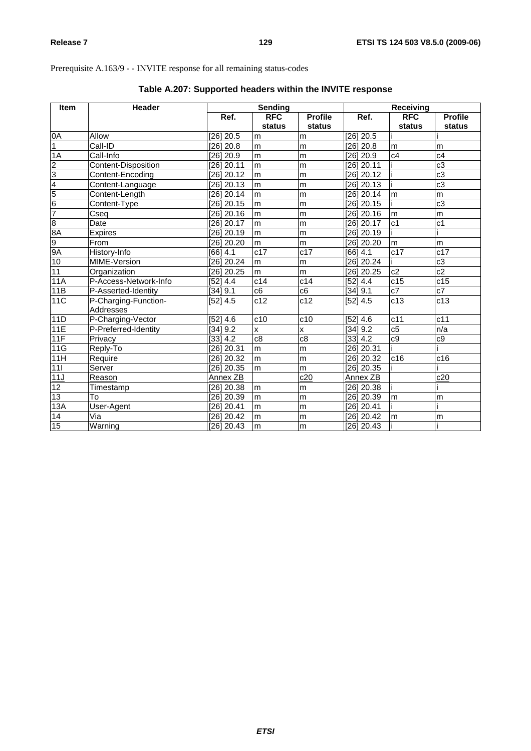Prerequisite A.163/9 - - INVITE response for all remaining status-codes

**Table A.207: Supported headers within the INVITE response**

| Item | Header | Sending | | | Receiving | | |
|---|---|---|---|---|---|---|---|
| | | Ref. | RFC status | Profile status | Ref. | RFC status | Profile status |
| 0A | Allow | [26] 20.5 | m | m | [26] 20.5 | i | i |
| 1 | Call-ID | [26] 20.8 | m | m | [26] 20.8 | m | m |
| 1A | Call-Info | [26] 20.9 | m | m | [26] 20.9 | c4 | c4 |
| 2 | Content-Disposition | [26] 20.11 | m | m | [26] 20.11 | i | c3 |
| 3 | Content-Encoding | [26] 20.12 | m | m | [26] 20.12 | i | c3 |
| 4 | Content-Language | [26] 20.13 | m | m | [26] 20.13 | i | c3 |
| 5 | Content-Length | [26] 20.14 | m | m | [26] 20.14 | m | m |
| 6 | Content-Type | [26] 20.15 | m | m | [26] 20.15 | i | c3 |
| 7 | Cseq | [26] 20.16 | m | m | [26] 20.16 | m | m |
| 8 | Date | [26] 20.17 | m | m | [26] 20.17 | c1 | c1 |
| 8A | Expires | [26] 20.19 | m | m | [26] 20.19 | i | i |
| 9 | From | [26] 20.20 | m | m | [26] 20.20 | m | m |
| 9A | History-Info | [66] 4.1 | c17 | c17 | [66] 4.1 | c17 | c17 |
| 10 | MIME-Version | [26] 20.24 | m | m | [26] 20.24 | i | c3 |
| 11 | Organization | [26] 20.25 | m | m | [26] 20.25 | c2 | c2 |
| 11A | P-Access-Network-Info | [52] 4.4 | c14 | c14 | [52] 4.4 | c15 | c15 |
| 11B | P-Asserted-Identity | [34] 9.1 | c6 | c6 | [34] 9.1 | c7 | c7 |
| 11C | P-Charging-Function-Addresses | [52] 4.5 | c12 | c12 | [52] 4.5 | c13 | c13 |
| 11D | P-Charging-Vector | [52] 4.6 | c10 | c10 | [52] 4.6 | c11 | c11 |
| 11E | P-Preferred-Identity | [34] 9.2 | x | x | [34] 9.2 | c5 | n/a |
| 11F | Privacy | [33] 4.2 | c8 | c8 | [33] 4.2 | c9 | c9 |
| 11G | Reply-To | [26] 20.31 | m | m | [26] 20.31 | i | i |
| 11H | Require | [26] 20.32 | m | m | [26] 20.32 | c16 | c16 |
| 11I | Server | [26] 20.35 | m | m | [26] 20.35 | i | i |
| 11J | Reason | Annex ZB | | c20 | Annex ZB | | c20 |
| 12 | Timestamp | [26] 20.38 | m | m | [26] 20.38 | i | i |
| 13 | To | [26] 20.39 | m | m | [26] 20.39 | m | m |
| 13A | User-Agent | [26] 20.41 | m | m | [26] 20.41 | i | i |
| 14 | Via | [26] 20.42 | m | m | [26] 20.42 | m | m |
| 15 | Warning | [26] 20.43 | m | m | [26] 20.43 | i | i |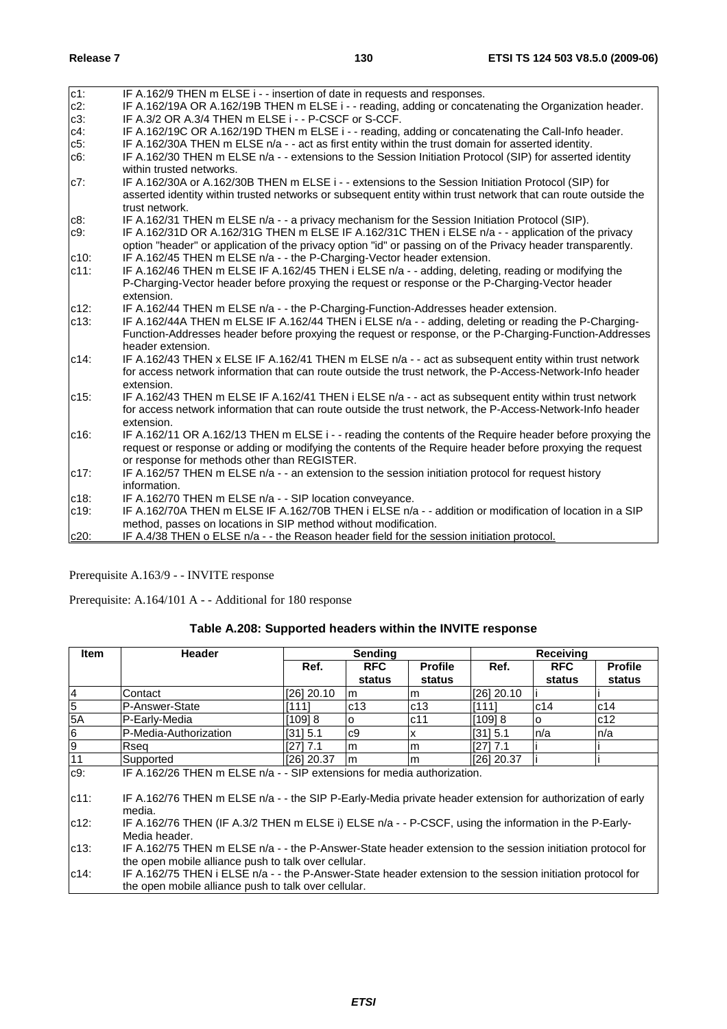| | |
|---|---|
| c1: | IF A.162/9 THEN m ELSE i - - insertion of date in requests and responses. |
| c2: | IF A.162/19A OR A.162/19B THEN m ELSE i - - reading, adding or concatenating the Organization header. |
| c3: | IF A.3/2 OR A.3/4 THEN m ELSE i - - P-CSCF or S-CCF. |
| c4: | IF A.162/19C OR A.162/19D THEN m ELSE i - - reading, adding or concatenating the Call-Info header. |
| c5: | IF A.162/30A THEN m ELSE n/a - - act as first entity within the trust domain for asserted identity. |
| c6: | IF A.162/30 THEN m ELSE n/a - - extensions to the Session Initiation Protocol (SIP) for asserted identity within trusted networks. |
| c7: | IF A.162/30A or A.162/30B THEN m ELSE i - - extensions to the Session Initiation Protocol (SIP) for asserted identity within trusted networks or subsequent entity within trust network that can route outside the trust network. |
| c8: | IF A.162/31 THEN m ELSE n/a - - a privacy mechanism for the Session Initiation Protocol (SIP). |
| c9: | IF A.162/31D OR A.162/31G THEN m ELSE IF A.162/31C THEN i ELSE n/a - - application of the privacy option "header" or application of the privacy option "id" or passing on of the Privacy header transparently. |
| c10: | IF A.162/45 THEN m ELSE n/a - - the P-Charging-Vector header extension. |
| c11: | IF A.162/46 THEN m ELSE IF A.162/45 THEN i ELSE n/a - - adding, deleting, reading or modifying the P-Charging-Vector header before proxying the request or response or the P-Charging-Vector header extension. |
| c12: | IF A.162/44 THEN m ELSE n/a - - the P-Charging-Function-Addresses header extension. |
| c13: | IF A.162/44A THEN m ELSE IF A.162/44 THEN i ELSE n/a - - adding, deleting or reading the P-Charging-Function-Addresses header before proxying the request or response, or the P-Charging-Function-Addresses header extension. |
| c14: | IF A.162/43 THEN x ELSE IF A.162/41 THEN m ELSE n/a - - act as subsequent entity within trust network for access network information that can route outside the trust network, the P-Access-Network-Info header extension. |
| c15: | IF A.162/43 THEN m ELSE IF A.162/41 THEN i ELSE n/a - - act as subsequent entity within trust network for access network information that can route outside the trust network, the P-Access-Network-Info header extension. |
| c16: | IF A.162/11 OR A.162/13 THEN m ELSE i - - reading the contents of the Require header before proxying the request or response or adding or modifying the contents of the Require header before proxying the request or response for methods other than REGISTER. |
| c17: | IF A.162/57 THEN m ELSE n/a - - an extension to the session initiation protocol for request history information. |
| c18: | IF A.162/70 THEN m ELSE n/a - - SIP location conveyance. |
| c19: | IF A.162/70A THEN m ELSE IF A.162/70B THEN i ELSE n/a - - addition or modification of location in a SIP method, passes on locations in SIP method without modification. |
| c20: | IF A.4/38 THEN o ELSE n/a - - the Reason header field for the session initiation protocol. |

Prerequisite A.163/9 - - INVITE response

Prerequisite: A.164/101 A - - Additional for 180 response

**Table A.208: Supported headers within the INVITE response**

| Item | Header | Sending | | | Receiving | | |
|---|---|---|---|---|---|---|---|
| | | Ref. | RFC status | Profile status | Ref. | RFC status | Profile status |
| 4 | Contact | [26] 20.10 | m | m | [26] 20.10 | i | i |
| 5 | P-Answer-State | [111] | c13 | c13 | [111] | c14 | c14 |
| 5A | P-Early-Media | [109] 8 | o | c11 | [109] 8 | o | c12 |
| 6 | P-Media-Authorization | [31] 5.1 | c9 | x | [31] 5.1 | n/a | n/a |
| 9 | Rseq | [27] 7.1 | m | m | [27] 7.1 | i | i |
| 11 | Supported | [26] 20.37 | m | m | [26] 20.37 | i | i |
| c9: | IF A.162/26 THEN m ELSE n/a - - SIP extensions for media authorization. | | | | | | |
| c11: | IF A.162/76 THEN m ELSE n/a - - the SIP P-Early-Media private header extension for authorization of early media. | | | | | | |
| c12: | IF A.162/76 THEN (IF A.3/2 THEN m ELSE i) ELSE n/a - - P-CSCF, using the information in the P-Early-Media header. | | | | | | |
| c13: | IF A.162/75 THEN m ELSE n/a - - the P-Answer-State header extension to the session initiation protocol for the open mobile alliance push to talk over cellular. | | | | | | |
| c14: | IF A.162/75 THEN i ELSE n/a - - the P-Answer-State header extension to the session initiation protocol for the open mobile alliance push to talk over cellular. | | | | | | |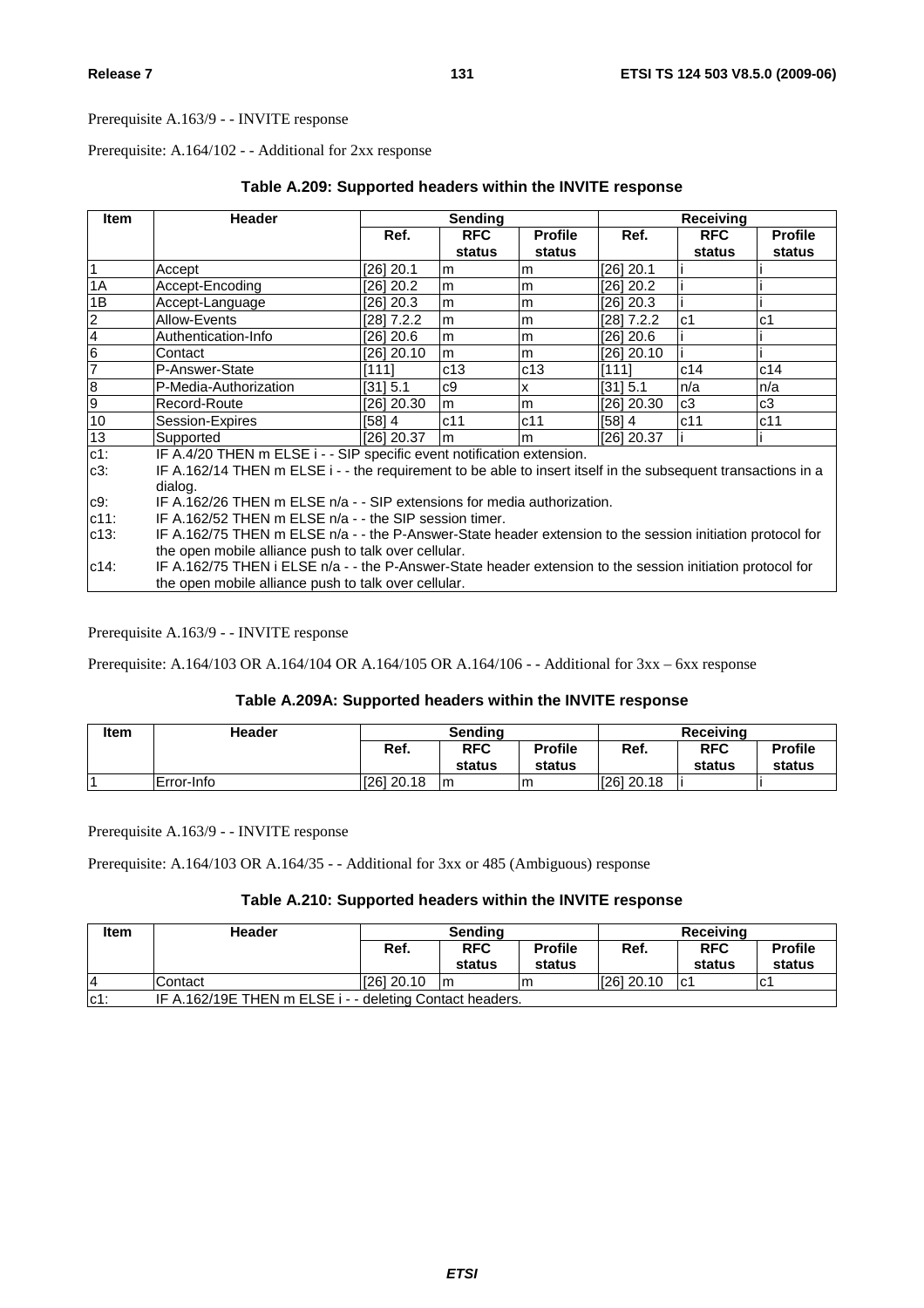Prerequisite A.163/9 - - INVITE response

Prerequisite: A.164/102 - - Additional for 2xx response

**Table A.209: Supported headers within the INVITE response**

| Item | Header | Sending | | | Receiving | | |
|---|---|---|---|---|---|---|---|
| | | Ref. | RFC status | Profile status | Ref. | RFC status | Profile status |
| 1 | Accept | [26] 20.1 | m | m | [26] 20.1 | i | i |
| 1A | Accept-Encoding | [26] 20.2 | m | m | [26] 20.2 | i | i |
| 1B | Accept-Language | [26] 20.3 | m | m | [26] 20.3 | i | i |
| 2 | Allow-Events | [28] 7.2.2 | m | m | [28] 7.2.2 | c1 | c1 |
| 4 | Authentication-Info | [26] 20.6 | m | m | [26] 20.6 | i | i |
| 6 | Contact | [26] 20.10 | m | m | [26] 20.10 | i | i |
| 7 | P-Answer-State | [111] | c13 | c13 | [111] | c14 | c14 |
| 8 | P-Media-Authorization | [31] 5.1 | c9 | x | [31] 5.1 | n/a | n/a |
| 9 | Record-Route | [26] 20.30 | m | m | [26] 20.30 | c3 | c3 |
| 10 | Session-Expires | [58] 4 | c11 | c11 | [58] 4 | c11 | c11 |
| 13 | Supported | [26] 20.37 | m | m | [26] 20.37 | i | i |
| c1: | IF A.4/20 THEN m ELSE i - - SIP specific event notification extension. | | | | | | |
| c3: | IF A.162/14 THEN m ELSE i - - the requirement to be able to insert itself in the subsequent transactions in a dialog. | | | | | | |
| c9: | IF A.162/26 THEN m ELSE n/a - - SIP extensions for media authorization. | | | | | | |
| c11: | IF A.162/52 THEN m ELSE n/a - - the SIP session timer. | | | | | | |
| c13: | IF A.162/75 THEN m ELSE n/a - - the P-Answer-State header extension to the session initiation protocol for the open mobile alliance push to talk over cellular. | | | | | | |
| c14: | IF A.162/75 THEN i ELSE n/a - - the P-Answer-State header extension to the session initiation protocol for the open mobile alliance push to talk over cellular. | | | | | | |

Prerequisite A.163/9 - - INVITE response

Prerequisite: A.164/103 OR A.164/104 OR A.164/105 OR A.164/106 - - Additional for 3xx – 6xx response

**Table A.209A: Supported headers within the INVITE response**

| Item | Header | Sending | | | Receiving | | |
|---|---|---|---|---|---|---|---|
| | | Ref. | RFC status | Profile status | Ref. | RFC status | Profile status |
| 1 | Error-Info | [26] 20.18 | m | m | [26] 20.18 | i | i |

Prerequisite A.163/9 - - INVITE response

Prerequisite: A.164/103 OR A.164/35 - - Additional for 3xx or 485 (Ambiguous) response

**Table A.210: Supported headers within the INVITE response**

| Item | Header | Sending | | | Receiving | | |
|---|---|---|---|---|---|---|---|
| | | Ref. | RFC status | Profile status | Ref. | RFC status | Profile status |
| 4 | Contact | [26] 20.10 | m | m | [26] 20.10 | c1 | c1 |
| c1: | IF A.162/19E THEN m ELSE i - - deleting Contact headers. | | | | | | |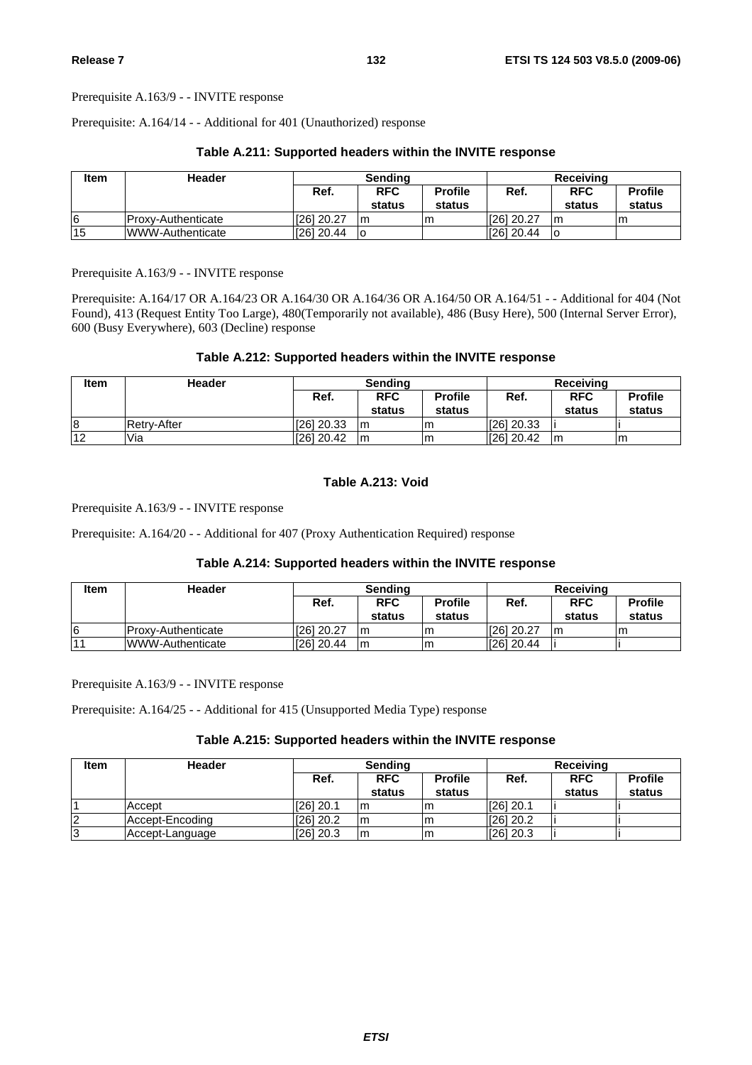Prerequisite A.163/9 - - INVITE response

Prerequisite: A.164/14 - - Additional for 401 (Unauthorized) response

**Table A.211: Supported headers within the INVITE response**

| Item | Header | Sending | | | Receiving | | |
|---|---|---|---|---|---|---|---|
| | | Ref. | RFC status | Profile status | Ref. | RFC status | Profile status |
| 6 | Proxy-Authenticate | [26] 20.27 | m | m | [26] 20.27 | m | m |
| 15 | WWW-Authenticate | [26] 20.44 | o | | [26] 20.44 | o | |

Prerequisite A.163/9 - - INVITE response

Prerequisite: A.164/17 OR A.164/23 OR A.164/30 OR A.164/36 OR A.164/50 OR A.164/51 - - Additional for 404 (Not Found), 413 (Request Entity Too Large), 480(Temporarily not available), 486 (Busy Here), 500 (Internal Server Error), 600 (Busy Everywhere), 603 (Decline) response

**Table A.212: Supported headers within the INVITE response**

| Item | Header | Sending | | | Receiving | | |
|---|---|---|---|---|---|---|---|
| | | Ref. | RFC status | Profile status | Ref. | RFC status | Profile status |
| 8 | Retry-After | [26] 20.33 | m | m | [26] 20.33 | i | i |
| 12 | Via | [26] 20.42 | m | m | [26] 20.42 | m | m |

**Table A.213: Void**

Prerequisite A.163/9 - - INVITE response

Prerequisite: A.164/20 - - Additional for 407 (Proxy Authentication Required) response

**Table A.214: Supported headers within the INVITE response**

| Item | Header | Sending | | | Receiving | | |
|---|---|---|---|---|---|---|---|
| | | Ref. | RFC status | Profile status | Ref. | RFC status | Profile status |
| 6 | Proxy-Authenticate | [26] 20.27 | m | m | [26] 20.27 | m | m |
| 11 | WWW-Authenticate | [26] 20.44 | m | m | [26] 20.44 | i | i |

Prerequisite A.163/9 - - INVITE response

Prerequisite: A.164/25 - - Additional for 415 (Unsupported Media Type) response

**Table A.215: Supported headers within the INVITE response**

| Item | Header | Sending | | | Receiving | | |
|---|---|---|---|---|---|---|---|
| | | Ref. | RFC status | Profile status | Ref. | RFC status | Profile status |
| 1 | Accept | [26] 20.1 | m | m | [26] 20.1 | i | i |
| 2 | Accept-Encoding | [26] 20.2 | m | m | [26] 20.2 | i | i |
| 3 | Accept-Language | [26] 20.3 | m | m | [26] 20.3 | i | i |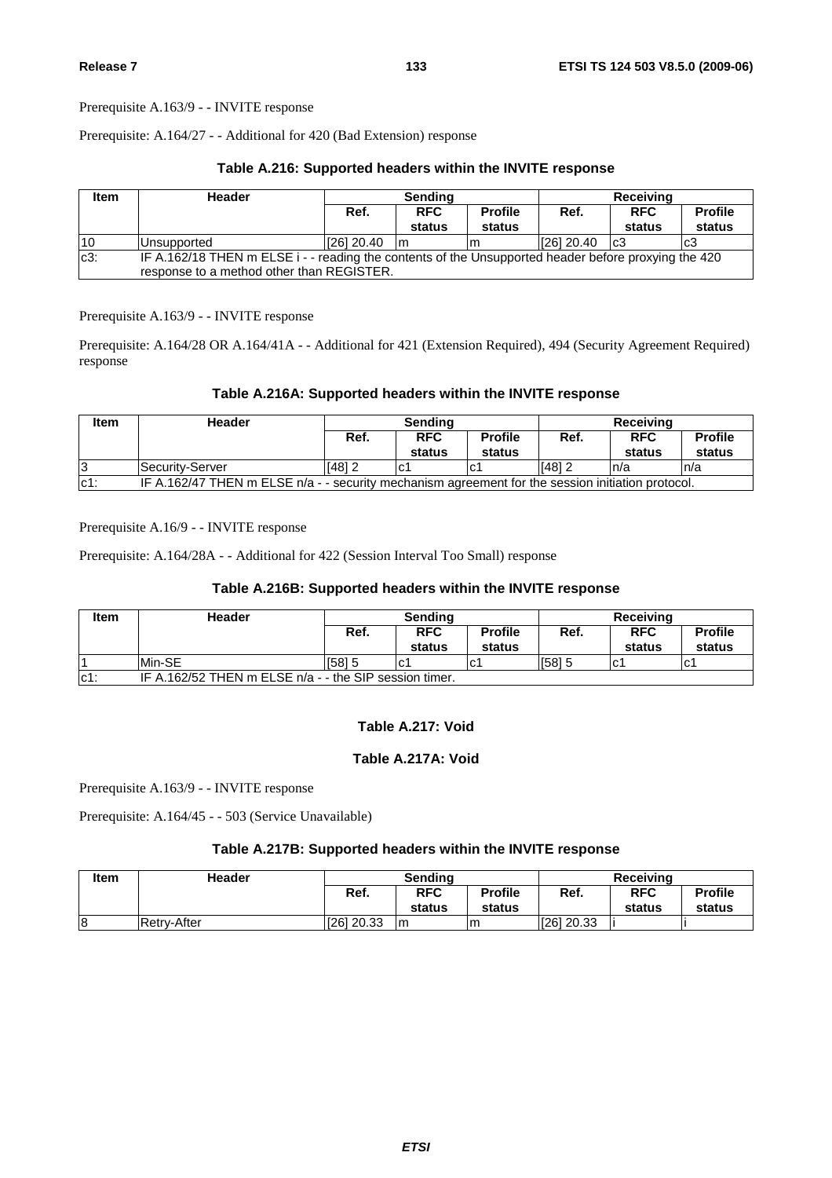Prerequisite A.163/9 - - INVITE response

Prerequisite: A.164/27 - - Additional for 420 (Bad Extension) response

**Table A.216: Supported headers within the INVITE response**

| Item | Header | Sending | | | Receiving | | |
|---|---|---|---|---|---|---|---|
| | | Ref. | RFC status | Profile status | Ref. | RFC status | Profile status |
| 10 | Unsupported | [26] 20.40 | m | m | [26] 20.40 | c3 | c3 |
| c3: | IF A.162/18 THEN m ELSE i - - reading the contents of the Unsupported header before proxying the 420 response to a method other than REGISTER. | | | | | | |

Prerequisite A.163/9 - - INVITE response

Prerequisite: A.164/28 OR A.164/41A - - Additional for 421 (Extension Required), 494 (Security Agreement Required) response

**Table A.216A: Supported headers within the INVITE response**

| Item | Header | Sending | | | Receiving | | |
|---|---|---|---|---|---|---|---|
| | | Ref. | RFC status | Profile status | Ref. | RFC status | Profile status |
| 3 | Security-Server | [48] 2 | c1 | c1 | [48] 2 | n/a | n/a |
| c1: | IF A.162/47 THEN m ELSE n/a - - security mechanism agreement for the session initiation protocol. | | | | | | |

Prerequisite A.16/9 - - INVITE response

Prerequisite: A.164/28A - - Additional for 422 (Session Interval Too Small) response

**Table A.216B: Supported headers within the INVITE response**

| Item | Header | Sending | | | Receiving | | |
|---|---|---|---|---|---|---|---|
| | | Ref. | RFC status | Profile status | Ref. | RFC status | Profile status |
| 1 | Min-SE | [58] 5 | c1 | c1 | [58] 5 | c1 | c1 |
| c1: | IF A.162/52 THEN m ELSE n/a - - the SIP session timer. | | | | | | |

**Table A.217: Void**

**Table A.217A: Void**

Prerequisite A.163/9 - - INVITE response

Prerequisite: A.164/45 - - 503 (Service Unavailable)

**Table A.217B: Supported headers within the INVITE response**

| Item | Header | Sending | | | Receiving | | |
|---|---|---|---|---|---|---|---|
| | | Ref. | RFC status | Profile status | Ref. | RFC status | Profile status |
| 8 | Retry-After | [26] 20.33 | m | m | [26] 20.33 | i | i |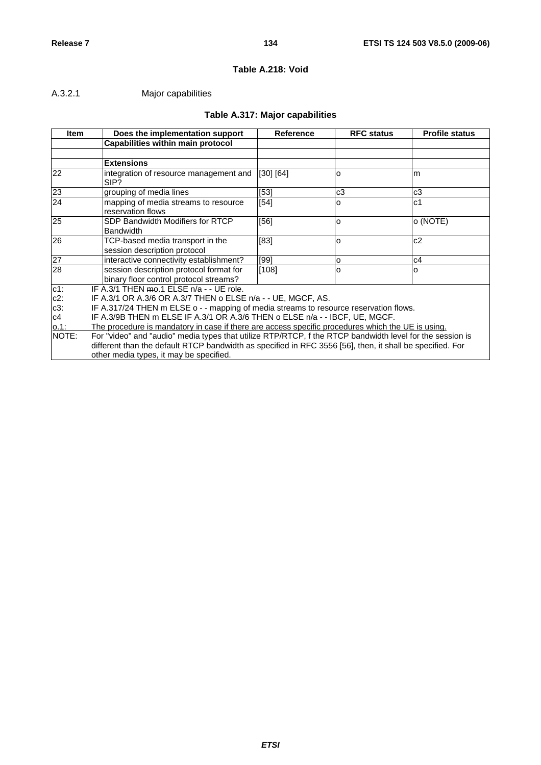**Table A.218: Void**

A.3.2.1 Major capabilities

**Table A.317: Major capabilities**

| Item | Does the implementation support | Reference | RFC status | Profile status |
|---|---|---|---|---|
| | **Capabilities within main protocol** | | | |
| | | | | |
| | **Extensions** | | | |
| 22 | integration of resource management and SIP? | [30] [64] | o | m |
| 23 | grouping of media lines | [53] | c3 | c3 |
| 24 | mapping of media streams to resource reservation flows | [54] | o | c1 |
| 25 | SDP Bandwidth Modifiers for RTCP Bandwidth | [56] | o | o (NOTE) |
| 26 | TCP-based media transport in the session description protocol | [83] | o | c2 |
| 27 | interactive connectivity establishment? | [99] | o | c4 |
| 28 | session description protocol format for binary floor control protocol streams? | [108] | o | o |
| c1: | IF A.3/1 THEN ~~m~~o.1 ELSE n/a - - UE role. | | | |
| c2: | IF A.3/1 OR A.3/6 OR A.3/7 THEN o ELSE n/a - - UE, MGCF, AS. | | | |
| c3: | IF A.317/24 THEN m ELSE o - - mapping of media streams to resource reservation flows. | | | |
| c4 | IF A.3/9B THEN m ELSE IF A.3/1 OR A.3/6 THEN o ELSE n/a - - IBCF, UE, MGCF. | | | |
| o.1: | The procedure is mandatory in case if there are access specific procedures which the UE is using. | | | |
| NOTE: | For "video" and "audio" media types that utilize RTP/RTCP, f the RTCP bandwidth level for the session is different than the default RTCP bandwidth as specified in RFC 3556 [56], then, it shall be specified. For other media types, it may be specified. | | | |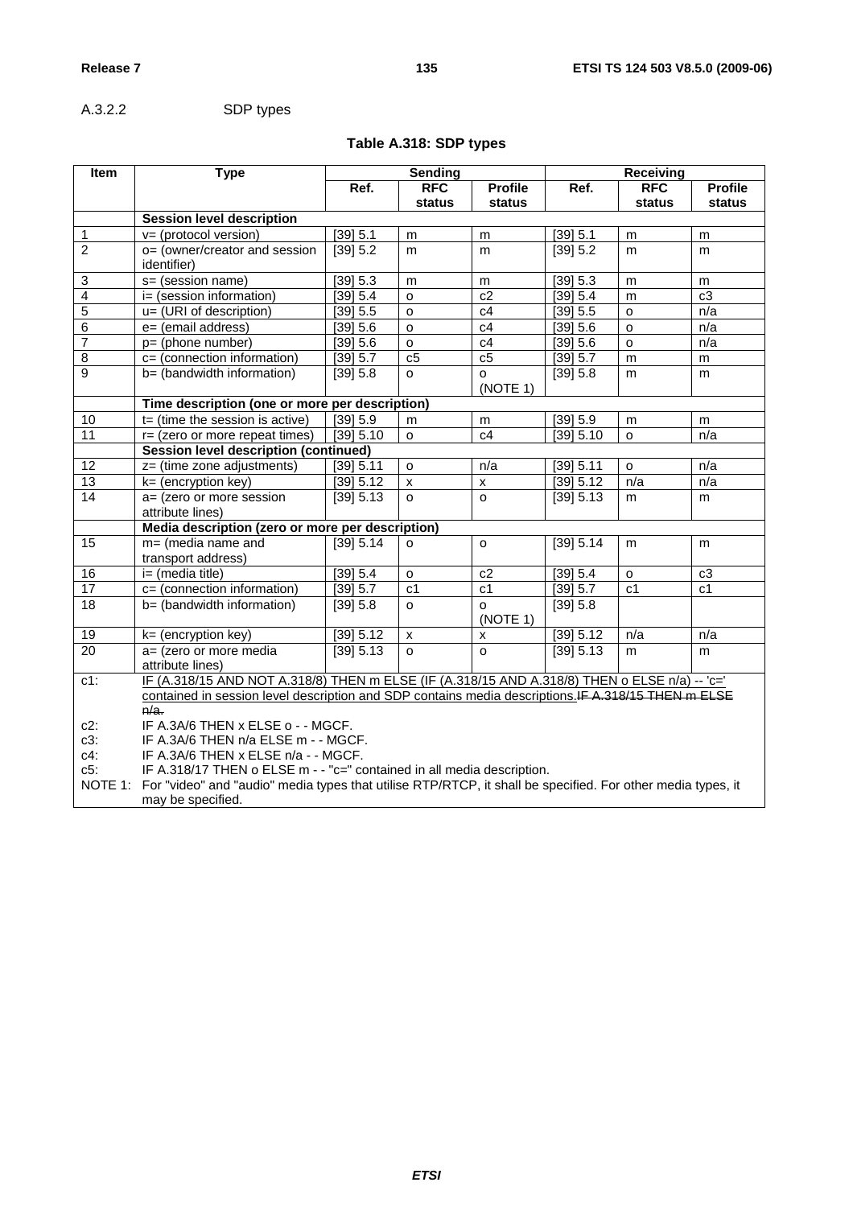### A.3.2.2 SDP types

**Table A.318: SDP types**

| Item | Type | Sending | | | Receiving | | |
|---|---|---|---|---|---|---|---|
| | | Ref. | RFC status | Profile status | Ref. | RFC status | Profile status |
| | **Session level description** | | | | | | |
| 1 | v= (protocol version) | [39] 5.1 | m | m | [39] 5.1 | m | m |
| 2 | o= (owner/creator and session identifier) | [39] 5.2 | m | m | [39] 5.2 | m | m |
| 3 | s= (session name) | [39] 5.3 | m | m | [39] 5.3 | m | m |
| 4 | i= (session information) | [39] 5.4 | o | c2 | [39] 5.4 | m | c3 |
| 5 | u= (URI of description) | [39] 5.5 | o | c4 | [39] 5.5 | o | n/a |
| 6 | e= (email address) | [39] 5.6 | o | c4 | [39] 5.6 | o | n/a |
| 7 | p= (phone number) | [39] 5.6 | o | c4 | [39] 5.6 | o | n/a |
| 8 | c= (connection information) | [39] 5.7 | c5 | c5 | [39] 5.7 | m | m |
| 9 | b= (bandwidth information) | [39] 5.8 | o | o (NOTE 1) | [39] 5.8 | m | m |
| | **Time description (one or more per description)** | | | | | | |
| 10 | t= (time the session is active) | [39] 5.9 | m | m | [39] 5.9 | m | m |
| 11 | r= (zero or more repeat times) | [39] 5.10 | o | c4 | [39] 5.10 | o | n/a |
| | **Session level description (continued)** | | | | | | |
| 12 | z= (time zone adjustments) | [39] 5.11 | o | n/a | [39] 5.11 | o | n/a |
| 13 | k= (encryption key) | [39] 5.12 | x | x | [39] 5.12 | n/a | n/a |
| 14 | a= (zero or more session attribute lines) | [39] 5.13 | o | o | [39] 5.13 | m | m |
| | **Media description (zero or more per description)** | | | | | | |
| 15 | m= (media name and transport address) | [39] 5.14 | o | o | [39] 5.14 | m | m |
| 16 | i= (media title) | [39] 5.4 | o | c2 | [39] 5.4 | o | c3 |
| 17 | c= (connection information) | [39] 5.7 | c1 | c1 | [39] 5.7 | c1 | c1 |
| 18 | b= (bandwidth information) | [39] 5.8 | o | o (NOTE 1) | [39] 5.8 | | |
| 19 | k= (encryption key) | [39] 5.12 | x | x | [39] 5.12 | n/a | n/a |
| 20 | a= (zero or more media attribute lines) | [39] 5.13 | o | o | [39] 5.13 | m | m |

c1: IF (A.318/15 AND NOT A.318/8) THEN m ELSE (IF (A.318/15 AND A.318/8) THEN o ELSE n/a) -- 'c=' contained in session level description and SDP contains media descriptions.~~IF A.318/15 THEN m ELSE n/a.~~

c2: IF A.3A/6 THEN x ELSE o - - MGCF.

c3: IF A.3A/6 THEN n/a ELSE m - - MGCF.

c4: IF A.3A/6 THEN x ELSE n/a - - MGCF.

c5: IF A.318/17 THEN o ELSE m - - "c=" contained in all media description.

NOTE 1: For "video" and "audio" media types that utilise RTP/RTCP, it shall be specified. For other media types, it may be specified.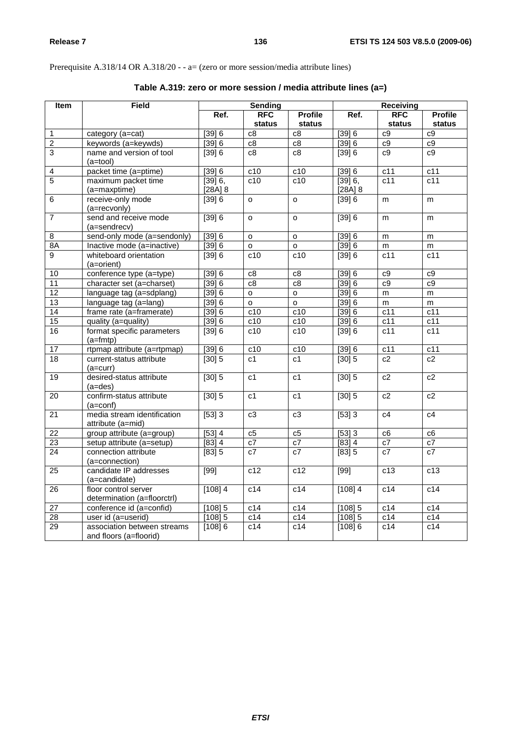Prerequisite A.318/14 OR A.318/20 - - a= (zero or more session/media attribute lines)

**Table A.319: zero or more session / media attribute lines (a=)**

| Item | Field | Sending | | | Receiving | | |
|---|---|---|---|---|---|---|---|
| | | Ref. | RFC status | Profile status | Ref. | RFC status | Profile status |
| 1 | category (a=cat) | [39] 6 | c8 | c8 | [39] 6 | c9 | c9 |
| 2 | keywords (a=keywds) | [39] 6 | c8 | c8 | [39] 6 | c9 | c9 |
| 3 | name and version of tool (a=tool) | [39] 6 | c8 | c8 | [39] 6 | c9 | c9 |
| 4 | packet time (a=ptime) | [39] 6 | c10 | c10 | [39] 6 | c11 | c11 |
| 5 | maximum packet time (a=maxptime) | [39] 6, [28A] 8 | c10 | c10 | [39] 6, [28A] 8 | c11 | c11 |
| 6 | receive-only mode (a=recvonly) | [39] 6 | o | o | [39] 6 | m | m |
| 7 | send and receive mode (a=sendrecv) | [39] 6 | o | o | [39] 6 | m | m |
| 8 | send-only mode (a=sendonly) | [39] 6 | o | o | [39] 6 | m | m |
| 8A | Inactive mode (a=inactive) | [39] 6 | o | o | [39] 6 | m | m |
| 9 | whiteboard orientation (a=orient) | [39] 6 | c10 | c10 | [39] 6 | c11 | c11 |
| 10 | conference type (a=type) | [39] 6 | c8 | c8 | [39] 6 | c9 | c9 |
| 11 | character set (a=charset) | [39] 6 | c8 | c8 | [39] 6 | c9 | c9 |
| 12 | language tag (a=sdplang) | [39] 6 | o | o | [39] 6 | m | m |
| 13 | language tag (a=lang) | [39] 6 | o | o | [39] 6 | m | m |
| 14 | frame rate (a=framerate) | [39] 6 | c10 | c10 | [39] 6 | c11 | c11 |
| 15 | quality (a=quality) | [39] 6 | c10 | c10 | [39] 6 | c11 | c11 |
| 16 | format specific parameters (a=fmtp) | [39] 6 | c10 | c10 | [39] 6 | c11 | c11 |
| 17 | rtpmap attribute (a=rtpmap) | [39] 6 | c10 | c10 | [39] 6 | c11 | c11 |
| 18 | current-status attribute (a=curr) | [30] 5 | c1 | c1 | [30] 5 | c2 | c2 |
| 19 | desired-status attribute (a=des) | [30] 5 | c1 | c1 | [30] 5 | c2 | c2 |
| 20 | confirm-status attribute (a=conf) | [30] 5 | c1 | c1 | [30] 5 | c2 | c2 |
| 21 | media stream identification attribute (a=mid) | [53] 3 | c3 | c3 | [53] 3 | c4 | c4 |
| 22 | group attribute (a=group) | [53] 4 | c5 | c5 | [53] 3 | c6 | c6 |
| 23 | setup attribute (a=setup) | [83] 4 | c7 | c7 | [83] 4 | c7 | c7 |
| 24 | connection attribute (a=connection) | [83] 5 | c7 | c7 | [83] 5 | c7 | c7 |
| 25 | candidate IP addresses (a=candidate) | [99] | c12 | c12 | [99] | c13 | c13 |
| 26 | floor control server determination (a=floorctrl) | [108] 4 | c14 | c14 | [108] 4 | c14 | c14 |
| 27 | conference id (a=confid) | [108] 5 | c14 | c14 | [108] 5 | c14 | c14 |
| 28 | user id (a=userid) | [108] 5 | c14 | c14 | [108] 5 | c14 | c14 |
| 29 | association between streams and floors (a=floorid) | [108] 6 | c14 | c14 | [108] 6 | c14 | c14 |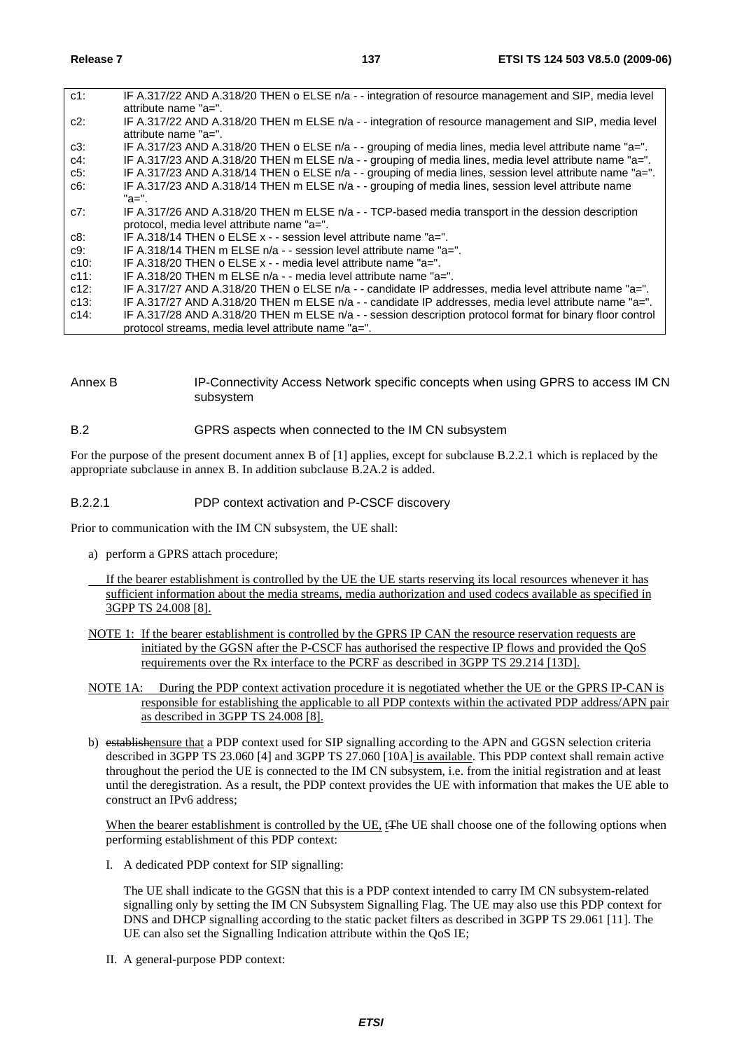| | |
|---|---|
| c1: | IF A.317/22 AND A.318/20 THEN o ELSE n/a - - integration of resource management and SIP, media level attribute name "a=". |
| c2: | IF A.317/22 AND A.318/20 THEN m ELSE n/a - - integration of resource management and SIP, media level attribute name "a=". |
| c3: | IF A.317/23 AND A.318/20 THEN o ELSE n/a - - grouping of media lines, media level attribute name "a=". |
| c4: | IF A.317/23 AND A.318/20 THEN m ELSE n/a - - grouping of media lines, media level attribute name "a=". |
| c5: | IF A.317/23 AND A.318/14 THEN o ELSE n/a - - grouping of media lines, session level attribute name "a=". |
| c6: | IF A.317/23 AND A.318/14 THEN m ELSE n/a - - grouping of media lines, session level attribute name "a=". |
| c7: | IF A.317/26 AND A.318/20 THEN m ELSE n/a - - TCP-based media transport in the dession description protocol, media level attribute name "a=". |
| c8: | IF A.318/14 THEN o ELSE x - - session level attribute name "a=". |
| c9: | IF A.318/14 THEN m ELSE n/a - - session level attribute name "a=". |
| c10: | IF A.318/20 THEN o ELSE x - - media level attribute name "a=". |
| c11: | IF A.318/20 THEN m ELSE n/a - - media level attribute name "a=". |
| c12: | IF A.317/27 AND A.318/20 THEN o ELSE n/a - - candidate IP addresses, media level attribute name "a=". |
| c13: | IF A.317/27 AND A.318/20 THEN m ELSE n/a - - candidate IP addresses, media level attribute name "a=". |
| c14: | IF A.317/28 AND A.318/20 THEN m ELSE n/a - - session description protocol format for binary floor control protocol streams, media level attribute name "a=". |

# Annex B IP-Connectivity Access Network specific concepts when using GPRS to access IM CN subsystem

## B.2 GPRS aspects when connected to the IM CN subsystem

For the purpose of the present document annex B of [1] applies, except for subclause B.2.2.1 which is replaced by the appropriate subclause in annex B. In addition subclause B.2A.2 is added.

### B.2.2.1 PDP context activation and P-CSCF discovery

Prior to communication with the IM CN subsystem, the UE shall:

a) perform a GPRS attach procedure;

If the bearer establishment is controlled by the UE the UE starts reserving its local resources whenever it has sufficient information about the media streams, media authorization and used codecs available as specified in 3GPP TS 24.008 [8].

NOTE 1: If the bearer establishment is controlled by the GPRS IP CAN the resource reservation requests are initiated by the GGSN after the P-CSCF has authorised the respective IP flows and provided the QoS requirements over the Rx interface to the PCRF as described in 3GPP TS 29.214 [13D].

NOTE 1A: During the PDP context activation procedure it is negotiated whether the UE or the GPRS IP-CAN is responsible for establishing the applicable to all PDP contexts within the activated PDP address/APN pair as described in 3GPP TS 24.008 [8].

b) ~~establish~~ensure that a PDP context used for SIP signalling according to the APN and GGSN selection criteria described in 3GPP TS 23.060 [4] and 3GPP TS 27.060 [10A] is available. This PDP context shall remain active throughout the period the UE is connected to the IM CN subsystem, i.e. from the initial registration and at least until the deregistration. As a result, the PDP context provides the UE with information that makes the UE able to construct an IPv6 address;

When the bearer establishment is controlled by the UE, t~~T~~he UE shall choose one of the following options when performing establishment of this PDP context:

I. A dedicated PDP context for SIP signalling:

The UE shall indicate to the GGSN that this is a PDP context intended to carry IM CN subsystem-related signalling only by setting the IM CN Subsystem Signalling Flag. The UE may also use this PDP context for DNS and DHCP signalling according to the static packet filters as described in 3GPP TS 29.061 [11]. The UE can also set the Signalling Indication attribute within the QoS IE;

II. A general-purpose PDP context: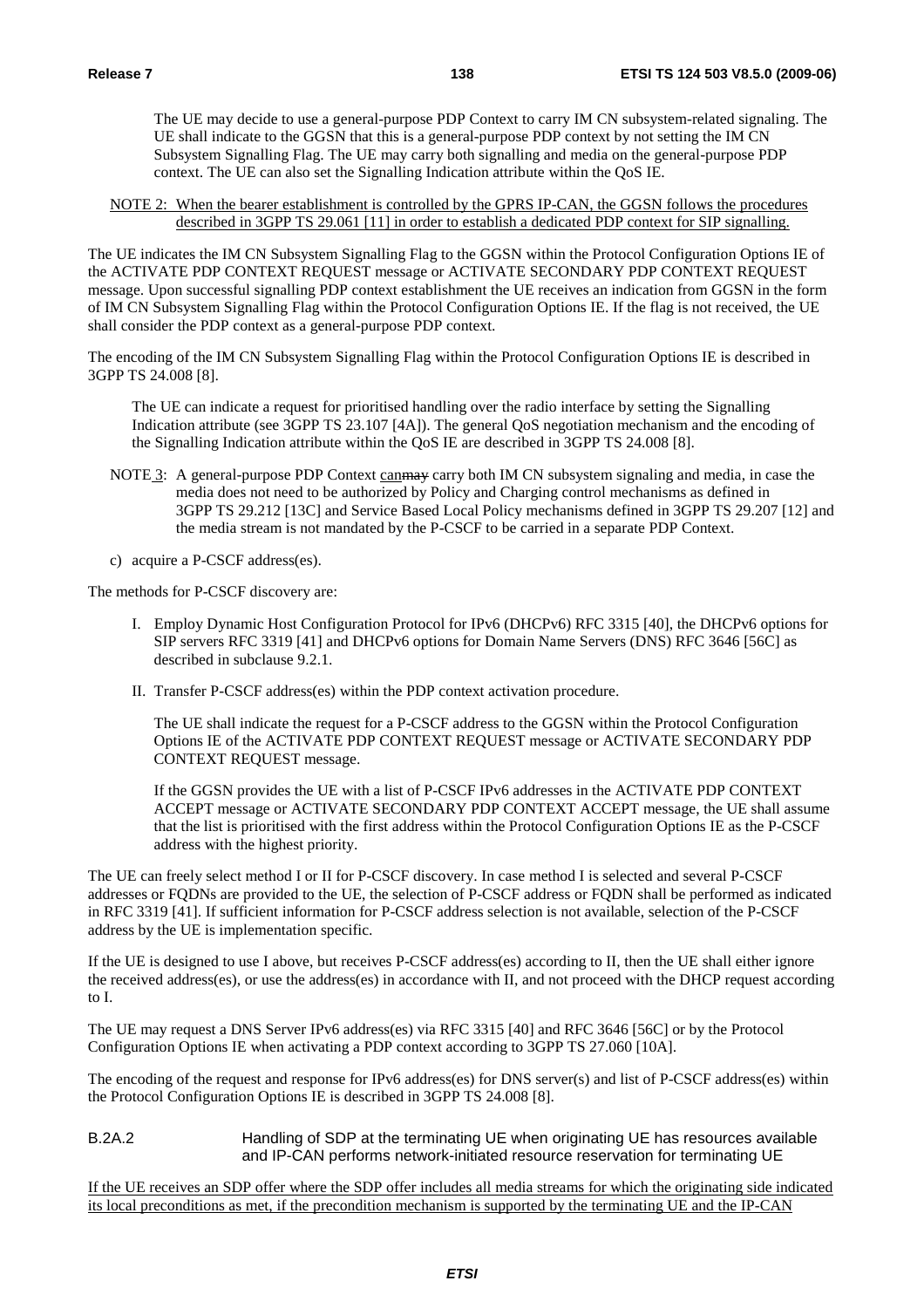The UE may decide to use a general-purpose PDP Context to carry IM CN subsystem-related signaling. The UE shall indicate to the GGSN that this is a general-purpose PDP context by not setting the IM CN Subsystem Signalling Flag. The UE may carry both signalling and media on the general-purpose PDP context. The UE can also set the Signalling Indication attribute within the QoS IE.

NOTE 2: When the bearer establishment is controlled by the GPRS IP-CAN, the GGSN follows the procedures described in 3GPP TS 29.061 [11] in order to establish a dedicated PDP context for SIP signalling.

The UE indicates the IM CN Subsystem Signalling Flag to the GGSN within the Protocol Configuration Options IE of the ACTIVATE PDP CONTEXT REQUEST message or ACTIVATE SECONDARY PDP CONTEXT REQUEST message. Upon successful signalling PDP context establishment the UE receives an indication from GGSN in the form of IM CN Subsystem Signalling Flag within the Protocol Configuration Options IE. If the flag is not received, the UE shall consider the PDP context as a general-purpose PDP context.

The encoding of the IM CN Subsystem Signalling Flag within the Protocol Configuration Options IE is described in 3GPP TS 24.008 [8].

The UE can indicate a request for prioritised handling over the radio interface by setting the Signalling Indication attribute (see 3GPP TS 23.107 [4A]). The general QoS negotiation mechanism and the encoding of the Signalling Indication attribute within the QoS IE are described in 3GPP TS 24.008 [8].

NOTE 3: A general-purpose PDP Context canmay carry both IM CN subsystem signaling and media, in case the media does not need to be authorized by Policy and Charging control mechanisms as defined in 3GPP TS 29.212 [13C] and Service Based Local Policy mechanisms defined in 3GPP TS 29.207 [12] and the media stream is not mandated by the P-CSCF to be carried in a separate PDP Context.

c) acquire a P-CSCF address(es).

The methods for P-CSCF discovery are:

I. Employ Dynamic Host Configuration Protocol for IPv6 (DHCPv6) RFC 3315 [40], the DHCPv6 options for SIP servers RFC 3319 [41] and DHCPv6 options for Domain Name Servers (DNS) RFC 3646 [56C] as described in subclause 9.2.1.

II. Transfer P-CSCF address(es) within the PDP context activation procedure.

The UE shall indicate the request for a P-CSCF address to the GGSN within the Protocol Configuration Options IE of the ACTIVATE PDP CONTEXT REQUEST message or ACTIVATE SECONDARY PDP CONTEXT REQUEST message.

If the GGSN provides the UE with a list of P-CSCF IPv6 addresses in the ACTIVATE PDP CONTEXT ACCEPT message or ACTIVATE SECONDARY PDP CONTEXT ACCEPT message, the UE shall assume that the list is prioritised with the first address within the Protocol Configuration Options IE as the P-CSCF address with the highest priority.

The UE can freely select method I or II for P-CSCF discovery. In case method I is selected and several P-CSCF addresses or FQDNs are provided to the UE, the selection of P-CSCF address or FQDN shall be performed as indicated in RFC 3319 [41]. If sufficient information for P-CSCF address selection is not available, selection of the P-CSCF address by the UE is implementation specific.

If the UE is designed to use I above, but receives P-CSCF address(es) according to II, then the UE shall either ignore the received address(es), or use the address(es) in accordance with II, and not proceed with the DHCP request according to I.

The UE may request a DNS Server IPv6 address(es) via RFC 3315 [40] and RFC 3646 [56C] or by the Protocol Configuration Options IE when activating a PDP context according to 3GPP TS 27.060 [10A].

The encoding of the request and response for IPv6 address(es) for DNS server(s) and list of P-CSCF address(es) within the Protocol Configuration Options IE is described in 3GPP TS 24.008 [8].

### B.2A.2 Handling of SDP at the terminating UE when originating UE has resources available and IP-CAN performs network-initiated resource reservation for terminating UE

If the UE receives an SDP offer where the SDP offer includes all media streams for which the originating side indicated its local preconditions as met, if the precondition mechanism is supported by the terminating UE and the IP-CAN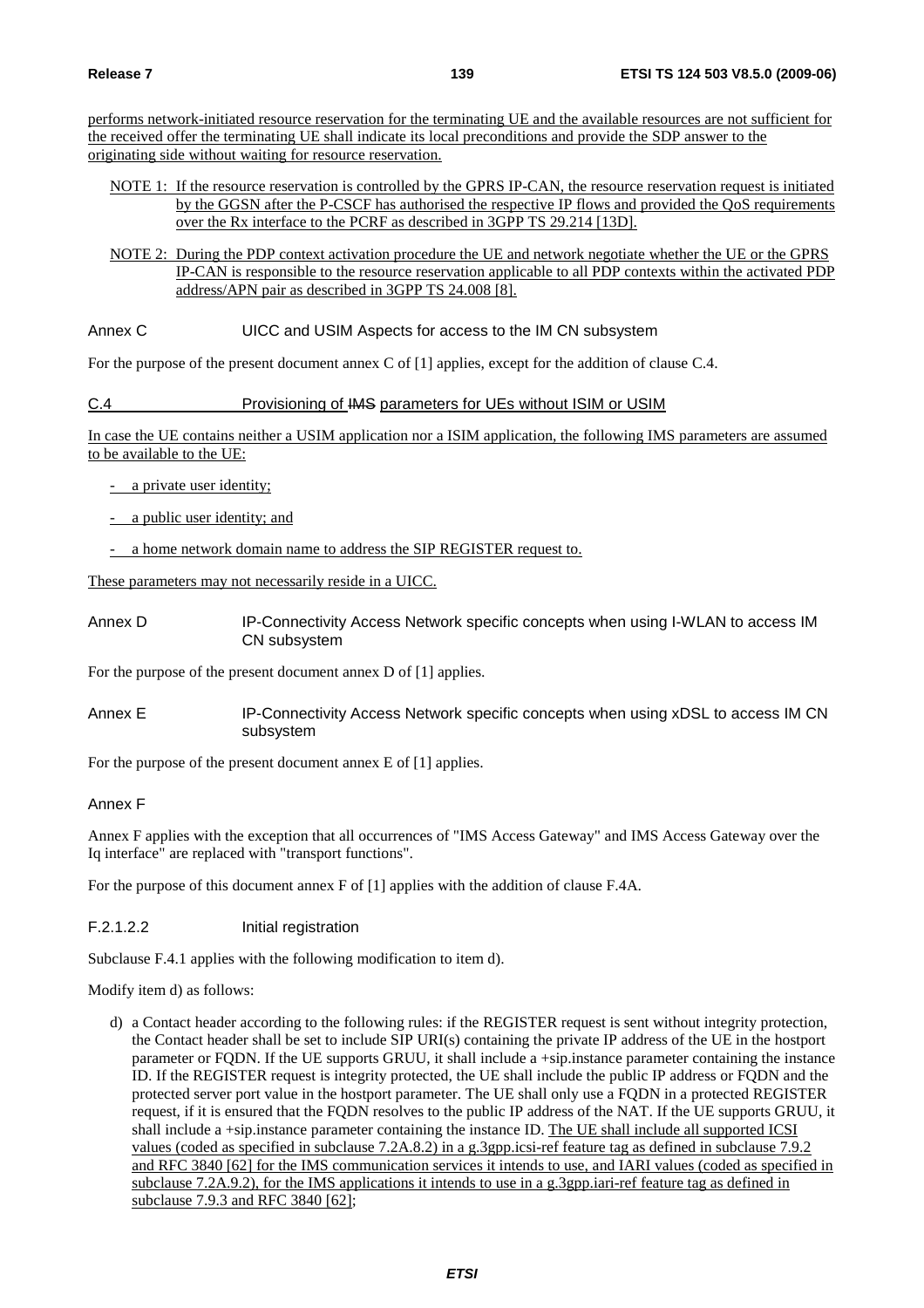performs network-initiated resource reservation for the terminating UE and the available resources are not sufficient for the received offer the terminating UE shall indicate its local preconditions and provide the SDP answer to the originating side without waiting for resource reservation.

NOTE 1: If the resource reservation is controlled by the GPRS IP-CAN, the resource reservation request is initiated by the GGSN after the P-CSCF has authorised the respective IP flows and provided the QoS requirements over the Rx interface to the PCRF as described in 3GPP TS 29.214 [13D].

NOTE 2: During the PDP context activation procedure the UE and network negotiate whether the UE or the GPRS IP-CAN is responsible to the resource reservation applicable to all PDP contexts within the activated PDP address/APN pair as described in 3GPP TS 24.008 [8].

# Annex C UICC and USIM Aspects for access to the IM CN subsystem

For the purpose of the present document annex C of [1] applies, except for the addition of clause C.4.

## C.4 Provisioning of ~~IMS~~ parameters for UEs without ISIM or USIM

In case the UE contains neither a USIM application nor a ISIM application, the following IMS parameters are assumed to be available to the UE:

- a private user identity;
- a public user identity; and
- a home network domain name to address the SIP REGISTER request to.

These parameters may not necessarily reside in a UICC.

# Annex D IP-Connectivity Access Network specific concepts when using I-WLAN to access IM CN subsystem

For the purpose of the present document annex D of [1] applies.

# Annex E IP-Connectivity Access Network specific concepts when using xDSL to access IM CN subsystem

For the purpose of the present document annex E of [1] applies.

# Annex F

Annex F applies with the exception that all occurrences of "IMS Access Gateway" and IMS Access Gateway over the Iq interface" are replaced with "transport functions".

For the purpose of this document annex F of [1] applies with the addition of clause F.4A.

#### F.2.1.2.2 Initial registration

Subclause F.4.1 applies with the following modification to item d).

Modify item d) as follows:

d) a Contact header according to the following rules: if the REGISTER request is sent without integrity protection, the Contact header shall be set to include SIP URI(s) containing the private IP address of the UE in the hostport parameter or FQDN. If the UE supports GRUU, it shall include a +sip.instance parameter containing the instance ID. If the REGISTER request is integrity protected, the UE shall include the public IP address or FQDN and the protected server port value in the hostport parameter. The UE shall only use a FQDN in a protected REGISTER request, if it is ensured that the FQDN resolves to the public IP address of the NAT. If the UE supports GRUU, it shall include a +sip.instance parameter containing the instance ID. The UE shall include all supported ICSI values (coded as specified in subclause 7.2A.8.2) in a g.3gpp.icsi-ref feature tag as defined in subclause 7.9.2 and RFC 3840 [62] for the IMS communication services it intends to use, and IARI values (coded as specified in subclause 7.2A.9.2), for the IMS applications it intends to use in a g.3gpp.iari-ref feature tag as defined in subclause 7.9.3 and RFC 3840 [62];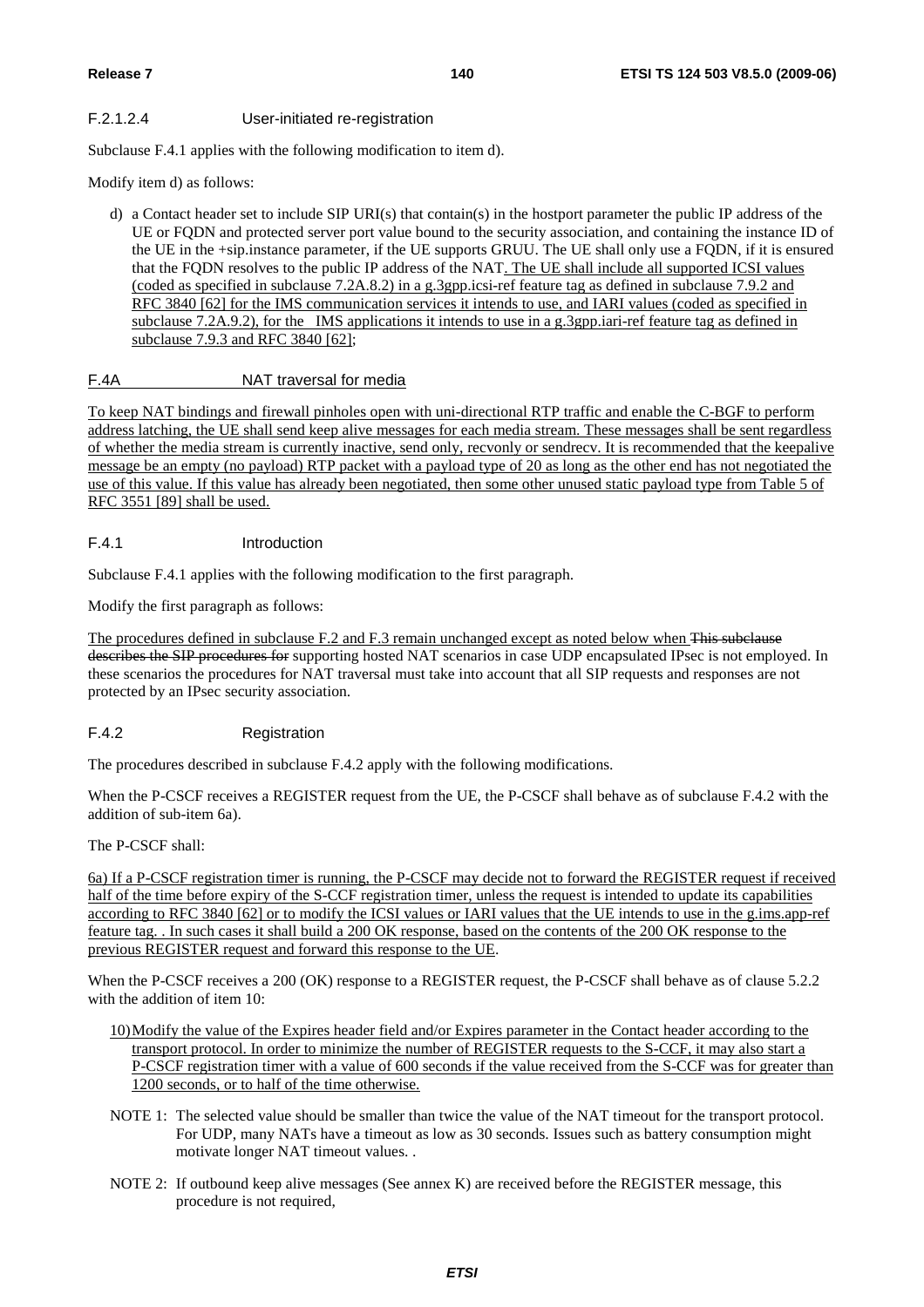#### F.2.1.2.4 User-initiated re-registration

Subclause F.4.1 applies with the following modification to item d).

Modify item d) as follows:

d) a Contact header set to include SIP URI(s) that contain(s) in the hostport parameter the public IP address of the UE or FQDN and protected server port value bound to the security association, and containing the instance ID of the UE in the +sip.instance parameter, if the UE supports GRUU. The UE shall only use a FQDN, if it is ensured that the FQDN resolves to the public IP address of the NAT. The UE shall include all supported ICSI values (coded as specified in subclause 7.2A.8.2) in a g.3gpp.icsi-ref feature tag as defined in subclause 7.9.2 and RFC 3840 [62] for the IMS communication services it intends to use, and IARI values (coded as specified in subclause 7.2A.9.2), for the IMS applications it intends to use in a g.3gpp.iari-ref feature tag as defined in subclause 7.9.3 and RFC 3840 [62];

## F.4A NAT traversal for media

To keep NAT bindings and firewall pinholes open with uni-directional RTP traffic and enable the C-BGF to perform address latching, the UE shall send keep alive messages for each media stream. These messages shall be sent regardless of whether the media stream is currently inactive, send only, recvonly or sendrecv. It is recommended that the keepalive message be an empty (no payload) RTP packet with a payload type of 20 as long as the other end has not negotiated the use of this value. If this value has already been negotiated, then some other unused static payload type from Table 5 of RFC 3551 [89] shall be used.

### F.4.1 Introduction

Subclause F.4.1 applies with the following modification to the first paragraph.

Modify the first paragraph as follows:

The procedures defined in subclause F.2 and F.3 remain unchanged except as noted below when ~~This subclause describes the SIP procedures for~~ supporting hosted NAT scenarios in case UDP encapsulated IPsec is not employed. In these scenarios the procedures for NAT traversal must take into account that all SIP requests and responses are not protected by an IPsec security association.

### F.4.2 Registration

The procedures described in subclause F.4.2 apply with the following modifications.

When the P-CSCF receives a REGISTER request from the UE, the P-CSCF shall behave as of subclause F.4.2 with the addition of sub-item 6a).

The P-CSCF shall:

6a) If a P-CSCF registration timer is running, the P-CSCF may decide not to forward the REGISTER request if received half of the time before expiry of the S-CCF registration timer, unless the request is intended to update its capabilities according to RFC 3840 [62] or to modify the ICSI values or IARI values that the UE intends to use in the g.ims.app-ref feature tag. . In such cases it shall build a 200 OK response, based on the contents of the 200 OK response to the previous REGISTER request and forward this response to the UE.

When the P-CSCF receives a 200 (OK) response to a REGISTER request, the P-CSCF shall behave as of clause 5.2.2 with the addition of item 10:

10) Modify the value of the Expires header field and/or Expires parameter in the Contact header according to the transport protocol. In order to minimize the number of REGISTER requests to the S-CCF, it may also start a P-CSCF registration timer with a value of 600 seconds if the value received from the S-CCF was for greater than 1200 seconds, or to half of the time otherwise.

NOTE 1: The selected value should be smaller than twice the value of the NAT timeout for the transport protocol. For UDP, many NATs have a timeout as low as 30 seconds. Issues such as battery consumption might motivate longer NAT timeout values. .

NOTE 2: If outbound keep alive messages (See annex K) are received before the REGISTER message, this procedure is not required,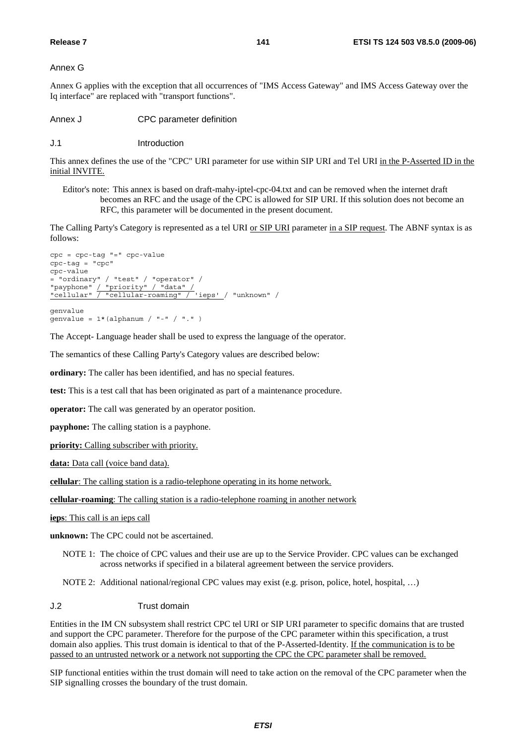Annex G

Annex G applies with the exception that all occurrences of "IMS Access Gateway" and IMS Access Gateway over the Iq interface" are replaced with "transport functions".

# Annex J CPC parameter definition

## J.1 Introduction

This annex defines the use of the "CPC" URI parameter for use within SIP URI and Tel URI in the P-Asserted ID in the initial INVITE.

Editor's note: This annex is based on draft-mahy-iptel-cpc-04.txt and can be removed when the internet draft becomes an RFC and the usage of the CPC is allowed for SIP URI. If this solution does not become an RFC, this parameter will be documented in the present document.

The Calling Party's Category is represented as a tel URI or SIP URI parameter in a SIP request. The ABNF syntax is as follows:

```
cpc = cpc-tag "=" cpc-value
cpc-tag = "cpc"
cpc-value
= "ordinary" / "test" / "operator" /
"payphone" / "priority" / "data" /
"cellular" / "cellular-roaming" / 'ieps' / "unknown" /

genvalue
genvalue = 1*(alphanum / "-" / "." )
```

The Accept- Language header shall be used to express the language of the operator.

The semantics of these Calling Party's Category values are described below:

**ordinary:** The caller has been identified, and has no special features.

**test:** This is a test call that has been originated as part of a maintenance procedure.

**operator:** The call was generated by an operator position.

**payphone:** The calling station is a payphone.

**priority:** Calling subscriber with priority.

**data:** Data call (voice band data).

**cellular**: The calling station is a radio-telephone operating in its home network.

**cellular-roaming**: The calling station is a radio-telephone roaming in another network

**ieps**: This call is an ieps call

**unknown:** The CPC could not be ascertained.

NOTE 1: The choice of CPC values and their use are up to the Service Provider. CPC values can be exchanged across networks if specified in a bilateral agreement between the service providers.

NOTE 2: Additional national/regional CPC values may exist (e.g. prison, police, hotel, hospital, …)

## J.2 Trust domain

Entities in the IM CN subsystem shall restrict CPC tel URI or SIP URI parameter to specific domains that are trusted and support the CPC parameter. Therefore for the purpose of the CPC parameter within this specification, a trust domain also applies. This trust domain is identical to that of the P-Asserted-Identity. If the communication is to be passed to an untrusted network or a network not supporting the CPC the CPC parameter shall be removed.

SIP functional entities within the trust domain will need to take action on the removal of the CPC parameter when the SIP signalling crosses the boundary of the trust domain.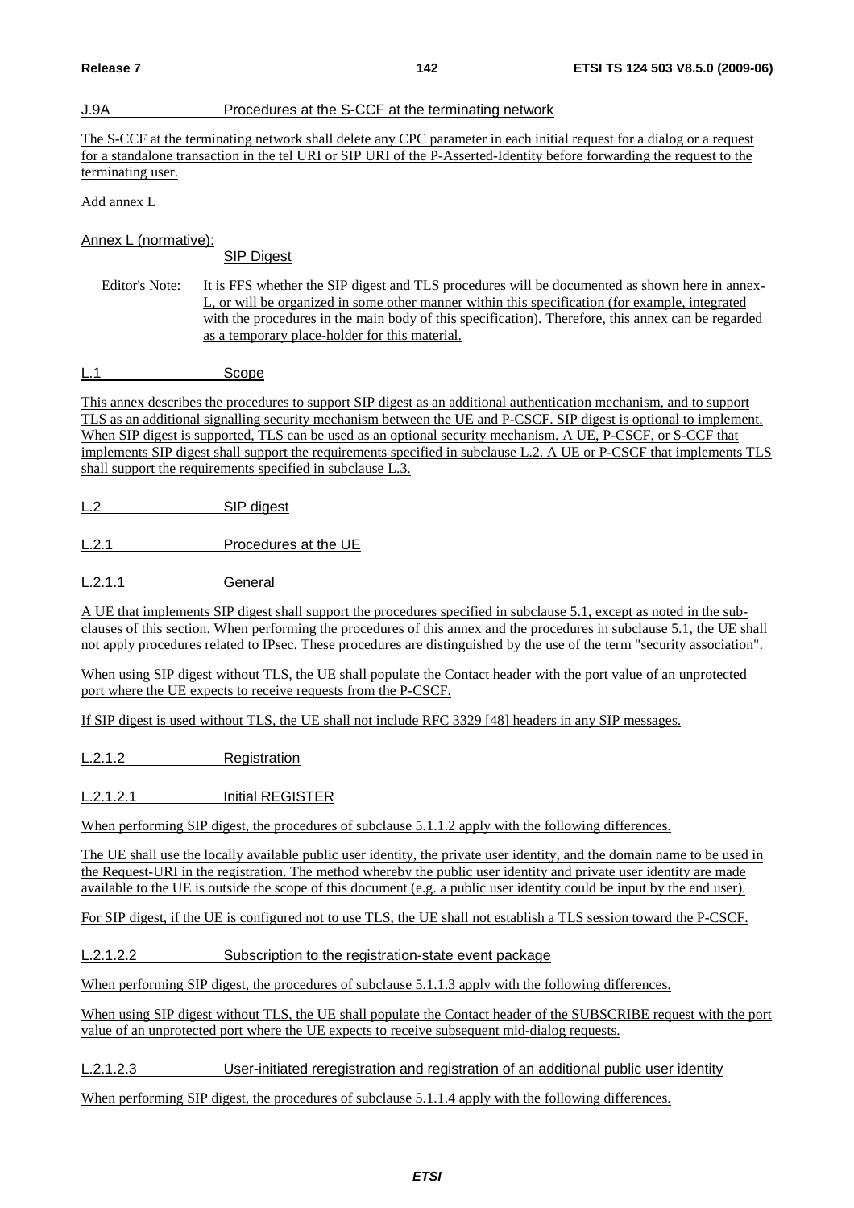## J.9A Procedures at the S-CCF at the terminating network

The S-CCF at the terminating network shall delete any CPC parameter in each initial request for a dialog or a request for a standalone transaction in the tel URI or SIP URI of the P-Asserted-Identity before forwarding the request to the terminating user.

Add annex L

# Annex L (normative): SIP Digest

Editor's Note: It is FFS whether the SIP digest and TLS procedures will be documented as shown here in annex-L, or will be organized in some other manner within this specification (for example, integrated with the procedures in the main body of this specification). Therefore, this annex can be regarded as a temporary place-holder for this material.

## L.1 Scope

This annex describes the procedures to support SIP digest as an additional authentication mechanism, and to support TLS as an additional signalling security mechanism between the UE and P-CSCF. SIP digest is optional to implement. When SIP digest is supported, TLS can be used as an optional security mechanism. A UE, P-CSCF, or S-CCF that implements SIP digest shall support the requirements specified in subclause L.2. A UE or P-CSCF that implements TLS shall support the requirements specified in subclause L.3.

## L.2 SIP digest

### L.2.1 Procedures at the UE

#### L.2.1.1 General

A UE that implements SIP digest shall support the procedures specified in subclause 5.1, except as noted in the sub-clauses of this section. When performing the procedures of this annex and the procedures in subclause 5.1, the UE shall not apply procedures related to IPsec. These procedures are distinguished by the use of the term "security association".

When using SIP digest without TLS, the UE shall populate the Contact header with the port value of an unprotected port where the UE expects to receive requests from the P-CSCF.

If SIP digest is used without TLS, the UE shall not include RFC 3329 [48] headers in any SIP messages.

#### L.2.1.2 Registration

##### L.2.1.2.1 Initial REGISTER

When performing SIP digest, the procedures of subclause 5.1.1.2 apply with the following differences.

The UE shall use the locally available public user identity, the private user identity, and the domain name to be used in the Request-URI in the registration. The method whereby the public user identity and private user identity are made available to the UE is outside the scope of this document (e.g. a public user identity could be input by the end user).

For SIP digest, if the UE is configured not to use TLS, the UE shall not establish a TLS session toward the P-CSCF.

##### L.2.1.2.2 Subscription to the registration-state event package

When performing SIP digest, the procedures of subclause 5.1.1.3 apply with the following differences.

When using SIP digest without TLS, the UE shall populate the Contact header of the SUBSCRIBE request with the port value of an unprotected port where the UE expects to receive subsequent mid-dialog requests.

##### L.2.1.2.3 User-initiated reregistration and registration of an additional public user identity

When performing SIP digest, the procedures of subclause 5.1.1.4 apply with the following differences.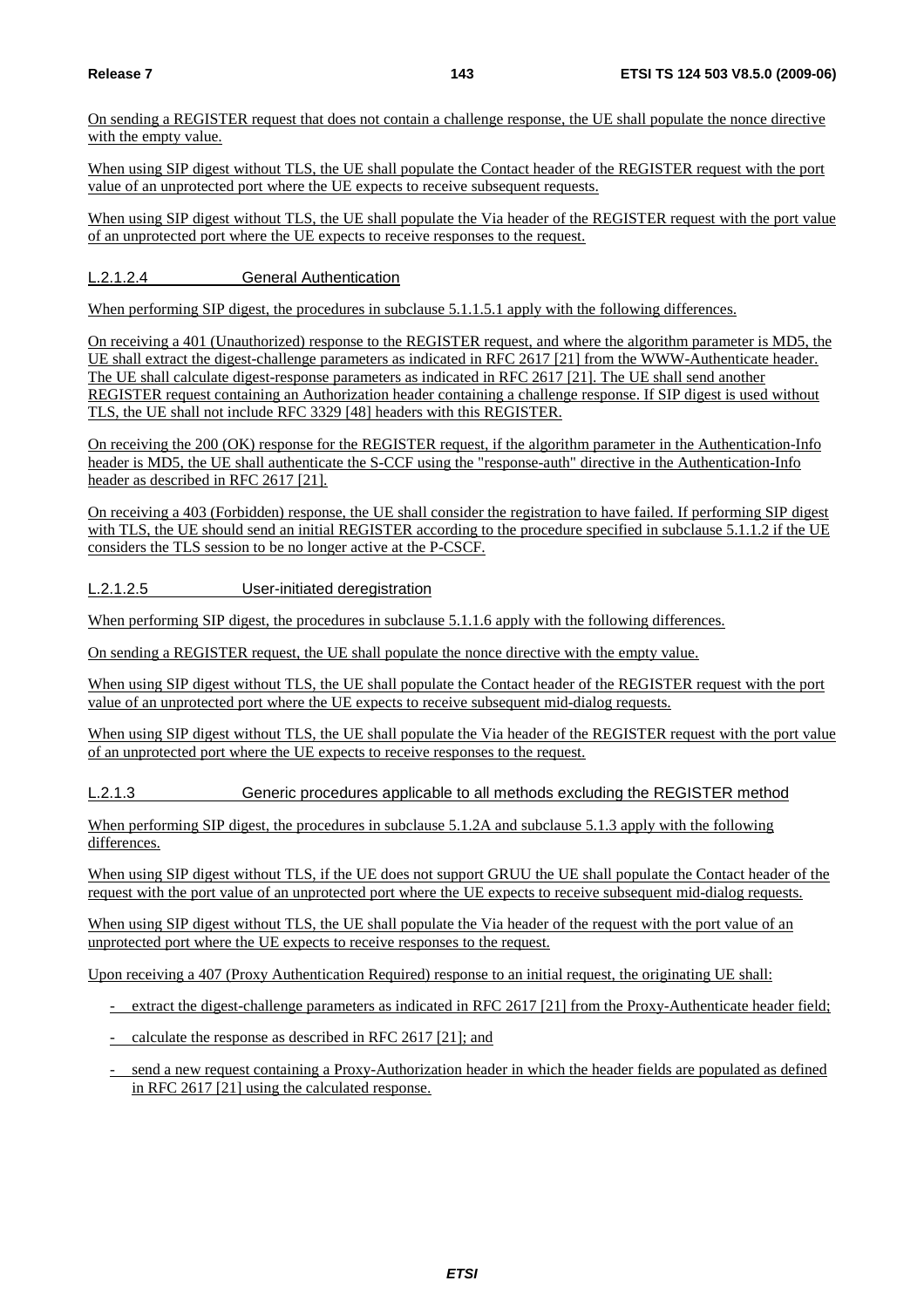On sending a REGISTER request that does not contain a challenge response, the UE shall populate the nonce directive with the empty value.

When using SIP digest without TLS, the UE shall populate the Contact header of the REGISTER request with the port value of an unprotected port where the UE expects to receive subsequent requests.

When using SIP digest without TLS, the UE shall populate the Via header of the REGISTER request with the port value of an unprotected port where the UE expects to receive responses to the request.

#### L.2.1.2.4 General Authentication

When performing SIP digest, the procedures in subclause 5.1.1.5.1 apply with the following differences.

On receiving a 401 (Unauthorized) response to the REGISTER request, and where the algorithm parameter is MD5, the UE shall extract the digest-challenge parameters as indicated in RFC 2617 [21] from the WWW-Authenticate header. The UE shall calculate digest-response parameters as indicated in RFC 2617 [21]. The UE shall send another REGISTER request containing an Authorization header containing a challenge response. If SIP digest is used without TLS, the UE shall not include RFC 3329 [48] headers with this REGISTER.

On receiving the 200 (OK) response for the REGISTER request, if the algorithm parameter in the Authentication-Info header is MD5, the UE shall authenticate the S-CCF using the "response-auth" directive in the Authentication-Info header as described in RFC 2617 [21].

On receiving a 403 (Forbidden) response, the UE shall consider the registration to have failed. If performing SIP digest with TLS, the UE should send an initial REGISTER according to the procedure specified in subclause 5.1.1.2 if the UE considers the TLS session to be no longer active at the P-CSCF.

#### L.2.1.2.5 User-initiated deregistration

When performing SIP digest, the procedures in subclause 5.1.1.6 apply with the following differences.

On sending a REGISTER request, the UE shall populate the nonce directive with the empty value.

When using SIP digest without TLS, the UE shall populate the Contact header of the REGISTER request with the port value of an unprotected port where the UE expects to receive subsequent mid-dialog requests.

When using SIP digest without TLS, the UE shall populate the Via header of the REGISTER request with the port value of an unprotected port where the UE expects to receive responses to the request.

### L.2.1.3 Generic procedures applicable to all methods excluding the REGISTER method

When performing SIP digest, the procedures in subclause 5.1.2A and subclause 5.1.3 apply with the following differences.

When using SIP digest without TLS, if the UE does not support GRUU the UE shall populate the Contact header of the request with the port value of an unprotected port where the UE expects to receive subsequent mid-dialog requests.

When using SIP digest without TLS, the UE shall populate the Via header of the request with the port value of an unprotected port where the UE expects to receive responses to the request.

Upon receiving a 407 (Proxy Authentication Required) response to an initial request, the originating UE shall:

- extract the digest-challenge parameters as indicated in RFC 2617 [21] from the Proxy-Authenticate header field;
- calculate the response as described in RFC 2617 [21]; and
- send a new request containing a Proxy-Authorization header in which the header fields are populated as defined in RFC 2617 [21] using the calculated response.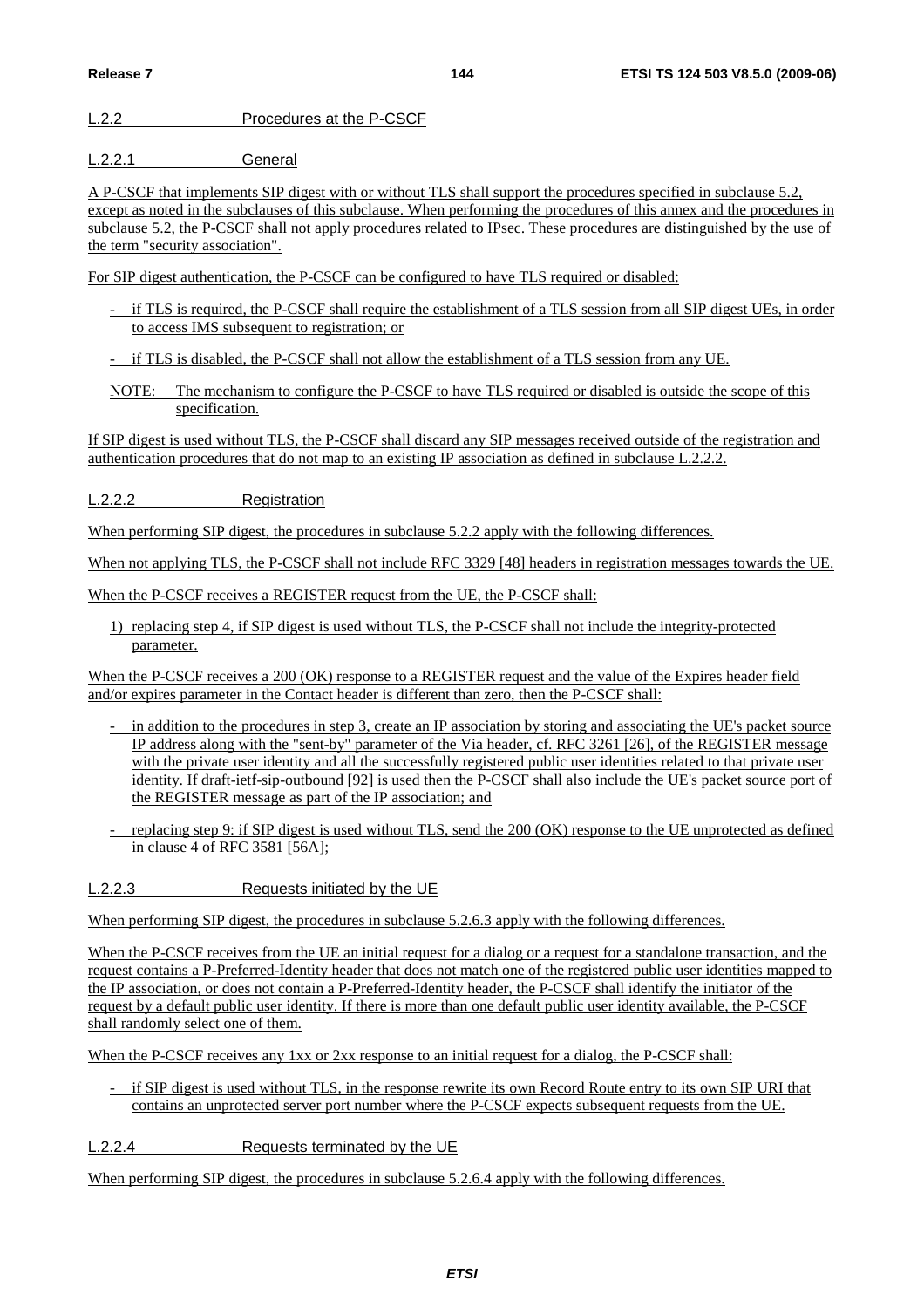### L.2.2 Procedures at the P-CSCF

#### L.2.2.1 General

A P-CSCF that implements SIP digest with or without TLS shall support the procedures specified in subclause 5.2, except as noted in the subclauses of this subclause. When performing the procedures of this annex and the procedures in subclause 5.2, the P-CSCF shall not apply procedures related to IPsec. These procedures are distinguished by the use of the term "security association".

For SIP digest authentication, the P-CSCF can be configured to have TLS required or disabled:

- if TLS is required, the P-CSCF shall require the establishment of a TLS session from all SIP digest UEs, in order to access IMS subsequent to registration; or
- if TLS is disabled, the P-CSCF shall not allow the establishment of a TLS session from any UE.

NOTE: The mechanism to configure the P-CSCF to have TLS required or disabled is outside the scope of this specification.

If SIP digest is used without TLS, the P-CSCF shall discard any SIP messages received outside of the registration and authentication procedures that do not map to an existing IP association as defined in subclause L.2.2.2.

#### L.2.2.2 Registration

When performing SIP digest, the procedures in subclause 5.2.2 apply with the following differences.

When not applying TLS, the P-CSCF shall not include RFC 3329 [48] headers in registration messages towards the UE.

When the P-CSCF receives a REGISTER request from the UE, the P-CSCF shall:

1) replacing step 4, if SIP digest is used without TLS, the P-CSCF shall not include the integrity-protected parameter.

When the P-CSCF receives a 200 (OK) response to a REGISTER request and the value of the Expires header field and/or expires parameter in the Contact header is different than zero, then the P-CSCF shall:

- in addition to the procedures in step 3, create an IP association by storing and associating the UE's packet source IP address along with the "sent-by" parameter of the Via header, cf. RFC 3261 [26], of the REGISTER message with the private user identity and all the successfully registered public user identities related to that private user identity. If draft-ietf-sip-outbound [92] is used then the P-CSCF shall also include the UE's packet source port of the REGISTER message as part of the IP association; and
- replacing step 9: if SIP digest is used without TLS, send the 200 (OK) response to the UE unprotected as defined in clause 4 of RFC 3581 [56A];

#### L.2.2.3 Requests initiated by the UE

When performing SIP digest, the procedures in subclause 5.2.6.3 apply with the following differences.

When the P-CSCF receives from the UE an initial request for a dialog or a request for a standalone transaction, and the request contains a P-Preferred-Identity header that does not match one of the registered public user identities mapped to the IP association, or does not contain a P-Preferred-Identity header, the P-CSCF shall identify the initiator of the request by a default public user identity. If there is more than one default public user identity available, the P-CSCF shall randomly select one of them.

When the P-CSCF receives any 1xx or 2xx response to an initial request for a dialog, the P-CSCF shall:

- if SIP digest is used without TLS, in the response rewrite its own Record Route entry to its own SIP URI that contains an unprotected server port number where the P-CSCF expects subsequent requests from the UE.

#### L.2.2.4 Requests terminated by the UE

When performing SIP digest, the procedures in subclause 5.2.6.4 apply with the following differences.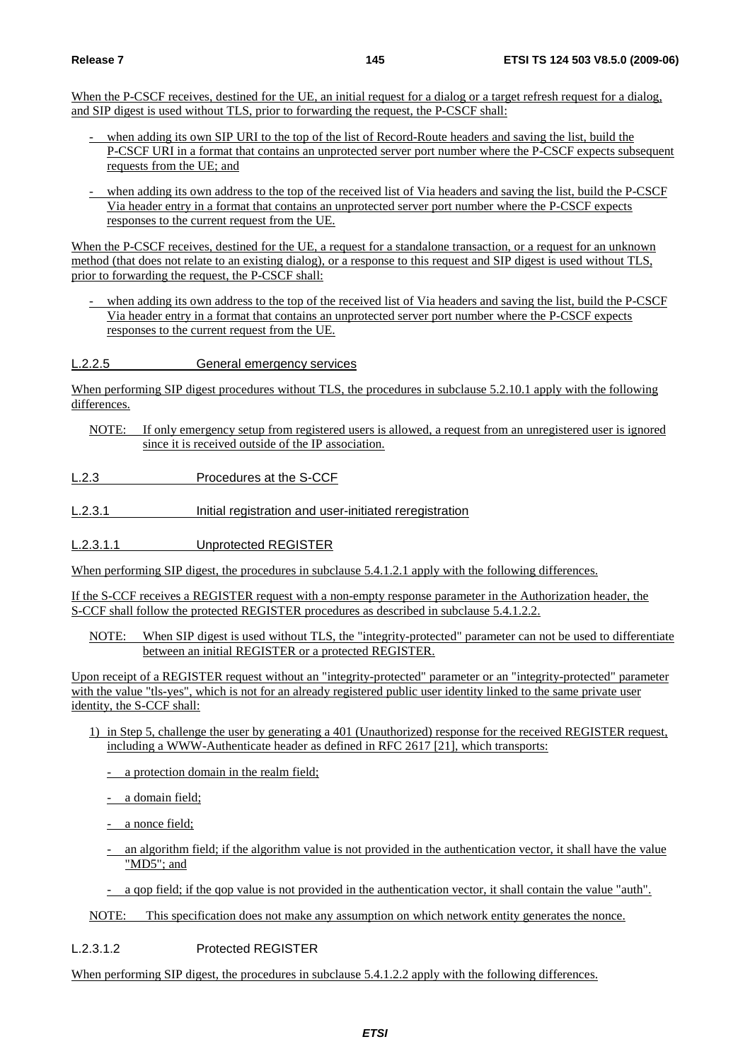When the P-CSCF receives, destined for the UE, an initial request for a dialog or a target refresh request for a dialog, and SIP digest is used without TLS, prior to forwarding the request, the P-CSCF shall:

- when adding its own SIP URI to the top of the list of Record-Route headers and saving the list, build the P-CSCF URI in a format that contains an unprotected server port number where the P-CSCF expects subsequent requests from the UE; and
- when adding its own address to the top of the received list of Via headers and saving the list, build the P-CSCF Via header entry in a format that contains an unprotected server port number where the P-CSCF expects responses to the current request from the UE.

When the P-CSCF receives, destined for the UE, a request for a standalone transaction, or a request for an unknown method (that does not relate to an existing dialog), or a response to this request and SIP digest is used without TLS, prior to forwarding the request, the P-CSCF shall:

- when adding its own address to the top of the received list of Via headers and saving the list, build the P-CSCF Via header entry in a format that contains an unprotected server port number where the P-CSCF expects responses to the current request from the UE.

#### L.2.2.5 General emergency services

When performing SIP digest procedures without TLS, the procedures in subclause 5.2.10.1 apply with the following differences.

NOTE: If only emergency setup from registered users is allowed, a request from an unregistered user is ignored since it is received outside of the IP association.

### L.2.3 Procedures at the S-CCF

#### L.2.3.1 Initial registration and user-initiated reregistration

##### L.2.3.1.1 Unprotected REGISTER

When performing SIP digest, the procedures in subclause 5.4.1.2.1 apply with the following differences.

If the S-CCF receives a REGISTER request with a non-empty response parameter in the Authorization header, the S-CCF shall follow the protected REGISTER procedures as described in subclause 5.4.1.2.2.

NOTE: When SIP digest is used without TLS, the "integrity-protected" parameter can not be used to differentiate between an initial REGISTER or a protected REGISTER.

Upon receipt of a REGISTER request without an "integrity-protected" parameter or an "integrity-protected" parameter with the value "tls-yes", which is not for an already registered public user identity linked to the same private user identity, the S-CCF shall:

1) in Step 5, challenge the user by generating a 401 (Unauthorized) response for the received REGISTER request, including a WWW-Authenticate header as defined in RFC 2617 [21], which transports:
   - a protection domain in the realm field;
   - a domain field;
   - a nonce field;
   - an algorithm field; if the algorithm value is not provided in the authentication vector, it shall have the value "MD5"; and
   - a qop field; if the qop value is not provided in the authentication vector, it shall contain the value "auth".

NOTE: This specification does not make any assumption on which network entity generates the nonce.

##### L.2.3.1.2 Protected REGISTER

When performing SIP digest, the procedures in subclause 5.4.1.2.2 apply with the following differences.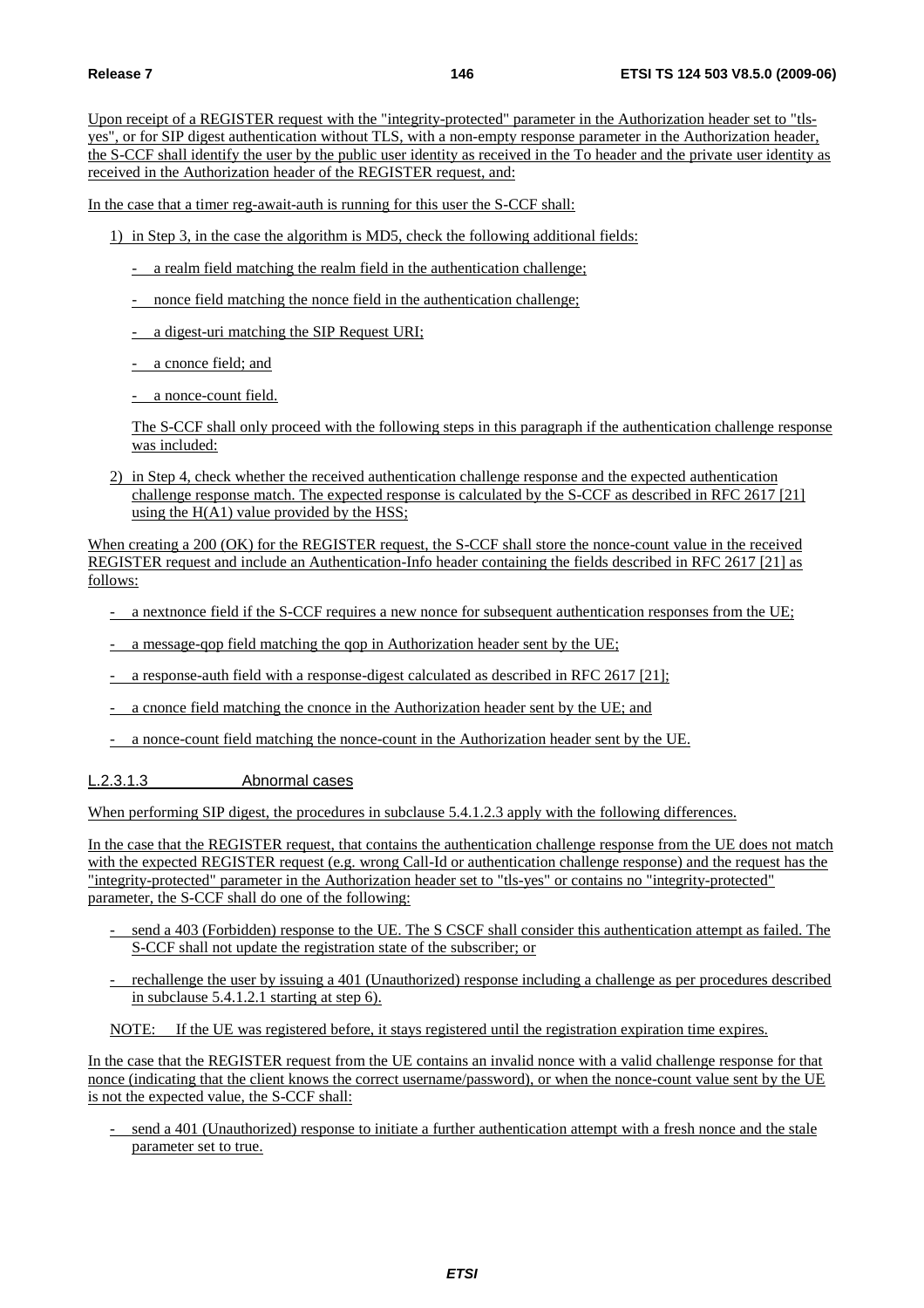Upon receipt of a REGISTER request with the "integrity-protected" parameter in the Authorization header set to "tls-yes", or for SIP digest authentication without TLS, with a non-empty response parameter in the Authorization header, the S-CCF shall identify the user by the public user identity as received in the To header and the private user identity as received in the Authorization header of the REGISTER request, and:

In the case that a timer reg-await-auth is running for this user the S-CCF shall:

1) in Step 3, in the case the algorithm is MD5, check the following additional fields:

   - a realm field matching the realm field in the authentication challenge;

   - nonce field matching the nonce field in the authentication challenge;

   - a digest-uri matching the SIP Request URI;

   - a cnonce field; and

   - a nonce-count field.

   The S-CCF shall only proceed with the following steps in this paragraph if the authentication challenge response was included:

2) in Step 4, check whether the received authentication challenge response and the expected authentication challenge response match. The expected response is calculated by the S-CCF as described in RFC 2617 [21] using the H(A1) value provided by the HSS;

When creating a 200 (OK) for the REGISTER request, the S-CCF shall store the nonce-count value in the received REGISTER request and include an Authentication-Info header containing the fields described in RFC 2617 [21] as follows:

- a nextnonce field if the S-CCF requires a new nonce for subsequent authentication responses from the UE;

- a message-qop field matching the qop in Authorization header sent by the UE;

- a response-auth field with a response-digest calculated as described in RFC 2617 [21];

- a cnonce field matching the cnonce in the Authorization header sent by the UE; and

- a nonce-count field matching the nonce-count in the Authorization header sent by the UE.

#### L.2.3.1.3 Abnormal cases

When performing SIP digest, the procedures in subclause 5.4.1.2.3 apply with the following differences.

In the case that the REGISTER request, that contains the authentication challenge response from the UE does not match with the expected REGISTER request (e.g. wrong Call-Id or authentication challenge response) and the request has the "integrity-protected" parameter in the Authorization header set to "tls-yes" or contains no "integrity-protected" parameter, the S-CCF shall do one of the following:

- send a 403 (Forbidden) response to the UE. The S CSCF shall consider this authentication attempt as failed. The S-CCF shall not update the registration state of the subscriber; or

- rechallenge the user by issuing a 401 (Unauthorized) response including a challenge as per procedures described in subclause 5.4.1.2.1 starting at step 6).

NOTE: If the UE was registered before, it stays registered until the registration expiration time expires.

In the case that the REGISTER request from the UE contains an invalid nonce with a valid challenge response for that nonce (indicating that the client knows the correct username/password), or when the nonce-count value sent by the UE is not the expected value, the S-CCF shall:

- send a 401 (Unauthorized) response to initiate a further authentication attempt with a fresh nonce and the stale parameter set to true.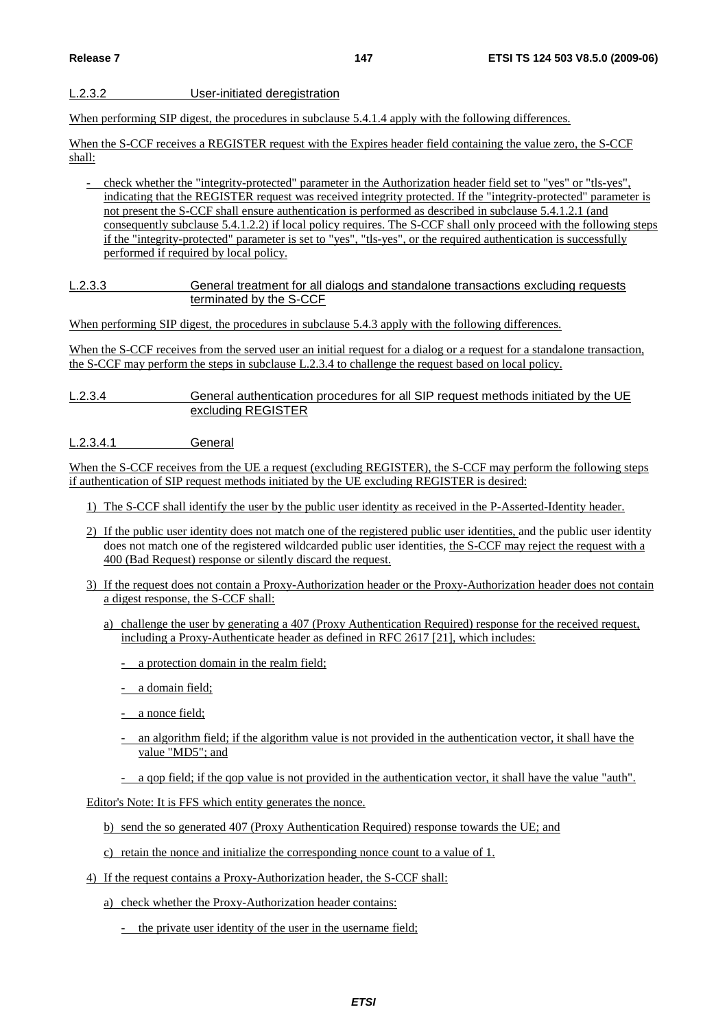#### L.2.3.2 User-initiated deregistration

When performing SIP digest, the procedures in subclause 5.4.1.4 apply with the following differences.

When the S-CCF receives a REGISTER request with the Expires header field containing the value zero, the S-CCF shall:

- check whether the "integrity-protected" parameter in the Authorization header field set to "yes" or "tls-yes", indicating that the REGISTER request was received integrity protected. If the "integrity-protected" parameter is not present the S-CCF shall ensure authentication is performed as described in subclause 5.4.1.2.1 (and consequently subclause 5.4.1.2.2) if local policy requires. The S-CCF shall only proceed with the following steps if the "integrity-protected" parameter is set to "yes", "tls-yes", or the required authentication is successfully performed if required by local policy.

#### L.2.3.3 General treatment for all dialogs and standalone transactions excluding requests terminated by the S-CCF

When performing SIP digest, the procedures in subclause 5.4.3 apply with the following differences.

When the S-CCF receives from the served user an initial request for a dialog or a request for a standalone transaction, the S-CCF may perform the steps in subclause L.2.3.4 to challenge the request based on local policy.

#### L.2.3.4 General authentication procedures for all SIP request methods initiated by the UE excluding REGISTER

##### L.2.3.4.1 General

When the S-CCF receives from the UE a request (excluding REGISTER), the S-CCF may perform the following steps if authentication of SIP request methods initiated by the UE excluding REGISTER is desired:

1) The S-CCF shall identify the user by the public user identity as received in the P-Asserted-Identity header.

2) If the public user identity does not match one of the registered public user identities, and the public user identity does not match one of the registered wildcarded public user identities, the S-CCF may reject the request with a 400 (Bad Request) response or silently discard the request.

3) If the request does not contain a Proxy-Authorization header or the Proxy-Authorization header does not contain a digest response, the S-CCF shall:

   a) challenge the user by generating a 407 (Proxy Authentication Required) response for the received request, including a Proxy-Authenticate header as defined in RFC 2617 [21], which includes:

      - a protection domain in the realm field;

      - a domain field;

      - a nonce field;

      - an algorithm field; if the algorithm value is not provided in the authentication vector, it shall have the value "MD5"; and

      - a qop field; if the qop value is not provided in the authentication vector, it shall have the value "auth".

   Editor's Note: It is FFS which entity generates the nonce.

   b) send the so generated 407 (Proxy Authentication Required) response towards the UE; and

   c) retain the nonce and initialize the corresponding nonce count to a value of 1.

4) If the request contains a Proxy-Authorization header, the S-CCF shall:

   a) check whether the Proxy-Authorization header contains:

      - the private user identity of the user in the username field;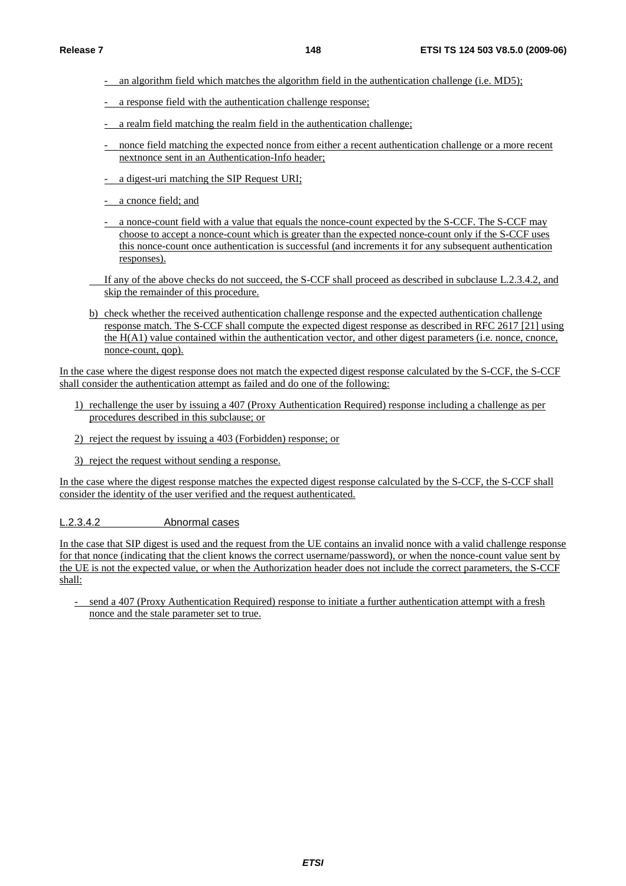- an algorithm field which matches the algorithm field in the authentication challenge (i.e. MD5);
- a response field with the authentication challenge response;
- a realm field matching the realm field in the authentication challenge;
- nonce field matching the expected nonce from either a recent authentication challenge or a more recent nextnonce sent in an Authentication-Info header;
- a digest-uri matching the SIP Request URI;
- a cnonce field; and
- a nonce-count field with a value that equals the nonce-count expected by the S-CCF. The S-CCF may choose to accept a nonce-count which is greater than the expected nonce-count only if the S-CCF uses this nonce-count once authentication is successful (and increments it for any subsequent authentication responses).

If any of the above checks do not succeed, the S-CCF shall proceed as described in subclause L.2.3.4.2, and skip the remainder of this procedure.

b) check whether the received authentication challenge response and the expected authentication challenge response match. The S-CCF shall compute the expected digest response as described in RFC 2617 [21] using the H(A1) value contained within the authentication vector, and other digest parameters (i.e. nonce, cnonce, nonce-count, qop).

In the case where the digest response does not match the expected digest response calculated by the S-CCF, the S-CCF shall consider the authentication attempt as failed and do one of the following:

1) rechallenge the user by issuing a 407 (Proxy Authentication Required) response including a challenge as per procedures described in this subclause; or
2) reject the request by issuing a 403 (Forbidden) response; or
3) reject the request without sending a response.

In the case where the digest response matches the expected digest response calculated by the S-CCF, the S-CCF shall consider the identity of the user verified and the request authenticated.

#### L.2.3.4.2 Abnormal cases

In the case that SIP digest is used and the request from the UE contains an invalid nonce with a valid challenge response for that nonce (indicating that the client knows the correct username/password), or when the nonce-count value sent by the UE is not the expected value, or when the Authorization header does not include the correct parameters, the S-CCF shall:

- send a 407 (Proxy Authentication Required) response to initiate a further authentication attempt with a fresh nonce and the stale parameter set to true.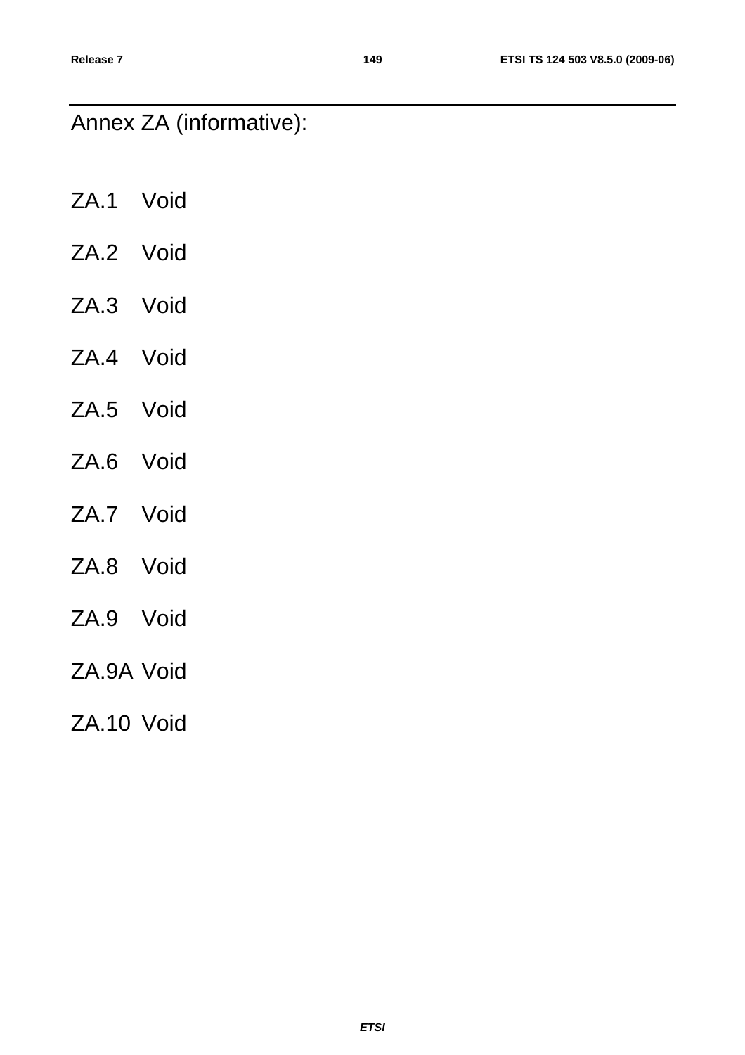# Annex ZA (informative):

## ZA.1 Void

## ZA.2 Void

## ZA.3 Void

## ZA.4 Void

## ZA.5 Void

## ZA.6 Void

## ZA.7 Void

## ZA.8 Void

## ZA.9 Void

## ZA.9A Void

## ZA.10 Void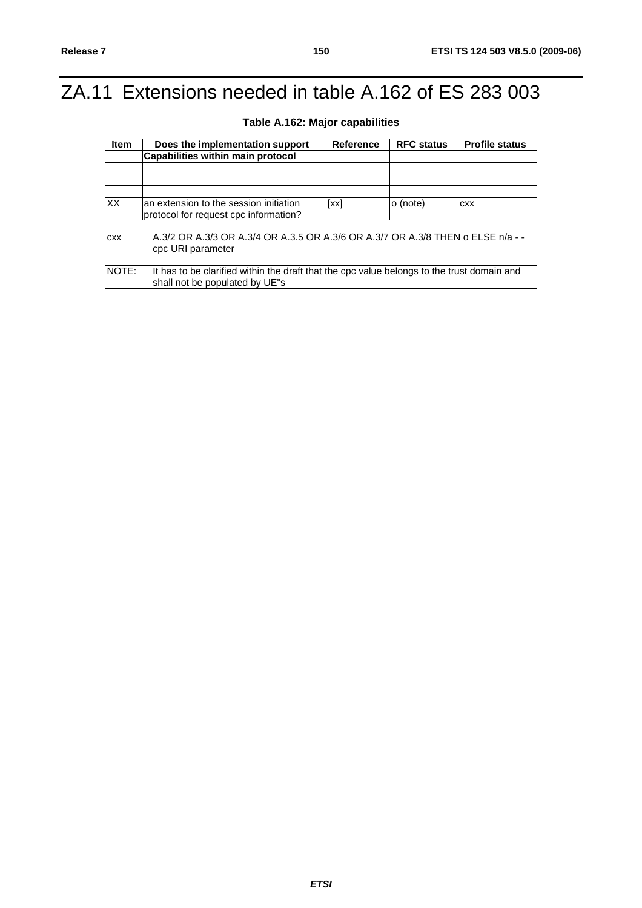# ZA.11 Extensions needed in table A.162 of ES 283 003

**Table A.162: Major capabilities**

| Item | Does the implementation support | Reference | RFC status | Profile status |
|---|---|---|---|---|
| | **Capabilities within main protocol** | | | |
| | | | | |
| | | | | |
| | | | | |
| XX | an extension to the session initiation protocol for request cpc information? | [xx] | o (note) | cxx |
| cxx | A.3/2 OR A.3/3 OR A.3/4 OR A.3.5 OR A.3/6 OR A.3/7 OR A.3/8 THEN o ELSE n/a - - cpc URI parameter | | | |
| NOTE: | It has to be clarified within the draft that the cpc value belongs to the trust domain and shall not be populated by UE"s | | | |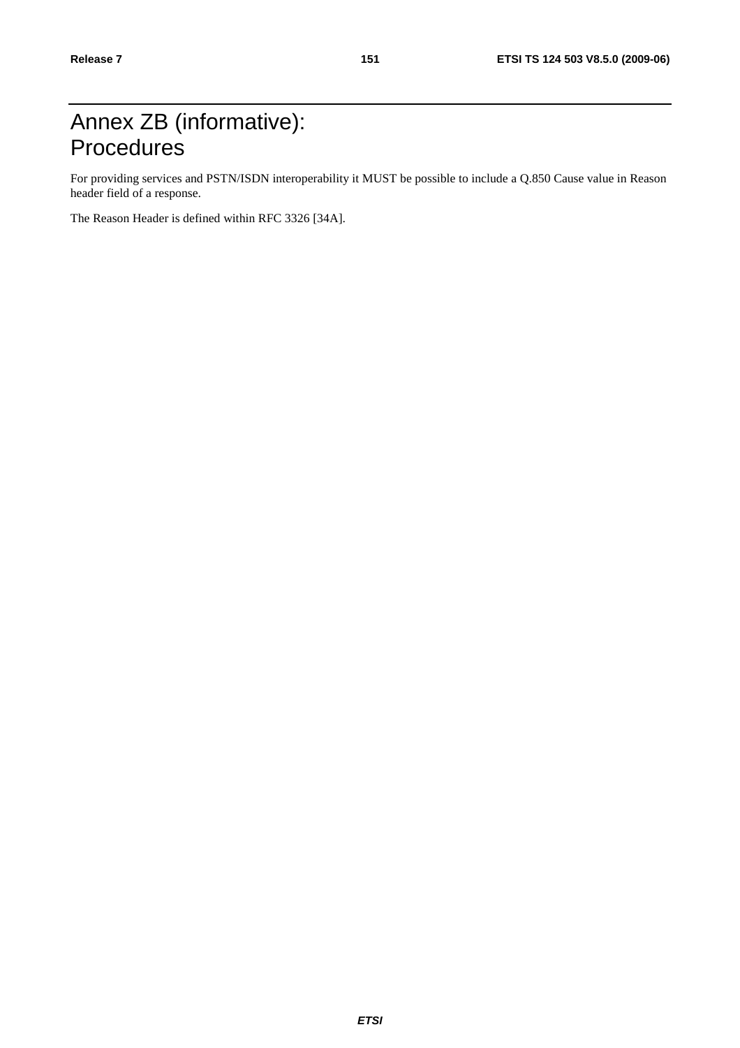# Annex ZB (informative): Procedures

For providing services and PSTN/ISDN interoperability it MUST be possible to include a Q.850 Cause value in Reason header field of a response.

The Reason Header is defined within RFC 3326 [34A].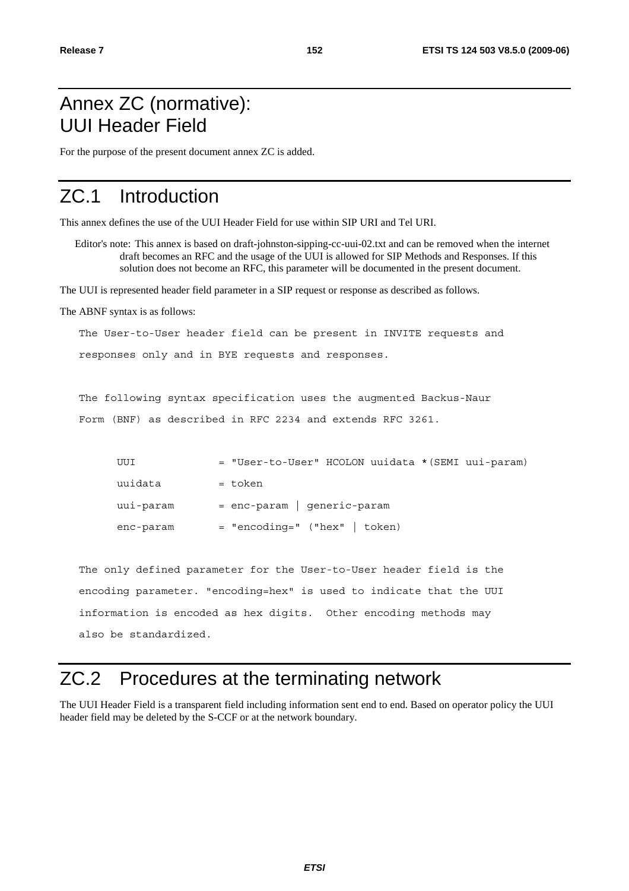# Annex ZC (normative): UUI Header Field

For the purpose of the present document annex ZC is added.

# ZC.1 Introduction

This annex defines the use of the UUI Header Field for use within SIP URI and Tel URI.

Editor's note: This annex is based on draft-johnston-sipping-cc-uui-02.txt and can be removed when the internet draft becomes an RFC and the usage of the UUI is allowed for SIP Methods and Responses. If this solution does not become an RFC, this parameter will be documented in the present document.

The UUI is represented header field parameter in a SIP request or response as described as follows.

The ABNF syntax is as follows:

```
The User-to-User header field can be present in INVITE requests and

responses only and in BYE requests and responses.


The following syntax specification uses the augmented Backus-Naur

Form (BNF) as described in RFC 2234 and extends RFC 3261.


     UUI            = "User-to-User" HCOLON uuidata *(SEMI uui-param)

     uuidata        = token

     uui-param      = enc-param | generic-param

     enc-param      = "encoding=" ("hex" | token)


The only defined parameter for the User-to-User header field is the

encoding parameter. "encoding=hex" is used to indicate that the UUI

information is encoded as hex digits.  Other encoding methods may

also be standardized.
```

# ZC.2 Procedures at the terminating network

The UUI Header Field is a transparent field including information sent end to end. Based on operator policy the UUI header field may be deleted by the S-CCF or at the network boundary.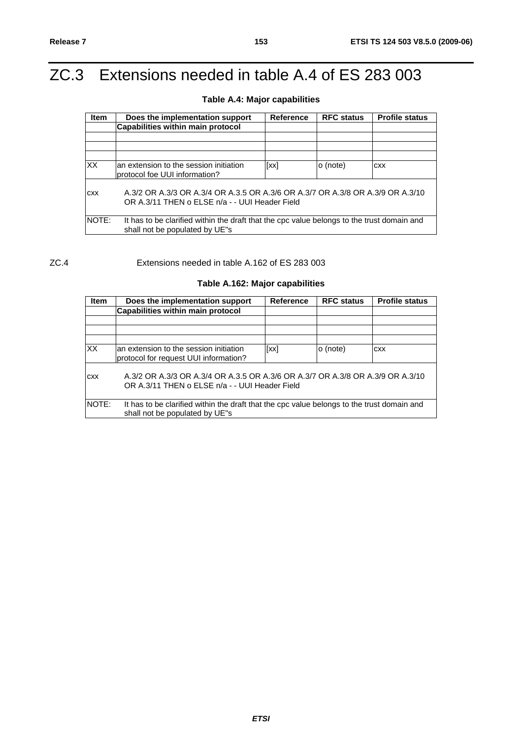# ZC.3 Extensions needed in table A.4 of ES 283 003

**Table A.4: Major capabilities**

| Item | Does the implementation support | Reference | RFC status | Profile status |
|---|---|---|---|---|
| | **Capabilities within main protocol** | | | |
| | | | | |
| | | | | |
| | | | | |
| XX | an extension to the session initiation protocol foe UUI information? | [xx] | o (note) | cxx |
| cxx | A.3/2 OR A.3/3 OR A.3/4 OR A.3.5 OR A.3/6 OR A.3/7 OR A.3/8 OR A.3/9 OR A.3/10 OR A.3/11 THEN o ELSE n/a - - UUI Header Field | | | |
| NOTE: | It has to be clarified within the draft that the cpc value belongs to the trust domain and shall not be populated by UE"s | | | |

ZC.4 Extensions needed in table A.162 of ES 283 003

**Table A.162: Major capabilities**

| Item | Does the implementation support | Reference | RFC status | Profile status |
|---|---|---|---|---|
| | **Capabilities within main protocol** | | | |
| | | | | |
| | | | | |
| | | | | |
| XX | an extension to the session initiation protocol for request UUI information? | [xx] | o (note) | cxx |
| cxx | A.3/2 OR A.3/3 OR A.3/4 OR A.3.5 OR A.3/6 OR A.3/7 OR A.3/8 OR A.3/9 OR A.3/10 OR A.3/11 THEN o ELSE n/a - - UUI Header Field | | | |
| NOTE: | It has to be clarified within the draft that the cpc value belongs to the trust domain and shall not be populated by UE"s | | | |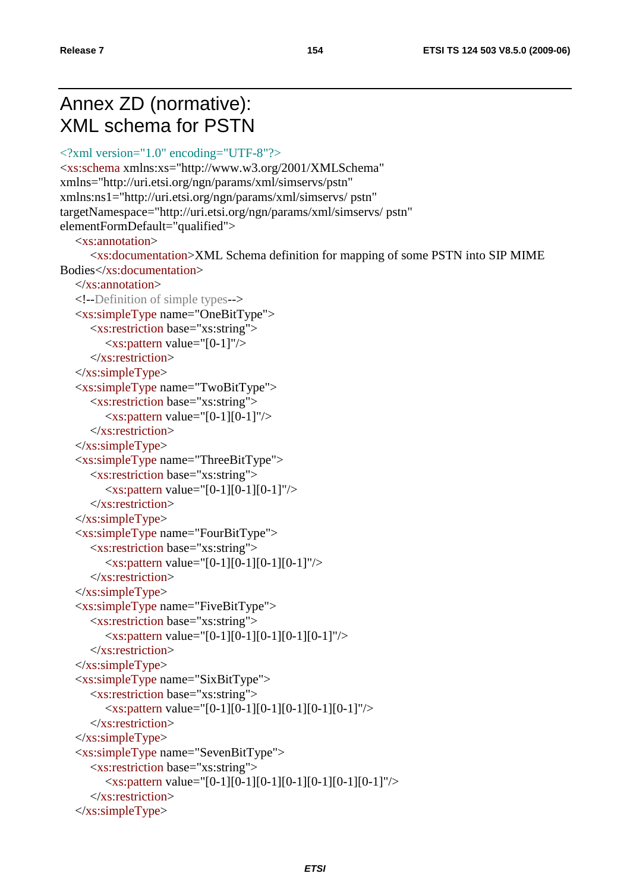# Annex ZD (normative): XML schema for PSTN

```
<?xml version="1.0" encoding="UTF-8"?>
<xs:schema xmlns:xs="http://www.w3.org/2001/XMLSchema"
xmlns="http://uri.etsi.org/ngn/params/xml/simservs/pstn"
xmlns:ns1="http://uri.etsi.org/ngn/params/xml/simservs/ pstn"
targetNamespace="http://uri.etsi.org/ngn/params/xml/simservs/ pstn"
elementFormDefault="qualified">
    <xs:annotation>
        <xs:documentation>XML Schema definition for mapping of some PSTN into SIP MIME
Bodies</xs:documentation>
    </xs:annotation>
    <!--Definition of simple types-->
    <xs:simpleType name="OneBitType">
        <xs:restriction base="xs:string">
            <xs:pattern value="[0-1]"/>
        </xs:restriction>
    </xs:simpleType>
    <xs:simpleType name="TwoBitType">
        <xs:restriction base="xs:string">
            <xs:pattern value="[0-1][0-1]"/>
        </xs:restriction>
    </xs:simpleType>
    <xs:simpleType name="ThreeBitType">
        <xs:restriction base="xs:string">
            <xs:pattern value="[0-1][0-1][0-1]"/>
        </xs:restriction>
    </xs:simpleType>
    <xs:simpleType name="FourBitType">
        <xs:restriction base="xs:string">
            <xs:pattern value="[0-1][0-1][0-1][0-1]"/>
        </xs:restriction>
    </xs:simpleType>
    <xs:simpleType name="FiveBitType">
        <xs:restriction base="xs:string">
            <xs:pattern value="[0-1][0-1][0-1][0-1][0-1]"/>
        </xs:restriction>
    </xs:simpleType>
    <xs:simpleType name="SixBitType">
        <xs:restriction base="xs:string">
            <xs:pattern value="[0-1][0-1][0-1][0-1][0-1][0-1]"/>
        </xs:restriction>
    </xs:simpleType>
    <xs:simpleType name="SevenBitType">
        <xs:restriction base="xs:string">
            <xs:pattern value="[0-1][0-1][0-1][0-1][0-1][0-1][0-1]"/>
        </xs:restriction>
    </xs:simpleType>
```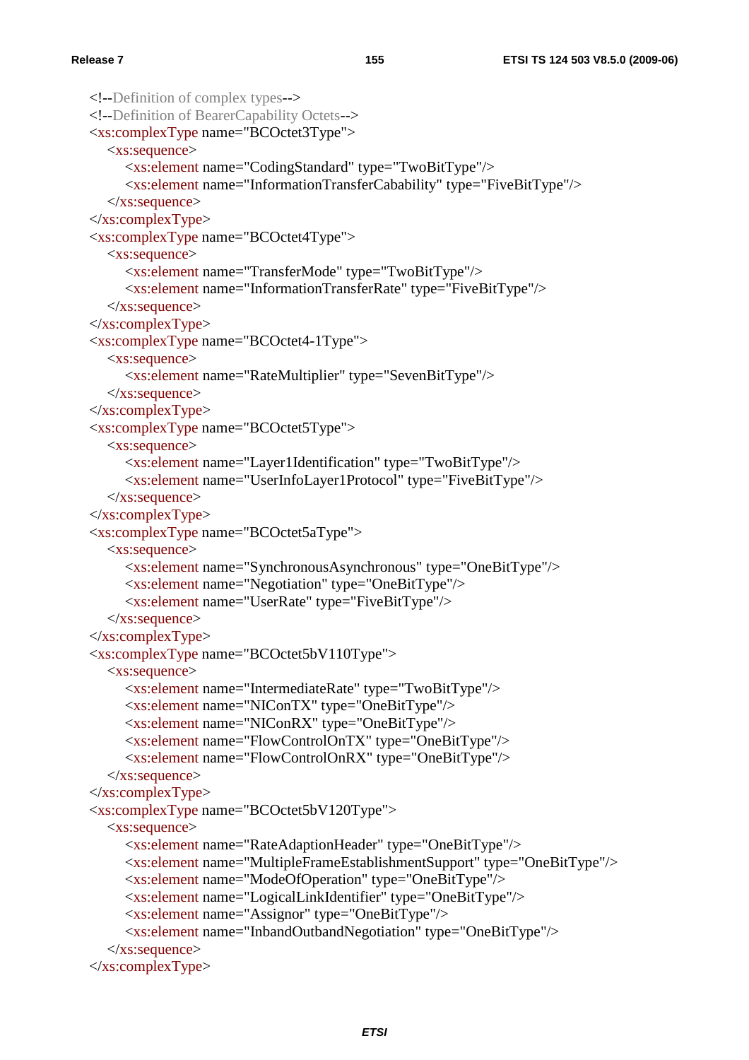```
<!--Definition of complex types-->
<!--Definition of BearerCapability Octets-->
<xs:complexType name="BCOctet3Type">
    <xs:sequence>
        <xs:element name="CodingStandard" type="TwoBitType"/>
        <xs:element name="InformationTransferCabability" type="FiveBitType"/>
    </xs:sequence>
</xs:complexType>
<xs:complexType name="BCOctet4Type">
    <xs:sequence>
        <xs:element name="TransferMode" type="TwoBitType"/>
        <xs:element name="InformationTransferRate" type="FiveBitType"/>
    </xs:sequence>
</xs:complexType>
<xs:complexType name="BCOctet4-1Type">
    <xs:sequence>
        <xs:element name="RateMultiplier" type="SevenBitType"/>
    </xs:sequence>
</xs:complexType>
<xs:complexType name="BCOctet5Type">
    <xs:sequence>
        <xs:element name="Layer1Identification" type="TwoBitType"/>
        <xs:element name="UserInfoLayer1Protocol" type="FiveBitType"/>
    </xs:sequence>
</xs:complexType>
<xs:complexType name="BCOctet5aType">
    <xs:sequence>
        <xs:element name="SynchronousAsynchronous" type="OneBitType"/>
        <xs:element name="Negotiation" type="OneBitType"/>
        <xs:element name="UserRate" type="FiveBitType"/>
    </xs:sequence>
</xs:complexType>
<xs:complexType name="BCOctet5bV110Type">
    <xs:sequence>
        <xs:element name="IntermediateRate" type="TwoBitType"/>
        <xs:element name="NIConTX" type="OneBitType"/>
        <xs:element name="NIConRX" type="OneBitType"/>
        <xs:element name="FlowControlOnTX" type="OneBitType"/>
        <xs:element name="FlowControlOnRX" type="OneBitType"/>
    </xs:sequence>
</xs:complexType>
<xs:complexType name="BCOctet5bV120Type">
    <xs:sequence>
        <xs:element name="RateAdaptionHeader" type="OneBitType"/>
        <xs:element name="MultipleFrameEstablishmentSupport" type="OneBitType"/>
        <xs:element name="ModeOfOperation" type="OneBitType"/>
        <xs:element name="LogicalLinkIdentifier" type="OneBitType"/>
        <xs:element name="Assignor" type="OneBitType"/>
        <xs:element name="InbandOutbandNegotiation" type="OneBitType"/>
    </xs:sequence>
</xs:complexType>
```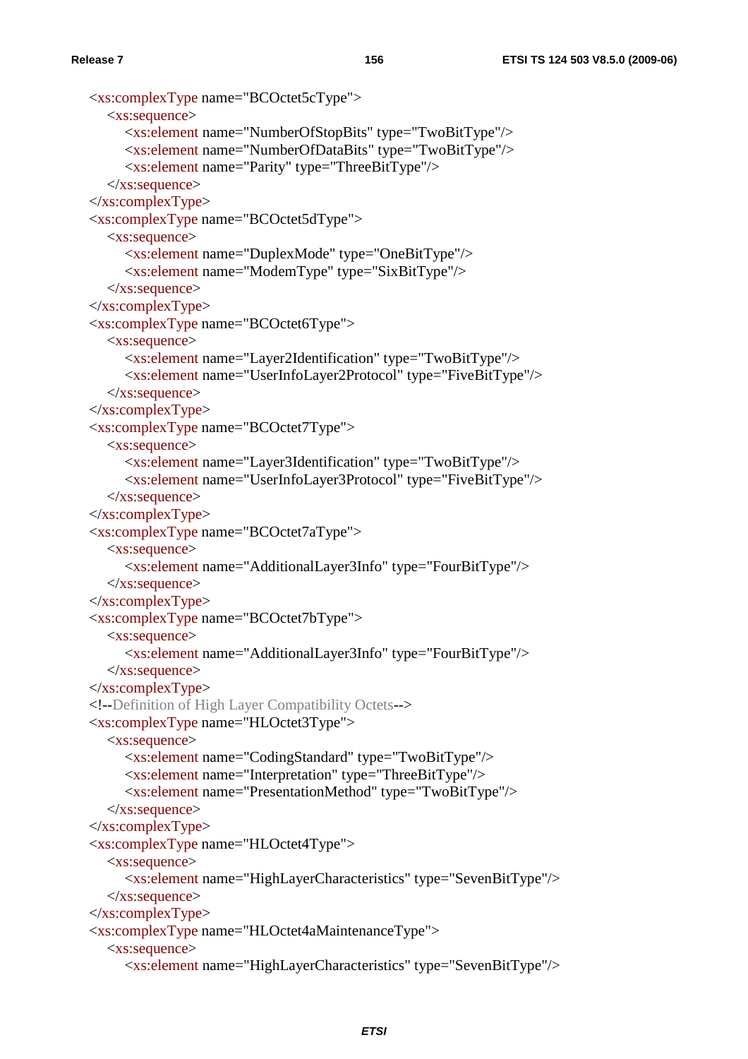```xml
<xs:complexType name="BCOctet5cType">
    <xs:sequence>
        <xs:element name="NumberOfStopBits" type="TwoBitType"/>
        <xs:element name="NumberOfDataBits" type="TwoBitType"/>
        <xs:element name="Parity" type="ThreeBitType"/>
    </xs:sequence>
</xs:complexType>
<xs:complexType name="BCOctet5dType">
    <xs:sequence>
        <xs:element name="DuplexMode" type="OneBitType"/>
        <xs:element name="ModemType" type="SixBitType"/>
    </xs:sequence>
</xs:complexType>
<xs:complexType name="BCOctet6Type">
    <xs:sequence>
        <xs:element name="Layer2Identification" type="TwoBitType"/>
        <xs:element name="UserInfoLayer2Protocol" type="FiveBitType"/>
    </xs:sequence>
</xs:complexType>
<xs:complexType name="BCOctet7Type">
    <xs:sequence>
        <xs:element name="Layer3Identification" type="TwoBitType"/>
        <xs:element name="UserInfoLayer3Protocol" type="FiveBitType"/>
    </xs:sequence>
</xs:complexType>
<xs:complexType name="BCOctet7aType">
    <xs:sequence>
        <xs:element name="AdditionalLayer3Info" type="FourBitType"/>
    </xs:sequence>
</xs:complexType>
<xs:complexType name="BCOctet7bType">
    <xs:sequence>
        <xs:element name="AdditionalLayer3Info" type="FourBitType"/>
    </xs:sequence>
</xs:complexType>
<!--Definition of High Layer Compatibility Octets-->
<xs:complexType name="HLOctet3Type">
    <xs:sequence>
        <xs:element name="CodingStandard" type="TwoBitType"/>
        <xs:element name="Interpretation" type="ThreeBitType"/>
        <xs:element name="PresentationMethod" type="TwoBitType"/>
    </xs:sequence>
</xs:complexType>
<xs:complexType name="HLOctet4Type">
    <xs:sequence>
        <xs:element name="HighLayerCharacteristics" type="SevenBitType"/>
    </xs:sequence>
</xs:complexType>
<xs:complexType name="HLOctet4aMaintenanceType">
    <xs:sequence>
        <xs:element name="HighLayerCharacteristics" type="SevenBitType"/>
```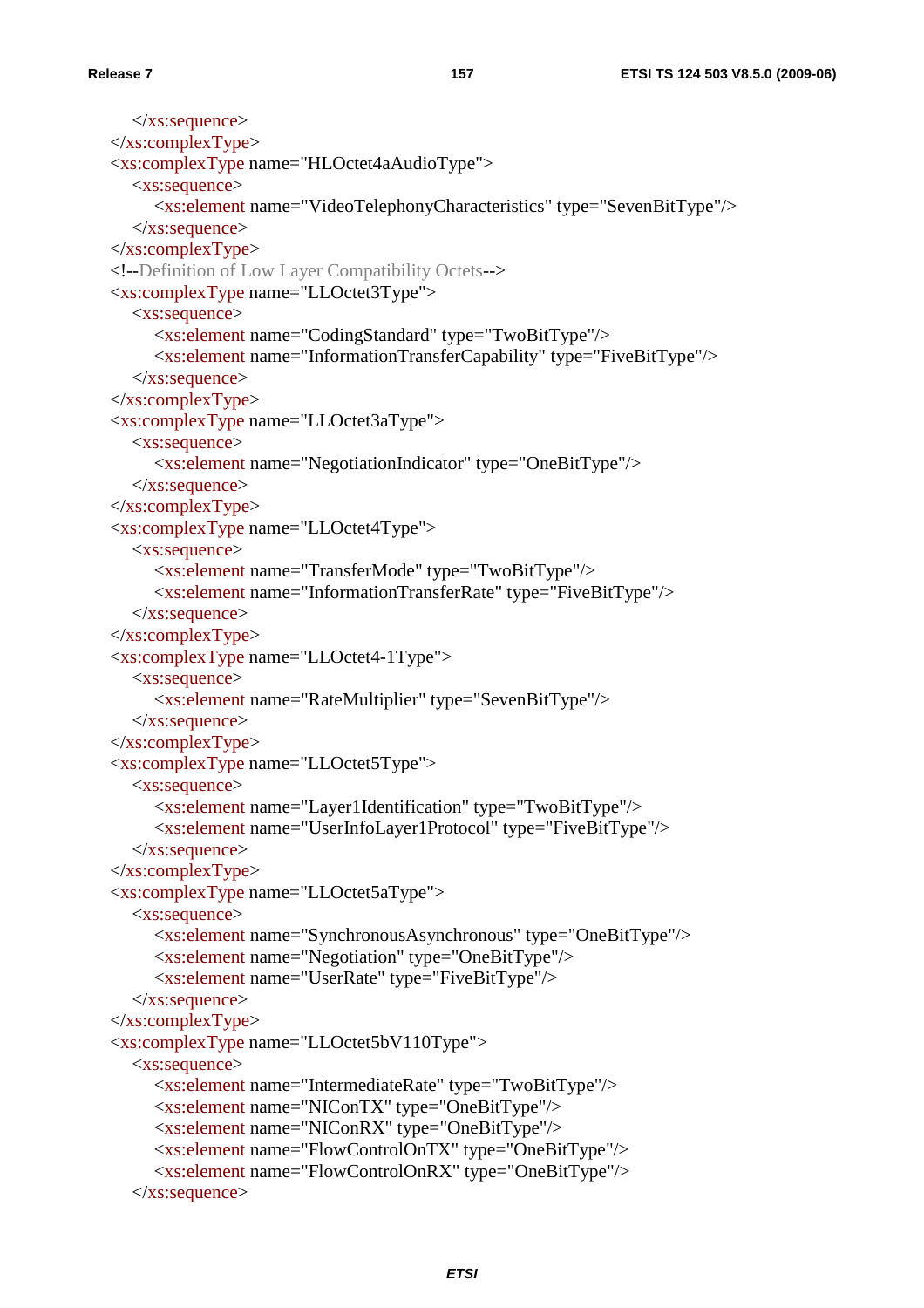```
        </xs:sequence>
    </xs:complexType>
    <xs:complexType name="HLOctet4aAudioType">
        <xs:sequence>
            <xs:element name="VideoTelephonyCharacteristics" type="SevenBitType"/>
        </xs:sequence>
    </xs:complexType>
    <!--Definition of Low Layer Compatibility Octets-->
    <xs:complexType name="LLOctet3Type">
        <xs:sequence>
            <xs:element name="CodingStandard" type="TwoBitType"/>
            <xs:element name="InformationTransferCapability" type="FiveBitType"/>
        </xs:sequence>
    </xs:complexType>
    <xs:complexType name="LLOctet3aType">
        <xs:sequence>
            <xs:element name="NegotiationIndicator" type="OneBitType"/>
        </xs:sequence>
    </xs:complexType>
    <xs:complexType name="LLOctet4Type">
        <xs:sequence>
            <xs:element name="TransferMode" type="TwoBitType"/>
            <xs:element name="InformationTransferRate" type="FiveBitType"/>
        </xs:sequence>
    </xs:complexType>
    <xs:complexType name="LLOctet4-1Type">
        <xs:sequence>
            <xs:element name="RateMultiplier" type="SevenBitType"/>
        </xs:sequence>
    </xs:complexType>
    <xs:complexType name="LLOctet5Type">
        <xs:sequence>
            <xs:element name="Layer1Identification" type="TwoBitType"/>
            <xs:element name="UserInfoLayer1Protocol" type="FiveBitType"/>
        </xs:sequence>
    </xs:complexType>
    <xs:complexType name="LLOctet5aType">
        <xs:sequence>
            <xs:element name="SynchronousAsynchronous" type="OneBitType"/>
            <xs:element name="Negotiation" type="OneBitType"/>
            <xs:element name="UserRate" type="FiveBitType"/>
        </xs:sequence>
    </xs:complexType>
    <xs:complexType name="LLOctet5bV110Type">
        <xs:sequence>
            <xs:element name="IntermediateRate" type="TwoBitType"/>
            <xs:element name="NIConTX" type="OneBitType"/>
            <xs:element name="NIConRX" type="OneBitType"/>
            <xs:element name="FlowControlOnTX" type="OneBitType"/>
            <xs:element name="FlowControlOnRX" type="OneBitType"/>
        </xs:sequence>
```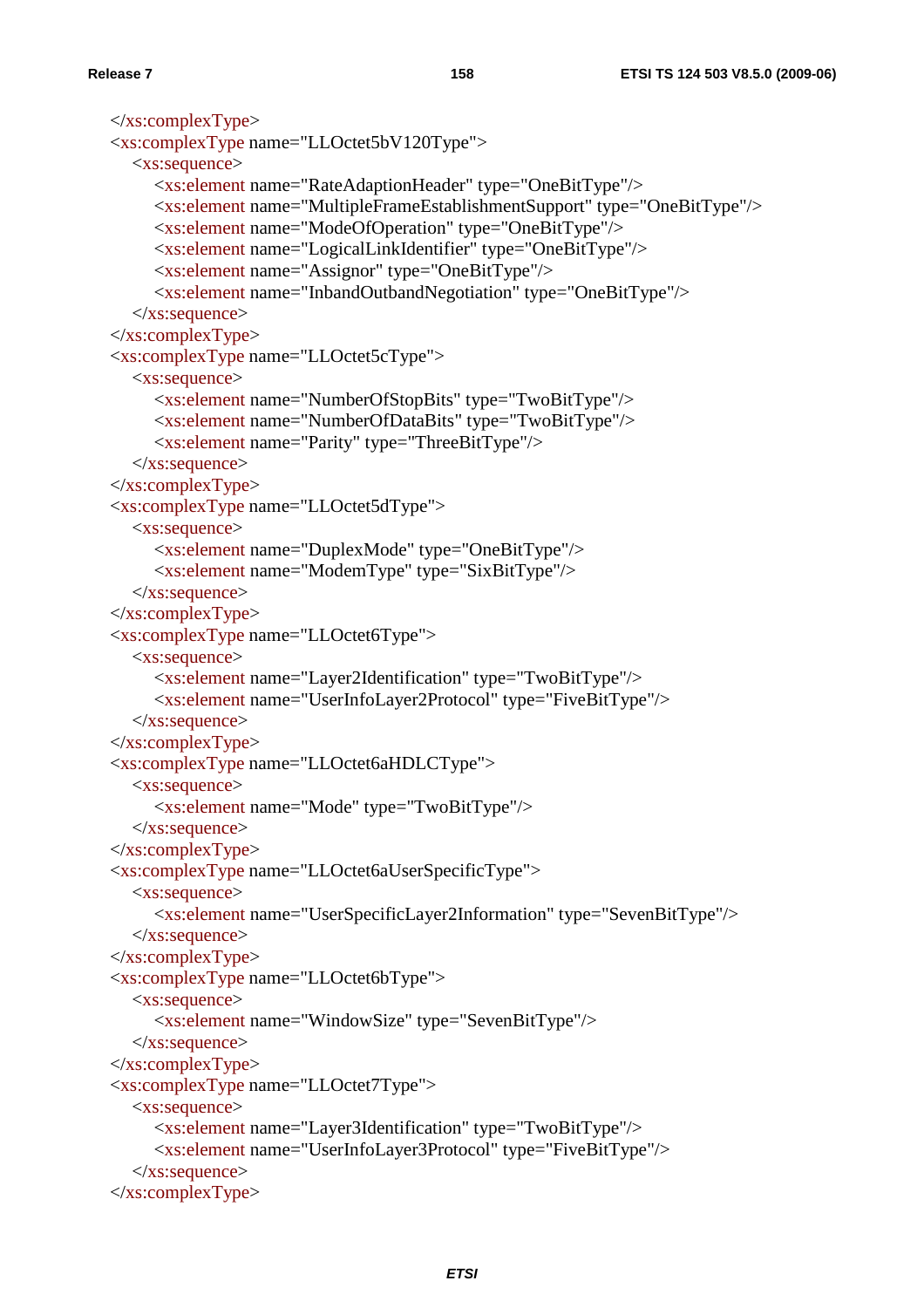```xml
</xs:complexType>
<xs:complexType name="LLOctet5bV120Type">
    <xs:sequence>
        <xs:element name="RateAdaptionHeader" type="OneBitType"/>
        <xs:element name="MultipleFrameEstablishmentSupport" type="OneBitType"/>
        <xs:element name="ModeOfOperation" type="OneBitType"/>
        <xs:element name="LogicalLinkIdentifier" type="OneBitType"/>
        <xs:element name="Assignor" type="OneBitType"/>
        <xs:element name="InbandOutbandNegotiation" type="OneBitType"/>
    </xs:sequence>
</xs:complexType>
<xs:complexType name="LLOctet5cType">
    <xs:sequence>
        <xs:element name="NumberOfStopBits" type="TwoBitType"/>
        <xs:element name="NumberOfDataBits" type="TwoBitType"/>
        <xs:element name="Parity" type="ThreeBitType"/>
    </xs:sequence>
</xs:complexType>
<xs:complexType name="LLOctet5dType">
    <xs:sequence>
        <xs:element name="DuplexMode" type="OneBitType"/>
        <xs:element name="ModemType" type="SixBitType"/>
    </xs:sequence>
</xs:complexType>
<xs:complexType name="LLOctet6Type">
    <xs:sequence>
        <xs:element name="Layer2Identification" type="TwoBitType"/>
        <xs:element name="UserInfoLayer2Protocol" type="FiveBitType"/>
    </xs:sequence>
</xs:complexType>
<xs:complexType name="LLOctet6aHDLCType">
    <xs:sequence>
        <xs:element name="Mode" type="TwoBitType"/>
    </xs:sequence>
</xs:complexType>
<xs:complexType name="LLOctet6aUserSpecificType">
    <xs:sequence>
        <xs:element name="UserSpecificLayer2Information" type="SevenBitType"/>
    </xs:sequence>
</xs:complexType>
<xs:complexType name="LLOctet6bType">
    <xs:sequence>
        <xs:element name="WindowSize" type="SevenBitType"/>
    </xs:sequence>
</xs:complexType>
<xs:complexType name="LLOctet7Type">
    <xs:sequence>
        <xs:element name="Layer3Identification" type="TwoBitType"/>
        <xs:element name="UserInfoLayer3Protocol" type="FiveBitType"/>
    </xs:sequence>
</xs:complexType>
```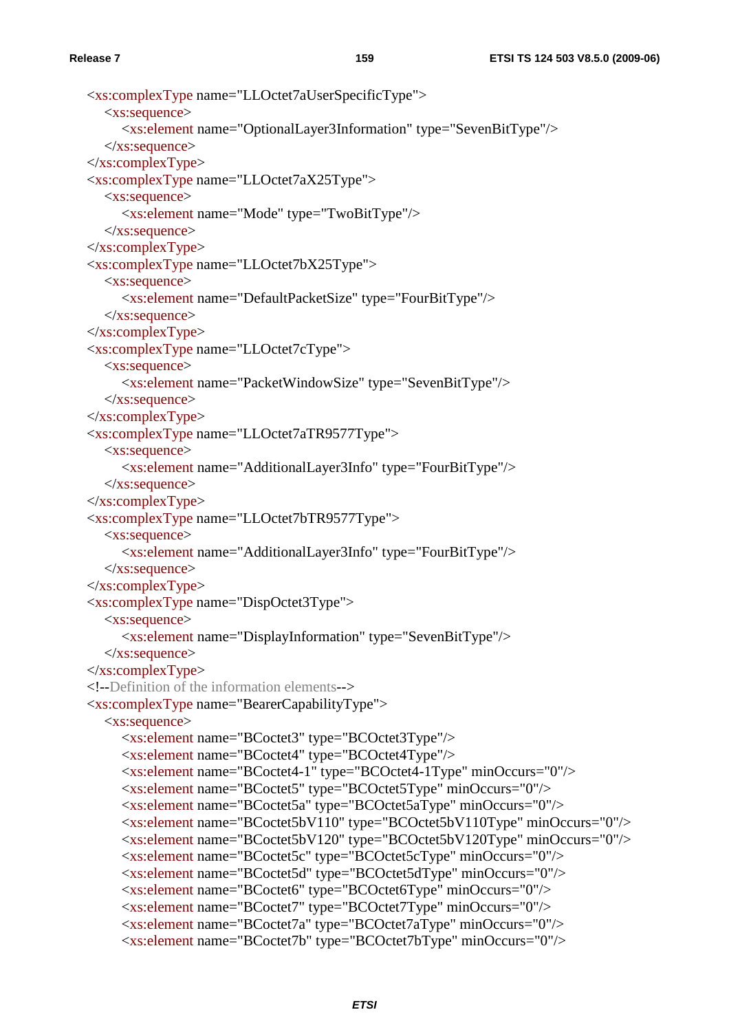```
<xs:complexType name="LLOctet7aUserSpecificType">
    <xs:sequence>
        <xs:element name="OptionalLayer3Information" type="SevenBitType"/>
    </xs:sequence>
</xs:complexType>
<xs:complexType name="LLOctet7aX25Type">
    <xs:sequence>
        <xs:element name="Mode" type="TwoBitType"/>
    </xs:sequence>
</xs:complexType>
<xs:complexType name="LLOctet7bX25Type">
    <xs:sequence>
        <xs:element name="DefaultPacketSize" type="FourBitType"/>
    </xs:sequence>
</xs:complexType>
<xs:complexType name="LLOctet7cType">
    <xs:sequence>
        <xs:element name="PacketWindowSize" type="SevenBitType"/>
    </xs:sequence>
</xs:complexType>
<xs:complexType name="LLOctet7aTR9577Type">
    <xs:sequence>
        <xs:element name="AdditionalLayer3Info" type="FourBitType"/>
    </xs:sequence>
</xs:complexType>
<xs:complexType name="LLOctet7bTR9577Type">
    <xs:sequence>
        <xs:element name="AdditionalLayer3Info" type="FourBitType"/>
    </xs:sequence>
</xs:complexType>
<xs:complexType name="DispOctet3Type">
    <xs:sequence>
        <xs:element name="DisplayInformation" type="SevenBitType"/>
    </xs:sequence>
</xs:complexType>
<!--Definition of the information elements-->
<xs:complexType name="BearerCapabilityType">
    <xs:sequence>
        <xs:element name="BCoctet3" type="BCOctet3Type"/>
        <xs:element name="BCoctet4" type="BCOctet4Type"/>
        <xs:element name="BCoctet4-1" type="BCOctet4-1Type" minOccurs="0"/>
        <xs:element name="BCoctet5" type="BCOctet5Type" minOccurs="0"/>
        <xs:element name="BCoctet5a" type="BCOctet5aType" minOccurs="0"/>
        <xs:element name="BCoctet5bV110" type="BCOctet5bV110Type" minOccurs="0"/>
        <xs:element name="BCoctet5bV120" type="BCOctet5bV120Type" minOccurs="0"/>
        <xs:element name="BCoctet5c" type="BCOctet5cType" minOccurs="0"/>
        <xs:element name="BCoctet5d" type="BCOctet5dType" minOccurs="0"/>
        <xs:element name="BCoctet6" type="BCOctet6Type" minOccurs="0"/>
        <xs:element name="BCoctet7" type="BCOctet7Type" minOccurs="0"/>
        <xs:element name="BCoctet7a" type="BCOctet7aType" minOccurs="0"/>
        <xs:element name="BCoctet7b" type="BCOctet7bType" minOccurs="0"/>
```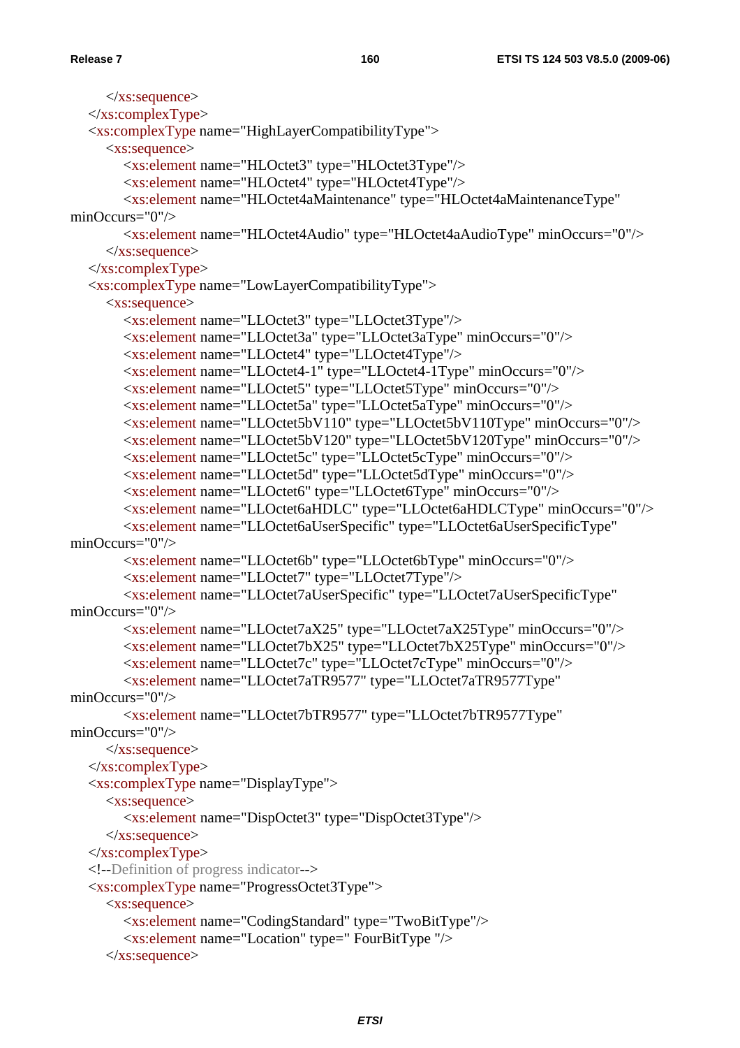```
        </xs:sequence>
    </xs:complexType>
    <xs:complexType name="HighLayerCompatibilityType">
        <xs:sequence>
            <xs:element name="HLOctet3" type="HLOctet3Type"/>
            <xs:element name="HLOctet4" type="HLOctet4Type"/>
            <xs:element name="HLOctet4aMaintenance" type="HLOctet4aMaintenanceType"
minOccurs="0"/>
            <xs:element name="HLOctet4Audio" type="HLOctet4aAudioType" minOccurs="0"/>
        </xs:sequence>
    </xs:complexType>
    <xs:complexType name="LowLayerCompatibilityType">
        <xs:sequence>
            <xs:element name="LLOctet3" type="LLOctet3Type"/>
            <xs:element name="LLOctet3a" type="LLOctet3aType" minOccurs="0"/>
            <xs:element name="LLOctet4" type="LLOctet4Type"/>
            <xs:element name="LLOctet4-1" type="LLOctet4-1Type" minOccurs="0"/>
            <xs:element name="LLOctet5" type="LLOctet5Type" minOccurs="0"/>
            <xs:element name="LLOctet5a" type="LLOctet5aType" minOccurs="0"/>
            <xs:element name="LLOctet5bV110" type="LLOctet5bV110Type" minOccurs="0"/>
            <xs:element name="LLOctet5bV120" type="LLOctet5bV120Type" minOccurs="0"/>
            <xs:element name="LLOctet5c" type="LLOctet5cType" minOccurs="0"/>
            <xs:element name="LLOctet5d" type="LLOctet5dType" minOccurs="0"/>
            <xs:element name="LLOctet6" type="LLOctet6Type" minOccurs="0"/>
            <xs:element name="LLOctet6aHDLC" type="LLOctet6aHDLCType" minOccurs="0"/>
            <xs:element name="LLOctet6aUserSpecific" type="LLOctet6aUserSpecificType"
minOccurs="0"/>
            <xs:element name="LLOctet6b" type="LLOctet6bType" minOccurs="0"/>
            <xs:element name="LLOctet7" type="LLOctet7Type"/>
            <xs:element name="LLOctet7aUserSpecific" type="LLOctet7aUserSpecificType"
minOccurs="0"/>
            <xs:element name="LLOctet7aX25" type="LLOctet7aX25Type" minOccurs="0"/>
            <xs:element name="LLOctet7bX25" type="LLOctet7bX25Type" minOccurs="0"/>
            <xs:element name="LLOctet7c" type="LLOctet7cType" minOccurs="0"/>
            <xs:element name="LLOctet7aTR9577" type="LLOctet7aTR9577Type"
minOccurs="0"/>
            <xs:element name="LLOctet7bTR9577" type="LLOctet7bTR9577Type"
minOccurs="0"/>
        </xs:sequence>
    </xs:complexType>
    <xs:complexType name="DisplayType">
        <xs:sequence>
            <xs:element name="DispOctet3" type="DispOctet3Type"/>
        </xs:sequence>
    </xs:complexType>
    <!--Definition of progress indicator-->
    <xs:complexType name="ProgressOctet3Type">
        <xs:sequence>
            <xs:element name="CodingStandard" type="TwoBitType"/>
            <xs:element name="Location" type=" FourBitType "/>
        </xs:sequence>
```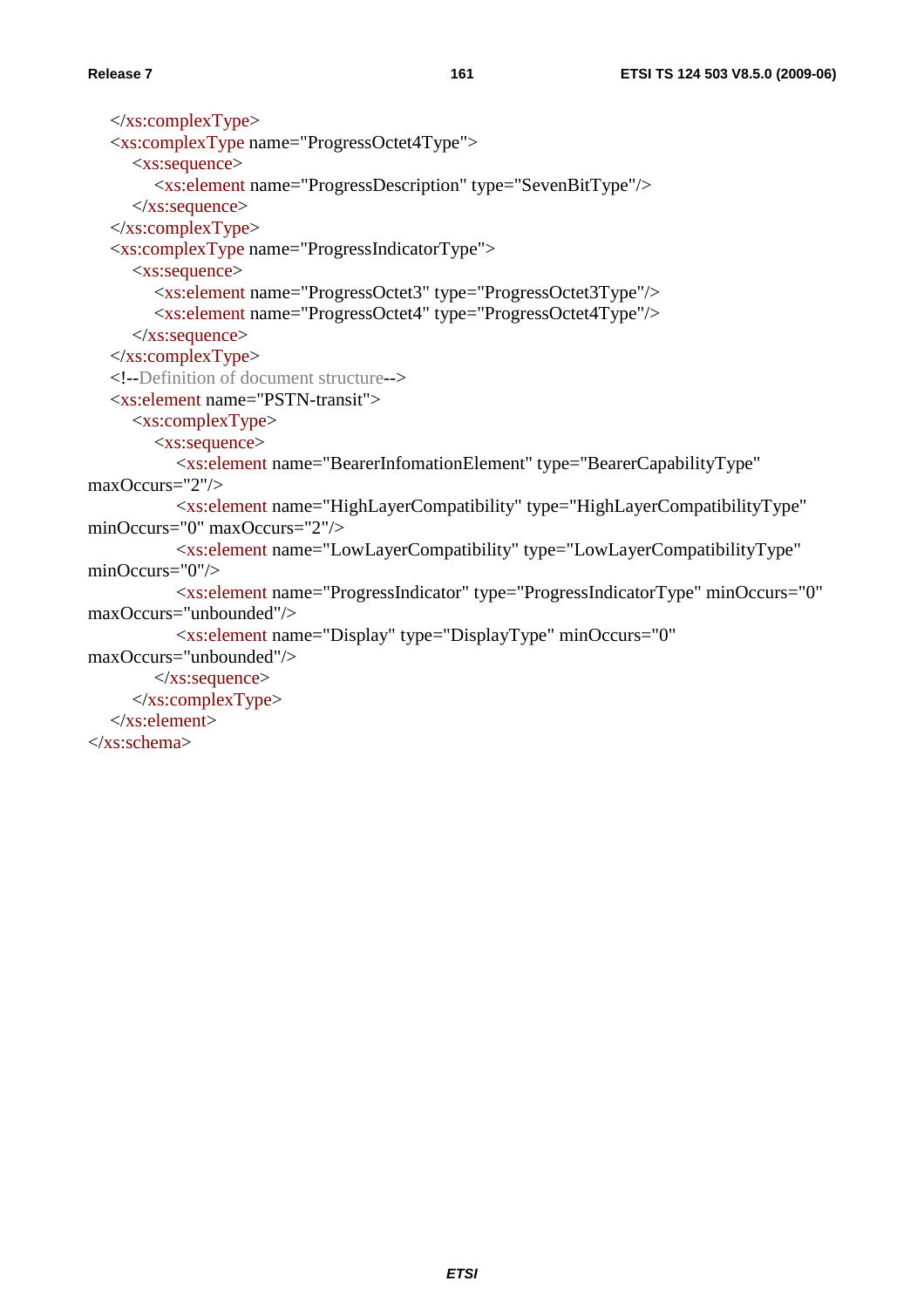```
    </xs:complexType>
    <xs:complexType name="ProgressOctet4Type">
        <xs:sequence>
            <xs:element name="ProgressDescription" type="SevenBitType"/>
        </xs:sequence>
    </xs:complexType>
    <xs:complexType name="ProgressIndicatorType">
        <xs:sequence>
            <xs:element name="ProgressOctet3" type="ProgressOctet3Type"/>
            <xs:element name="ProgressOctet4" type="ProgressOctet4Type"/>
        </xs:sequence>
    </xs:complexType>
    <!--Definition of document structure-->
    <xs:element name="PSTN-transit">
        <xs:complexType>
            <xs:sequence>
                <xs:element name="BearerInfomationElement" type="BearerCapabilityType"
maxOccurs="2"/>
                <xs:element name="HighLayerCompatibility" type="HighLayerCompatibilityType"
minOccurs="0" maxOccurs="2"/>
                <xs:element name="LowLayerCompatibility" type="LowLayerCompatibilityType"
minOccurs="0"/>
                <xs:element name="ProgressIndicator" type="ProgressIndicatorType" minOccurs="0"
maxOccurs="unbounded"/>
                <xs:element name="Display" type="DisplayType" minOccurs="0"
maxOccurs="unbounded"/>
            </xs:sequence>
        </xs:complexType>
    </xs:element>
</xs:schema>
```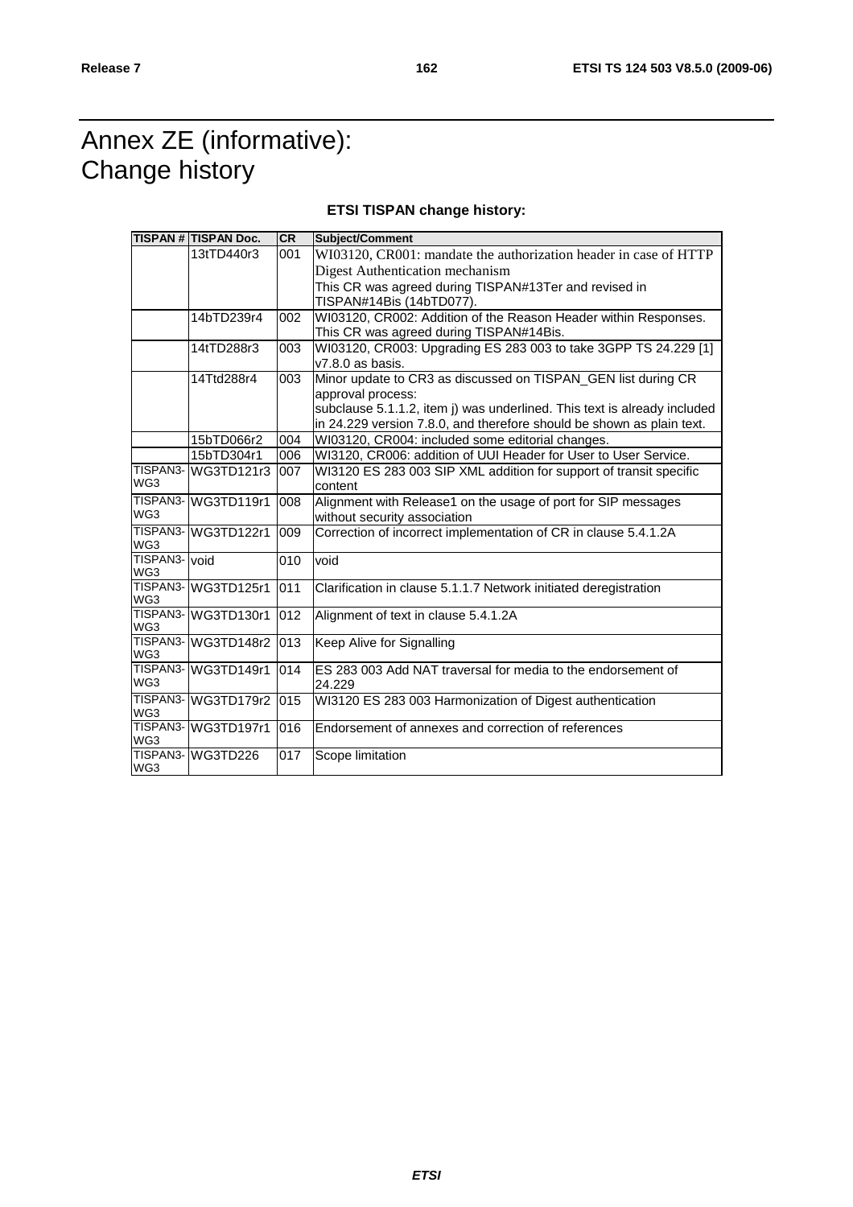# Annex ZE (informative): Change history

**ETSI TISPAN change history:**

| TISPAN # | TISPAN Doc. | CR | Subject/Comment |
|---|---|---|---|
| | 13tTD440r3 | 001 | WI03120, CR001: mandate the authorization header in case of HTTP Digest Authentication mechanism<br>This CR was agreed during TISPAN#13Ter and revised in TISPAN#14Bis (14bTD077). |
| | 14bTD239r4 | 002 | WI03120, CR002: Addition of the Reason Header within Responses. This CR was agreed during TISPAN#14Bis. |
| | 14tTD288r3 | 003 | WI03120, CR003: Upgrading ES 283 003 to take 3GPP TS 24.229 [1] v7.8.0 as basis. |
| | 14Ttd288r4 | 003 | Minor update to CR3 as discussed on TISPAN_GEN list during CR approval process:<br>subclause 5.1.1.2, item j) was underlined. This text is already included in 24.229 version 7.8.0, and therefore should be shown as plain text. |
| | 15bTD066r2 | 004 | WI03120, CR004: included some editorial changes. |
| | 15bTD304r1 | 006 | WI3120, CR006: addition of UUI Header for User to User Service. |
| TISPAN3-WG3 | WG3TD121r3 | 007 | WI3120 ES 283 003 SIP XML addition for support of transit specific content |
| TISPAN3-WG3 | WG3TD119r1 | 008 | Alignment with Release1 on the usage of port for SIP messages without security association |
| TISPAN3-WG3 | WG3TD122r1 | 009 | Correction of incorrect implementation of CR in clause 5.4.1.2A |
| TISPAN3-WG3 | void | 010 | void |
| TISPAN3-WG3 | WG3TD125r1 | 011 | Clarification in clause 5.1.1.7 Network initiated deregistration |
| TISPAN3-WG3 | WG3TD130r1 | 012 | Alignment of text in clause 5.4.1.2A |
| TISPAN3-WG3 | WG3TD148r2 | 013 | Keep Alive for Signalling |
| TISPAN3-WG3 | WG3TD149r1 | 014 | ES 283 003 Add NAT traversal for media to the endorsement of 24.229 |
| TISPAN3-WG3 | WG3TD179r2 | 015 | WI3120 ES 283 003 Harmonization of Digest authentication |
| TISPAN3-WG3 | WG3TD197r1 | 016 | Endorsement of annexes and correction of references |
| TISPAN3-WG3 | WG3TD226 | 017 | Scope limitation |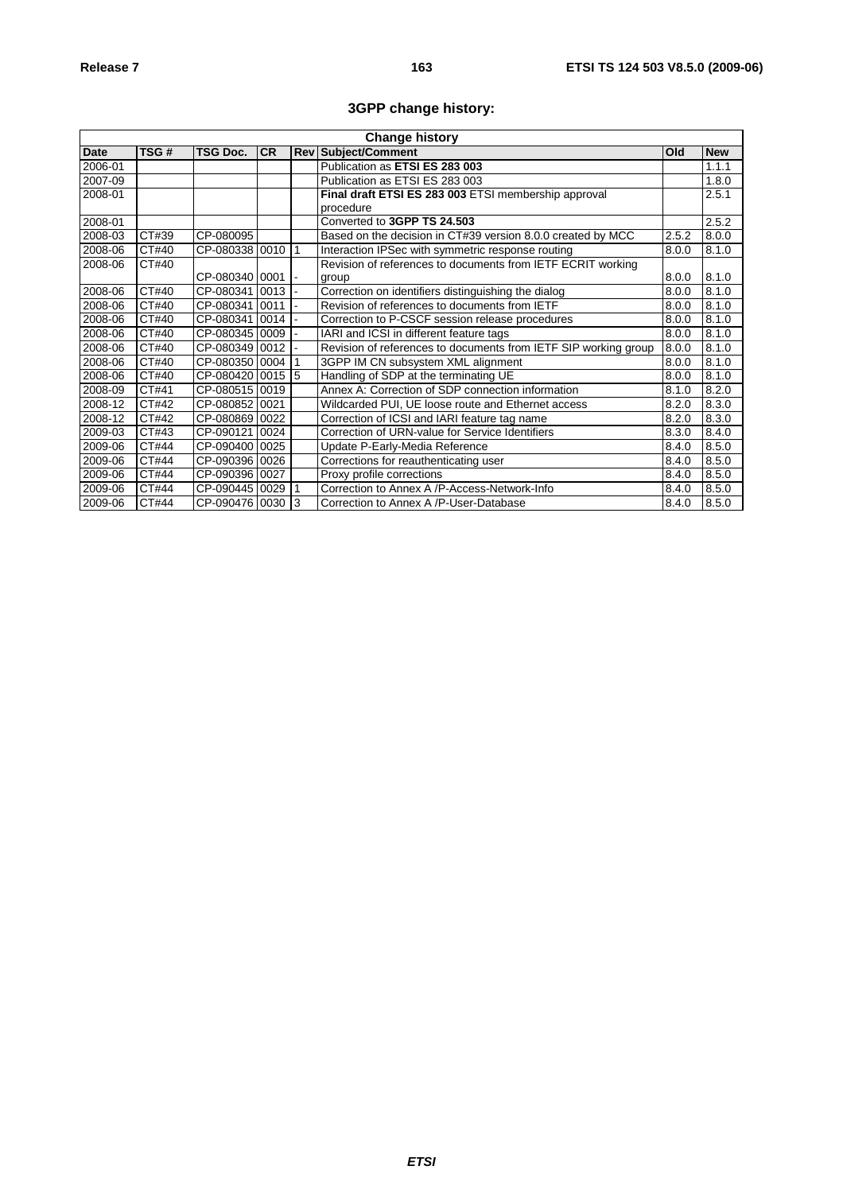## 3GPP change history:

| Change history | | | | | | | |
|---|---|---|---|---|---|---|---|
| **Date** | **TSG #** | **TSG Doc.** | **CR** | **Rev** | **Subject/Comment** | **Old** | **New** |
| 2006-01 | | | | | Publication as **ETSI ES 283 003** | | 1.1.1 |
| 2007-09 | | | | | Publication as ETSI ES 283 003 | | 1.8.0 |
| 2008-01 | | | | | **Final draft ETSI ES 283 003** ETSI membership approval procedure | | 2.5.1 |
| 2008-01 | | | | | Converted to **3GPP TS 24.503** | | 2.5.2 |
| 2008-03 | CT#39 | CP-080095 | | | Based on the decision in CT#39 version 8.0.0 created by MCC | 2.5.2 | 8.0.0 |
| 2008-06 | CT#40 | CP-080338 | 0010 | 1 | Interaction IPSec with symmetric response routing | 8.0.0 | 8.1.0 |
| 2008-06 | CT#40 | CP-080340 | 0001 | - | Revision of references to documents from IETF ECRIT working group | 8.0.0 | 8.1.0 |
| 2008-06 | CT#40 | CP-080341 | 0013 | - | Correction on identifiers distinguishing the dialog | 8.0.0 | 8.1.0 |
| 2008-06 | CT#40 | CP-080341 | 0011 | - | Revision of references to documents from IETF | 8.0.0 | 8.1.0 |
| 2008-06 | CT#40 | CP-080341 | 0014 | - | Correction to P-CSCF session release procedures | 8.0.0 | 8.1.0 |
| 2008-06 | CT#40 | CP-080345 | 0009 | - | IARI and ICSI in different feature tags | 8.0.0 | 8.1.0 |
| 2008-06 | CT#40 | CP-080349 | 0012 | - | Revision of references to documents from IETF SIP working group | 8.0.0 | 8.1.0 |
| 2008-06 | CT#40 | CP-080350 | 0004 | 1 | 3GPP IM CN subsystem XML alignment | 8.0.0 | 8.1.0 |
| 2008-06 | CT#40 | CP-080420 | 0015 | 5 | Handling of SDP at the terminating UE | 8.0.0 | 8.1.0 |
| 2008-09 | CT#41 | CP-080515 | 0019 | | Annex A: Correction of SDP connection information | 8.1.0 | 8.2.0 |
| 2008-12 | CT#42 | CP-080852 | 0021 | | Wildcarded PUI, UE loose route and Ethernet access | 8.2.0 | 8.3.0 |
| 2008-12 | CT#42 | CP-080869 | 0022 | | Correction of ICSI and IARI feature tag name | 8.2.0 | 8.3.0 |
| 2009-03 | CT#43 | CP-090121 | 0024 | | Correction of URN-value for Service Identifiers | 8.3.0 | 8.4.0 |
| 2009-06 | CT#44 | CP-090400 | 0025 | | Update P-Early-Media Reference | 8.4.0 | 8.5.0 |
| 2009-06 | CT#44 | CP-090396 | 0026 | | Corrections for reauthenticating user | 8.4.0 | 8.5.0 |
| 2009-06 | CT#44 | CP-090396 | 0027 | | Proxy profile corrections | 8.4.0 | 8.5.0 |
| 2009-06 | CT#44 | CP-090445 | 0029 | 1 | Correction to Annex A /P-Access-Network-Info | 8.4.0 | 8.5.0 |
| 2009-06 | CT#44 | CP-090476 | 0030 | 3 | Correction to Annex A /P-User-Database | 8.4.0 | 8.5.0 |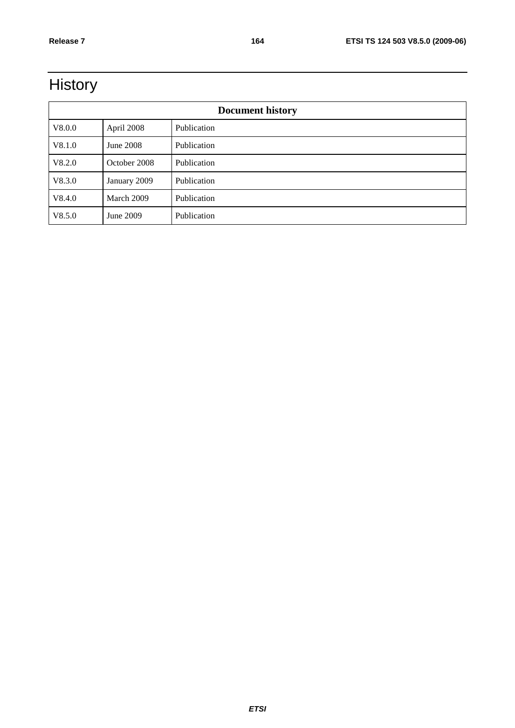# History

| Document history | | |
|---|---|---|
| V8.0.0 | April 2008 | Publication |
| V8.1.0 | June 2008 | Publication |
| V8.2.0 | October 2008 | Publication |
| V8.3.0 | January 2009 | Publication |
| V8.4.0 | March 2009 | Publication |
| V8.5.0 | June 2009 | Publication |